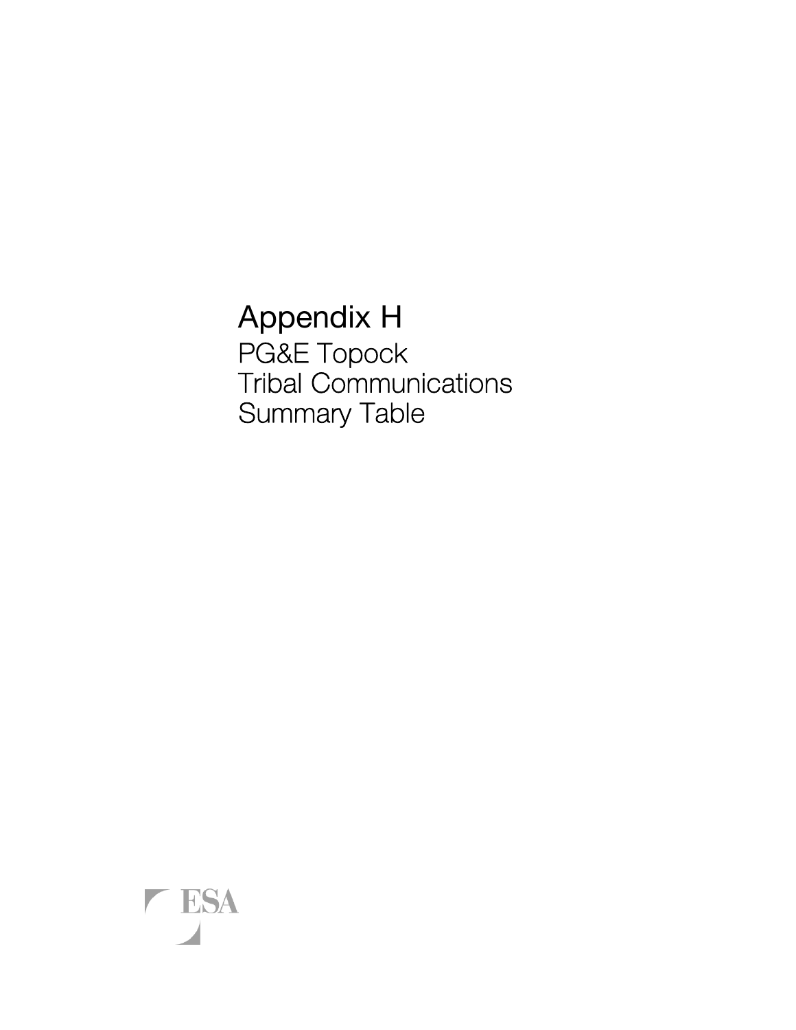# Appendix H

## PG&E Topock Tribal Communications Summary Table

ESA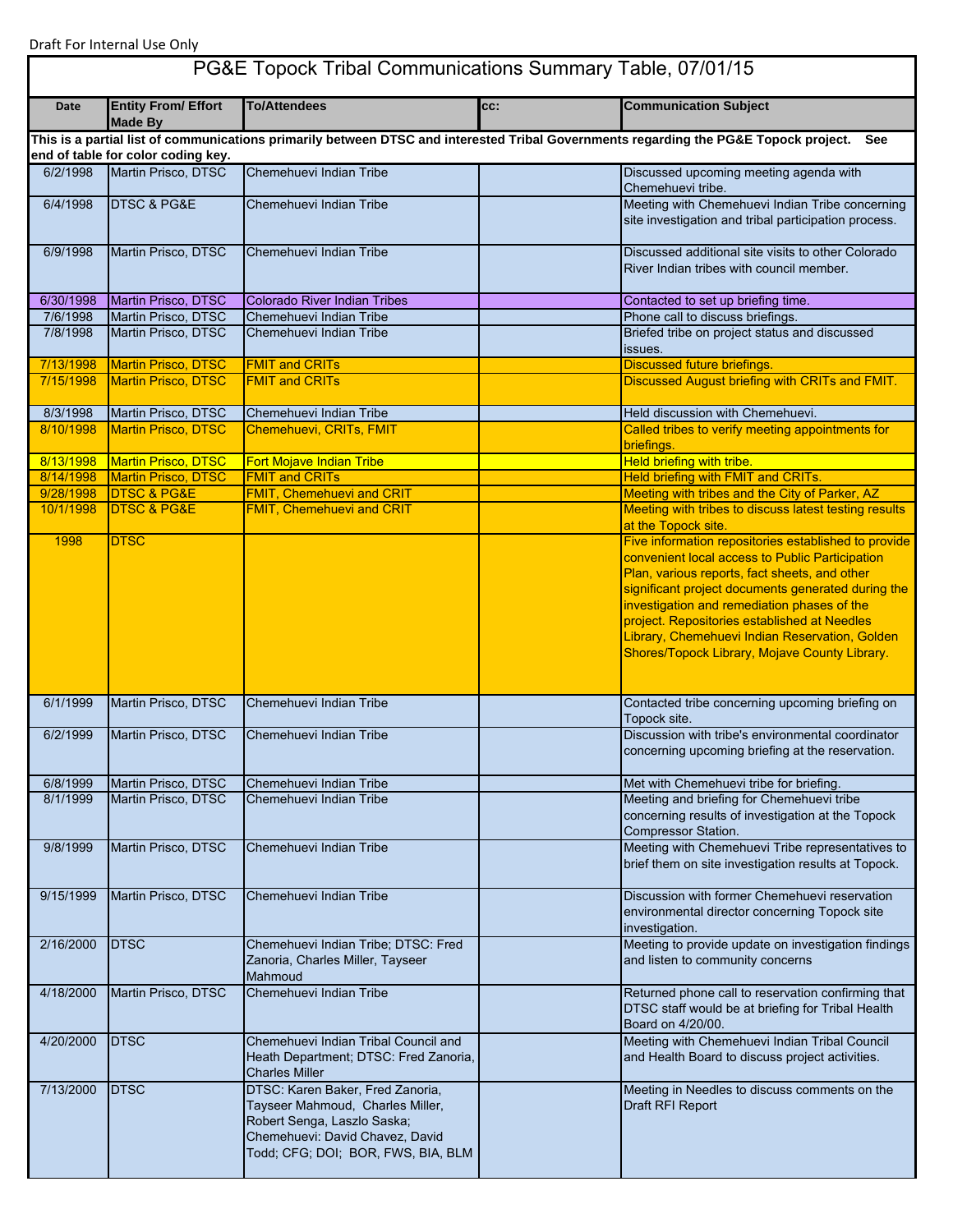Draft For Internal Use Only

# PG&E Topock Tribal Communications Summary Table, 07/01/15

| Date | Entity From/ Effort Made By | To/Attendees | cc: | Communication Subject |
|---|---|---|---|---|
| **This is a partial list of communications primarily between DTSC and interested Tribal Governments regarding the PG&E Topock project. See end of table for color coding key.** | | | | |
| 6/2/1998 | Martin Prisco, DTSC | Chemehuevi Indian Tribe | | Discussed upcoming meeting agenda with Chemehuevi tribe. |
| 6/4/1998 | DTSC & PG&E | Chemehuevi Indian Tribe | | Meeting with Chemehuevi Indian Tribe concerning site investigation and tribal participation process. |
| 6/9/1998 | Martin Prisco, DTSC | Chemehuevi Indian Tribe | | Discussed additional site visits to other Colorado River Indian tribes with council member. |
| 6/30/1998 | Martin Prisco, DTSC | Colorado River Indian Tribes | | Contacted to set up briefing time. |
| 7/6/1998 | Martin Prisco, DTSC | Chemehuevi Indian Tribe | | Phone call to discuss briefings. |
| 7/8/1998 | Martin Prisco, DTSC | Chemehuevi Indian Tribe | | Briefed tribe on project status and discussed issues. |
| 7/13/1998 | Martin Prisco, DTSC | FMIT and CRITs | | Discussed future briefings. |
| 7/15/1998 | Martin Prisco, DTSC | FMIT and CRITs | | Discussed August briefing with CRITs and FMIT. |
| 8/3/1998 | Martin Prisco, DTSC | Chemehuevi Indian Tribe | | Held discussion with Chemehuevi. |
| 8/10/1998 | Martin Prisco, DTSC | Chemehuevi, CRITs, FMIT | | Called tribes to verify meeting appointments for briefings. |
| 8/13/1998 | Martin Prisco, DTSC | Fort Mojave Indian Tribe | | Held briefing with tribe. |
| 8/14/1998 | Martin Prisco, DTSC | FMIT and CRITs | | Held briefing with FMIT and CRITs. |
| 9/28/1998 | DTSC & PG&E | FMIT, Chemehuevi and CRIT | | Meeting with tribes and the City of Parker, AZ |
| 10/1/1998 | DTSC & PG&E | FMIT, Chemehuevi and CRIT | | Meeting with tribes to discuss latest testing results at the Topock site. |
| 1998 | DTSC | | | Five information repositories established to provide convenient local access to Public Participation Plan, various reports, fact sheets, and other significant project documents generated during the investigation and remediation phases of the project. Repositories established at Needles Library, Chemehuevi Indian Reservation, Golden Shores/Topock Library, Mojave County Library. |
| 6/1/1999 | Martin Prisco, DTSC | Chemehuevi Indian Tribe | | Contacted tribe concerning upcoming briefing on Topock site. |
| 6/2/1999 | Martin Prisco, DTSC | Chemehuevi Indian Tribe | | Discussion with tribe's environmental coordinator concerning upcoming briefing at the reservation. |
| 6/8/1999 | Martin Prisco, DTSC | Chemehuevi Indian Tribe | | Met with Chemehuevi tribe for briefing. |
| 8/1/1999 | Martin Prisco, DTSC | Chemehuevi Indian Tribe | | Meeting and briefing for Chemehuevi tribe concerning results of investigation at the Topock Compressor Station. |
| 9/8/1999 | Martin Prisco, DTSC | Chemehuevi Indian Tribe | | Meeting with Chemehuevi Tribe representatives to brief them on site investigation results at Topock. |
| 9/15/1999 | Martin Prisco, DTSC | Chemehuevi Indian Tribe | | Discussion with former Chemehuevi reservation environmental director concerning Topock site investigation. |
| 2/16/2000 | DTSC | Chemehuevi Indian Tribe; DTSC: Fred Zanoria, Charles Miller, Tayseer Mahmoud | | Meeting to provide update on investigation findings and listen to community concerns |
| 4/18/2000 | Martin Prisco, DTSC | Chemehuevi Indian Tribe | | Returned phone call to reservation confirming that DTSC staff would be at briefing for Tribal Health Board on 4/20/00. |
| 4/20/2000 | DTSC | Chemehuevi Indian Tribal Council and Heath Department; DTSC: Fred Zanoria, Charles Miller | | Meeting with Chemehuevi Indian Tribal Council and Health Board to discuss project activities. |
| 7/13/2000 | DTSC | DTSC: Karen Baker, Fred Zanoria, Tayseer Mahmoud, Charles Miller, Robert Senga, Laszlo Saska; Chemehuevi: David Chavez, David Todd; CFG; DOI; BOR, FWS, BIA, BLM | | Meeting in Needles to discuss comments on the Draft RFI Report |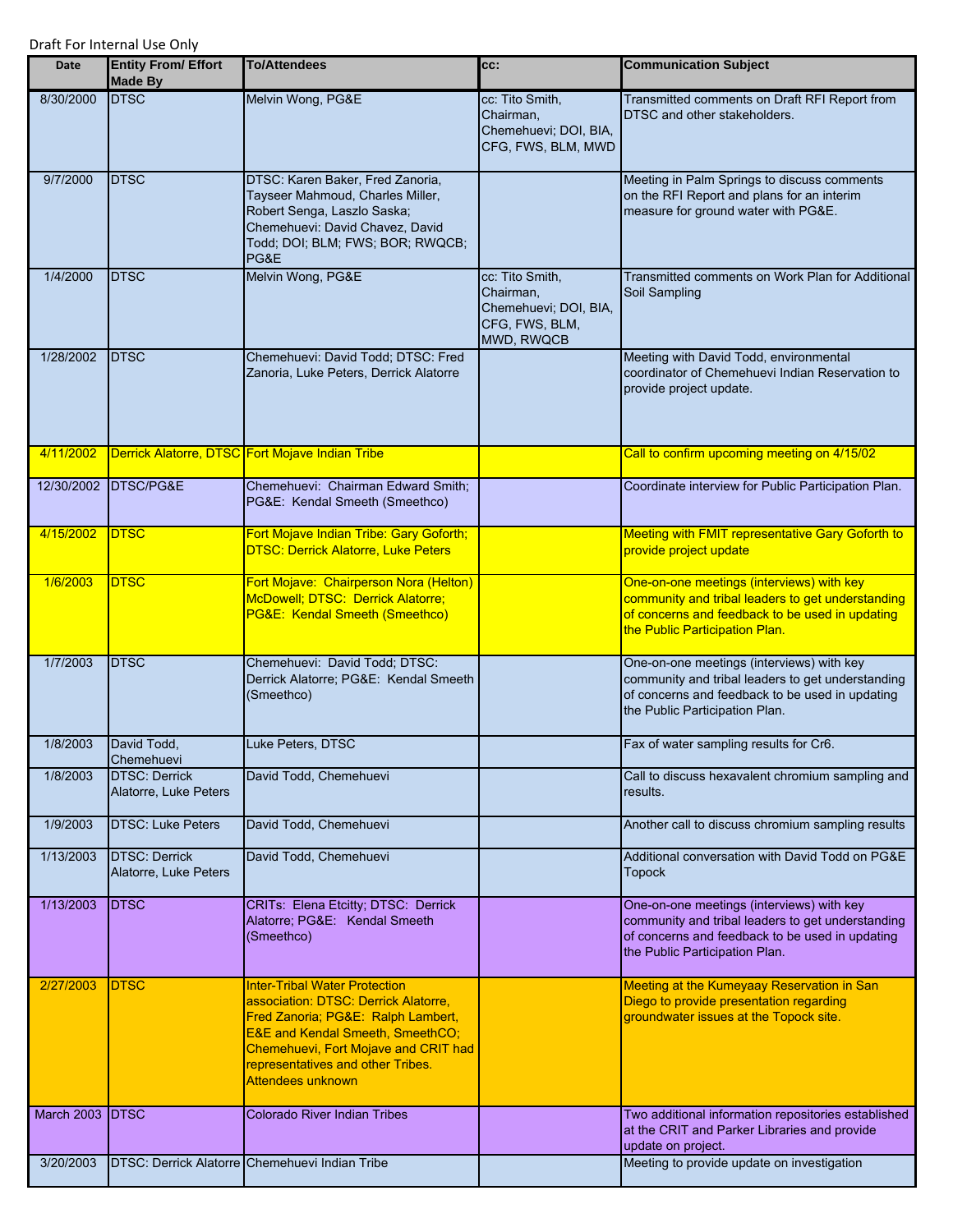Draft For Internal Use Only

| Date | Entity From/ Effort Made By | To/Attendees | cc: | Communication Subject |
|---|---|---|---|---|
| 8/30/2000 | DTSC | Melvin Wong, PG&E | cc: Tito Smith, Chairman, Chemehuevi; DOI, BIA, CFG, FWS, BLM, MWD | Transmitted comments on Draft RFI Report from DTSC and other stakeholders. |
| 9/7/2000 | DTSC | DTSC: Karen Baker, Fred Zanoria, Tayseer Mahmoud, Charles Miller, Robert Senga, Laszlo Saska; Chemehuevi: David Chavez, David Todd; DOI; BLM; FWS; BOR; RWQCB; PG&E | | Meeting in Palm Springs to discuss comments on the RFI Report and plans for an interim measure for ground water with PG&E. |
| 1/4/2000 | DTSC | Melvin Wong, PG&E | cc: Tito Smith, Chairman, Chemehuevi; DOI, BIA, CFG, FWS, BLM, MWD, RWQCB | Transmitted comments on Work Plan for Additional Soil Sampling |
| 1/28/2002 | DTSC | Chemehuevi: David Todd; DTSC: Fred Zanoria, Luke Peters, Derrick Alatorre | | Meeting with David Todd, environmental coordinator of Chemehuevi Indian Reservation to provide project update. |
| 4/11/2002 | Derrick Alatorre, DTSC | Fort Mojave Indian Tribe | | Call to confirm upcoming meeting on 4/15/02 |
| 12/30/2002 | DTSC/PG&E | Chemehuevi: Chairman Edward Smith; PG&E: Kendal Smeeth (Smeethco) | | Coordinate interview for Public Participation Plan. |
| 4/15/2002 | DTSC | Fort Mojave Indian Tribe: Gary Goforth; DTSC: Derrick Alatorre, Luke Peters | | Meeting with FMIT representative Gary Goforth to provide project update |
| 1/6/2003 | DTSC | Fort Mojave: Chairperson Nora (Helton) McDowell; DTSC: Derrick Alatorre; PG&E: Kendal Smeeth (Smeethco) | | One-on-one meetings (interviews) with key community and tribal leaders to get understanding of concerns and feedback to be used in updating the Public Participation Plan. |
| 1/7/2003 | DTSC | Chemehuevi: David Todd; DTSC: Derrick Alatorre; PG&E: Kendal Smeeth (Smeethco) | | One-on-one meetings (interviews) with key community and tribal leaders to get understanding of concerns and feedback to be used in updating the Public Participation Plan. |
| 1/8/2003 | David Todd, Chemehuevi | Luke Peters, DTSC | | Fax of water sampling results for Cr6. |
| 1/8/2003 | DTSC: Derrick Alatorre, Luke Peters | David Todd, Chemehuevi | | Call to discuss hexavalent chromium sampling and results. |
| 1/9/2003 | DTSC: Luke Peters | David Todd, Chemehuevi | | Another call to discuss chromium sampling results |
| 1/13/2003 | DTSC: Derrick Alatorre, Luke Peters | David Todd, Chemehuevi | | Additional conversation with David Todd on PG&E Topock |
| 1/13/2003 | DTSC | CRITs: Elena Etcitty; DTSC: Derrick Alatorre; PG&E: Kendal Smeeth (Smeethco) | | One-on-one meetings (interviews) with key community and tribal leaders to get understanding of concerns and feedback to be used in updating the Public Participation Plan. |
| 2/27/2003 | DTSC | Inter-Tribal Water Protection association: DTSC: Derrick Alatorre, Fred Zanoria; PG&E: Ralph Lambert, E&E and Kendal Smeeth, SmeethCO; Chemehuevi, Fort Mojave and CRIT had representatives and other Tribes. Attendees unknown | | Meeting at the Kumeyaay Reservation in San Diego to provide presentation regarding groundwater issues at the Topock site. |
| March 2003 | DTSC | Colorado River Indian Tribes | | Two additional information repositories established at the CRIT and Parker Libraries and provide update on project. |
| 3/20/2003 | DTSC: Derrick Alatorre | Chemehuevi Indian Tribe | | Meeting to provide update on investigation |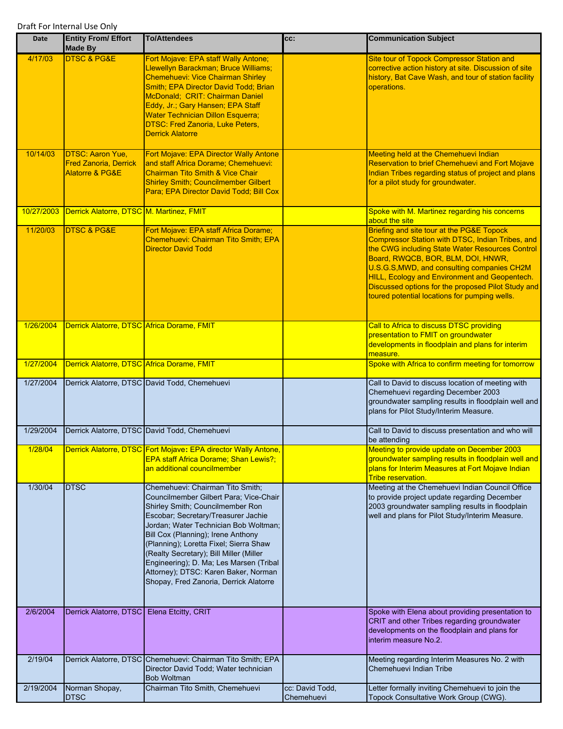Draft For Internal Use Only

| Date | Entity From/ Effort Made By | To/Attendees | cc: | Communication Subject |
|---|---|---|---|---|
| 4/17/03 | DTSC & PG&E | Fort Mojave: EPA staff Wally Antone; Llewellyn Barackman; Bruce Williams; Chemehuevi: Vice Chairman Shirley Smith; EPA Director David Todd; Brian McDonald; CRIT: Chairman Daniel Eddy, Jr.; Gary Hansen; EPA Staff Water Technician Dillon Esquerra; DTSC: Fred Zanoria, Luke Peters, Derrick Alatorre | | Site tour of Topock Compressor Station and corrective action history at site. Discussion of site history, Bat Cave Wash, and tour of station facility operations. |
| 10/14/03 | DTSC: Aaron Yue, Fred Zanoria, Derrick Alatorre & PG&E | Fort Mojave: EPA Director Wally Antone and staff Africa Dorame; Chemehuevi: Chairman Tito Smith & Vice Chair Shirley Smith; Councilmember Gilbert Para; EPA Director David Todd; Bill Cox | | Meeting held at the Chemehuevi Indian Reservation to brief Chemehuevi and Fort Mojave Indian Tribes regarding status of project and plans for a pilot study for groundwater. |
| 10/27/2003 | Derrick Alatorre, DTSC | M. Martinez, FMIT | | Spoke with M. Martinez regarding his concerns about the site |
| 11/20/03 | DTSC & PG&E | Fort Mojave: EPA staff Africa Dorame; Chemehuevi: Chairman Tito Smith; EPA Director David Todd | | Briefing and site tour at the PG&E Topock Compressor Station with DTSC, Indian Tribes, and the CWG including State Water Resources Control Board, RWQCB, BOR, BLM, DOI, HNWR, U.S.G.S,MWD, and consulting companies CH2M HILL, Ecology and Environment and Geopentech. Discussed options for the proposed Pilot Study and toured potential locations for pumping wells. |
| 1/26/2004 | Derrick Alatorre, DTSC | Africa Dorame, FMIT | | Call to Africa to discuss DTSC providing presentation to FMIT on groundwater developments in floodplain and plans for interim measure. |
| 1/27/2004 | Derrick Alatorre, DTSC | Africa Dorame, FMIT | | Spoke with Africa to confirm meeting for tomorrow |
| 1/27/2004 | Derrick Alatorre, DTSC | David Todd, Chemehuevi | | Call to David to discuss location of meeting with Chemehuevi regarding December 2003 groundwater sampling results in floodplain well and plans for Pilot Study/Interim Measure. |
| 1/29/2004 | Derrick Alatorre, DTSC | David Todd, Chemehuevi | | Call to David to discuss presentation and who will be attending |
| 1/28/04 | Derrick Alatorre, DTSC | Fort Mojave: EPA director Wally Antone, EPA staff Africa Dorame; Shan Lewis?; an additional councilmember | | Meeting to provide update on December 2003 groundwater sampling results in floodplain well and plans for Interim Measures at Fort Mojave Indian Tribe reservation. |
| 1/30/04 | DTSC | Chemehuevi: Chairman Tito Smith; Councilmember Gilbert Para; Vice-Chair Shirley Smith; Councilmember Ron Escobar; Secretary/Treasurer Jachie Jordan; Water Technician Bob Woltman; Bill Cox (Planning); Irene Anthony (Planning); Loretta Fixel; Sierra Shaw (Realty Secretary); Bill Miller (Miller Engineering); D. Ma; Les Marsen (Tribal Attorney); DTSC: Karen Baker, Norman Shopay, Fred Zanoria, Derrick Alatorre | | Meeting at the Chemehuevi Indian Council Office to provide project update regarding December 2003 groundwater sampling results in floodplain well and plans for Pilot Study/Interim Measure. |
| 2/6/2004 | Derrick Alatorre, DTSC | Elena Etcitty, CRIT | | Spoke with Elena about providing presentation to CRIT and other Tribes regarding groundwater developments on the floodplain and plans for interim measure No.2. |
| 2/19/04 | Derrick Alatorre, DTSC | Chemehuevi: Chairman Tito Smith; EPA Director David Todd; Water technician Bob Woltman | | Meeting regarding Interim Measures No. 2 with Chemehuevi Indian Tribe |
| 2/19/2004 | Norman Shopay, DTSC | Chairman Tito Smith, Chemehuevi | cc: David Todd, Chemehuevi | Letter formally inviting Chemehuevi to join the Topock Consultative Work Group (CWG). |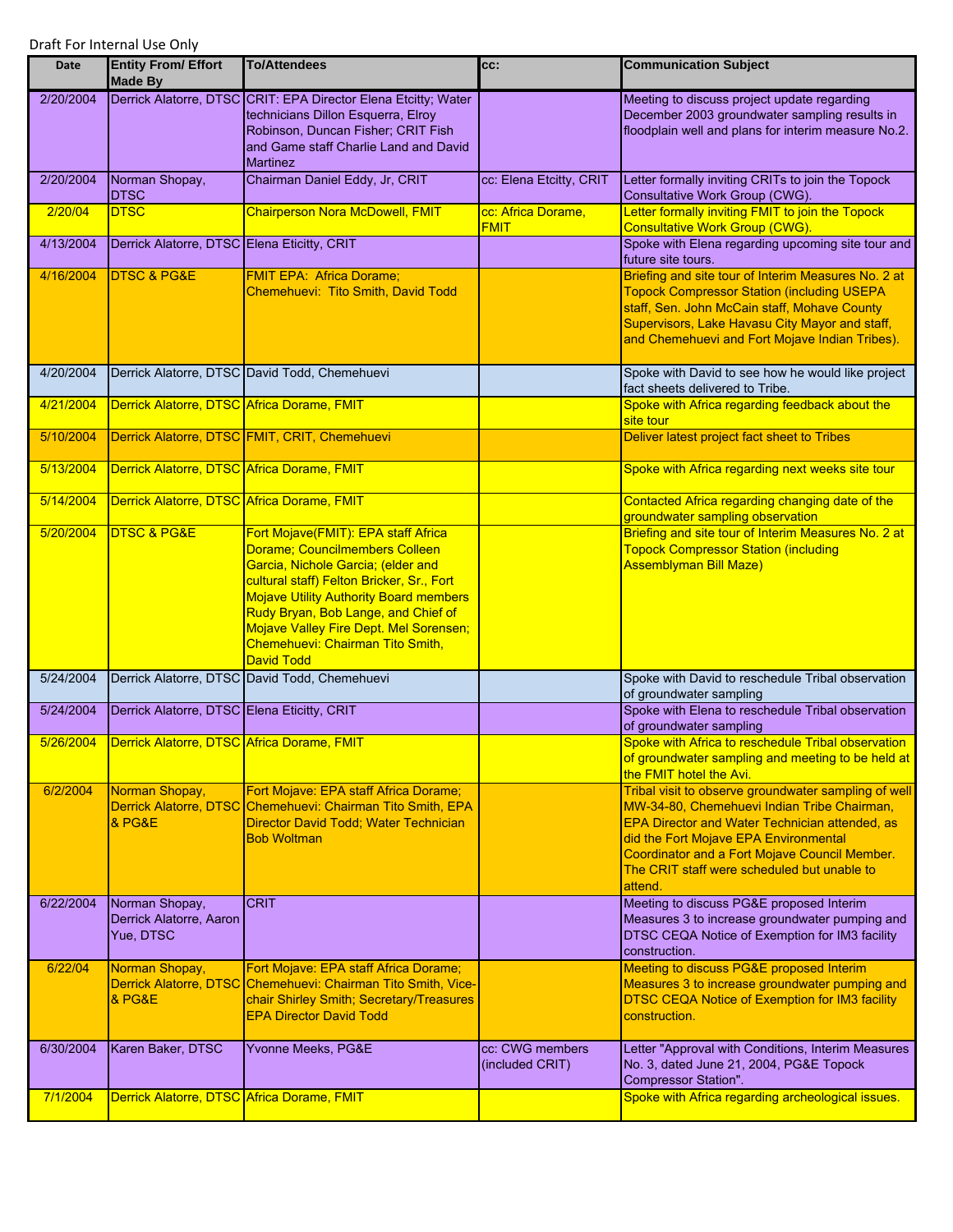Draft For Internal Use Only

| Date | Entity From/ Effort Made By | To/Attendees | cc: | Communication Subject |
|---|---|---|---|---|
| 2/20/2004 | Derrick Alatorre, DTSC | CRIT: EPA Director Elena Etcitty; Water technicians Dillon Esquerra, Elroy Robinson, Duncan Fisher; CRIT Fish and Game staff Charlie Land and David Martinez | | Meeting to discuss project update regarding December 2003 groundwater sampling results in floodplain well and plans for interim measure No.2. |
| 2/20/2004 | Norman Shopay, DTSC | Chairman Daniel Eddy, Jr, CRIT | cc: Elena Etcitty, CRIT | Letter formally inviting CRITs to join the Topock Consultative Work Group (CWG). |
| 2/20/04 | DTSC | Chairperson Nora McDowell, FMIT | cc: Africa Dorame, FMIT | Letter formally inviting FMIT to join the Topock Consultative Work Group (CWG). |
| 4/13/2004 | Derrick Alatorre, DTSC | Elena Eticitty, CRIT | | Spoke with Elena regarding upcoming site tour and future site tours. |
| 4/16/2004 | DTSC & PG&E | FMIT EPA: Africa Dorame; Chemehuevi: Tito Smith, David Todd | | Briefing and site tour of Interim Measures No. 2 at Topock Compressor Station (including USEPA staff, Sen. John McCain staff, Mohave County Supervisors, Lake Havasu City Mayor and staff, and Chemehuevi and Fort Mojave Indian Tribes). |
| 4/20/2004 | Derrick Alatorre, DTSC | David Todd, Chemehuevi | | Spoke with David to see how he would like project fact sheets delivered to Tribe. |
| 4/21/2004 | Derrick Alatorre, DTSC | Africa Dorame, FMIT | | Spoke with Africa regarding feedback about the site tour |
| 5/10/2004 | Derrick Alatorre, DTSC | FMIT, CRIT, Chemehuevi | | Deliver latest project fact sheet to Tribes |
| 5/13/2004 | Derrick Alatorre, DTSC | Africa Dorame, FMIT | | Spoke with Africa regarding next weeks site tour |
| 5/14/2004 | Derrick Alatorre, DTSC | Africa Dorame, FMIT | | Contacted Africa regarding changing date of the groundwater sampling observation |
| 5/20/2004 | DTSC & PG&E | Fort Mojave(FMIT): EPA staff Africa Dorame; Councilmembers Colleen Garcia, Nichole Garcia; (elder and cultural staff) Felton Bricker, Sr., Fort Mojave Utility Authority Board members Rudy Bryan, Bob Lange, and Chief of Mojave Valley Fire Dept. Mel Sorensen; Chemehuevi: Chairman Tito Smith, David Todd | | Briefing and site tour of Interim Measures No. 2 at Topock Compressor Station (including Assemblyman Bill Maze) |
| 5/24/2004 | Derrick Alatorre, DTSC | David Todd, Chemehuevi | | Spoke with David to reschedule Tribal observation of groundwater sampling |
| 5/24/2004 | Derrick Alatorre, DTSC | Elena Eticitty, CRIT | | Spoke with Elena to reschedule Tribal observation of groundwater sampling |
| 5/26/2004 | Derrick Alatorre, DTSC | Africa Dorame, FMIT | | Spoke with Africa to reschedule Tribal observation of groundwater sampling and meeting to be held at the FMIT hotel the Avi. |
| 6/2/2004 | Norman Shopay, Derrick Alatorre, DTSC & PG&E | Fort Mojave: EPA staff Africa Dorame; Chemehuevi: Chairman Tito Smith, EPA Director David Todd; Water Technician Bob Woltman | | Tribal visit to observe groundwater sampling of well MW-34-80, Chemehuevi Indian Tribe Chairman, EPA Director and Water Technician attended, as did the Fort Mojave EPA Environmental Coordinator and a Fort Mojave Council Member. The CRIT staff were scheduled but unable to attend. |
| 6/22/2004 | Norman Shopay, Derrick Alatorre, Aaron Yue, DTSC | CRIT | | Meeting to discuss PG&E proposed Interim Measures 3 to increase groundwater pumping and DTSC CEQA Notice of Exemption for IM3 facility construction. |
| 6/22/04 | Norman Shopay, Derrick Alatorre, DTSC & PG&E | Fort Mojave: EPA staff Africa Dorame; Chemehuevi: Chairman Tito Smith, Vice-chair Shirley Smith; Secretary/Treasures EPA Director David Todd | | Meeting to discuss PG&E proposed Interim Measures 3 to increase groundwater pumping and DTSC CEQA Notice of Exemption for IM3 facility construction. |
| 6/30/2004 | Karen Baker, DTSC | Yvonne Meeks, PG&E | cc: CWG members (included CRIT) | Letter "Approval with Conditions, Interim Measures No. 3, dated June 21, 2004, PG&E Topock Compressor Station". |
| 7/1/2004 | Derrick Alatorre, DTSC | Africa Dorame, FMIT | | Spoke with Africa regarding archeological issues. |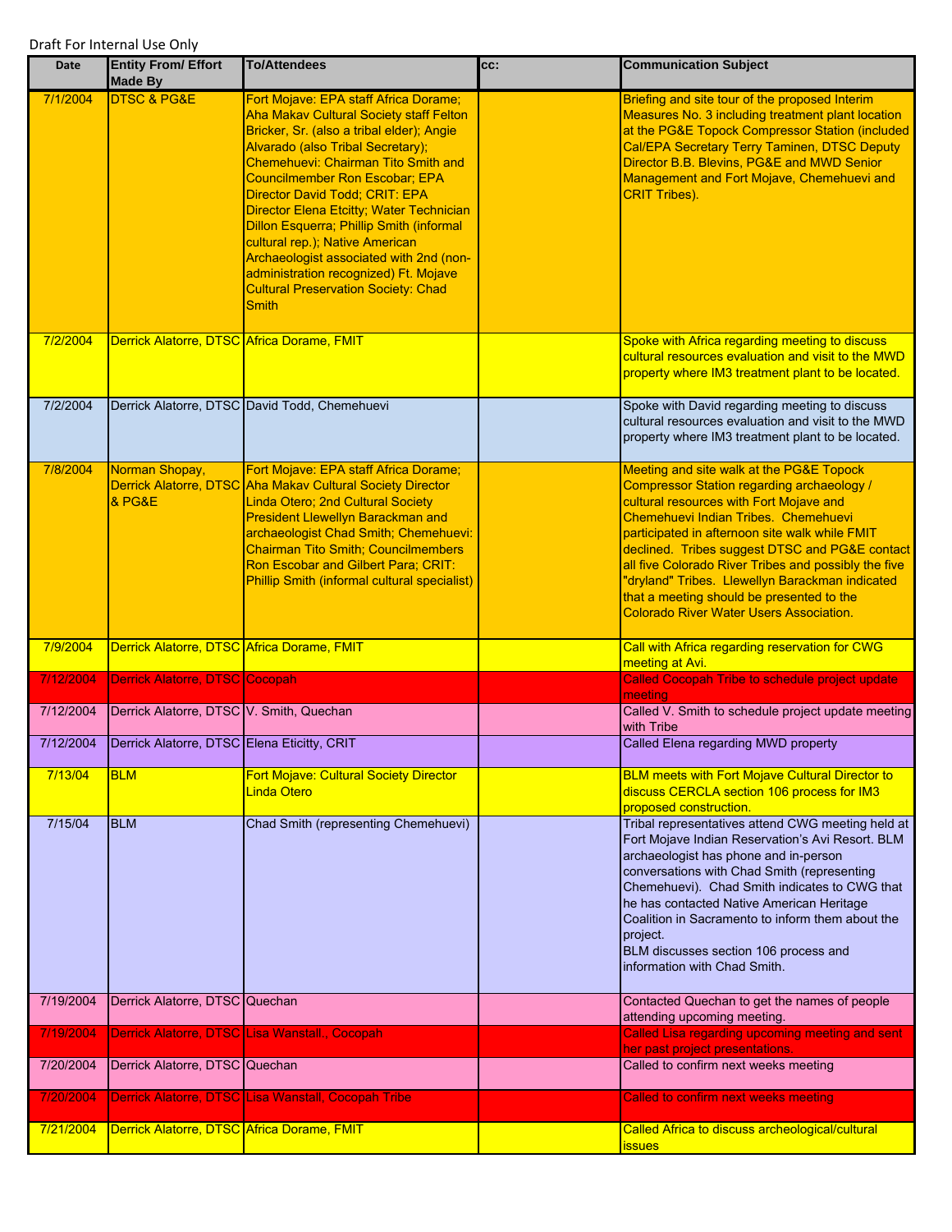Draft For Internal Use Only

| Date | Entity From/ Effort Made By | To/Attendees | cc: | Communication Subject |
|---|---|---|---|---|
| 7/1/2004 | DTSC & PG&E | Fort Mojave: EPA staff Africa Dorame; Aha Makav Cultural Society staff Felton Bricker, Sr. (also a tribal elder); Angie Alvarado (also Tribal Secretary); Chemehuevi: Chairman Tito Smith and Councilmember Ron Escobar; EPA Director David Todd; CRIT: EPA Director Elena Etcitty; Water Technician Dillon Esquerra; Phillip Smith (informal cultural rep.); Native American Archaeologist associated with 2nd (non-administration recognized) Ft. Mojave Cultural Preservation Society: Chad Smith | | Briefing and site tour of the proposed Interim Measures No. 3 including treatment plant location at the PG&E Topock Compressor Station (included Cal/EPA Secretary Terry Taminen, DTSC Deputy Director B.B. Blevins, PG&E and MWD Senior Management and Fort Mojave, Chemehuevi and CRIT Tribes). |
| 7/2/2004 | Derrick Alatorre, DTSC | Africa Dorame, FMIT | | Spoke with Africa regarding meeting to discuss cultural resources evaluation and visit to the MWD property where IM3 treatment plant to be located. |
| 7/2/2004 | Derrick Alatorre, DTSC | David Todd, Chemehuevi | | Spoke with David regarding meeting to discuss cultural resources evaluation and visit to the MWD property where IM3 treatment plant to be located. |
| 7/8/2004 | Norman Shopay, Derrick Alatorre, DTSC & PG&E | Fort Mojave: EPA staff Africa Dorame; Aha Makav Cultural Society Director Linda Otero; 2nd Cultural Society President Llewellyn Barackman and archaeologist Chad Smith; Chemehuevi: Chairman Tito Smith; Councilmembers Ron Escobar and Gilbert Para; CRIT: Phillip Smith (informal cultural specialist) | | Meeting and site walk at the PG&E Topock Compressor Station regarding archaeology / cultural resources with Fort Mojave and Chemehuevi Indian Tribes. Chemehuevi participated in afternoon site walk while FMIT declined. Tribes suggest DTSC and PG&E contact all five Colorado River Tribes and possibly the five "dryland" Tribes. Llewellyn Barackman indicated that a meeting should be presented to the Colorado River Water Users Association. |
| 7/9/2004 | Derrick Alatorre, DTSC | Africa Dorame, FMIT | | Call with Africa regarding reservation for CWG meeting at Avi. |
| 7/12/2004 | Derrick Alatorre, DTSC | Cocopah | | Called Cocopah Tribe to schedule project update meeting |
| 7/12/2004 | Derrick Alatorre, DTSC | V. Smith, Quechan | | Called V. Smith to schedule project update meeting with Tribe |
| 7/12/2004 | Derrick Alatorre, DTSC | Elena Eticitty, CRIT | | Called Elena regarding MWD property |
| 7/13/04 | BLM | Fort Mojave: Cultural Society Director Linda Otero | | BLM meets with Fort Mojave Cultural Director to discuss CERCLA section 106 process for IM3 proposed construction. |
| 7/15/04 | BLM | Chad Smith (representing Chemehuevi) | | Tribal representatives attend CWG meeting held at Fort Mojave Indian Reservation's Avi Resort. BLM archaeologist has phone and in-person conversations with Chad Smith (representing Chemehuevi). Chad Smith indicates to CWG that he has contacted Native American Heritage Coalition in Sacramento to inform them about the project.<br>BLM discusses section 106 process and information with Chad Smith. |
| 7/19/2004 | Derrick Alatorre, DTSC | Quechan | | Contacted Quechan to get the names of people attending upcoming meeting. |
| 7/19/2004 | Derrick Alatorre, DTSC | Lisa Wanstall., Cocopah | | Called Lisa regarding upcoming meeting and sent her past project presentations. |
| 7/20/2004 | Derrick Alatorre, DTSC | Quechan | | Called to confirm next weeks meeting |
| 7/20/2004 | Derrick Alatorre, DTSC | Lisa Wanstall, Cocopah Tribe | | Called to confirm next weeks meeting |
| 7/21/2004 | Derrick Alatorre, DTSC | Africa Dorame, FMIT | | Called Africa to discuss archeological/cultural issues |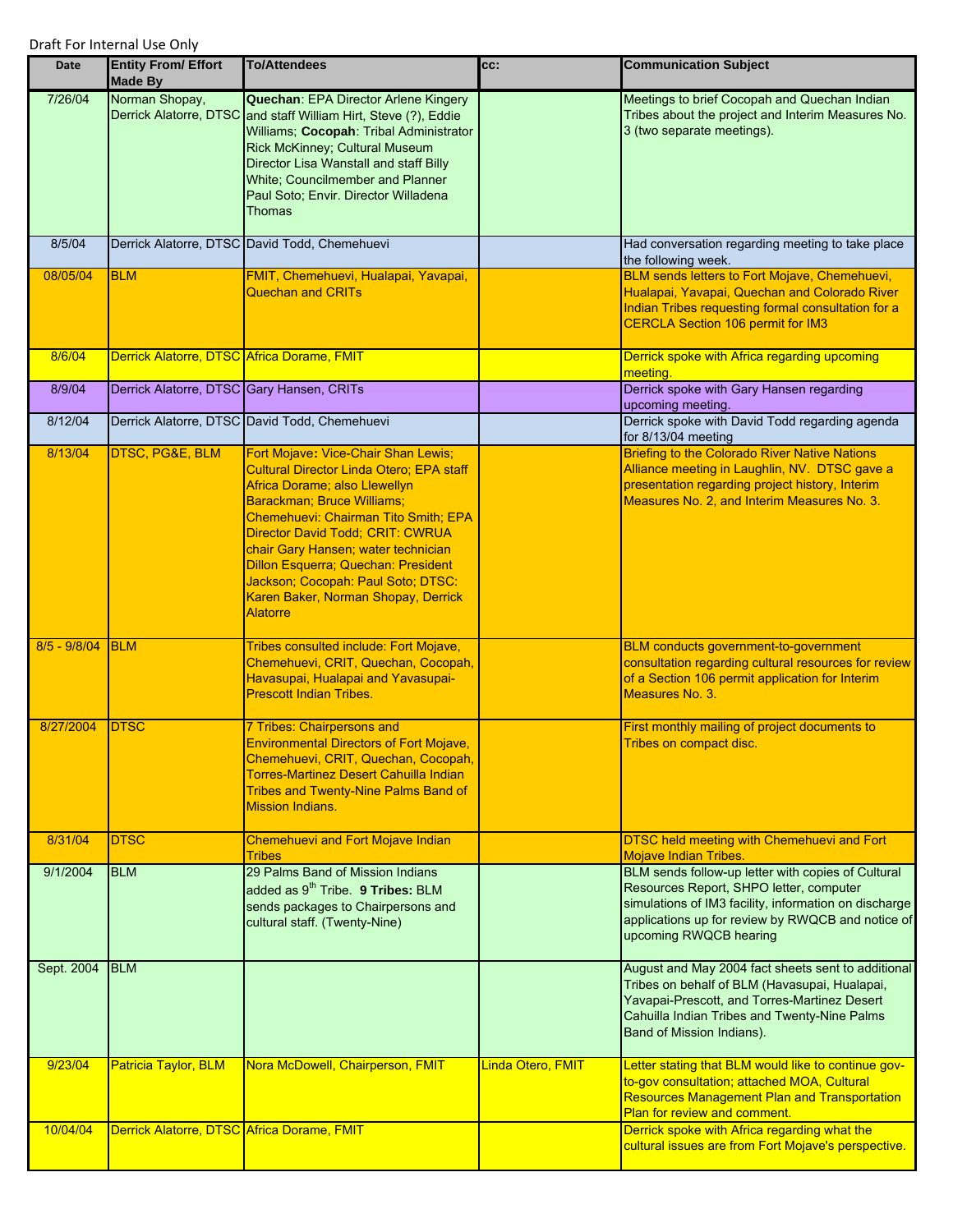Draft For Internal Use Only

| Date | Entity From/ Effort Made By | To/Attendees | cc: | Communication Subject |
|---|---|---|---|---|
| 7/26/04 | Norman Shopay, Derrick Alatorre, DTSC | **Quechan**: EPA Director Arlene Kingery and staff William Hirt, Steve (?), Eddie Williams; **Cocopah**: Tribal Administrator Rick McKinney; Cultural Museum Director Lisa Wanstall and staff Billy White; Councilmember and Planner Paul Soto; Envir. Director Willadena Thomas | | Meetings to brief Cocopah and Quechan Indian Tribes about the project and Interim Measures No. 3 (two separate meetings). |
| 8/5/04 | Derrick Alatorre, DTSC | David Todd, Chemehuevi | | Had conversation regarding meeting to take place the following week. |
| 08/05/04 | BLM | FMIT, Chemehuevi, Hualapai, Yavapai, Quechan and CRITs | | BLM sends letters to Fort Mojave, Chemehuevi, Hualapai, Yavapai, Quechan and Colorado River Indian Tribes requesting formal consultation for a CERCLA Section 106 permit for IM3 |
| 8/6/04 | Derrick Alatorre, DTSC | Africa Dorame, FMIT | | Derrick spoke with Africa regarding upcoming meeting. |
| 8/9/04 | Derrick Alatorre, DTSC | Gary Hansen, CRITs | | Derrick spoke with Gary Hansen regarding upcoming meeting. |
| 8/12/04 | Derrick Alatorre, DTSC | David Todd, Chemehuevi | | Derrick spoke with David Todd regarding agenda for 8/13/04 meeting |
| 8/13/04 | DTSC, PG&E, BLM | Fort Mojave: Vice-Chair Shan Lewis; Cultural Director Linda Otero; EPA staff Africa Dorame; also Llewellyn Barackman; Bruce Williams; Chemehuevi: Chairman Tito Smith; EPA Director David Todd; CRIT: CWRUA chair Gary Hansen; water technician Dillon Esquerra; Quechan: President Jackson; Cocopah: Paul Soto; DTSC: Karen Baker, Norman Shopay, Derrick Alatorre | | Briefing to the Colorado River Native Nations Alliance meeting in Laughlin, NV. DTSC gave a presentation regarding project history, Interim Measures No. 2, and Interim Measures No. 3. |
| 8/5 - 9/8/04 | BLM | Tribes consulted include: Fort Mojave, Chemehuevi, CRIT, Quechan, Cocopah, Havasupai, Hualapai and Yavasupai-Prescott Indian Tribes. | | BLM conducts government-to-government consultation regarding cultural resources for review of a Section 106 permit application for Interim Measures No. 3. |
| 8/27/2004 | DTSC | 7 Tribes: Chairpersons and Environmental Directors of Fort Mojave, Chemehuevi, CRIT, Quechan, Cocopah, Torres-Martinez Desert Cahuilla Indian Tribes and Twenty-Nine Palms Band of Mission Indians. | | First monthly mailing of project documents to Tribes on compact disc. |
| 8/31/04 | DTSC | Chemehuevi and Fort Mojave Indian Tribes | | DTSC held meeting with Chemehuevi and Fort Mojave Indian Tribes. |
| 9/1/2004 | BLM | 29 Palms Band of Mission Indians added as 9th Tribe. **9 Tribes:** BLM sends packages to Chairpersons and cultural staff. (Twenty-Nine) | | BLM sends follow-up letter with copies of Cultural Resources Report, SHPO letter, computer simulations of IM3 facility, information on discharge applications up for review by RWQCB and notice of upcoming RWQCB hearing |
| Sept. 2004 | BLM | | | August and May 2004 fact sheets sent to additional Tribes on behalf of BLM (Havasupai, Hualapai, Yavapai-Prescott, and Torres-Martinez Desert Cahuilla Indian Tribes and Twenty-Nine Palms Band of Mission Indians). |
| 9/23/04 | Patricia Taylor, BLM | Nora McDowell, Chairperson, FMIT | Linda Otero, FMIT | Letter stating that BLM would like to continue gov-to-gov consultation; attached MOA, Cultural Resources Management Plan and Transportation Plan for review and comment. |
| 10/04/04 | Derrick Alatorre, DTSC | Africa Dorame, FMIT | | Derrick spoke with Africa regarding what the cultural issues are from Fort Mojave's perspective. |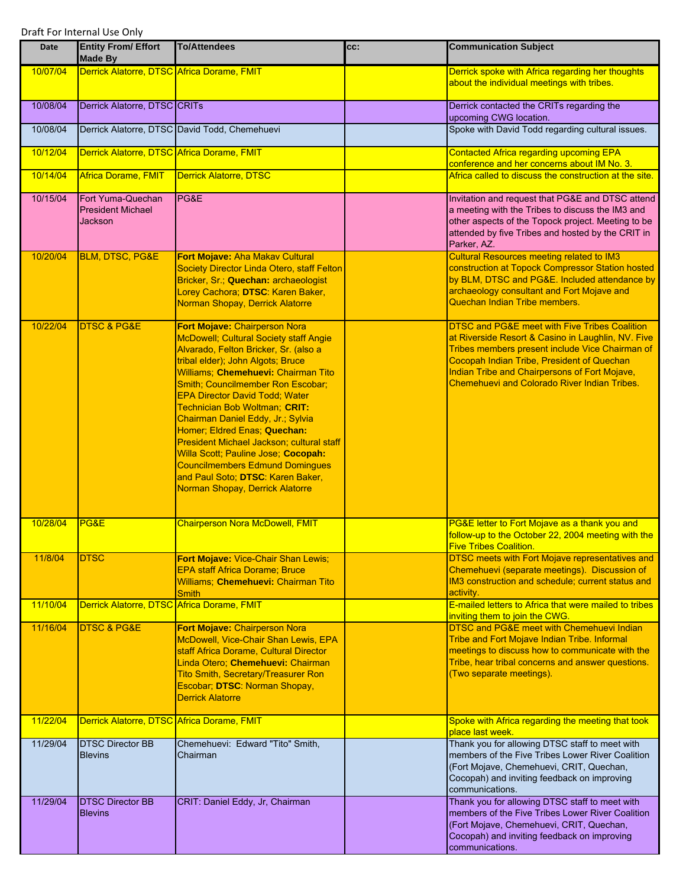Draft For Internal Use Only

| Date | Entity From/ Effort Made By | To/Attendees | cc: | Communication Subject |
|---|---|---|---|---|
| 10/07/04 | Derrick Alatorre, DTSC | Africa Dorame, FMIT | | Derrick spoke with Africa regarding her thoughts about the individual meetings with tribes. |
| 10/08/04 | Derrick Alatorre, DTSC | CRITs | | Derrick contacted the CRITs regarding the upcoming CWG location. |
| 10/08/04 | Derrick Alatorre, DTSC | David Todd, Chemehuevi | | Spoke with David Todd regarding cultural issues. |
| 10/12/04 | Derrick Alatorre, DTSC | Africa Dorame, FMIT | | Contacted Africa regarding upcoming EPA conference and her concerns about IM No. 3. |
| 10/14/04 | Africa Dorame, FMIT | Derrick Alatorre, DTSC | | Africa called to discuss the construction at the site. |
| 10/15/04 | Fort Yuma-Quechan President Michael Jackson | PG&E | | Invitation and request that PG&E and DTSC attend a meeting with the Tribes to discuss the IM3 and other aspects of the Topock project. Meeting to be attended by five Tribes and hosted by the CRIT in Parker, AZ. |
| 10/20/04 | BLM, DTSC, PG&E | **Fort Mojave:** Aha Makav Cultural Society Director Linda Otero, staff Felton Bricker, Sr.; **Quechan:** archaeologist Lorey Cachora; **DTSC**: Karen Baker, Norman Shopay, Derrick Alatorre | | Cultural Resources meeting related to IM3 construction at Topock Compressor Station hosted by BLM, DTSC and PG&E. Included attendance by archaeology consultant and Fort Mojave and Quechan Indian Tribe members. |
| 10/22/04 | DTSC & PG&E | **Fort Mojave:** Chairperson Nora McDowell; Cultural Society staff Angie Alvarado, Felton Bricker, Sr. (also a tribal elder); John Algots; Bruce Williams; **Chemehuevi:** Chairman Tito Smith; Councilmember Ron Escobar; EPA Director David Todd; Water Technician Bob Woltman; **CRIT:** Chairman Daniel Eddy, Jr.; Sylvia Homer; Eldred Enas; **Quechan:** President Michael Jackson; cultural staff Willa Scott; Pauline Jose; **Cocopah:** Councilmembers Edmund Domingues and Paul Soto; **DTSC**: Karen Baker, Norman Shopay, Derrick Alatorre | | DTSC and PG&E meet with Five Tribes Coalition at Riverside Resort & Casino in Laughlin, NV. Five Tribes members present include Vice Chairman of Cocopah Indian Tribe, President of Quechan Indian Tribe and Chairpersons of Fort Mojave, Chemehuevi and Colorado River Indian Tribes. |
| 10/28/04 | PG&E | Chairperson Nora McDowell, FMIT | | PG&E letter to Fort Mojave as a thank you and follow-up to the October 22, 2004 meeting with the Five Tribes Coalition. |
| 11/8/04 | DTSC | **Fort Mojave:** Vice-Chair Shan Lewis; EPA staff Africa Dorame; Bruce Williams; **Chemehuevi:** Chairman Tito Smith | | DTSC meets with Fort Mojave representatives and Chemehuevi (separate meetings). Discussion of IM3 construction and schedule; current status and activity. |
| 11/10/04 | Derrick Alatorre, DTSC | Africa Dorame, FMIT | | E-mailed letters to Africa that were mailed to tribes inviting them to join the CWG. |
| 11/16/04 | DTSC & PG&E | **Fort Mojave:** Chairperson Nora McDowell, Vice-Chair Shan Lewis, EPA staff Africa Dorame, Cultural Director Linda Otero; **Chemehuevi:** Chairman Tito Smith, Secretary/Treasurer Ron Escobar; **DTSC**: Norman Shopay, Derrick Alatorre | | DTSC and PG&E meet with Chemehuevi Indian Tribe and Fort Mojave Indian Tribe. Informal meetings to discuss how to communicate with the Tribe, hear tribal concerns and answer questions. (Two separate meetings). |
| 11/22/04 | Derrick Alatorre, DTSC | Africa Dorame, FMIT | | Spoke with Africa regarding the meeting that took place last week. |
| 11/29/04 | DTSC Director BB Blevins | Chemehuevi: Edward "Tito" Smith, Chairman | | Thank you for allowing DTSC staff to meet with members of the Five Tribes Lower River Coalition (Fort Mojave, Chemehuevi, CRIT, Quechan, Cocopah) and inviting feedback on improving communications. |
| 11/29/04 | DTSC Director BB Blevins | CRIT: Daniel Eddy, Jr, Chairman | | Thank you for allowing DTSC staff to meet with members of the Five Tribes Lower River Coalition (Fort Mojave, Chemehuevi, CRIT, Quechan, Cocopah) and inviting feedback on improving communications. |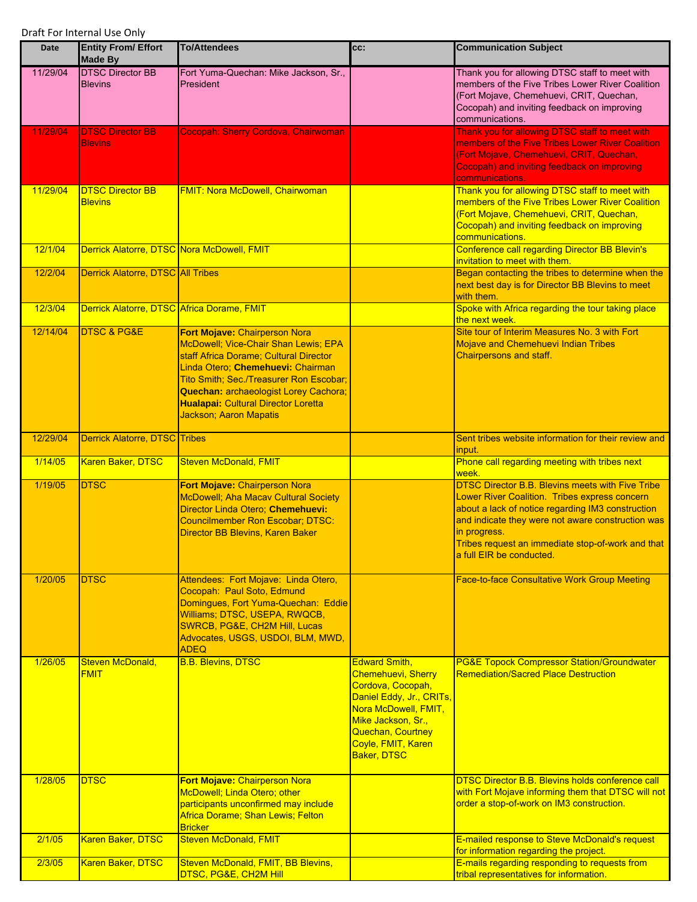Draft For Internal Use Only

| Date | Entity From/ Effort Made By | To/Attendees | cc: | Communication Subject |
|---|---|---|---|---|
| 11/29/04 | DTSC Director BB Blevins | Fort Yuma-Quechan: Mike Jackson, Sr., President | | Thank you for allowing DTSC staff to meet with members of the Five Tribes Lower River Coalition (Fort Mojave, Chemehuevi, CRIT, Quechan, Cocopah) and inviting feedback on improving communications. |
| 11/29/04 | DTSC Director BB Blevins | Cocopah: Sherry Cordova, Chairwoman | | Thank you for allowing DTSC staff to meet with members of the Five Tribes Lower River Coalition (Fort Mojave, Chemehuevi, CRIT, Quechan, Cocopah) and inviting feedback on improving communications. |
| 11/29/04 | DTSC Director BB Blevins | FMIT: Nora McDowell, Chairwoman | | Thank you for allowing DTSC staff to meet with members of the Five Tribes Lower River Coalition (Fort Mojave, Chemehuevi, CRIT, Quechan, Cocopah) and inviting feedback on improving communications. |
| 12/1/04 | Derrick Alatorre, DTSC | Nora McDowell, FMIT | | Conference call regarding Director BB Blevin's invitation to meet with them. |
| 12/2/04 | Derrick Alatorre, DTSC | All Tribes | | Began contacting the tribes to determine when the next best day is for Director BB Blevins to meet with them. |
| 12/3/04 | Derrick Alatorre, DTSC | Africa Dorame, FMIT | | Spoke with Africa regarding the tour taking place the next week. |
| 12/14/04 | DTSC & PG&E | **Fort Mojave:** Chairperson Nora McDowell; Vice-Chair Shan Lewis; EPA staff Africa Dorame; Cultural Director Linda Otero; **Chemehuevi:** Chairman Tito Smith; Sec./Treasurer Ron Escobar; **Quechan:** archaeologist Lorey Cachora; **Hualapai:** Cultural Director Loretta Jackson; Aaron Mapatis | | Site tour of Interim Measures No. 3 with Fort Mojave and Chemehuevi Indian Tribes Chairpersons and staff. |
| 12/29/04 | Derrick Alatorre, DTSC | Tribes | | Sent tribes website information for their review and input. |
| 1/14/05 | Karen Baker, DTSC | Steven McDonald, FMIT | | Phone call regarding meeting with tribes next week. |
| 1/19/05 | DTSC | **Fort Mojave:** Chairperson Nora McDowell; Aha Macav Cultural Society Director Linda Otero; **Chemehuevi:** Councilmember Ron Escobar; DTSC: Director BB Blevins, Karen Baker | | DTSC Director B.B. Blevins meets with Five Tribe Lower River Coalition. Tribes express concern about a lack of notice regarding IM3 construction and indicate they were not aware construction was in progress.<br>Tribes request an immediate stop-of-work and that a full EIR be conducted. |
| 1/20/05 | DTSC | Attendees: Fort Mojave: Linda Otero, Cocopah: Paul Soto, Edmund Domingues, Fort Yuma-Quechan: Eddie Williams; DTSC, USEPA, RWQCB, SWRCB, PG&E, CH2M Hill, Lucas Advocates, USGS, USDOI, BLM, MWD, ADEQ | | Face-to-face Consultative Work Group Meeting |
| 1/26/05 | Steven McDonald, FMIT | B.B. Blevins, DTSC | Edward Smith, Chemehuevi, Sherry Cordova, Cocopah, Daniel Eddy, Jr., CRITs, Nora McDowell, FMIT, Mike Jackson, Sr., Quechan, Courtney Coyle, FMIT, Karen Baker, DTSC | PG&E Topock Compressor Station/Groundwater Remediation/Sacred Place Destruction |
| 1/28/05 | DTSC | **Fort Mojave:** Chairperson Nora McDowell; Linda Otero; other participants unconfirmed may include Africa Dorame; Shan Lewis; Felton Bricker | | DTSC Director B.B. Blevins holds conference call with Fort Mojave informing them that DTSC will not order a stop-of-work on IM3 construction. |
| 2/1/05 | Karen Baker, DTSC | Steven McDonald, FMIT | | E-mailed response to Steve McDonald's request for information regarding the project. |
| 2/3/05 | Karen Baker, DTSC | Steven McDonald, FMIT, BB Blevins, DTSC, PG&E, CH2M Hill | | E-mails regarding responding to requests from tribal representatives for information. |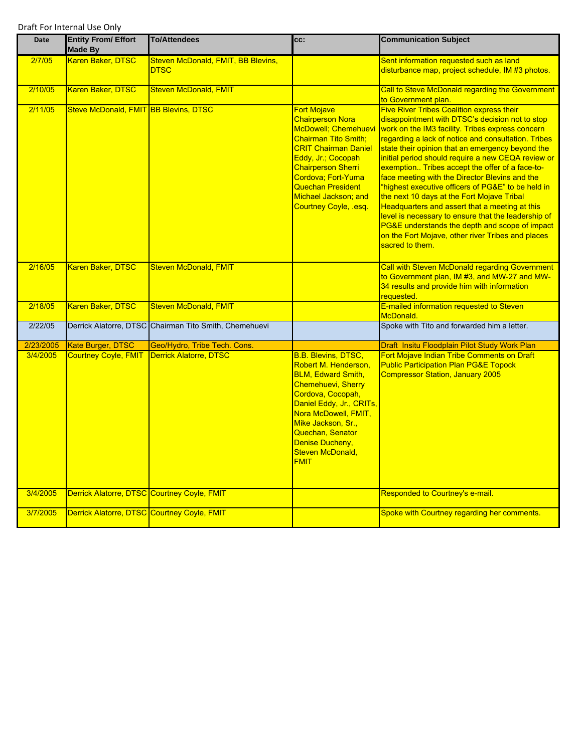Draft For Internal Use Only

| Date | Entity From/ Effort Made By | To/Attendees | cc: | Communication Subject |
|---|---|---|---|---|
| 2/7/05 | Karen Baker, DTSC | Steven McDonald, FMIT, BB Blevins, DTSC | | Sent information requested such as land disturbance map, project schedule, IM #3 photos. |
| 2/10/05 | Karen Baker, DTSC | Steven McDonald, FMIT | | Call to Steve McDonald regarding the Government to Government plan. |
| 2/11/05 | Steve McDonald, FMIT | BB Blevins, DTSC | Fort Mojave Chairperson Nora McDowell; Chemehuevi Chairman Tito Smith; CRIT Chairman Daniel Eddy, Jr.; Cocopah Chairperson Sherri Cordova; Fort-Yuma Quechan President Michael Jackson; and Courtney Coyle, .esq. | Five River Tribes Coalition express their disappointment with DTSC's decision not to stop work on the IM3 facility. Tribes express concern regarding a lack of notice and consultation. Tribes state their opinion that an emergency beyond the initial period should require a new CEQA review or exemption.. Tribes accept the offer of a face-to-face meeting with the Director Blevins and the "highest executive officers of PG&E" to be held in the next 10 days at the Fort Mojave Tribal Headquarters and assert that a meeting at this level is necessary to ensure that the leadership of PG&E understands the depth and scope of impact on the Fort Mojave, other river Tribes and places sacred to them. |
| 2/16/05 | Karen Baker, DTSC | Steven McDonald, FMIT | | Call with Steven McDonald regarding Government to Government plan, IM #3, and MW-27 and MW-34 results and provide him with information requested. |
| 2/18/05 | Karen Baker, DTSC | Steven McDonald, FMIT | | E-mailed information requested to Steven McDonald. |
| 2/22/05 | Derrick Alatorre, DTSC | Chairman Tito Smith, Chemehuevi | | Spoke with Tito and forwarded him a letter. |
| 2/23/2005 | Kate Burger, DTSC | Geo/Hydro, Tribe Tech. Cons. | | Draft Insitu Floodplain Pilot Study Work Plan |
| 3/4/2005 | Courtney Coyle, FMIT | Derrick Alatorre, DTSC | B.B. Blevins, DTSC, Robert M. Henderson, BLM, Edward Smith, Chemehuevi, Sherry Cordova, Cocopah, Daniel Eddy, Jr., CRITs, Nora McDowell, FMIT, Mike Jackson, Sr., Quechan, Senator Denise Ducheny, Steven McDonald, FMIT | Fort Mojave Indian Tribe Comments on Draft Public Participation Plan PG&E Topock Compressor Station, January 2005 |
| 3/4/2005 | Derrick Alatorre, DTSC | Courtney Coyle, FMIT | | Responded to Courtney's e-mail. |
| 3/7/2005 | Derrick Alatorre, DTSC | Courtney Coyle, FMIT | | Spoke with Courtney regarding her comments. |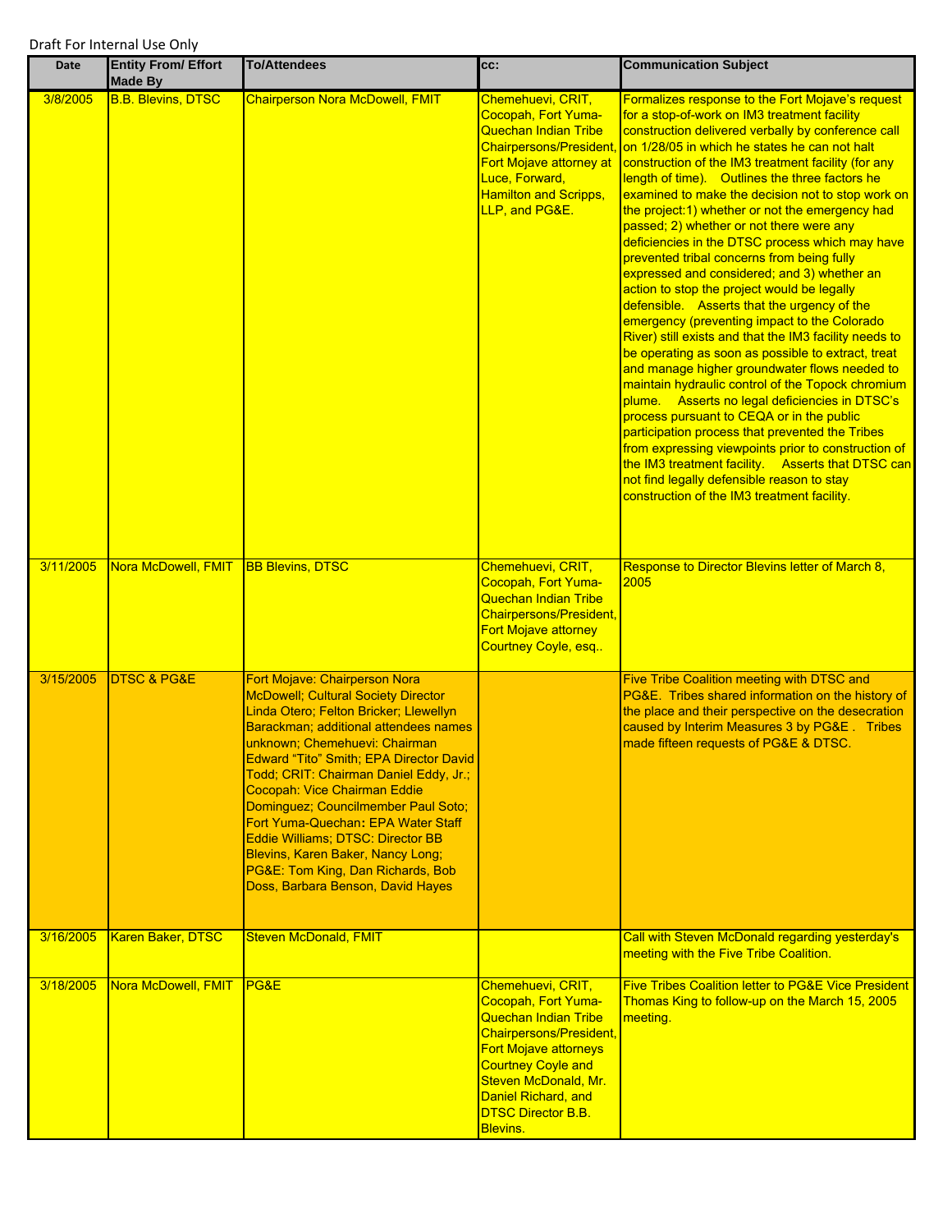Draft For Internal Use Only

| Date | Entity From/ Effort Made By | To/Attendees | cc: | Communication Subject |
|---|---|---|---|---|
| 3/8/2005 | B.B. Blevins, DTSC | Chairperson Nora McDowell, FMIT | Chemehuevi, CRIT, Cocopah, Fort Yuma-Quechan Indian Tribe Chairpersons/President, Fort Mojave attorney at Luce, Forward, Hamilton and Scripps, LLP, and PG&E. | Formalizes response to the Fort Mojave's request for a stop-of-work on IM3 treatment facility construction delivered verbally by conference call on 1/28/05 in which he states he can not halt construction of the IM3 treatment facility (for any length of time). Outlines the three factors he examined to make the decision not to stop work on the project:1) whether or not the emergency had passed; 2) whether or not there were any deficiencies in the DTSC process which may have prevented tribal concerns from being fully expressed and considered; and 3) whether an action to stop the project would be legally defensible. Asserts that the urgency of the emergency (preventing impact to the Colorado River) still exists and that the IM3 facility needs to be operating as soon as possible to extract, treat and manage higher groundwater flows needed to maintain hydraulic control of the Topock chromium plume. Asserts no legal deficiencies in DTSC's process pursuant to CEQA or in the public participation process that prevented the Tribes from expressing viewpoints prior to construction of the IM3 treatment facility. Asserts that DTSC can not find legally defensible reason to stay construction of the IM3 treatment facility. |
| 3/11/2005 | Nora McDowell, FMIT | BB Blevins, DTSC | Chemehuevi, CRIT, Cocopah, Fort Yuma-Quechan Indian Tribe Chairpersons/President, Fort Mojave attorney Courtney Coyle, esq.. | Response to Director Blevins letter of March 8, 2005 |
| 3/15/2005 | DTSC & PG&E | Fort Mojave: Chairperson Nora McDowell; Cultural Society Director Linda Otero; Felton Bricker; Llewellyn Barackman; additional attendees names unknown; Chemehuevi: Chairman Edward "Tito" Smith; EPA Director David Todd; CRIT: Chairman Daniel Eddy, Jr.; Cocopah: Vice Chairman Eddie Dominguez; Councilmember Paul Soto; Fort Yuma-Quechan: EPA Water Staff Eddie Williams; DTSC: Director BB Blevins, Karen Baker, Nancy Long; PG&E: Tom King, Dan Richards, Bob Doss, Barbara Benson, David Hayes | | Five Tribe Coalition meeting with DTSC and PG&E. Tribes shared information on the history of the place and their perspective on the desecration caused by Interim Measures 3 by PG&E . Tribes made fifteen requests of PG&E & DTSC. |
| 3/16/2005 | Karen Baker, DTSC | Steven McDonald, FMIT | | Call with Steven McDonald regarding yesterday's meeting with the Five Tribe Coalition. |
| 3/18/2005 | Nora McDowell, FMIT | PG&E | Chemehuevi, CRIT, Cocopah, Fort Yuma-Quechan Indian Tribe Chairpersons/President, Fort Mojave attorneys Courtney Coyle and Steven McDonald, Mr. Daniel Richard, and DTSC Director B.B. Blevins. | Five Tribes Coalition letter to PG&E Vice President Thomas King to follow-up on the March 15, 2005 meeting. |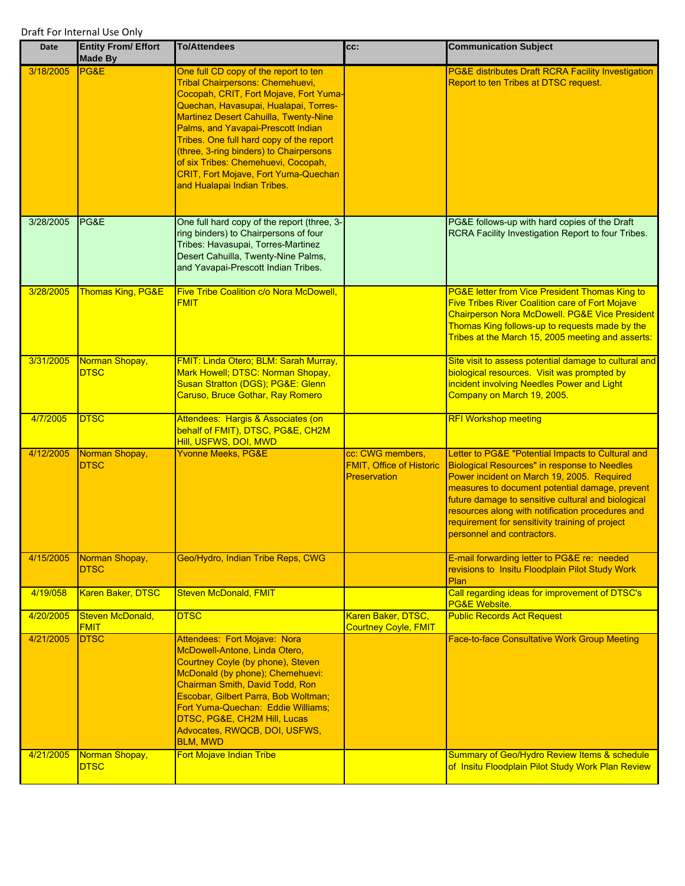Draft For Internal Use Only

| Date | Entity From/ Effort Made By | To/Attendees | cc: | Communication Subject |
|---|---|---|---|---|
| 3/18/2005 | PG&E | One full CD copy of the report to ten Tribal Chairpersons: Chemehuevi, Cocopah, CRIT, Fort Mojave, Fort Yuma-Quechan, Havasupai, Hualapai, Torres-Martinez Desert Cahuilla, Twenty-Nine Palms, and Yavapai-Prescott Indian Tribes. One full hard copy of the report (three, 3-ring binders) to Chairpersons of six Tribes: Chemehuevi, Cocopah, CRIT, Fort Mojave, Fort Yuma-Quechan and Hualapai Indian Tribes. | | PG&E distributes Draft RCRA Facility Investigation Report to ten Tribes at DTSC request. |
| 3/28/2005 | PG&E | One full hard copy of the report (three, 3-ring binders) to Chairpersons of four Tribes: Havasupai, Torres-Martinez Desert Cahuilla, Twenty-Nine Palms, and Yavapai-Prescott Indian Tribes. | | PG&E follows-up with hard copies of the Draft RCRA Facility Investigation Report to four Tribes. |
| 3/28/2005 | Thomas King, PG&E | Five Tribe Coalition c/o Nora McDowell, FMIT | | PG&E letter from Vice President Thomas King to Five Tribes River Coalition care of Fort Mojave Chairperson Nora McDowell. PG&E Vice President Thomas King follows-up to requests made by the Tribes at the March 15, 2005 meeting and asserts: |
| 3/31/2005 | Norman Shopay, DTSC | FMIT: Linda Otero; BLM: Sarah Murray, Mark Howell; DTSC: Norman Shopay, Susan Stratton (DGS); PG&E: Glenn Caruso, Bruce Gothar, Ray Romero | | Site visit to assess potential damage to cultural and biological resources. Visit was prompted by incident involving Needles Power and Light Company on March 19, 2005. |
| 4/7/2005 | DTSC | Attendees: Hargis & Associates (on behalf of FMIT), DTSC, PG&E, CH2M Hill, USFWS, DOI, MWD | | RFI Workshop meeting |
| 4/12/2005 | Norman Shopay, DTSC | Yvonne Meeks, PG&E | cc: CWG members, FMIT, Office of Historic Preservation | Letter to PG&E "Potential Impacts to Cultural and Biological Resources" in response to Needles Power incident on March 19, 2005. Required measures to document potential damage, prevent future damage to sensitive cultural and biological resources along with notification procedures and requirement for sensitivity training of project personnel and contractors. |
| 4/15/2005 | Norman Shopay, DTSC | Geo/Hydro, Indian Tribe Reps, CWG | | E-mail forwarding letter to PG&E re: needed revisions to Insitu Floodplain Pilot Study Work Plan |
| 4/19/058 | Karen Baker, DTSC | Steven McDonald, FMIT | | Call regarding ideas for improvement of DTSC's PG&E Website. |
| 4/20/2005 | Steven McDonald, FMIT | DTSC | Karen Baker, DTSC, Courtney Coyle, FMIT | Public Records Act Request |
| 4/21/2005 | DTSC | Attendees: Fort Mojave: Nora McDowell-Antone, Linda Otero, Courtney Coyle (by phone), Steven McDonald (by phone); Chemehuevi: Chairman Smith, David Todd, Ron Escobar, Gilbert Parra, Bob Woltman; Fort Yuma-Quechan: Eddie Williams; DTSC, PG&E, CH2M Hill, Lucas Advocates, RWQCB, DOI, USFWS, BLM, MWD | | Face-to-face Consultative Work Group Meeting |
| 4/21/2005 | Norman Shopay, DTSC | Fort Mojave Indian Tribe | | Summary of Geo/Hydro Review Items & schedule of Insitu Floodplain Pilot Study Work Plan Review |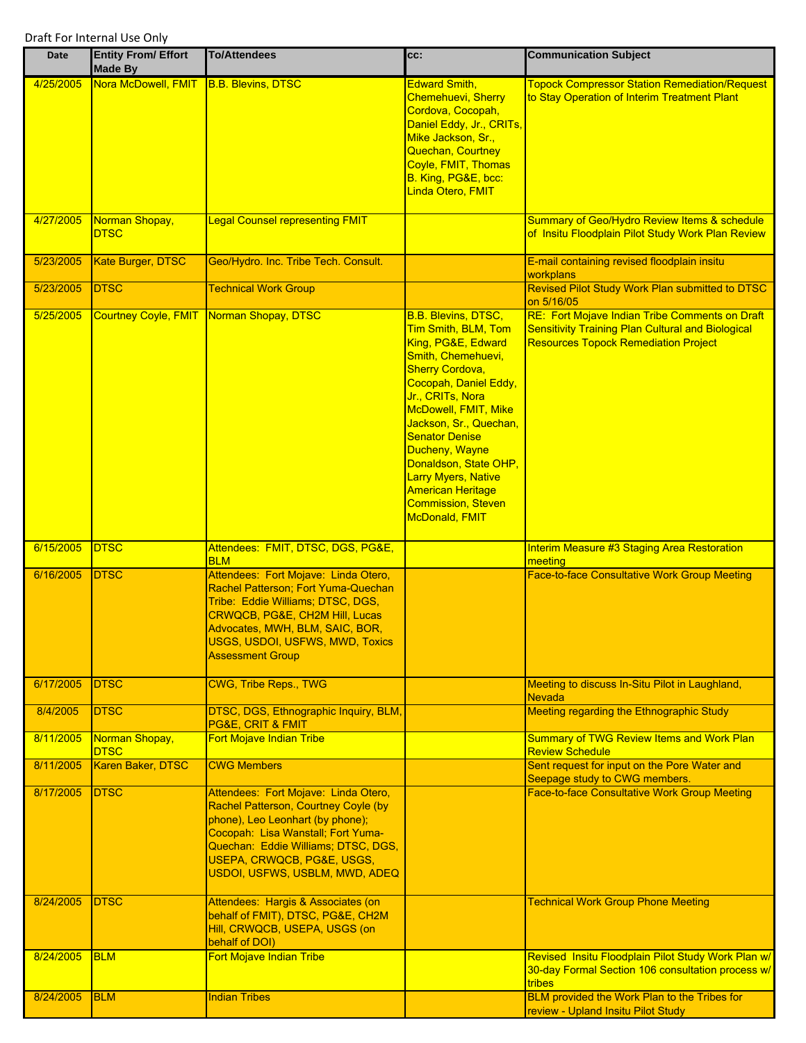Draft For Internal Use Only

| Date | Entity From/ Effort Made By | To/Attendees | cc: | Communication Subject |
|---|---|---|---|---|
| 4/25/2005 | Nora McDowell, FMIT | B.B. Blevins, DTSC | Edward Smith, Chemehuevi, Sherry Cordova, Cocopah, Daniel Eddy, Jr., CRITs, Mike Jackson, Sr., Quechan, Courtney Coyle, FMIT, Thomas B. King, PG&E, bcc: Linda Otero, FMIT | Topock Compressor Station Remediation/Request to Stay Operation of Interim Treatment Plant |
| 4/27/2005 | Norman Shopay, DTSC | Legal Counsel representing FMIT | | Summary of Geo/Hydro Review Items & schedule of Insitu Floodplain Pilot Study Work Plan Review |
| 5/23/2005 | Kate Burger, DTSC | Geo/Hydro. Inc. Tribe Tech. Consult. | | E-mail containing revised floodplain insitu workplans |
| 5/23/2005 | DTSC | Technical Work Group | | Revised Pilot Study Work Plan submitted to DTSC on 5/16/05 |
| 5/25/2005 | Courtney Coyle, FMIT | Norman Shopay, DTSC | B.B. Blevins, DTSC, Tim Smith, BLM, Tom King, PG&E, Edward Smith, Chemehuevi, Sherry Cordova, Cocopah, Daniel Eddy, Jr., CRITs, Nora McDowell, FMIT, Mike Jackson, Sr., Quechan, Senator Denise Ducheny, Wayne Donaldson, State OHP, Larry Myers, Native American Heritage Commission, Steven McDonald, FMIT | RE: Fort Mojave Indian Tribe Comments on Draft Sensitivity Training Plan Cultural and Biological Resources Topock Remediation Project |
| 6/15/2005 | DTSC | Attendees: FMIT, DTSC, DGS, PG&E, BLM | | Interim Measure #3 Staging Area Restoration meeting |
| 6/16/2005 | DTSC | Attendees: Fort Mojave: Linda Otero, Rachel Patterson; Fort Yuma-Quechan Tribe: Eddie Williams; DTSC, DGS, CRWQCB, PG&E, CH2M Hill, Lucas Advocates, MWH, BLM, SAIC, BOR, USGS, USDOI, USFWS, MWD, Toxics Assessment Group | | Face-to-face Consultative Work Group Meeting |
| 6/17/2005 | DTSC | CWG, Tribe Reps., TWG | | Meeting to discuss In-Situ Pilot in Laughland, Nevada |
| 8/4/2005 | DTSC | DTSC, DGS, Ethnographic Inquiry, BLM, PG&E, CRIT & FMIT | | Meeting regarding the Ethnographic Study |
| 8/11/2005 | Norman Shopay, DTSC | Fort Mojave Indian Tribe | | Summary of TWG Review Items and Work Plan Review Schedule |
| 8/11/2005 | Karen Baker, DTSC | CWG Members | | Sent request for input on the Pore Water and Seepage study to CWG members. |
| 8/17/2005 | DTSC | Attendees: Fort Mojave: Linda Otero, Rachel Patterson, Courtney Coyle (by phone), Leo Leonhart (by phone); Cocopah: Lisa Wanstall; Fort Yuma-Quechan: Eddie Williams; DTSC, DGS, USEPA, CRWQCB, PG&E, USGS, USDOI, USFWS, USBLM, MWD, ADEQ | | Face-to-face Consultative Work Group Meeting |
| 8/24/2005 | DTSC | Attendees: Hargis & Associates (on behalf of FMIT), DTSC, PG&E, CH2M Hill, CRWQCB, USEPA, USGS (on behalf of DOI) | | Technical Work Group Phone Meeting |
| 8/24/2005 | BLM | Fort Mojave Indian Tribe | | Revised Insitu Floodplain Pilot Study Work Plan w/ 30-day Formal Section 106 consultation process w/ tribes |
| 8/24/2005 | BLM | Indian Tribes | | BLM provided the Work Plan to the Tribes for review - Upland Insitu Pilot Study |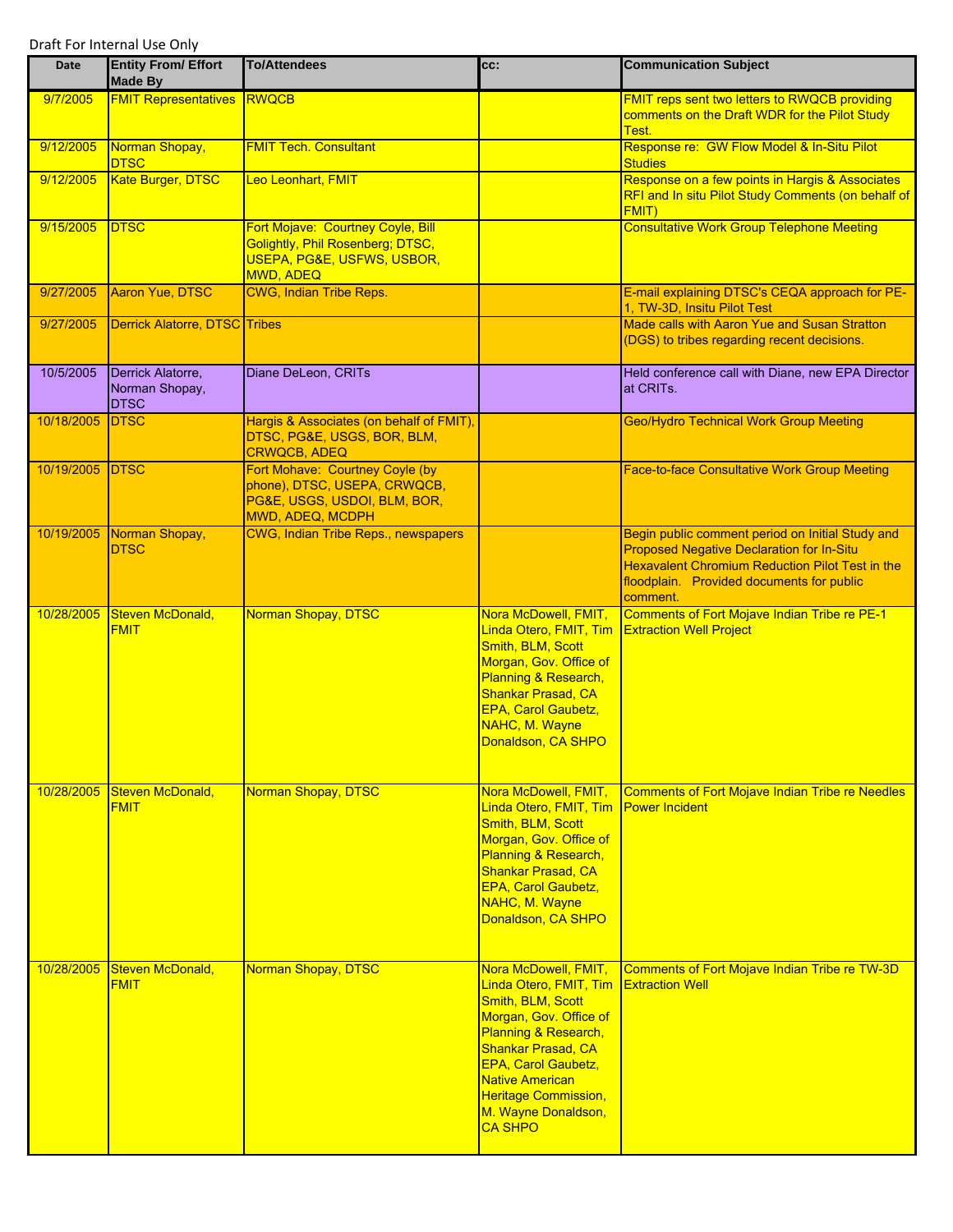Draft For Internal Use Only

| Date | Entity From/ Effort Made By | To/Attendees | cc: | Communication Subject |
|---|---|---|---|---|
| 9/7/2005 | FMIT Representatives | RWQCB | | FMIT reps sent two letters to RWQCB providing comments on the Draft WDR for the Pilot Study Test. |
| 9/12/2005 | Norman Shopay, DTSC | FMIT Tech. Consultant | | Response re: GW Flow Model & In-Situ Pilot Studies |
| 9/12/2005 | Kate Burger, DTSC | Leo Leonhart, FMIT | | Response on a few points in Hargis & Associates RFI and In situ Pilot Study Comments (on behalf of FMIT) |
| 9/15/2005 | DTSC | Fort Mojave: Courtney Coyle, Bill Golightly, Phil Rosenberg; DTSC, USEPA, PG&E, USFWS, USBOR, MWD, ADEQ | | Consultative Work Group Telephone Meeting |
| 9/27/2005 | Aaron Yue, DTSC | CWG, Indian Tribe Reps. | | E-mail explaining DTSC's CEQA approach for PE-1, TW-3D, Insitu Pilot Test |
| 9/27/2005 | Derrick Alatorre, DTSC | Tribes | | Made calls with Aaron Yue and Susan Stratton (DGS) to tribes regarding recent decisions. |
| 10/5/2005 | Derrick Alatorre, Norman Shopay, DTSC | Diane DeLeon, CRITs | | Held conference call with Diane, new EPA Director at CRITs. |
| 10/18/2005 | DTSC | Hargis & Associates (on behalf of FMIT), DTSC, PG&E, USGS, BOR, BLM, CRWQCB, ADEQ | | Geo/Hydro Technical Work Group Meeting |
| 10/19/2005 | DTSC | Fort Mohave: Courtney Coyle (by phone), DTSC, USEPA, CRWQCB, PG&E, USGS, USDOI, BLM, BOR, MWD, ADEQ, MCDPH | | Face-to-face Consultative Work Group Meeting |
| 10/19/2005 | Norman Shopay, DTSC | CWG, Indian Tribe Reps., newspapers | | Begin public comment period on Initial Study and Proposed Negative Declaration for In-Situ Hexavalent Chromium Reduction Pilot Test in the floodplain. Provided documents for public comment. |
| 10/28/2005 | Steven McDonald, FMIT | Norman Shopay, DTSC | Nora McDowell, FMIT, Linda Otero, FMIT, Tim Smith, BLM, Scott Morgan, Gov. Office of Planning & Research, Shankar Prasad, CA EPA, Carol Gaubetz, NAHC, M. Wayne Donaldson, CA SHPO | Comments of Fort Mojave Indian Tribe re PE-1 Extraction Well Project |
| 10/28/2005 | Steven McDonald, FMIT | Norman Shopay, DTSC | Nora McDowell, FMIT, Linda Otero, FMIT, Tim Smith, BLM, Scott Morgan, Gov. Office of Planning & Research, Shankar Prasad, CA EPA, Carol Gaubetz, NAHC, M. Wayne Donaldson, CA SHPO | Comments of Fort Mojave Indian Tribe re Needles Power Incident |
| 10/28/2005 | Steven McDonald, FMIT | Norman Shopay, DTSC | Nora McDowell, FMIT, Linda Otero, FMIT, Tim Smith, BLM, Scott Morgan, Gov. Office of Planning & Research, Shankar Prasad, CA EPA, Carol Gaubetz, Native American Heritage Commission, M. Wayne Donaldson, CA SHPO | Comments of Fort Mojave Indian Tribe re TW-3D Extraction Well |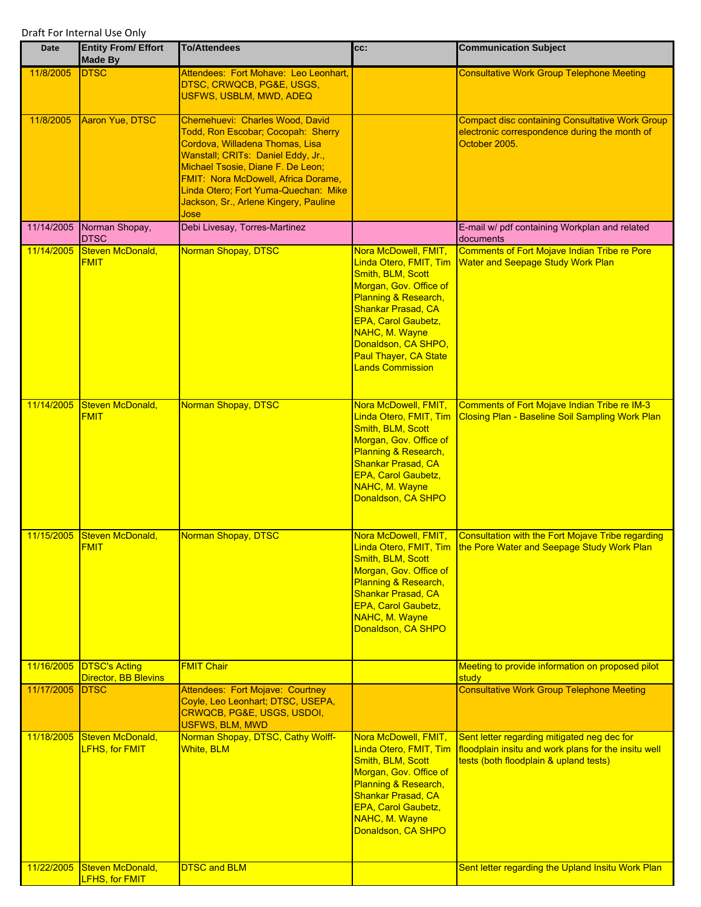Draft For Internal Use Only

| Date | Entity From/ Effort Made By | To/Attendees | cc: | Communication Subject |
|---|---|---|---|---|
| 11/8/2005 | DTSC | Attendees: Fort Mohave: Leo Leonhart, DTSC, CRWQCB, PG&E, USGS, USFWS, USBLM, MWD, ADEQ | | Consultative Work Group Telephone Meeting |
| 11/8/2005 | Aaron Yue, DTSC | Chemehuevi: Charles Wood, David Todd, Ron Escobar; Cocopah: Sherry Cordova, Willadena Thomas, Lisa Wanstall; CRITs: Daniel Eddy, Jr., Michael Tsosie, Diane F. De Leon; FMIT: Nora McDowell, Africa Dorame, Linda Otero; Fort Yuma-Quechan: Mike Jackson, Sr., Arlene Kingery, Pauline Jose | | Compact disc containing Consultative Work Group electronic correspondence during the month of October 2005. |
| 11/14/2005 | Norman Shopay, DTSC | Debi Livesay, Torres-Martinez | | E-mail w/ pdf containing Workplan and related documents |
| 11/14/2005 | Steven McDonald, FMIT | Norman Shopay, DTSC | Nora McDowell, FMIT, Linda Otero, FMIT, Tim Smith, BLM, Scott Morgan, Gov. Office of Planning & Research, Shankar Prasad, CA EPA, Carol Gaubetz, NAHC, M. Wayne Donaldson, CA SHPO, Paul Thayer, CA State Lands Commission | Comments of Fort Mojave Indian Tribe re Pore Water and Seepage Study Work Plan |
| 11/14/2005 | Steven McDonald, FMIT | Norman Shopay, DTSC | Nora McDowell, FMIT, Linda Otero, FMIT, Tim Smith, BLM, Scott Morgan, Gov. Office of Planning & Research, Shankar Prasad, CA EPA, Carol Gaubetz, NAHC, M. Wayne Donaldson, CA SHPO | Comments of Fort Mojave Indian Tribe re IM-3 Closing Plan - Baseline Soil Sampling Work Plan |
| 11/15/2005 | Steven McDonald, FMIT | Norman Shopay, DTSC | Nora McDowell, FMIT, Linda Otero, FMIT, Tim Smith, BLM, Scott Morgan, Gov. Office of Planning & Research, Shankar Prasad, CA EPA, Carol Gaubetz, NAHC, M. Wayne Donaldson, CA SHPO | Consultation with the Fort Mojave Tribe regarding the Pore Water and Seepage Study Work Plan |
| 11/16/2005 | DTSC's Acting Director, BB Blevins | FMIT Chair | | Meeting to provide information on proposed pilot study |
| 11/17/2005 | DTSC | Attendees: Fort Mojave: Courtney Coyle, Leo Leonhart; DTSC, USEPA, CRWQCB, PG&E, USGS, USDOI, USFWS, BLM, MWD | | Consultative Work Group Telephone Meeting |
| 11/18/2005 | Steven McDonald, LFHS, for FMIT | Norman Shopay, DTSC, Cathy Wolff-White, BLM | Nora McDowell, FMIT, Linda Otero, FMIT, Tim Smith, BLM, Scott Morgan, Gov. Office of Planning & Research, Shankar Prasad, CA EPA, Carol Gaubetz, NAHC, M. Wayne Donaldson, CA SHPO | Sent letter regarding mitigated neg dec for floodplain insitu and work plans for the insitu well tests (both floodplain & upland tests) |
| 11/22/2005 | Steven McDonald, LFHS, for FMIT | DTSC and BLM | | Sent letter regarding the Upland Insitu Work Plan |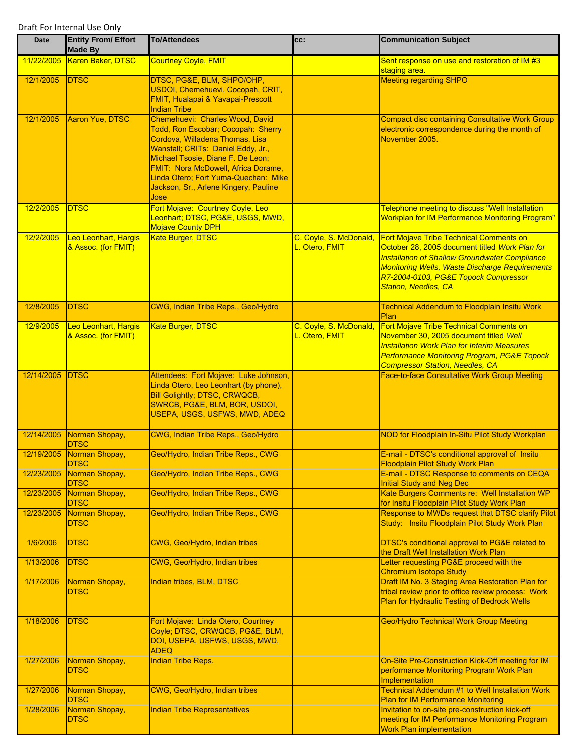Draft For Internal Use Only

| Date | Entity From/ Effort Made By | To/Attendees | cc: | Communication Subject |
|---|---|---|---|---|
| 11/22/2005 | Karen Baker, DTSC | Courtney Coyle, FMIT | | Sent response on use and restoration of IM #3 staging area. |
| 12/1/2005 | DTSC | DTSC, PG&E, BLM, SHPO/OHP, USDOI, Chemehuevi, Cocopah, CRIT, FMIT, Hualapai & Yavapai-Prescott Indian Tribe | | Meeting regarding SHPO |
| 12/1/2005 | Aaron Yue, DTSC | Chemehuevi: Charles Wood, David Todd, Ron Escobar; Cocopah: Sherry Cordova, Willadena Thomas, Lisa Wanstall; CRITs: Daniel Eddy, Jr., Michael Tsosie, Diane F. De Leon; FMIT: Nora McDowell, Africa Dorame, Linda Otero; Fort Yuma-Quechan: Mike Jackson, Sr., Arlene Kingery, Pauline Jose | | Compact disc containing Consultative Work Group electronic correspondence during the month of November 2005. |
| 12/2/2005 | DTSC | Fort Mojave: Courtney Coyle, Leo Leonhart; DTSC, PG&E, USGS, MWD, Mojave County DPH | | Telephone meeting to discuss "Well Installation Workplan for IM Performance Monitoring Program" |
| 12/2/2005 | Leo Leonhart, Hargis & Assoc. (for FMIT) | Kate Burger, DTSC | C. Coyle, S. McDonald, L. Otero, FMIT | Fort Mojave Tribe Technical Comments on October 28, 2005 document titled *Work Plan for Installation of Shallow Groundwater Compliance Monitoring Wells, Waste Discharge Requirements R7-2004-0103, PG&E Topock Compressor Station, Needles, CA* |
| 12/8/2005 | DTSC | CWG, Indian Tribe Reps., Geo/Hydro | | Technical Addendum to Floodplain Insitu Work Plan |
| 12/9/2005 | Leo Leonhart, Hargis & Assoc. (for FMIT) | Kate Burger, DTSC | C. Coyle, S. McDonald, L. Otero, FMIT | Fort Mojave Tribe Technical Comments on November 30, 2005 document titled *Well Installation Work Plan for Interim Measures Performance Monitoring Program, PG&E Topock Compressor Station, Needles, CA* |
| 12/14/2005 | DTSC | Attendees: Fort Mojave: Luke Johnson, Linda Otero, Leo Leonhart (by phone), Bill Golightly; DTSC, CRWQCB, SWRCB, PG&E, BLM, BOR, USDOI, USEPA, USGS, USFWS, MWD, ADEQ | | Face-to-face Consultative Work Group Meeting |
| 12/14/2005 | Norman Shopay, DTSC | CWG, Indian Tribe Reps., Geo/Hydro | | NOD for Floodplain In-Situ Pilot Study Workplan |
| 12/19/2005 | Norman Shopay, DTSC | Geo/Hydro, Indian Tribe Reps., CWG | | E-mail - DTSC's conditional approval of Insitu Floodplain Pilot Study Work Plan |
| 12/23/2005 | Norman Shopay, DTSC | Geo/Hydro, Indian Tribe Reps., CWG | | E-mail - DTSC Response to comments on CEQA Initial Study and Neg Dec |
| 12/23/2005 | Norman Shopay, DTSC | Geo/Hydro, Indian Tribe Reps., CWG | | Kate Burgers Comments re: Well Installation WP for Insitu Floodplain Pilot Study Work Plan |
| 12/23/2005 | Norman Shopay, DTSC | Geo/Hydro, Indian Tribe Reps., CWG | | Response to MWDs request that DTSC clarify Pilot Study: Insitu Floodplain Pilot Study Work Plan |
| 1/6/2006 | DTSC | CWG, Geo/Hydro, Indian tribes | | DTSC's conditional approval to PG&E related to the Draft Well Installation Work Plan |
| 1/13/2006 | DTSC | CWG, Geo/Hydro, Indian tribes | | Letter requesting PG&E proceed with the Chromium Isotope Study |
| 1/17/2006 | Norman Shopay, DTSC | Indian tribes, BLM, DTSC | | Draft IM No. 3 Staging Area Restoration Plan for tribal review prior to office review process: Work Plan for Hydraulic Testing of Bedrock Wells |
| 1/18/2006 | DTSC | Fort Mojave: Linda Otero, Courtney Coyle; DTSC, CRWQCB, PG&E, BLM, DOI, USEPA, USFWS, USGS, MWD, ADEQ | | Geo/Hydro Technical Work Group Meeting |
| 1/27/2006 | Norman Shopay, DTSC | Indian Tribe Reps. | | On-Site Pre-Construction Kick-Off meeting for IM performance Monitoring Program Work Plan Implementation |
| 1/27/2006 | Norman Shopay, DTSC | CWG, Geo/Hydro, Indian tribes | | Technical Addendum #1 to Well Installation Work Plan for IM Performance Monitoring |
| 1/28/2006 | Norman Shopay, DTSC | Indian Tribe Representatives | | Invitation to on-site pre-construction kick-off meeting for IM Performance Monitoring Program Work Plan implementation |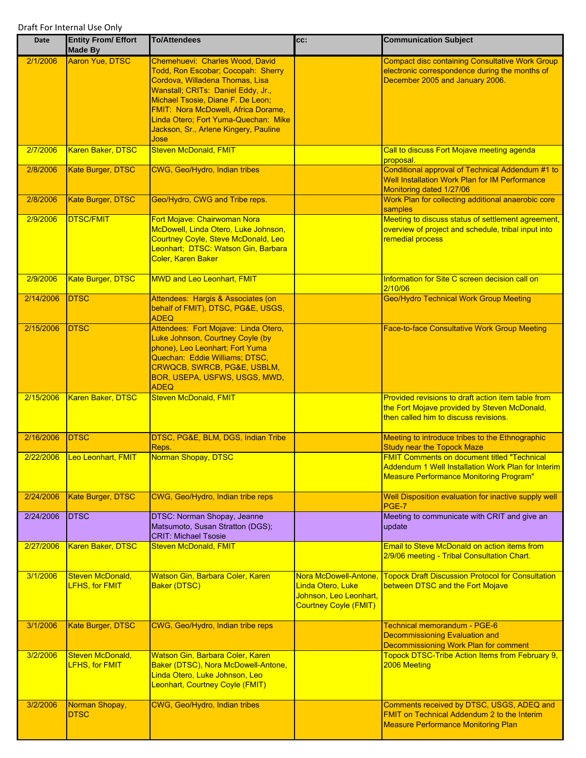Draft For Internal Use Only

| Date | Entity From/ Effort Made By | To/Attendees | cc: | Communication Subject |
|---|---|---|---|---|
| 2/1/2006 | Aaron Yue, DTSC | Chemehuevi: Charles Wood, David Todd, Ron Escobar; Cocopah: Sherry Cordova, Willadena Thomas, Lisa Wanstall; CRITs: Daniel Eddy, Jr., Michael Tsosie, Diane F. De Leon; FMIT: Nora McDowell, Africa Dorame, Linda Otero; Fort Yuma-Quechan: Mike Jackson, Sr., Arlene Kingery, Pauline Jose | | Compact disc containing Consultative Work Group electronic correspondence during the months of December 2005 and January 2006. |
| 2/7/2006 | Karen Baker, DTSC | Steven McDonald, FMIT | | Call to discuss Fort Mojave meeting agenda proposal. |
| 2/8/2006 | Kate Burger, DTSC | CWG, Geo/Hydro, Indian tribes | | Conditional approval of Technical Addendum #1 to Well Installation Work Plan for IM Performance Monitoring dated 1/27/06 |
| 2/8/2006 | Kate Burger, DTSC | Geo/Hydro, CWG and Tribe reps. | | Work Plan for collecting additional anaerobic core samples |
| 2/9/2006 | DTSC/FMIT | Fort Mojave: Chairwoman Nora McDowell, Linda Otero, Luke Johnson, Courtney Coyle, Steve McDonald, Leo Leonhart; DTSC: Watson Gin, Barbara Coler, Karen Baker | | Meeting to discuss status of settlement agreement, overview of project and schedule, tribal input into remedial process |
| 2/9/2006 | Kate Burger, DTSC | MWD and Leo Leonhart, FMIT | | Information for Site C screen decision call on 2/10/06 |
| 2/14/2006 | DTSC | Attendees: Hargis & Associates (on behalf of FMIT), DTSC, PG&E, USGS, ADEQ | | Geo/Hydro Technical Work Group Meeting |
| 2/15/2006 | DTSC | Attendees: Fort Mojave: Linda Otero, Luke Johnson, Courtney Coyle (by phone), Leo Leonhart; Fort Yuma Quechan: Eddie Williams; DTSC, CRWQCB, SWRCB, PG&E, USBLM, BOR, USEPA, USFWS, USGS, MWD, ADEQ | | Face-to-face Consultative Work Group Meeting |
| 2/15/2006 | Karen Baker, DTSC | Steven McDonald, FMIT | | Provided revisions to draft action item table from the Fort Mojave provided by Steven McDonald, then called him to discuss revisions. |
| 2/16/2006 | DTSC | DTSC, PG&E, BLM, DGS, Indian Tribe Reps. | | Meeting to introduce tribes to the Ethnographic Study near the Topock Maze |
| 2/22/2006 | Leo Leonhart, FMIT | Norman Shopay, DTSC | | FMIT Comments on document titled "Technical Addendum 1 Well Installation Work Plan for Interim Measure Performance Monitoring Program" |
| 2/24/2006 | Kate Burger, DTSC | CWG, Geo/Hydro, Indian tribe reps | | Well Disposition evaluation for inactive supply well PGE-7 |
| 2/24/2006 | DTSC | DTSC: Norman Shopay, Jeanne Matsumoto, Susan Stratton (DGS); CRIT: Michael Tsosie | | Meeting to communicate with CRIT and give an update |
| 2/27/2006 | Karen Baker, DTSC | Steven McDonald, FMIT | | Email to Steve McDonald on action items from 2/9/06 meeting - Tribal Consultation Chart. |
| 3/1/2006 | Steven McDonald, LFHS, for FMIT | Watson Gin, Barbara Coler, Karen Baker (DTSC) | Nora McDowell-Antone, Linda Otero, Luke Johnson, Leo Leonhart, Courtney Coyle (FMIT) | Topock Draft Discussion Protocol for Consultation between DTSC and the Fort Mojave |
| 3/1/2006 | Kate Burger, DTSC | CWG, Geo/Hydro, Indian tribe reps | | Technical memorandum - PGE-6 Decommissioning Evaluation and Decommissioning Work Plan for comment |
| 3/2/2006 | Steven McDonald, LFHS, for FMIT | Watson Gin, Barbara Coler, Karen Baker (DTSC), Nora McDowell-Antone, Linda Otero, Luke Johnson, Leo Leonhart, Courtney Coyle (FMIT) | | Topock DTSC-Tribe Action Items from February 9, 2006 Meeting |
| 3/2/2006 | Norman Shopay, DTSC | CWG, Geo/Hydro, Indian tribes | | Comments received by DTSC, USGS, ADEQ and FMIT on Technical Addendum 2 to the Interim Measure Performance Monitoring Plan |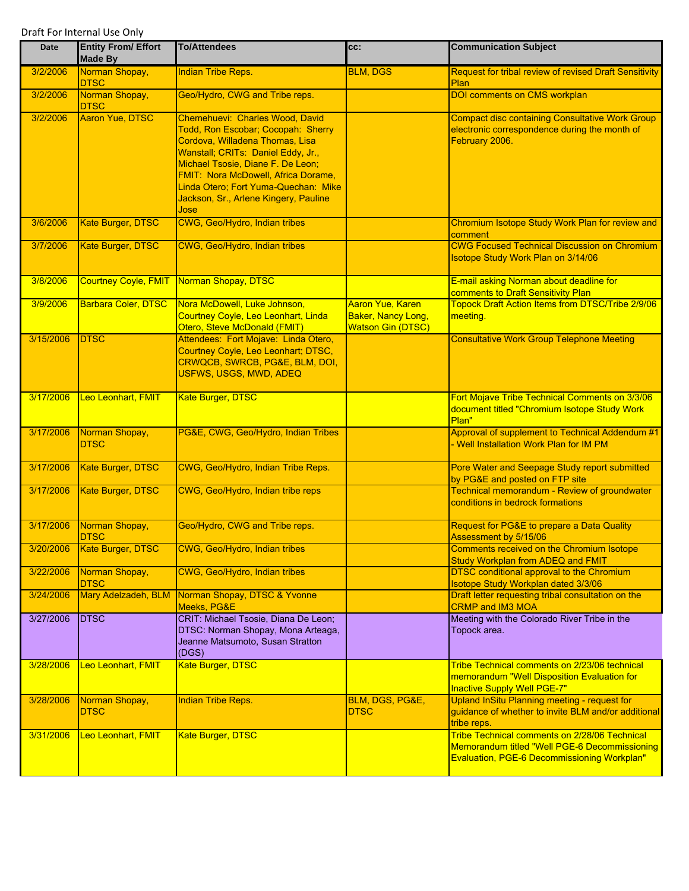Draft For Internal Use Only

| Date | Entity From/ Effort Made By | To/Attendees | cc: | Communication Subject |
|---|---|---|---|---|
| 3/2/2006 | Norman Shopay, DTSC | Indian Tribe Reps. | BLM, DGS | Request for tribal review of revised Draft Sensitivity Plan |
| 3/2/2006 | Norman Shopay, DTSC | Geo/Hydro, CWG and Tribe reps. | | DOI comments on CMS workplan |
| 3/2/2006 | Aaron Yue, DTSC | Chemehuevi: Charles Wood, David Todd, Ron Escobar; Cocopah: Sherry Cordova, Willadena Thomas, Lisa Wanstall; CRITs: Daniel Eddy, Jr., Michael Tsosie, Diane F. De Leon; FMIT: Nora McDowell, Africa Dorame, Linda Otero; Fort Yuma-Quechan: Mike Jackson, Sr., Arlene Kingery, Pauline Jose | | Compact disc containing Consultative Work Group electronic correspondence during the month of February 2006. |
| 3/6/2006 | Kate Burger, DTSC | CWG, Geo/Hydro, Indian tribes | | Chromium Isotope Study Work Plan for review and comment |
| 3/7/2006 | Kate Burger, DTSC | CWG, Geo/Hydro, Indian tribes | | CWG Focused Technical Discussion on Chromium Isotope Study Work Plan on 3/14/06 |
| 3/8/2006 | Courtney Coyle, FMIT | Norman Shopay, DTSC | | E-mail asking Norman about deadline for comments to Draft Sensitivity Plan |
| 3/9/2006 | Barbara Coler, DTSC | Nora McDowell, Luke Johnson, Courtney Coyle, Leo Leonhart, Linda Otero, Steve McDonald (FMIT) | Aaron Yue, Karen Baker, Nancy Long, Watson Gin (DTSC) | Topock Draft Action Items from DTSC/Tribe 2/9/06 meeting. |
| 3/15/2006 | DTSC | Attendees: Fort Mojave: Linda Otero, Courtney Coyle, Leo Leonhart; DTSC, CRWQCB, SWRCB, PG&E, BLM, DOI, USFWS, USGS, MWD, ADEQ | | Consultative Work Group Telephone Meeting |
| 3/17/2006 | Leo Leonhart, FMIT | Kate Burger, DTSC | | Fort Mojave Tribe Technical Comments on 3/3/06 document titled "Chromium Isotope Study Work Plan" |
| 3/17/2006 | Norman Shopay, DTSC | PG&E, CWG, Geo/Hydro, Indian Tribes | | Approval of supplement to Technical Addendum #1 - Well Installation Work Plan for IM PM |
| 3/17/2006 | Kate Burger, DTSC | CWG, Geo/Hydro, Indian Tribe Reps. | | Pore Water and Seepage Study report submitted by PG&E and posted on FTP site |
| 3/17/2006 | Kate Burger, DTSC | CWG, Geo/Hydro, Indian tribe reps | | Technical memorandum - Review of groundwater conditions in bedrock formations |
| 3/17/2006 | Norman Shopay, DTSC | Geo/Hydro, CWG and Tribe reps. | | Request for PG&E to prepare a Data Quality Assessment by 5/15/06 |
| 3/20/2006 | Kate Burger, DTSC | CWG, Geo/Hydro, Indian tribes | | Comments received on the Chromium Isotope Study Workplan from ADEQ and FMIT |
| 3/22/2006 | Norman Shopay, DTSC | CWG, Geo/Hydro, Indian tribes | | DTSC conditional approval to the Chromium Isotope Study Workplan dated 3/3/06 |
| 3/24/2006 | Mary Adelzadeh, BLM | Norman Shopay, DTSC & Yvonne Meeks, PG&E | | Draft letter requesting tribal consultation on the CRMP and IM3 MOA |
| 3/27/2006 | DTSC | CRIT: Michael Tsosie, Diana De Leon; DTSC: Norman Shopay, Mona Arteaga, Jeanne Matsumoto, Susan Stratton (DGS) | | Meeting with the Colorado River Tribe in the Topock area. |
| 3/28/2006 | Leo Leonhart, FMIT | Kate Burger, DTSC | | Tribe Technical comments on 2/23/06 technical memorandum "Well Disposition Evaluation for Inactive Supply Well PGE-7" |
| 3/28/2006 | Norman Shopay, DTSC | Indian Tribe Reps. | BLM, DGS, PG&E, DTSC | Upland InSitu Planning meeting - request for guidance of whether to invite BLM and/or additional tribe reps. |
| 3/31/2006 | Leo Leonhart, FMIT | Kate Burger, DTSC | | Tribe Technical comments on 2/28/06 Technical Memorandum titled "Well PGE-6 Decommissioning Evaluation, PGE-6 Decommissioning Workplan" |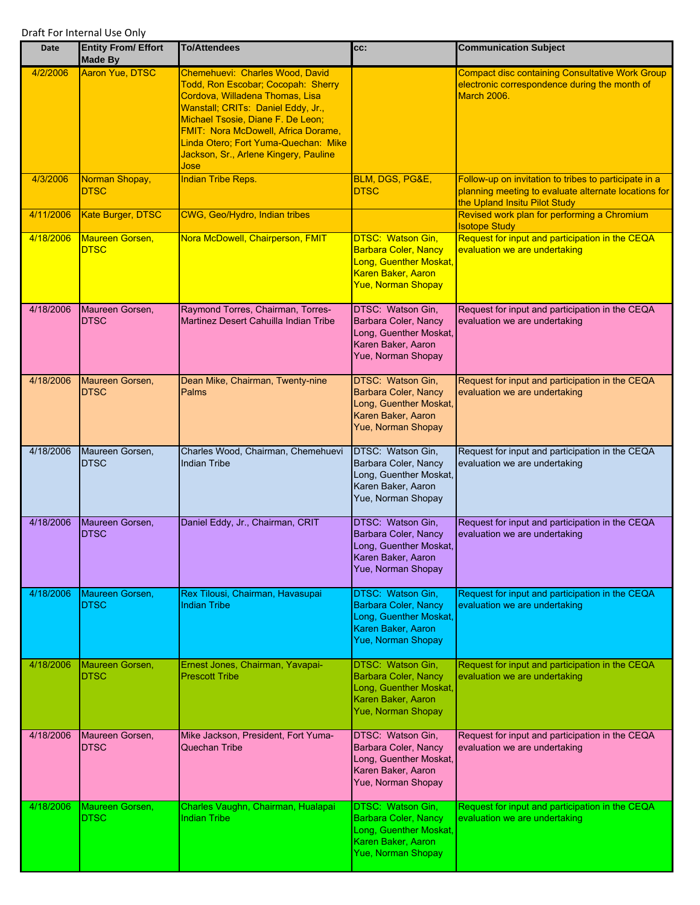Draft For Internal Use Only

| Date | Entity From/ Effort Made By | To/Attendees | cc: | Communication Subject |
|---|---|---|---|---|
| 4/2/2006 | Aaron Yue, DTSC | Chemehuevi: Charles Wood, David Todd, Ron Escobar; Cocopah: Sherry Cordova, Willadena Thomas, Lisa Wanstall; CRITs: Daniel Eddy, Jr., Michael Tsosie, Diane F. De Leon; FMIT: Nora McDowell, Africa Dorame, Linda Otero; Fort Yuma-Quechan: Mike Jackson, Sr., Arlene Kingery, Pauline Jose | | Compact disc containing Consultative Work Group electronic correspondence during the month of March 2006. |
| 4/3/2006 | Norman Shopay, DTSC | Indian Tribe Reps. | BLM, DGS, PG&E, DTSC | Follow-up on invitation to tribes to participate in a planning meeting to evaluate alternate locations for the Upland Insitu Pilot Study |
| 4/11/2006 | Kate Burger, DTSC | CWG, Geo/Hydro, Indian tribes | | Revised work plan for performing a Chromium Isotope Study |
| 4/18/2006 | Maureen Gorsen, DTSC | Nora McDowell, Chairperson, FMIT | DTSC: Watson Gin, Barbara Coler, Nancy Long, Guenther Moskat, Karen Baker, Aaron Yue, Norman Shopay | Request for input and participation in the CEQA evaluation we are undertaking |
| 4/18/2006 | Maureen Gorsen, DTSC | Raymond Torres, Chairman, Torres-Martinez Desert Cahuilla Indian Tribe | DTSC: Watson Gin, Barbara Coler, Nancy Long, Guenther Moskat, Karen Baker, Aaron Yue, Norman Shopay | Request for input and participation in the CEQA evaluation we are undertaking |
| 4/18/2006 | Maureen Gorsen, DTSC | Dean Mike, Chairman, Twenty-nine Palms | DTSC: Watson Gin, Barbara Coler, Nancy Long, Guenther Moskat, Karen Baker, Aaron Yue, Norman Shopay | Request for input and participation in the CEQA evaluation we are undertaking |
| 4/18/2006 | Maureen Gorsen, DTSC | Charles Wood, Chairman, Chemehuevi Indian Tribe | DTSC: Watson Gin, Barbara Coler, Nancy Long, Guenther Moskat, Karen Baker, Aaron Yue, Norman Shopay | Request for input and participation in the CEQA evaluation we are undertaking |
| 4/18/2006 | Maureen Gorsen, DTSC | Daniel Eddy, Jr., Chairman, CRIT | DTSC: Watson Gin, Barbara Coler, Nancy Long, Guenther Moskat, Karen Baker, Aaron Yue, Norman Shopay | Request for input and participation in the CEQA evaluation we are undertaking |
| 4/18/2006 | Maureen Gorsen, DTSC | Rex Tilousi, Chairman, Havasupai Indian Tribe | DTSC: Watson Gin, Barbara Coler, Nancy Long, Guenther Moskat, Karen Baker, Aaron Yue, Norman Shopay | Request for input and participation in the CEQA evaluation we are undertaking |
| 4/18/2006 | Maureen Gorsen, DTSC | Ernest Jones, Chairman, Yavapai-Prescott Tribe | DTSC: Watson Gin, Barbara Coler, Nancy Long, Guenther Moskat, Karen Baker, Aaron Yue, Norman Shopay | Request for input and participation in the CEQA evaluation we are undertaking |
| 4/18/2006 | Maureen Gorsen, DTSC | Mike Jackson, President, Fort Yuma-Quechan Tribe | DTSC: Watson Gin, Barbara Coler, Nancy Long, Guenther Moskat, Karen Baker, Aaron Yue, Norman Shopay | Request for input and participation in the CEQA evaluation we are undertaking |
| 4/18/2006 | Maureen Gorsen, DTSC | Charles Vaughn, Chairman, Hualapai Indian Tribe | DTSC: Watson Gin, Barbara Coler, Nancy Long, Guenther Moskat, Karen Baker, Aaron Yue, Norman Shopay | Request for input and participation in the CEQA evaluation we are undertaking |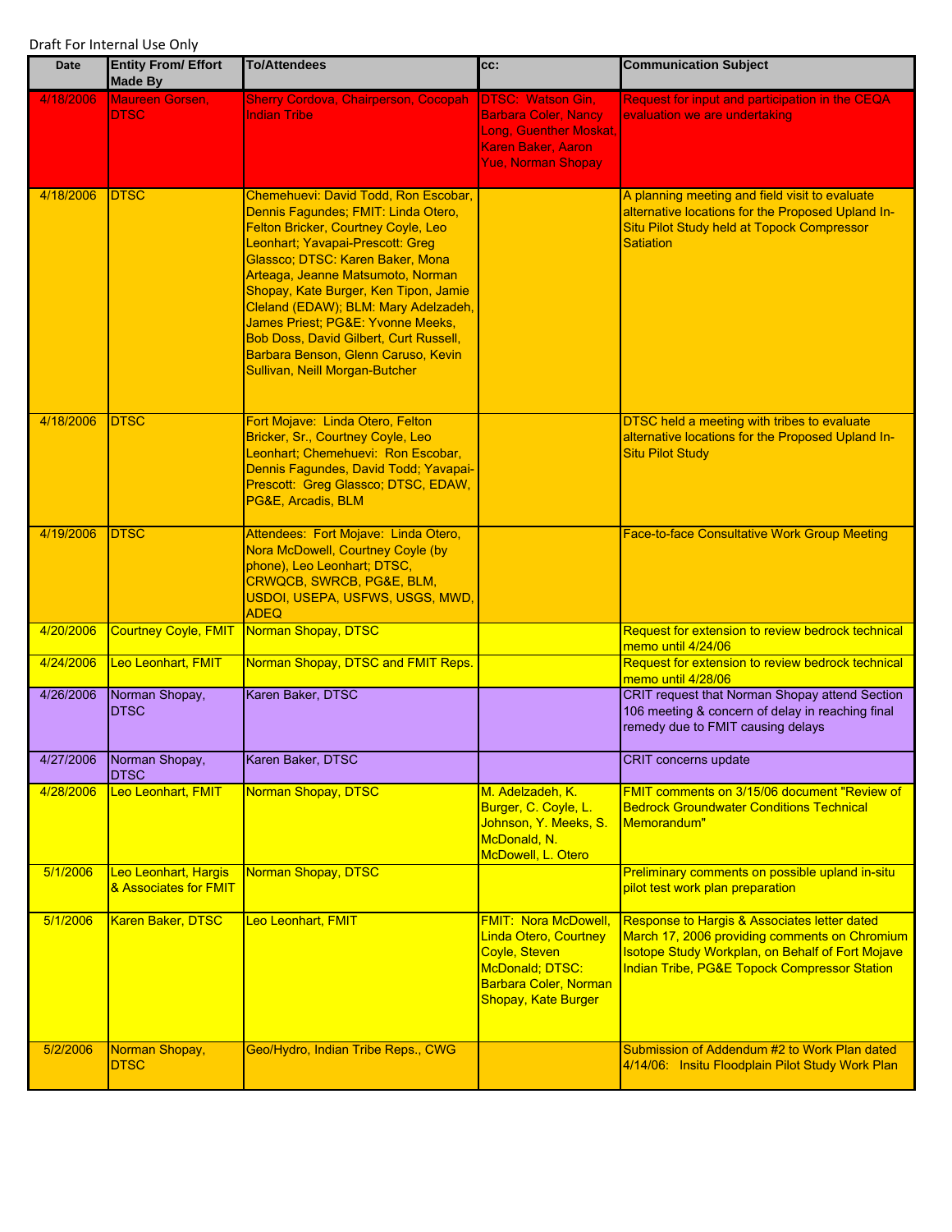Draft For Internal Use Only

| Date | Entity From/ Effort Made By | To/Attendees | cc: | Communication Subject |
|---|---|---|---|---|
| 4/18/2006 | Maureen Gorsen, DTSC | Sherry Cordova, Chairperson, Cocopah Indian Tribe | DTSC: Watson Gin, Barbara Coler, Nancy Long, Guenther Moskat, Karen Baker, Aaron Yue, Norman Shopay | Request for input and participation in the CEQA evaluation we are undertaking |
| 4/18/2006 | DTSC | Chemehuevi: David Todd, Ron Escobar, Dennis Fagundes; FMIT: Linda Otero, Felton Bricker, Courtney Coyle, Leo Leonhart; Yavapai-Prescott: Greg Glassco; DTSC: Karen Baker, Mona Arteaga, Jeanne Matsumoto, Norman Shopay, Kate Burger, Ken Tipon, Jamie Cleland (EDAW); BLM: Mary Adelzadeh, James Priest; PG&E: Yvonne Meeks, Bob Doss, David Gilbert, Curt Russell, Barbara Benson, Glenn Caruso, Kevin Sullivan, Neill Morgan-Butcher | | A planning meeting and field visit to evaluate alternative locations for the Proposed Upland In-Situ Pilot Study held at Topock Compressor Satiation |
| 4/18/2006 | DTSC | Fort Mojave: Linda Otero, Felton Bricker, Sr., Courtney Coyle, Leo Leonhart; Chemehuevi: Ron Escobar, Dennis Fagundes, David Todd; Yavapai-Prescott: Greg Glassco; DTSC, EDAW, PG&E, Arcadis, BLM | | DTSC held a meeting with tribes to evaluate alternative locations for the Proposed Upland In-Situ Pilot Study |
| 4/19/2006 | DTSC | Attendees: Fort Mojave: Linda Otero, Nora McDowell, Courtney Coyle (by phone), Leo Leonhart; DTSC, CRWQCB, SWRCB, PG&E, BLM, USDOI, USEPA, USFWS, USGS, MWD, ADEQ | | Face-to-face Consultative Work Group Meeting |
| 4/20/2006 | Courtney Coyle, FMIT | Norman Shopay, DTSC | | Request for extension to review bedrock technical memo until 4/24/06 |
| 4/24/2006 | Leo Leonhart, FMIT | Norman Shopay, DTSC and FMIT Reps. | | Request for extension to review bedrock technical memo until 4/28/06 |
| 4/26/2006 | Norman Shopay, DTSC | Karen Baker, DTSC | | CRIT request that Norman Shopay attend Section 106 meeting & concern of delay in reaching final remedy due to FMIT causing delays |
| 4/27/2006 | Norman Shopay, DTSC | Karen Baker, DTSC | | CRIT concerns update |
| 4/28/2006 | Leo Leonhart, FMIT | Norman Shopay, DTSC | M. Adelzadeh, K. Burger, C. Coyle, L. Johnson, Y. Meeks, S. McDonald, N. McDowell, L. Otero | FMIT comments on 3/15/06 document "Review of Bedrock Groundwater Conditions Technical Memorandum" |
| 5/1/2006 | Leo Leonhart, Hargis & Associates for FMIT | Norman Shopay, DTSC | | Preliminary comments on possible upland in-situ pilot test work plan preparation |
| 5/1/2006 | Karen Baker, DTSC | Leo Leonhart, FMIT | FMIT: Nora McDowell, Linda Otero, Courtney Coyle, Steven McDonald; DTSC: Barbara Coler, Norman Shopay, Kate Burger | Response to Hargis & Associates letter dated March 17, 2006 providing comments on Chromium Isotope Study Workplan, on Behalf of Fort Mojave Indian Tribe, PG&E Topock Compressor Station |
| 5/2/2006 | Norman Shopay, DTSC | Geo/Hydro, Indian Tribe Reps., CWG | | Submission of Addendum #2 to Work Plan dated 4/14/06: Insitu Floodplain Pilot Study Work Plan |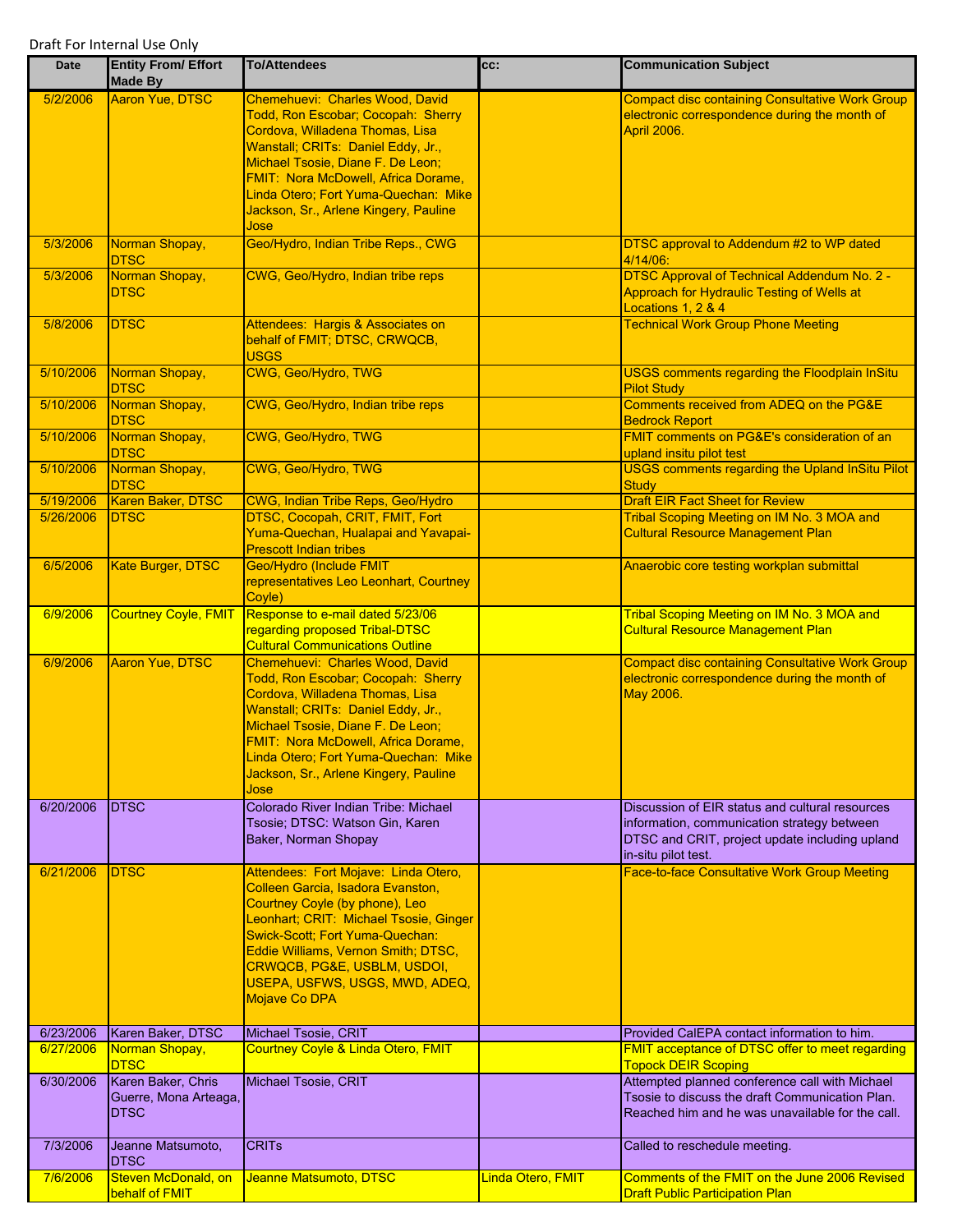Draft For Internal Use Only

| Date | Entity From/ Effort Made By | To/Attendees | cc: | Communication Subject |
|---|---|---|---|---|
| 5/2/2006 | Aaron Yue, DTSC | Chemehuevi: Charles Wood, David Todd, Ron Escobar; Cocopah: Sherry Cordova, Willadena Thomas, Lisa Wanstall; CRITs: Daniel Eddy, Jr., Michael Tsosie, Diane F. De Leon; FMIT: Nora McDowell, Africa Dorame, Linda Otero; Fort Yuma-Quechan: Mike Jackson, Sr., Arlene Kingery, Pauline Jose | | Compact disc containing Consultative Work Group electronic correspondence during the month of April 2006. |
| 5/3/2006 | Norman Shopay, DTSC | Geo/Hydro, Indian Tribe Reps., CWG | | DTSC approval to Addendum #2 to WP dated 4/14/06: |
| 5/3/2006 | Norman Shopay, DTSC | CWG, Geo/Hydro, Indian tribe reps | | DTSC Approval of Technical Addendum No. 2 - Approach for Hydraulic Testing of Wells at Locations 1, 2 & 4 |
| 5/8/2006 | DTSC | Attendees: Hargis & Associates on behalf of FMIT; DTSC, CRWQCB, USGS | | Technical Work Group Phone Meeting |
| 5/10/2006 | Norman Shopay, DTSC | CWG, Geo/Hydro, TWG | | USGS comments regarding the Floodplain InSitu Pilot Study |
| 5/10/2006 | Norman Shopay, DTSC | CWG, Geo/Hydro, Indian tribe reps | | Comments received from ADEQ on the PG&E Bedrock Report |
| 5/10/2006 | Norman Shopay, DTSC | CWG, Geo/Hydro, TWG | | FMIT comments on PG&E's consideration of an upland insitu pilot test |
| 5/10/2006 | Norman Shopay, DTSC | CWG, Geo/Hydro, TWG | | USGS comments regarding the Upland InSitu Pilot Study |
| 5/19/2006 | Karen Baker, DTSC | CWG, Indian Tribe Reps, Geo/Hydro | | Draft EIR Fact Sheet for Review |
| 5/26/2006 | DTSC | DTSC, Cocopah, CRIT, FMIT, Fort Yuma-Quechan, Hualapai and Yavapai-Prescott Indian tribes | | Tribal Scoping Meeting on IM No. 3 MOA and Cultural Resource Management Plan |
| 6/5/2006 | Kate Burger, DTSC | Geo/Hydro (Include FMIT representatives Leo Leonhart, Courtney Coyle) | | Anaerobic core testing workplan submittal |
| 6/9/2006 | Courtney Coyle, FMIT | Response to e-mail dated 5/23/06 regarding proposed Tribal-DTSC Cultural Communications Outline | | Tribal Scoping Meeting on IM No. 3 MOA and Cultural Resource Management Plan |
| 6/9/2006 | Aaron Yue, DTSC | Chemehuevi: Charles Wood, David Todd, Ron Escobar; Cocopah: Sherry Cordova, Willadena Thomas, Lisa Wanstall; CRITs: Daniel Eddy, Jr., Michael Tsosie, Diane F. De Leon; FMIT: Nora McDowell, Africa Dorame, Linda Otero; Fort Yuma-Quechan: Mike Jackson, Sr., Arlene Kingery, Pauline Jose | | Compact disc containing Consultative Work Group electronic correspondence during the month of May 2006. |
| 6/20/2006 | DTSC | Colorado River Indian Tribe: Michael Tsosie; DTSC: Watson Gin, Karen Baker, Norman Shopay | | Discussion of EIR status and cultural resources information, communication strategy between DTSC and CRIT, project update including upland in-situ pilot test. |
| 6/21/2006 | DTSC | Attendees: Fort Mojave: Linda Otero, Colleen Garcia, Isadora Evanston, Courtney Coyle (by phone), Leo Leonhart; CRIT: Michael Tsosie, Ginger Swick-Scott; Fort Yuma-Quechan: Eddie Williams, Vernon Smith; DTSC, CRWQCB, PG&E, USBLM, USDOI, USEPA, USFWS, USGS, MWD, ADEQ, Mojave Co DPA | | Face-to-face Consultative Work Group Meeting |
| 6/23/2006 | Karen Baker, DTSC | Michael Tsosie, CRIT | | Provided CalEPA contact information to him. |
| 6/27/2006 | Norman Shopay, DTSC | Courtney Coyle & Linda Otero, FMIT | | FMIT acceptance of DTSC offer to meet regarding Topock DEIR Scoping |
| 6/30/2006 | Karen Baker, Chris Guerre, Mona Arteaga, DTSC | Michael Tsosie, CRIT | | Attempted planned conference call with Michael Tsosie to discuss the draft Communication Plan. Reached him and he was unavailable for the call. |
| 7/3/2006 | Jeanne Matsumoto, DTSC | CRITs | | Called to reschedule meeting. |
| 7/6/2006 | Steven McDonald, on behalf of FMIT | Jeanne Matsumoto, DTSC | Linda Otero, FMIT | Comments of the FMIT on the June 2006 Revised Draft Public Participation Plan |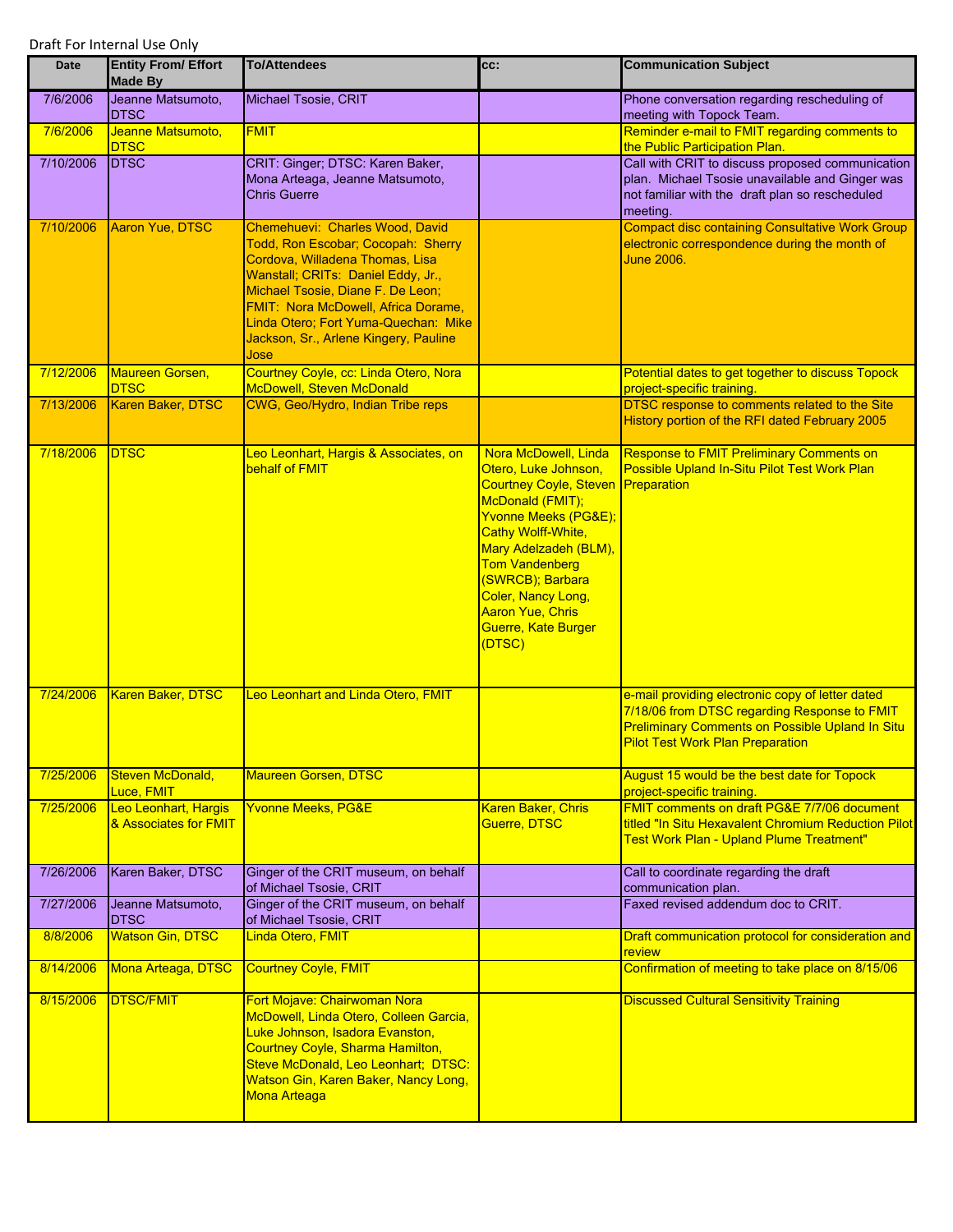Draft For Internal Use Only

| Date | Entity From/ Effort Made By | To/Attendees | cc: | Communication Subject |
|---|---|---|---|---|
| 7/6/2006 | Jeanne Matsumoto, DTSC | Michael Tsosie, CRIT | | Phone conversation regarding rescheduling of meeting with Topock Team. |
| 7/6/2006 | Jeanne Matsumoto, DTSC | FMIT | | Reminder e-mail to FMIT regarding comments to the Public Participation Plan. |
| 7/10/2006 | DTSC | CRIT: Ginger; DTSC: Karen Baker, Mona Arteaga, Jeanne Matsumoto, Chris Guerre | | Call with CRIT to discuss proposed communication plan. Michael Tsosie unavailable and Ginger was not familiar with the draft plan so rescheduled meeting. |
| 7/10/2006 | Aaron Yue, DTSC | Chemehuevi: Charles Wood, David Todd, Ron Escobar; Cocopah: Sherry Cordova, Willadena Thomas, Lisa Wanstall; CRITs: Daniel Eddy, Jr., Michael Tsosie, Diane F. De Leon; FMIT: Nora McDowell, Africa Dorame, Linda Otero; Fort Yuma-Quechan: Mike Jackson, Sr., Arlene Kingery, Pauline Jose | | Compact disc containing Consultative Work Group electronic correspondence during the month of June 2006. |
| 7/12/2006 | Maureen Gorsen, DTSC | Courtney Coyle, cc: Linda Otero, Nora McDowell, Steven McDonald | | Potential dates to get together to discuss Topock project-specific training. |
| 7/13/2006 | Karen Baker, DTSC | CWG, Geo/Hydro, Indian Tribe reps | | DTSC response to comments related to the Site History portion of the RFI dated February 2005 |
| 7/18/2006 | DTSC | Leo Leonhart, Hargis & Associates, on behalf of FMIT | Nora McDowell, Linda Otero, Luke Johnson, Courtney Coyle, Steven McDonald (FMIT); Yvonne Meeks (PG&E); Cathy Wolff-White, Mary Adelzadeh (BLM), Tom Vandenberg (SWRCB); Barbara Coler, Nancy Long, Aaron Yue, Chris Guerre, Kate Burger (DTSC) | Response to FMIT Preliminary Comments on Possible Upland In-Situ Pilot Test Work Plan Preparation |
| 7/24/2006 | Karen Baker, DTSC | Leo Leonhart and Linda Otero, FMIT | | e-mail providing electronic copy of letter dated 7/18/06 from DTSC regarding Response to FMIT Preliminary Comments on Possible Upland In Situ Pilot Test Work Plan Preparation |
| 7/25/2006 | Steven McDonald, Luce, FMIT | Maureen Gorsen, DTSC | | August 15 would be the best date for Topock project-specific training. |
| 7/25/2006 | Leo Leonhart, Hargis & Associates for FMIT | Yvonne Meeks, PG&E | Karen Baker, Chris Guerre, DTSC | FMIT comments on draft PG&E 7/7/06 document titled "In Situ Hexavalent Chromium Reduction Pilot Test Work Plan - Upland Plume Treatment" |
| 7/26/2006 | Karen Baker, DTSC | Ginger of the CRIT museum, on behalf of Michael Tsosie, CRIT | | Call to coordinate regarding the draft communication plan. |
| 7/27/2006 | Jeanne Matsumoto, DTSC | Ginger of the CRIT museum, on behalf of Michael Tsosie, CRIT | | Faxed revised addendum doc to CRIT. |
| 8/8/2006 | Watson Gin, DTSC | Linda Otero, FMIT | | Draft communication protocol for consideration and review |
| 8/14/2006 | Mona Arteaga, DTSC | Courtney Coyle, FMIT | | Confirmation of meeting to take place on 8/15/06 |
| 8/15/2006 | DTSC/FMIT | Fort Mojave: Chairwoman Nora McDowell, Linda Otero, Colleen Garcia, Luke Johnson, Isadora Evanston, Courtney Coyle, Sharma Hamilton, Steve McDonald, Leo Leonhart; DTSC: Watson Gin, Karen Baker, Nancy Long, Mona Arteaga | | Discussed Cultural Sensitivity Training |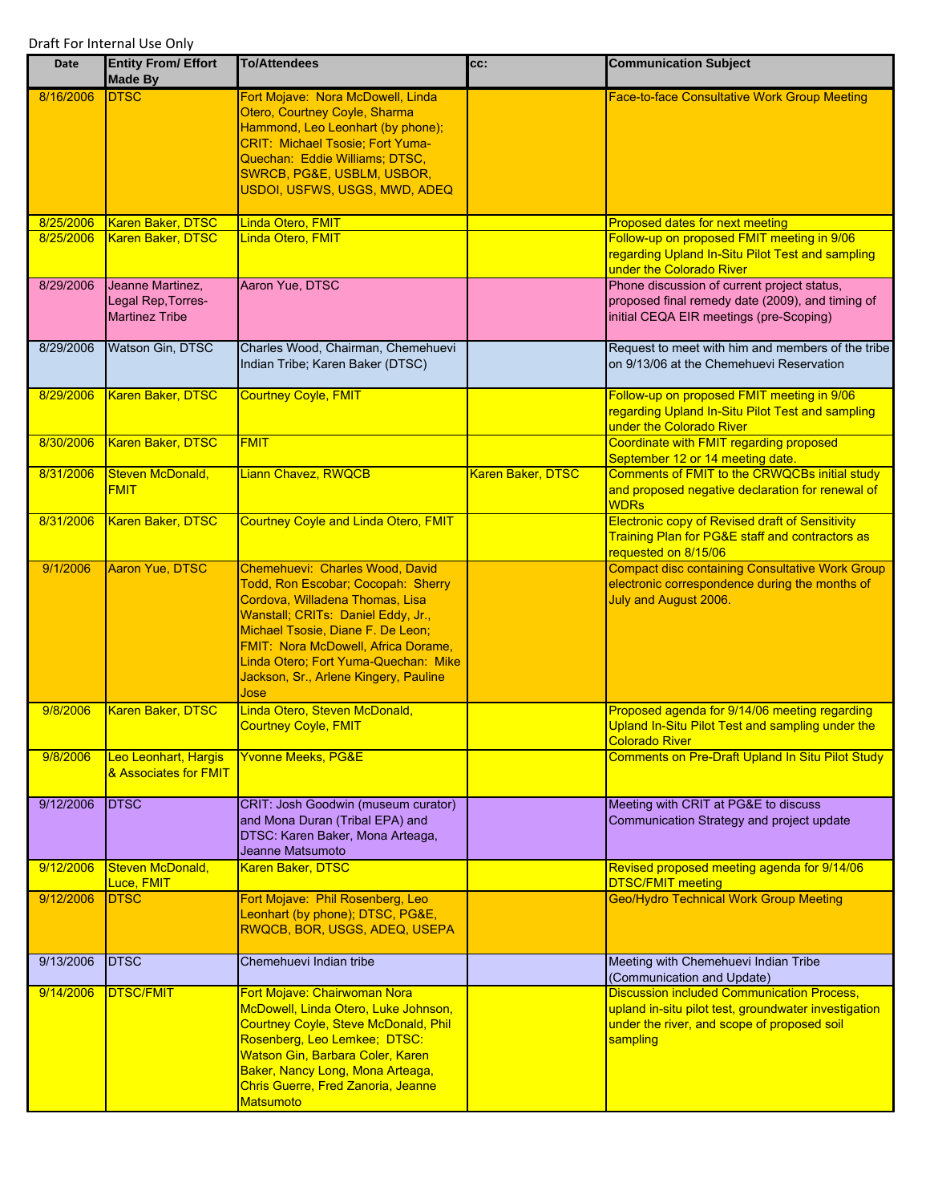Draft For Internal Use Only

| Date | Entity From/ Effort Made By | To/Attendees | cc: | Communication Subject |
|---|---|---|---|---|
| 8/16/2006 | DTSC | Fort Mojave: Nora McDowell, Linda Otero, Courtney Coyle, Sharma Hammond, Leo Leonhart (by phone); CRIT: Michael Tsosie; Fort Yuma-Quechan: Eddie Williams; DTSC, SWRCB, PG&E, USBLM, USBOR, USDOI, USFWS, USGS, MWD, ADEQ | | Face-to-face Consultative Work Group Meeting |
| 8/25/2006 | Karen Baker, DTSC | Linda Otero, FMIT | | Proposed dates for next meeting |
| 8/25/2006 | Karen Baker, DTSC | Linda Otero, FMIT | | Follow-up on proposed FMIT meeting in 9/06 regarding Upland In-Situ Pilot Test and sampling under the Colorado River |
| 8/29/2006 | Jeanne Martinez, Legal Rep,Torres-Martinez Tribe | Aaron Yue, DTSC | | Phone discussion of current project status, proposed final remedy date (2009), and timing of initial CEQA EIR meetings (pre-Scoping) |
| 8/29/2006 | Watson Gin, DTSC | Charles Wood, Chairman, Chemehuevi Indian Tribe; Karen Baker (DTSC) | | Request to meet with him and members of the tribe on 9/13/06 at the Chemehuevi Reservation |
| 8/29/2006 | Karen Baker, DTSC | Courtney Coyle, FMIT | | Follow-up on proposed FMIT meeting in 9/06 regarding Upland In-Situ Pilot Test and sampling under the Colorado River |
| 8/30/2006 | Karen Baker, DTSC | FMIT | | Coordinate with FMIT regarding proposed September 12 or 14 meeting date. |
| 8/31/2006 | Steven McDonald, FMIT | Liann Chavez, RWQCB | Karen Baker, DTSC | Comments of FMIT to the CRWQCBs initial study and proposed negative declaration for renewal of WDRs |
| 8/31/2006 | Karen Baker, DTSC | Courtney Coyle and Linda Otero, FMIT | | Electronic copy of Revised draft of Sensitivity Training Plan for PG&E staff and contractors as requested on 8/15/06 |
| 9/1/2006 | Aaron Yue, DTSC | Chemehuevi: Charles Wood, David Todd, Ron Escobar; Cocopah: Sherry Cordova, Willadena Thomas, Lisa Wanstall; CRITs: Daniel Eddy, Jr., Michael Tsosie, Diane F. De Leon; FMIT: Nora McDowell, Africa Dorame, Linda Otero; Fort Yuma-Quechan: Mike Jackson, Sr., Arlene Kingery, Pauline Jose | | Compact disc containing Consultative Work Group electronic correspondence during the months of July and August 2006. |
| 9/8/2006 | Karen Baker, DTSC | Linda Otero, Steven McDonald, Courtney Coyle, FMIT | | Proposed agenda for 9/14/06 meeting regarding Upland In-Situ Pilot Test and sampling under the Colorado River |
| 9/8/2006 | Leo Leonhart, Hargis & Associates for FMIT | Yvonne Meeks, PG&E | | Comments on Pre-Draft Upland In Situ Pilot Study |
| 9/12/2006 | DTSC | CRIT: Josh Goodwin (museum curator) and Mona Duran (Tribal EPA) and DTSC: Karen Baker, Mona Arteaga, Jeanne Matsumoto | | Meeting with CRIT at PG&E to discuss Communication Strategy and project update |
| 9/12/2006 | Steven McDonald, Luce, FMIT | Karen Baker, DTSC | | Revised proposed meeting agenda for 9/14/06 DTSC/FMIT meeting |
| 9/12/2006 | DTSC | Fort Mojave: Phil Rosenberg, Leo Leonhart (by phone); DTSC, PG&E, RWQCB, BOR, USGS, ADEQ, USEPA | | Geo/Hydro Technical Work Group Meeting |
| 9/13/2006 | DTSC | Chemehuevi Indian tribe | | Meeting with Chemehuevi Indian Tribe (Communication and Update) |
| 9/14/2006 | DTSC/FMIT | Fort Mojave: Chairwoman Nora McDowell, Linda Otero, Luke Johnson, Courtney Coyle, Steve McDonald, Phil Rosenberg, Leo Lemkee; DTSC: Watson Gin, Barbara Coler, Karen Baker, Nancy Long, Mona Arteaga, Chris Guerre, Fred Zanoria, Jeanne Matsumoto | | Discussion included Communication Process, upland in-situ pilot test, groundwater investigation under the river, and scope of proposed soil sampling |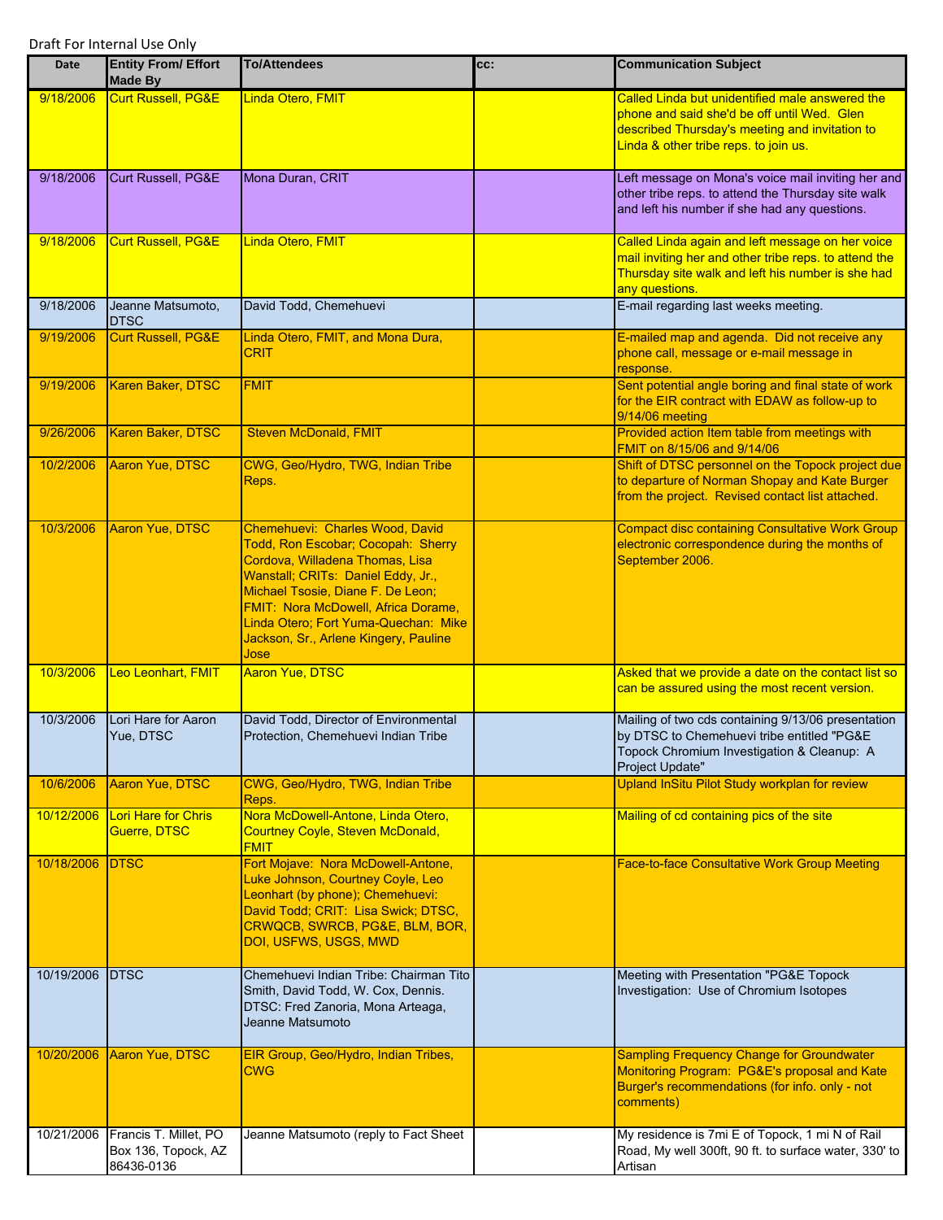Draft For Internal Use Only

| Date | Entity From/ Effort Made By | To/Attendees | cc: | Communication Subject |
|---|---|---|---|---|
| 9/18/2006 | Curt Russell, PG&E | Linda Otero, FMIT | | Called Linda but unidentified male answered the phone and said she'd be off until Wed. Glen described Thursday's meeting and invitation to Linda & other tribe reps. to join us. |
| 9/18/2006 | Curt Russell, PG&E | Mona Duran, CRIT | | Left message on Mona's voice mail inviting her and other tribe reps. to attend the Thursday site walk and left his number if she had any questions. |
| 9/18/2006 | Curt Russell, PG&E | Linda Otero, FMIT | | Called Linda again and left message on her voice mail inviting her and other tribe reps. to attend the Thursday site walk and left his number is she had any questions. |
| 9/18/2006 | Jeanne Matsumoto, DTSC | David Todd, Chemehuevi | | E-mail regarding last weeks meeting. |
| 9/19/2006 | Curt Russell, PG&E | Linda Otero, FMIT, and Mona Dura, CRIT | | E-mailed map and agenda. Did not receive any phone call, message or e-mail message in response. |
| 9/19/2006 | Karen Baker, DTSC | FMIT | | Sent potential angle boring and final state of work for the EIR contract with EDAW as follow-up to 9/14/06 meeting |
| 9/26/2006 | Karen Baker, DTSC | Steven McDonald, FMIT | | Provided action Item table from meetings with FMIT on 8/15/06 and 9/14/06 |
| 10/2/2006 | Aaron Yue, DTSC | CWG, Geo/Hydro, TWG, Indian Tribe Reps. | | Shift of DTSC personnel on the Topock project due to departure of Norman Shopay and Kate Burger from the project. Revised contact list attached. |
| 10/3/2006 | Aaron Yue, DTSC | Chemehuevi: Charles Wood, David Todd, Ron Escobar; Cocopah: Sherry Cordova, Willadena Thomas, Lisa Wanstall; CRITs: Daniel Eddy, Jr., Michael Tsosie, Diane F. De Leon; FMIT: Nora McDowell, Africa Dorame, Linda Otero; Fort Yuma-Quechan: Mike Jackson, Sr., Arlene Kingery, Pauline Jose | | Compact disc containing Consultative Work Group electronic correspondence during the months of September 2006. |
| 10/3/2006 | Leo Leonhart, FMIT | Aaron Yue, DTSC | | Asked that we provide a date on the contact list so can be assured using the most recent version. |
| 10/3/2006 | Lori Hare for Aaron Yue, DTSC | David Todd, Director of Environmental Protection, Chemehuevi Indian Tribe | | Mailing of two cds containing 9/13/06 presentation by DTSC to Chemehuevi tribe entitled "PG&E Topock Chromium Investigation & Cleanup: A Project Update" |
| 10/6/2006 | Aaron Yue, DTSC | CWG, Geo/Hydro, TWG, Indian Tribe Reps. | | Upland InSitu Pilot Study workplan for review |
| 10/12/2006 | Lori Hare for Chris Guerre, DTSC | Nora McDowell-Antone, Linda Otero, Courtney Coyle, Steven McDonald, FMIT | | Mailing of cd containing pics of the site |
| 10/18/2006 | DTSC | Fort Mojave: Nora McDowell-Antone, Luke Johnson, Courtney Coyle, Leo Leonhart (by phone); Chemehuevi: David Todd; CRIT: Lisa Swick; DTSC, CRWQCB, SWRCB, PG&E, BLM, BOR, DOI, USFWS, USGS, MWD | | Face-to-face Consultative Work Group Meeting |
| 10/19/2006 | DTSC | Chemehuevi Indian Tribe: Chairman Tito Smith, David Todd, W. Cox, Dennis. DTSC: Fred Zanoria, Mona Arteaga, Jeanne Matsumoto | | Meeting with Presentation "PG&E Topock Investigation: Use of Chromium Isotopes |
| 10/20/2006 | Aaron Yue, DTSC | EIR Group, Geo/Hydro, Indian Tribes, CWG | | Sampling Frequency Change for Groundwater Monitoring Program: PG&E's proposal and Kate Burger's recommendations (for info. only - not comments) |
| 10/21/2006 | Francis T. Millet, PO Box 136, Topock, AZ 86436-0136 | Jeanne Matsumoto (reply to Fact Sheet | | My residence is 7mi E of Topock, 1 mi N of Rail Road, My well 300ft, 90 ft. to surface water, 330' to Artisan |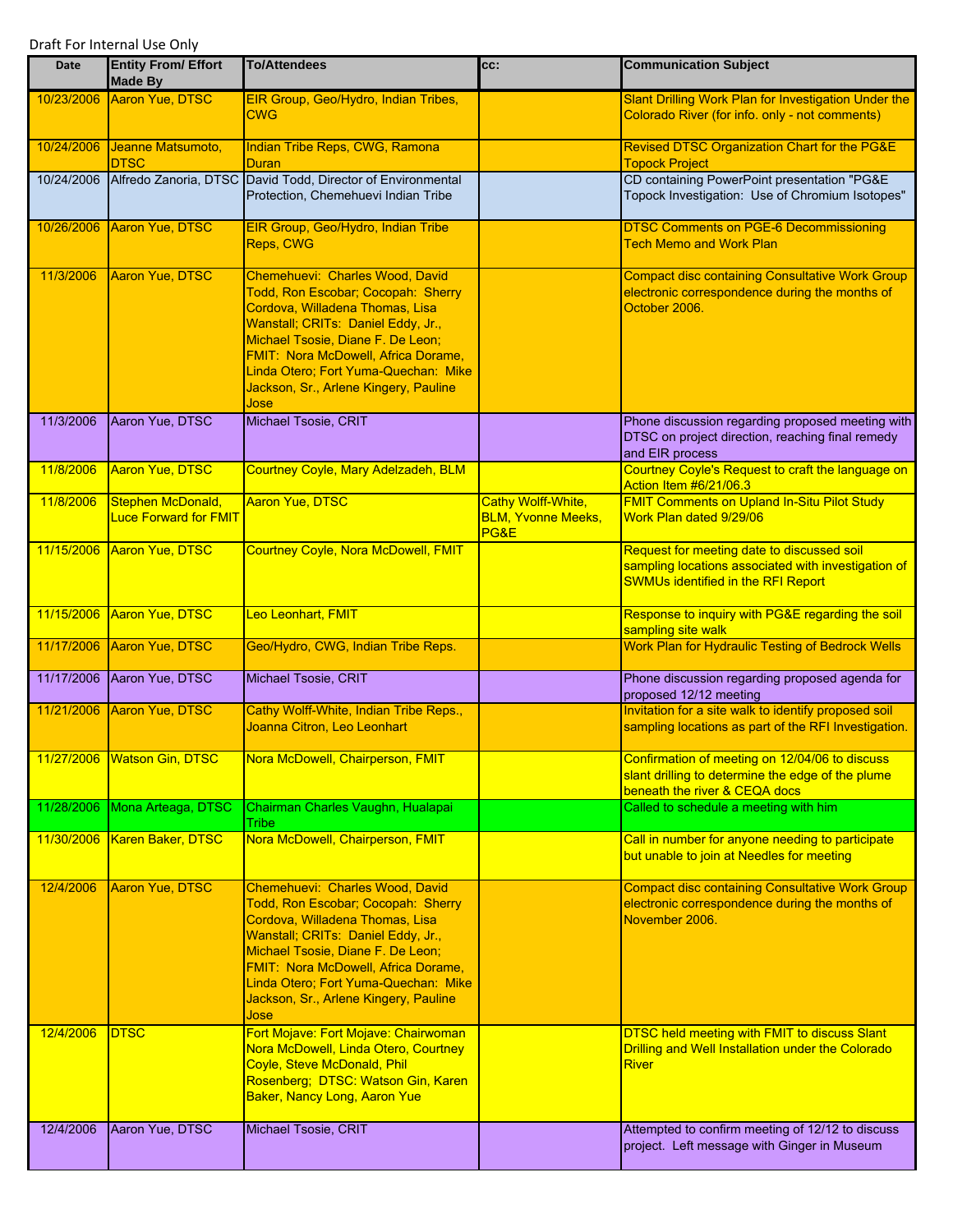Draft For Internal Use Only

| Date | Entity From/ Effort Made By | To/Attendees | cc: | Communication Subject |
|---|---|---|---|---|
| 10/23/2006 | Aaron Yue, DTSC | EIR Group, Geo/Hydro, Indian Tribes, CWG | | Slant Drilling Work Plan for Investigation Under the Colorado River (for info. only - not comments) |
| 10/24/2006 | Jeanne Matsumoto, DTSC | Indian Tribe Reps, CWG, Ramona Duran | | Revised DTSC Organization Chart for the PG&E Topock Project |
| 10/24/2006 | Alfredo Zanoria, DTSC | David Todd, Director of Environmental Protection, Chemehuevi Indian Tribe | | CD containing PowerPoint presentation "PG&E Topock Investigation: Use of Chromium Isotopes" |
| 10/26/2006 | Aaron Yue, DTSC | EIR Group, Geo/Hydro, Indian Tribe Reps, CWG | | DTSC Comments on PGE-6 Decommissioning Tech Memo and Work Plan |
| 11/3/2006 | Aaron Yue, DTSC | Chemehuevi: Charles Wood, David Todd, Ron Escobar; Cocopah: Sherry Cordova, Willadena Thomas, Lisa Wanstall; CRITs: Daniel Eddy, Jr., Michael Tsosie, Diane F. De Leon; FMIT: Nora McDowell, Africa Dorame, Linda Otero; Fort Yuma-Quechan: Mike Jackson, Sr., Arlene Kingery, Pauline Jose | | Compact disc containing Consultative Work Group electronic correspondence during the months of October 2006. |
| 11/3/2006 | Aaron Yue, DTSC | Michael Tsosie, CRIT | | Phone discussion regarding proposed meeting with DTSC on project direction, reaching final remedy and EIR process |
| 11/8/2006 | Aaron Yue, DTSC | Courtney Coyle, Mary Adelzadeh, BLM | | Courtney Coyle's Request to craft the language on Action Item #6/21/06.3 |
| 11/8/2006 | Stephen McDonald, Luce Forward for FMIT | Aaron Yue, DTSC | Cathy Wolff-White, BLM, Yvonne Meeks, PG&E | FMIT Comments on Upland In-Situ Pilot Study Work Plan dated 9/29/06 |
| 11/15/2006 | Aaron Yue, DTSC | Courtney Coyle, Nora McDowell, FMIT | | Request for meeting date to discussed soil sampling locations associated with investigation of SWMUs identified in the RFI Report |
| 11/15/2006 | Aaron Yue, DTSC | Leo Leonhart, FMIT | | Response to inquiry with PG&E regarding the soil sampling site walk |
| 11/17/2006 | Aaron Yue, DTSC | Geo/Hydro, CWG, Indian Tribe Reps. | | Work Plan for Hydraulic Testing of Bedrock Wells |
| 11/17/2006 | Aaron Yue, DTSC | Michael Tsosie, CRIT | | Phone discussion regarding proposed agenda for proposed 12/12 meeting |
| 11/21/2006 | Aaron Yue, DTSC | Cathy Wolff-White, Indian Tribe Reps., Joanna Citron, Leo Leonhart | | Invitation for a site walk to identify proposed soil sampling locations as part of the RFI Investigation. |
| 11/27/2006 | Watson Gin, DTSC | Nora McDowell, Chairperson, FMIT | | Confirmation of meeting on 12/04/06 to discuss slant drilling to determine the edge of the plume beneath the river & CEQA docs |
| 11/28/2006 | Mona Arteaga, DTSC | Chairman Charles Vaughn, Hualapai Tribe | | Called to schedule a meeting with him |
| 11/30/2006 | Karen Baker, DTSC | Nora McDowell, Chairperson, FMIT | | Call in number for anyone needing to participate but unable to join at Needles for meeting |
| 12/4/2006 | Aaron Yue, DTSC | Chemehuevi: Charles Wood, David Todd, Ron Escobar; Cocopah: Sherry Cordova, Willadena Thomas, Lisa Wanstall; CRITs: Daniel Eddy, Jr., Michael Tsosie, Diane F. De Leon; FMIT: Nora McDowell, Africa Dorame, Linda Otero; Fort Yuma-Quechan: Mike Jackson, Sr., Arlene Kingery, Pauline Jose | | Compact disc containing Consultative Work Group electronic correspondence during the months of November 2006. |
| 12/4/2006 | DTSC | Fort Mojave: Fort Mojave: Chairwoman Nora McDowell, Linda Otero, Courtney Coyle, Steve McDonald, Phil Rosenberg; DTSC: Watson Gin, Karen Baker, Nancy Long, Aaron Yue | | DTSC held meeting with FMIT to discuss Slant Drilling and Well Installation under the Colorado River |
| 12/4/2006 | Aaron Yue, DTSC | Michael Tsosie, CRIT | | Attempted to confirm meeting of 12/12 to discuss project. Left message with Ginger in Museum |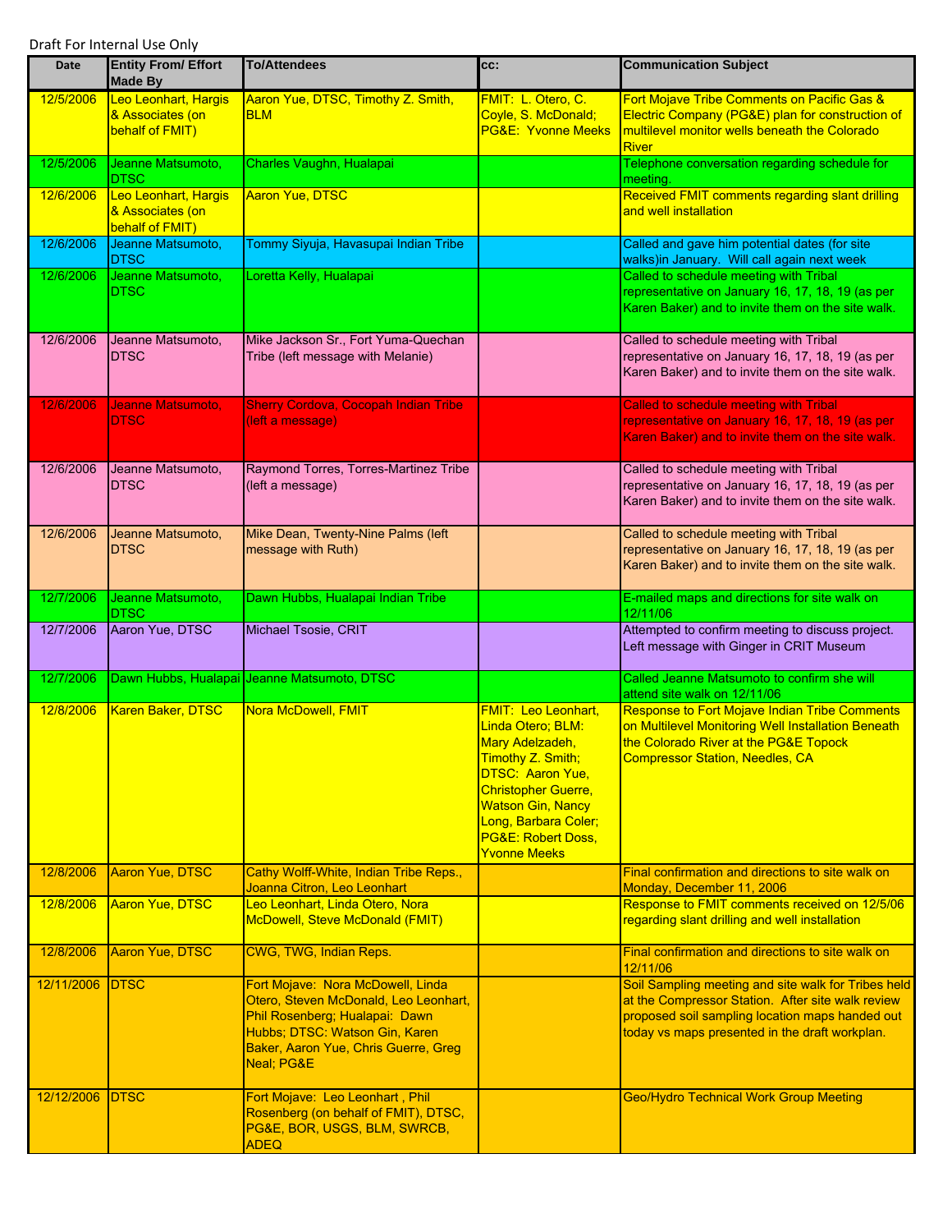Draft For Internal Use Only

| Date | Entity From/ Effort Made By | To/Attendees | cc: | Communication Subject |
|---|---|---|---|---|
| 12/5/2006 | Leo Leonhart, Hargis & Associates (on behalf of FMIT) | Aaron Yue, DTSC, Timothy Z. Smith, BLM | FMIT: L. Otero, C. Coyle, S. McDonald; PG&E: Yvonne Meeks | Fort Mojave Tribe Comments on Pacific Gas & Electric Company (PG&E) plan for construction of multilevel monitor wells beneath the Colorado River |
| 12/5/2006 | Jeanne Matsumoto, DTSC | Charles Vaughn, Hualapai | | Telephone conversation regarding schedule for meeting. |
| 12/6/2006 | Leo Leonhart, Hargis & Associates (on behalf of FMIT) | Aaron Yue, DTSC | | Received FMIT comments regarding slant drilling and well installation |
| 12/6/2006 | Jeanne Matsumoto, DTSC | Tommy Siyuja, Havasupai Indian Tribe | | Called and gave him potential dates (for site walks)in January. Will call again next week |
| 12/6/2006 | Jeanne Matsumoto, DTSC | Loretta Kelly, Hualapai | | Called to schedule meeting with Tribal representative on January 16, 17, 18, 19 (as per Karen Baker) and to invite them on the site walk. |
| 12/6/2006 | Jeanne Matsumoto, DTSC | Mike Jackson Sr., Fort Yuma-Quechan Tribe (left message with Melanie) | | Called to schedule meeting with Tribal representative on January 16, 17, 18, 19 (as per Karen Baker) and to invite them on the site walk. |
| 12/6/2006 | Jeanne Matsumoto, DTSC | Sherry Cordova, Cocopah Indian Tribe (left a message) | | Called to schedule meeting with Tribal representative on January 16, 17, 18, 19 (as per Karen Baker) and to invite them on the site walk. |
| 12/6/2006 | Jeanne Matsumoto, DTSC | Raymond Torres, Torres-Martinez Tribe (left a message) | | Called to schedule meeting with Tribal representative on January 16, 17, 18, 19 (as per Karen Baker) and to invite them on the site walk. |
| 12/6/2006 | Jeanne Matsumoto, DTSC | Mike Dean, Twenty-Nine Palms (left message with Ruth) | | Called to schedule meeting with Tribal representative on January 16, 17, 18, 19 (as per Karen Baker) and to invite them on the site walk. |
| 12/7/2006 | Jeanne Matsumoto, DTSC | Dawn Hubbs, Hualapai Indian Tribe | | E-mailed maps and directions for site walk on 12/11/06 |
| 12/7/2006 | Aaron Yue, DTSC | Michael Tsosie, CRIT | | Attempted to confirm meeting to discuss project. Left message with Ginger in CRIT Museum |
| 12/7/2006 | Dawn Hubbs, Hualapai | Jeanne Matsumoto, DTSC | | Called Jeanne Matsumoto to confirm she will attend site walk on 12/11/06 |
| 12/8/2006 | Karen Baker, DTSC | Nora McDowell, FMIT | FMIT: Leo Leonhart, Linda Otero; BLM: Mary Adelzadeh, Timothy Z. Smith; DTSC: Aaron Yue, Christopher Guerre, Watson Gin, Nancy Long, Barbara Coler; PG&E: Robert Doss, Yvonne Meeks | Response to Fort Mojave Indian Tribe Comments on Multilevel Monitoring Well Installation Beneath the Colorado River at the PG&E Topock Compressor Station, Needles, CA |
| 12/8/2006 | Aaron Yue, DTSC | Cathy Wolff-White, Indian Tribe Reps., Joanna Citron, Leo Leonhart | | Final confirmation and directions to site walk on Monday, December 11, 2006 |
| 12/8/2006 | Aaron Yue, DTSC | Leo Leonhart, Linda Otero, Nora McDowell, Steve McDonald (FMIT) | | Response to FMIT comments received on 12/5/06 regarding slant drilling and well installation |
| 12/8/2006 | Aaron Yue, DTSC | CWG, TWG, Indian Reps. | | Final confirmation and directions to site walk on 12/11/06 |
| 12/11/2006 | DTSC | Fort Mojave: Nora McDowell, Linda Otero, Steven McDonald, Leo Leonhart, Phil Rosenberg; Hualapai: Dawn Hubbs; DTSC: Watson Gin, Karen Baker, Aaron Yue, Chris Guerre, Greg Neal; PG&E | | Soil Sampling meeting and site walk for Tribes held at the Compressor Station. After site walk review proposed soil sampling location maps handed out today vs maps presented in the draft workplan. |
| 12/12/2006 | DTSC | Fort Mojave: Leo Leonhart , Phil Rosenberg (on behalf of FMIT), DTSC, PG&E, BOR, USGS, BLM, SWRCB, ADEQ | | Geo/Hydro Technical Work Group Meeting |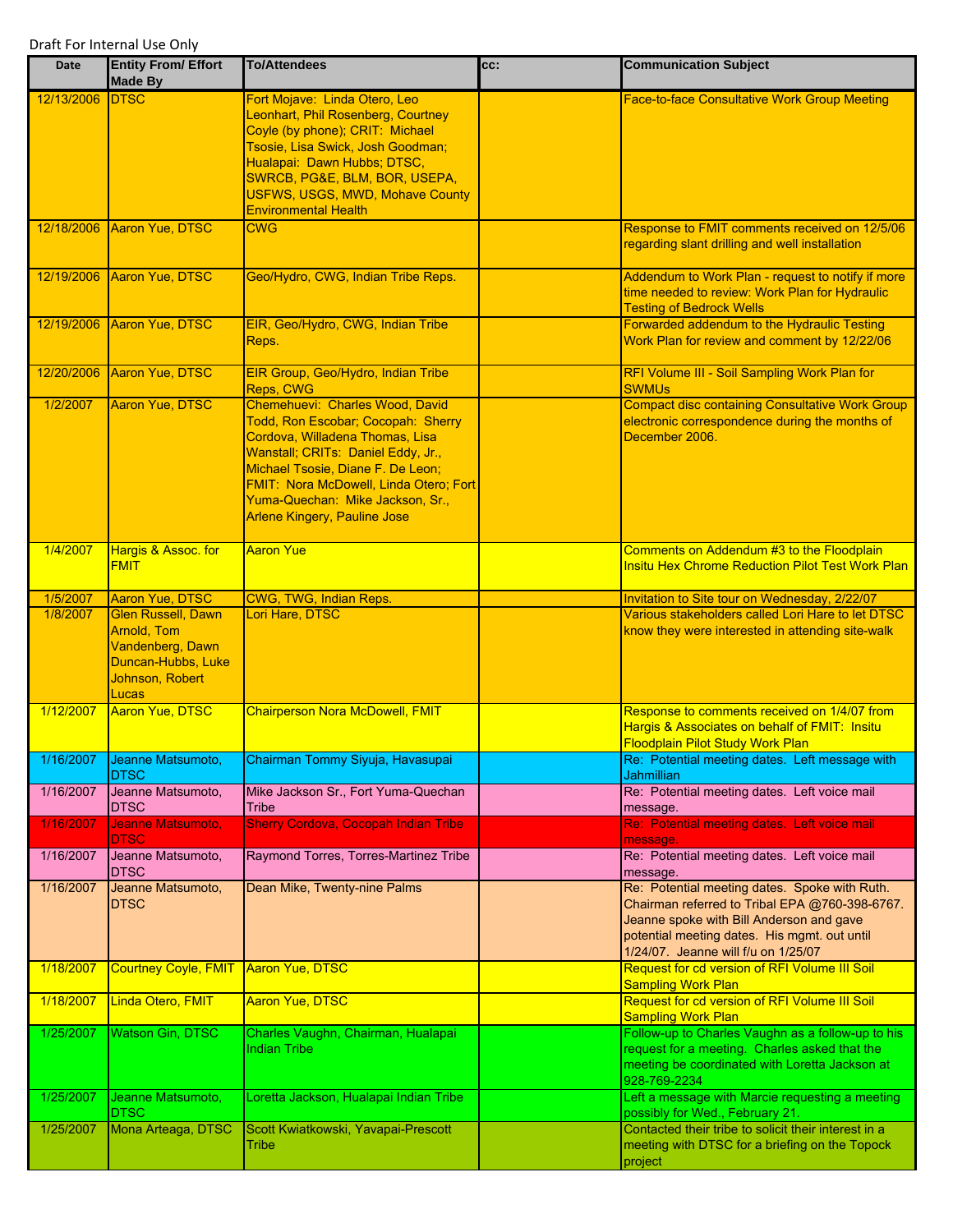Draft For Internal Use Only

| Date | Entity From/ Effort Made By | To/Attendees | cc: | Communication Subject |
|---|---|---|---|---|
| 12/13/2006 | DTSC | Fort Mojave: Linda Otero, Leo Leonhart, Phil Rosenberg, Courtney Coyle (by phone); CRIT: Michael Tsosie, Lisa Swick, Josh Goodman; Hualapai: Dawn Hubbs; DTSC, SWRCB, PG&E, BLM, BOR, USEPA, USFWS, USGS, MWD, Mohave County Environmental Health | | Face-to-face Consultative Work Group Meeting |
| 12/18/2006 | Aaron Yue, DTSC | CWG | | Response to FMIT comments received on 12/5/06 regarding slant drilling and well installation |
| 12/19/2006 | Aaron Yue, DTSC | Geo/Hydro, CWG, Indian Tribe Reps. | | Addendum to Work Plan - request to notify if more time needed to review: Work Plan for Hydraulic Testing of Bedrock Wells |
| 12/19/2006 | Aaron Yue, DTSC | EIR, Geo/Hydro, CWG, Indian Tribe Reps. | | Forwarded addendum to the Hydraulic Testing Work Plan for review and comment by 12/22/06 |
| 12/20/2006 | Aaron Yue, DTSC | EIR Group, Geo/Hydro, Indian Tribe Reps, CWG | | RFI Volume III - Soil Sampling Work Plan for SWMUs |
| 1/2/2007 | Aaron Yue, DTSC | Chemehuevi: Charles Wood, David Todd, Ron Escobar; Cocopah: Sherry Cordova, Willadena Thomas, Lisa Wanstall; CRITs: Daniel Eddy, Jr., Michael Tsosie, Diane F. De Leon; FMIT: Nora McDowell, Linda Otero; Fort Yuma-Quechan: Mike Jackson, Sr., Arlene Kingery, Pauline Jose | | Compact disc containing Consultative Work Group electronic correspondence during the months of December 2006. |
| 1/4/2007 | Hargis & Assoc. for FMIT | Aaron Yue | | Comments on Addendum #3 to the Floodplain Insitu Hex Chrome Reduction Pilot Test Work Plan |
| 1/5/2007 | Aaron Yue, DTSC | CWG, TWG, Indian Reps. | | Invitation to Site tour on Wednesday, 2/22/07 |
| 1/8/2007 | Glen Russell, Dawn Arnold, Tom Vandenberg, Dawn Duncan-Hubbs, Luke Johnson, Robert Lucas | Lori Hare, DTSC | | Various stakeholders called Lori Hare to let DTSC know they were interested in attending site-walk |
| 1/12/2007 | Aaron Yue, DTSC | Chairperson Nora McDowell, FMIT | | Response to comments received on 1/4/07 from Hargis & Associates on behalf of FMIT: Insitu Floodplain Pilot Study Work Plan |
| 1/16/2007 | Jeanne Matsumoto, DTSC | Chairman Tommy Siyuja, Havasupai | | Re: Potential meeting dates. Left message with Jahmillian |
| 1/16/2007 | Jeanne Matsumoto, DTSC | Mike Jackson Sr., Fort Yuma-Quechan Tribe | | Re: Potential meeting dates. Left voice mail message. |
| 1/16/2007 | Jeanne Matsumoto, DTSC | Sherry Cordova, Cocopah Indian Tribe | | Re: Potential meeting dates. Left voice mail message. |
| 1/16/2007 | Jeanne Matsumoto, DTSC | Raymond Torres, Torres-Martinez Tribe | | Re: Potential meeting dates. Left voice mail message. |
| 1/16/2007 | Jeanne Matsumoto, DTSC | Dean Mike, Twenty-nine Palms | | Re: Potential meeting dates. Spoke with Ruth. Chairman referred to Tribal EPA @760-398-6767. Jeanne spoke with Bill Anderson and gave potential meeting dates. His mgmt. out until 1/24/07. Jeanne will f/u on 1/25/07 |
| 1/18/2007 | Courtney Coyle, FMIT | Aaron Yue, DTSC | | Request for cd version of RFI Volume III Soil Sampling Work Plan |
| 1/18/2007 | Linda Otero, FMIT | Aaron Yue, DTSC | | Request for cd version of RFI Volume III Soil Sampling Work Plan |
| 1/25/2007 | Watson Gin, DTSC | Charles Vaughn, Chairman, Hualapai Indian Tribe | | Follow-up to Charles Vaughn as a follow-up to his request for a meeting. Charles asked that the meeting be coordinated with Loretta Jackson at 928-769-2234 |
| 1/25/2007 | Jeanne Matsumoto, DTSC | Loretta Jackson, Hualapai Indian Tribe | | Left a message with Marcie requesting a meeting possibly for Wed., February 21. |
| 1/25/2007 | Mona Arteaga, DTSC | Scott Kwiatkowski, Yavapai-Prescott Tribe | | Contacted their tribe to solicit their interest in a meeting with DTSC for a briefing on the Topock project |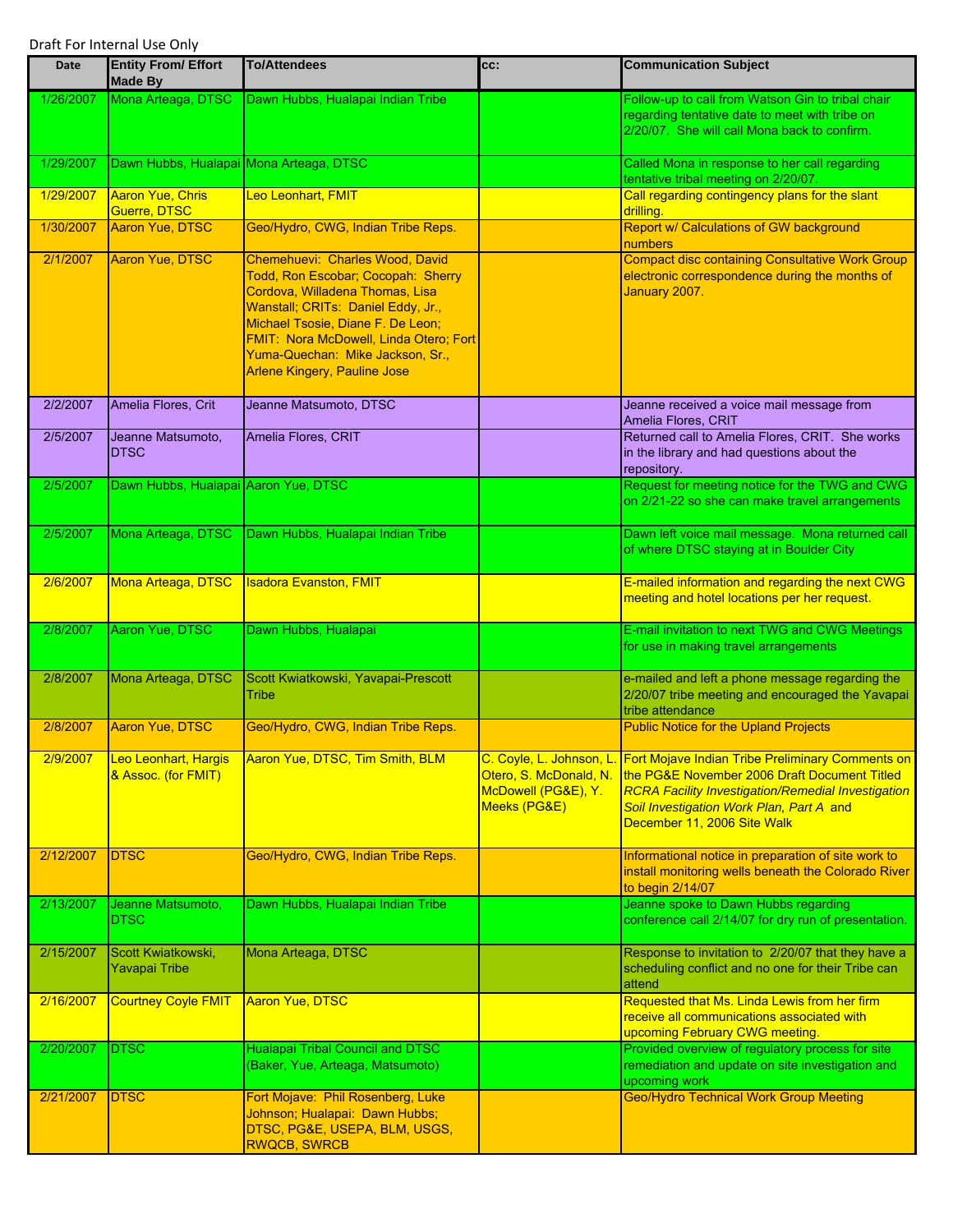Draft For Internal Use Only

| Date | Entity From/ Effort Made By | To/Attendees | cc: | Communication Subject |
|---|---|---|---|---|
| 1/26/2007 | Mona Arteaga, DTSC | Dawn Hubbs, Hualapai Indian Tribe | | Follow-up to call from Watson Gin to tribal chair regarding tentative date to meet with tribe on 2/20/07. She will call Mona back to confirm. |
| 1/29/2007 | Dawn Hubbs, Hualapai | Mona Arteaga, DTSC | | Called Mona in response to her call regarding tentative tribal meeting on 2/20/07. |
| 1/29/2007 | Aaron Yue, Chris Guerre, DTSC | Leo Leonhart, FMIT | | Call regarding contingency plans for the slant drilling. |
| 1/30/2007 | Aaron Yue, DTSC | Geo/Hydro, CWG, Indian Tribe Reps. | | Report w/ Calculations of GW background numbers |
| 2/1/2007 | Aaron Yue, DTSC | Chemehuevi: Charles Wood, David Todd, Ron Escobar; Cocopah: Sherry Cordova, Willadena Thomas, Lisa Wanstall; CRITs: Daniel Eddy, Jr., Michael Tsosie, Diane F. De Leon; FMIT: Nora McDowell, Linda Otero; Fort Yuma-Quechan: Mike Jackson, Sr., Arlene Kingery, Pauline Jose | | Compact disc containing Consultative Work Group electronic correspondence during the months of January 2007. |
| 2/2/2007 | Amelia Flores, Crit | Jeanne Matsumoto, DTSC | | Jeanne received a voice mail message from Amelia Flores, CRIT |
| 2/5/2007 | Jeanne Matsumoto, DTSC | Amelia Flores, CRIT | | Returned call to Amelia Flores, CRIT. She works in the library and had questions about the repository. |
| 2/5/2007 | Dawn Hubbs, Hualapai | Aaron Yue, DTSC | | Request for meeting notice for the TWG and CWG on 2/21-22 so she can make travel arrangements |
| 2/5/2007 | Mona Arteaga, DTSC | Dawn Hubbs, Hualapai Indian Tribe | | Dawn left voice mail message. Mona returned call of where DTSC staying at in Boulder City |
| 2/6/2007 | Mona Arteaga, DTSC | Isadora Evanston, FMIT | | E-mailed information and regarding the next CWG meeting and hotel locations per her request. |
| 2/8/2007 | Aaron Yue, DTSC | Dawn Hubbs, Hualapai | | E-mail invitation to next TWG and CWG Meetings for use in making travel arrangements |
| 2/8/2007 | Mona Arteaga, DTSC | Scott Kwiatkowski, Yavapai-Prescott Tribe | | e-mailed and left a phone message regarding the 2/20/07 tribe meeting and encouraged the Yavapai tribe attendance |
| 2/8/2007 | Aaron Yue, DTSC | Geo/Hydro, CWG, Indian Tribe Reps. | | Public Notice for the Upland Projects |
| 2/9/2007 | Leo Leonhart, Hargis & Assoc. (for FMIT) | Aaron Yue, DTSC, Tim Smith, BLM | C. Coyle, L. Johnson, L. Otero, S. McDonald, N. McDowell (PG&E), Y. Meeks (PG&E) | Fort Mojave Indian Tribe Preliminary Comments on the PG&E November 2006 Draft Document Titled *RCRA Facility Investigation/Remedial Investigation Soil Investigation Work Plan, Part A* and December 11, 2006 Site Walk |
| 2/12/2007 | DTSC | Geo/Hydro, CWG, Indian Tribe Reps. | | Informational notice in preparation of site work to install monitoring wells beneath the Colorado River to begin 2/14/07 |
| 2/13/2007 | Jeanne Matsumoto, DTSC | Dawn Hubbs, Hualapai Indian Tribe | | Jeanne spoke to Dawn Hubbs regarding conference call 2/14/07 for dry run of presentation. |
| 2/15/2007 | Scott Kwiatkowski, Yavapai Tribe | Mona Arteaga, DTSC | | Response to invitation to 2/20/07 that they have a scheduling conflict and no one for their Tribe can attend |
| 2/16/2007 | Courtney Coyle FMIT | Aaron Yue, DTSC | | Requested that Ms. Linda Lewis from her firm receive all communications associated with upcoming February CWG meeting. |
| 2/20/2007 | DTSC | Hualapai Tribal Council and DTSC (Baker, Yue, Arteaga, Matsumoto) | | Provided overview of regulatory process for site remediation and update on site investigation and upcoming work |
| 2/21/2007 | DTSC | Fort Mojave: Phil Rosenberg, Luke Johnson; Hualapai: Dawn Hubbs; DTSC, PG&E, USEPA, BLM, USGS, RWQCB, SWRCB | | Geo/Hydro Technical Work Group Meeting |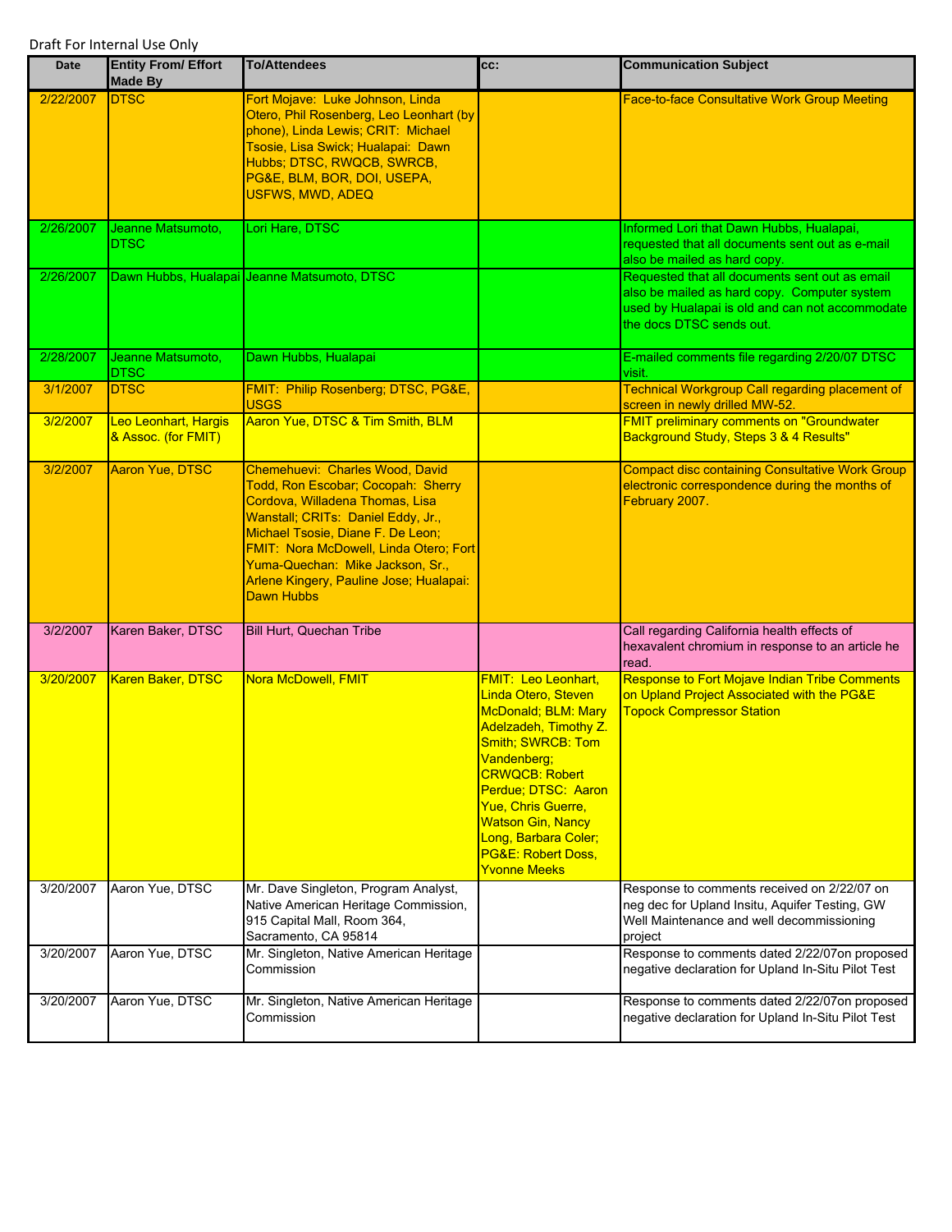Draft For Internal Use Only

| Date | Entity From/ Effort Made By | To/Attendees | cc: | Communication Subject |
|---|---|---|---|---|
| 2/22/2007 | DTSC | Fort Mojave: Luke Johnson, Linda Otero, Phil Rosenberg, Leo Leonhart (by phone), Linda Lewis; CRIT: Michael Tsosie, Lisa Swick; Hualapai: Dawn Hubbs; DTSC, RWQCB, SWRCB, PG&E, BLM, BOR, DOI, USEPA, USFWS, MWD, ADEQ | | Face-to-face Consultative Work Group Meeting |
| 2/26/2007 | Jeanne Matsumoto, DTSC | Lori Hare, DTSC | | Informed Lori that Dawn Hubbs, Hualapai, requested that all documents sent out as e-mail also be mailed as hard copy. |
| 2/26/2007 | Dawn Hubbs, Hualapai | Jeanne Matsumoto, DTSC | | Requested that all documents sent out as email also be mailed as hard copy. Computer system used by Hualapai is old and can not accommodate the docs DTSC sends out. |
| 2/28/2007 | Jeanne Matsumoto, DTSC | Dawn Hubbs, Hualapai | | E-mailed comments file regarding 2/20/07 DTSC visit. |
| 3/1/2007 | DTSC | FMIT: Philip Rosenberg; DTSC, PG&E, USGS | | Technical Workgroup Call regarding placement of screen in newly drilled MW-52. |
| 3/2/2007 | Leo Leonhart, Hargis & Assoc. (for FMIT) | Aaron Yue, DTSC & Tim Smith, BLM | | FMIT preliminary comments on "Groundwater Background Study, Steps 3 & 4 Results" |
| 3/2/2007 | Aaron Yue, DTSC | Chemehuevi: Charles Wood, David Todd, Ron Escobar; Cocopah: Sherry Cordova, Willadena Thomas, Lisa Wanstall; CRITs: Daniel Eddy, Jr., Michael Tsosie, Diane F. De Leon; FMIT: Nora McDowell, Linda Otero; Fort Yuma-Quechan: Mike Jackson, Sr., Arlene Kingery, Pauline Jose; Hualapai: Dawn Hubbs | | Compact disc containing Consultative Work Group electronic correspondence during the months of February 2007. |
| 3/2/2007 | Karen Baker, DTSC | Bill Hurt, Quechan Tribe | | Call regarding California health effects of hexavalent chromium in response to an article he read. |
| 3/20/2007 | Karen Baker, DTSC | Nora McDowell, FMIT | FMIT: Leo Leonhart, Linda Otero, Steven McDonald; BLM: Mary Adelzadeh, Timothy Z. Smith; SWRCB: Tom Vandenberg; CRWQCB: Robert Perdue; DTSC: Aaron Yue, Chris Guerre, Watson Gin, Nancy Long, Barbara Coler; PG&E: Robert Doss, Yvonne Meeks | Response to Fort Mojave Indian Tribe Comments on Upland Project Associated with the PG&E Topock Compressor Station |
| 3/20/2007 | Aaron Yue, DTSC | Mr. Dave Singleton, Program Analyst, Native American Heritage Commission, 915 Capital Mall, Room 364, Sacramento, CA 95814 | | Response to comments received on 2/22/07 on neg dec for Upland Insitu, Aquifer Testing, GW Well Maintenance and well decommissioning project |
| 3/20/2007 | Aaron Yue, DTSC | Mr. Singleton, Native American Heritage Commission | | Response to comments dated 2/22/07on proposed negative declaration for Upland In-Situ Pilot Test |
| 3/20/2007 | Aaron Yue, DTSC | Mr. Singleton, Native American Heritage Commission | | Response to comments dated 2/22/07on proposed negative declaration for Upland In-Situ Pilot Test |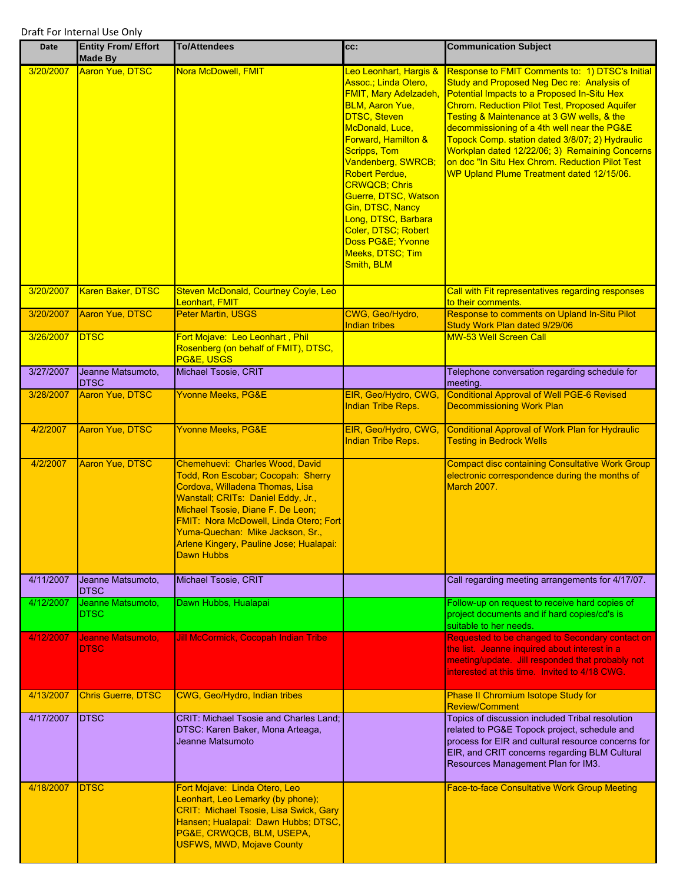Draft For Internal Use Only

| Date | Entity From/ Effort Made By | To/Attendees | cc: | Communication Subject |
|---|---|---|---|---|
| 3/20/2007 | Aaron Yue, DTSC | Nora McDowell, FMIT | Leo Leonhart, Hargis & Assoc.; Linda Otero, FMIT, Mary Adelzadeh, BLM, Aaron Yue, DTSC, Steven McDonald, Luce, Forward, Hamilton & Scripps, Tom Vandenberg, SWRCB; Robert Perdue, CRWQCB; Chris Guerre, DTSC, Watson Gin, DTSC, Nancy Long, DTSC, Barbara Coler, DTSC; Robert Doss PG&E; Yvonne Meeks, DTSC; Tim Smith, BLM | Response to FMIT Comments to: 1) DTSC's Initial Study and Proposed Neg Dec re: Analysis of Potential Impacts to a Proposed In-Situ Hex Chrom. Reduction Pilot Test, Proposed Aquifer Testing & Maintenance at 3 GW wells, & the decommissioning of a 4th well near the PG&E Topock Comp. station dated 3/8/07; 2) Hydraulic Workplan dated 12/22/06; 3) Remaining Concerns on doc "In Situ Hex Chrom. Reduction Pilot Test WP Upland Plume Treatment dated 12/15/06. |
| 3/20/2007 | Karen Baker, DTSC | Steven McDonald, Courtney Coyle, Leo Leonhart, FMIT | | Call with Fit representatives regarding responses to their comments. |
| 3/20/2007 | Aaron Yue, DTSC | Peter Martin, USGS | CWG, Geo/Hydro, Indian tribes | Response to comments on Upland In-Situ Pilot Study Work Plan dated 9/29/06 |
| 3/26/2007 | DTSC | Fort Mojave: Leo Leonhart , Phil Rosenberg (on behalf of FMIT), DTSC, PG&E, USGS | | MW-53 Well Screen Call |
| 3/27/2007 | Jeanne Matsumoto, DTSC | Michael Tsosie, CRIT | | Telephone conversation regarding schedule for meeting. |
| 3/28/2007 | Aaron Yue, DTSC | Yvonne Meeks, PG&E | EIR, Geo/Hydro, CWG, Indian Tribe Reps. | Conditional Approval of Well PGE-6 Revised Decommissioning Work Plan |
| 4/2/2007 | Aaron Yue, DTSC | Yvonne Meeks, PG&E | EIR, Geo/Hydro, CWG, Indian Tribe Reps. | Conditional Approval of Work Plan for Hydraulic Testing in Bedrock Wells |
| 4/2/2007 | Aaron Yue, DTSC | Chemehuevi: Charles Wood, David Todd, Ron Escobar; Cocopah: Sherry Cordova, Willadena Thomas, Lisa Wanstall; CRITs: Daniel Eddy, Jr., Michael Tsosie, Diane F. De Leon; FMIT: Nora McDowell, Linda Otero; Fort Yuma-Quechan: Mike Jackson, Sr., Arlene Kingery, Pauline Jose; Hualapai: Dawn Hubbs | | Compact disc containing Consultative Work Group electronic correspondence during the months of March 2007. |
| 4/11/2007 | Jeanne Matsumoto, DTSC | Michael Tsosie, CRIT | | Call regarding meeting arrangements for 4/17/07. |
| 4/12/2007 | Jeanne Matsumoto, DTSC | Dawn Hubbs, Hualapai | | Follow-up on request to receive hard copies of project documents and if hard copies/cd's is suitable to her needs. |
| 4/12/2007 | Jeanne Matsumoto, DTSC | Jill McCormick, Cocopah Indian Tribe | | Requested to be changed to Secondary contact on the list. Jeanne inquired about interest in a meeting/update. Jill responded that probably not interested at this time. Invited to 4/18 CWG. |
| 4/13/2007 | Chris Guerre, DTSC | CWG, Geo/Hydro, Indian tribes | | Phase II Chromium Isotope Study for Review/Comment |
| 4/17/2007 | DTSC | CRIT: Michael Tsosie and Charles Land; DTSC: Karen Baker, Mona Arteaga, Jeanne Matsumoto | | Topics of discussion included Tribal resolution related to PG&E Topock project, schedule and process for EIR and cultural resource concerns for EIR, and CRIT concerns regarding BLM Cultural Resources Management Plan for IM3. |
| 4/18/2007 | DTSC | Fort Mojave: Linda Otero, Leo Leonhart, Leo Lemarky (by phone); CRIT: Michael Tsosie, Lisa Swick, Gary Hansen; Hualapai: Dawn Hubbs; DTSC, PG&E, CRWQCB, BLM, USEPA, USFWS, MWD, Mojave County | | Face-to-face Consultative Work Group Meeting |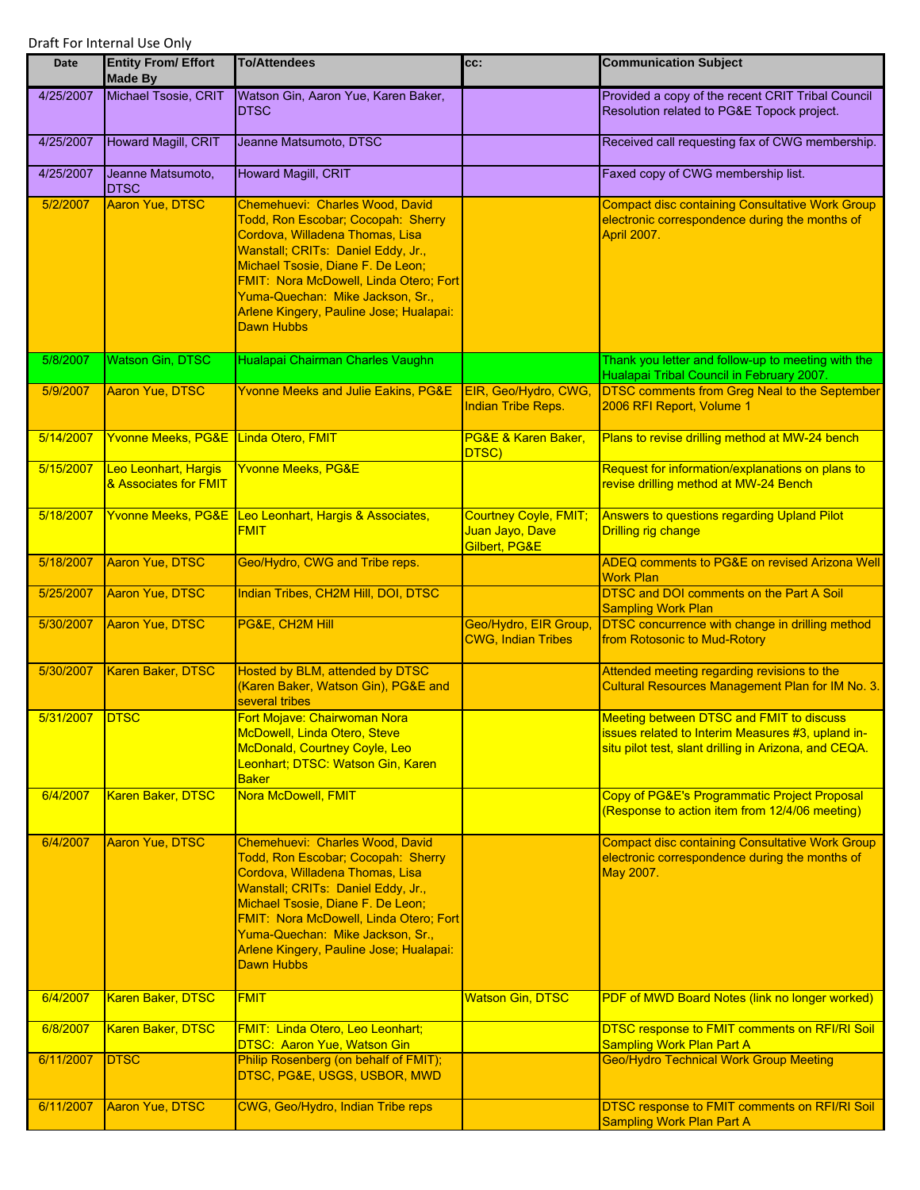Draft For Internal Use Only

| Date | Entity From/ Effort Made By | To/Attendees | cc: | Communication Subject |
|---|---|---|---|---|
| 4/25/2007 | Michael Tsosie, CRIT | Watson Gin, Aaron Yue, Karen Baker, DTSC | | Provided a copy of the recent CRIT Tribal Council Resolution related to PG&E Topock project. |
| 4/25/2007 | Howard Magill, CRIT | Jeanne Matsumoto, DTSC | | Received call requesting fax of CWG membership. |
| 4/25/2007 | Jeanne Matsumoto, DTSC | Howard Magill, CRIT | | Faxed copy of CWG membership list. |
| 5/2/2007 | Aaron Yue, DTSC | Chemehuevi: Charles Wood, David Todd, Ron Escobar; Cocopah: Sherry Cordova, Willadena Thomas, Lisa Wanstall; CRITs: Daniel Eddy, Jr., Michael Tsosie, Diane F. De Leon; FMIT: Nora McDowell, Linda Otero; Fort Yuma-Quechan: Mike Jackson, Sr., Arlene Kingery, Pauline Jose; Hualapai: Dawn Hubbs | | Compact disc containing Consultative Work Group electronic correspondence during the months of April 2007. |
| 5/8/2007 | Watson Gin, DTSC | Hualapai Chairman Charles Vaughn | | Thank you letter and follow-up to meeting with the Hualapai Tribal Council in February 2007. |
| 5/9/2007 | Aaron Yue, DTSC | Yvonne Meeks and Julie Eakins, PG&E | EIR, Geo/Hydro, CWG, Indian Tribe Reps. | DTSC comments from Greg Neal to the September 2006 RFI Report, Volume 1 |
| 5/14/2007 | Yvonne Meeks, PG&E | Linda Otero, FMIT | PG&E & Karen Baker, DTSC) | Plans to revise drilling method at MW-24 bench |
| 5/15/2007 | Leo Leonhart, Hargis & Associates for FMIT | Yvonne Meeks, PG&E | | Request for information/explanations on plans to revise drilling method at MW-24 Bench |
| 5/18/2007 | Yvonne Meeks, PG&E | Leo Leonhart, Hargis & Associates, FMIT | Courtney Coyle, FMIT; Juan Jayo, Dave Gilbert, PG&E | Answers to questions regarding Upland Pilot Drilling rig change |
| 5/18/2007 | Aaron Yue, DTSC | Geo/Hydro, CWG and Tribe reps. | | ADEQ comments to PG&E on revised Arizona Well Work Plan |
| 5/25/2007 | Aaron Yue, DTSC | Indian Tribes, CH2M Hill, DOI, DTSC | | DTSC and DOI comments on the Part A Soil Sampling Work Plan |
| 5/30/2007 | Aaron Yue, DTSC | PG&E, CH2M Hill | Geo/Hydro, EIR Group, CWG, Indian Tribes | DTSC concurrence with change in drilling method from Rotosonic to Mud-Rotory |
| 5/30/2007 | Karen Baker, DTSC | Hosted by BLM, attended by DTSC (Karen Baker, Watson Gin), PG&E and several tribes | | Attended meeting regarding revisions to the Cultural Resources Management Plan for IM No. 3. |
| 5/31/2007 | DTSC | Fort Mojave: Chairwoman Nora McDowell, Linda Otero, Steve McDonald, Courtney Coyle, Leo Leonhart; DTSC: Watson Gin, Karen Baker | | Meeting between DTSC and FMIT to discuss issues related to Interim Measures #3, upland in-situ pilot test, slant drilling in Arizona, and CEQA. |
| 6/4/2007 | Karen Baker, DTSC | Nora McDowell, FMIT | | Copy of PG&E's Programmatic Project Proposal (Response to action item from 12/4/06 meeting) |
| 6/4/2007 | Aaron Yue, DTSC | Chemehuevi: Charles Wood, David Todd, Ron Escobar; Cocopah: Sherry Cordova, Willadena Thomas, Lisa Wanstall; CRITs: Daniel Eddy, Jr., Michael Tsosie, Diane F. De Leon; FMIT: Nora McDowell, Linda Otero; Fort Yuma-Quechan: Mike Jackson, Sr., Arlene Kingery, Pauline Jose; Hualapai: Dawn Hubbs | | Compact disc containing Consultative Work Group electronic correspondence during the months of May 2007. |
| 6/4/2007 | Karen Baker, DTSC | FMIT | Watson Gin, DTSC | PDF of MWD Board Notes (link no longer worked) |
| 6/8/2007 | Karen Baker, DTSC | FMIT: Linda Otero, Leo Leonhart; DTSC: Aaron Yue, Watson Gin | | DTSC response to FMIT comments on RFI/RI Soil Sampling Work Plan Part A |
| 6/11/2007 | DTSC | Philip Rosenberg (on behalf of FMIT); DTSC, PG&E, USGS, USBOR, MWD | | Geo/Hydro Technical Work Group Meeting |
| 6/11/2007 | Aaron Yue, DTSC | CWG, Geo/Hydro, Indian Tribe reps | | DTSC response to FMIT comments on RFI/RI Soil Sampling Work Plan Part A |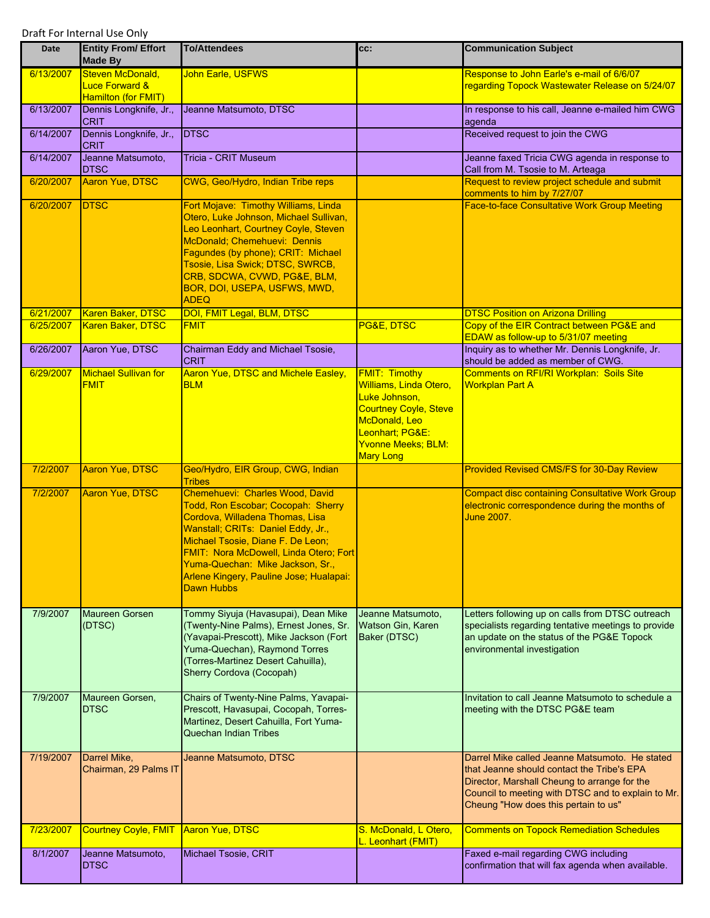Draft For Internal Use Only

| Date | Entity From/ Effort Made By | To/Attendees | cc: | Communication Subject |
|---|---|---|---|---|
| 6/13/2007 | Steven McDonald, Luce Forward & Hamilton (for FMIT) | John Earle, USFWS | | Response to John Earle's e-mail of 6/6/07 regarding Topock Wastewater Release on 5/24/07 |
| 6/13/2007 | Dennis Longknife, Jr., CRIT | Jeanne Matsumoto, DTSC | | In response to his call, Jeanne e-mailed him CWG agenda |
| 6/14/2007 | Dennis Longknife, Jr., CRIT | DTSC | | Received request to join the CWG |
| 6/14/2007 | Jeanne Matsumoto, DTSC | Tricia - CRIT Museum | | Jeanne faxed Tricia CWG agenda in response to Call from M. Tsosie to M. Arteaga |
| 6/20/2007 | Aaron Yue, DTSC | CWG, Geo/Hydro, Indian Tribe reps | | Request to review project schedule and submit comments to him by 7/27/07 |
| 6/20/2007 | DTSC | Fort Mojave: Timothy Williams, Linda Otero, Luke Johnson, Michael Sullivan, Leo Leonhart, Courtney Coyle, Steven McDonald; Chemehuevi: Dennis Fagundes (by phone); CRIT: Michael Tsosie, Lisa Swick; DTSC, SWRCB, CRB, SDCWA, CVWD, PG&E, BLM, BOR, DOI, USEPA, USFWS, MWD, ADEQ | | Face-to-face Consultative Work Group Meeting |
| 6/21/2007 | Karen Baker, DTSC | DOI, FMIT Legal, BLM, DTSC | | DTSC Position on Arizona Drilling |
| 6/25/2007 | Karen Baker, DTSC | FMIT | PG&E, DTSC | Copy of the EIR Contract between PG&E and EDAW as follow-up to 5/31/07 meeting |
| 6/26/2007 | Aaron Yue, DTSC | Chairman Eddy and Michael Tsosie, CRIT | | Inquiry as to whether Mr. Dennis Longknife, Jr. should be added as member of CWG. |
| 6/29/2007 | Michael Sullivan for FMIT | Aaron Yue, DTSC and Michele Easley, BLM | FMIT: Timothy Williams, Linda Otero, Luke Johnson, Courtney Coyle, Steve McDonald, Leo Leonhart; PG&E: Yvonne Meeks; BLM: Mary Long | Comments on RFI/RI Workplan: Soils Site Workplan Part A |
| 7/2/2007 | Aaron Yue, DTSC | Geo/Hydro, EIR Group, CWG, Indian Tribes | | Provided Revised CMS/FS for 30-Day Review |
| 7/2/2007 | Aaron Yue, DTSC | Chemehuevi: Charles Wood, David Todd, Ron Escobar; Cocopah: Sherry Cordova, Willadena Thomas, Lisa Wanstall; CRITs: Daniel Eddy, Jr., Michael Tsosie, Diane F. De Leon; FMIT: Nora McDowell, Linda Otero; Fort Yuma-Quechan: Mike Jackson, Sr., Arlene Kingery, Pauline Jose; Hualapai: Dawn Hubbs | | Compact disc containing Consultative Work Group electronic correspondence during the months of June 2007. |
| 7/9/2007 | Maureen Gorsen (DTSC) | Tommy Siyuja (Havasupai), Dean Mike (Twenty-Nine Palms), Ernest Jones, Sr. (Yavapai-Prescott), Mike Jackson (Fort Yuma-Quechan), Raymond Torres (Torres-Martinez Desert Cahuilla), Sherry Cordova (Cocopah) | Jeanne Matsumoto, Watson Gin, Karen Baker (DTSC) | Letters following up on calls from DTSC outreach specialists regarding tentative meetings to provide an update on the status of the PG&E Topock environmental investigation |
| 7/9/2007 | Maureen Gorsen, DTSC | Chairs of Twenty-Nine Palms, Yavapai-Prescott, Havasupai, Cocopah, Torres-Martinez, Desert Cahuilla, Fort Yuma-Quechan Indian Tribes | | Invitation to call Jeanne Matsumoto to schedule a meeting with the DTSC PG&E team |
| 7/19/2007 | Darrel Mike, Chairman, 29 Palms IT | Jeanne Matsumoto, DTSC | | Darrel Mike called Jeanne Matsumoto. He stated that Jeanne should contact the Tribe's EPA Director, Marshall Cheung to arrange for the Council to meeting with DTSC and to explain to Mr. Cheung "How does this pertain to us" |
| 7/23/2007 | Courtney Coyle, FMIT | Aaron Yue, DTSC | S. McDonald, L Otero, L. Leonhart (FMIT) | Comments on Topock Remediation Schedules |
| 8/1/2007 | Jeanne Matsumoto, DTSC | Michael Tsosie, CRIT | | Faxed e-mail regarding CWG including confirmation that will fax agenda when available. |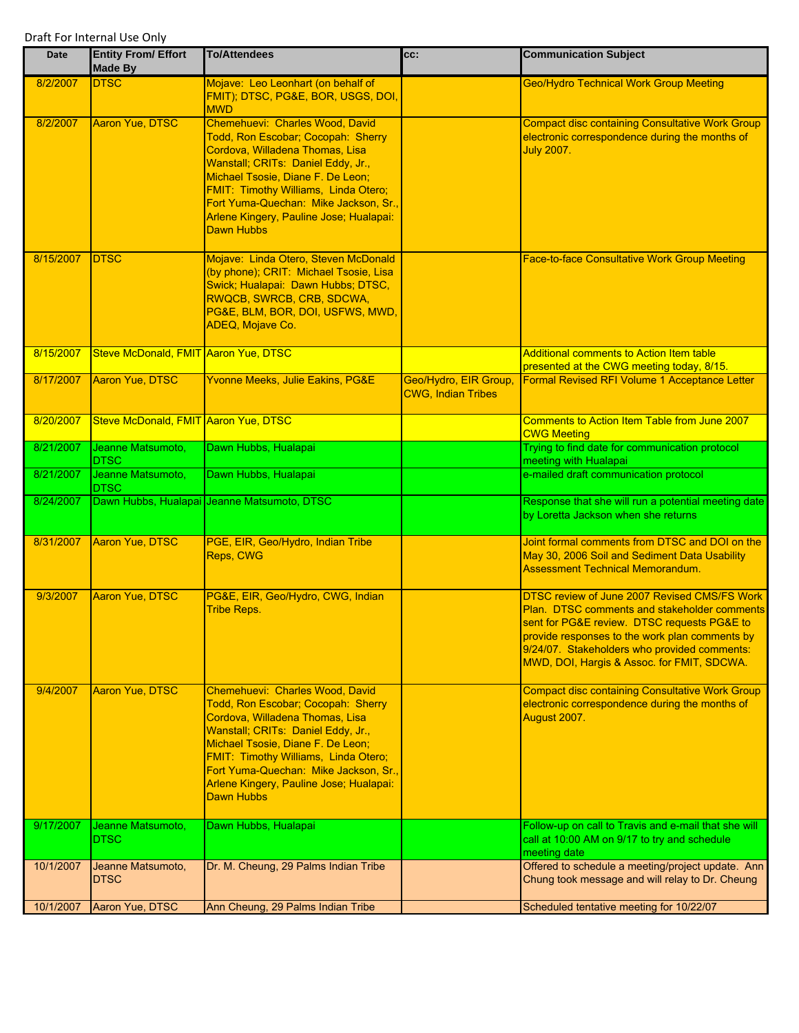Draft For Internal Use Only

| Date | Entity From/ Effort Made By | To/Attendees | cc: | Communication Subject |
|---|---|---|---|---|
| 8/2/2007 | DTSC | Mojave: Leo Leonhart (on behalf of FMIT); DTSC, PG&E, BOR, USGS, DOI, MWD | | Geo/Hydro Technical Work Group Meeting |
| 8/2/2007 | Aaron Yue, DTSC | Chemehuevi: Charles Wood, David Todd, Ron Escobar; Cocopah: Sherry Cordova, Willadena Thomas, Lisa Wanstall; CRITs: Daniel Eddy, Jr., Michael Tsosie, Diane F. De Leon; FMIT: Timothy Williams, Linda Otero; Fort Yuma-Quechan: Mike Jackson, Sr., Arlene Kingery, Pauline Jose; Hualapai: Dawn Hubbs | | Compact disc containing Consultative Work Group electronic correspondence during the months of July 2007. |
| 8/15/2007 | DTSC | Mojave: Linda Otero, Steven McDonald (by phone); CRIT: Michael Tsosie, Lisa Swick; Hualapai: Dawn Hubbs; DTSC, RWQCB, SWRCB, CRB, SDCWA, PG&E, BLM, BOR, DOI, USFWS, MWD, ADEQ, Mojave Co. | | Face-to-face Consultative Work Group Meeting |
| 8/15/2007 | Steve McDonald, FMIT | Aaron Yue, DTSC | | Additional comments to Action Item table presented at the CWG meeting today, 8/15. |
| 8/17/2007 | Aaron Yue, DTSC | Yvonne Meeks, Julie Eakins, PG&E | Geo/Hydro, EIR Group, CWG, Indian Tribes | Formal Revised RFI Volume 1 Acceptance Letter |
| 8/20/2007 | Steve McDonald, FMIT | Aaron Yue, DTSC | | Comments to Action Item Table from June 2007 CWG Meeting |
| 8/21/2007 | Jeanne Matsumoto, DTSC | Dawn Hubbs, Hualapai | | Trying to find date for communication protocol meeting with Hualapai |
| 8/21/2007 | Jeanne Matsumoto, DTSC | Dawn Hubbs, Hualapai | | e-mailed draft communication protocol |
| 8/24/2007 | Dawn Hubbs, Hualapai | Jeanne Matsumoto, DTSC | | Response that she will run a potential meeting date by Loretta Jackson when she returns |
| 8/31/2007 | Aaron Yue, DTSC | PGE, EIR, Geo/Hydro, Indian Tribe Reps, CWG | | Joint formal comments from DTSC and DOI on the May 30, 2006 Soil and Sediment Data Usability Assessment Technical Memorandum. |
| 9/3/2007 | Aaron Yue, DTSC | PG&E, EIR, Geo/Hydro, CWG, Indian Tribe Reps. | | DTSC review of June 2007 Revised CMS/FS Work Plan. DTSC comments and stakeholder comments sent for PG&E review. DTSC requests PG&E to provide responses to the work plan comments by 9/24/07. Stakeholders who provided comments: MWD, DOI, Hargis & Assoc. for FMIT, SDCWA. |
| 9/4/2007 | Aaron Yue, DTSC | Chemehuevi: Charles Wood, David Todd, Ron Escobar; Cocopah: Sherry Cordova, Willadena Thomas, Lisa Wanstall; CRITs: Daniel Eddy, Jr., Michael Tsosie, Diane F. De Leon; FMIT: Timothy Williams, Linda Otero; Fort Yuma-Quechan: Mike Jackson, Sr., Arlene Kingery, Pauline Jose; Hualapai: Dawn Hubbs | | Compact disc containing Consultative Work Group electronic correspondence during the months of August 2007. |
| 9/17/2007 | Jeanne Matsumoto, DTSC | Dawn Hubbs, Hualapai | | Follow-up on call to Travis and e-mail that she will call at 10:00 AM on 9/17 to try and schedule meeting date |
| 10/1/2007 | Jeanne Matsumoto, DTSC | Dr. M. Cheung, 29 Palms Indian Tribe | | Offered to schedule a meeting/project update. Ann Chung took message and will relay to Dr. Cheung |
| 10/1/2007 | Aaron Yue, DTSC | Ann Cheung, 29 Palms Indian Tribe | | Scheduled tentative meeting for 10/22/07 |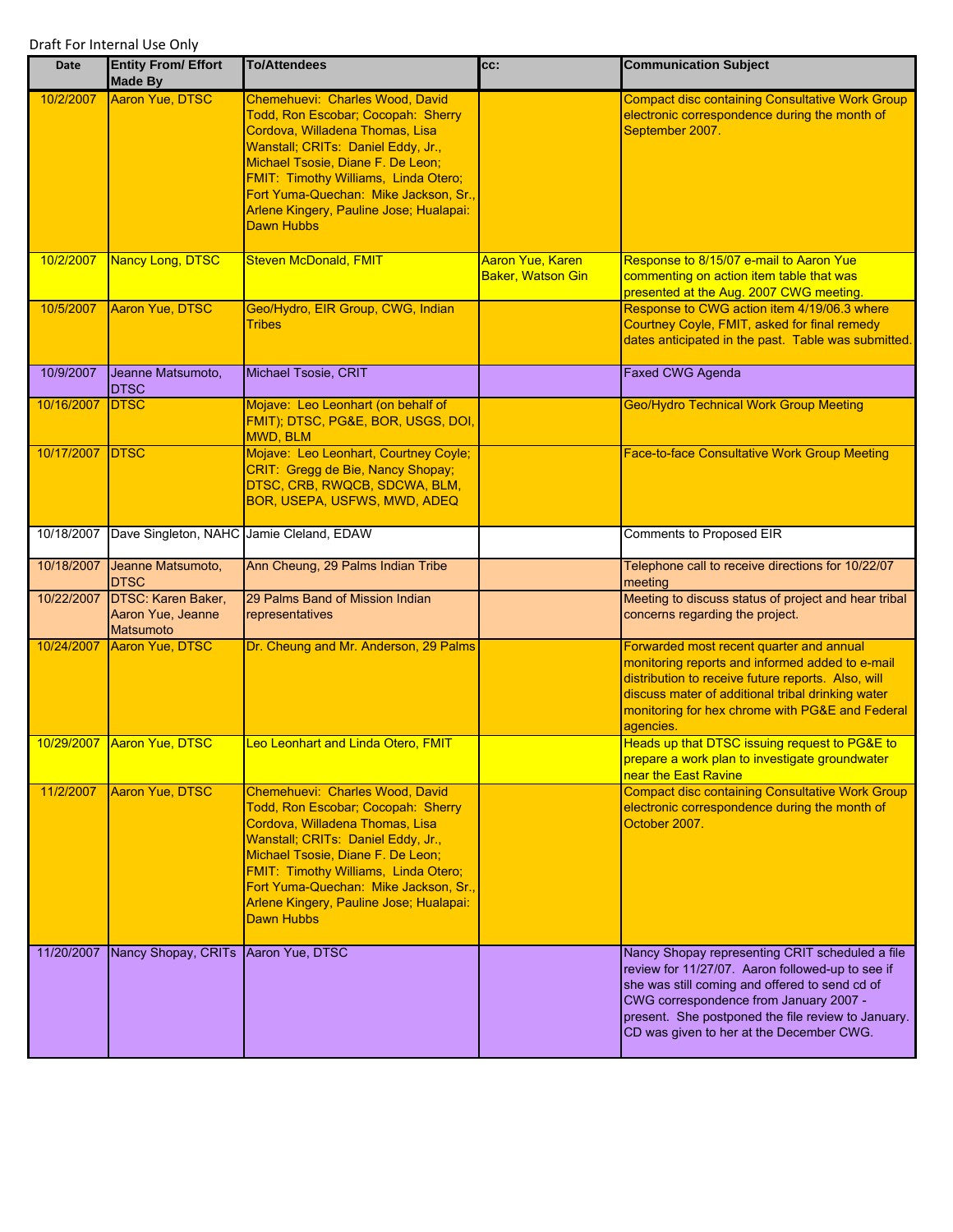Draft For Internal Use Only

| Date | Entity From/ Effort Made By | To/Attendees | cc: | Communication Subject |
|---|---|---|---|---|
| 10/2/2007 | Aaron Yue, DTSC | Chemehuevi: Charles Wood, David Todd, Ron Escobar; Cocopah: Sherry Cordova, Willadena Thomas, Lisa Wanstall; CRITs: Daniel Eddy, Jr., Michael Tsosie, Diane F. De Leon; FMIT: Timothy Williams, Linda Otero; Fort Yuma-Quechan: Mike Jackson, Sr., Arlene Kingery, Pauline Jose; Hualapai: Dawn Hubbs | | Compact disc containing Consultative Work Group electronic correspondence during the month of September 2007. |
| 10/2/2007 | Nancy Long, DTSC | Steven McDonald, FMIT | Aaron Yue, Karen Baker, Watson Gin | Response to 8/15/07 e-mail to Aaron Yue commenting on action item table that was presented at the Aug. 2007 CWG meeting. |
| 10/5/2007 | Aaron Yue, DTSC | Geo/Hydro, EIR Group, CWG, Indian Tribes | | Response to CWG action item 4/19/06.3 where Courtney Coyle, FMIT, asked for final remedy dates anticipated in the past. Table was submitted. |
| 10/9/2007 | Jeanne Matsumoto, DTSC | Michael Tsosie, CRIT | | Faxed CWG Agenda |
| 10/16/2007 | DTSC | Mojave: Leo Leonhart (on behalf of FMIT); DTSC, PG&E, BOR, USGS, DOI, MWD, BLM | | Geo/Hydro Technical Work Group Meeting |
| 10/17/2007 | DTSC | Mojave: Leo Leonhart, Courtney Coyle; CRIT: Gregg de Bie, Nancy Shopay; DTSC, CRB, RWQCB, SDCWA, BLM, BOR, USEPA, USFWS, MWD, ADEQ | | Face-to-face Consultative Work Group Meeting |
| 10/18/2007 | Dave Singleton, NAHC | Jamie Cleland, EDAW | | Comments to Proposed EIR |
| 10/18/2007 | Jeanne Matsumoto, DTSC | Ann Cheung, 29 Palms Indian Tribe | | Telephone call to receive directions for 10/22/07 meeting |
| 10/22/2007 | DTSC: Karen Baker, Aaron Yue, Jeanne Matsumoto | 29 Palms Band of Mission Indian representatives | | Meeting to discuss status of project and hear tribal concerns regarding the project. |
| 10/24/2007 | Aaron Yue, DTSC | Dr. Cheung and Mr. Anderson, 29 Palms | | Forwarded most recent quarter and annual monitoring reports and informed added to e-mail distribution to receive future reports. Also, will discuss mater of additional tribal drinking water monitoring for hex chrome with PG&E and Federal agencies. |
| 10/29/2007 | Aaron Yue, DTSC | Leo Leonhart and Linda Otero, FMIT | | Heads up that DTSC issuing request to PG&E to prepare a work plan to investigate groundwater near the East Ravine |
| 11/2/2007 | Aaron Yue, DTSC | Chemehuevi: Charles Wood, David Todd, Ron Escobar; Cocopah: Sherry Cordova, Willadena Thomas, Lisa Wanstall; CRITs: Daniel Eddy, Jr., Michael Tsosie, Diane F. De Leon; FMIT: Timothy Williams, Linda Otero; Fort Yuma-Quechan: Mike Jackson, Sr., Arlene Kingery, Pauline Jose; Hualapai: Dawn Hubbs | | Compact disc containing Consultative Work Group electronic correspondence during the month of October 2007. |
| 11/20/2007 | Nancy Shopay, CRITs | Aaron Yue, DTSC | | Nancy Shopay representing CRIT scheduled a file review for 11/27/07. Aaron followed-up to see if she was still coming and offered to send cd of CWG correspondence from January 2007 - present. She postponed the file review to January. CD was given to her at the December CWG. |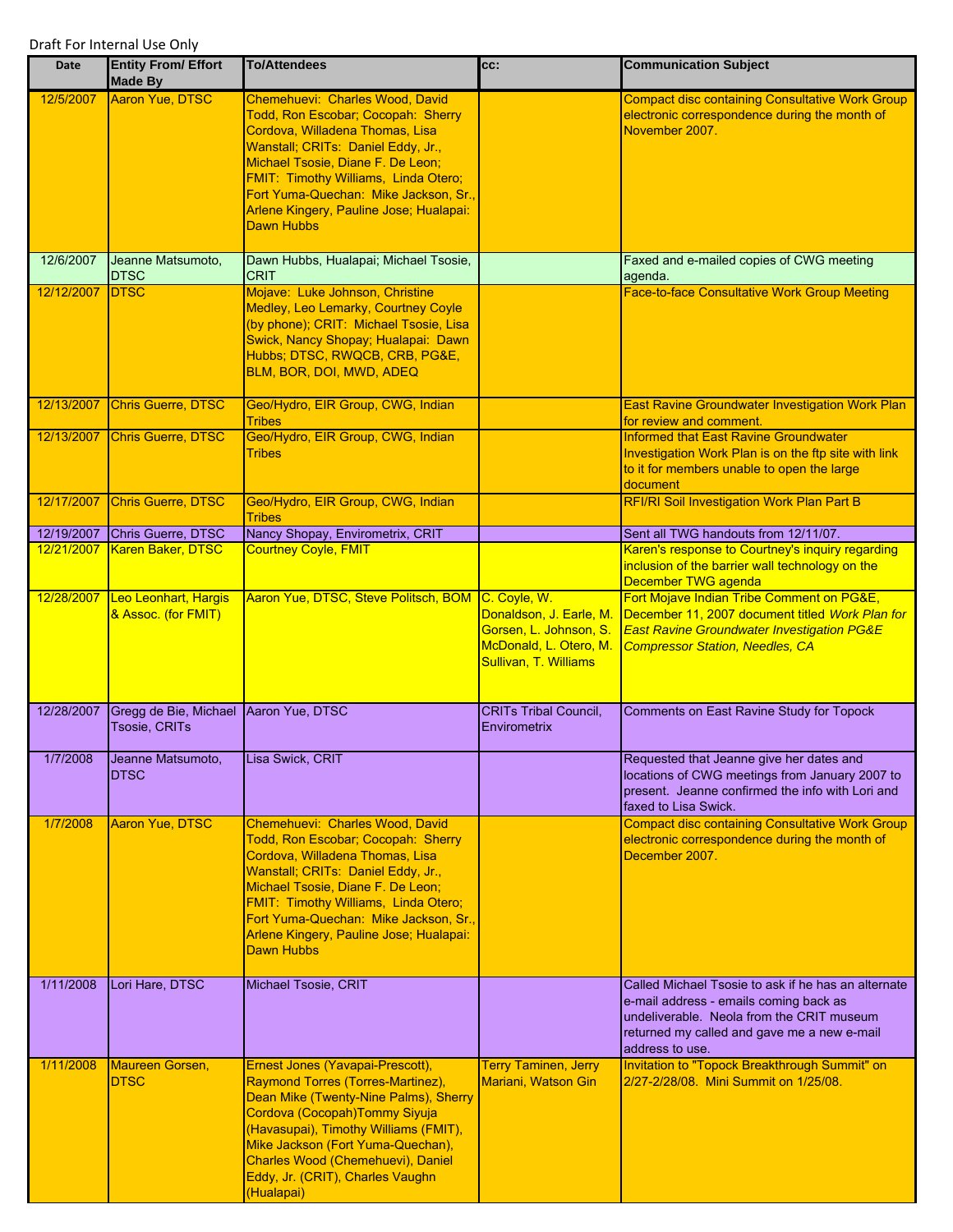Draft For Internal Use Only

| Date | Entity From/ Effort Made By | To/Attendees | cc: | Communication Subject |
|---|---|---|---|---|
| 12/5/2007 | Aaron Yue, DTSC | Chemehuevi: Charles Wood, David Todd, Ron Escobar; Cocopah: Sherry Cordova, Willadena Thomas, Lisa Wanstall; CRITs: Daniel Eddy, Jr., Michael Tsosie, Diane F. De Leon; FMIT: Timothy Williams, Linda Otero; Fort Yuma-Quechan: Mike Jackson, Sr., Arlene Kingery, Pauline Jose; Hualapai: Dawn Hubbs | | Compact disc containing Consultative Work Group electronic correspondence during the month of November 2007. |
| 12/6/2007 | Jeanne Matsumoto, DTSC | Dawn Hubbs, Hualapai; Michael Tsosie, CRIT | | Faxed and e-mailed copies of CWG meeting agenda. |
| 12/12/2007 | DTSC | Mojave: Luke Johnson, Christine Medley, Leo Lemarky, Courtney Coyle (by phone); CRIT: Michael Tsosie, Lisa Swick, Nancy Shopay; Hualapai: Dawn Hubbs; DTSC, RWQCB, CRB, PG&E, BLM, BOR, DOI, MWD, ADEQ | | Face-to-face Consultative Work Group Meeting |
| 12/13/2007 | Chris Guerre, DTSC | Geo/Hydro, EIR Group, CWG, Indian Tribes | | East Ravine Groundwater Investigation Work Plan for review and comment. |
| 12/13/2007 | Chris Guerre, DTSC | Geo/Hydro, EIR Group, CWG, Indian Tribes | | Informed that East Ravine Groundwater Investigation Work Plan is on the ftp site with link to it for members unable to open the large document |
| 12/17/2007 | Chris Guerre, DTSC | Geo/Hydro, EIR Group, CWG, Indian Tribes | | RFI/RI Soil Investigation Work Plan Part B |
| 12/19/2007 | Chris Guerre, DTSC | Nancy Shopay, Envirometrix, CRIT | | Sent all TWG handouts from 12/11/07. |
| 12/21/2007 | Karen Baker, DTSC | Courtney Coyle, FMIT | | Karen's response to Courtney's inquiry regarding inclusion of the barrier wall technology on the December TWG agenda |
| 12/28/2007 | Leo Leonhart, Hargis & Assoc. (for FMIT) | Aaron Yue, DTSC, Steve Politsch, BOM | C. Coyle, W. Donaldson, J. Earle, M. Gorsen, L. Johnson, S. McDonald, L. Otero, M. Sullivan, T. Williams | Fort Mojave Indian Tribe Comment on PG&E, December 11, 2007 document titled *Work Plan for East Ravine Groundwater Investigation PG&E Compressor Station, Needles, CA* |
| 12/28/2007 | Gregg de Bie, Michael Tsosie, CRITs | Aaron Yue, DTSC | CRITs Tribal Council, Envirometrix | Comments on East Ravine Study for Topock |
| 1/7/2008 | Jeanne Matsumoto, DTSC | Lisa Swick, CRIT | | Requested that Jeanne give her dates and locations of CWG meetings from January 2007 to present. Jeanne confirmed the info with Lori and faxed to Lisa Swick. |
| 1/7/2008 | Aaron Yue, DTSC | Chemehuevi: Charles Wood, David Todd, Ron Escobar; Cocopah: Sherry Cordova, Willadena Thomas, Lisa Wanstall; CRITs: Daniel Eddy, Jr., Michael Tsosie, Diane F. De Leon; FMIT: Timothy Williams, Linda Otero; Fort Yuma-Quechan: Mike Jackson, Sr., Arlene Kingery, Pauline Jose; Hualapai: Dawn Hubbs | | Compact disc containing Consultative Work Group electronic correspondence during the month of December 2007. |
| 1/11/2008 | Lori Hare, DTSC | Michael Tsosie, CRIT | | Called Michael Tsosie to ask if he has an alternate e-mail address - emails coming back as undeliverable. Neola from the CRIT museum returned my called and gave me a new e-mail address to use. |
| 1/11/2008 | Maureen Gorsen, DTSC | Ernest Jones (Yavapai-Prescott), Raymond Torres (Torres-Martinez), Dean Mike (Twenty-Nine Palms), Sherry Cordova (Cocopah)Tommy Siyuja (Havasupai), Timothy Williams (FMIT), Mike Jackson (Fort Yuma-Quechan), Charles Wood (Chemehuevi), Daniel Eddy, Jr. (CRIT), Charles Vaughn (Hualapai) | Terry Taminen, Jerry Mariani, Watson Gin | Invitation to "Topock Breakthrough Summit" on 2/27-2/28/08. Mini Summit on 1/25/08. |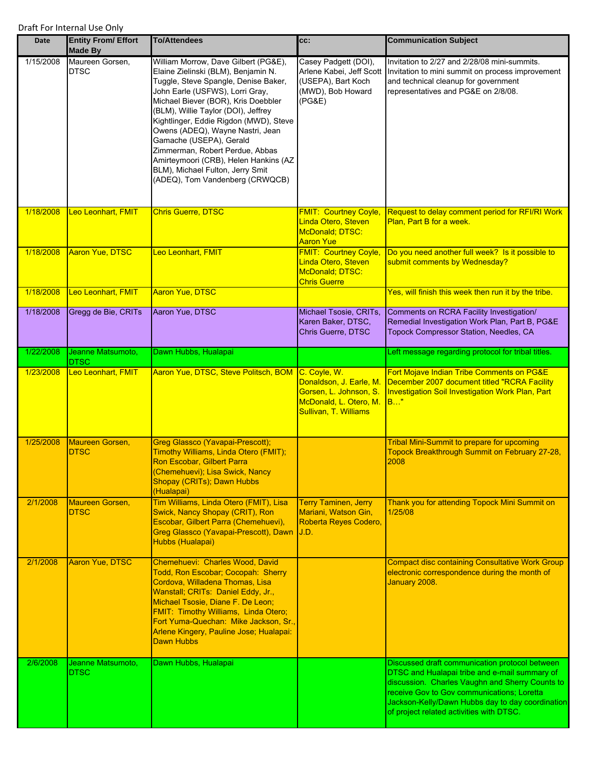Draft For Internal Use Only

| Date | Entity From/ Effort Made By | To/Attendees | cc: | Communication Subject |
|---|---|---|---|---|
| 1/15/2008 | Maureen Gorsen, DTSC | William Morrow, Dave Gilbert (PG&E), Elaine Zielinski (BLM), Benjamin N. Tuggle, Steve Spangle, Denise Baker, John Earle (USFWS), Lorri Gray, Michael Biever (BOR), Kris Doebbler (BLM), Willie Taylor (DOI), Jeffrey Kightlinger, Eddie Rigdon (MWD), Steve Owens (ADEQ), Wayne Nastri, Jean Gamache (USEPA), Gerald Zimmerman, Robert Perdue, Abbas Amirteymoori (CRB), Helen Hankins (AZ BLM), Michael Fulton, Jerry Smit (ADEQ), Tom Vandenberg (CRWQCB) | Casey Padgett (DOI), Arlene Kabei, Jeff Scott (USEPA), Bart Koch (MWD), Bob Howard (PG&E) | Invitation to 2/27 and 2/28/08 mini-summits. Invitation to mini summit on process improvement and technical cleanup for government representatives and PG&E on 2/8/08. |
| 1/18/2008 | Leo Leonhart, FMIT | Chris Guerre, DTSC | FMIT: Courtney Coyle, Linda Otero, Steven McDonald; DTSC: Aaron Yue | Request to delay comment period for RFI/RI Work Plan, Part B for a week. |
| 1/18/2008 | Aaron Yue, DTSC | Leo Leonhart, FMIT | FMIT: Courtney Coyle, Linda Otero, Steven McDonald; DTSC: Chris Guerre | Do you need another full week? Is it possible to submit comments by Wednesday? |
| 1/18/2008 | Leo Leonhart, FMIT | Aaron Yue, DTSC | | Yes, will finish this week then run it by the tribe. |
| 1/18/2008 | Gregg de Bie, CRITs | Aaron Yue, DTSC | Michael Tsosie, CRITs, Karen Baker, DTSC, Chris Guerre, DTSC | Comments on RCRA Facility Investigation/ Remedial Investigation Work Plan, Part B, PG&E Topock Compressor Station, Needles, CA |
| 1/22/2008 | Jeanne Matsumoto, DTSC | Dawn Hubbs, Hualapai | | Left message regarding protocol for tribal titles. |
| 1/23/2008 | Leo Leonhart, FMIT | Aaron Yue, DTSC, Steve Politsch, BOM | C. Coyle, W. Donaldson, J. Earle, M. Gorsen, L. Johnson, S. McDonald, L. Otero, M. Sullivan, T. Williams | Fort Mojave Indian Tribe Comments on PG&E December 2007 document titled "RCRA Facility Investigation Soil Investigation Work Plan, Part B…" |
| 1/25/2008 | Maureen Gorsen, DTSC | Greg Glassco (Yavapai-Prescott); Timothy Williams, Linda Otero (FMIT); Ron Escobar, Gilbert Parra (Chemehuevi); Lisa Swick, Nancy Shopay (CRITs); Dawn Hubbs (Hualapai) | | Tribal Mini-Summit to prepare for upcoming Topock Breakthrough Summit on February 27-28, 2008 |
| 2/1/2008 | Maureen Gorsen, DTSC | Tim Williams, Linda Otero (FMIT), Lisa Swick, Nancy Shopay (CRIT), Ron Escobar, Gilbert Parra (Chemehuevi), Greg Glassco (Yavapai-Prescott), Dawn Hubbs (Hualapai) | Terry Taminen, Jerry Mariani, Watson Gin, Roberta Reyes Codero, J.D. | Thank you for attending Topock Mini Summit on 1/25/08 |
| 2/1/2008 | Aaron Yue, DTSC | Chemehuevi: Charles Wood, David Todd, Ron Escobar; Cocopah: Sherry Cordova, Willadena Thomas, Lisa Wanstall; CRITs: Daniel Eddy, Jr., Michael Tsosie, Diane F. De Leon; FMIT: Timothy Williams, Linda Otero; Fort Yuma-Quechan: Mike Jackson, Sr., Arlene Kingery, Pauline Jose; Hualapai: Dawn Hubbs | | Compact disc containing Consultative Work Group electronic correspondence during the month of January 2008. |
| 2/6/2008 | Jeanne Matsumoto, DTSC | Dawn Hubbs, Hualapai | | Discussed draft communication protocol between DTSC and Hualapai tribe and e-mail summary of discussion. Charles Vaughn and Sherry Counts to receive Gov to Gov communications; Loretta Jackson-Kelly/Dawn Hubbs day to day coordination of project related activities with DTSC. |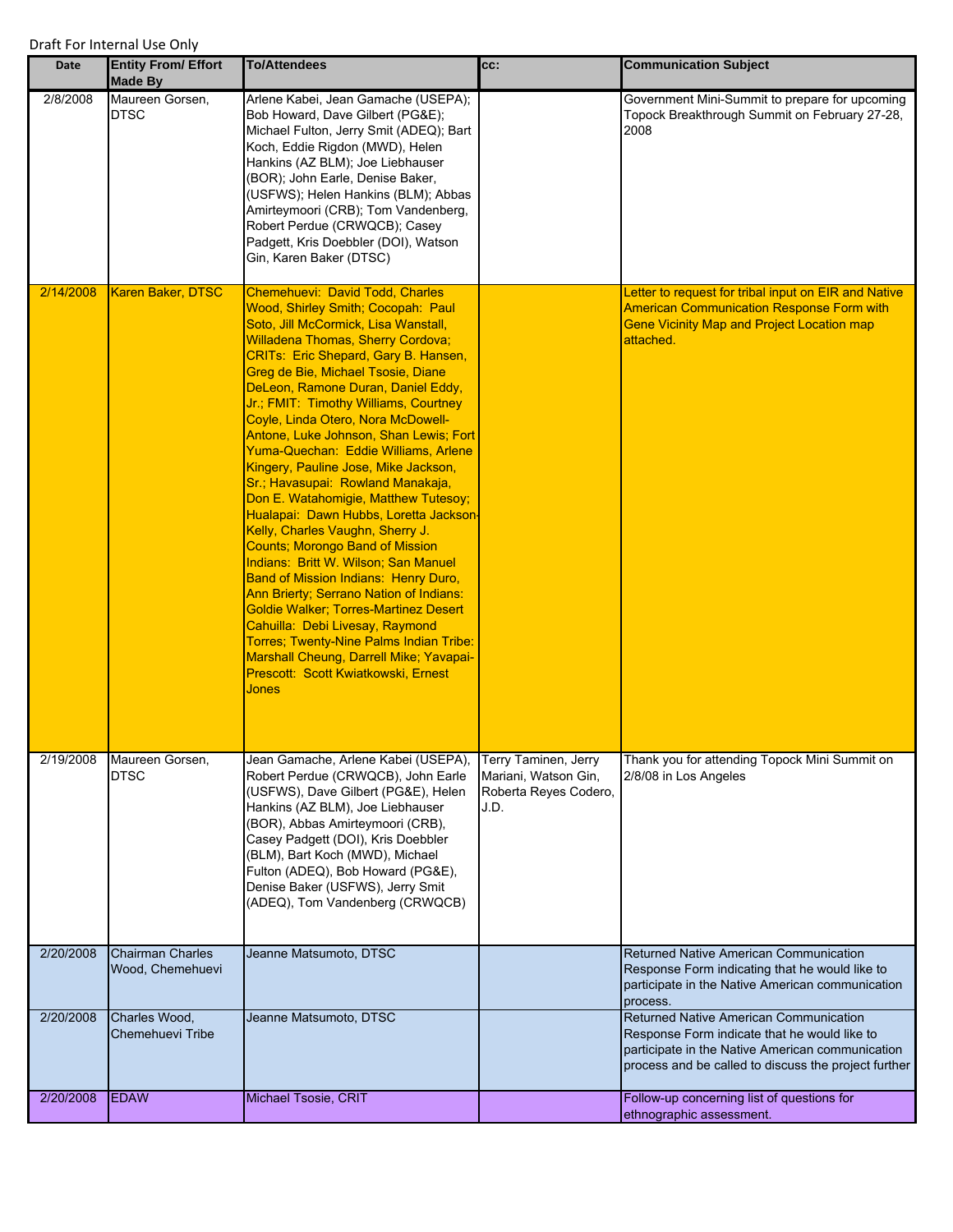Draft For Internal Use Only

| Date | Entity From/ Effort Made By | To/Attendees | cc: | Communication Subject |
|---|---|---|---|---|
| 2/8/2008 | Maureen Gorsen, DTSC | Arlene Kabei, Jean Gamache (USEPA); Bob Howard, Dave Gilbert (PG&E); Michael Fulton, Jerry Smit (ADEQ); Bart Koch, Eddie Rigdon (MWD), Helen Hankins (AZ BLM); Joe Liebhauser (BOR); John Earle, Denise Baker, (USFWS); Helen Hankins (BLM); Abbas Amirteymoori (CRB); Tom Vandenberg, Robert Perdue (CRWQCB); Casey Padgett, Kris Doebbler (DOI), Watson Gin, Karen Baker (DTSC) | | Government Mini-Summit to prepare for upcoming Topock Breakthrough Summit on February 27-28, 2008 |
| 2/14/2008 | Karen Baker, DTSC | Chemehuevi: David Todd, Charles Wood, Shirley Smith; Cocopah: Paul Soto, Jill McCormick, Lisa Wanstall, Willadena Thomas, Sherry Cordova; CRITs: Eric Shepard, Gary B. Hansen, Greg de Bie, Michael Tsosie, Diane DeLeon, Ramone Duran, Daniel Eddy, Jr.; FMIT: Timothy Williams, Courtney Coyle, Linda Otero, Nora McDowell-Antone, Luke Johnson, Shan Lewis; Fort Yuma-Quechan: Eddie Williams, Arlene Kingery, Pauline Jose, Mike Jackson, Sr.; Havasupai: Rowland Manakaja, Don E. Watahomigie, Matthew Tutesoy; Hualapai: Dawn Hubbs, Loretta Jackson-Kelly, Charles Vaughn, Sherry J. Counts; Morongo Band of Mission Indians: Britt W. Wilson; San Manuel Band of Mission Indians: Henry Duro, Ann Brierty; Serrano Nation of Indians: Goldie Walker; Torres-Martinez Desert Cahuilla: Debi Livesay, Raymond Torres; Twenty-Nine Palms Indian Tribe: Marshall Cheung, Darrell Mike; Yavapai-Prescott: Scott Kwiatkowski, Ernest Jones | | Letter to request for tribal input on EIR and Native American Communication Response Form with Gene Vicinity Map and Project Location map attached. |
| 2/19/2008 | Maureen Gorsen, DTSC | Jean Gamache, Arlene Kabei (USEPA), Robert Perdue (CRWQCB), John Earle (USFWS), Dave Gilbert (PG&E), Helen Hankins (AZ BLM), Joe Liebhauser (BOR), Abbas Amirteymoori (CRB), Casey Padgett (DOI), Kris Doebbler (BLM), Bart Koch (MWD), Michael Fulton (ADEQ), Bob Howard (PG&E), Denise Baker (USFWS), Jerry Smit (ADEQ), Tom Vandenberg (CRWQCB) | Terry Taminen, Jerry Mariani, Watson Gin, Roberta Reyes Codero, J.D. | Thank you for attending Topock Mini Summit on 2/8/08 in Los Angeles |
| 2/20/2008 | Chairman Charles Wood, Chemehuevi | Jeanne Matsumoto, DTSC | | Returned Native American Communication Response Form indicating that he would like to participate in the Native American communication process. |
| 2/20/2008 | Charles Wood, Chemehuevi Tribe | Jeanne Matsumoto, DTSC | | Returned Native American Communication Response Form indicate that he would like to participate in the Native American communication process and be called to discuss the project further |
| 2/20/2008 | EDAW | Michael Tsosie, CRIT | | Follow-up concerning list of questions for ethnographic assessment. |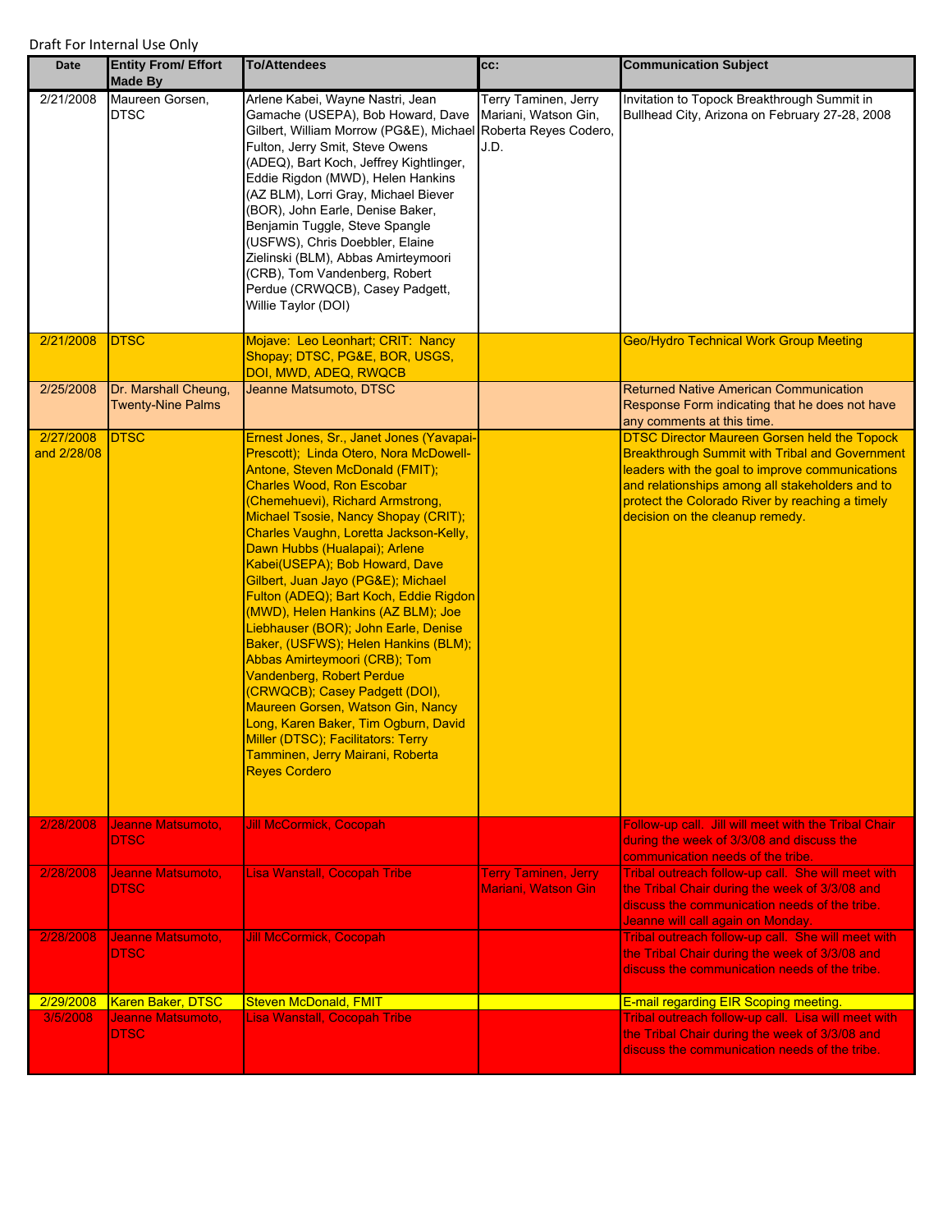Draft For Internal Use Only

| Date | Entity From/ Effort Made By | To/Attendees | cc: | Communication Subject |
|---|---|---|---|---|
| 2/21/2008 | Maureen Gorsen, DTSC | Arlene Kabei, Wayne Nastri, Jean Gamache (USEPA), Bob Howard, Dave Gilbert, William Morrow (PG&E), Michael Fulton, Jerry Smit, Steve Owens (ADEQ), Bart Koch, Jeffrey Kightlinger, Eddie Rigdon (MWD), Helen Hankins (AZ BLM), Lorri Gray, Michael Biever (BOR), John Earle, Denise Baker, Benjamin Tuggle, Steve Spangle (USFWS), Chris Doebbler, Elaine Zielinski (BLM), Abbas Amirteymoori (CRB), Tom Vandenberg, Robert Perdue (CRWQCB), Casey Padgett, Willie Taylor (DOI) | Terry Taminen, Jerry Mariani, Watson Gin, Roberta Reyes Codero, J.D. | Invitation to Topock Breakthrough Summit in Bullhead City, Arizona on February 27-28, 2008 |
| 2/21/2008 | DTSC | Mojave: Leo Leonhart; CRIT: Nancy Shopay; DTSC, PG&E, BOR, USGS, DOI, MWD, ADEQ, RWQCB | | Geo/Hydro Technical Work Group Meeting |
| 2/25/2008 | Dr. Marshall Cheung, Twenty-Nine Palms | Jeanne Matsumoto, DTSC | | Returned Native American Communication Response Form indicating that he does not have any comments at this time. |
| 2/27/2008 and 2/28/08 | DTSC | Ernest Jones, Sr., Janet Jones (Yavapai-Prescott); Linda Otero, Nora McDowell-Antone, Steven McDonald (FMIT); Charles Wood, Ron Escobar (Chemehuevi), Richard Armstrong, Michael Tsosie, Nancy Shopay (CRIT); Charles Vaughn, Loretta Jackson-Kelly, Dawn Hubbs (Hualapai); Arlene Kabei(USEPA); Bob Howard, Dave Gilbert, Juan Jayo (PG&E); Michael Fulton (ADEQ); Bart Koch, Eddie Rigdon (MWD), Helen Hankins (AZ BLM); Joe Liebhauser (BOR); John Earle, Denise Baker, (USFWS); Helen Hankins (BLM); Abbas Amirteymoori (CRB); Tom Vandenberg, Robert Perdue (CRWQCB); Casey Padgett (DOI), Maureen Gorsen, Watson Gin, Nancy Long, Karen Baker, Tim Ogburn, David Miller (DTSC); Facilitators: Terry Tamminen, Jerry Mairani, Roberta Reyes Cordero | | DTSC Director Maureen Gorsen held the Topock Breakthrough Summit with Tribal and Government leaders with the goal to improve communications and relationships among all stakeholders and to protect the Colorado River by reaching a timely decision on the cleanup remedy. |
| 2/28/2008 | Jeanne Matsumoto, DTSC | Jill McCormick, Cocopah | | Follow-up call. Jill will meet with the Tribal Chair during the week of 3/3/08 and discuss the communication needs of the tribe. |
| 2/28/2008 | Jeanne Matsumoto, DTSC | Lisa Wanstall, Cocopah Tribe | Terry Taminen, Jerry Mariani, Watson Gin | Tribal outreach follow-up call. She will meet with the Tribal Chair during the week of 3/3/08 and discuss the communication needs of the tribe. Jeanne will call again on Monday. |
| 2/28/2008 | Jeanne Matsumoto, DTSC | Jill McCormick, Cocopah | | Tribal outreach follow-up call. She will meet with the Tribal Chair during the week of 3/3/08 and discuss the communication needs of the tribe. |
| 2/29/2008 | Karen Baker, DTSC | Steven McDonald, FMIT | | E-mail regarding EIR Scoping meeting. |
| 3/5/2008 | Jeanne Matsumoto, DTSC | Lisa Wanstall, Cocopah Tribe | | Tribal outreach follow-up call. Lisa will meet with the Tribal Chair during the week of 3/3/08 and discuss the communication needs of the tribe. |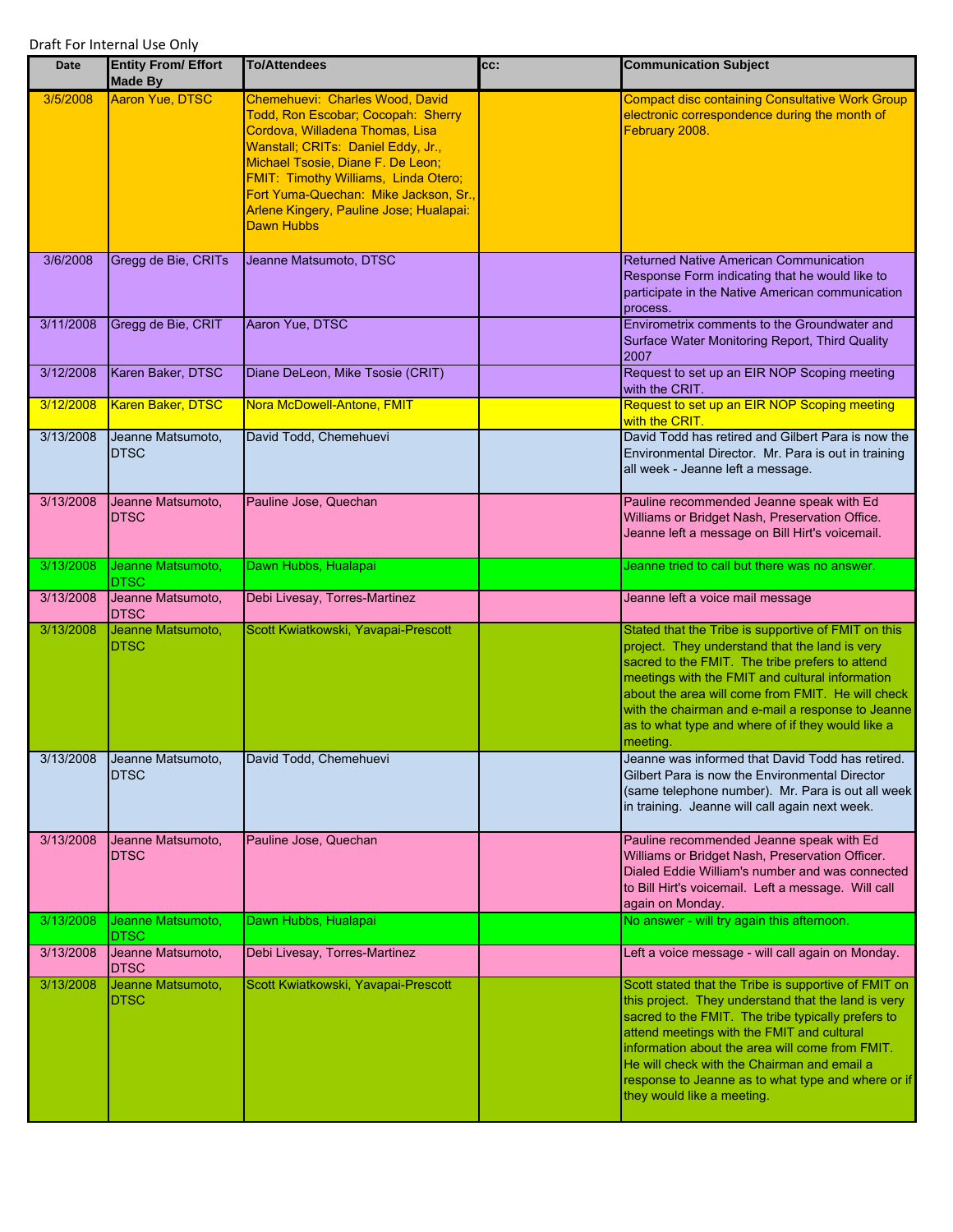Draft For Internal Use Only

| Date | Entity From/ Effort Made By | To/Attendees | cc: | Communication Subject |
|---|---|---|---|---|
| 3/5/2008 | Aaron Yue, DTSC | Chemehuevi: Charles Wood, David Todd, Ron Escobar; Cocopah: Sherry Cordova, Willadena Thomas, Lisa Wanstall; CRITs: Daniel Eddy, Jr., Michael Tsosie, Diane F. De Leon; FMIT: Timothy Williams, Linda Otero; Fort Yuma-Quechan: Mike Jackson, Sr., Arlene Kingery, Pauline Jose; Hualapai: Dawn Hubbs | | Compact disc containing Consultative Work Group electronic correspondence during the month of February 2008. |
| 3/6/2008 | Gregg de Bie, CRITs | Jeanne Matsumoto, DTSC | | Returned Native American Communication Response Form indicating that he would like to participate in the Native American communication process. |
| 3/11/2008 | Gregg de Bie, CRIT | Aaron Yue, DTSC | | Envirometrix comments to the Groundwater and Surface Water Monitoring Report, Third Quality 2007 |
| 3/12/2008 | Karen Baker, DTSC | Diane DeLeon, Mike Tsosie (CRIT) | | Request to set up an EIR NOP Scoping meeting with the CRIT. |
| 3/12/2008 | Karen Baker, DTSC | Nora McDowell-Antone, FMIT | | Request to set up an EIR NOP Scoping meeting with the CRIT. |
| 3/13/2008 | Jeanne Matsumoto, DTSC | David Todd, Chemehuevi | | David Todd has retired and Gilbert Para is now the Environmental Director. Mr. Para is out in training all week - Jeanne left a message. |
| 3/13/2008 | Jeanne Matsumoto, DTSC | Pauline Jose, Quechan | | Pauline recommended Jeanne speak with Ed Williams or Bridget Nash, Preservation Office. Jeanne left a message on Bill Hirt's voicemail. |
| 3/13/2008 | Jeanne Matsumoto, DTSC | Dawn Hubbs, Hualapai | | Jeanne tried to call but there was no answer. |
| 3/13/2008 | Jeanne Matsumoto, DTSC | Debi Livesay, Torres-Martinez | | Jeanne left a voice mail message |
| 3/13/2008 | Jeanne Matsumoto, DTSC | Scott Kwiatkowski, Yavapai-Prescott | | Stated that the Tribe is supportive of FMIT on this project. They understand that the land is very sacred to the FMIT. The tribe prefers to attend meetings with the FMIT and cultural information about the area will come from FMIT. He will check with the chairman and e-mail a response to Jeanne as to what type and where of if they would like a meeting. |
| 3/13/2008 | Jeanne Matsumoto, DTSC | David Todd, Chemehuevi | | Jeanne was informed that David Todd has retired. Gilbert Para is now the Environmental Director (same telephone number). Mr. Para is out all week in training. Jeanne will call again next week. |
| 3/13/2008 | Jeanne Matsumoto, DTSC | Pauline Jose, Quechan | | Pauline recommended Jeanne speak with Ed Williams or Bridget Nash, Preservation Officer. Dialed Eddie William's number and was connected to Bill Hirt's voicemail. Left a message. Will call again on Monday. |
| 3/13/2008 | Jeanne Matsumoto, DTSC | Dawn Hubbs, Hualapai | | No answer - will try again this afternoon. |
| 3/13/2008 | Jeanne Matsumoto, DTSC | Debi Livesay, Torres-Martinez | | Left a voice message - will call again on Monday. |
| 3/13/2008 | Jeanne Matsumoto, DTSC | Scott Kwiatkowski, Yavapai-Prescott | | Scott stated that the Tribe is supportive of FMIT on this project. They understand that the land is very sacred to the FMIT. The tribe typically prefers to attend meetings with the FMIT and cultural information about the area will come from FMIT. He will check with the Chairman and email a response to Jeanne as to what type and where or if they would like a meeting. |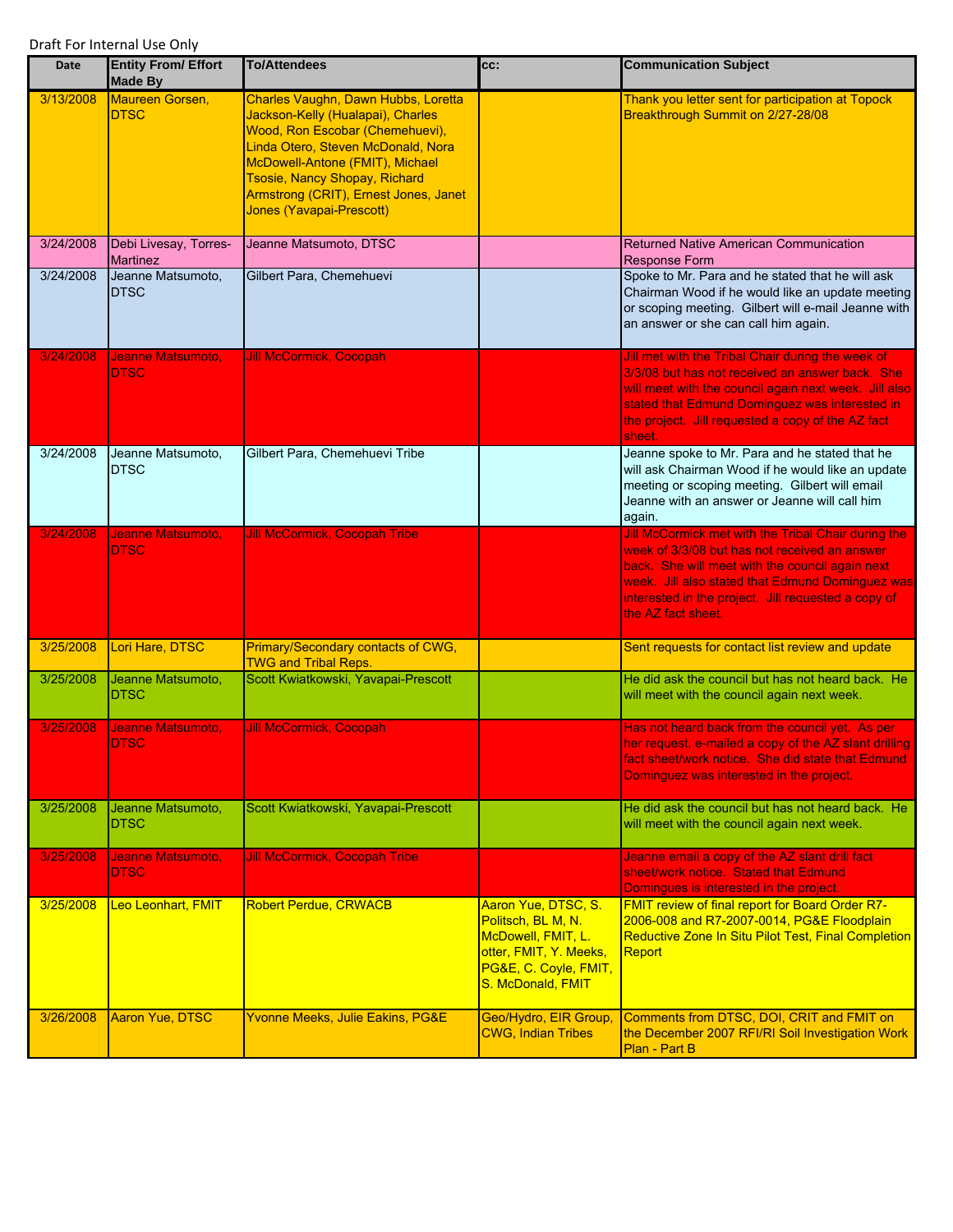Draft For Internal Use Only

| Date | Entity From/ Effort Made By | To/Attendees | cc: | Communication Subject |
|---|---|---|---|---|
| 3/13/2008 | Maureen Gorsen, DTSC | Charles Vaughn, Dawn Hubbs, Loretta Jackson-Kelly (Hualapai), Charles Wood, Ron Escobar (Chemehuevi), Linda Otero, Steven McDonald, Nora McDowell-Antone (FMIT), Michael Tsosie, Nancy Shopay, Richard Armstrong (CRIT), Ernest Jones, Janet Jones (Yavapai-Prescott) | | Thank you letter sent for participation at Topock Breakthrough Summit on 2/27-28/08 |
| 3/24/2008 | Debi Livesay, Torres-Martinez | Jeanne Matsumoto, DTSC | | Returned Native American Communication Response Form |
| 3/24/2008 | Jeanne Matsumoto, DTSC | Gilbert Para, Chemehuevi | | Spoke to Mr. Para and he stated that he will ask Chairman Wood if he would like an update meeting or scoping meeting. Gilbert will e-mail Jeanne with an answer or she can call him again. |
| 3/24/2008 | Jeanne Matsumoto, DTSC | Jill McCormick, Cocopah | | Jill met with the Tribal Chair during the week of 3/3/08 but has not received an answer back. She will meet with the council again next week. Jill also stated that Edmund Dominguez was interested in the project. Jill requested a copy of the AZ fact sheet. |
| 3/24/2008 | Jeanne Matsumoto, DTSC | Gilbert Para, Chemehuevi Tribe | | Jeanne spoke to Mr. Para and he stated that he will ask Chairman Wood if he would like an update meeting or scoping meeting. Gilbert will email Jeanne with an answer or Jeanne will call him again. |
| 3/24/2008 | Jeanne Matsumoto, DTSC | Jill McCormick, Cocopah Tribe | | Jill McCormick met with the Tribal Chair during the week of 3/3/08 but has not received an answer back. She will meet with the council again next week. Jill also stated that Edmund Dominguez was interested in the project. Jill requested a copy of the AZ fact sheet. |
| 3/25/2008 | Lori Hare, DTSC | Primary/Secondary contacts of CWG, TWG and Tribal Reps. | | Sent requests for contact list review and update |
| 3/25/2008 | Jeanne Matsumoto, DTSC | Scott Kwiatkowski, Yavapai-Prescott | | He did ask the council but has not heard back. He will meet with the council again next week. |
| 3/25/2008 | Jeanne Matsumoto, DTSC | Jill McCormick, Cocopah | | Has not heard back from the council yet. As per her request, e-mailed a copy of the AZ slant drilling fact sheet/work notice. She did state that Edmund Dominguez was interested in the project. |
| 3/25/2008 | Jeanne Matsumoto, DTSC | Scott Kwiatkowski, Yavapai-Prescott | | He did ask the council but has not heard back. He will meet with the council again next week. |
| 3/25/2008 | Jeanne Matsumoto, DTSC | Jill McCormick, Cocopah Tribe | | Jeanne email a copy of the AZ slant drill fact sheet/work notice. Stated that Edmund Domingues is interested in the project. |
| 3/25/2008 | Leo Leonhart, FMIT | Robert Perdue, CRWACB | Aaron Yue, DTSC, S. Politsch, BL M, N. McDowell, FMIT, L. otter, FMIT, Y. Meeks, PG&E, C. Coyle, FMIT, S. McDonald, FMIT | FMIT review of final report for Board Order R7-2006-008 and R7-2007-0014, PG&E Floodplain Reductive Zone In Situ Pilot Test, Final Completion Report |
| 3/26/2008 | Aaron Yue, DTSC | Yvonne Meeks, Julie Eakins, PG&E | Geo/Hydro, EIR Group, CWG, Indian Tribes | Comments from DTSC, DOI, CRIT and FMIT on the December 2007 RFI/RI Soil Investigation Work Plan - Part B |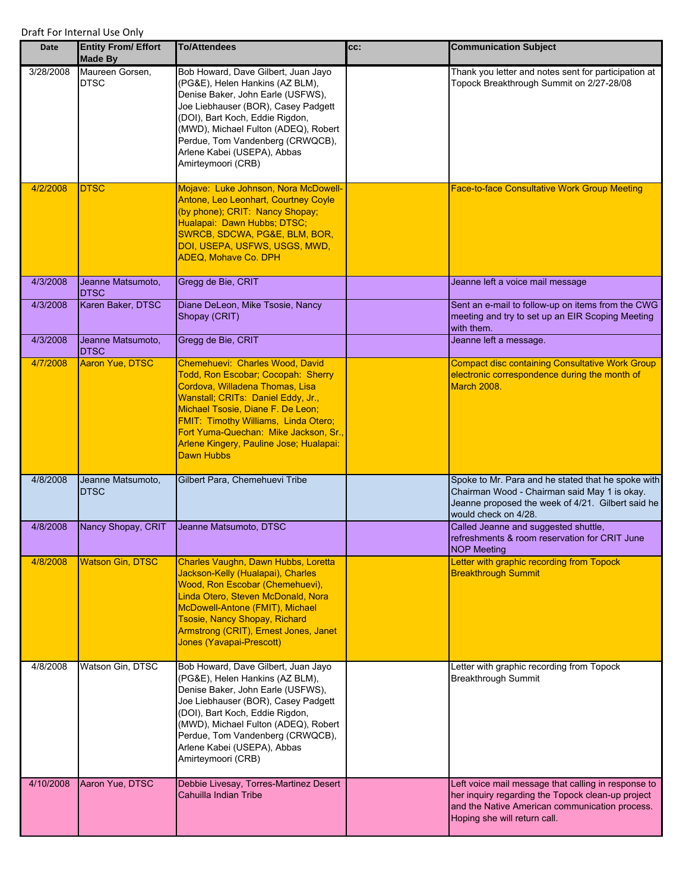Draft For Internal Use Only

| Date | Entity From/ Effort Made By | To/Attendees | cc: | Communication Subject |
|---|---|---|---|---|
| 3/28/2008 | Maureen Gorsen, DTSC | Bob Howard, Dave Gilbert, Juan Jayo (PG&E), Helen Hankins (AZ BLM), Denise Baker, John Earle (USFWS), Joe Liebhauser (BOR), Casey Padgett (DOI), Bart Koch, Eddie Rigdon, (MWD), Michael Fulton (ADEQ), Robert Perdue, Tom Vandenberg (CRWQCB), Arlene Kabei (USEPA), Abbas Amirteymoori (CRB) | | Thank you letter and notes sent for participation at Topock Breakthrough Summit on 2/27-28/08 |
| 4/2/2008 | DTSC | Mojave: Luke Johnson, Nora McDowell-Antone, Leo Leonhart, Courtney Coyle (by phone); CRIT: Nancy Shopay; Hualapai: Dawn Hubbs; DTSC; SWRCB, SDCWA, PG&E, BLM, BOR, DOI, USEPA, USFWS, USGS, MWD, ADEQ, Mohave Co. DPH | | Face-to-face Consultative Work Group Meeting |
| 4/3/2008 | Jeanne Matsumoto, DTSC | Gregg de Bie, CRIT | | Jeanne left a voice mail message |
| 4/3/2008 | Karen Baker, DTSC | Diane DeLeon, Mike Tsosie, Nancy Shopay (CRIT) | | Sent an e-mail to follow-up on items from the CWG meeting and try to set up an EIR Scoping Meeting with them. |
| 4/3/2008 | Jeanne Matsumoto, DTSC | Gregg de Bie, CRIT | | Jeanne left a message. |
| 4/7/2008 | Aaron Yue, DTSC | Chemehuevi: Charles Wood, David Todd, Ron Escobar; Cocopah: Sherry Cordova, Willadena Thomas, Lisa Wanstall; CRITs: Daniel Eddy, Jr., Michael Tsosie, Diane F. De Leon; FMIT: Timothy Williams, Linda Otero; Fort Yuma-Quechan: Mike Jackson, Sr., Arlene Kingery, Pauline Jose; Hualapai: Dawn Hubbs | | Compact disc containing Consultative Work Group electronic correspondence during the month of March 2008. |
| 4/8/2008 | Jeanne Matsumoto, DTSC | Gilbert Para, Chemehuevi Tribe | | Spoke to Mr. Para and he stated that he spoke with Chairman Wood - Chairman said May 1 is okay. Jeanne proposed the week of 4/21. Gilbert said he would check on 4/28. |
| 4/8/2008 | Nancy Shopay, CRIT | Jeanne Matsumoto, DTSC | | Called Jeanne and suggested shuttle, refreshments & room reservation for CRIT June NOP Meeting |
| 4/8/2008 | Watson Gin, DTSC | Charles Vaughn, Dawn Hubbs, Loretta Jackson-Kelly (Hualapai), Charles Wood, Ron Escobar (Chemehuevi), Linda Otero, Steven McDonald, Nora McDowell-Antone (FMIT), Michael Tsosie, Nancy Shopay, Richard Armstrong (CRIT), Ernest Jones, Janet Jones (Yavapai-Prescott) | | Letter with graphic recording from Topock Breakthrough Summit |
| 4/8/2008 | Watson Gin, DTSC | Bob Howard, Dave Gilbert, Juan Jayo (PG&E), Helen Hankins (AZ BLM), Denise Baker, John Earle (USFWS), Joe Liebhauser (BOR), Casey Padgett (DOI), Bart Koch, Eddie Rigdon, (MWD), Michael Fulton (ADEQ), Robert Perdue, Tom Vandenberg (CRWQCB), Arlene Kabei (USEPA), Abbas Amirteymoori (CRB) | | Letter with graphic recording from Topock Breakthrough Summit |
| 4/10/2008 | Aaron Yue, DTSC | Debbie Livesay, Torres-Martinez Desert Cahuilla Indian Tribe | | Left voice mail message that calling in response to her inquiry regarding the Topock clean-up project and the Native American communication process. Hoping she will return call. |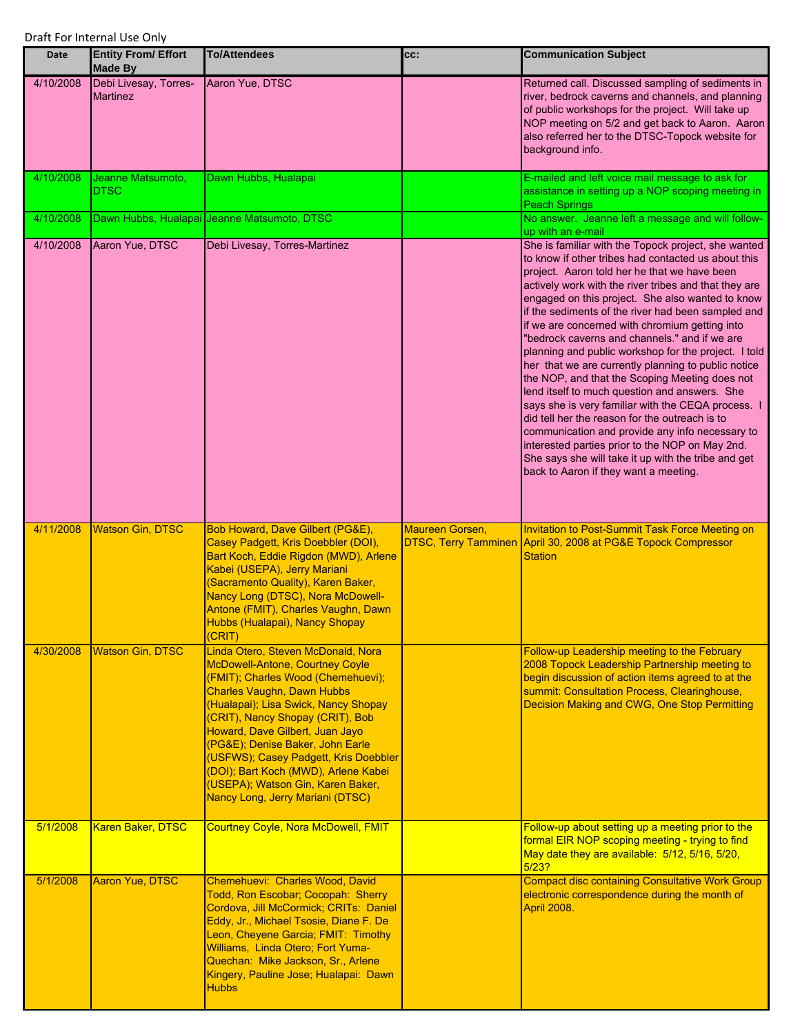Draft For Internal Use Only

| Date | Entity From/ Effort Made By | To/Attendees | cc: | Communication Subject |
|---|---|---|---|---|
| 4/10/2008 | Debi Livesay, Torres-Martinez | Aaron Yue, DTSC | | Returned call. Discussed sampling of sediments in river, bedrock caverns and channels, and planning of public workshops for the project. Will take up NOP meeting on 5/2 and get back to Aaron. Aaron also referred her to the DTSC-Topock website for background info. |
| 4/10/2008 | Jeanne Matsumoto, DTSC | Dawn Hubbs, Hualapai | | E-mailed and left voice mail message to ask for assistance in setting up a NOP scoping meeting in Peach Springs |
| 4/10/2008 | Dawn Hubbs, Hualapai | Jeanne Matsumoto, DTSC | | No answer. Jeanne left a message and will follow-up with an e-mail |
| 4/10/2008 | Aaron Yue, DTSC | Debi Livesay, Torres-Martinez | | She is familiar with the Topock project, she wanted to know if other tribes had contacted us about this project. Aaron told her he that we have been actively work with the river tribes and that they are engaged on this project. She also wanted to know if the sediments of the river had been sampled and if we are concerned with chromium getting into "bedrock caverns and channels." and if we are planning and public workshop for the project. I told her that we are currently planning to public notice the NOP, and that the Scoping Meeting does not lend itself to much question and answers. She says she is very familiar with the CEQA process. I did tell her the reason for the outreach is to communication and provide any info necessary to interested parties prior to the NOP on May 2nd. She says she will take it up with the tribe and get back to Aaron if they want a meeting. |
| 4/11/2008 | Watson Gin, DTSC | Bob Howard, Dave Gilbert (PG&E), Casey Padgett, Kris Doebbler (DOI), Bart Koch, Eddie Rigdon (MWD), Arlene Kabei (USEPA), Jerry Mariani (Sacramento Quality), Karen Baker, Nancy Long (DTSC), Nora McDowell-Antone (FMIT), Charles Vaughn, Dawn Hubbs (Hualapai), Nancy Shopay (CRIT) | Maureen Gorsen, DTSC, Terry Tamminen | Invitation to Post-Summit Task Force Meeting on April 30, 2008 at PG&E Topock Compressor Station |
| 4/30/2008 | Watson Gin, DTSC | Linda Otero, Steven McDonald, Nora McDowell-Antone, Courtney Coyle (FMIT); Charles Wood (Chemehuevi); Charles Vaughn, Dawn Hubbs (Hualapai); Lisa Swick, Nancy Shopay (CRIT), Nancy Shopay (CRIT), Bob Howard, Dave Gilbert, Juan Jayo (PG&E); Denise Baker, John Earle (USFWS); Casey Padgett, Kris Doebbler (DOI); Bart Koch (MWD), Arlene Kabei (USEPA); Watson Gin, Karen Baker, Nancy Long, Jerry Mariani (DTSC) | | Follow-up Leadership meeting to the February 2008 Topock Leadership Partnership meeting to begin discussion of action items agreed to at the summit: Consultation Process, Clearinghouse, Decision Making and CWG, One Stop Permitting |
| 5/1/2008 | Karen Baker, DTSC | Courtney Coyle, Nora McDowell, FMIT | | Follow-up about setting up a meeting prior to the formal EIR NOP scoping meeting - trying to find May date they are available: 5/12, 5/16, 5/20, 5/23? |
| 5/1/2008 | Aaron Yue, DTSC | Chemehuevi: Charles Wood, David Todd, Ron Escobar; Cocopah: Sherry Cordova, Jill McCormick; CRITs: Daniel Eddy, Jr., Michael Tsosie, Diane F. De Leon, Cheyene Garcia; FMIT: Timothy Williams, Linda Otero; Fort Yuma-Quechan: Mike Jackson, Sr., Arlene Kingery, Pauline Jose; Hualapai: Dawn Hubbs | | Compact disc containing Consultative Work Group electronic correspondence during the month of April 2008. |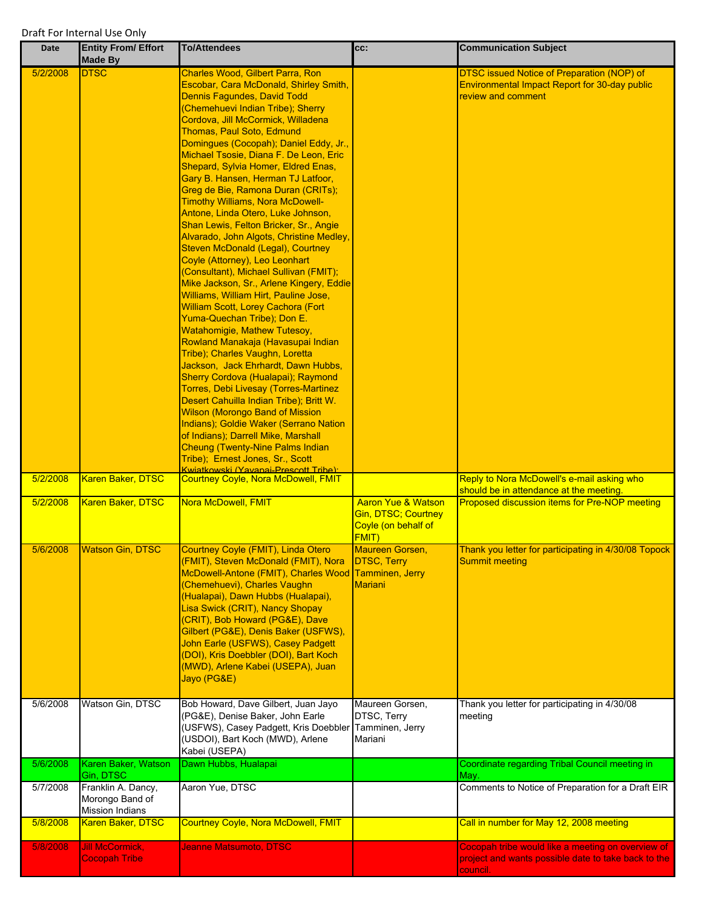Draft For Internal Use Only

| Date | Entity From/ Effort Made By | To/Attendees | cc: | Communication Subject |
|---|---|---|---|---|
| 5/2/2008 | DTSC | Charles Wood, Gilbert Parra, Ron Escobar, Cara McDonald, Shirley Smith, Dennis Fagundes, David Todd (Chemehuevi Indian Tribe); Sherry Cordova, Jill McCormick, Willadena Thomas, Paul Soto, Edmund Domingues (Cocopah); Daniel Eddy, Jr., Michael Tsosie, Diana F. De Leon, Eric Shepard, Sylvia Homer, Eldred Enas, Gary B. Hansen, Herman TJ Latfoor, Greg de Bie, Ramona Duran (CRITs); Timothy Williams, Nora McDowell-Antone, Linda Otero, Luke Johnson, Shan Lewis, Felton Bricker, Sr., Angie Alvarado, John Algots, Christine Medley, Steven McDonald (Legal), Courtney Coyle (Attorney), Leo Leonhart (Consultant), Michael Sullivan (FMIT); Mike Jackson, Sr., Arlene Kingery, Eddie Williams, William Hirt, Pauline Jose, William Scott, Lorey Cachora (Fort Yuma-Quechan Tribe); Don E. Watahomigie, Mathew Tutesoy, Rowland Manakaja (Havasupai Indian Tribe); Charles Vaughn, Loretta Jackson, Jack Ehrhardt, Dawn Hubbs, Sherry Cordova (Hualapai); Raymond Torres, Debi Livesay (Torres-Martinez Desert Cahuilla Indian Tribe); Britt W. Wilson (Morongo Band of Mission Indians); Goldie Waker (Serrano Nation of Indians); Darrell Mike, Marshall Cheung (Twenty-Nine Palms Indian Tribe); Ernest Jones, Sr., Scott Kwiatkowski (Yavapai-Prescott Tribe); | | DTSC issued Notice of Preparation (NOP) of Environmental Impact Report for 30-day public review and comment |
| 5/2/2008 | Karen Baker, DTSC | Courtney Coyle, Nora McDowell, FMIT | | Reply to Nora McDowell's e-mail asking who should be in attendance at the meeting. |
| 5/2/2008 | Karen Baker, DTSC | Nora McDowell, FMIT | Aaron Yue & Watson Gin, DTSC; Courtney Coyle (on behalf of FMIT) | Proposed discussion items for Pre-NOP meeting |
| 5/6/2008 | Watson Gin, DTSC | Courtney Coyle (FMIT), Linda Otero (FMIT), Steven McDonald (FMIT), Nora McDowell-Antone (FMIT), Charles Wood (Chemehuevi), Charles Vaughn (Hualapai), Dawn Hubbs (Hualapai), Lisa Swick (CRIT), Nancy Shopay (CRIT), Bob Howard (PG&E), Dave Gilbert (PG&E), Denis Baker (USFWS), John Earle (USFWS), Casey Padgett (DOI), Kris Doebbler (DOI), Bart Koch (MWD), Arlene Kabei (USEPA), Juan Jayo (PG&E) | Maureen Gorsen, DTSC, Terry Tamminen, Jerry Mariani | Thank you letter for participating in 4/30/08 Topock Summit meeting |
| 5/6/2008 | Watson Gin, DTSC | Bob Howard, Dave Gilbert, Juan Jayo (PG&E), Denise Baker, John Earle (USFWS), Casey Padgett, Kris Doebbler (USDOI), Bart Koch (MWD), Arlene Kabei (USEPA) | Maureen Gorsen, DTSC, Terry Tamminen, Jerry Mariani | Thank you letter for participating in 4/30/08 meeting |
| 5/6/2008 | Karen Baker, Watson Gin, DTSC | Dawn Hubbs, Hualapai | | Coordinate regarding Tribal Council meeting in May. |
| 5/7/2008 | Franklin A. Dancy, Morongo Band of Mission Indians | Aaron Yue, DTSC | | Comments to Notice of Preparation for a Draft EIR |
| 5/8/2008 | Karen Baker, DTSC | Courtney Coyle, Nora McDowell, FMIT | | Call in number for May 12, 2008 meeting |
| 5/8/2008 | Jill McCormick, Cocopah Tribe | Jeanne Matsumoto, DTSC | | Cocopah tribe would like a meeting on overview of project and wants possible date to take back to the council. |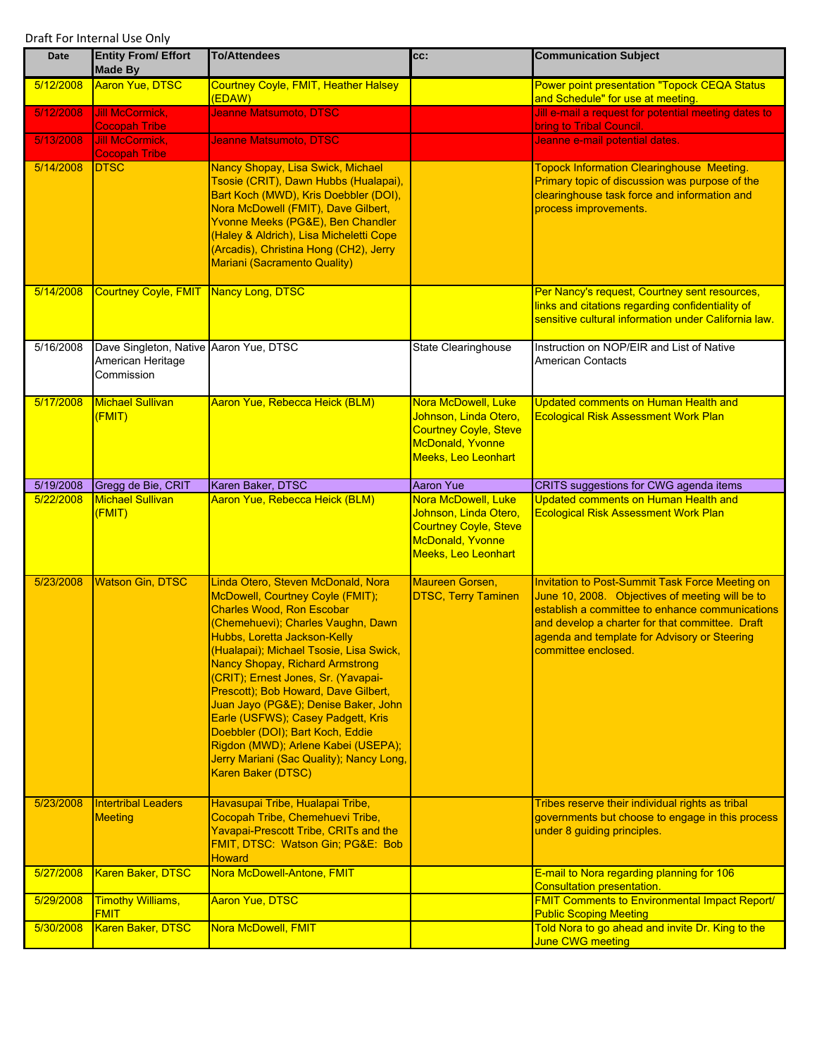Draft For Internal Use Only

| Date | Entity From/ Effort Made By | To/Attendees | cc: | Communication Subject |
|---|---|---|---|---|
| 5/12/2008 | Aaron Yue, DTSC | Courtney Coyle, FMIT, Heather Halsey (EDAW) | | Power point presentation "Topock CEQA Status and Schedule" for use at meeting. |
| 5/12/2008 | Jill McCormick, Cocopah Tribe | Jeanne Matsumoto, DTSC | | Jill e-mail a request for potential meeting dates to bring to Tribal Council. |
| 5/13/2008 | Jill McCormick, Cocopah Tribe | Jeanne Matsumoto, DTSC | | Jeanne e-mail potential dates. |
| 5/14/2008 | DTSC | Nancy Shopay, Lisa Swick, Michael Tsosie (CRIT), Dawn Hubbs (Hualapai), Bart Koch (MWD), Kris Doebbler (DOI), Nora McDowell (FMIT), Dave Gilbert, Yvonne Meeks (PG&E), Ben Chandler (Haley & Aldrich), Lisa Micheletti Cope (Arcadis), Christina Hong (CH2), Jerry Mariani (Sacramento Quality) | | Topock Information Clearinghouse Meeting. Primary topic of discussion was purpose of the clearinghouse task force and information and process improvements. |
| 5/14/2008 | Courtney Coyle, FMIT | Nancy Long, DTSC | | Per Nancy's request, Courtney sent resources, links and citations regarding confidentiality of sensitive cultural information under California law. |
| 5/16/2008 | Dave Singleton, Native American Heritage Commission | Aaron Yue, DTSC | State Clearinghouse | Instruction on NOP/EIR and List of Native American Contacts |
| 5/17/2008 | Michael Sullivan (FMIT) | Aaron Yue, Rebecca Heick (BLM) | Nora McDowell, Luke Johnson, Linda Otero, Courtney Coyle, Steve McDonald, Yvonne Meeks, Leo Leonhart | Updated comments on Human Health and Ecological Risk Assessment Work Plan |
| 5/19/2008 | Gregg de Bie, CRIT | Karen Baker, DTSC | Aaron Yue | CRITS suggestions for CWG agenda items |
| 5/22/2008 | Michael Sullivan (FMIT) | Aaron Yue, Rebecca Heick (BLM) | Nora McDowell, Luke Johnson, Linda Otero, Courtney Coyle, Steve McDonald, Yvonne Meeks, Leo Leonhart | Updated comments on Human Health and Ecological Risk Assessment Work Plan |
| 5/23/2008 | Watson Gin, DTSC | Linda Otero, Steven McDonald, Nora McDowell, Courtney Coyle (FMIT); Charles Wood, Ron Escobar (Chemehuevi); Charles Vaughn, Dawn Hubbs, Loretta Jackson-Kelly (Hualapai); Michael Tsosie, Lisa Swick, Nancy Shopay, Richard Armstrong (CRIT); Ernest Jones, Sr. (Yavapai-Prescott); Bob Howard, Dave Gilbert, Juan Jayo (PG&E); Denise Baker, John Earle (USFWS); Casey Padgett, Kris Doebbler (DOI); Bart Koch, Eddie Rigdon (MWD); Arlene Kabei (USEPA); Jerry Mariani (Sac Quality); Nancy Long, Karen Baker (DTSC) | Maureen Gorsen, DTSC, Terry Taminen | Invitation to Post-Summit Task Force Meeting on June 10, 2008. Objectives of meeting will be to establish a committee to enhance communications and develop a charter for that committee. Draft agenda and template for Advisory or Steering committee enclosed. |
| 5/23/2008 | Intertribal Leaders Meeting | Havasupai Tribe, Hualapai Tribe, Cocopah Tribe, Chemehuevi Tribe, Yavapai-Prescott Tribe, CRITs and the FMIT, DTSC: Watson Gin; PG&E: Bob Howard | | Tribes reserve their individual rights as tribal governments but choose to engage in this process under 8 guiding principles. |
| 5/27/2008 | Karen Baker, DTSC | Nora McDowell-Antone, FMIT | | E-mail to Nora regarding planning for 106 Consultation presentation. |
| 5/29/2008 | Timothy Williams, FMIT | Aaron Yue, DTSC | | FMIT Comments to Environmental Impact Report/ Public Scoping Meeting |
| 5/30/2008 | Karen Baker, DTSC | Nora McDowell, FMIT | | Told Nora to go ahead and invite Dr. King to the June CWG meeting |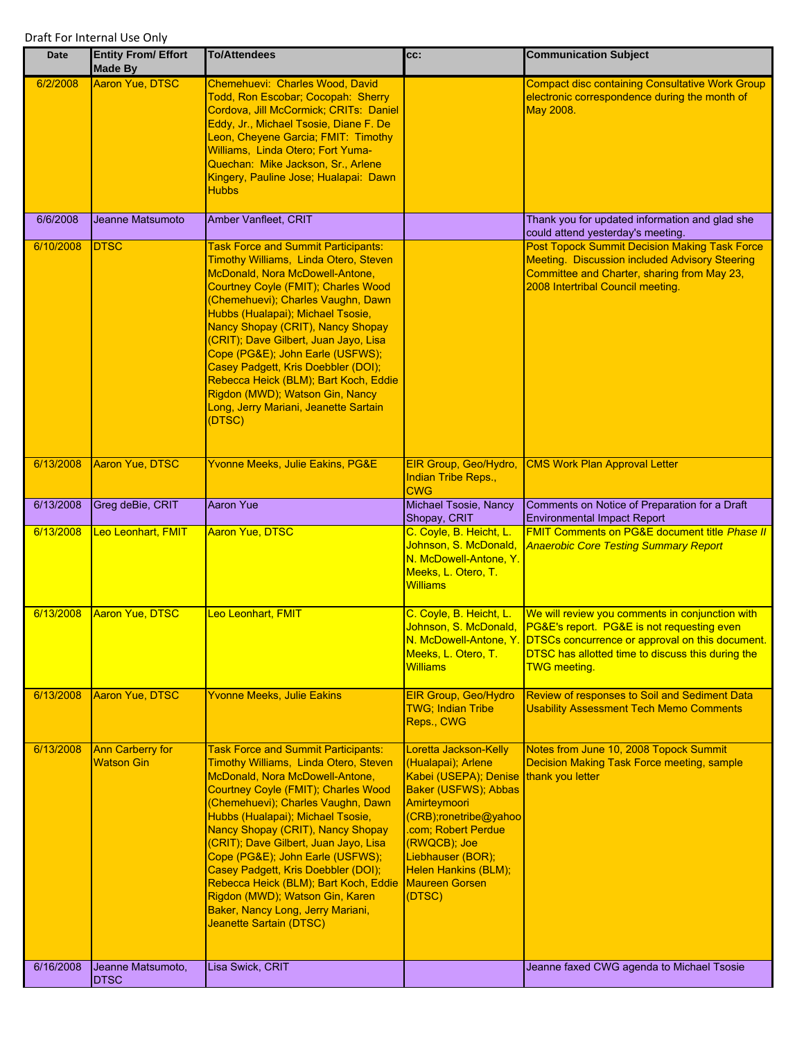Draft For Internal Use Only

| Date | Entity From/ Effort Made By | To/Attendees | cc: | Communication Subject |
|---|---|---|---|---|
| 6/2/2008 | Aaron Yue, DTSC | Chemehuevi: Charles Wood, David Todd, Ron Escobar; Cocopah: Sherry Cordova, Jill McCormick; CRITs: Daniel Eddy, Jr., Michael Tsosie, Diane F. De Leon, Cheyene Garcia; FMIT: Timothy Williams, Linda Otero; Fort Yuma-Quechan: Mike Jackson, Sr., Arlene Kingery, Pauline Jose; Hualapai: Dawn Hubbs | | Compact disc containing Consultative Work Group electronic correspondence during the month of May 2008. |
| 6/6/2008 | Jeanne Matsumoto | Amber Vanfleet, CRIT | | Thank you for updated information and glad she could attend yesterday's meeting. |
| 6/10/2008 | DTSC | Task Force and Summit Participants: Timothy Williams, Linda Otero, Steven McDonald, Nora McDowell-Antone, Courtney Coyle (FMIT); Charles Wood (Chemehuevi); Charles Vaughn, Dawn Hubbs (Hualapai); Michael Tsosie, Nancy Shopay (CRIT), Nancy Shopay (CRIT); Dave Gilbert, Juan Jayo, Lisa Cope (PG&E); John Earle (USFWS); Casey Padgett, Kris Doebbler (DOI); Rebecca Heick (BLM); Bart Koch, Eddie Rigdon (MWD); Watson Gin, Nancy Long, Jerry Mariani, Jeanette Sartain (DTSC) | | Post Topock Summit Decision Making Task Force Meeting. Discussion included Advisory Steering Committee and Charter, sharing from May 23, 2008 Intertribal Council meeting. |
| 6/13/2008 | Aaron Yue, DTSC | Yvonne Meeks, Julie Eakins, PG&E | EIR Group, Geo/Hydro, Indian Tribe Reps., CWG | CMS Work Plan Approval Letter |
| 6/13/2008 | Greg deBie, CRIT | Aaron Yue | Michael Tsosie, Nancy Shopay, CRIT | Comments on Notice of Preparation for a Draft Environmental Impact Report |
| 6/13/2008 | Leo Leonhart, FMIT | Aaron Yue, DTSC | C. Coyle, B. Heicht, L. Johnson, S. McDonald, N. McDowell-Antone, Y. Meeks, L. Otero, T. Williams | FMIT Comments on PG&E document title *Phase II Anaerobic Core Testing Summary Report* |
| 6/13/2008 | Aaron Yue, DTSC | Leo Leonhart, FMIT | C. Coyle, B. Heicht, L. Johnson, S. McDonald, N. McDowell-Antone, Y. Meeks, L. Otero, T. Williams | We will review you comments in conjunction with PG&E's report. PG&E is not requesting even DTSCs concurrence or approval on this document. DTSC has allotted time to discuss this during the TWG meeting. |
| 6/13/2008 | Aaron Yue, DTSC | Yvonne Meeks, Julie Eakins | EIR Group, Geo/Hydro TWG; Indian Tribe Reps., CWG | Review of responses to Soil and Sediment Data Usability Assessment Tech Memo Comments |
| 6/13/2008 | Ann Carberry for Watson Gin | Task Force and Summit Participants: Timothy Williams, Linda Otero, Steven McDonald, Nora McDowell-Antone, Courtney Coyle (FMIT); Charles Wood (Chemehuevi); Charles Vaughn, Dawn Hubbs (Hualapai); Michael Tsosie, Nancy Shopay (CRIT), Nancy Shopay (CRIT); Dave Gilbert, Juan Jayo, Lisa Cope (PG&E); John Earle (USFWS); Casey Padgett, Kris Doebbler (DOI); Rebecca Heick (BLM); Bart Koch, Eddie Rigdon (MWD); Watson Gin, Karen Baker, Nancy Long, Jerry Mariani, Jeanette Sartain (DTSC) | Loretta Jackson-Kelly (Hualapai); Arlene Kabei (USEPA); Denise Baker (USFWS); Abbas Amirteymoori (CRB);ronetribe@yahoo.com; Robert Perdue (RWQCB); Joe Liebhauser (BOR); Helen Hankins (BLM); Maureen Gorsen (DTSC) | Notes from June 10, 2008 Topock Summit Decision Making Task Force meeting, sample thank you letter |
| 6/16/2008 | Jeanne Matsumoto, DTSC | Lisa Swick, CRIT | | Jeanne faxed CWG agenda to Michael Tsosie |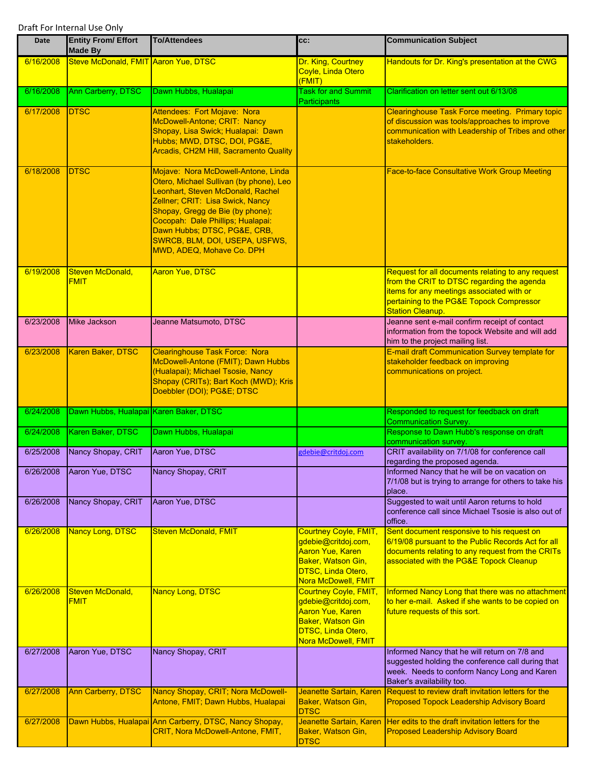Draft For Internal Use Only

| Date | Entity From/ Effort Made By | To/Attendees | cc: | Communication Subject |
|---|---|---|---|---|
| 6/16/2008 | Steve McDonald, FMIT | Aaron Yue, DTSC | Dr. King, Courtney Coyle, Linda Otero (FMIT) | Handouts for Dr. King's presentation at the CWG |
| 6/16/2008 | Ann Carberry, DTSC | Dawn Hubbs, Hualapai | Task for and Summit Participants | Clarification on letter sent out 6/13/08 |
| 6/17/2008 | DTSC | Attendees: Fort Mojave: Nora McDowell-Antone; CRIT: Nancy Shopay, Lisa Swick; Hualapai: Dawn Hubbs; MWD, DTSC, DOI, PG&E, Arcadis, CH2M Hill, Sacramento Quality | | Clearinghouse Task Force meeting. Primary topic of discussion was tools/approaches to improve communication with Leadership of Tribes and other stakeholders. |
| 6/18/2008 | DTSC | Mojave: Nora McDowell-Antone, Linda Otero, Michael Sullivan (by phone), Leo Leonhart, Steven McDonald, Rachel Zellner; CRIT: Lisa Swick, Nancy Shopay, Gregg de Bie (by phone); Cocopah: Dale Phillips; Hualapai: Dawn Hubbs; DTSC, PG&E, CRB, SWRCB, BLM, DOI, USEPA, USFWS, MWD, ADEQ, Mohave Co. DPH | | Face-to-face Consultative Work Group Meeting |
| 6/19/2008 | Steven McDonald, FMIT | Aaron Yue, DTSC | | Request for all documents relating to any request from the CRIT to DTSC regarding the agenda items for any meetings associated with or pertaining to the PG&E Topock Compressor Station Cleanup. |
| 6/23/2008 | Mike Jackson | Jeanne Matsumoto, DTSC | | Jeanne sent e-mail confirm receipt of contact information from the topock Website and will add him to the project mailing list. |
| 6/23/2008 | Karen Baker, DTSC | Clearinghouse Task Force: Nora McDowell-Antone (FMIT); Dawn Hubbs (Hualapai); Michael Tsosie, Nancy Shopay (CRITs); Bart Koch (MWD); Kris Doebbler (DOI); PG&E; DTSC | | E-mail draft Communication Survey template for stakeholder feedback on improving communications on project. |
| 6/24/2008 | Dawn Hubbs, Hualapai | Karen Baker, DTSC | | Responded to request for feedback on draft Communication Survey. |
| 6/24/2008 | Karen Baker, DTSC | Dawn Hubbs, Hualapai | | Response to Dawn Hubb's response on draft communication survey. |
| 6/25/2008 | Nancy Shopay, CRIT | Aaron Yue, DTSC | gdebie@critdoj.com | CRIT availability on 7/1/08 for conference call regarding the proposed agenda. |
| 6/26/2008 | Aaron Yue, DTSC | Nancy Shopay, CRIT | | Informed Nancy that he will be on vacation on 7/1/08 but is trying to arrange for others to take his place. |
| 6/26/2008 | Nancy Shopay, CRIT | Aaron Yue, DTSC | | Suggested to wait until Aaron returns to hold conference call since Michael Tsosie is also out of office. |
| 6/26/2008 | Nancy Long, DTSC | Steven McDonald, FMIT | Courtney Coyle, FMIT, gdebie@critdoj.com, Aaron Yue, Karen Baker, Watson Gin, DTSC, Linda Otero, Nora McDowell, FMIT | Sent document responsive to his request on 6/19/08 pursuant to the Public Records Act for all documents relating to any request from the CRITs associated with the PG&E Topock Cleanup |
| 6/26/2008 | Steven McDonald, FMIT | Nancy Long, DTSC | Courtney Coyle, FMIT, gdebie@critdoj.com, Aaron Yue, Karen Baker, Watson Gin DTSC, Linda Otero, Nora McDowell, FMIT | Informed Nancy Long that there was no attachment to her e-mail. Asked if she wants to be copied on future requests of this sort. |
| 6/27/2008 | Aaron Yue, DTSC | Nancy Shopay, CRIT | | Informed Nancy that he will return on 7/8 and suggested holding the conference call during that week. Needs to conform Nancy Long and Karen Baker's availability too. |
| 6/27/2008 | Ann Carberry, DTSC | Nancy Shopay, CRIT; Nora McDowell-Antone, FMIT; Dawn Hubbs, Hualapai | Jeanette Sartain, Karen Baker, Watson Gin, DTSC | Request to review draft invitation letters for the Proposed Topock Leadership Advisory Board |
| 6/27/2008 | Dawn Hubbs, Hualapai | Ann Carberry, DTSC, Nancy Shopay, CRIT, Nora McDowell-Antone, FMIT, | Jeanette Sartain, Karen Baker, Watson Gin, DTSC | Her edits to the draft invitation letters for the Proposed Leadership Advisory Board |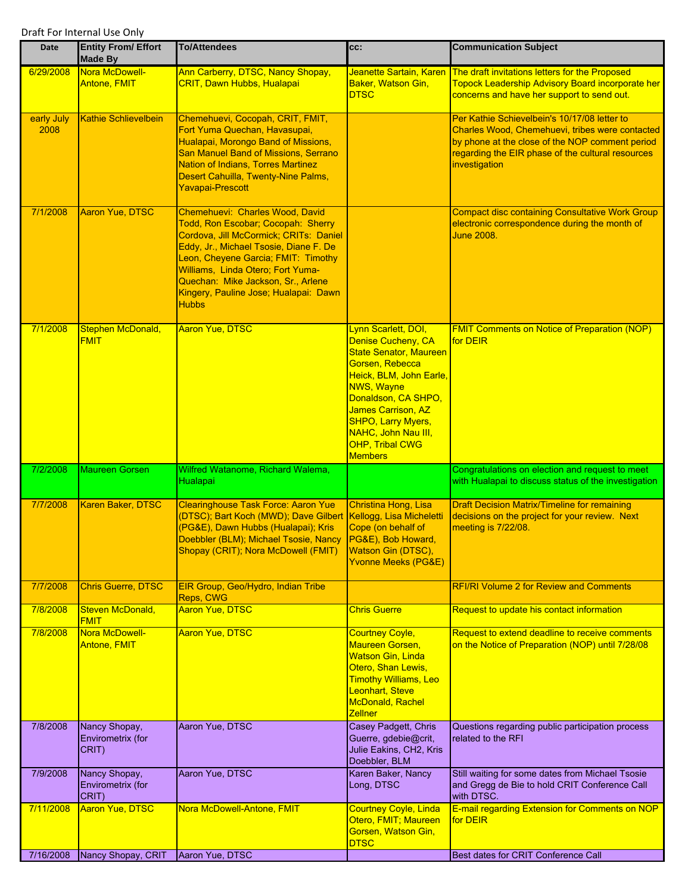Draft For Internal Use Only

| Date | Entity From/ Effort Made By | To/Attendees | cc: | Communication Subject |
|---|---|---|---|---|
| 6/29/2008 | Nora McDowell-Antone, FMIT | Ann Carberry, DTSC, Nancy Shopay, CRIT, Dawn Hubbs, Hualapai | Jeanette Sartain, Karen Baker, Watson Gin, DTSC | The draft invitations letters for the Proposed Topock Leadership Advisory Board incorporate her concerns and have her support to send out. |
| early July 2008 | Kathie Schlievelbein | Chemehuevi, Cocopah, CRIT, FMIT, Fort Yuma Quechan, Havasupai, Hualapai, Morongo Band of Missions, San Manuel Band of Missions, Serrano Nation of Indians, Torres Martinez Desert Cahuilla, Twenty-Nine Palms, Yavapai-Prescott | | Per Kathie Schievelbein's 10/17/08 letter to Charles Wood, Chemehuevi, tribes were contacted by phone at the close of the NOP comment period regarding the EIR phase of the cultural resources investigation |
| 7/1/2008 | Aaron Yue, DTSC | Chemehuevi: Charles Wood, David Todd, Ron Escobar; Cocopah: Sherry Cordova, Jill McCormick; CRITs: Daniel Eddy, Jr., Michael Tsosie, Diane F. De Leon, Cheyene Garcia; FMIT: Timothy Williams, Linda Otero; Fort Yuma-Quechan: Mike Jackson, Sr., Arlene Kingery, Pauline Jose; Hualapai: Dawn Hubbs | | Compact disc containing Consultative Work Group electronic correspondence during the month of June 2008. |
| 7/1/2008 | Stephen McDonald, FMIT | Aaron Yue, DTSC | Lynn Scarlett, DOI, Denise Cucheny, CA State Senator, Maureen Gorsen, Rebecca Heick, BLM, John Earle, NWS, Wayne Donaldson, CA SHPO, James Carrison, AZ SHPO, Larry Myers, NAHC, John Nau III, OHP, Tribal CWG Members | FMIT Comments on Notice of Preparation (NOP) for DEIR |
| 7/2/2008 | Maureen Gorsen | Wilfred Watanome, Richard Walema, Hualapai | | Congratulations on election and request to meet with Hualapai to discuss status of the investigation |
| 7/7/2008 | Karen Baker, DTSC | Clearinghouse Task Force: Aaron Yue (DTSC); Bart Koch (MWD); Dave Gilbert (PG&E), Dawn Hubbs (Hualapai); Kris Doebbler (BLM); Michael Tsosie, Nancy Shopay (CRIT); Nora McDowell (FMIT) | Christina Hong, Lisa Kellogg, Lisa Micheletti Cope (on behalf of PG&E), Bob Howard, Watson Gin (DTSC), Yvonne Meeks (PG&E) | Draft Decision Matrix/Timeline for remaining decisions on the project for your review. Next meeting is 7/22/08. |
| 7/7/2008 | Chris Guerre, DTSC | EIR Group, Geo/Hydro, Indian Tribe Reps, CWG | | RFI/RI Volume 2 for Review and Comments |
| 7/8/2008 | Steven McDonald, FMIT | Aaron Yue, DTSC | Chris Guerre | Request to update his contact information |
| 7/8/2008 | Nora McDowell-Antone, FMIT | Aaron Yue, DTSC | Courtney Coyle, Maureen Gorsen, Watson Gin, Linda Otero, Shan Lewis, Timothy Williams, Leo Leonhart, Steve McDonald, Rachel Zellner | Request to extend deadline to receive comments on the Notice of Preparation (NOP) until 7/28/08 |
| 7/8/2008 | Nancy Shopay, Envirometrix (for CRIT) | Aaron Yue, DTSC | Casey Padgett, Chris Guerre, gdebie@crit, Julie Eakins, CH2, Kris Doebbler, BLM | Questions regarding public participation process related to the RFI |
| 7/9/2008 | Nancy Shopay, Envirometrix (for CRIT) | Aaron Yue, DTSC | Karen Baker, Nancy Long, DTSC | Still waiting for some dates from Michael Tsosie and Gregg de Bie to hold CRIT Conference Call with DTSC. |
| 7/11/2008 | Aaron Yue, DTSC | Nora McDowell-Antone, FMIT | Courtney Coyle, Linda Otero, FMIT; Maureen Gorsen, Watson Gin, DTSC | E-mail regarding Extension for Comments on NOP for DEIR |
| 7/16/2008 | Nancy Shopay, CRIT | Aaron Yue, DTSC | | Best dates for CRIT Conference Call |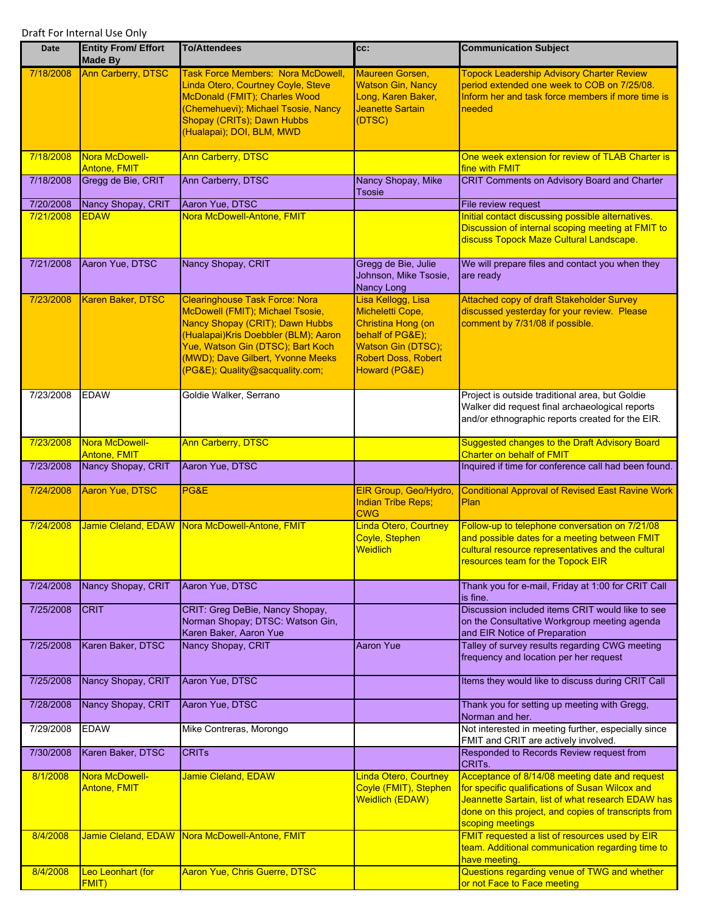Draft For Internal Use Only

| Date | Entity From/ Effort Made By | To/Attendees | cc: | Communication Subject |
|---|---|---|---|---|
| 7/18/2008 | Ann Carberry, DTSC | Task Force Members: Nora McDowell, Linda Otero, Courtney Coyle, Steve McDonald (FMIT); Charles Wood (Chemehuevi); Michael Tsosie, Nancy Shopay (CRITs); Dawn Hubbs (Hualapai); DOI, BLM, MWD | Maureen Gorsen, Watson Gin, Nancy Long, Karen Baker, Jeanette Sartain (DTSC) | Topock Leadership Advisory Charter Review period extended one week to COB on 7/25/08. Inform her and task force members if more time is needed |
| 7/18/2008 | Nora McDowell-Antone, FMIT | Ann Carberry, DTSC | | One week extension for review of TLAB Charter is fine with FMIT |
| 7/18/2008 | Gregg de Bie, CRIT | Ann Carberry, DTSC | Nancy Shopay, Mike Tsosie | CRIT Comments on Advisory Board and Charter |
| 7/20/2008 | Nancy Shopay, CRIT | Aaron Yue, DTSC | | File review request |
| 7/21/2008 | EDAW | Nora McDowell-Antone, FMIT | | Initial contact discussing possible alternatives. Discussion of internal scoping meeting at FMIT to discuss Topock Maze Cultural Landscape. |
| 7/21/2008 | Aaron Yue, DTSC | Nancy Shopay, CRIT | Gregg de Bie, Julie Johnson, Mike Tsosie, Nancy Long | We will prepare files and contact you when they are ready |
| 7/23/2008 | Karen Baker, DTSC | Clearinghouse Task Force: Nora McDowell (FMIT); Michael Tsosie, Nancy Shopay (CRIT); Dawn Hubbs (Hualapai)Kris Doebbler (BLM); Aaron Yue, Watson Gin (DTSC); Bart Koch (MWD); Dave Gilbert, Yvonne Meeks (PG&E); Quality@sacquality.com; | Lisa Kellogg, Lisa Micheletti Cope, Christina Hong (on behalf of PG&E); Watson Gin (DTSC); Robert Doss, Robert Howard (PG&E) | Attached copy of draft Stakeholder Survey discussed yesterday for your review. Please comment by 7/31/08 if possible. |
| 7/23/2008 | EDAW | Goldie Walker, Serrano | | Project is outside traditional area, but Goldie Walker did request final archaeological reports and/or ethnographic reports created for the EIR. |
| 7/23/2008 | Nora McDowell-Antone, FMIT | Ann Carberry, DTSC | | Suggested changes to the Draft Advisory Board Charter on behalf of FMIT |
| 7/23/2008 | Nancy Shopay, CRIT | Aaron Yue, DTSC | | Inquired if time for conference call had been found. |
| 7/24/2008 | Aaron Yue, DTSC | PG&E | EIR Group, Geo/Hydro, Indian Tribe Reps; CWG | Conditional Approval of Revised East Ravine Work Plan |
| 7/24/2008 | Jamie Cleland, EDAW | Nora McDowell-Antone, FMIT | Linda Otero, Courtney Coyle, Stephen Weidlich | Follow-up to telephone conversation on 7/21/08 and possible dates for a meeting between FMIT cultural resource representatives and the cultural resources team for the Topock EIR |
| 7/24/2008 | Nancy Shopay, CRIT | Aaron Yue, DTSC | | Thank you for e-mail, Friday at 1:00 for CRIT Call is fine. |
| 7/25/2008 | CRIT | CRIT: Greg DeBie, Nancy Shopay, Norman Shopay; DTSC: Watson Gin, Karen Baker, Aaron Yue | | Discussion included items CRIT would like to see on the Consultative Workgroup meeting agenda and EIR Notice of Preparation |
| 7/25/2008 | Karen Baker, DTSC | Nancy Shopay, CRIT | Aaron Yue | Talley of survey results regarding CWG meeting frequency and location per her request |
| 7/25/2008 | Nancy Shopay, CRIT | Aaron Yue, DTSC | | Items they would like to discuss during CRIT Call |
| 7/28/2008 | Nancy Shopay, CRIT | Aaron Yue, DTSC | | Thank you for setting up meeting with Gregg, Norman and her. |
| 7/29/2008 | EDAW | Mike Contreras, Morongo | | Not interested in meeting further, especially since FMIT and CRIT are actively involved. |
| 7/30/2008 | Karen Baker, DTSC | CRITs | | Responded to Records Review request from CRITs. |
| 8/1/2008 | Nora McDowell-Antone, FMIT | Jamie Cleland, EDAW | Linda Otero, Courtney Coyle (FMIT), Stephen Weidlich (EDAW) | Acceptance of 8/14/08 meeting date and request for specific qualifications of Susan Wilcox and Jeannette Sartain, list of what research EDAW has done on this project, and copies of transcripts from scoping meetings |
| 8/4/2008 | Jamie Cleland, EDAW | Nora McDowell-Antone, FMIT | | FMIT requested a list of resources used by EIR team. Additional communication regarding time to have meeting. |
| 8/4/2008 | Leo Leonhart (for FMIT) | Aaron Yue, Chris Guerre, DTSC | | Questions regarding venue of TWG and whether or not Face to Face meeting |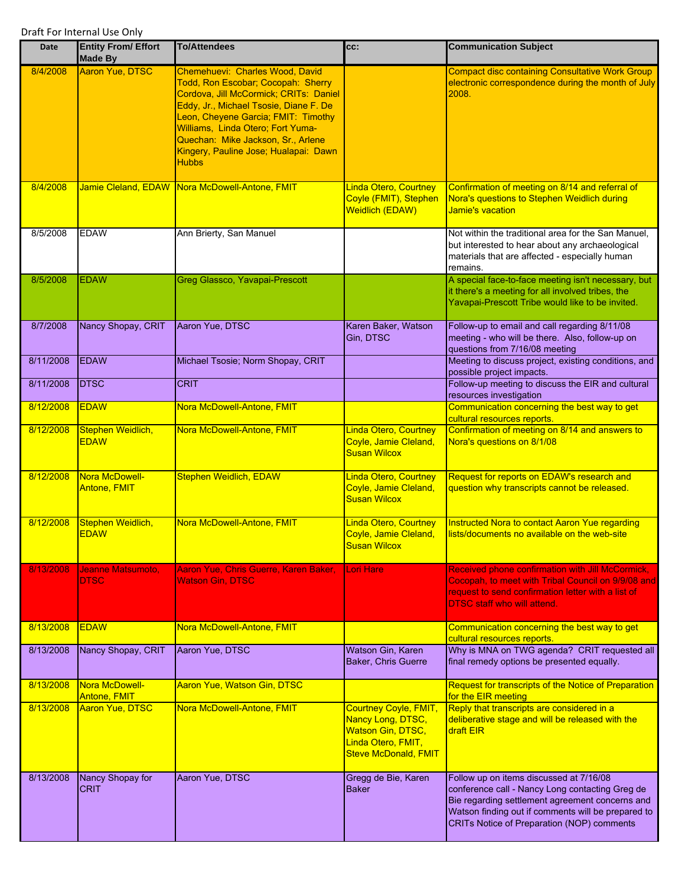Draft For Internal Use Only

| Date | Entity From/ Effort Made By | To/Attendees | cc: | Communication Subject |
|---|---|---|---|---|
| 8/4/2008 | Aaron Yue, DTSC | Chemehuevi: Charles Wood, David Todd, Ron Escobar; Cocopah: Sherry Cordova, Jill McCormick; CRITs: Daniel Eddy, Jr., Michael Tsosie, Diane F. De Leon, Cheyene Garcia; FMIT: Timothy Williams, Linda Otero; Fort Yuma-Quechan: Mike Jackson, Sr., Arlene Kingery, Pauline Jose; Hualapai: Dawn Hubbs | | Compact disc containing Consultative Work Group electronic correspondence during the month of July 2008. |
| 8/4/2008 | Jamie Cleland, EDAW | Nora McDowell-Antone, FMIT | Linda Otero, Courtney Coyle (FMIT), Stephen Weidlich (EDAW) | Confirmation of meeting on 8/14 and referral of Nora's questions to Stephen Weidlich during Jamie's vacation |
| 8/5/2008 | EDAW | Ann Brierty, San Manuel | | Not within the traditional area for the San Manuel, but interested to hear about any archaeological materials that are affected - especially human remains. |
| 8/5/2008 | EDAW | Greg Glassco, Yavapai-Prescott | | A special face-to-face meeting isn't necessary, but it there's a meeting for all involved tribes, the Yavapai-Prescott Tribe would like to be invited. |
| 8/7/2008 | Nancy Shopay, CRIT | Aaron Yue, DTSC | Karen Baker, Watson Gin, DTSC | Follow-up to email and call regarding 8/11/08 meeting - who will be there. Also, follow-up on questions from 7/16/08 meeting |
| 8/11/2008 | EDAW | Michael Tsosie; Norm Shopay, CRIT | | Meeting to discuss project, existing conditions, and possible project impacts. |
| 8/11/2008 | DTSC | CRIT | | Follow-up meeting to discuss the EIR and cultural resources investigation |
| 8/12/2008 | EDAW | Nora McDowell-Antone, FMIT | | Communication concerning the best way to get cultural resources reports. |
| 8/12/2008 | Stephen Weidlich, EDAW | Nora McDowell-Antone, FMIT | Linda Otero, Courtney Coyle, Jamie Cleland, Susan Wilcox | Confirmation of meeting on 8/14 and answers to Nora's questions on 8/1/08 |
| 8/12/2008 | Nora McDowell-Antone, FMIT | Stephen Weidlich, EDAW | Linda Otero, Courtney Coyle, Jamie Cleland, Susan Wilcox | Request for reports on EDAW's research and question why transcripts cannot be released. |
| 8/12/2008 | Stephen Weidlich, EDAW | Nora McDowell-Antone, FMIT | Linda Otero, Courtney Coyle, Jamie Cleland, Susan Wilcox | Instructed Nora to contact Aaron Yue regarding lists/documents no available on the web-site |
| 8/13/2008 | Jeanne Matsumoto, DTSC | Aaron Yue, Chris Guerre, Karen Baker, Watson Gin, DTSC | Lori Hare | Received phone confirmation with Jill McCormick, Cocopah, to meet with Tribal Council on 9/9/08 and request to send confirmation letter with a list of DTSC staff who will attend. |
| 8/13/2008 | EDAW | Nora McDowell-Antone, FMIT | | Communication concerning the best way to get cultural resources reports. |
| 8/13/2008 | Nancy Shopay, CRIT | Aaron Yue, DTSC | Watson Gin, Karen Baker, Chris Guerre | Why is MNA on TWG agenda? CRIT requested all final remedy options be presented equally. |
| 8/13/2008 | Nora McDowell-Antone, FMIT | Aaron Yue, Watson Gin, DTSC | | Request for transcripts of the Notice of Preparation for the EIR meeting |
| 8/13/2008 | Aaron Yue, DTSC | Nora McDowell-Antone, FMIT | Courtney Coyle, FMIT, Nancy Long, DTSC, Watson Gin, DTSC, Linda Otero, FMIT, Steve McDonald, FMIT | Reply that transcripts are considered in a deliberative stage and will be released with the draft EIR |
| 8/13/2008 | Nancy Shopay for CRIT | Aaron Yue, DTSC | Gregg de Bie, Karen Baker | Follow up on items discussed at 7/16/08 conference call - Nancy Long contacting Greg de Bie regarding settlement agreement concerns and Watson finding out if comments will be prepared to CRITs Notice of Preparation (NOP) comments |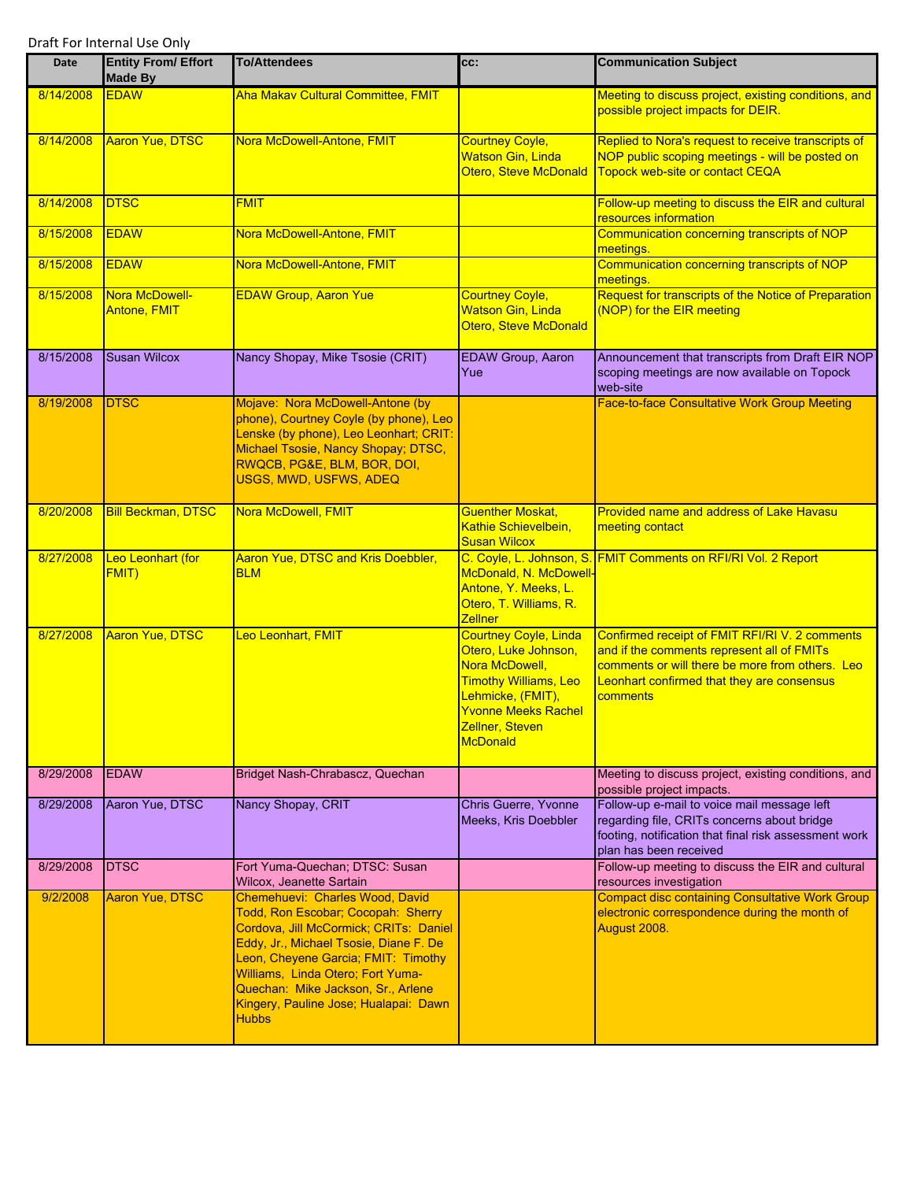Draft For Internal Use Only

| Date | Entity From/ Effort Made By | To/Attendees | cc: | Communication Subject |
|---|---|---|---|---|
| 8/14/2008 | EDAW | Aha Makav Cultural Committee, FMIT | | Meeting to discuss project, existing conditions, and possible project impacts for DEIR. |
| 8/14/2008 | Aaron Yue, DTSC | Nora McDowell-Antone, FMIT | Courtney Coyle, Watson Gin, Linda Otero, Steve McDonald | Replied to Nora's request to receive transcripts of NOP public scoping meetings - will be posted on Topock web-site or contact CEQA |
| 8/14/2008 | DTSC | FMIT | | Follow-up meeting to discuss the EIR and cultural resources information |
| 8/15/2008 | EDAW | Nora McDowell-Antone, FMIT | | Communication concerning transcripts of NOP meetings. |
| 8/15/2008 | EDAW | Nora McDowell-Antone, FMIT | | Communication concerning transcripts of NOP meetings. |
| 8/15/2008 | Nora McDowell-Antone, FMIT | EDAW Group, Aaron Yue | Courtney Coyle, Watson Gin, Linda Otero, Steve McDonald | Request for transcripts of the Notice of Preparation (NOP) for the EIR meeting |
| 8/15/2008 | Susan Wilcox | Nancy Shopay, Mike Tsosie (CRIT) | EDAW Group, Aaron Yue | Announcement that transcripts from Draft EIR NOP scoping meetings are now available on Topock web-site |
| 8/19/2008 | DTSC | Mojave: Nora McDowell-Antone (by phone), Courtney Coyle (by phone), Leo Lenske (by phone), Leo Leonhart; CRIT: Michael Tsosie, Nancy Shopay; DTSC, RWQCB, PG&E, BLM, BOR, DOI, USGS, MWD, USFWS, ADEQ | | Face-to-face Consultative Work Group Meeting |
| 8/20/2008 | Bill Beckman, DTSC | Nora McDowell, FMIT | Guenther Moskat, Kathie Schievelbein, Susan Wilcox | Provided name and address of Lake Havasu meeting contact |
| 8/27/2008 | Leo Leonhart (for FMIT) | Aaron Yue, DTSC and Kris Doebbler, BLM | C. Coyle, L. Johnson, S. McDonald, N. McDowell-Antone, Y. Meeks, L. Otero, T. Williams, R. Zellner | FMIT Comments on RFI/RI Vol. 2 Report |
| 8/27/2008 | Aaron Yue, DTSC | Leo Leonhart, FMIT | Courtney Coyle, Linda Otero, Luke Johnson, Nora McDowell, Timothy Williams, Leo Lehmicke, (FMIT), Yvonne Meeks Rachel Zellner, Steven McDonald | Confirmed receipt of FMIT RFI/RI V. 2 comments and if the comments represent all of FMITs comments or will there be more from others. Leo Leonhart confirmed that they are consensus comments |
| 8/29/2008 | EDAW | Bridget Nash-Chrabascz, Quechan | | Meeting to discuss project, existing conditions, and possible project impacts. |
| 8/29/2008 | Aaron Yue, DTSC | Nancy Shopay, CRIT | Chris Guerre, Yvonne Meeks, Kris Doebbler | Follow-up e-mail to voice mail message left regarding file, CRITs concerns about bridge footing, notification that final risk assessment work plan has been received |
| 8/29/2008 | DTSC | Fort Yuma-Quechan; DTSC: Susan Wilcox, Jeanette Sartain | | Follow-up meeting to discuss the EIR and cultural resources investigation |
| 9/2/2008 | Aaron Yue, DTSC | Chemehuevi: Charles Wood, David Todd, Ron Escobar; Cocopah: Sherry Cordova, Jill McCormick; CRITs: Daniel Eddy, Jr., Michael Tsosie, Diane F. De Leon, Cheyene Garcia; FMIT: Timothy Williams, Linda Otero; Fort Yuma-Quechan: Mike Jackson, Sr., Arlene Kingery, Pauline Jose; Hualapai: Dawn Hubbs | | Compact disc containing Consultative Work Group electronic correspondence during the month of August 2008. |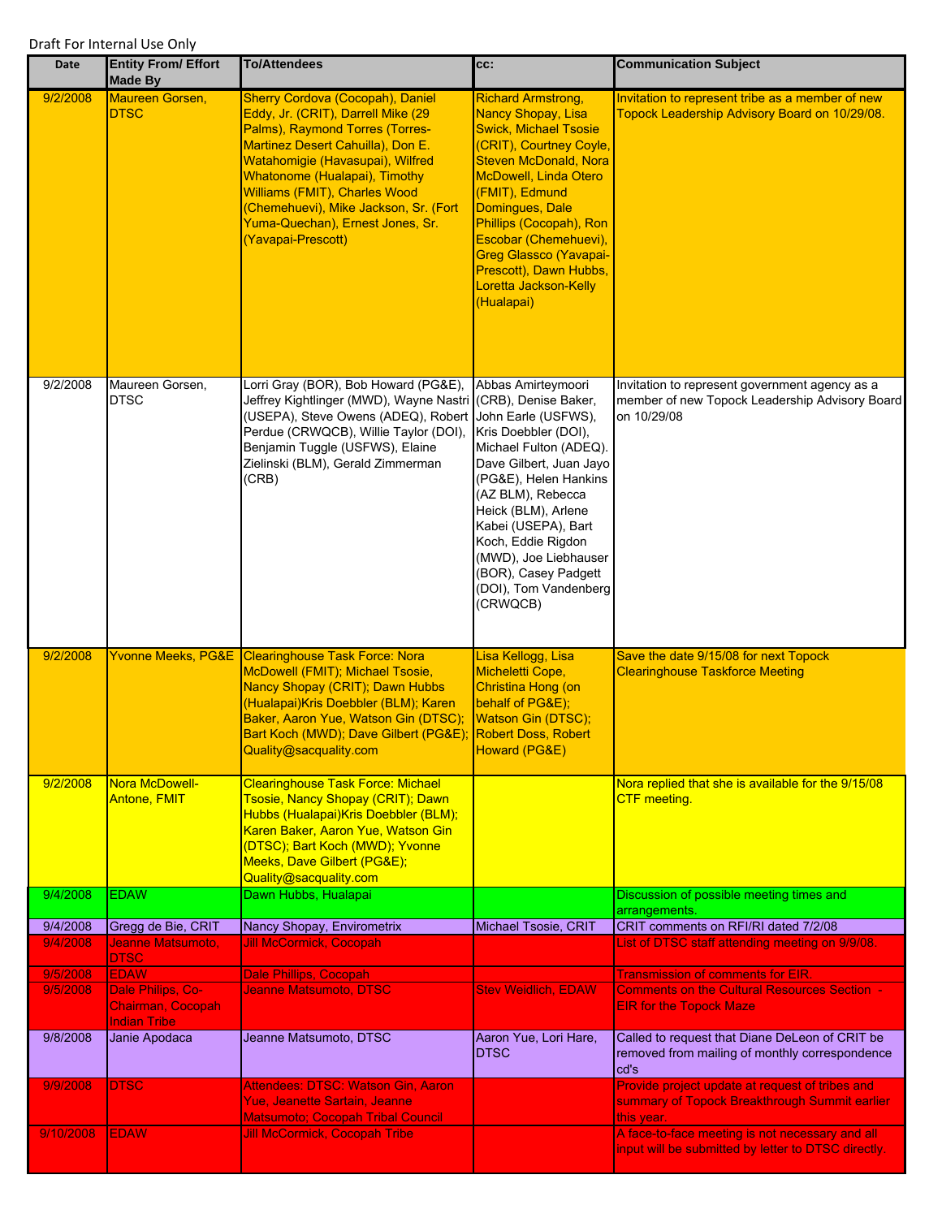Draft For Internal Use Only

| Date | Entity From/ Effort Made By | To/Attendees | cc: | Communication Subject |
|---|---|---|---|---|
| 9/2/2008 | Maureen Gorsen, DTSC | Sherry Cordova (Cocopah), Daniel Eddy, Jr. (CRIT), Darrell Mike (29 Palms), Raymond Torres (Torres-Martinez Desert Cahuilla), Don E. Watahomigie (Havasupai), Wilfred Whatonome (Hualapai), Timothy Williams (FMIT), Charles Wood (Chemehuevi), Mike Jackson, Sr. (Fort Yuma-Quechan), Ernest Jones, Sr. (Yavapai-Prescott) | Richard Armstrong, Nancy Shopay, Lisa Swick, Michael Tsosie (CRIT), Courtney Coyle, Steven McDonald, Nora McDowell, Linda Otero (FMIT), Edmund Domingues, Dale Phillips (Cocopah), Ron Escobar (Chemehuevi), Greg Glassco (Yavapai-Prescott), Dawn Hubbs, Loretta Jackson-Kelly (Hualapai) | Invitation to represent tribe as a member of new Topock Leadership Advisory Board on 10/29/08. |
| 9/2/2008 | Maureen Gorsen, DTSC | Lorri Gray (BOR), Bob Howard (PG&E), Jeffrey Kightlinger (MWD), Wayne Nastri (USEPA), Steve Owens (ADEQ), Robert Perdue (CRWQCB), Willie Taylor (DOI), Benjamin Tuggle (USFWS), Elaine Zielinski (BLM), Gerald Zimmerman (CRB) | Abbas Amirteymoori (CRB), Denise Baker, John Earle (USFWS), Kris Doebbler (DOI), Michael Fulton (ADEQ). Dave Gilbert, Juan Jayo (PG&E), Helen Hankins (AZ BLM), Rebecca Heick (BLM), Arlene Kabei (USEPA), Bart Koch, Eddie Rigdon (MWD), Joe Liebhauser (BOR), Casey Padgett (DOI), Tom Vandenberg (CRWQCB) | Invitation to represent government agency as a member of new Topock Leadership Advisory Board on 10/29/08 |
| 9/2/2008 | Yvonne Meeks, PG&E | Clearinghouse Task Force: Nora McDowell (FMIT); Michael Tsosie, Nancy Shopay (CRIT); Dawn Hubbs (Hualapai)Kris Doebbler (BLM); Karen Baker, Aaron Yue, Watson Gin (DTSC); Bart Koch (MWD); Dave Gilbert (PG&E); Quality@sacquality.com | Lisa Kellogg, Lisa Micheletti Cope, Christina Hong (on behalf of PG&E); Watson Gin (DTSC); Robert Doss, Robert Howard (PG&E) | Save the date 9/15/08 for next Topock Clearinghouse Taskforce Meeting |
| 9/2/2008 | Nora McDowell-Antone, FMIT | Clearinghouse Task Force: Michael Tsosie, Nancy Shopay (CRIT); Dawn Hubbs (Hualapai)Kris Doebbler (BLM); Karen Baker, Aaron Yue, Watson Gin (DTSC); Bart Koch (MWD); Yvonne Meeks, Dave Gilbert (PG&E); Quality@sacquality.com | | Nora replied that she is available for the 9/15/08 CTF meeting. |
| 9/4/2008 | EDAW | Dawn Hubbs, Hualapai | | Discussion of possible meeting times and arrangements. |
| 9/4/2008 | Gregg de Bie, CRIT | Nancy Shopay, Envirometrix | Michael Tsosie, CRIT | CRIT comments on RFI/RI dated 7/2/08 |
| 9/4/2008 | Jeanne Matsumoto, DTSC | Jill McCormick, Cocopah | | List of DTSC staff attending meeting on 9/9/08. |
| 9/5/2008 | EDAW | Dale Phillips, Cocopah | | Transmission of comments for EIR. |
| 9/5/2008 | Dale Philips, Co-Chairman, Cocopah Indian Tribe | Jeanne Matsumoto, DTSC | Stev Weidlich, EDAW | Comments on the Cultural Resources Section - EIR for the Topock Maze |
| 9/8/2008 | Janie Apodaca | Jeanne Matsumoto, DTSC | Aaron Yue, Lori Hare, DTSC | Called to request that Diane DeLeon of CRIT be removed from mailing of monthly correspondence cd's |
| 9/9/2008 | DTSC | Attendees: DTSC: Watson Gin, Aaron Yue, Jeanette Sartain, Jeanne Matsumoto; Cocopah Tribal Council | | Provide project update at request of tribes and summary of Topock Breakthrough Summit earlier this year. |
| 9/10/2008 | EDAW | Jill McCormick, Cocopah Tribe | | A face-to-face meeting is not necessary and all input will be submitted by letter to DTSC directly. |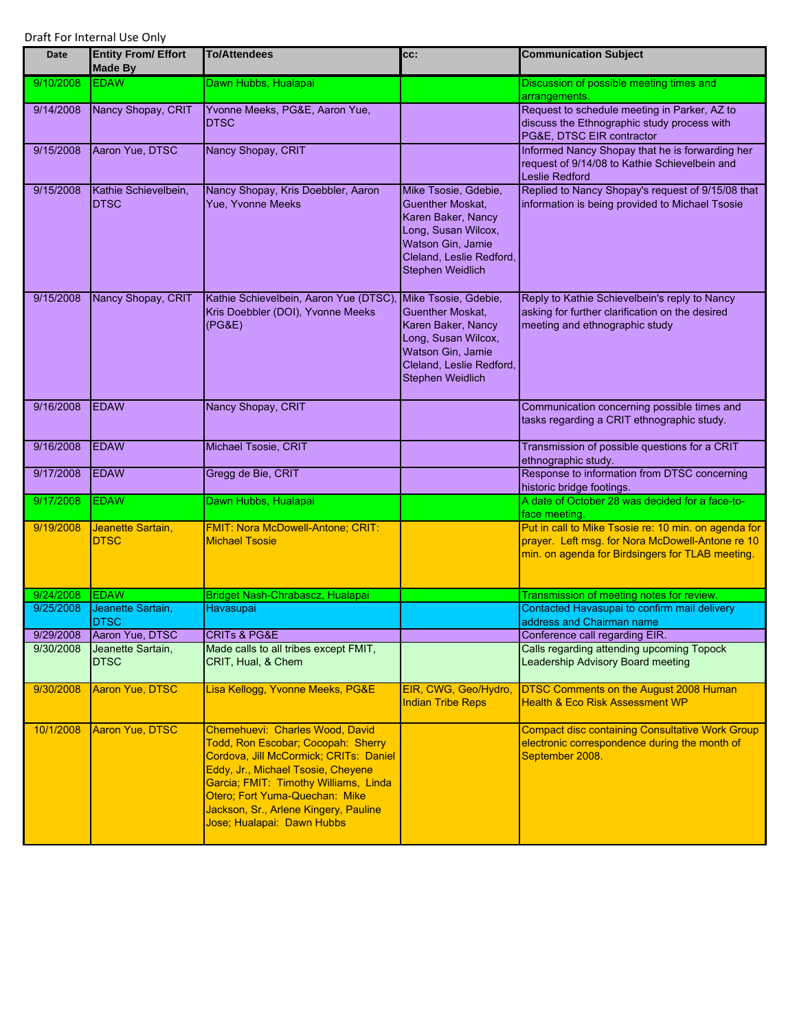Draft For Internal Use Only

| Date | Entity From/ Effort Made By | To/Attendees | cc: | Communication Subject |
|---|---|---|---|---|
| 9/10/2008 | EDAW | Dawn Hubbs, Hualapai | | Discussion of possible meeting times and arrangements. |
| 9/14/2008 | Nancy Shopay, CRIT | Yvonne Meeks, PG&E, Aaron Yue, DTSC | | Request to schedule meeting in Parker, AZ to discuss the Ethnographic study process with PG&E, DTSC EIR contractor |
| 9/15/2008 | Aaron Yue, DTSC | Nancy Shopay, CRIT | | Informed Nancy Shopay that he is forwarding her request of 9/14/08 to Kathie Schievelbein and Leslie Redford |
| 9/15/2008 | Kathie Schievelbein, DTSC | Nancy Shopay, Kris Doebbler, Aaron Yue, Yvonne Meeks | Mike Tsosie, Gdebie, Guenther Moskat, Karen Baker, Nancy Long, Susan Wilcox, Watson Gin, Jamie Cleland, Leslie Redford, Stephen Weidlich | Replied to Nancy Shopay's request of 9/15/08 that information is being provided to Michael Tsosie |
| 9/15/2008 | Nancy Shopay, CRIT | Kathie Schievelbein, Aaron Yue (DTSC), Kris Doebbler (DOI), Yvonne Meeks (PG&E) | Mike Tsosie, Gdebie, Guenther Moskat, Karen Baker, Nancy Long, Susan Wilcox, Watson Gin, Jamie Cleland, Leslie Redford, Stephen Weidlich | Reply to Kathie Schievelbein's reply to Nancy asking for further clarification on the desired meeting and ethnographic study |
| 9/16/2008 | EDAW | Nancy Shopay, CRIT | | Communication concerning possible times and tasks regarding a CRIT ethnographic study. |
| 9/16/2008 | EDAW | Michael Tsosie, CRIT | | Transmission of possible questions for a CRIT ethnographic study. |
| 9/17/2008 | EDAW | Gregg de Bie, CRIT | | Response to information from DTSC concerning historic bridge footings. |
| 9/17/2008 | EDAW | Dawn Hubbs, Hualapai | | A date of October 28 was decided for a face-to-face meeting. |
| 9/19/2008 | Jeanette Sartain, DTSC | FMIT: Nora McDowell-Antone; CRIT: Michael Tsosie | | Put in call to Mike Tsosie re: 10 min. on agenda for prayer. Left msg. for Nora McDowell-Antone re 10 min. on agenda for Birdsingers for TLAB meeting. |
| 9/24/2008 | EDAW | Bridget Nash-Chrabascz, Hualapai | | Transmission of meeting notes for review. |
| 9/25/2008 | Jeanette Sartain, DTSC | Havasupai | | Contacted Havasupai to confirm mail delivery address and Chairman name |
| 9/29/2008 | Aaron Yue, DTSC | CRITs & PG&E | | Conference call regarding EIR. |
| 9/30/2008 | Jeanette Sartain, DTSC | Made calls to all tribes except FMIT, CRIT, Hual, & Chem | | Calls regarding attending upcoming Topock Leadership Advisory Board meeting |
| 9/30/2008 | Aaron Yue, DTSC | Lisa Kellogg, Yvonne Meeks, PG&E | EIR, CWG, Geo/Hydro, Indian Tribe Reps | DTSC Comments on the August 2008 Human Health & Eco Risk Assessment WP |
| 10/1/2008 | Aaron Yue, DTSC | Chemehuevi: Charles Wood, David Todd, Ron Escobar; Cocopah: Sherry Cordova, Jill McCormick; CRITs: Daniel Eddy, Jr., Michael Tsosie, Cheyene Garcia; FMIT: Timothy Williams, Linda Otero; Fort Yuma-Quechan: Mike Jackson, Sr., Arlene Kingery, Pauline Jose; Hualapai: Dawn Hubbs | | Compact disc containing Consultative Work Group electronic correspondence during the month of September 2008. |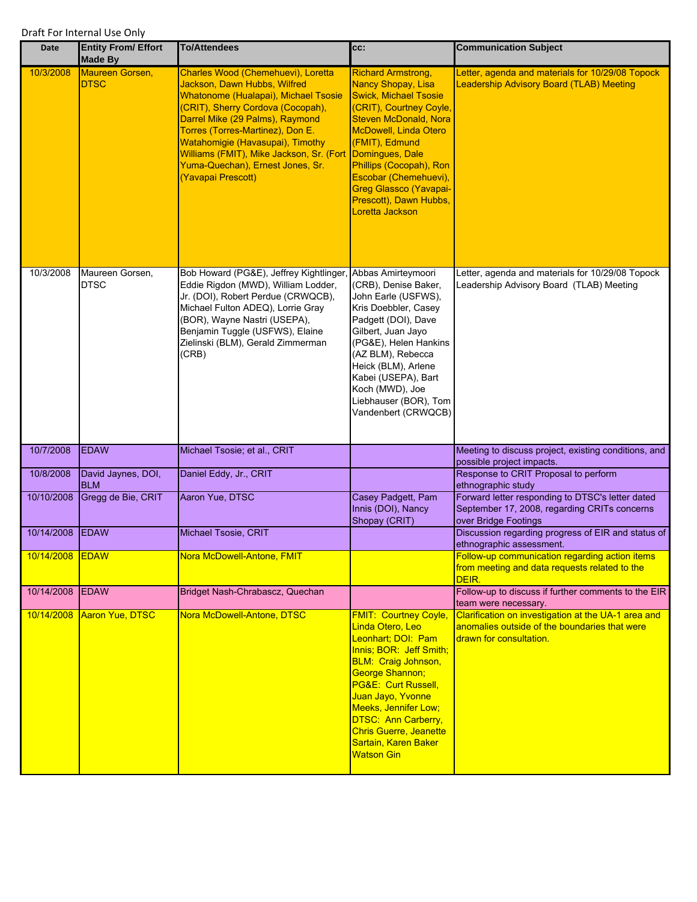Draft For Internal Use Only

| Date | Entity From/ Effort Made By | To/Attendees | cc: | Communication Subject |
|---|---|---|---|---|
| 10/3/2008 | Maureen Gorsen, DTSC | Charles Wood (Chemehuevi), Loretta Jackson, Dawn Hubbs, Wilfred Whatonome (Hualapai), Michael Tsosie (CRIT), Sherry Cordova (Cocopah), Darrel Mike (29 Palms), Raymond Torres (Torres-Martinez), Don E. Watahomigie (Havasupai), Timothy Williams (FMIT), Mike Jackson, Sr. (Fort Yuma-Quechan), Ernest Jones, Sr. (Yavapai Prescott) | Richard Armstrong, Nancy Shopay, Lisa Swick, Michael Tsosie (CRIT), Courtney Coyle, Steven McDonald, Nora McDowell, Linda Otero (FMIT), Edmund Domingues, Dale Phillips (Cocopah), Ron Escobar (Chemehuevi), Greg Glassco (Yavapai-Prescott), Dawn Hubbs, Loretta Jackson | Letter, agenda and materials for 10/29/08 Topock Leadership Advisory Board (TLAB) Meeting |
| 10/3/2008 | Maureen Gorsen, DTSC | Bob Howard (PG&E), Jeffrey Kightlinger, Eddie Rigdon (MWD), William Lodder, Jr. (DOI), Robert Perdue (CRWQCB), Michael Fulton ADEQ), Lorrie Gray (BOR), Wayne Nastri (USEPA), Benjamin Tuggle (USFWS), Elaine Zielinski (BLM), Gerald Zimmerman (CRB) | Abbas Amirteymoori (CRB), Denise Baker, John Earle (USFWS), Kris Doebbler, Casey Padgett (DOI), Dave Gilbert, Juan Jayo (PG&E), Helen Hankins (AZ BLM), Rebecca Heick (BLM), Arlene Kabei (USEPA), Bart Koch (MWD), Joe Liebhauser (BOR), Tom Vandenbert (CRWQCB) | Letter, agenda and materials for 10/29/08 Topock Leadership Advisory Board (TLAB) Meeting |
| 10/7/2008 | EDAW | Michael Tsosie; et al., CRIT | | Meeting to discuss project, existing conditions, and possible project impacts. |
| 10/8/2008 | David Jaynes, DOI, BLM | Daniel Eddy, Jr., CRIT | | Response to CRIT Proposal to perform ethnographic study |
| 10/10/2008 | Gregg de Bie, CRIT | Aaron Yue, DTSC | Casey Padgett, Pam Innis (DOI), Nancy Shopay (CRIT) | Forward letter responding to DTSC's letter dated September 17, 2008, regarding CRITs concerns over Bridge Footings |
| 10/14/2008 | EDAW | Michael Tsosie, CRIT | | Discussion regarding progress of EIR and status of ethnographic assessment. |
| 10/14/2008 | EDAW | Nora McDowell-Antone, FMIT | | Follow-up communication regarding action items from meeting and data requests related to the DEIR. |
| 10/14/2008 | EDAW | Bridget Nash-Chrabascz, Quechan | | Follow-up to discuss if further comments to the EIR team were necessary. |
| 10/14/2008 | Aaron Yue, DTSC | Nora McDowell-Antone, DTSC | FMIT: Courtney Coyle, Linda Otero, Leo Leonhart; DOI: Pam Innis; BOR: Jeff Smith; BLM: Craig Johnson, George Shannon; PG&E: Curt Russell, Juan Jayo, Yvonne Meeks, Jennifer Low; DTSC: Ann Carberry, Chris Guerre, Jeanette Sartain, Karen Baker Watson Gin | Clarification on investigation at the UA-1 area and anomalies outside of the boundaries that were drawn for consultation. |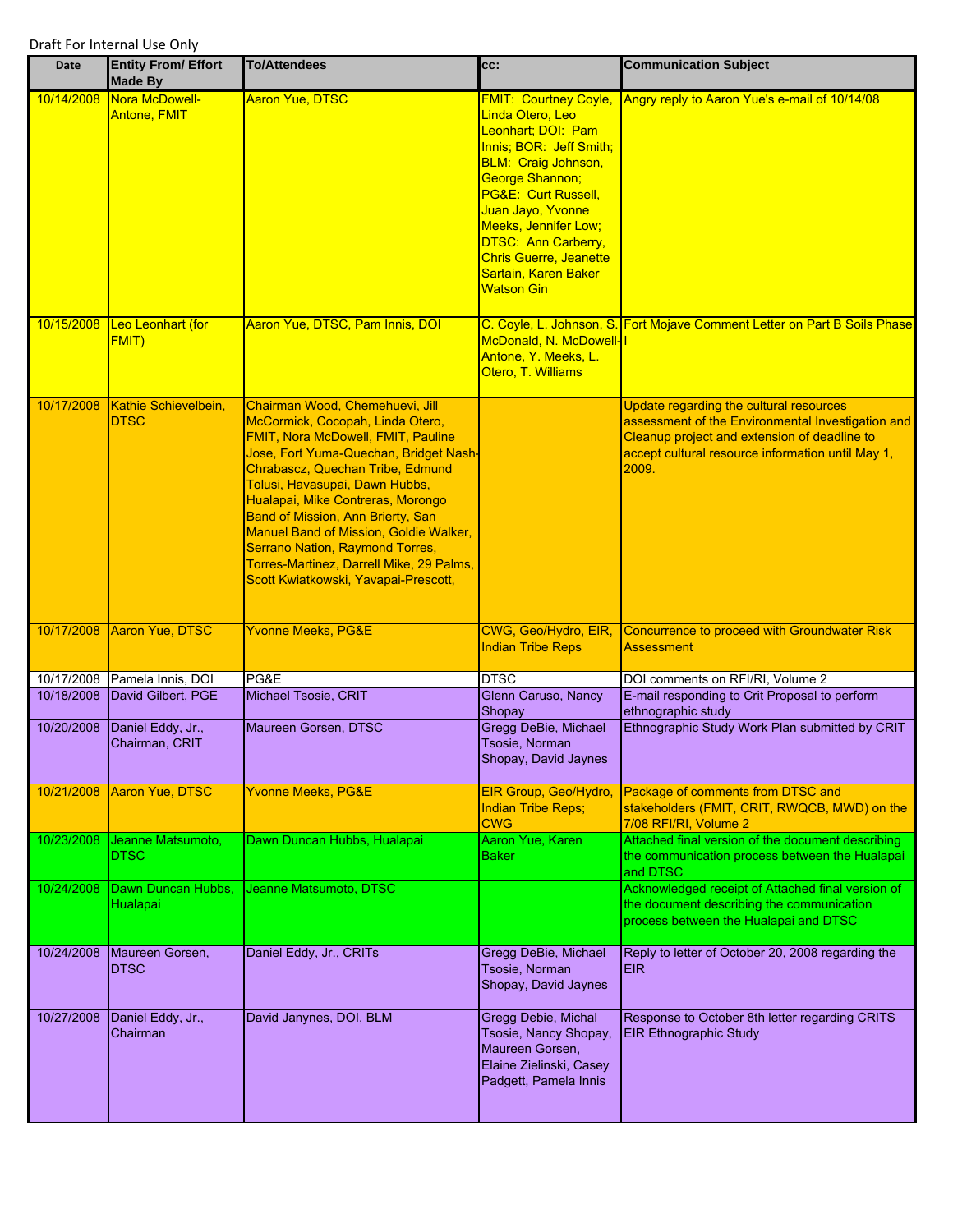Draft For Internal Use Only

| Date | Entity From/ Effort Made By | To/Attendees | cc: | Communication Subject |
|---|---|---|---|---|
| 10/14/2008 | Nora McDowell-Antone, FMIT | Aaron Yue, DTSC | FMIT: Courtney Coyle, Linda Otero, Leo Leonhart; DOI: Pam Innis; BOR: Jeff Smith; BLM: Craig Johnson, George Shannon; PG&E: Curt Russell, Juan Jayo, Yvonne Meeks, Jennifer Low; DTSC: Ann Carberry, Chris Guerre, Jeanette Sartain, Karen Baker Watson Gin | Angry reply to Aaron Yue's e-mail of 10/14/08 |
| 10/15/2008 | Leo Leonhart (for FMIT) | Aaron Yue, DTSC, Pam Innis, DOI | C. Coyle, L. Johnson, S. McDonald, N. McDowell-Antone, Y. Meeks, L. Otero, T. Williams | Fort Mojave Comment Letter on Part B Soils Phase I |
| 10/17/2008 | Kathie Schievelbein, DTSC | Chairman Wood, Chemehuevi, Jill McCormick, Cocopah, Linda Otero, FMIT, Nora McDowell, FMIT, Pauline Jose, Fort Yuma-Quechan, Bridget Nash-Chrabascz, Quechan Tribe, Edmund Tolusi, Havasupai, Dawn Hubbs, Hualapai, Mike Contreras, Morongo Band of Mission, Ann Brierty, San Manuel Band of Mission, Goldie Walker, Serrano Nation, Raymond Torres, Torres-Martinez, Darrell Mike, 29 Palms, Scott Kwiatkowski, Yavapai-Prescott, | | Update regarding the cultural resources assessment of the Environmental Investigation and Cleanup project and extension of deadline to accept cultural resource information until May 1, 2009. |
| 10/17/2008 | Aaron Yue, DTSC | Yvonne Meeks, PG&E | CWG, Geo/Hydro, EIR, Indian Tribe Reps | Concurrence to proceed with Groundwater Risk Assessment |
| 10/17/2008 | Pamela Innis, DOI | PG&E | DTSC | DOI comments on RFI/RI, Volume 2 |
| 10/18/2008 | David Gilbert, PGE | Michael Tsosie, CRIT | Glenn Caruso, Nancy Shopay | E-mail responding to Crit Proposal to perform ethnographic study |
| 10/20/2008 | Daniel Eddy, Jr., Chairman, CRIT | Maureen Gorsen, DTSC | Gregg DeBie, Michael Tsosie, Norman Shopay, David Jaynes | Ethnographic Study Work Plan submitted by CRIT |
| 10/21/2008 | Aaron Yue, DTSC | Yvonne Meeks, PG&E | EIR Group, Geo/Hydro, Indian Tribe Reps; CWG | Package of comments from DTSC and stakeholders (FMIT, CRIT, RWQCB, MWD) on the 7/08 RFI/RI, Volume 2 |
| 10/23/2008 | Jeanne Matsumoto, DTSC | Dawn Duncan Hubbs, Hualapai | Aaron Yue, Karen Baker | Attached final version of the document describing the communication process between the Hualapai and DTSC |
| 10/24/2008 | Dawn Duncan Hubbs, Hualapai | Jeanne Matsumoto, DTSC | | Acknowledged receipt of Attached final version of the document describing the communication process between the Hualapai and DTSC |
| 10/24/2008 | Maureen Gorsen, DTSC | Daniel Eddy, Jr., CRITs | Gregg DeBie, Michael Tsosie, Norman Shopay, David Jaynes | Reply to letter of October 20, 2008 regarding the EIR |
| 10/27/2008 | Daniel Eddy, Jr., Chairman | David Janynes, DOI, BLM | Gregg Debie, Michal Tsosie, Nancy Shopay, Maureen Gorsen, Elaine Zielinski, Casey Padgett, Pamela Innis | Response to October 8th letter regarding CRITS EIR Ethnographic Study |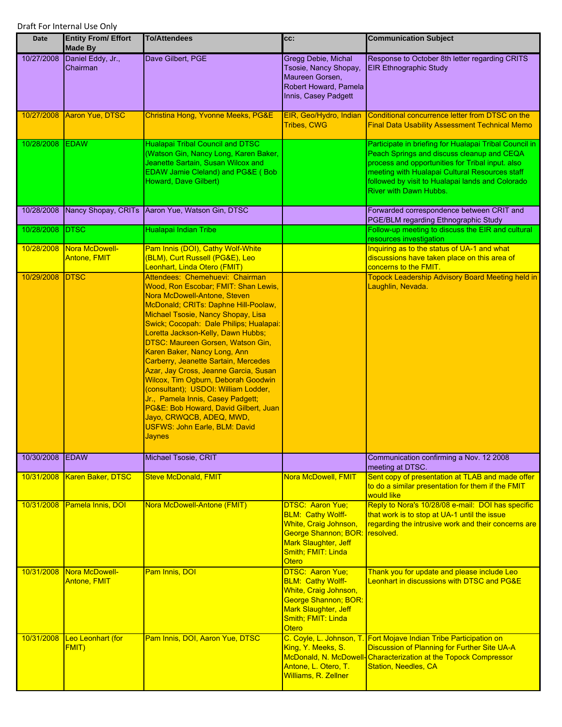Draft For Internal Use Only

| Date | Entity From/ Effort Made By | To/Attendees | cc: | Communication Subject |
|---|---|---|---|---|
| 10/27/2008 | Daniel Eddy, Jr., Chairman | Dave Gilbert, PGE | Gregg Debie, Michal Tsosie, Nancy Shopay, Maureen Gorsen, Robert Howard, Pamela Innis, Casey Padgett | Response to October 8th letter regarding CRITS EIR Ethnographic Study |
| 10/27/2008 | Aaron Yue, DTSC | Christina Hong, Yvonne Meeks, PG&E | EIR, Geo/Hydro, Indian Tribes, CWG | Conditional concurrence letter from DTSC on the Final Data Usability Assessment Technical Memo |
| 10/28/2008 | EDAW | Hualapai Tribal Council and DTSC (Watson Gin, Nancy Long, Karen Baker, Jeanette Sartain, Susan Wilcox and EDAW Jamie Cleland) and PG&E ( Bob Howard, Dave Gilbert) | | Participate in briefing for Hualapai Tribal Council in Peach Springs and discuss cleanup and CEQA process and opportunities for Tribal input. also meeting with Hualapai Cultural Resources staff followed by visit to Hualapai lands and Colorado River with Dawn Hubbs. |
| 10/28/2008 | Nancy Shopay, CRITs | Aaron Yue, Watson Gin, DTSC | | Forwarded correspondence between CRIT and PGE/BLM regarding Ethnographic Study |
| 10/28/2008 | DTSC | Hualapai Indian Tribe | | Follow-up meeting to discuss the EIR and cultural resources investigation |
| 10/28/2008 | Nora McDowell-Antone, FMIT | Pam Innis (DOI), Cathy Wolf-White (BLM), Curt Russell (PG&E), Leo Leonhart, Linda Otero (FMIT) | | Inquiring as to the status of UA-1 and what discussions have taken place on this area of concerns to the FMIT. |
| 10/29/2008 | DTSC | Attendees: Chemehuevi: Chairman Wood, Ron Escobar; FMIT: Shan Lewis, Nora McDowell-Antone, Steven McDonald; CRITs: Daphne Hill-Poolaw, Michael Tsosie, Nancy Shopay, Lisa Swick; Cocopah: Dale Philips; Hualapai: Loretta Jackson-Kelly, Dawn Hubbs; DTSC: Maureen Gorsen, Watson Gin, Karen Baker, Nancy Long, Ann Carberry, Jeanette Sartain, Mercedes Azar, Jay Cross, Jeanne Garcia, Susan Wilcox, Tim Ogburn, Deborah Goodwin (consultant); USDOI: William Lodder, Jr., Pamela Innis, Casey Padgett; PG&E: Bob Howard, David Gilbert, Juan Jayo, CRWQCB, ADEQ, MWD, USFWS: John Earle, BLM: David Jaynes | | Topock Leadership Advisory Board Meeting held in Laughlin, Nevada. |
| 10/30/2008 | EDAW | Michael Tsosie, CRIT | | Communication confirming a Nov. 12 2008 meeting at DTSC. |
| 10/31/2008 | Karen Baker, DTSC | Steve McDonald, FMIT | Nora McDowell, FMIT | Sent copy of presentation at TLAB and made offer to do a similar presentation for them if the FMIT would like |
| 10/31/2008 | Pamela Innis, DOI | Nora McDowell-Antone (FMIT) | DTSC: Aaron Yue; BLM: Cathy Wolff-White, Craig Johnson, George Shannon; BOR: Mark Slaughter, Jeff Smith; FMIT: Linda Otero | Reply to Nora's 10/28/08 e-mail: DOI has specific that work is to stop at UA-1 until the issue regarding the intrusive work and their concerns are resolved. |
| 10/31/2008 | Nora McDowell-Antone, FMIT | Pam Innis, DOI | DTSC: Aaron Yue; BLM: Cathy Wolff-White, Craig Johnson, George Shannon; BOR: Mark Slaughter, Jeff Smith; FMIT: Linda Otero | Thank you for update and please include Leo Leonhart in discussions with DTSC and PG&E |
| 10/31/2008 | Leo Leonhart (for FMIT) | Pam Innis, DOI, Aaron Yue, DTSC | C. Coyle, L. Johnson, T. King, Y. Meeks, S. McDonald, N. McDowell-Antone, L. Otero, T. Williams, R. Zellner | Fort Mojave Indian Tribe Participation on Discussion of Planning for Further Site UA-A Characterization at the Topock Compressor Station, Needles, CA |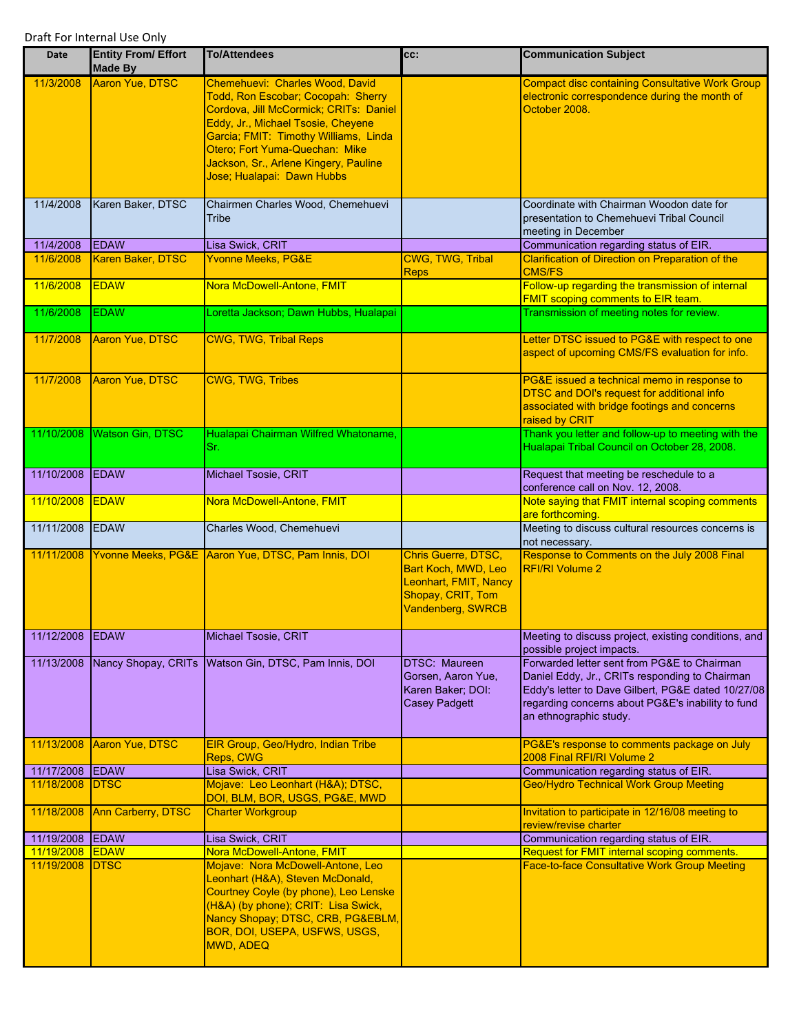Draft For Internal Use Only

| Date | Entity From/ Effort Made By | To/Attendees | cc: | Communication Subject |
|---|---|---|---|---|
| 11/3/2008 | Aaron Yue, DTSC | Chemehuevi: Charles Wood, David Todd, Ron Escobar; Cocopah: Sherry Cordova, Jill McCormick; CRITs: Daniel Eddy, Jr., Michael Tsosie, Cheyene Garcia; FMIT: Timothy Williams, Linda Otero; Fort Yuma-Quechan: Mike Jackson, Sr., Arlene Kingery, Pauline Jose; Hualapai: Dawn Hubbs | | Compact disc containing Consultative Work Group electronic correspondence during the month of October 2008. |
| 11/4/2008 | Karen Baker, DTSC | Chairmen Charles Wood, Chemehuevi Tribe | | Coordinate with Chairman Woodon date for presentation to Chemehuevi Tribal Council meeting in December |
| 11/4/2008 | EDAW | Lisa Swick, CRIT | | Communication regarding status of EIR. |
| 11/6/2008 | Karen Baker, DTSC | Yvonne Meeks, PG&E | CWG, TWG, Tribal Reps | Clarification of Direction on Preparation of the CMS/FS |
| 11/6/2008 | EDAW | Nora McDowell-Antone, FMIT | | Follow-up regarding the transmission of internal FMIT scoping comments to EIR team. |
| 11/6/2008 | EDAW | Loretta Jackson; Dawn Hubbs, Hualapai | | Transmission of meeting notes for review. |
| 11/7/2008 | Aaron Yue, DTSC | CWG, TWG, Tribal Reps | | Letter DTSC issued to PG&E with respect to one aspect of upcoming CMS/FS evaluation for info. |
| 11/7/2008 | Aaron Yue, DTSC | CWG, TWG, Tribes | | PG&E issued a technical memo in response to DTSC and DOI's request for additional info associated with bridge footings and concerns raised by CRIT |
| 11/10/2008 | Watson Gin, DTSC | Hualapai Chairman Wilfred Whatoname, Sr. | | Thank you letter and follow-up to meeting with the Hualapai Tribal Council on October 28, 2008. |
| 11/10/2008 | EDAW | Michael Tsosie, CRIT | | Request that meeting be reschedule to a conference call on Nov. 12, 2008. |
| 11/10/2008 | EDAW | Nora McDowell-Antone, FMIT | | Note saying that FMIT internal scoping comments are forthcoming. |
| 11/11/2008 | EDAW | Charles Wood, Chemehuevi | | Meeting to discuss cultural resources concerns is not necessary. |
| 11/11/2008 | Yvonne Meeks, PG&E | Aaron Yue, DTSC, Pam Innis, DOI | Chris Guerre, DTSC, Bart Koch, MWD, Leo Leonhart, FMIT, Nancy Shopay, CRIT, Tom Vandenberg, SWRCB | Response to Comments on the July 2008 Final RFI/RI Volume 2 |
| 11/12/2008 | EDAW | Michael Tsosie, CRIT | | Meeting to discuss project, existing conditions, and possible project impacts. |
| 11/13/2008 | Nancy Shopay, CRITs | Watson Gin, DTSC, Pam Innis, DOI | DTSC: Maureen Gorsen, Aaron Yue, Karen Baker; DOI: Casey Padgett | Forwarded letter sent from PG&E to Chairman Daniel Eddy, Jr., CRITs responding to Chairman Eddy's letter to Dave Gilbert, PG&E dated 10/27/08 regarding concerns about PG&E's inability to fund an ethnographic study. |
| 11/13/2008 | Aaron Yue, DTSC | EIR Group, Geo/Hydro, Indian Tribe Reps, CWG | | PG&E's response to comments package on July 2008 Final RFI/RI Volume 2 |
| 11/17/2008 | EDAW | Lisa Swick, CRIT | | Communication regarding status of EIR. |
| 11/18/2008 | DTSC | Mojave: Leo Leonhart (H&A); DTSC, DOI, BLM, BOR, USGS, PG&E, MWD | | Geo/Hydro Technical Work Group Meeting |
| 11/18/2008 | Ann Carberry, DTSC | Charter Workgroup | | Invitation to participate in 12/16/08 meeting to review/revise charter |
| 11/19/2008 | EDAW | Lisa Swick, CRIT | | Communication regarding status of EIR. |
| 11/19/2008 | EDAW | Nora McDowell-Antone, FMIT | | Request for FMIT internal scoping comments. |
| 11/19/2008 | DTSC | Mojave: Nora McDowell-Antone, Leo Leonhart (H&A), Steven McDonald, Courtney Coyle (by phone), Leo Lenske (H&A) (by phone); CRIT: Lisa Swick, Nancy Shopay; DTSC, CRB, PG&EBLM, BOR, DOI, USEPA, USFWS, USGS, MWD, ADEQ | | Face-to-face Consultative Work Group Meeting |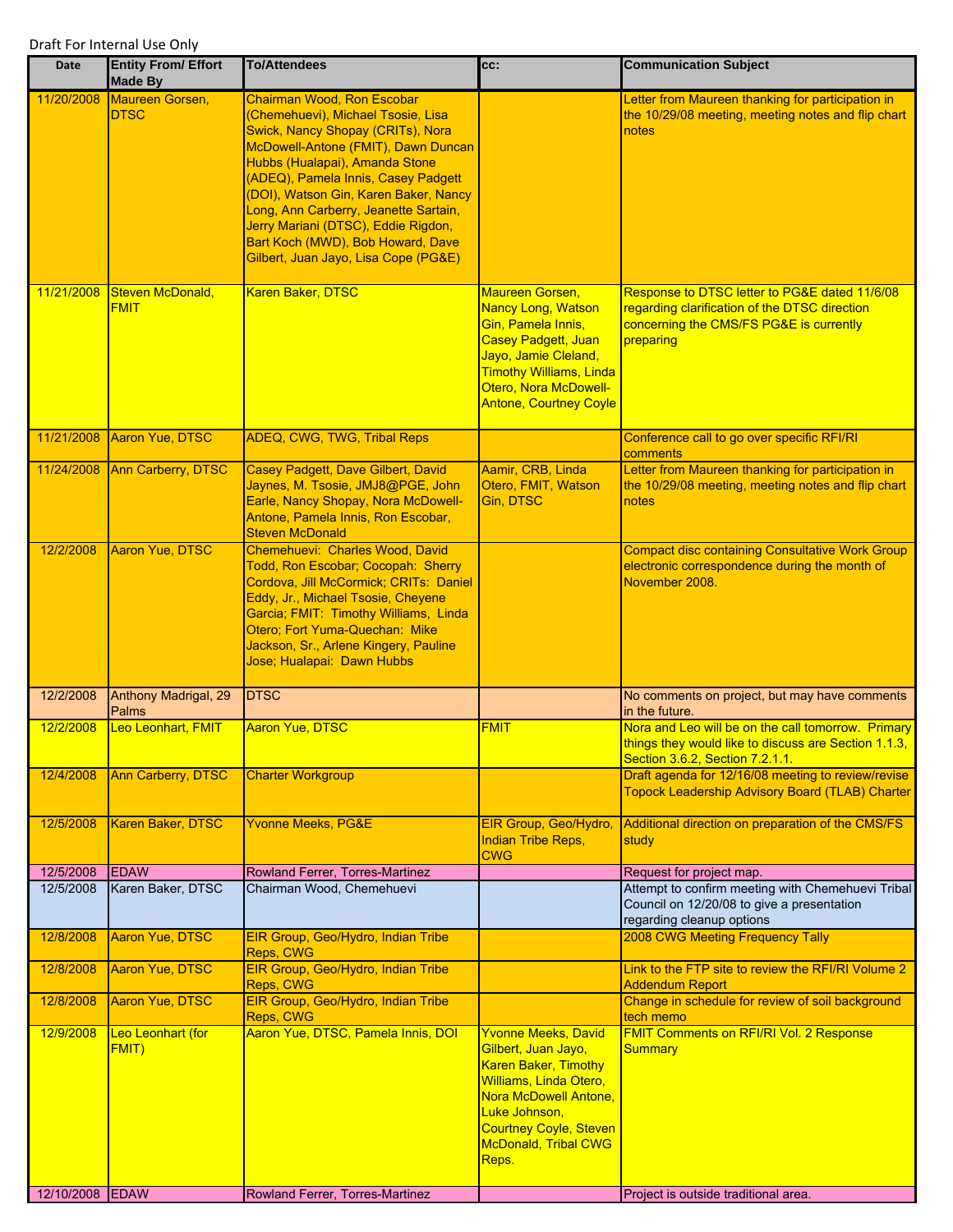Draft For Internal Use Only

| Date | Entity From/ Effort Made By | To/Attendees | cc: | Communication Subject |
|---|---|---|---|---|
| 11/20/2008 | Maureen Gorsen, DTSC | Chairman Wood, Ron Escobar (Chemehuevi), Michael Tsosie, Lisa Swick, Nancy Shopay (CRITs), Nora McDowell-Antone (FMIT), Dawn Duncan Hubbs (Hualapai), Amanda Stone (ADEQ), Pamela Innis, Casey Padgett (DOI), Watson Gin, Karen Baker, Nancy Long, Ann Carberry, Jeanette Sartain, Jerry Mariani (DTSC), Eddie Rigdon, Bart Koch (MWD), Bob Howard, Dave Gilbert, Juan Jayo, Lisa Cope (PG&E) | | Letter from Maureen thanking for participation in the 10/29/08 meeting, meeting notes and flip chart notes |
| 11/21/2008 | Steven McDonald, FMIT | Karen Baker, DTSC | Maureen Gorsen, Nancy Long, Watson Gin, Pamela Innis, Casey Padgett, Juan Jayo, Jamie Cleland, Timothy Williams, Linda Otero, Nora McDowell-Antone, Courtney Coyle | Response to DTSC letter to PG&E dated 11/6/08 regarding clarification of the DTSC direction concerning the CMS/FS PG&E is currently preparing |
| 11/21/2008 | Aaron Yue, DTSC | ADEQ, CWG, TWG, Tribal Reps | | Conference call to go over specific RFI/RI comments |
| 11/24/2008 | Ann Carberry, DTSC | Casey Padgett, Dave Gilbert, David Jaynes, M. Tsosie, JMJ8@PGE, John Earle, Nancy Shopay, Nora McDowell-Antone, Pamela Innis, Ron Escobar, Steven McDonald | Aamir, CRB, Linda Otero, FMIT, Watson Gin, DTSC | Letter from Maureen thanking for participation in the 10/29/08 meeting, meeting notes and flip chart notes |
| 12/2/2008 | Aaron Yue, DTSC | Chemehuevi: Charles Wood, David Todd, Ron Escobar; Cocopah: Sherry Cordova, Jill McCormick; CRITs: Daniel Eddy, Jr., Michael Tsosie, Cheyene Garcia; FMIT: Timothy Williams, Linda Otero; Fort Yuma-Quechan: Mike Jackson, Sr., Arlene Kingery, Pauline Jose; Hualapai: Dawn Hubbs | | Compact disc containing Consultative Work Group electronic correspondence during the month of November 2008. |
| 12/2/2008 | Anthony Madrigal, 29 Palms | DTSC | | No comments on project, but may have comments in the future. |
| 12/2/2008 | Leo Leonhart, FMIT | Aaron Yue, DTSC | FMIT | Nora and Leo will be on the call tomorrow. Primary things they would like to discuss are Section 1.1.3, Section 3.6.2, Section 7.2.1.1. |
| 12/4/2008 | Ann Carberry, DTSC | Charter Workgroup | | Draft agenda for 12/16/08 meeting to review/revise Topock Leadership Advisory Board (TLAB) Charter |
| 12/5/2008 | Karen Baker, DTSC | Yvonne Meeks, PG&E | EIR Group, Geo/Hydro, Indian Tribe Reps, CWG | Additional direction on preparation of the CMS/FS study |
| 12/5/2008 | EDAW | Rowland Ferrer, Torres-Martinez | | Request for project map. |
| 12/5/2008 | Karen Baker, DTSC | Chairman Wood, Chemehuevi | | Attempt to confirm meeting with Chemehuevi Tribal Council on 12/20/08 to give a presentation regarding cleanup options |
| 12/8/2008 | Aaron Yue, DTSC | EIR Group, Geo/Hydro, Indian Tribe Reps, CWG | | 2008 CWG Meeting Frequency Tally |
| 12/8/2008 | Aaron Yue, DTSC | EIR Group, Geo/Hydro, Indian Tribe Reps, CWG | | Link to the FTP site to review the RFI/RI Volume 2 Addendum Report |
| 12/8/2008 | Aaron Yue, DTSC | EIR Group, Geo/Hydro, Indian Tribe Reps, CWG | | Change in schedule for review of soil background tech memo |
| 12/9/2008 | Leo Leonhart (for FMIT) | Aaron Yue, DTSC, Pamela Innis, DOI | Yvonne Meeks, David Gilbert, Juan Jayo, Karen Baker, Timothy Williams, Linda Otero, Nora McDowell Antone, Luke Johnson, Courtney Coyle, Steven McDonald, Tribal CWG Reps. | FMIT Comments on RFI/RI Vol. 2 Response Summary |
| 12/10/2008 | EDAW | Rowland Ferrer, Torres-Martinez | | Project is outside traditional area. |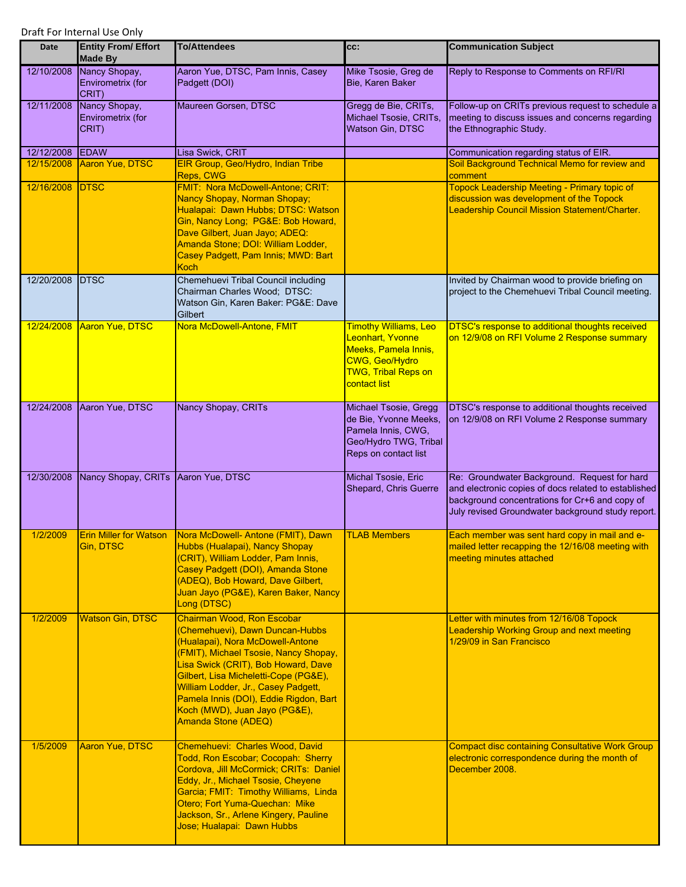Draft For Internal Use Only

| Date | Entity From/ Effort Made By | To/Attendees | cc: | Communication Subject |
|---|---|---|---|---|
| 12/10/2008 | Nancy Shopay, Envirometrix (for CRIT) | Aaron Yue, DTSC, Pam Innis, Casey Padgett (DOI) | Mike Tsosie, Greg de Bie, Karen Baker | Reply to Response to Comments on RFI/RI |
| 12/11/2008 | Nancy Shopay, Envirometrix (for CRIT) | Maureen Gorsen, DTSC | Gregg de Bie, CRITs, Michael Tsosie, CRITs, Watson Gin, DTSC | Follow-up on CRITs previous request to schedule a meeting to discuss issues and concerns regarding the Ethnographic Study. |
| 12/12/2008 | EDAW | Lisa Swick, CRIT | | Communication regarding status of EIR. |
| 12/15/2008 | Aaron Yue, DTSC | EIR Group, Geo/Hydro, Indian Tribe Reps, CWG | | Soil Background Technical Memo for review and comment |
| 12/16/2008 | DTSC | FMIT: Nora McDowell-Antone; CRIT: Nancy Shopay, Norman Shopay; Hualapai: Dawn Hubbs; DTSC: Watson Gin, Nancy Long; PG&E: Bob Howard, Dave Gilbert, Juan Jayo; ADEQ: Amanda Stone; DOI: William Lodder, Casey Padgett, Pam Innis; MWD: Bart Koch | | Topock Leadership Meeting - Primary topic of discussion was development of the Topock Leadership Council Mission Statement/Charter. |
| 12/20/2008 | DTSC | Chemehuevi Tribal Council including Chairman Charles Wood; DTSC: Watson Gin, Karen Baker: PG&E: Dave Gilbert | | Invited by Chairman wood to provide briefing on project to the Chemehuevi Tribal Council meeting. |
| 12/24/2008 | Aaron Yue, DTSC | Nora McDowell-Antone, FMIT | Timothy Williams, Leo Leonhart, Yvonne Meeks, Pamela Innis, CWG, Geo/Hydro TWG, Tribal Reps on contact list | DTSC's response to additional thoughts received on 12/9/08 on RFI Volume 2 Response summary |
| 12/24/2008 | Aaron Yue, DTSC | Nancy Shopay, CRITs | Michael Tsosie, Gregg de Bie, Yvonne Meeks, Pamela Innis, CWG, Geo/Hydro TWG, Tribal Reps on contact list | DTSC's response to additional thoughts received on 12/9/08 on RFI Volume 2 Response summary |
| 12/30/2008 | Nancy Shopay, CRITs | Aaron Yue, DTSC | Michal Tsosie, Eric Shepard, Chris Guerre | Re: Groundwater Background. Request for hard and electronic copies of docs related to established background concentrations for Cr+6 and copy of July revised Groundwater background study report. |
| 1/2/2009 | Erin Miller for Watson Gin, DTSC | Nora McDowell- Antone (FMIT), Dawn Hubbs (Hualapai), Nancy Shopay (CRIT), William Lodder, Pam Innis, Casey Padgett (DOI), Amanda Stone (ADEQ), Bob Howard, Dave Gilbert, Juan Jayo (PG&E), Karen Baker, Nancy Long (DTSC) | TLAB Members | Each member was sent hard copy in mail and e-mailed letter recapping the 12/16/08 meeting with meeting minutes attached |
| 1/2/2009 | Watson Gin, DTSC | Chairman Wood, Ron Escobar (Chemehuevi), Dawn Duncan-Hubbs (Hualapai), Nora McDowell-Antone (FMIT), Michael Tsosie, Nancy Shopay, Lisa Swick (CRIT), Bob Howard, Dave Gilbert, Lisa Micheletti-Cope (PG&E), William Lodder, Jr., Casey Padgett, Pamela Innis (DOI), Eddie Rigdon, Bart Koch (MWD), Juan Jayo (PG&E), Amanda Stone (ADEQ) | | Letter with minutes from 12/16/08 Topock Leadership Working Group and next meeting 1/29/09 in San Francisco |
| 1/5/2009 | Aaron Yue, DTSC | Chemehuevi: Charles Wood, David Todd, Ron Escobar; Cocopah: Sherry Cordova, Jill McCormick; CRITs: Daniel Eddy, Jr., Michael Tsosie, Cheyene Garcia; FMIT: Timothy Williams, Linda Otero; Fort Yuma-Quechan: Mike Jackson, Sr., Arlene Kingery, Pauline Jose; Hualapai: Dawn Hubbs | | Compact disc containing Consultative Work Group electronic correspondence during the month of December 2008. |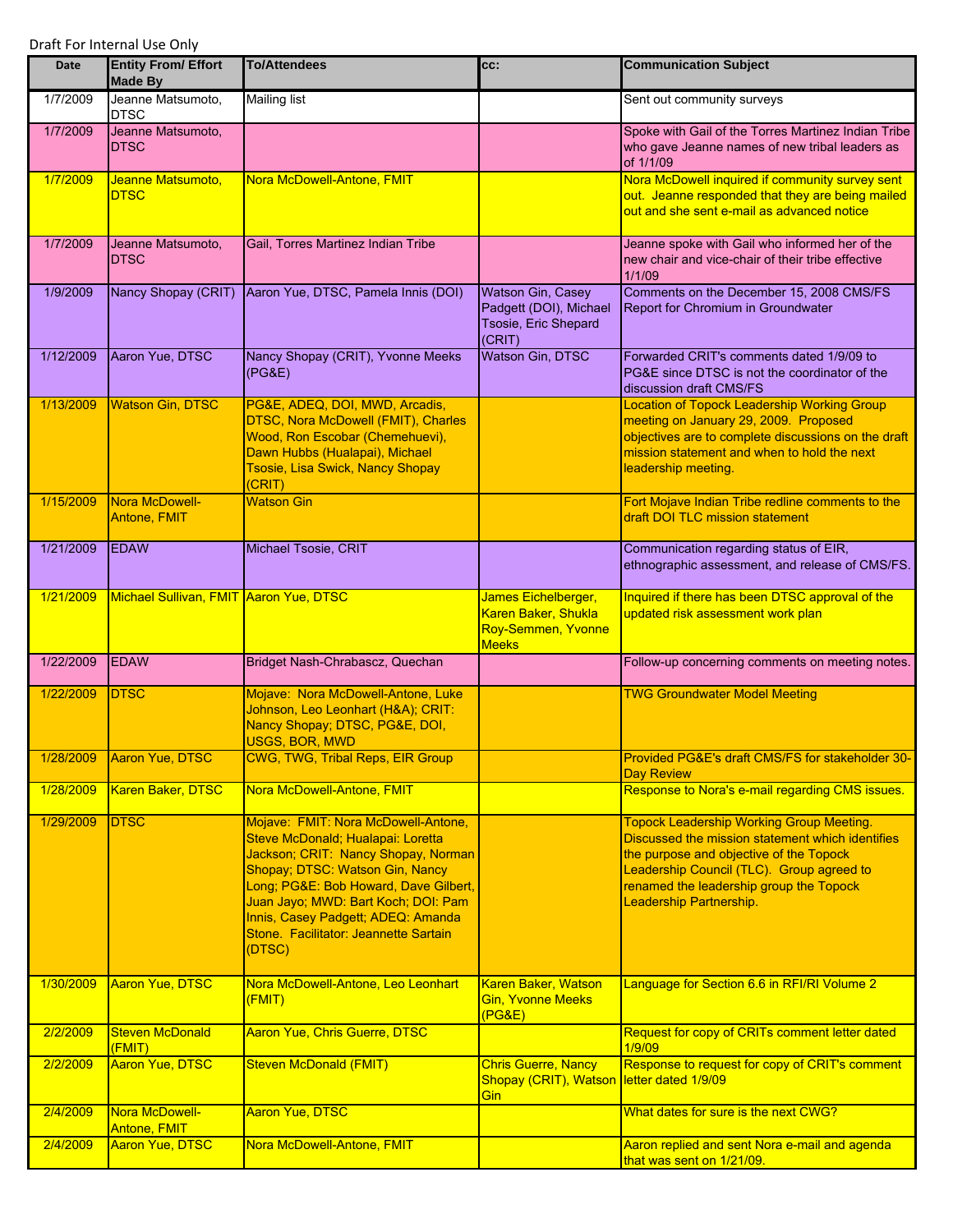Draft For Internal Use Only

| Date | Entity From/ Effort Made By | To/Attendees | cc: | Communication Subject |
|---|---|---|---|---|
| 1/7/2009 | Jeanne Matsumoto, DTSC | Mailing list | | Sent out community surveys |
| 1/7/2009 | Jeanne Matsumoto, DTSC | | | Spoke with Gail of the Torres Martinez Indian Tribe who gave Jeanne names of new tribal leaders as of 1/1/09 |
| 1/7/2009 | Jeanne Matsumoto, DTSC | Nora McDowell-Antone, FMIT | | Nora McDowell inquired if community survey sent out. Jeanne responded that they are being mailed out and she sent e-mail as advanced notice |
| 1/7/2009 | Jeanne Matsumoto, DTSC | Gail, Torres Martinez Indian Tribe | | Jeanne spoke with Gail who informed her of the new chair and vice-chair of their tribe effective 1/1/09 |
| 1/9/2009 | Nancy Shopay (CRIT) | Aaron Yue, DTSC, Pamela Innis (DOI) | Watson Gin, Casey Padgett (DOI), Michael Tsosie, Eric Shepard (CRIT) | Comments on the December 15, 2008 CMS/FS Report for Chromium in Groundwater |
| 1/12/2009 | Aaron Yue, DTSC | Nancy Shopay (CRIT), Yvonne Meeks (PG&E) | Watson Gin, DTSC | Forwarded CRIT's comments dated 1/9/09 to PG&E since DTSC is not the coordinator of the discussion draft CMS/FS |
| 1/13/2009 | Watson Gin, DTSC | PG&E, ADEQ, DOI, MWD, Arcadis, DTSC, Nora McDowell (FMIT), Charles Wood, Ron Escobar (Chemehuevi), Dawn Hubbs (Hualapai), Michael Tsosie, Lisa Swick, Nancy Shopay (CRIT) | | Location of Topock Leadership Working Group meeting on January 29, 2009. Proposed objectives are to complete discussions on the draft mission statement and when to hold the next leadership meeting. |
| 1/15/2009 | Nora McDowell-Antone, FMIT | Watson Gin | | Fort Mojave Indian Tribe redline comments to the draft DOI TLC mission statement |
| 1/21/2009 | EDAW | Michael Tsosie, CRIT | | Communication regarding status of EIR, ethnographic assessment, and release of CMS/FS. |
| 1/21/2009 | Michael Sullivan, FMIT | Aaron Yue, DTSC | James Eichelberger, Karen Baker, Shukla Roy-Semmen, Yvonne Meeks | Inquired if there has been DTSC approval of the updated risk assessment work plan |
| 1/22/2009 | EDAW | Bridget Nash-Chrabascz, Quechan | | Follow-up concerning comments on meeting notes. |
| 1/22/2009 | DTSC | Mojave: Nora McDowell-Antone, Luke Johnson, Leo Leonhart (H&A); CRIT: Nancy Shopay; DTSC, PG&E, DOI, USGS, BOR, MWD | | TWG Groundwater Model Meeting |
| 1/28/2009 | Aaron Yue, DTSC | CWG, TWG, Tribal Reps, EIR Group | | Provided PG&E's draft CMS/FS for stakeholder 30-Day Review |
| 1/28/2009 | Karen Baker, DTSC | Nora McDowell-Antone, FMIT | | Response to Nora's e-mail regarding CMS issues. |
| 1/29/2009 | DTSC | Mojave: FMIT: Nora McDowell-Antone, Steve McDonald; Hualapai: Loretta Jackson; CRIT: Nancy Shopay, Norman Shopay; DTSC: Watson Gin, Nancy Long; PG&E: Bob Howard, Dave Gilbert, Juan Jayo; MWD: Bart Koch; DOI: Pam Innis, Casey Padgett; ADEQ: Amanda Stone. Facilitator: Jeannette Sartain (DTSC) | | Topock Leadership Working Group Meeting. Discussed the mission statement which identifies the purpose and objective of the Topock Leadership Council (TLC). Group agreed to renamed the leadership group the Topock Leadership Partnership. |
| 1/30/2009 | Aaron Yue, DTSC | Nora McDowell-Antone, Leo Leonhart (FMIT) | Karen Baker, Watson Gin, Yvonne Meeks (PG&E) | Language for Section 6.6 in RFI/RI Volume 2 |
| 2/2/2009 | Steven McDonald (FMIT) | Aaron Yue, Chris Guerre, DTSC | | Request for copy of CRITs comment letter dated 1/9/09 |
| 2/2/2009 | Aaron Yue, DTSC | Steven McDonald (FMIT) | Chris Guerre, Nancy Shopay (CRIT), Watson Gin | Response to request for copy of CRIT's comment letter dated 1/9/09 |
| 2/4/2009 | Nora McDowell-Antone, FMIT | Aaron Yue, DTSC | | What dates for sure is the next CWG? |
| 2/4/2009 | Aaron Yue, DTSC | Nora McDowell-Antone, FMIT | | Aaron replied and sent Nora e-mail and agenda that was sent on 1/21/09. |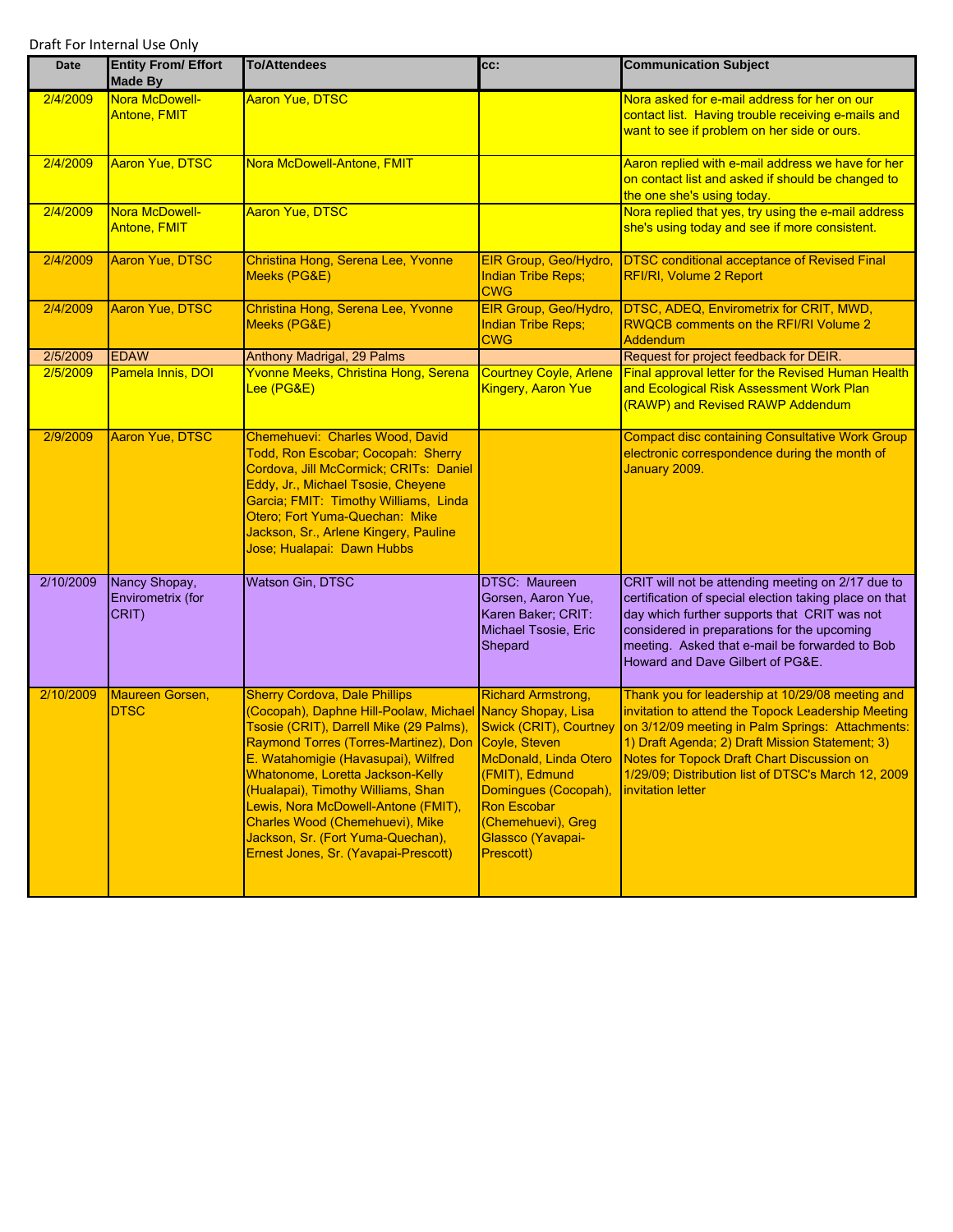Draft For Internal Use Only

| Date | Entity From/ Effort Made By | To/Attendees | cc: | Communication Subject |
|---|---|---|---|---|
| 2/4/2009 | Nora McDowell-Antone, FMIT | Aaron Yue, DTSC | | Nora asked for e-mail address for her on our contact list. Having trouble receiving e-mails and want to see if problem on her side or ours. |
| 2/4/2009 | Aaron Yue, DTSC | Nora McDowell-Antone, FMIT | | Aaron replied with e-mail address we have for her on contact list and asked if should be changed to the one she's using today. |
| 2/4/2009 | Nora McDowell-Antone, FMIT | Aaron Yue, DTSC | | Nora replied that yes, try using the e-mail address she's using today and see if more consistent. |
| 2/4/2009 | Aaron Yue, DTSC | Christina Hong, Serena Lee, Yvonne Meeks (PG&E) | EIR Group, Geo/Hydro, Indian Tribe Reps; CWG | DTSC conditional acceptance of Revised Final RFI/RI, Volume 2 Report |
| 2/4/2009 | Aaron Yue, DTSC | Christina Hong, Serena Lee, Yvonne Meeks (PG&E) | EIR Group, Geo/Hydro, Indian Tribe Reps; CWG | DTSC, ADEQ, Envirometrix for CRIT, MWD, RWQCB comments on the RFI/RI Volume 2 Addendum |
| 2/5/2009 | EDAW | Anthony Madrigal, 29 Palms | | Request for project feedback for DEIR. |
| 2/5/2009 | Pamela Innis, DOI | Yvonne Meeks, Christina Hong, Serena Lee (PG&E) | Courtney Coyle, Arlene Kingery, Aaron Yue | Final approval letter for the Revised Human Health and Ecological Risk Assessment Work Plan (RAWP) and Revised RAWP Addendum |
| 2/9/2009 | Aaron Yue, DTSC | Chemehuevi: Charles Wood, David Todd, Ron Escobar; Cocopah: Sherry Cordova, Jill McCormick; CRITs: Daniel Eddy, Jr., Michael Tsosie, Cheyene Garcia; FMIT: Timothy Williams, Linda Otero; Fort Yuma-Quechan: Mike Jackson, Sr., Arlene Kingery, Pauline Jose; Hualapai: Dawn Hubbs | | Compact disc containing Consultative Work Group electronic correspondence during the month of January 2009. |
| 2/10/2009 | Nancy Shopay, Envirometrix (for CRIT) | Watson Gin, DTSC | DTSC: Maureen Gorsen, Aaron Yue, Karen Baker; CRIT: Michael Tsosie, Eric Shepard | CRIT will not be attending meeting on 2/17 due to certification of special election taking place on that day which further supports that CRIT was not considered in preparations for the upcoming meeting. Asked that e-mail be forwarded to Bob Howard and Dave Gilbert of PG&E. |
| 2/10/2009 | Maureen Gorsen, DTSC | Sherry Cordova, Dale Phillips (Cocopah), Daphne Hill-Poolaw, Michael Tsosie (CRIT), Darrell Mike (29 Palms), Raymond Torres (Torres-Martinez), Don E. Watahomigie (Havasupai), Wilfred Whatonome, Loretta Jackson-Kelly (Hualapai), Timothy Williams, Shan Lewis, Nora McDowell-Antone (FMIT), Charles Wood (Chemehuevi), Mike Jackson, Sr. (Fort Yuma-Quechan), Ernest Jones, Sr. (Yavapai-Prescott) | Richard Armstrong, Nancy Shopay, Lisa Swick (CRIT), Courtney Coyle, Steven McDonald, Linda Otero (FMIT), Edmund Domingues (Cocopah), Ron Escobar (Chemehuevi), Greg Glassco (Yavapai-Prescott) | Thank you for leadership at 10/29/08 meeting and invitation to attend the Topock Leadership Meeting on 3/12/09 meeting in Palm Springs: Attachments: 1) Draft Agenda; 2) Draft Mission Statement; 3) Notes for Topock Draft Chart Discussion on 1/29/09; Distribution list of DTSC's March 12, 2009 invitation letter |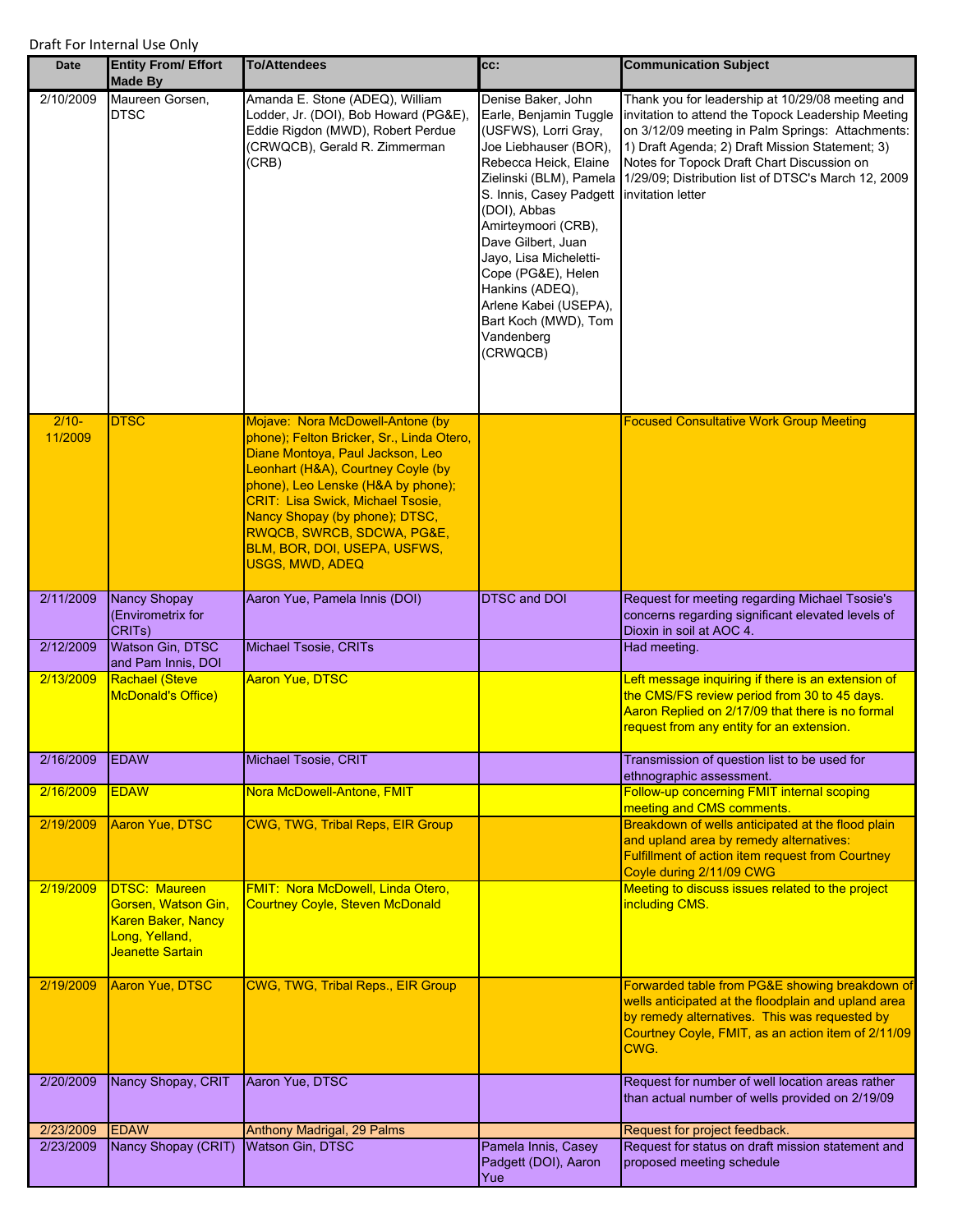Draft For Internal Use Only

| Date | Entity From/ Effort Made By | To/Attendees | cc: | Communication Subject |
|---|---|---|---|---|
| 2/10/2009 | Maureen Gorsen, DTSC | Amanda E. Stone (ADEQ), William Lodder, Jr. (DOI), Bob Howard (PG&E), Eddie Rigdon (MWD), Robert Perdue (CRWQCB), Gerald R. Zimmerman (CRB) | Denise Baker, John Earle, Benjamin Tuggle (USFWS), Lorri Gray, Joe Liebhauser (BOR), Rebecca Heick, Elaine Zielinski (BLM), Pamela S. Innis, Casey Padgett (DOI), Abbas Amirteymoori (CRB), Dave Gilbert, Juan Jayo, Lisa Micheletti-Cope (PG&E), Helen Hankins (ADEQ), Arlene Kabei (USEPA), Bart Koch (MWD), Tom Vandenberg (CRWQCB) | Thank you for leadership at 10/29/08 meeting and invitation to attend the Topock Leadership Meeting on 3/12/09 meeting in Palm Springs: Attachments: 1) Draft Agenda; 2) Draft Mission Statement; 3) Notes for Topock Draft Chart Discussion on 1/29/09; Distribution list of DTSC's March 12, 2009 invitation letter |
| 2/10-11/2009 | DTSC | Mojave: Nora McDowell-Antone (by phone); Felton Bricker, Sr., Linda Otero, Diane Montoya, Paul Jackson, Leo Leonhart (H&A), Courtney Coyle (by phone), Leo Lenske (H&A by phone); CRIT: Lisa Swick, Michael Tsosie, Nancy Shopay (by phone); DTSC, RWQCB, SWRCB, SDCWA, PG&E, BLM, BOR, DOI, USEPA, USFWS, USGS, MWD, ADEQ | | Focused Consultative Work Group Meeting |
| 2/11/2009 | Nancy Shopay (Envirometrix for CRITs) | Aaron Yue, Pamela Innis (DOI) | DTSC and DOI | Request for meeting regarding Michael Tsosie's concerns regarding significant elevated levels of Dioxin in soil at AOC 4. |
| 2/12/2009 | Watson Gin, DTSC and Pam Innis, DOI | Michael Tsosie, CRITs | | Had meeting. |
| 2/13/2009 | Rachael (Steve McDonald's Office) | Aaron Yue, DTSC | | Left message inquiring if there is an extension of the CMS/FS review period from 30 to 45 days. Aaron Replied on 2/17/09 that there is no formal request from any entity for an extension. |
| 2/16/2009 | EDAW | Michael Tsosie, CRIT | | Transmission of question list to be used for ethnographic assessment. |
| 2/16/2009 | EDAW | Nora McDowell-Antone, FMIT | | Follow-up concerning FMIT internal scoping meeting and CMS comments. |
| 2/19/2009 | Aaron Yue, DTSC | CWG, TWG, Tribal Reps, EIR Group | | Breakdown of wells anticipated at the flood plain and upland area by remedy alternatives: Fulfillment of action item request from Courtney Coyle during 2/11/09 CWG |
| 2/19/2009 | DTSC: Maureen Gorsen, Watson Gin, Karen Baker, Nancy Long, Yelland, Jeanette Sartain | FMIT: Nora McDowell, Linda Otero, Courtney Coyle, Steven McDonald | | Meeting to discuss issues related to the project including CMS. |
| 2/19/2009 | Aaron Yue, DTSC | CWG, TWG, Tribal Reps., EIR Group | | Forwarded table from PG&E showing breakdown of wells anticipated at the floodplain and upland area by remedy alternatives. This was requested by Courtney Coyle, FMIT, as an action item of 2/11/09 CWG. |
| 2/20/2009 | Nancy Shopay, CRIT | Aaron Yue, DTSC | | Request for number of well location areas rather than actual number of wells provided on 2/19/09 |
| 2/23/2009 | EDAW | Anthony Madrigal, 29 Palms | | Request for project feedback. |
| 2/23/2009 | Nancy Shopay (CRIT) | Watson Gin, DTSC | Pamela Innis, Casey Padgett (DOI), Aaron Yue | Request for status on draft mission statement and proposed meeting schedule |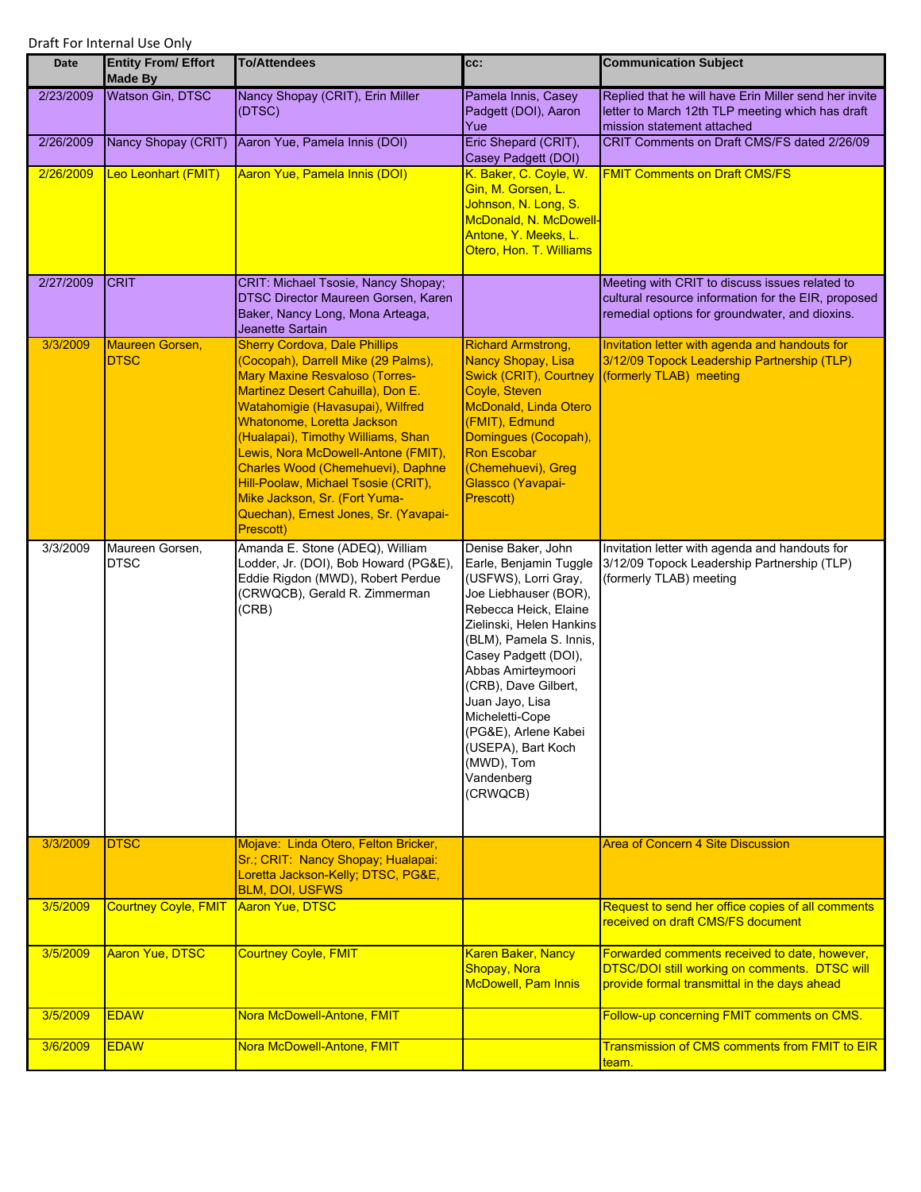Draft For Internal Use Only

| Date | Entity From/ Effort Made By | To/Attendees | cc: | Communication Subject |
|---|---|---|---|---|
| 2/23/2009 | Watson Gin, DTSC | Nancy Shopay (CRIT), Erin Miller (DTSC) | Pamela Innis, Casey Padgett (DOI), Aaron Yue | Replied that he will have Erin Miller send her invite letter to March 12th TLP meeting which has draft mission statement attached |
| 2/26/2009 | Nancy Shopay (CRIT) | Aaron Yue, Pamela Innis (DOI) | Eric Shepard (CRIT), Casey Padgett (DOI) | CRIT Comments on Draft CMS/FS dated 2/26/09 |
| 2/26/2009 | Leo Leonhart (FMIT) | Aaron Yue, Pamela Innis (DOI) | K. Baker, C. Coyle, W. Gin, M. Gorsen, L. Johnson, N. Long, S. McDonald, N. McDowell-Antone, Y. Meeks, L. Otero, Hon. T. Williams | FMIT Comments on Draft CMS/FS |
| 2/27/2009 | CRIT | CRIT: Michael Tsosie, Nancy Shopay; DTSC Director Maureen Gorsen, Karen Baker, Nancy Long, Mona Arteaga, Jeanette Sartain | | Meeting with CRIT to discuss issues related to cultural resource information for the EIR, proposed remedial options for groundwater, and dioxins. |
| 3/3/2009 | Maureen Gorsen, DTSC | Sherry Cordova, Dale Phillips (Cocopah), Darrell Mike (29 Palms), Mary Maxine Resvaloso (Torres-Martinez Desert Cahuilla), Don E. Watahomigie (Havasupai), Wilfred Whatonome, Loretta Jackson (Hualapai), Timothy Williams, Shan Lewis, Nora McDowell-Antone (FMIT), Charles Wood (Chemehuevi), Daphne Hill-Poolaw, Michael Tsosie (CRIT), Mike Jackson, Sr. (Fort Yuma-Quechan), Ernest Jones, Sr. (Yavapai-Prescott) | Richard Armstrong, Nancy Shopay, Lisa Swick (CRIT), Courtney Coyle, Steven McDonald, Linda Otero (FMIT), Edmund Domingues (Cocopah), Ron Escobar (Chemehuevi), Greg Glassco (Yavapai-Prescott) | Invitation letter with agenda and handouts for 3/12/09 Topock Leadership Partnership (TLP) (formerly TLAB) meeting |
| 3/3/2009 | Maureen Gorsen, DTSC | Amanda E. Stone (ADEQ), William Lodder, Jr. (DOI), Bob Howard (PG&E), Eddie Rigdon (MWD), Robert Perdue (CRWQCB), Gerald R. Zimmerman (CRB) | Denise Baker, John Earle, Benjamin Tuggle (USFWS), Lorri Gray, Joe Liebhauser (BOR), Rebecca Heick, Elaine Zielinski, Helen Hankins (BLM), Pamela S. Innis, Casey Padgett (DOI), Abbas Amirteymoori (CRB), Dave Gilbert, Juan Jayo, Lisa Micheletti-Cope (PG&E), Arlene Kabei (USEPA), Bart Koch (MWD), Tom Vandenberg (CRWQCB) | Invitation letter with agenda and handouts for 3/12/09 Topock Leadership Partnership (TLP) (formerly TLAB) meeting |
| 3/3/2009 | DTSC | Mojave: Linda Otero, Felton Bricker, Sr.; CRIT: Nancy Shopay; Hualapai: Loretta Jackson-Kelly; DTSC, PG&E, BLM, DOI, USFWS | | Area of Concern 4 Site Discussion |
| 3/5/2009 | Courtney Coyle, FMIT | Aaron Yue, DTSC | | Request to send her office copies of all comments received on draft CMS/FS document |
| 3/5/2009 | Aaron Yue, DTSC | Courtney Coyle, FMIT | Karen Baker, Nancy Shopay, Nora McDowell, Pam Innis | Forwarded comments received to date, however, DTSC/DOI still working on comments. DTSC will provide formal transmittal in the days ahead |
| 3/5/2009 | EDAW | Nora McDowell-Antone, FMIT | | Follow-up concerning FMIT comments on CMS. |
| 3/6/2009 | EDAW | Nora McDowell-Antone, FMIT | | Transmission of CMS comments from FMIT to EIR team. |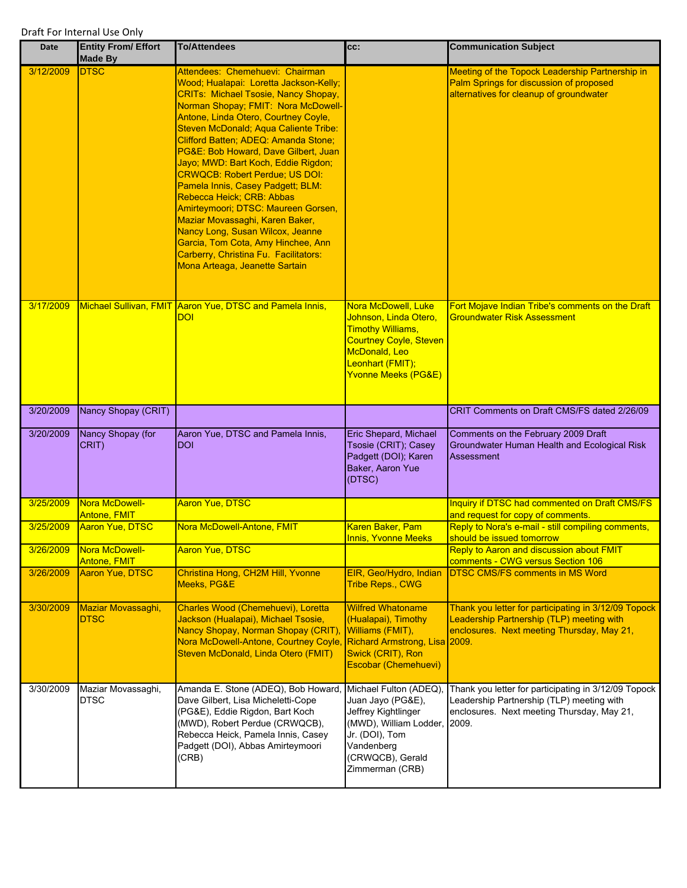Draft For Internal Use Only

| Date | Entity From/ Effort Made By | To/Attendees | cc: | Communication Subject |
|---|---|---|---|---|
| 3/12/2009 | DTSC | Attendees: Chemehuevi: Chairman Wood; Hualapai: Loretta Jackson-Kelly; CRITs: Michael Tsosie, Nancy Shopay, Norman Shopay; FMIT: Nora McDowell-Antone, Linda Otero, Courtney Coyle, Steven McDonald; Aqua Caliente Tribe: Clifford Batten; ADEQ: Amanda Stone; PG&E: Bob Howard, Dave Gilbert, Juan Jayo; MWD: Bart Koch, Eddie Rigdon; CRWQCB: Robert Perdue; US DOI: Pamela Innis, Casey Padgett; BLM: Rebecca Heick; CRB: Abbas Amirteymoori; DTSC: Maureen Gorsen, Maziar Movassaghi, Karen Baker, Nancy Long, Susan Wilcox, Jeanne Garcia, Tom Cota, Amy Hinchee, Ann Carberry, Christina Fu. Facilitators: Mona Arteaga, Jeanette Sartain | | Meeting of the Topock Leadership Partnership in Palm Springs for discussion of proposed alternatives for cleanup of groundwater |
| 3/17/2009 | Michael Sullivan, FMIT | Aaron Yue, DTSC and Pamela Innis, DOI | Nora McDowell, Luke Johnson, Linda Otero, Timothy Williams, Courtney Coyle, Steven McDonald, Leo Leonhart (FMIT); Yvonne Meeks (PG&E) | Fort Mojave Indian Tribe's comments on the Draft Groundwater Risk Assessment |
| 3/20/2009 | Nancy Shopay (CRIT) | | | CRIT Comments on Draft CMS/FS dated 2/26/09 |
| 3/20/2009 | Nancy Shopay (for CRIT) | Aaron Yue, DTSC and Pamela Innis, DOI | Eric Shepard, Michael Tsosie (CRIT); Casey Padgett (DOI); Karen Baker, Aaron Yue (DTSC) | Comments on the February 2009 Draft Groundwater Human Health and Ecological Risk Assessment |
| 3/25/2009 | Nora McDowell-Antone, FMIT | Aaron Yue, DTSC | | Inquiry if DTSC had commented on Draft CMS/FS and request for copy of comments. |
| 3/25/2009 | Aaron Yue, DTSC | Nora McDowell-Antone, FMIT | Karen Baker, Pam Innis, Yvonne Meeks | Reply to Nora's e-mail - still compiling comments, should be issued tomorrow |
| 3/26/2009 | Nora McDowell-Antone, FMIT | Aaron Yue, DTSC | | Reply to Aaron and discussion about FMIT comments - CWG versus Section 106 |
| 3/26/2009 | Aaron Yue, DTSC | Christina Hong, CH2M Hill, Yvonne Meeks, PG&E | EIR, Geo/Hydro, Indian Tribe Reps., CWG | DTSC CMS/FS comments in MS Word |
| 3/30/2009 | Maziar Movassaghi, DTSC | Charles Wood (Chemehuevi), Loretta Jackson (Hualapai), Michael Tsosie, Nancy Shopay, Norman Shopay (CRIT), Nora McDowell-Antone, Courtney Coyle, Steven McDonald, Linda Otero (FMIT) | Wilfred Whatoname (Hualapai), Timothy Williams (FMIT), Richard Armstrong, Lisa Swick (CRIT), Ron Escobar (Chemehuevi) | Thank you letter for participating in 3/12/09 Topock Leadership Partnership (TLP) meeting with enclosures. Next meeting Thursday, May 21, 2009. |
| 3/30/2009 | Maziar Movassaghi, DTSC | Amanda E. Stone (ADEQ), Bob Howard, Dave Gilbert, Lisa Micheletti-Cope (PG&E), Eddie Rigdon, Bart Koch (MWD), Robert Perdue (CRWQCB), Rebecca Heick, Pamela Innis, Casey Padgett (DOI), Abbas Amirteymoori (CRB) | Michael Fulton (ADEQ), Juan Jayo (PG&E), Jeffrey Kightlinger (MWD), William Lodder, Jr. (DOI), Tom Vandenberg (CRWQCB), Gerald Zimmerman (CRB) | Thank you letter for participating in 3/12/09 Topock Leadership Partnership (TLP) meeting with enclosures. Next meeting Thursday, May 21, 2009. |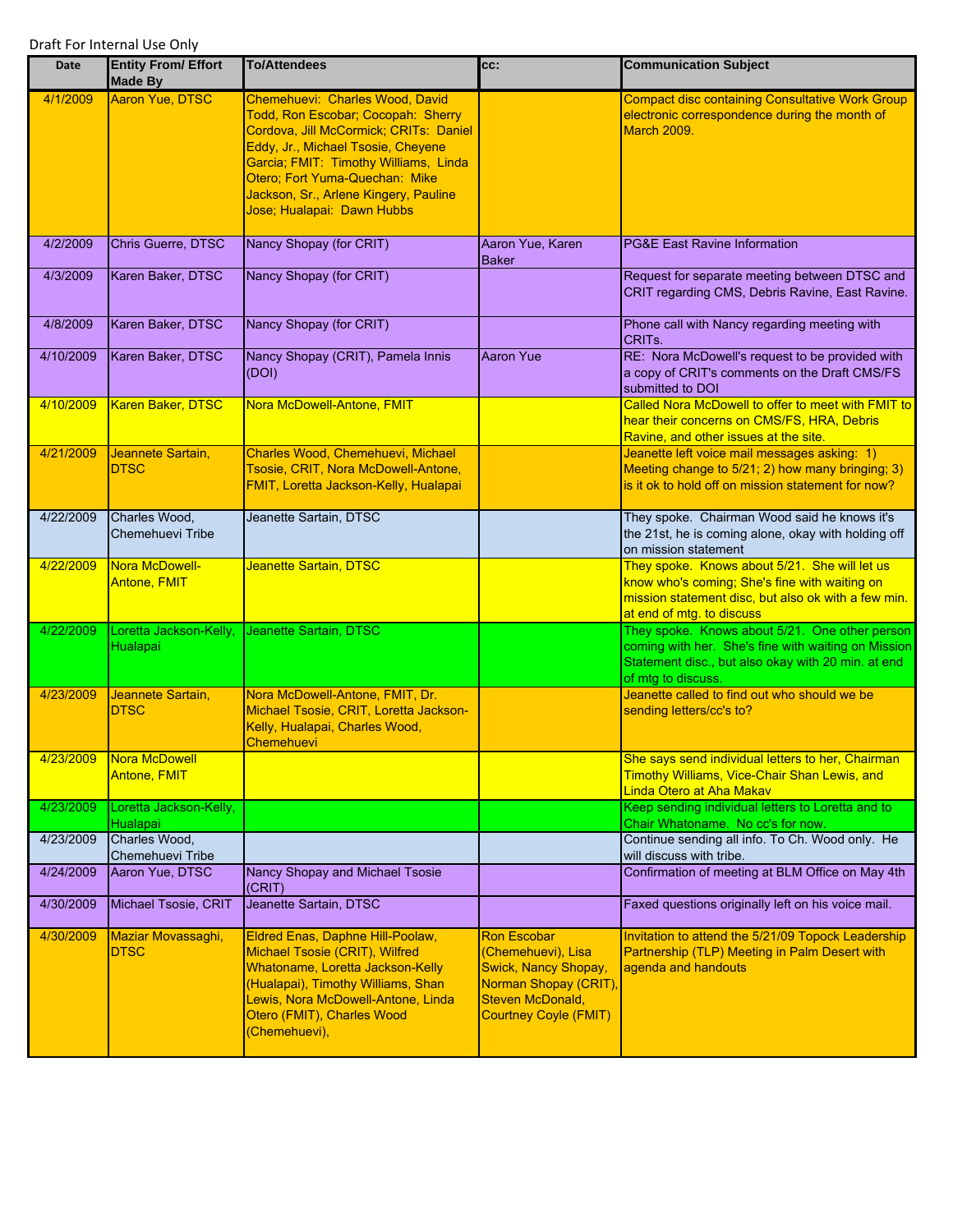Draft For Internal Use Only

| Date | Entity From/ Effort Made By | To/Attendees | cc: | Communication Subject |
|---|---|---|---|---|
| 4/1/2009 | Aaron Yue, DTSC | Chemehuevi: Charles Wood, David Todd, Ron Escobar; Cocopah: Sherry Cordova, Jill McCormick; CRITs: Daniel Eddy, Jr., Michael Tsosie, Cheyene Garcia; FMIT: Timothy Williams, Linda Otero; Fort Yuma-Quechan: Mike Jackson, Sr., Arlene Kingery, Pauline Jose; Hualapai: Dawn Hubbs | | Compact disc containing Consultative Work Group electronic correspondence during the month of March 2009. |
| 4/2/2009 | Chris Guerre, DTSC | Nancy Shopay (for CRIT) | Aaron Yue, Karen Baker | PG&E East Ravine Information |
| 4/3/2009 | Karen Baker, DTSC | Nancy Shopay (for CRIT) | | Request for separate meeting between DTSC and CRIT regarding CMS, Debris Ravine, East Ravine. |
| 4/8/2009 | Karen Baker, DTSC | Nancy Shopay (for CRIT) | | Phone call with Nancy regarding meeting with CRITs. |
| 4/10/2009 | Karen Baker, DTSC | Nancy Shopay (CRIT), Pamela Innis (DOI) | Aaron Yue | RE: Nora McDowell's request to be provided with a copy of CRIT's comments on the Draft CMS/FS submitted to DOI |
| 4/10/2009 | Karen Baker, DTSC | Nora McDowell-Antone, FMIT | | Called Nora McDowell to offer to meet with FMIT to hear their concerns on CMS/FS, HRA, Debris Ravine, and other issues at the site. |
| 4/21/2009 | Jeannete Sartain, DTSC | Charles Wood, Chemehuevi, Michael Tsosie, CRIT, Nora McDowell-Antone, FMIT, Loretta Jackson-Kelly, Hualapai | | Jeanette left voice mail messages asking: 1) Meeting change to 5/21; 2) how many bringing; 3) is it ok to hold off on mission statement for now? |
| 4/22/2009 | Charles Wood, Chemehuevi Tribe | Jeanette Sartain, DTSC | | They spoke. Chairman Wood said he knows it's the 21st, he is coming alone, okay with holding off on mission statement |
| 4/22/2009 | Nora McDowell-Antone, FMIT | Jeanette Sartain, DTSC | | They spoke. Knows about 5/21. She will let us know who's coming; She's fine with waiting on mission statement disc, but also ok with a few min. at end of mtg. to discuss |
| 4/22/2009 | Loretta Jackson-Kelly, Hualapai | Jeanette Sartain, DTSC | | They spoke. Knows about 5/21. One other person coming with her. She's fine with waiting on Mission Statement disc., but also okay with 20 min. at end of mtg to discuss. |
| 4/23/2009 | Jeannete Sartain, DTSC | Nora McDowell-Antone, FMIT, Dr. Michael Tsosie, CRIT, Loretta Jackson-Kelly, Hualapai, Charles Wood, Chemehuevi | | Jeanette called to find out who should we be sending letters/cc's to? |
| 4/23/2009 | Nora McDowell Antone, FMIT | | | She says send individual letters to her, Chairman Timothy Williams, Vice-Chair Shan Lewis, and Linda Otero at Aha Makav |
| 4/23/2009 | Loretta Jackson-Kelly, Hualapai | | | Keep sending individual letters to Loretta and to Chair Whatoname. No cc's for now. |
| 4/23/2009 | Charles Wood, Chemehuevi Tribe | | | Continue sending all info. To Ch. Wood only. He will discuss with tribe. |
| 4/24/2009 | Aaron Yue, DTSC | Nancy Shopay and Michael Tsosie (CRIT) | | Confirmation of meeting at BLM Office on May 4th |
| 4/30/2009 | Michael Tsosie, CRIT | Jeanette Sartain, DTSC | | Faxed questions originally left on his voice mail. |
| 4/30/2009 | Maziar Movassaghi, DTSC | Eldred Enas, Daphne Hill-Poolaw, Michael Tsosie (CRIT), Wilfred Whatoname, Loretta Jackson-Kelly (Hualapai), Timothy Williams, Shan Lewis, Nora McDowell-Antone, Linda Otero (FMIT), Charles Wood (Chemehuevi), | Ron Escobar (Chemehuevi), Lisa Swick, Nancy Shopay, Norman Shopay (CRIT), Steven McDonald, Courtney Coyle (FMIT) | Invitation to attend the 5/21/09 Topock Leadership Partnership (TLP) Meeting in Palm Desert with agenda and handouts |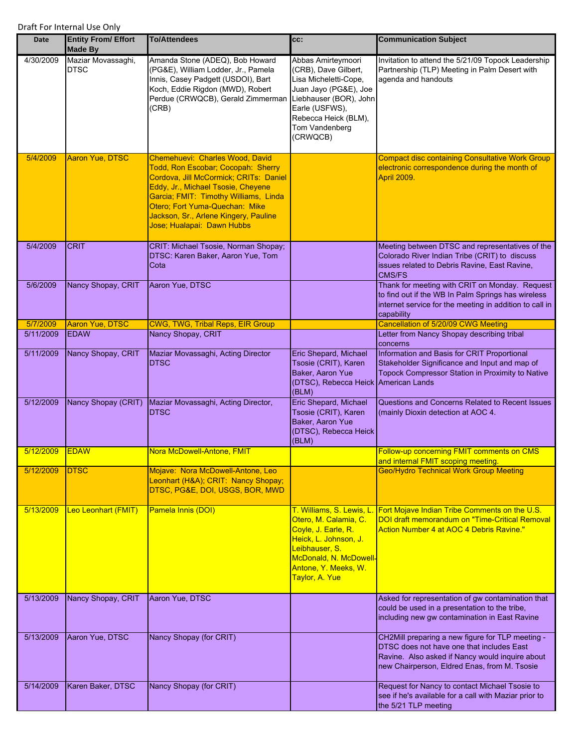Draft For Internal Use Only

| Date | Entity From/ Effort Made By | To/Attendees | cc: | Communication Subject |
|---|---|---|---|---|
| 4/30/2009 | Maziar Movassaghi, DTSC | Amanda Stone (ADEQ), Bob Howard (PG&E), William Lodder, Jr., Pamela Innis, Casey Padgett (USDOI), Bart Koch, Eddie Rigdon (MWD), Robert Perdue (CRWQCB), Gerald Zimmerman (CRB) | Abbas Amirteymoori (CRB), Dave Gilbert, Lisa Micheletti-Cope, Juan Jayo (PG&E), Joe Liebhauser (BOR), John Earle (USFWS), Rebecca Heick (BLM), Tom Vandenberg (CRWQCB) | Invitation to attend the 5/21/09 Topock Leadership Partnership (TLP) Meeting in Palm Desert with agenda and handouts |
| 5/4/2009 | Aaron Yue, DTSC | Chemehuevi: Charles Wood, David Todd, Ron Escobar; Cocopah: Sherry Cordova, Jill McCormick; CRITs: Daniel Eddy, Jr., Michael Tsosie, Cheyene Garcia; FMIT: Timothy Williams, Linda Otero; Fort Yuma-Quechan: Mike Jackson, Sr., Arlene Kingery, Pauline Jose; Hualapai: Dawn Hubbs | | Compact disc containing Consultative Work Group electronic correspondence during the month of April 2009. |
| 5/4/2009 | CRIT | CRIT: Michael Tsosie, Norman Shopay; DTSC: Karen Baker, Aaron Yue, Tom Cota | | Meeting between DTSC and representatives of the Colorado River Indian Tribe (CRIT) to discuss issues related to Debris Ravine, East Ravine, CMS/FS |
| 5/6/2009 | Nancy Shopay, CRIT | Aaron Yue, DTSC | | Thank for meeting with CRIT on Monday. Request to find out if the WB In Palm Springs has wireless internet service for the meeting in addition to call in capability |
| 5/7/2009 | Aaron Yue, DTSC | CWG, TWG, Tribal Reps, EIR Group | | Cancellation of 5/20/09 CWG Meeting |
| 5/11/2009 | EDAW | Nancy Shopay, CRIT | | Letter from Nancy Shopay describing tribal concerns |
| 5/11/2009 | Nancy Shopay, CRIT | Maziar Movassaghi, Acting Director DTSC | Eric Shepard, Michael Tsosie (CRIT), Karen Baker, Aaron Yue (DTSC), Rebecca Heick (BLM) | Information and Basis for CRIT Proportional Stakeholder Significance and Input and map of Topock Compressor Station in Proximity to Native American Lands |
| 5/12/2009 | Nancy Shopay (CRIT) | Maziar Movassaghi, Acting Director, DTSC | Eric Shepard, Michael Tsosie (CRIT), Karen Baker, Aaron Yue (DTSC), Rebecca Heick (BLM) | Questions and Concerns Related to Recent Issues (mainly Dioxin detection at AOC 4. |
| 5/12/2009 | EDAW | Nora McDowell-Antone, FMIT | | Follow-up concerning FMIT comments on CMS and internal FMIT scoping meeting. |
| 5/12/2009 | DTSC | Mojave: Nora McDowell-Antone, Leo Leonhart (H&A); CRIT: Nancy Shopay; DTSC, PG&E, DOI, USGS, BOR, MWD | | Geo/Hydro Technical Work Group Meeting |
| 5/13/2009 | Leo Leonhart (FMIT) | Pamela Innis (DOI) | T. Williams, S. Lewis, L. Otero, M. Calamia, C. Coyle, J. Earle, R. Heick, L. Johnson, J. Leibhauser, S. McDonald, N. McDowell-Antone, Y. Meeks, W. Taylor, A. Yue | Fort Mojave Indian Tribe Comments on the U.S. DOI draft memorandum on "Time-Critical Removal Action Number 4 at AOC 4 Debris Ravine." |
| 5/13/2009 | Nancy Shopay, CRIT | Aaron Yue, DTSC | | Asked for representation of gw contamination that could be used in a presentation to the tribe, including new gw contamination in East Ravine |
| 5/13/2009 | Aaron Yue, DTSC | Nancy Shopay (for CRIT) | | CH2Mill preparing a new figure for TLP meeting - DTSC does not have one that includes East Ravine. Also asked if Nancy would inquire about new Chairperson, Eldred Enas, from M. Tsosie |
| 5/14/2009 | Karen Baker, DTSC | Nancy Shopay (for CRIT) | | Request for Nancy to contact Michael Tsosie to see if he's available for a call with Maziar prior to the 5/21 TLP meeting |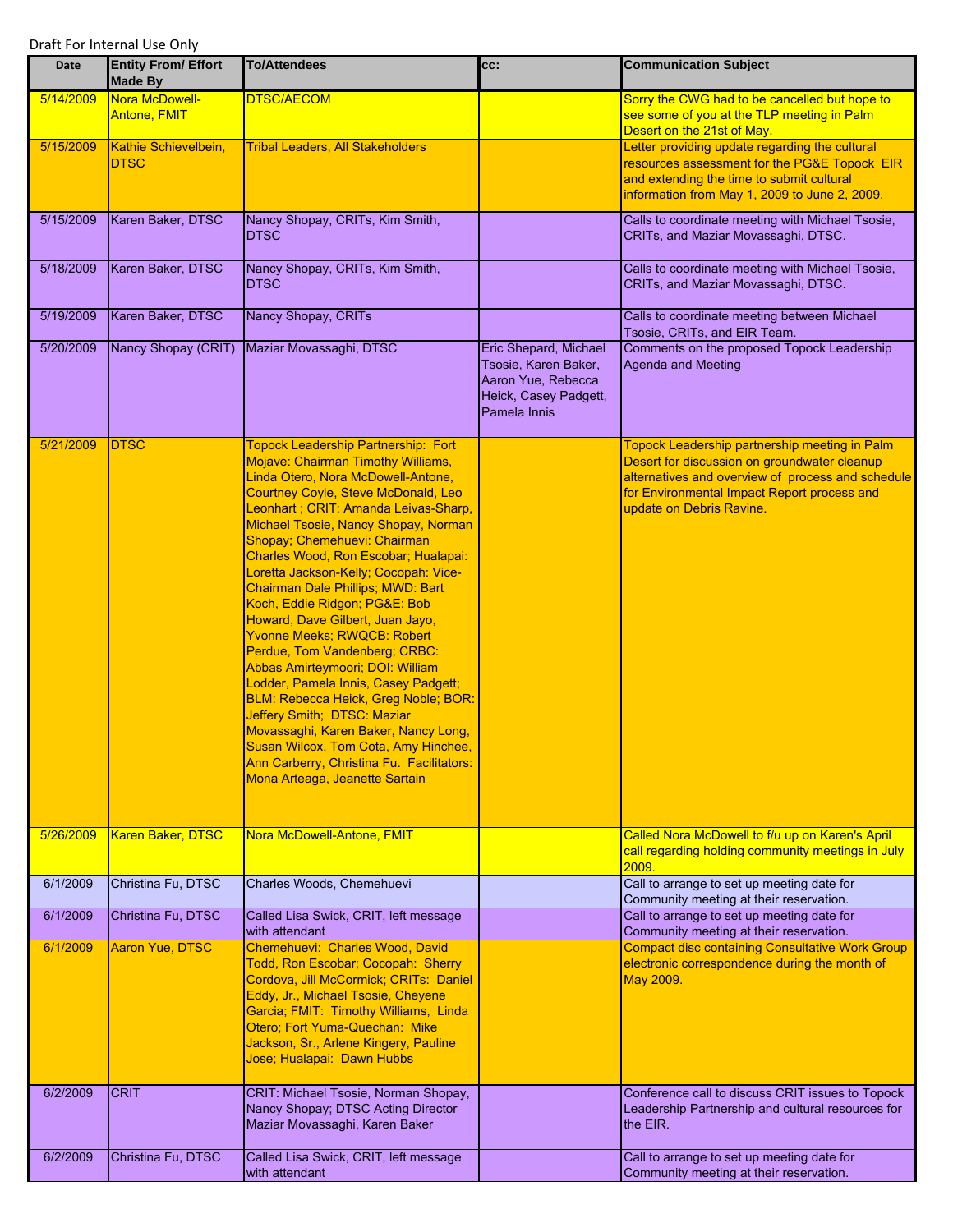Draft For Internal Use Only

| Date | Entity From/ Effort Made By | To/Attendees | cc: | Communication Subject |
|---|---|---|---|---|
| 5/14/2009 | Nora McDowell-Antone, FMIT | DTSC/AECOM | | Sorry the CWG had to be cancelled but hope to see some of you at the TLP meeting in Palm Desert on the 21st of May. |
| 5/15/2009 | Kathie Schievelbein, DTSC | Tribal Leaders, All Stakeholders | | Letter providing update regarding the cultural resources assessment for the PG&E Topock EIR and extending the time to submit cultural information from May 1, 2009 to June 2, 2009. |
| 5/15/2009 | Karen Baker, DTSC | Nancy Shopay, CRITs, Kim Smith, DTSC | | Calls to coordinate meeting with Michael Tsosie, CRITs, and Maziar Movassaghi, DTSC. |
| 5/18/2009 | Karen Baker, DTSC | Nancy Shopay, CRITs, Kim Smith, DTSC | | Calls to coordinate meeting with Michael Tsosie, CRITs, and Maziar Movassaghi, DTSC. |
| 5/19/2009 | Karen Baker, DTSC | Nancy Shopay, CRITs | | Calls to coordinate meeting between Michael Tsosie, CRITs, and EIR Team. |
| 5/20/2009 | Nancy Shopay (CRIT) | Maziar Movassaghi, DTSC | Eric Shepard, Michael Tsosie, Karen Baker, Aaron Yue, Rebecca Heick, Casey Padgett, Pamela Innis | Comments on the proposed Topock Leadership Agenda and Meeting |
| 5/21/2009 | DTSC | Topock Leadership Partnership: Fort Mojave: Chairman Timothy Williams, Linda Otero, Nora McDowell-Antone, Courtney Coyle, Steve McDonald, Leo Leonhart ; CRIT: Amanda Leivas-Sharp, Michael Tsosie, Nancy Shopay, Norman Shopay; Chemehuevi: Chairman Charles Wood, Ron Escobar; Hualapai: Loretta Jackson-Kelly; Cocopah: Vice-Chairman Dale Phillips; MWD: Bart Koch, Eddie Ridgon; PG&E: Bob Howard, Dave Gilbert, Juan Jayo, Yvonne Meeks; RWQCB: Robert Perdue, Tom Vandenberg; CRBC: Abbas Amirteymoori; DOI: William Lodder, Pamela Innis, Casey Padgett; BLM: Rebecca Heick, Greg Noble; BOR: Jeffery Smith; DTSC: Maziar Movassaghi, Karen Baker, Nancy Long, Susan Wilcox, Tom Cota, Amy Hinchee, Ann Carberry, Christina Fu. Facilitators: Mona Arteaga, Jeanette Sartain | | Topock Leadership partnership meeting in Palm Desert for discussion on groundwater cleanup alternatives and overview of process and schedule for Environmental Impact Report process and update on Debris Ravine. |
| 5/26/2009 | Karen Baker, DTSC | Nora McDowell-Antone, FMIT | | Called Nora McDowell to f/u up on Karen's April call regarding holding community meetings in July 2009. |
| 6/1/2009 | Christina Fu, DTSC | Charles Woods, Chemehuevi | | Call to arrange to set up meeting date for Community meeting at their reservation. |
| 6/1/2009 | Christina Fu, DTSC | Called Lisa Swick, CRIT, left message with attendant | | Call to arrange to set up meeting date for Community meeting at their reservation. |
| 6/1/2009 | Aaron Yue, DTSC | Chemehuevi: Charles Wood, David Todd, Ron Escobar; Cocopah: Sherry Cordova, Jill McCormick; CRITs: Daniel Eddy, Jr., Michael Tsosie, Cheyene Garcia; FMIT: Timothy Williams, Linda Otero; Fort Yuma-Quechan: Mike Jackson, Sr., Arlene Kingery, Pauline Jose; Hualapai: Dawn Hubbs | | Compact disc containing Consultative Work Group electronic correspondence during the month of May 2009. |
| 6/2/2009 | CRIT | CRIT: Michael Tsosie, Norman Shopay, Nancy Shopay; DTSC Acting Director Maziar Movassaghi, Karen Baker | | Conference call to discuss CRIT issues to Topock Leadership Partnership and cultural resources for the EIR. |
| 6/2/2009 | Christina Fu, DTSC | Called Lisa Swick, CRIT, left message with attendant | | Call to arrange to set up meeting date for Community meeting at their reservation. |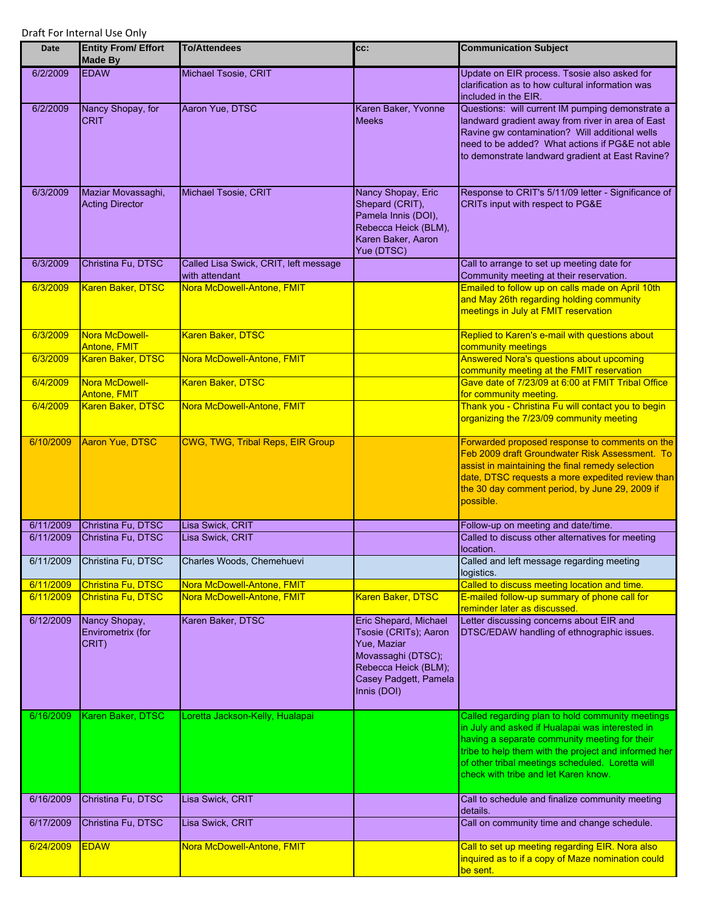Draft For Internal Use Only

| Date | Entity From/ Effort Made By | To/Attendees | cc: | Communication Subject |
|---|---|---|---|---|
| 6/2/2009 | EDAW | Michael Tsosie, CRIT | | Update on EIR process. Tsosie also asked for clarification as to how cultural information was included in the EIR. |
| 6/2/2009 | Nancy Shopay, for CRIT | Aaron Yue, DTSC | Karen Baker, Yvonne Meeks | Questions: will current IM pumping demonstrate a landward gradient away from river in area of East Ravine gw contamination? Will additional wells need to be added? What actions if PG&E not able to demonstrate landward gradient at East Ravine? |
| 6/3/2009 | Maziar Movassaghi, Acting Director | Michael Tsosie, CRIT | Nancy Shopay, Eric Shepard (CRIT), Pamela Innis (DOI), Rebecca Heick (BLM), Karen Baker, Aaron Yue (DTSC) | Response to CRIT's 5/11/09 letter - Significance of CRITs input with respect to PG&E |
| 6/3/2009 | Christina Fu, DTSC | Called Lisa Swick, CRIT, left message with attendant | | Call to arrange to set up meeting date for Community meeting at their reservation. |
| 6/3/2009 | Karen Baker, DTSC | Nora McDowell-Antone, FMIT | | Emailed to follow up on calls made on April 10th and May 26th regarding holding community meetings in July at FMIT reservation |
| 6/3/2009 | Nora McDowell-Antone, FMIT | Karen Baker, DTSC | | Replied to Karen's e-mail with questions about community meetings |
| 6/3/2009 | Karen Baker, DTSC | Nora McDowell-Antone, FMIT | | Answered Nora's questions about upcoming community meeting at the FMIT reservation |
| 6/4/2009 | Nora McDowell-Antone, FMIT | Karen Baker, DTSC | | Gave date of 7/23/09 at 6:00 at FMIT Tribal Office for community meeting. |
| 6/4/2009 | Karen Baker, DTSC | Nora McDowell-Antone, FMIT | | Thank you - Christina Fu will contact you to begin organizing the 7/23/09 community meeting |
| 6/10/2009 | Aaron Yue, DTSC | CWG, TWG, Tribal Reps, EIR Group | | Forwarded proposed response to comments on the Feb 2009 draft Groundwater Risk Assessment. To assist in maintaining the final remedy selection date, DTSC requests a more expedited review than the 30 day comment period, by June 29, 2009 if possible. |
| 6/11/2009 | Christina Fu, DTSC | Lisa Swick, CRIT | | Follow-up on meeting and date/time. |
| 6/11/2009 | Christina Fu, DTSC | Lisa Swick, CRIT | | Called to discuss other alternatives for meeting location. |
| 6/11/2009 | Christina Fu, DTSC | Charles Woods, Chemehuevi | | Called and left message regarding meeting logistics. |
| 6/11/2009 | Christina Fu, DTSC | Nora McDowell-Antone, FMIT | | Called to discuss meeting location and time. |
| 6/11/2009 | Christina Fu, DTSC | Nora McDowell-Antone, FMIT | Karen Baker, DTSC | E-mailed follow-up summary of phone call for reminder later as discussed. |
| 6/12/2009 | Nancy Shopay, Envirometrix (for CRIT) | Karen Baker, DTSC | Eric Shepard, Michael Tsosie (CRITs); Aaron Yue, Maziar Movassaghi (DTSC); Rebecca Heick (BLM); Casey Padgett, Pamela Innis (DOI) | Letter discussing concerns about EIR and DTSC/EDAW handling of ethnographic issues. |
| 6/16/2009 | Karen Baker, DTSC | Loretta Jackson-Kelly, Hualapai | | Called regarding plan to hold community meetings in July and asked if Hualapai was interested in having a separate community meeting for their tribe to help them with the project and informed her of other tribal meetings scheduled. Loretta will check with tribe and let Karen know. |
| 6/16/2009 | Christina Fu, DTSC | Lisa Swick, CRIT | | Call to schedule and finalize community meeting details. |
| 6/17/2009 | Christina Fu, DTSC | Lisa Swick, CRIT | | Call on community time and change schedule. |
| 6/24/2009 | EDAW | Nora McDowell-Antone, FMIT | | Call to set up meeting regarding EIR. Nora also inquired as to if a copy of Maze nomination could be sent. |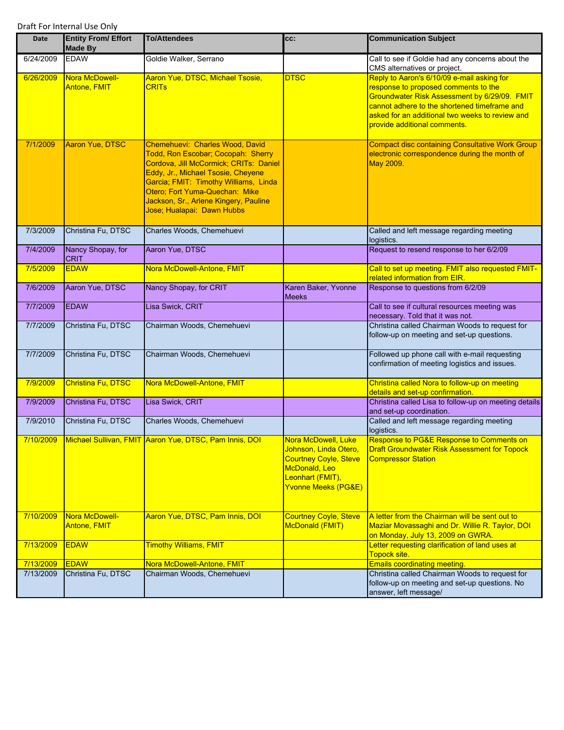Draft For Internal Use Only

| Date | Entity From/ Effort Made By | To/Attendees | cc: | Communication Subject |
|---|---|---|---|---|
| 6/24/2009 | EDAW | Goldie Walker, Serrano | | Call to see if Goldie had any concerns about the CMS alternatives or project. |
| 6/26/2009 | Nora McDowell-Antone, FMIT | Aaron Yue, DTSC, Michael Tsosie, CRITs | DTSC | Reply to Aaron's 6/10/09 e-mail asking for response to proposed comments to the Groundwater Risk Assessment by 6/29/09. FMIT cannot adhere to the shortened timeframe and asked for an additional two weeks to review and provide additional comments. |
| 7/1/2009 | Aaron Yue, DTSC | Chemehuevi: Charles Wood, David Todd, Ron Escobar; Cocopah: Sherry Cordova, Jill McCormick; CRITs: Daniel Eddy, Jr., Michael Tsosie, Cheyene Garcia; FMIT: Timothy Williams, Linda Otero; Fort Yuma-Quechan: Mike Jackson, Sr., Arlene Kingery, Pauline Jose; Hualapai: Dawn Hubbs | | Compact disc containing Consultative Work Group electronic correspondence during the month of May 2009. |
| 7/3/2009 | Christina Fu, DTSC | Charles Woods, Chemehuevi | | Called and left message regarding meeting logistics. |
| 7/4/2009 | Nancy Shopay, for CRIT | Aaron Yue, DTSC | | Request to resend response to her 6/2/09 |
| 7/5/2009 | EDAW | Nora McDowell-Antone, FMIT | | Call to set up meeting. FMIT also requested FMIT-related information from EIR. |
| 7/6/2009 | Aaron Yue, DTSC | Nancy Shopay, for CRIT | Karen Baker, Yvonne Meeks | Response to questions from 6/2/09 |
| 7/7/2009 | EDAW | Lisa Swick, CRIT | | Call to see if cultural resources meeting was necessary. Told that it was not. |
| 7/7/2009 | Christina Fu, DTSC | Chairman Woods, Chemehuevi | | Christina called Chairman Woods to request for follow-up on meeting and set-up questions. |
| 7/7/2009 | Christina Fu, DTSC | Chairman Woods, Chemehuevi | | Followed up phone call with e-mail requesting confirmation of meeting logistics and issues. |
| 7/9/2009 | Christina Fu, DTSC | Nora McDowell-Antone, FMIT | | Christina called Nora to follow-up on meeting details and set-up confirmation. |
| 7/9/2009 | Christina Fu, DTSC | Lisa Swick, CRIT | | Christina called Lisa to follow-up on meeting details and set-up coordination. |
| 7/9/2010 | Christina Fu, DTSC | Charles Woods, Chemehuevi | | Called and left message regarding meeting logistics. |
| 7/10/2009 | Michael Sullivan, FMIT | Aaron Yue, DTSC, Pam Innis, DOI | Nora McDowell, Luke Johnson, Linda Otero, Courtney Coyle, Steve McDonald, Leo Leonhart (FMIT), Yvonne Meeks (PG&E) | Response to PG&E Response to Comments on Draft Groundwater Risk Assessment for Topock Compressor Station |
| 7/10/2009 | Nora McDowell-Antone, FMIT | Aaron Yue, DTSC, Pam Innis, DOI | Courtney Coyle, Steve McDonald (FMIT) | A letter from the Chairman will be sent out to Maziar Movassaghi and Dr. Willie R. Taylor, DOI on Monday, July 13, 2009 on GWRA. |
| 7/13/2009 | EDAW | Timothy Williams, FMIT | | Letter requesting clarification of land uses at Topock site. |
| 7/13/2009 | EDAW | Nora McDowell-Antone, FMIT | | Emails coordinating meeting. |
| 7/13/2009 | Christina Fu, DTSC | Chairman Woods, Chemehuevi | | Christina called Chairman Woods to request for follow-up on meeting and set-up questions. No answer, left message/ |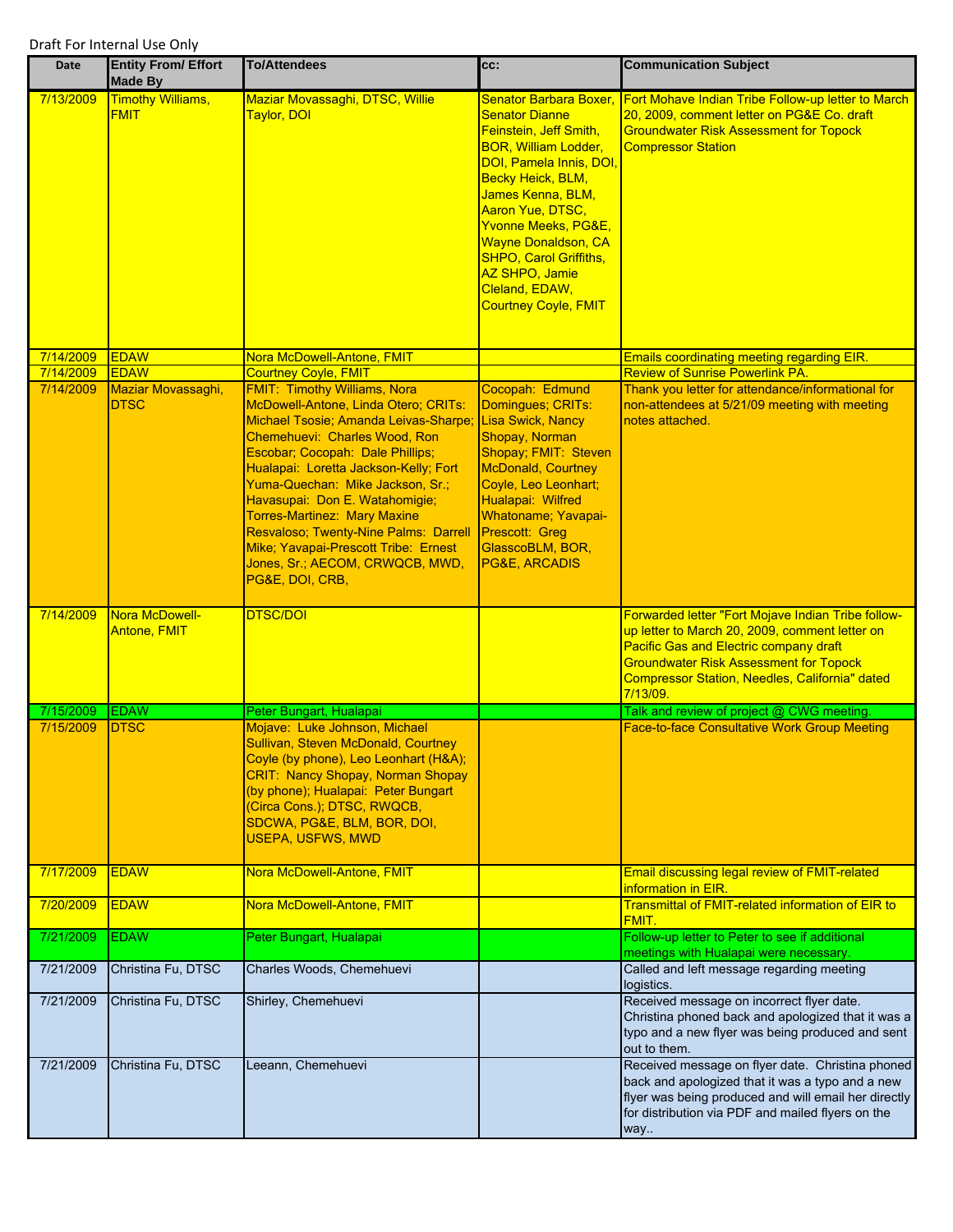Draft For Internal Use Only

| Date | Entity From/ Effort Made By | To/Attendees | cc: | Communication Subject |
|---|---|---|---|---|
| 7/13/2009 | Timothy Williams, FMIT | Maziar Movassaghi, DTSC, Willie Taylor, DOI | Senator Barbara Boxer, Senator Dianne Feinstein, Jeff Smith, BOR, William Lodder, DOI, Pamela Innis, DOI, Becky Heick, BLM, James Kenna, BLM, Aaron Yue, DTSC, Yvonne Meeks, PG&E, Wayne Donaldson, CA SHPO, Carol Griffiths, AZ SHPO, Jamie Cleland, EDAW, Courtney Coyle, FMIT | Fort Mohave Indian Tribe Follow-up letter to March 20, 2009, comment letter on PG&E Co. draft Groundwater Risk Assessment for Topock Compressor Station |
| 7/14/2009 | EDAW | Nora McDowell-Antone, FMIT | | Emails coordinating meeting regarding EIR. |
| 7/14/2009 | EDAW | Courtney Coyle, FMIT | | Review of Sunrise Powerlink PA. |
| 7/14/2009 | Maziar Movassaghi, DTSC | FMIT: Timothy Williams, Nora McDowell-Antone, Linda Otero; CRITs: Michael Tsosie; Amanda Leivas-Sharpe; Chemehuevi: Charles Wood, Ron Escobar; Cocopah: Dale Phillips; Hualapai: Loretta Jackson-Kelly; Fort Yuma-Quechan: Mike Jackson, Sr.; Havasupai: Don E. Watahomigie; Torres-Martinez: Mary Maxine Resvaloso; Twenty-Nine Palms: Darrell Mike; Yavapai-Prescott Tribe: Ernest Jones, Sr.; AECOM, CRWQCB, MWD, PG&E, DOI, CRB, | Cocopah: Edmund Domingues; CRITs: Lisa Swick, Nancy Shopay, Norman Shopay; FMIT: Steven McDonald, Courtney Coyle, Leo Leonhart; Hualapai: Wilfred Whatoname; Yavapai-Prescott: Greg GlasscoBLM, BOR, PG&E, ARCADIS | Thank you letter for attendance/informational for non-attendees at 5/21/09 meeting with meeting notes attached. |
| 7/14/2009 | Nora McDowell-Antone, FMIT | DTSC/DOI | | Forwarded letter "Fort Mojave Indian Tribe follow-up letter to March 20, 2009, comment letter on Pacific Gas and Electric company draft Groundwater Risk Assessment for Topock Compressor Station, Needles, California" dated 7/13/09. |
| 7/15/2009 | EDAW | Peter Bungart, Hualapai | | Talk and review of project @ CWG meeting. |
| 7/15/2009 | DTSC | Mojave: Luke Johnson, Michael Sullivan, Steven McDonald, Courtney Coyle (by phone), Leo Leonhart (H&A); CRIT: Nancy Shopay, Norman Shopay (by phone); Hualapai: Peter Bungart (Circa Cons.); DTSC, RWQCB, SDCWA, PG&E, BLM, BOR, DOI, USEPA, USFWS, MWD | | Face-to-face Consultative Work Group Meeting |
| 7/17/2009 | EDAW | Nora McDowell-Antone, FMIT | | Email discussing legal review of FMIT-related information in EIR. |
| 7/20/2009 | EDAW | Nora McDowell-Antone, FMIT | | Transmittal of FMIT-related information of EIR to FMIT. |
| 7/21/2009 | EDAW | Peter Bungart, Hualapai | | Follow-up letter to Peter to see if additional meetings with Hualapai were necessary. |
| 7/21/2009 | Christina Fu, DTSC | Charles Woods, Chemehuevi | | Called and left message regarding meeting logistics. |
| 7/21/2009 | Christina Fu, DTSC | Shirley, Chemehuevi | | Received message on incorrect flyer date. Christina phoned back and apologized that it was a typo and a new flyer was being produced and sent out to them. |
| 7/21/2009 | Christina Fu, DTSC | Leeann, Chemehuevi | | Received message on flyer date. Christina phoned back and apologized that it was a typo and a new flyer was being produced and will email her directly for distribution via PDF and mailed flyers on the way.. |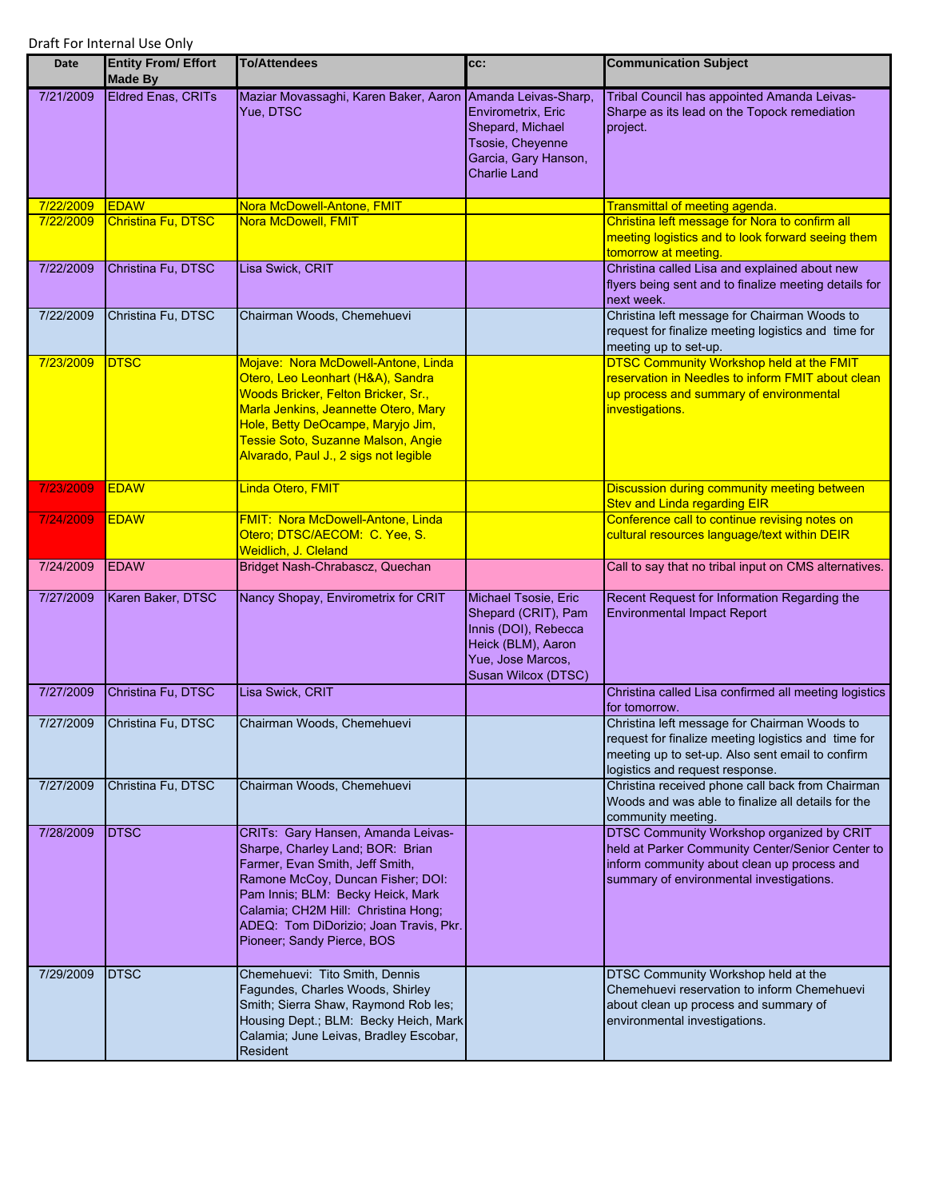Draft For Internal Use Only

| Date | Entity From/ Effort Made By | To/Attendees | cc: | Communication Subject |
|---|---|---|---|---|
| 7/21/2009 | Eldred Enas, CRITs | Maziar Movassaghi, Karen Baker, Aaron Yue, DTSC | Amanda Leivas-Sharp, Envirometrix, Eric Shepard, Michael Tsosie, Cheyenne Garcia, Gary Hanson, Charlie Land | Tribal Council has appointed Amanda Leivas-Sharpe as its lead on the Topock remediation project. |
| 7/22/2009 | EDAW | Nora McDowell-Antone, FMIT | | Transmittal of meeting agenda. |
| 7/22/2009 | Christina Fu, DTSC | Nora McDowell, FMIT | | Christina left message for Nora to confirm all meeting logistics and to look forward seeing them tomorrow at meeting. |
| 7/22/2009 | Christina Fu, DTSC | Lisa Swick, CRIT | | Christina called Lisa and explained about new flyers being sent and to finalize meeting details for next week. |
| 7/22/2009 | Christina Fu, DTSC | Chairman Woods, Chemehuevi | | Christina left message for Chairman Woods to request for finalize meeting logistics and time for meeting up to set-up. |
| 7/23/2009 | DTSC | Mojave: Nora McDowell-Antone, Linda Otero, Leo Leonhart (H&A), Sandra Woods Bricker, Felton Bricker, Sr., Marla Jenkins, Jeannette Otero, Mary Hole, Betty DeOcampe, Maryjo Jim, Tessie Soto, Suzanne Malson, Angie Alvarado, Paul J., 2 sigs not legible | | DTSC Community Workshop held at the FMIT reservation in Needles to inform FMIT about clean up process and summary of environmental investigations. |
| 7/23/2009 | EDAW | Linda Otero, FMIT | | Discussion during community meeting between Stev and Linda regarding EIR |
| 7/24/2009 | EDAW | FMIT: Nora McDowell-Antone, Linda Otero; DTSC/AECOM: C. Yee, S. Weidlich, J. Cleland | | Conference call to continue revising notes on cultural resources language/text within DEIR |
| 7/24/2009 | EDAW | Bridget Nash-Chrabascz, Quechan | | Call to say that no tribal input on CMS alternatives. |
| 7/27/2009 | Karen Baker, DTSC | Nancy Shopay, Envirometrix for CRIT | Michael Tsosie, Eric Shepard (CRIT), Pam Innis (DOI), Rebecca Heick (BLM), Aaron Yue, Jose Marcos, Susan Wilcox (DTSC) | Recent Request for Information Regarding the Environmental Impact Report |
| 7/27/2009 | Christina Fu, DTSC | Lisa Swick, CRIT | | Christina called Lisa confirmed all meeting logistics for tomorrow. |
| 7/27/2009 | Christina Fu, DTSC | Chairman Woods, Chemehuevi | | Christina left message for Chairman Woods to request for finalize meeting logistics and time for meeting up to set-up. Also sent email to confirm logistics and request response. |
| 7/27/2009 | Christina Fu, DTSC | Chairman Woods, Chemehuevi | | Christina received phone call back from Chairman Woods and was able to finalize all details for the community meeting. |
| 7/28/2009 | DTSC | CRITs: Gary Hansen, Amanda Leivas-Sharpe, Charley Land; BOR: Brian Farmer, Evan Smith, Jeff Smith, Ramone McCoy, Duncan Fisher; DOI: Pam Innis; BLM: Becky Heick, Mark Calamia; CH2M Hill: Christina Hong; ADEQ: Tom DiDorizio; Joan Travis, Pkr. Pioneer; Sandy Pierce, BOS | | DTSC Community Workshop organized by CRIT held at Parker Community Center/Senior Center to inform community about clean up process and summary of environmental investigations. |
| 7/29/2009 | DTSC | Chemehuevi: Tito Smith, Dennis Fagundes, Charles Woods, Shirley Smith; Sierra Shaw, Raymond Rob les; Housing Dept.; BLM: Becky Heich, Mark Calamia; June Leivas, Bradley Escobar, Resident | | DTSC Community Workshop held at the Chemehuevi reservation to inform Chemehuevi about clean up process and summary of environmental investigations. |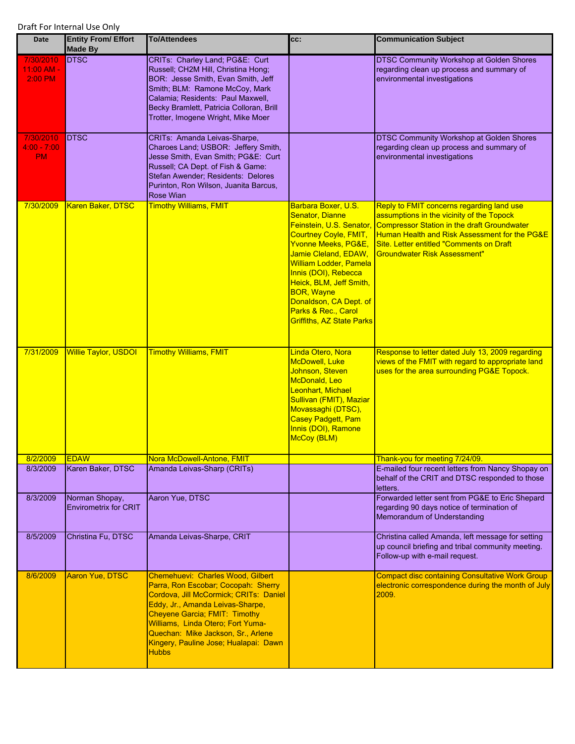Draft For Internal Use Only

| Date | Entity From/ Effort Made By | To/Attendees | cc: | Communication Subject |
|---|---|---|---|---|
| 7/30/2010 11:00 AM - 2:00 PM | DTSC | CRITs: Charley Land; PG&E: Curt Russell; CH2M Hill, Christina Hong; BOR: Jesse Smith, Evan Smith, Jeff Smith; BLM: Ramone McCoy, Mark Calamia; Residents: Paul Maxwell, Becky Bramlett, Patricia Colloran, Brill Trotter, Imogene Wright, Mike Moer | | DTSC Community Workshop at Golden Shores regarding clean up process and summary of environmental investigations |
| 7/30/2010 4:00 - 7:00 PM | DTSC | CRITs: Amanda Leivas-Sharpe, Charoes Land; USBOR: Jeffery Smith, Jesse Smith, Evan Smith; PG&E: Curt Russell; CA Dept. of Fish & Game: Stefan Awender; Residents: Delores Purinton, Ron Wilson, Juanita Barcus, Rose Wian | | DTSC Community Workshop at Golden Shores regarding clean up process and summary of environmental investigations |
| 7/30/2009 | Karen Baker, DTSC | Timothy Williams, FMIT | Barbara Boxer, U.S. Senator, Dianne Feinstein, U.S. Senator, Courtney Coyle, FMIT, Yvonne Meeks, PG&E, Jamie Cleland, EDAW, William Lodder, Pamela Innis (DOI), Rebecca Heick, BLM, Jeff Smith, BOR, Wayne Donaldson, CA Dept. of Parks & Rec., Carol Griffiths, AZ State Parks | Reply to FMIT concerns regarding land use assumptions in the vicinity of the Topock Compressor Station in the draft Groundwater Human Health and Risk Assessment for the PG&E Site. Letter entitled "Comments on Draft Groundwater Risk Assessment" |
| 7/31/2009 | Willie Taylor, USDOI | Timothy Williams, FMIT | Linda Otero, Nora McDowell, Luke Johnson, Steven McDonald, Leo Leonhart, Michael Sullivan (FMIT), Maziar Movassaghi (DTSC), Casey Padgett, Pam Innis (DOI), Ramone McCoy (BLM) | Response to letter dated July 13, 2009 regarding views of the FMIT with regard to appropriate land uses for the area surrounding PG&E Topock. |
| 8/2/2009 | EDAW | Nora McDowell-Antone, FMIT | | Thank-you for meeting 7/24/09. |
| 8/3/2009 | Karen Baker, DTSC | Amanda Leivas-Sharp (CRITs) | | E-mailed four recent letters from Nancy Shopay on behalf of the CRIT and DTSC responded to those letters. |
| 8/3/2009 | Norman Shopay, Envirometrix for CRIT | Aaron Yue, DTSC | | Forwarded letter sent from PG&E to Eric Shepard regarding 90 days notice of termination of Memorandum of Understanding |
| 8/5/2009 | Christina Fu, DTSC | Amanda Leivas-Sharpe, CRIT | | Christina called Amanda, left message for setting up council briefing and tribal community meeting. Follow-up with e-mail request. |
| 8/6/2009 | Aaron Yue, DTSC | Chemehuevi: Charles Wood, Gilbert Parra, Ron Escobar; Cocopah: Sherry Cordova, Jill McCormick; CRITs: Daniel Eddy, Jr., Amanda Leivas-Sharpe, Cheyene Garcia; FMIT: Timothy Williams, Linda Otero; Fort Yuma-Quechan: Mike Jackson, Sr., Arlene Kingery, Pauline Jose; Hualapai: Dawn Hubbs | | Compact disc containing Consultative Work Group electronic correspondence during the month of July 2009. |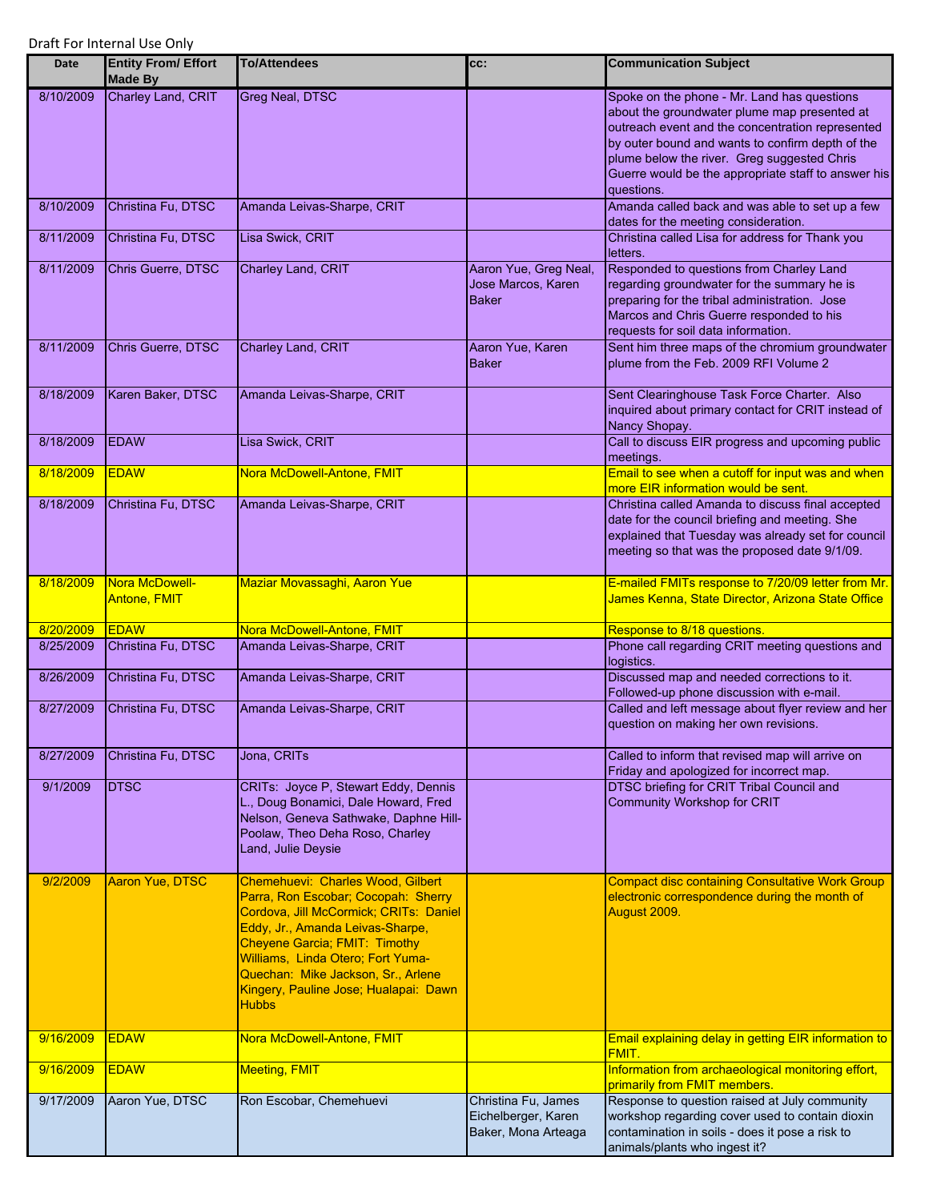Draft For Internal Use Only

| Date | Entity From/ Effort Made By | To/Attendees | cc: | Communication Subject |
|---|---|---|---|---|
| 8/10/2009 | Charley Land, CRIT | Greg Neal, DTSC | | Spoke on the phone - Mr. Land has questions about the groundwater plume map presented at outreach event and the concentration represented by outer bound and wants to confirm depth of the plume below the river. Greg suggested Chris Guerre would be the appropriate staff to answer his questions. |
| 8/10/2009 | Christina Fu, DTSC | Amanda Leivas-Sharpe, CRIT | | Amanda called back and was able to set up a few dates for the meeting consideration. |
| 8/11/2009 | Christina Fu, DTSC | Lisa Swick, CRIT | | Christina called Lisa for address for Thank you letters. |
| 8/11/2009 | Chris Guerre, DTSC | Charley Land, CRIT | Aaron Yue, Greg Neal, Jose Marcos, Karen Baker | Responded to questions from Charley Land regarding groundwater for the summary he is preparing for the tribal administration. Jose Marcos and Chris Guerre responded to his requests for soil data information. |
| 8/11/2009 | Chris Guerre, DTSC | Charley Land, CRIT | Aaron Yue, Karen Baker | Sent him three maps of the chromium groundwater plume from the Feb. 2009 RFI Volume 2 |
| 8/18/2009 | Karen Baker, DTSC | Amanda Leivas-Sharpe, CRIT | | Sent Clearinghouse Task Force Charter. Also inquired about primary contact for CRIT instead of Nancy Shopay. |
| 8/18/2009 | EDAW | Lisa Swick, CRIT | | Call to discuss EIR progress and upcoming public meetings. |
| 8/18/2009 | EDAW | Nora McDowell-Antone, FMIT | | Email to see when a cutoff for input was and when more EIR information would be sent. |
| 8/18/2009 | Christina Fu, DTSC | Amanda Leivas-Sharpe, CRIT | | Christina called Amanda to discuss final accepted date for the council briefing and meeting. She explained that Tuesday was already set for council meeting so that was the proposed date 9/1/09. |
| 8/18/2009 | Nora McDowell-Antone, FMIT | Maziar Movassaghi, Aaron Yue | | E-mailed FMITs response to 7/20/09 letter from Mr. James Kenna, State Director, Arizona State Office |
| 8/20/2009 | EDAW | Nora McDowell-Antone, FMIT | | Response to 8/18 questions. |
| 8/25/2009 | Christina Fu, DTSC | Amanda Leivas-Sharpe, CRIT | | Phone call regarding CRIT meeting questions and logistics. |
| 8/26/2009 | Christina Fu, DTSC | Amanda Leivas-Sharpe, CRIT | | Discussed map and needed corrections to it. Followed-up phone discussion with e-mail. |
| 8/27/2009 | Christina Fu, DTSC | Amanda Leivas-Sharpe, CRIT | | Called and left message about flyer review and her question on making her own revisions. |
| 8/27/2009 | Christina Fu, DTSC | Jona, CRITs | | Called to inform that revised map will arrive on Friday and apologized for incorrect map. |
| 9/1/2009 | DTSC | CRITs: Joyce P, Stewart Eddy, Dennis L., Doug Bonamici, Dale Howard, Fred Nelson, Geneva Sathwake, Daphne Hill-Poolaw, Theo Deha Roso, Charley Land, Julie Deysie | | DTSC briefing for CRIT Tribal Council and Community Workshop for CRIT |
| 9/2/2009 | Aaron Yue, DTSC | Chemehuevi: Charles Wood, Gilbert Parra, Ron Escobar; Cocopah: Sherry Cordova, Jill McCormick; CRITs: Daniel Eddy, Jr., Amanda Leivas-Sharpe, Cheyene Garcia; FMIT: Timothy Williams, Linda Otero; Fort Yuma-Quechan: Mike Jackson, Sr., Arlene Kingery, Pauline Jose; Hualapai: Dawn Hubbs | | Compact disc containing Consultative Work Group electronic correspondence during the month of August 2009. |
| 9/16/2009 | EDAW | Nora McDowell-Antone, FMIT | | Email explaining delay in getting EIR information to FMIT. |
| 9/16/2009 | EDAW | Meeting, FMIT | | Information from archaeological monitoring effort, primarily from FMIT members. |
| 9/17/2009 | Aaron Yue, DTSC | Ron Escobar, Chemehuevi | Christina Fu, James Eichelberger, Karen Baker, Mona Arteaga | Response to question raised at July community workshop regarding cover used to contain dioxin contamination in soils - does it pose a risk to animals/plants who ingest it? |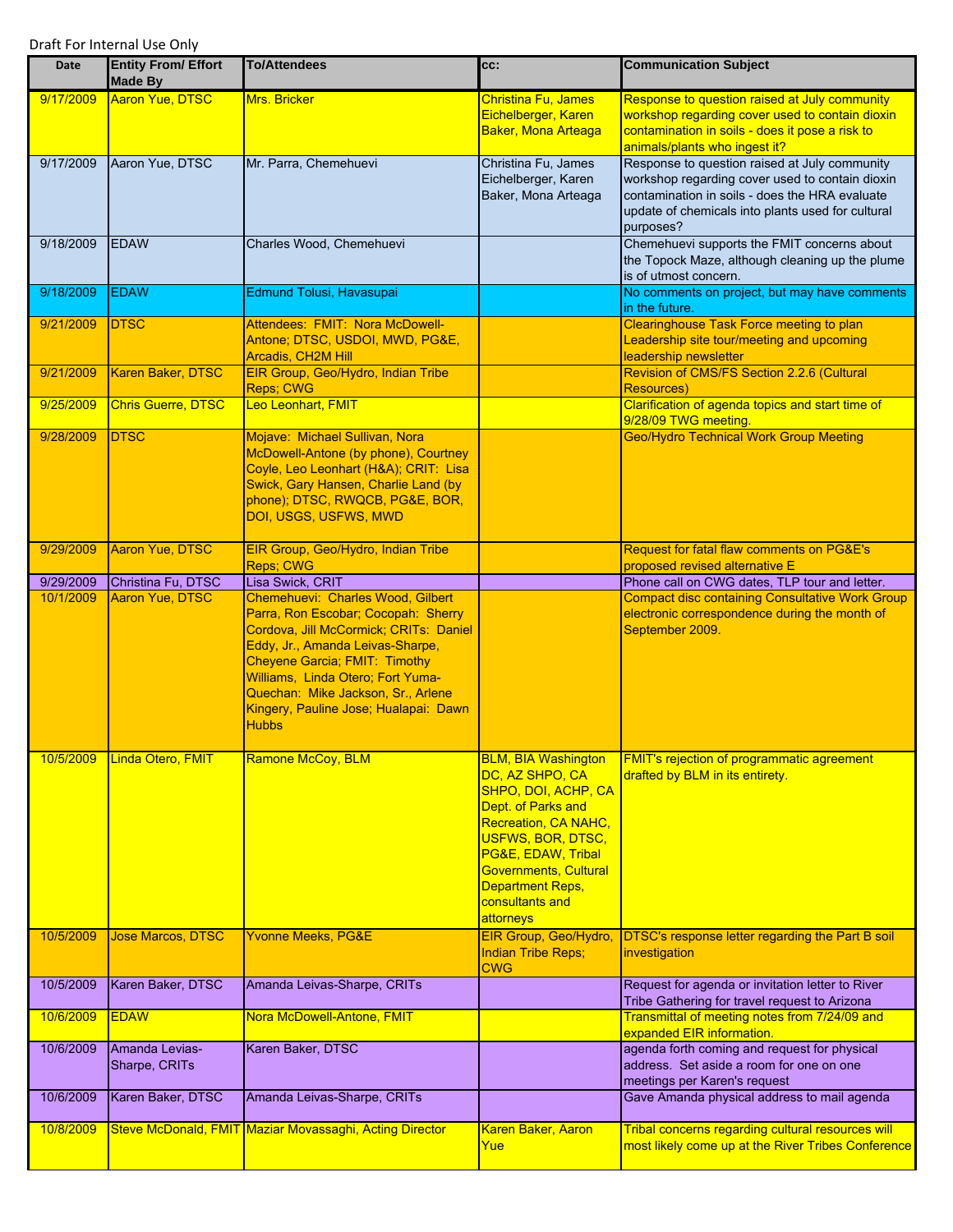Draft For Internal Use Only

| Date | Entity From/ Effort Made By | To/Attendees | cc: | Communication Subject |
|---|---|---|---|---|
| 9/17/2009 | Aaron Yue, DTSC | Mrs. Bricker | Christina Fu, James Eichelberger, Karen Baker, Mona Arteaga | Response to question raised at July community workshop regarding cover used to contain dioxin contamination in soils - does it pose a risk to animals/plants who ingest it? |
| 9/17/2009 | Aaron Yue, DTSC | Mr. Parra, Chemehuevi | Christina Fu, James Eichelberger, Karen Baker, Mona Arteaga | Response to question raised at July community workshop regarding cover used to contain dioxin contamination in soils - does the HRA evaluate update of chemicals into plants used for cultural purposes? |
| 9/18/2009 | EDAW | Charles Wood, Chemehuevi | | Chemehuevi supports the FMIT concerns about the Topock Maze, although cleaning up the plume is of utmost concern. |
| 9/18/2009 | EDAW | Edmund Tolusi, Havasupai | | No comments on project, but may have comments in the future. |
| 9/21/2009 | DTSC | Attendees: FMIT: Nora McDowell-Antone; DTSC, USDOI, MWD, PG&E, Arcadis, CH2M Hill | | Clearinghouse Task Force meeting to plan Leadership site tour/meeting and upcoming leadership newsletter |
| 9/21/2009 | Karen Baker, DTSC | EIR Group, Geo/Hydro, Indian Tribe Reps; CWG | | Revision of CMS/FS Section 2.2.6 (Cultural Resources) |
| 9/25/2009 | Chris Guerre, DTSC | Leo Leonhart, FMIT | | Clarification of agenda topics and start time of 9/28/09 TWG meeting. |
| 9/28/2009 | DTSC | Mojave: Michael Sullivan, Nora McDowell-Antone (by phone), Courtney Coyle, Leo Leonhart (H&A); CRIT: Lisa Swick, Gary Hansen, Charlie Land (by phone); DTSC, RWQCB, PG&E, BOR, DOI, USGS, USFWS, MWD | | Geo/Hydro Technical Work Group Meeting |
| 9/29/2009 | Aaron Yue, DTSC | EIR Group, Geo/Hydro, Indian Tribe Reps; CWG | | Request for fatal flaw comments on PG&E's proposed revised alternative E |
| 9/29/2009 | Christina Fu, DTSC | Lisa Swick, CRIT | | Phone call on CWG dates, TLP tour and letter. |
| 10/1/2009 | Aaron Yue, DTSC | Chemehuevi: Charles Wood, Gilbert Parra, Ron Escobar; Cocopah: Sherry Cordova, Jill McCormick; CRITs: Daniel Eddy, Jr., Amanda Leivas-Sharpe, Cheyene Garcia; FMIT: Timothy Williams, Linda Otero; Fort Yuma-Quechan: Mike Jackson, Sr., Arlene Kingery, Pauline Jose; Hualapai: Dawn Hubbs | | Compact disc containing Consultative Work Group electronic correspondence during the month of September 2009. |
| 10/5/2009 | Linda Otero, FMIT | Ramone McCoy, BLM | BLM, BIA Washington DC, AZ SHPO, CA SHPO, DOI, ACHP, CA Dept. of Parks and Recreation, CA NAHC, USFWS, BOR, DTSC, PG&E, EDAW, Tribal Governments, Cultural Department Reps, consultants and attorneys | FMIT's rejection of programmatic agreement drafted by BLM in its entirety. |
| 10/5/2009 | Jose Marcos, DTSC | Yvonne Meeks, PG&E | EIR Group, Geo/Hydro, Indian Tribe Reps; CWG | DTSC's response letter regarding the Part B soil investigation |
| 10/5/2009 | Karen Baker, DTSC | Amanda Leivas-Sharpe, CRITs | | Request for agenda or invitation letter to River Tribe Gathering for travel request to Arizona |
| 10/6/2009 | EDAW | Nora McDowell-Antone, FMIT | | Transmittal of meeting notes from 7/24/09 and expanded EIR information. |
| 10/6/2009 | Amanda Levias-Sharpe, CRITs | Karen Baker, DTSC | | agenda forth coming and request for physical address. Set aside a room for one on one meetings per Karen's request |
| 10/6/2009 | Karen Baker, DTSC | Amanda Leivas-Sharpe, CRITs | | Gave Amanda physical address to mail agenda |
| 10/8/2009 | Steve McDonald, FMIT | Maziar Movassaghi, Acting Director | Karen Baker, Aaron Yue | Tribal concerns regarding cultural resources will most likely come up at the River Tribes Conference |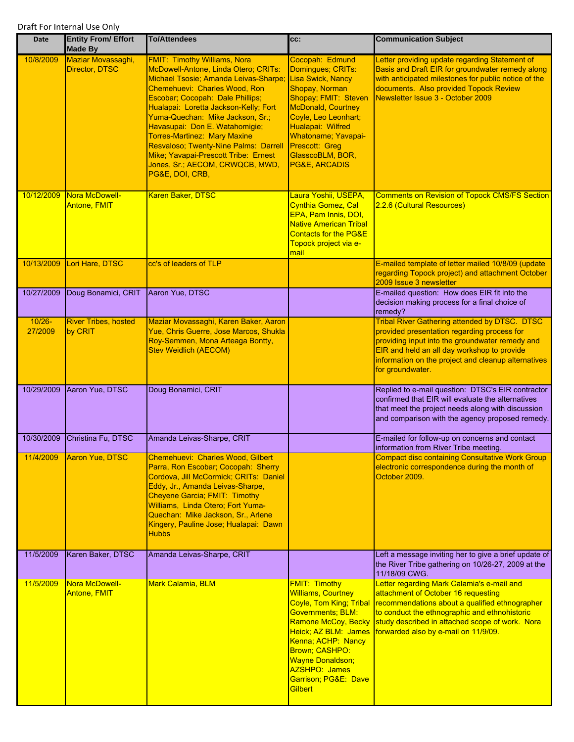Draft For Internal Use Only

| Date | Entity From/ Effort Made By | To/Attendees | cc: | Communication Subject |
|---|---|---|---|---|
| 10/8/2009 | Maziar Movassaghi, Director, DTSC | FMIT: Timothy Williams, Nora McDowell-Antone, Linda Otero; CRITs: Michael Tsosie; Amanda Leivas-Sharpe; Chemehuevi: Charles Wood, Ron Escobar; Cocopah: Dale Phillips; Hualapai: Loretta Jackson-Kelly; Fort Yuma-Quechan: Mike Jackson, Sr.; Havasupai: Don E. Watahomigie; Torres-Martinez: Mary Maxine Resvaloso; Twenty-Nine Palms: Darrell Mike; Yavapai-Prescott Tribe: Ernest Jones, Sr.; AECOM, CRWQCB, MWD, PG&E, DOI, CRB, | Cocopah: Edmund Domingues; CRITs: Lisa Swick, Nancy Shopay, Norman Shopay; FMIT: Steven McDonald, Courtney Coyle, Leo Leonhart; Hualapai: Wilfred Whatoname; Yavapai-Prescott: Greg GlasscoBLM, BOR, PG&E, ARCADIS | Letter providing update regarding Statement of Basis and Draft EIR for groundwater remedy along with anticipated milestones for public notice of the documents. Also provided Topock Review Newsletter Issue 3 - October 2009 |
| 10/12/2009 | Nora McDowell-Antone, FMIT | Karen Baker, DTSC | Laura Yoshii, USEPA, Cynthia Gomez, Cal EPA, Pam Innis, DOI, Native American Tribal Contacts for the PG&E Topock project via e-mail | Comments on Revision of Topock CMS/FS Section 2.2.6 (Cultural Resources) |
| 10/13/2009 | Lori Hare, DTSC | cc's of leaders of TLP | | E-mailed template of letter mailed 10/8/09 (update regarding Topock project) and attachment October 2009 Issue 3 newsletter |
| 10/27/2009 | Doug Bonamici, CRIT | Aaron Yue, DTSC | | E-mailed question: How does EIR fit into the decision making process for a final choice of remedy? |
| 10/26-27/2009 | River Tribes, hosted by CRIT | Maziar Movassaghi, Karen Baker, Aaron Yue, Chris Guerre, Jose Marcos, Shukla Roy-Semmen, Mona Arteaga Bontty, Stev Weidlich (AECOM) | | Tribal River Gathering attended by DTSC. DTSC provided presentation regarding process for providing input into the groundwater remedy and EIR and held an all day workshop to provide information on the project and cleanup alternatives for groundwater. |
| 10/29/2009 | Aaron Yue, DTSC | Doug Bonamici, CRIT | | Replied to e-mail question: DTSC's EIR contractor confirmed that EIR will evaluate the alternatives that meet the project needs along with discussion and comparison with the agency proposed remedy. |
| 10/30/2009 | Christina Fu, DTSC | Amanda Leivas-Sharpe, CRIT | | E-mailed for follow-up on concerns and contact information from River Tribe meeting. |
| 11/4/2009 | Aaron Yue, DTSC | Chemehuevi: Charles Wood, Gilbert Parra, Ron Escobar; Cocopah: Sherry Cordova, Jill McCormick; CRITs: Daniel Eddy, Jr., Amanda Leivas-Sharpe, Cheyene Garcia; FMIT: Timothy Williams, Linda Otero; Fort Yuma-Quechan: Mike Jackson, Sr., Arlene Kingery, Pauline Jose; Hualapai: Dawn Hubbs | | Compact disc containing Consultative Work Group electronic correspondence during the month of October 2009. |
| 11/5/2009 | Karen Baker, DTSC | Amanda Leivas-Sharpe, CRIT | | Left a message inviting her to give a brief update of the River Tribe gathering on 10/26-27, 2009 at the 11/18/09 CWG. |
| 11/5/2009 | Nora McDowell-Antone, FMIT | Mark Calamia, BLM | FMIT: Timothy Williams, Courtney Coyle, Tom King; Tribal Governments; BLM: Ramone McCoy, Becky Heick; AZ BLM: James Kenna; ACHP: Nancy Brown; CASHPO: Wayne Donaldson; AZSHPO: James Garrison; PG&E: Dave Gilbert | Letter regarding Mark Calamia's e-mail and attachment of October 16 requesting recommendations about a qualified ethnographer to conduct the ethnographic and ethnohistoric study described in attached scope of work. Nora forwarded also by e-mail on 11/9/09. |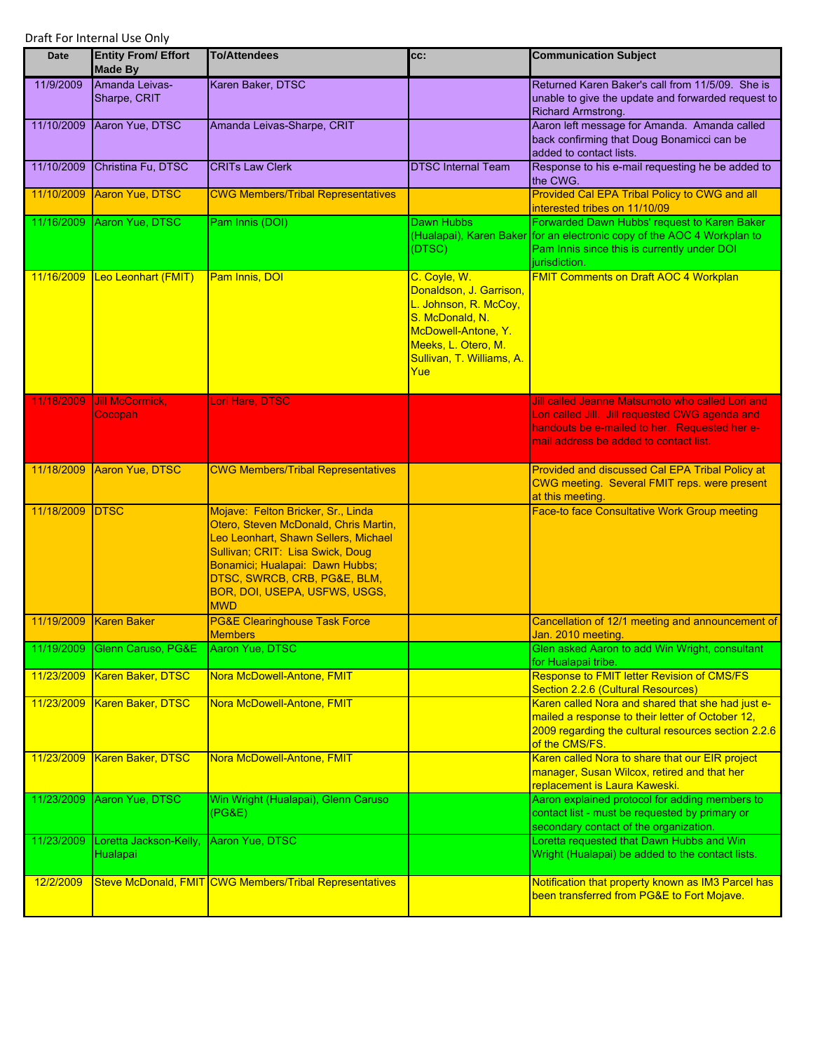Draft For Internal Use Only

| Date | Entity From/ Effort Made By | To/Attendees | cc: | Communication Subject |
|---|---|---|---|---|
| 11/9/2009 | Amanda Leivas-Sharpe, CRIT | Karen Baker, DTSC | | Returned Karen Baker's call from 11/5/09. She is unable to give the update and forwarded request to Richard Armstrong. |
| 11/10/2009 | Aaron Yue, DTSC | Amanda Leivas-Sharpe, CRIT | | Aaron left message for Amanda. Amanda called back confirming that Doug Bonamicci can be added to contact lists. |
| 11/10/2009 | Christina Fu, DTSC | CRITs Law Clerk | DTSC Internal Team | Response to his e-mail requesting he be added to the CWG. |
| 11/10/2009 | Aaron Yue, DTSC | CWG Members/Tribal Representatives | | Provided Cal EPA Tribal Policy to CWG and all interested tribes on 11/10/09 |
| 11/16/2009 | Aaron Yue, DTSC | Pam Innis (DOI) | Dawn Hubbs (Hualapai), Karen Baker (DTSC) | Forwarded Dawn Hubbs' request to Karen Baker for an electronic copy of the AOC 4 Workplan to Pam Innis since this is currently under DOI jurisdiction. |
| 11/16/2009 | Leo Leonhart (FMIT) | Pam Innis, DOI | C. Coyle, W. Donaldson, J. Garrison, L. Johnson, R. McCoy, S. McDonald, N. McDowell-Antone, Y. Meeks, L. Otero, M. Sullivan, T. Williams, A. Yue | FMIT Comments on Draft AOC 4 Workplan |
| 11/18/2009 | Jill McCormick, Cocopah | Lori Hare, DTSC | | Jill called Jeanne Matsumoto who called Lori and Lori called Jill. Jill requested CWG agenda and handouts be e-mailed to her. Requested her e-mail address be added to contact list. |
| 11/18/2009 | Aaron Yue, DTSC | CWG Members/Tribal Representatives | | Provided and discussed Cal EPA Tribal Policy at CWG meeting. Several FMIT reps. were present at this meeting. |
| 11/18/2009 | DTSC | Mojave: Felton Bricker, Sr., Linda Otero, Steven McDonald, Chris Martin, Leo Leonhart, Shawn Sellers, Michael Sullivan; CRIT: Lisa Swick, Doug Bonamici; Hualapai: Dawn Hubbs; DTSC, SWRCB, CRB, PG&E, BLM, BOR, DOI, USEPA, USFWS, USGS, MWD | | Face-to face Consultative Work Group meeting |
| 11/19/2009 | Karen Baker | PG&E Clearinghouse Task Force Members | | Cancellation of 12/1 meeting and announcement of Jan. 2010 meeting. |
| 11/19/2009 | Glenn Caruso, PG&E | Aaron Yue, DTSC | | Glen asked Aaron to add Win Wright, consultant for Hualapai tribe. |
| 11/23/2009 | Karen Baker, DTSC | Nora McDowell-Antone, FMIT | | Response to FMIT letter Revision of CMS/FS Section 2.2.6 (Cultural Resources) |
| 11/23/2009 | Karen Baker, DTSC | Nora McDowell-Antone, FMIT | | Karen called Nora and shared that she had just e-mailed a response to their letter of October 12, 2009 regarding the cultural resources section 2.2.6 of the CMS/FS. |
| 11/23/2009 | Karen Baker, DTSC | Nora McDowell-Antone, FMIT | | Karen called Nora to share that our EIR project manager, Susan Wilcox, retired and that her replacement is Laura Kaweski. |
| 11/23/2009 | Aaron Yue, DTSC | Win Wright (Hualapai), Glenn Caruso (PG&E) | | Aaron explained protocol for adding members to contact list - must be requested by primary or secondary contact of the organization. |
| 11/23/2009 | Loretta Jackson-Kelly, Hualapai | Aaron Yue, DTSC | | Loretta requested that Dawn Hubbs and Win Wright (Hualapai) be added to the contact lists. |
| 12/2/2009 | Steve McDonald, FMIT | CWG Members/Tribal Representatives | | Notification that property known as IM3 Parcel has been transferred from PG&E to Fort Mojave. |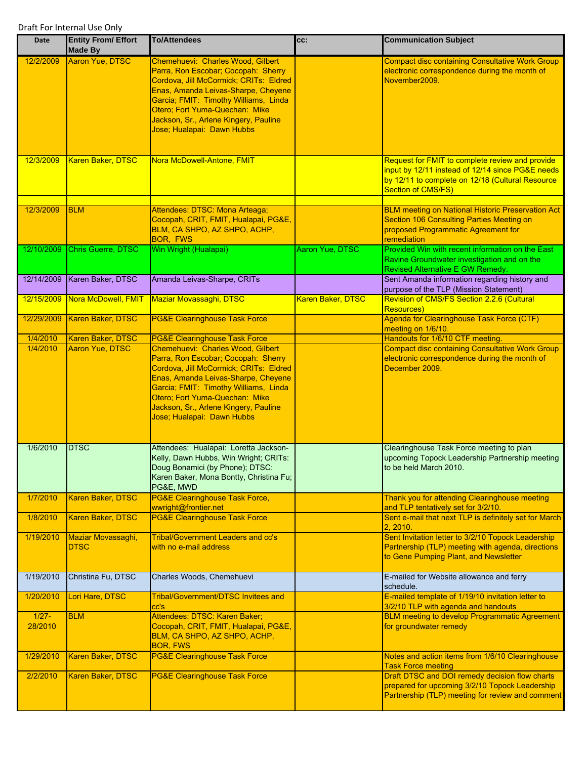Draft For Internal Use Only

| Date | Entity From/ Effort Made By | To/Attendees | cc: | Communication Subject |
|---|---|---|---|---|
| 12/2/2009 | Aaron Yue, DTSC | Chemehuevi: Charles Wood, Gilbert Parra, Ron Escobar; Cocopah: Sherry Cordova, Jill McCormick; CRITs: Eldred Enas, Amanda Leivas-Sharpe, Cheyene Garcia; FMIT: Timothy Williams, Linda Otero; Fort Yuma-Quechan: Mike Jackson, Sr., Arlene Kingery, Pauline Jose; Hualapai: Dawn Hubbs | | Compact disc containing Consultative Work Group electronic correspondence during the month of November2009. |
| 12/3/2009 | Karen Baker, DTSC | Nora McDowell-Antone, FMIT | | Request for FMIT to complete review and provide input by 12/11 instead of 12/14 since PG&E needs by 12/11 to complete on 12/18 (Cultural Resource Section of CMS/FS) |
| | | | | |
| 12/3/2009 | BLM | Attendees: DTSC: Mona Arteaga; Cocopah, CRIT, FMIT, Hualapai, PG&E, BLM, CA SHPO, AZ SHPO, ACHP, BOR, FWS | | BLM meeting on National Historic Preservation Act Section 106 Consulting Parties Meeting on proposed Programmatic Agreement for remediation |
| 12/10/2009 | Chris Guerre, DTSC | Win Wright (Hualapai) | Aaron Yue, DTSC | Provided Win with recent information on the East Ravine Groundwater investigation and on the Revised Alternative E GW Remedy. |
| 12/14/2009 | Karen Baker, DTSC | Amanda Leivas-Sharpe, CRITs | | Sent Amanda information regarding history and purpose of the TLP (Mission Statement) |
| 12/15/2009 | Nora McDowell, FMIT | Maziar Movassaghi, DTSC | Karen Baker, DTSC | Revision of CMS/FS Section 2.2.6 (Cultural Resources) |
| 12/29/2009 | Karen Baker, DTSC | PG&E Clearinghouse Task Force | | Agenda for Clearinghouse Task Force (CTF) meeting on 1/6/10. |
| 1/4/2010 | Karen Baker, DTSC | PG&E Clearinghouse Task Force | | Handouts for 1/6/10 CTF meeting. |
| 1/4/2010 | Aaron Yue, DTSC | Chemehuevi: Charles Wood, Gilbert Parra, Ron Escobar; Cocopah: Sherry Cordova, Jill McCormick; CRITs: Eldred Enas, Amanda Leivas-Sharpe, Cheyene Garcia; FMIT: Timothy Williams, Linda Otero; Fort Yuma-Quechan: Mike Jackson, Sr., Arlene Kingery, Pauline Jose; Hualapai: Dawn Hubbs | | Compact disc containing Consultative Work Group electronic correspondence during the month of December 2009. |
| 1/6/2010 | DTSC | Attendees: Hualapai: Loretta Jackson-Kelly, Dawn Hubbs, Win Wright; CRITs: Doug Bonamici (by Phone); DTSC: Karen Baker, Mona Bontty, Christina Fu; PG&E, MWD | | Clearinghouse Task Force meeting to plan upcoming Topock Leadership Partnership meeting to be held March 2010. |
| 1/7/2010 | Karen Baker, DTSC | PG&E Clearinghouse Task Force, wwright@frontier.net | | Thank you for attending Clearinghouse meeting and TLP tentatively set for 3/2/10. |
| 1/8/2010 | Karen Baker, DTSC | PG&E Clearinghouse Task Force | | Sent e-mail that next TLP is definitely set for March 2, 2010. |
| 1/19/2010 | Maziar Movassaghi, DTSC | Tribal/Government Leaders and cc's with no e-mail address | | Sent Invitation letter to 3/2/10 Topock Leadership Partnership (TLP) meeting with agenda, directions to Gene Pumping Plant, and Newsletter |
| 1/19/2010 | Christina Fu, DTSC | Charles Woods, Chemehuevi | | E-mailed for Website allowance and ferry schedule. |
| 1/20/2010 | Lori Hare, DTSC | Tribal/Government/DTSC Invitees and cc's | | E-mailed template of 1/19/10 invitation letter to 3/2/10 TLP with agenda and handouts |
| 1/27-28/2010 | BLM | Attendees: DTSC: Karen Baker; Cocopah, CRIT, FMIT, Hualapai, PG&E, BLM, CA SHPO, AZ SHPO, ACHP, BOR, FWS | | BLM meeting to develop Programmatic Agreement for groundwater remedy |
| 1/29/2010 | Karen Baker, DTSC | PG&E Clearinghouse Task Force | | Notes and action items from 1/6/10 Clearinghouse Task Force meeting |
| 2/2/2010 | Karen Baker, DTSC | PG&E Clearinghouse Task Force | | Draft DTSC and DOI remedy decision flow charts prepared for upcoming 3/2/10 Topock Leadership Partnership (TLP) meeting for review and comment |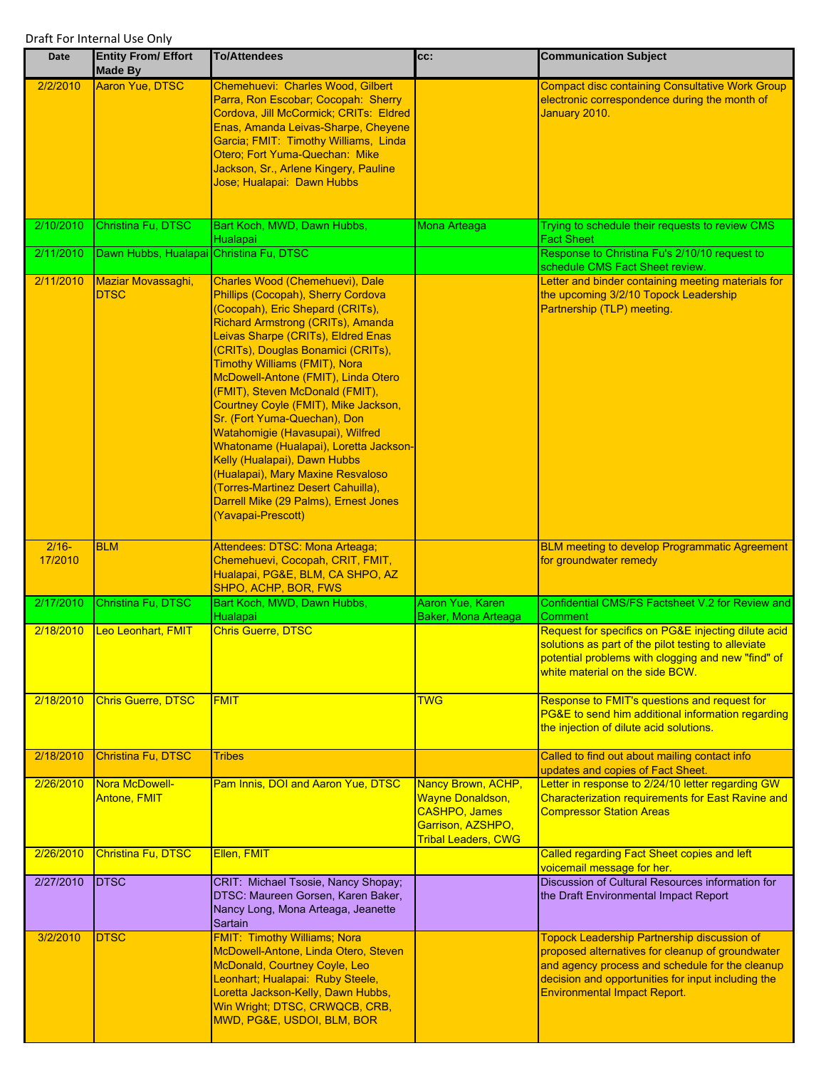Draft For Internal Use Only

| Date | Entity From/ Effort Made By | To/Attendees | cc: | Communication Subject |
|---|---|---|---|---|
| 2/2/2010 | Aaron Yue, DTSC | Chemehuevi: Charles Wood, Gilbert Parra, Ron Escobar; Cocopah: Sherry Cordova, Jill McCormick; CRITs: Eldred Enas, Amanda Leivas-Sharpe, Cheyene Garcia; FMIT: Timothy Williams, Linda Otero; Fort Yuma-Quechan: Mike Jackson, Sr., Arlene Kingery, Pauline Jose; Hualapai: Dawn Hubbs | | Compact disc containing Consultative Work Group electronic correspondence during the month of January 2010. |
| 2/10/2010 | Christina Fu, DTSC | Bart Koch, MWD, Dawn Hubbs, Hualapai | Mona Arteaga | Trying to schedule their requests to review CMS Fact Sheet |
| 2/11/2010 | Dawn Hubbs, Hualapai | Christina Fu, DTSC | | Response to Christina Fu's 2/10/10 request to schedule CMS Fact Sheet review. |
| 2/11/2010 | Maziar Movassaghi, DTSC | Charles Wood (Chemehuevi), Dale Phillips (Cocopah), Sherry Cordova (Cocopah), Eric Shepard (CRITs), Richard Armstrong (CRITs), Amanda Leivas Sharpe (CRITs), Eldred Enas (CRITs), Douglas Bonamici (CRITs), Timothy Williams (FMIT), Nora McDowell-Antone (FMIT), Linda Otero (FMIT), Steven McDonald (FMIT), Courtney Coyle (FMIT), Mike Jackson, Sr. (Fort Yuma-Quechan), Don Watahomigie (Havasupai), Wilfred Whatoname (Hualapai), Loretta Jackson-Kelly (Hualapai), Dawn Hubbs (Hualapai), Mary Maxine Resvaloso (Torres-Martinez Desert Cahuilla), Darrell Mike (29 Palms), Ernest Jones (Yavapai-Prescott) | | Letter and binder containing meeting materials for the upcoming 3/2/10 Topock Leadership Partnership (TLP) meeting. |
| 2/16-17/2010 | BLM | Attendees: DTSC: Mona Arteaga; Chemehuevi, Cocopah, CRIT, FMIT, Hualapai, PG&E, BLM, CA SHPO, AZ SHPO, ACHP, BOR, FWS | | BLM meeting to develop Programmatic Agreement for groundwater remedy |
| 2/17/2010 | Christina Fu, DTSC | Bart Koch, MWD, Dawn Hubbs, Hualapai | Aaron Yue, Karen Baker, Mona Arteaga | Confidential CMS/FS Factsheet V.2 for Review and Comment |
| 2/18/2010 | Leo Leonhart, FMIT | Chris Guerre, DTSC | | Request for specifics on PG&E injecting dilute acid solutions as part of the pilot testing to alleviate potential problems with clogging and new "find" of white material on the side BCW. |
| 2/18/2010 | Chris Guerre, DTSC | FMIT | TWG | Response to FMIT's questions and request for PG&E to send him additional information regarding the injection of dilute acid solutions. |
| 2/18/2010 | Christina Fu, DTSC | Tribes | | Called to find out about mailing contact info updates and copies of Fact Sheet. |
| 2/26/2010 | Nora McDowell-Antone, FMIT | Pam Innis, DOI and Aaron Yue, DTSC | Nancy Brown, ACHP, Wayne Donaldson, CASHPO, James Garrison, AZSHPO, Tribal Leaders, CWG | Letter in response to 2/24/10 letter regarding GW Characterization requirements for East Ravine and Compressor Station Areas |
| 2/26/2010 | Christina Fu, DTSC | Ellen, FMIT | | Called regarding Fact Sheet copies and left voicemail message for her. |
| 2/27/2010 | DTSC | CRIT: Michael Tsosie, Nancy Shopay; DTSC: Maureen Gorsen, Karen Baker, Nancy Long, Mona Arteaga, Jeanette Sartain | | Discussion of Cultural Resources information for the Draft Environmental Impact Report |
| 3/2/2010 | DTSC | FMIT: Timothy Williams; Nora McDowell-Antone, Linda Otero, Steven McDonald, Courtney Coyle, Leo Leonhart; Hualapai: Ruby Steele, Loretta Jackson-Kelly, Dawn Hubbs, Win Wright; DTSC, CRWQCB, CRB, MWD, PG&E, USDOI, BLM, BOR | | Topock Leadership Partnership discussion of proposed alternatives for cleanup of groundwater and agency process and schedule for the cleanup decision and opportunities for input including the Environmental Impact Report. |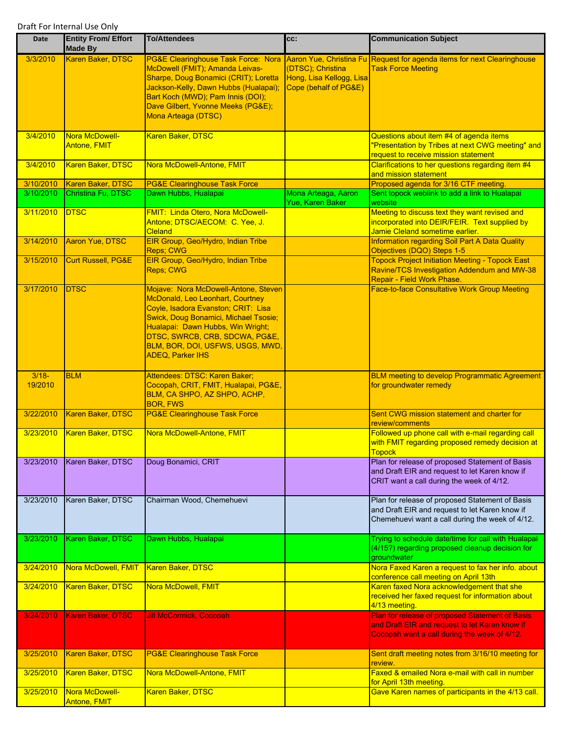Draft For Internal Use Only

| Date | Entity From/ Effort Made By | To/Attendees | cc: | Communication Subject |
| --- | --- | --- | --- | --- |
| 3/3/2010 | Karen Baker, DTSC | PG&E Clearinghouse Task Force: Nora McDowell (FMIT); Amanda Leivas-Sharpe, Doug Bonamici (CRIT); Loretta Jackson-Kelly, Dawn Hubbs (Hualapai); Bart Koch (MWD); Pam Innis (DOI); Dave Gilbert, Yvonne Meeks (PG&E); Mona Arteaga (DTSC) | Aaron Yue, Christina Fu (DTSC); Christina Hong, Lisa Kellogg, Lisa Cope (behalf of PG&E) | Request for agenda items for next Clearinghouse Task Force Meeting |
| 3/4/2010 | Nora McDowell-Antone, FMIT | Karen Baker, DTSC | | Questions about item #4 of agenda items "Presentation by Tribes at next CWG meeting" and request to receive mission statement |
| 3/4/2010 | Karen Baker, DTSC | Nora McDowell-Antone, FMIT | | Clarifications to her questions regarding item #4 and mission statement |
| 3/10/2010 | Karen Baker, DTSC | PG&E Clearinghouse Task Force | | Proposed agenda for 3/16 CTF meeting. |
| 3/10/2010 | Christina Fu, DTSC | Dawn Hubbs, Hualapai | Mona Arteaga, Aaron Yue, Karen Baker | Sent topock weblink to add a link to Hualapai website |
| 3/11/2010 | DTSC | FMIT: Linda Otero, Nora McDowell-Antone; DTSC/AECOM: C. Yee, J. Cleland | | Meeting to discuss text they want revised and incorporated into DEIR/FEIR. Text supplied by Jamie Cleland sometime earlier. |
| 3/14/2010 | Aaron Yue, DTSC | EIR Group, Geo/Hydro, Indian Tribe Reps; CWG | | Information regarding Soil Part A Data Quality Objectives (DQO) Steps 1-5 |
| 3/15/2010 | Curt Russell, PG&E | EIR Group, Geo/Hydro, Indian Tribe Reps; CWG | | Topock Project Initiation Meeting - Topock East Ravine/TCS Investigation Addendum and MW-38 Repair - Field Work Phase. |
| 3/17/2010 | DTSC | Mojave: Nora McDowell-Antone, Steven McDonald, Leo Leonhart, Courtney Coyle, Isadora Evanston; CRIT: Lisa Swick, Doug Bonamici, Michael Tsosie; Hualapai: Dawn Hubbs, Win Wright; DTSC, SWRCB, CRB, SDCWA, PG&E, BLM, BOR, DOI, USFWS, USGS, MWD, ADEQ, Parker IHS | | Face-to-face Consultative Work Group Meeting |
| 3/18-19/2010 | BLM | Attendees: DTSC: Karen Baker; Cocopah, CRIT, FMIT, Hualapai, PG&E, BLM, CA SHPO, AZ SHPO, ACHP, BOR, FWS | | BLM meeting to develop Programmatic Agreement for groundwater remedy |
| 3/22/2010 | Karen Baker, DTSC | PG&E Clearinghouse Task Force | | Sent CWG mission statement and charter for review/comments |
| 3/23/2010 | Karen Baker, DTSC | Nora McDowell-Antone, FMIT | | Followed up phone call with e-mail regarding call with FMIT regarding proposed remedy decision at Topock |
| 3/23/2010 | Karen Baker, DTSC | Doug Bonamici, CRIT | | Plan for release of proposed Statement of Basis and Draft EIR and request to let Karen know if CRIT want a call during the week of 4/12. |
| 3/23/2010 | Karen Baker, DTSC | Chairman Wood, Chemehuevi | | Plan for release of proposed Statement of Basis and Draft EIR and request to let Karen know if Chemehuevi want a call during the week of 4/12. |
| 3/23/2010 | Karen Baker, DTSC | Dawn Hubbs, Hualapai | | Trying to schedule date/time for call with Hualapai (4/15?) regarding proposed cleanup decision for groundwater |
| 3/24/2010 | Nora McDowell, FMIT | Karen Baker, DTSC | | Nora Faxed Karen a request to fax her info. about conference call meeting on April 13th |
| 3/24/2010 | Karen Baker, DTSC | Nora McDowell, FMIT | | Karen faxed Nora acknowledgement that she received her faxed request for information about 4/13 meeting. |
| 3/24/2010 | Karen Baker, DTSC | Jill McCormick, Cocopah | | Plan for release of proposed Statement of Basis and Draft EIR and request to let Karen know if Cocopah want a call during the week of 4/12. |
| 3/25/2010 | Karen Baker, DTSC | PG&E Clearinghouse Task Force | | Sent draft meeting notes from 3/16/10 meeting for review. |
| 3/25/2010 | Karen Baker, DTSC | Nora McDowell-Antone, FMIT | | Faxed & emailed Nora e-mail with call in number for April 13th meeting. |
| 3/25/2010 | Nora McDowell-Antone, FMIT | Karen Baker, DTSC | | Gave Karen names of participants in the 4/13 call. |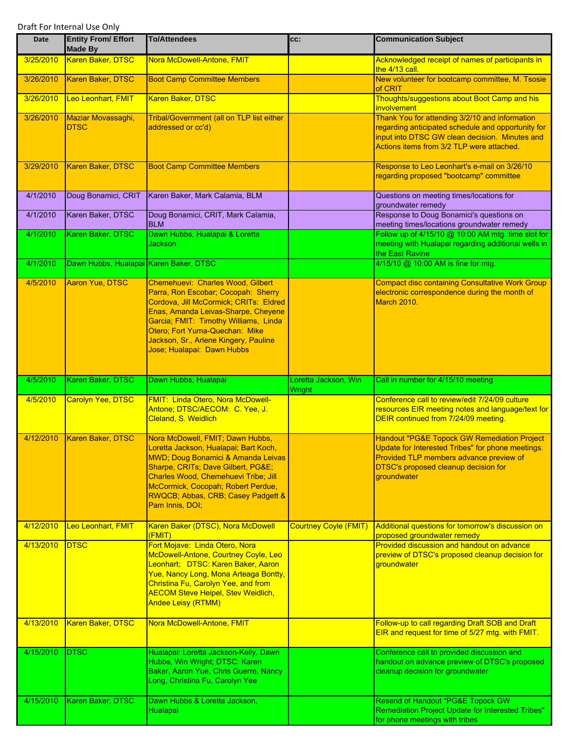Draft For Internal Use Only

| Date | Entity From/ Effort Made By | To/Attendees | cc: | Communication Subject |
|---|---|---|---|---|
| 3/25/2010 | Karen Baker, DTSC | Nora McDowell-Antone, FMIT | | Acknowledged receipt of names of participants in the 4/13 call. |
| 3/26/2010 | Karen Baker, DTSC | Boot Camp Committee Members | | New volunteer for bootcamp committee, M. Tsosie of CRIT |
| 3/26/2010 | Leo Leonhart, FMIT | Karen Baker, DTSC | | Thoughts/suggestions about Boot Camp and his involvement |
| 3/26/2010 | Maziar Movassaghi, DTSC | Tribal/Government (all on TLP list either addressed or cc'd) | | Thank You for attending 3/2/10 and information regarding anticipated schedule and opportunity for input into DTSC GW clean decision. Minutes and Actions items from 3/2 TLP were attached. |
| 3/29/2010 | Karen Baker, DTSC | Boot Camp Committee Members | | Response to Leo Leonhart's e-mail on 3/26/10 regarding proposed "bootcamp" committee |
| 4/1/2010 | Doug Bonamici, CRIT | Karen Baker, Mark Calamia, BLM | | Questions on meeting times/locations for groundwater remedy |
| 4/1/2010 | Karen Baker, DTSC | Doug Bonamici, CRIT, Mark Calamia, BLM | | Response to Doug Bonamici's questions on meeting times/locations groundwater remedy |
| 4/1/2010 | Karen Baker, DTSC | Dawn Hubbs, Hualapai & Loretta Jackson | | Follow up of 4/15/10 @ 10:00 AM mtg. time slot for meeting with Hualapai regarding additional wells in the East Ravine |
| 4/1/2010 | Dawn Hubbs, Hualapai | Karen Baker, DTSC | | 4/15/10 @ 10:00 AM is fine for mtg. |
| 4/5/2010 | Aaron Yue, DTSC | Chemehuevi: Charles Wood, Gilbert Parra, Ron Escobar; Cocopah: Sherry Cordova, Jill McCormick; CRITs: Eldred Enas, Amanda Leivas-Sharpe, Cheyene Garcia; FMIT: Timothy Williams, Linda Otero; Fort Yuma-Quechan: Mike Jackson, Sr., Arlene Kingery, Pauline Jose; Hualapai: Dawn Hubbs | | Compact disc containing Consultative Work Group electronic correspondence during the month of March 2010. |
| 4/5/2010 | Karen Baker, DTSC | Dawn Hubbs, Hualapai | Loretta Jackson, Win Wright | Call in number for 4/15/10 meeting |
| 4/5/2010 | Carolyn Yee, DTSC | FMIT: Linda Otero, Nora McDowell-Antone; DTSC/AECOM: C. Yee, J. Cleland, S. Weidlich | | Conference call to review/edit 7/24/09 culture resources EIR meeting notes and language/text for DEIR continued from 7/24/09 meeting. |
| 4/12/2010 | Karen Baker, DTSC | Nora McDowell, FMIT; Dawn Hubbs, Loretta Jackson, Hualapai; Bart Koch, MWD; Doug Bonamici & Amanda Leivas Sharpe, CRITs; Dave Gilbert, PG&E; Charles Wood, Chemehuevi Tribe; Jill McCormick, Cocopah; Robert Perdue, RWQCB; Abbas, CRB; Casey Padgett & Pam Innis, DOI; | | Handout "PG&E Topock GW Remediation Project Update for Interested Tribes" for phone meetings. Provided TLP members advance preview of DTSC's proposed cleanup decision for groundwater |
| 4/12/2010 | Leo Leonhart, FMIT | Karen Baker (DTSC), Nora McDowell (FMIT) | Courtney Coyle (FMIT) | Additional questions for tomorrow's discussion on proposed groundwater remedy |
| 4/13/2010 | DTSC | Fort Mojave: Linda Otero, Nora McDowell-Antone, Courtney Coyle, Leo Leonhart; DTSC: Karen Baker, Aaron Yue, Nancy Long, Mona Arteaga Bontty, Christina Fu, Carolyn Yee, and from AECOM Steve Heipel, Stev Weidlich, Andee Leisy (RTMM) | | Provided discussion and handout on advance preview of DTSC's proposed cleanup decision for groundwater |
| 4/13/2010 | Karen Baker, DTSC | Nora McDowell-Antone, FMIT | | Follow-up to call regarding Draft SOB and Draft EIR and request for time of 5/27 mtg. with FMIT. |
| 4/15/2010 | DTSC | Hualapai: Loretta Jackson-Kelly, Dawn Hubbs, Win Wright; DTSC: Karen Baker, Aaron Yue, Chris Guerre, Nancy Long, Christina Fu, Carolyn Yee | | Conference call to provided discussion and handout on advance preview of DTSC's proposed cleanup decision for groundwater |
| 4/15/2010 | Karen Baker, DTSC | Dawn Hubbs & Loretta Jackson, Hualapai | | Resend of Handout "PG&E Topock GW Remediation Project Update for Interested Tribes" for phone meetings with tribes |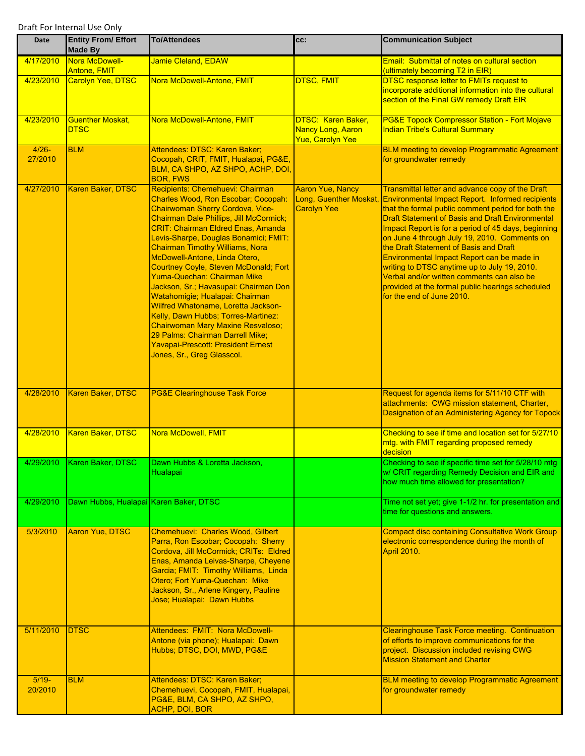Draft For Internal Use Only

| Date | Entity From/ Effort Made By | To/Attendees | cc: | Communication Subject |
|---|---|---|---|---|
| 4/17/2010 | Nora McDowell-Antone, FMIT | Jamie Cleland, EDAW | | Email: Submittal of notes on cultural section (ultimately becoming T2 in EIR) |
| 4/23/2010 | Carolyn Yee, DTSC | Nora McDowell-Antone, FMIT | DTSC, FMIT | DTSC response letter to FMITs request to incorporate additional information into the cultural section of the Final GW remedy Draft EIR |
| 4/23/2010 | Guenther Moskat, DTSC | Nora McDowell-Antone, FMIT | DTSC: Karen Baker, Nancy Long, Aaron Yue, Carolyn Yee | PG&E Topock Compressor Station - Fort Mojave Indian Tribe's Cultural Summary |
| 4/26-27/2010 | BLM | Attendees: DTSC: Karen Baker; Cocopah, CRIT, FMIT, Hualapai, PG&E, BLM, CA SHPO, AZ SHPO, ACHP, DOI, BOR, FWS | | BLM meeting to develop Programmatic Agreement for groundwater remedy |
| 4/27/2010 | Karen Baker, DTSC | Recipients: Chemehuevi: Chairman Charles Wood, Ron Escobar; Cocopah: Chairwoman Sherry Cordova, Vice-Chairman Dale Phillips, Jill McCormick; CRIT: Chairman Eldred Enas, Amanda Levis-Sharpe, Douglas Bonamici; FMIT: Chairman Timothy Williams, Nora McDowell-Antone, Linda Otero, Courtney Coyle, Steven McDonald; Fort Yuma-Quechan: Chairman Mike Jackson, Sr.; Havasupai: Chairman Don Watahomigie; Hualapai: Chairman Wilfred Whatoname, Loretta Jackson-Kelly, Dawn Hubbs; Torres-Martinez: Chairwoman Mary Maxine Resvaloso; 29 Palms: Chairman Darrell Mike; Yavapai-Prescott: President Ernest Jones, Sr., Greg Glasscol. | Aaron Yue, Nancy Long, Guenther Moskat, Carolyn Yee | Transmittal letter and advance copy of the Draft Environmental Impact Report. Informed recipients that the formal public comment period for both the Draft Statement of Basis and Draft Environmental Impact Report is for a period of 45 days, beginning on June 4 through July 19, 2010. Comments on the Draft Statement of Basis and Draft Environmental Impact Report can be made in writing to DTSC anytime up to July 19, 2010. Verbal and/or written comments can also be provided at the formal public hearings scheduled for the end of June 2010. |
| 4/28/2010 | Karen Baker, DTSC | PG&E Clearinghouse Task Force | | Request for agenda items for 5/11/10 CTF with attachments: CWG mission statement, Charter, Designation of an Administering Agency for Topock |
| 4/28/2010 | Karen Baker, DTSC | Nora McDowell, FMIT | | Checking to see if time and location set for 5/27/10 mtg. with FMIT regarding proposed remedy decision |
| 4/29/2010 | Karen Baker, DTSC | Dawn Hubbs & Loretta Jackson, Hualapai | | Checking to see if specific time set for 5/28/10 mtg w/ CRIT regarding Remedy Decision and EIR and how much time allowed for presentation? |
| 4/29/2010 | Dawn Hubbs, Hualapai | Karen Baker, DTSC | | Time not set yet; give 1-1/2 hr. for presentation and time for questions and answers. |
| 5/3/2010 | Aaron Yue, DTSC | Chemehuevi: Charles Wood, Gilbert Parra, Ron Escobar; Cocopah: Sherry Cordova, Jill McCormick; CRITs: Eldred Enas, Amanda Leivas-Sharpe, Cheyene Garcia; FMIT: Timothy Williams, Linda Otero; Fort Yuma-Quechan: Mike Jackson, Sr., Arlene Kingery, Pauline Jose; Hualapai: Dawn Hubbs | | Compact disc containing Consultative Work Group electronic correspondence during the month of April 2010. |
| 5/11/2010 | DTSC | Attendees: FMIT: Nora McDowell-Antone (via phone); Hualapai: Dawn Hubbs; DTSC, DOI, MWD, PG&E | | Clearinghouse Task Force meeting. Continuation of efforts to improve communications for the project. Discussion included revising CWG Mission Statement and Charter |
| 5/19-20/2010 | BLM | Attendees: DTSC: Karen Baker; Chemehuevi, Cocopah, FMIT, Hualapai, PG&E, BLM, CA SHPO, AZ SHPO, ACHP, DOI, BOR | | BLM meeting to develop Programmatic Agreement for groundwater remedy |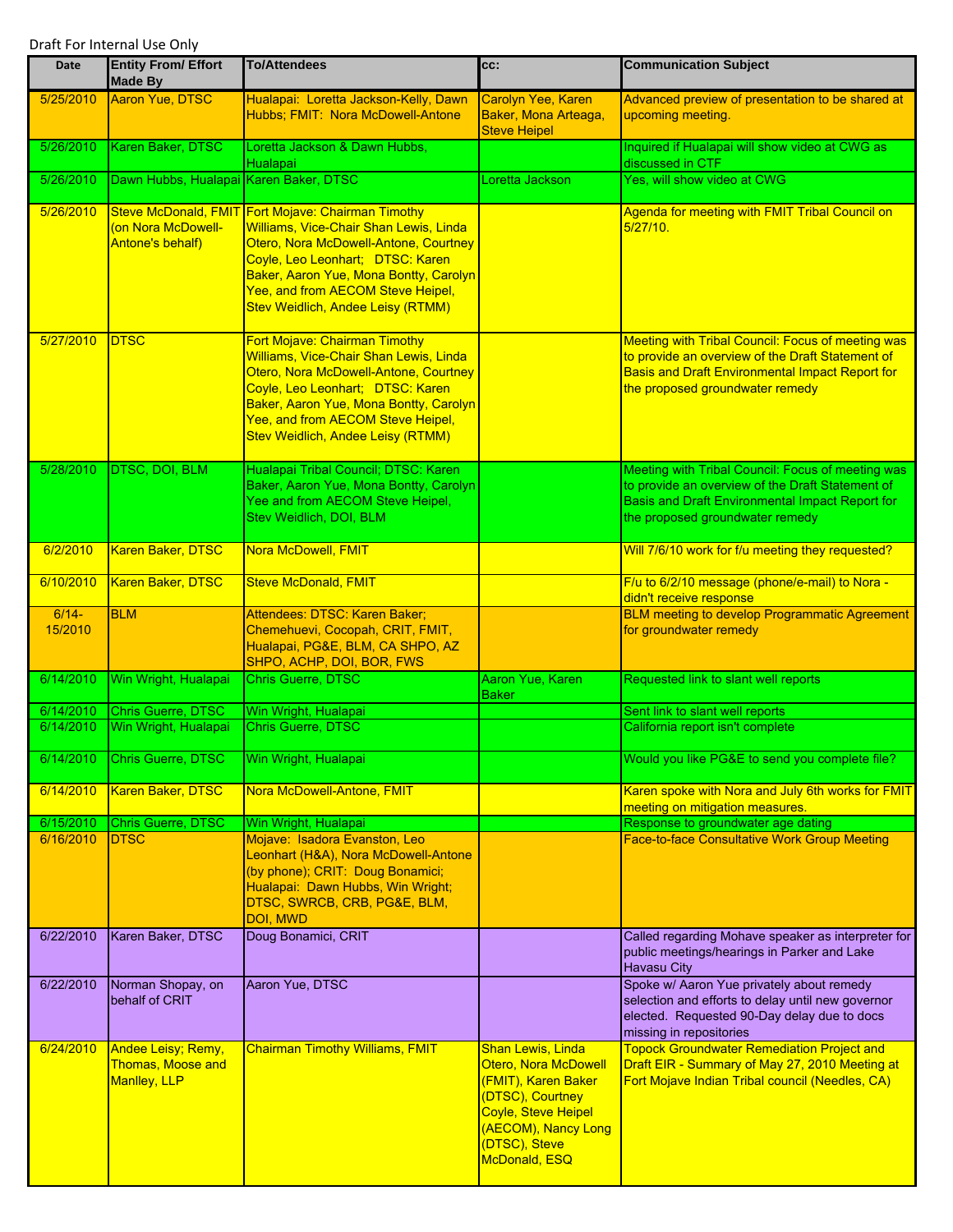Draft For Internal Use Only

| Date | Entity From/ Effort Made By | To/Attendees | cc: | Communication Subject |
|---|---|---|---|---|
| 5/25/2010 | Aaron Yue, DTSC | Hualapai: Loretta Jackson-Kelly, Dawn Hubbs; FMIT: Nora McDowell-Antone | Carolyn Yee, Karen Baker, Mona Arteaga, Steve Heipel | Advanced preview of presentation to be shared at upcoming meeting. |
| 5/26/2010 | Karen Baker, DTSC | Loretta Jackson & Dawn Hubbs, Hualapai | | Inquired if Hualapai will show video at CWG as discussed in CTF |
| 5/26/2010 | Dawn Hubbs, Hualapai | Karen Baker, DTSC | Loretta Jackson | Yes, will show video at CWG |
| 5/26/2010 | Steve McDonald, FMIT (on Nora McDowell-Antone's behalf) | Fort Mojave: Chairman Timothy Williams, Vice-Chair Shan Lewis, Linda Otero, Nora McDowell-Antone, Courtney Coyle, Leo Leonhart; DTSC: Karen Baker, Aaron Yue, Mona Bontty, Carolyn Yee, and from AECOM Steve Heipel, Stev Weidlich, Andee Leisy (RTMM) | | Agenda for meeting with FMIT Tribal Council on 5/27/10. |
| 5/27/2010 | DTSC | Fort Mojave: Chairman Timothy Williams, Vice-Chair Shan Lewis, Linda Otero, Nora McDowell-Antone, Courtney Coyle, Leo Leonhart; DTSC: Karen Baker, Aaron Yue, Mona Bontty, Carolyn Yee, and from AECOM Steve Heipel, Stev Weidlich, Andee Leisy (RTMM) | | Meeting with Tribal Council: Focus of meeting was to provide an overview of the Draft Statement of Basis and Draft Environmental Impact Report for the proposed groundwater remedy |
| 5/28/2010 | DTSC, DOI, BLM | Hualapai Tribal Council; DTSC: Karen Baker, Aaron Yue, Mona Bontty, Carolyn Yee and from AECOM Steve Heipel, Stev Weidlich, DOI, BLM | | Meeting with Tribal Council: Focus of meeting was to provide an overview of the Draft Statement of Basis and Draft Environmental Impact Report for the proposed groundwater remedy |
| 6/2/2010 | Karen Baker, DTSC | Nora McDowell, FMIT | | Will 7/6/10 work for f/u meeting they requested? |
| 6/10/2010 | Karen Baker, DTSC | Steve McDonald, FMIT | | F/u to 6/2/10 message (phone/e-mail) to Nora - didn't receive response |
| 6/14-15/2010 | BLM | Attendees: DTSC: Karen Baker; Chemehuevi, Cocopah, CRIT, FMIT, Hualapai, PG&E, BLM, CA SHPO, AZ SHPO, ACHP, DOI, BOR, FWS | | BLM meeting to develop Programmatic Agreement for groundwater remedy |
| 6/14/2010 | Win Wright, Hualapai | Chris Guerre, DTSC | Aaron Yue, Karen Baker | Requested link to slant well reports |
| 6/14/2010 | Chris Guerre, DTSC | Win Wright, Hualapai | | Sent link to slant well reports |
| 6/14/2010 | Win Wright, Hualapai | Chris Guerre, DTSC | | California report isn't complete |
| 6/14/2010 | Chris Guerre, DTSC | Win Wright, Hualapai | | Would you like PG&E to send you complete file? |
| 6/14/2010 | Karen Baker, DTSC | Nora McDowell-Antone, FMIT | | Karen spoke with Nora and July 6th works for FMIT meeting on mitigation measures. |
| 6/15/2010 | Chris Guerre, DTSC | Win Wright, Hualapai | | Response to groundwater age dating |
| 6/16/2010 | DTSC | Mojave: Isadora Evanston, Leo Leonhart (H&A), Nora McDowell-Antone (by phone); CRIT: Doug Bonamici; Hualapai: Dawn Hubbs, Win Wright; DTSC, SWRCB, CRB, PG&E, BLM, DOI, MWD | | Face-to-face Consultative Work Group Meeting |
| 6/22/2010 | Karen Baker, DTSC | Doug Bonamici, CRIT | | Called regarding Mohave speaker as interpreter for public meetings/hearings in Parker and Lake Havasu City |
| 6/22/2010 | Norman Shopay, on behalf of CRIT | Aaron Yue, DTSC | | Spoke w/ Aaron Yue privately about remedy selection and efforts to delay until new governor elected. Requested 90-Day delay due to docs missing in repositories |
| 6/24/2010 | Andee Leisy; Remy, Thomas, Moose and Manlley, LLP | Chairman Timothy Williams, FMIT | Shan Lewis, Linda Otero, Nora McDowell (FMIT), Karen Baker (DTSC), Courtney Coyle, Steve Heipel (AECOM), Nancy Long (DTSC), Steve McDonald, ESQ | Topock Groundwater Remediation Project and Draft EIR - Summary of May 27, 2010 Meeting at Fort Mojave Indian Tribal council (Needles, CA) |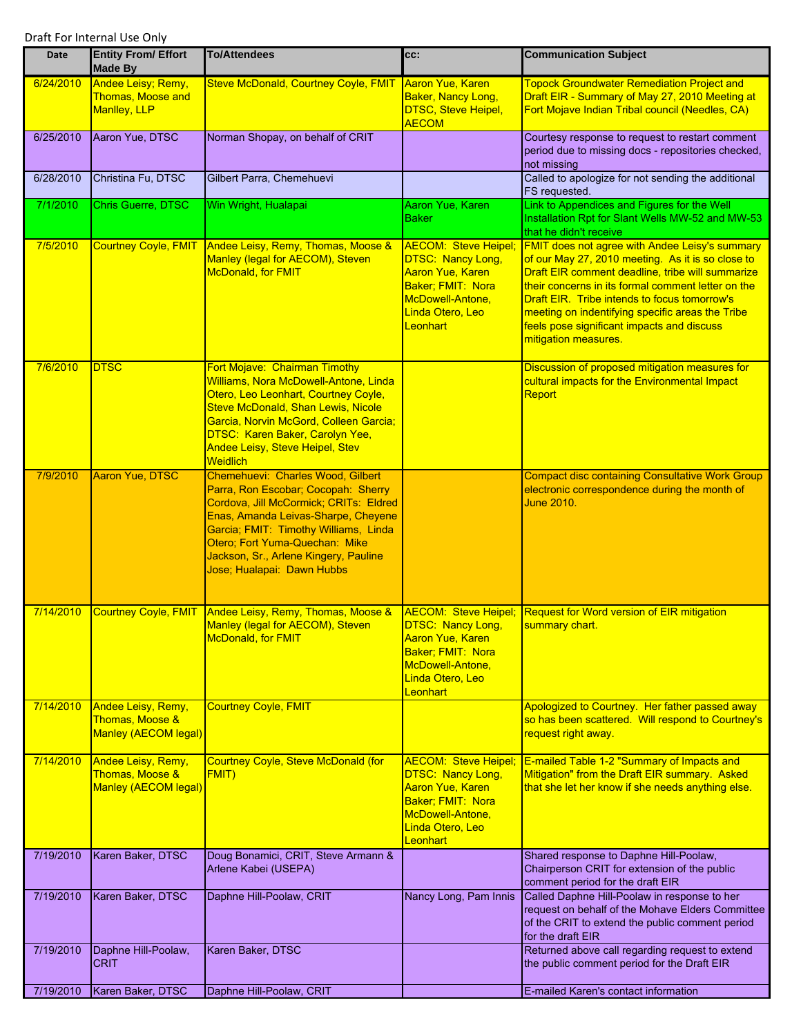Draft For Internal Use Only

| Date | Entity From/ Effort Made By | To/Attendees | cc: | Communication Subject |
|---|---|---|---|---|
| 6/24/2010 | Andee Leisy; Remy, Thomas, Moose and Manley, LLP | Steve McDonald, Courtney Coyle, FMIT | Aaron Yue, Karen Baker, Nancy Long, DTSC, Steve Heipel, AECOM | Topock Groundwater Remediation Project and Draft EIR - Summary of May 27, 2010 Meeting at Fort Mojave Indian Tribal council (Needles, CA) |
| 6/25/2010 | Aaron Yue, DTSC | Norman Shopay, on behalf of CRIT | | Courtesy response to request to restart comment period due to missing docs - repositories checked, not missing |
| 6/28/2010 | Christina Fu, DTSC | Gilbert Parra, Chemehuevi | | Called to apologize for not sending the additional FS requested. |
| 7/1/2010 | Chris Guerre, DTSC | Win Wright, Hualapai | Aaron Yue, Karen Baker | Link to Appendices and Figures for the Well Installation Rpt for Slant Wells MW-52 and MW-53 that he didn't receive |
| 7/5/2010 | Courtney Coyle, FMIT | Andee Leisy, Remy, Thomas, Moose & Manley (legal for AECOM), Steven McDonald, for FMIT | AECOM: Steve Heipel; DTSC: Nancy Long, Aaron Yue, Karen Baker; FMIT: Nora McDowell-Antone, Linda Otero, Leo Leonhart | FMIT does not agree with Andee Leisy's summary of our May 27, 2010 meeting. As it is so close to Draft EIR comment deadline, tribe will summarize their concerns in its formal comment letter on the Draft EIR. Tribe intends to focus tomorrow's meeting on indentifying specific areas the Tribe feels pose significant impacts and discuss mitigation measures. |
| 7/6/2010 | DTSC | Fort Mojave: Chairman Timothy Williams, Nora McDowell-Antone, Linda Otero, Leo Leonhart, Courtney Coyle, Steve McDonald, Shan Lewis, Nicole Garcia, Norvin McGord, Colleen Garcia; DTSC: Karen Baker, Carolyn Yee, Andee Leisy, Steve Heipel, Stev Weidlich | | Discussion of proposed mitigation measures for cultural impacts for the Environmental Impact Report |
| 7/9/2010 | Aaron Yue, DTSC | Chemehuevi: Charles Wood, Gilbert Parra, Ron Escobar; Cocopah: Sherry Cordova, Jill McCormick; CRITs: Eldred Enas, Amanda Leivas-Sharpe, Cheyene Garcia; FMIT: Timothy Williams, Linda Otero; Fort Yuma-Quechan: Mike Jackson, Sr., Arlene Kingery, Pauline Jose; Hualapai: Dawn Hubbs | | Compact disc containing Consultative Work Group electronic correspondence during the month of June 2010. |
| 7/14/2010 | Courtney Coyle, FMIT | Andee Leisy, Remy, Thomas, Moose & Manley (legal for AECOM), Steven McDonald, for FMIT | AECOM: Steve Heipel; DTSC: Nancy Long, Aaron Yue, Karen Baker; FMIT: Nora McDowell-Antone, Linda Otero, Leo Leonhart | Request for Word version of EIR mitigation summary chart. |
| 7/14/2010 | Andee Leisy, Remy, Thomas, Moose & Manley (AECOM legal) | Courtney Coyle, FMIT | | Apologized to Courtney. Her father passed away so has been scattered. Will respond to Courtney's request right away. |
| 7/14/2010 | Andee Leisy, Remy, Thomas, Moose & Manley (AECOM legal) | Courtney Coyle, Steve McDonald (for FMIT) | AECOM: Steve Heipel; DTSC: Nancy Long, Aaron Yue, Karen Baker; FMIT: Nora McDowell-Antone, Linda Otero, Leo Leonhart | E-mailed Table 1-2 "Summary of Impacts and Mitigation" from the Draft EIR summary. Asked that she let her know if she needs anything else. |
| 7/19/2010 | Karen Baker, DTSC | Doug Bonamici, CRIT, Steve Armann & Arlene Kabei (USEPA) | | Shared response to Daphne Hill-Poolaw, Chairperson CRIT for extension of the public comment period for the draft EIR |
| 7/19/2010 | Karen Baker, DTSC | Daphne Hill-Poolaw, CRIT | Nancy Long, Pam Innis | Called Daphne Hill-Poolaw in response to her request on behalf of the Mohave Elders Committee of the CRIT to extend the public comment period for the draft EIR |
| 7/19/2010 | Daphne Hill-Poolaw, CRIT | Karen Baker, DTSC | | Returned above call regarding request to extend the public comment period for the Draft EIR |
| 7/19/2010 | Karen Baker, DTSC | Daphne Hill-Poolaw, CRIT | | E-mailed Karen's contact information |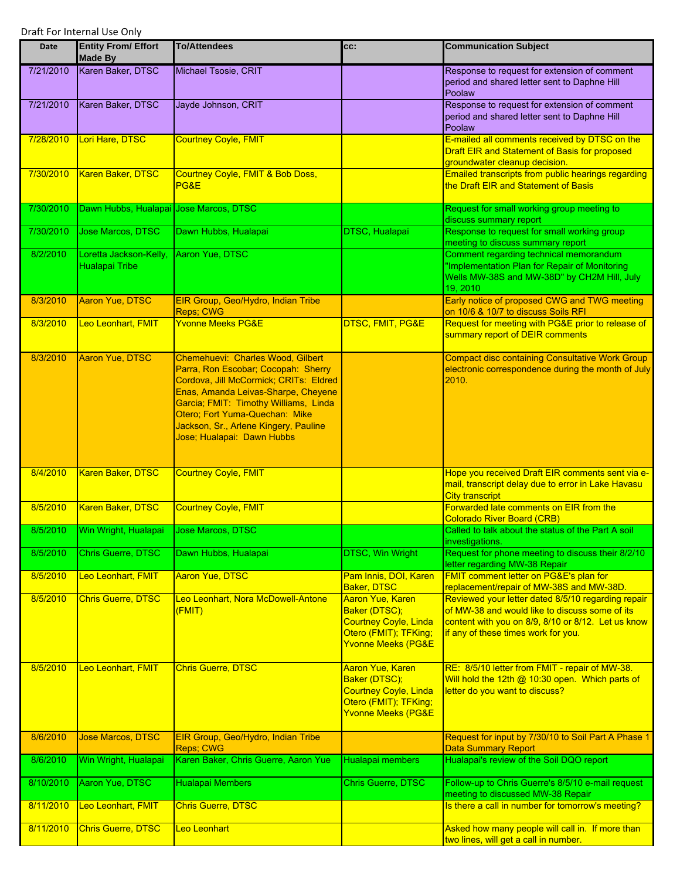Draft For Internal Use Only

| Date | Entity From/ Effort Made By | To/Attendees | cc: | Communication Subject |
|---|---|---|---|---|
| 7/21/2010 | Karen Baker, DTSC | Michael Tsosie, CRIT | | Response to request for extension of comment period and shared letter sent to Daphne Hill Poolaw |
| 7/21/2010 | Karen Baker, DTSC | Jayde Johnson, CRIT | | Response to request for extension of comment period and shared letter sent to Daphne Hill Poolaw |
| 7/28/2010 | Lori Hare, DTSC | Courtney Coyle, FMIT | | E-mailed all comments received by DTSC on the Draft EIR and Statement of Basis for proposed groundwater cleanup decision. |
| 7/30/2010 | Karen Baker, DTSC | Courtney Coyle, FMIT & Bob Doss, PG&E | | Emailed transcripts from public hearings regarding the Draft EIR and Statement of Basis |
| 7/30/2010 | Dawn Hubbs, Hualapai | Jose Marcos, DTSC | | Request for small working group meeting to discuss summary report |
| 7/30/2010 | Jose Marcos, DTSC | Dawn Hubbs, Hualapai | DTSC, Hualapai | Response to request for small working group meeting to discuss summary report |
| 8/2/2010 | Loretta Jackson-Kelly, Hualapai Tribe | Aaron Yue, DTSC | | Comment regarding technical memorandum "Implementation Plan for Repair of Monitoring Wells MW-38S and MW-38D" by CH2M Hill, July 19, 2010 |
| 8/3/2010 | Aaron Yue, DTSC | EIR Group, Geo/Hydro, Indian Tribe Reps; CWG | | Early notice of proposed CWG and TWG meeting on 10/6 & 10/7 to discuss Soils RFI |
| 8/3/2010 | Leo Leonhart, FMIT | Yvonne Meeks PG&E | DTSC, FMIT, PG&E | Request for meeting with PG&E prior to release of summary report of DEIR comments |
| 8/3/2010 | Aaron Yue, DTSC | Chemehuevi: Charles Wood, Gilbert Parra, Ron Escobar; Cocopah: Sherry Cordova, Jill McCormick; CRITs: Eldred Enas, Amanda Leivas-Sharpe, Cheyene Garcia; FMIT: Timothy Williams, Linda Otero; Fort Yuma-Quechan: Mike Jackson, Sr., Arlene Kingery, Pauline Jose; Hualapai: Dawn Hubbs | | Compact disc containing Consultative Work Group electronic correspondence during the month of July 2010. |
| 8/4/2010 | Karen Baker, DTSC | Courtney Coyle, FMIT | | Hope you received Draft EIR comments sent via e-mail, transcript delay due to error in Lake Havasu City transcript |
| 8/5/2010 | Karen Baker, DTSC | Courtney Coyle, FMIT | | Forwarded late comments on EIR from the Colorado River Board (CRB) |
| 8/5/2010 | Win Wright, Hualapai | Jose Marcos, DTSC | | Called to talk about the status of the Part A soil investigations. |
| 8/5/2010 | Chris Guerre, DTSC | Dawn Hubbs, Hualapai | DTSC, Win Wright | Request for phone meeting to discuss their 8/2/10 letter regarding MW-38 Repair |
| 8/5/2010 | Leo Leonhart, FMIT | Aaron Yue, DTSC | Pam Innis, DOI, Karen Baker, DTSC | FMIT comment letter on PG&E's plan for replacement/repair of MW-38S and MW-38D. |
| 8/5/2010 | Chris Guerre, DTSC | Leo Leonhart, Nora McDowell-Antone (FMIT) | Aaron Yue, Karen Baker (DTSC); Courtney Coyle, Linda Otero (FMIT); TFKing; Yvonne Meeks (PG&E | Reviewed your letter dated 8/5/10 regarding repair of MW-38 and would like to discuss some of its content with you on 8/9, 8/10 or 8/12. Let us know if any of these times work for you. |
| 8/5/2010 | Leo Leonhart, FMIT | Chris Guerre, DTSC | Aaron Yue, Karen Baker (DTSC); Courtney Coyle, Linda Otero (FMIT); TFKing; Yvonne Meeks (PG&E | RE: 8/5/10 letter from FMIT - repair of MW-38. Will hold the 12th @ 10:30 open. Which parts of letter do you want to discuss? |
| 8/6/2010 | Jose Marcos, DTSC | EIR Group, Geo/Hydro, Indian Tribe Reps; CWG | | Request for input by 7/30/10 to Soil Part A Phase 1 Data Summary Report |
| 8/6/2010 | Win Wright, Hualapai | Karen Baker, Chris Guerre, Aaron Yue | Hualapai members | Hualapai's review of the Soil DQO report |
| 8/10/2010 | Aaron Yue, DTSC | Hualapai Members | Chris Guerre, DTSC | Follow-up to Chris Guerre's 8/5/10 e-mail request meeting to discussed MW-38 Repair |
| 8/11/2010 | Leo Leonhart, FMIT | Chris Guerre, DTSC | | Is there a call in number for tomorrow's meeting? |
| 8/11/2010 | Chris Guerre, DTSC | Leo Leonhart | | Asked how many people will call in. If more than two lines, will get a call in number. |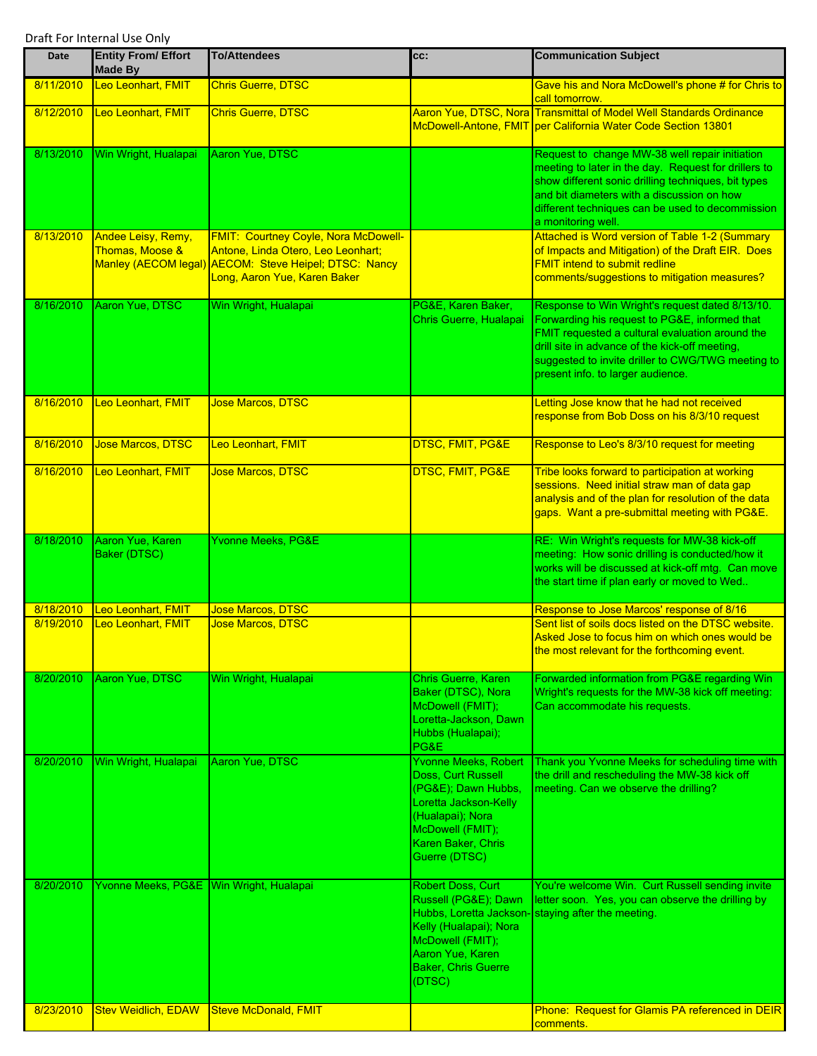Draft For Internal Use Only

| Date | Entity From/ Effort Made By | To/Attendees | cc: | Communication Subject |
|---|---|---|---|---|
| 8/11/2010 | Leo Leonhart, FMIT | Chris Guerre, DTSC | | Gave his and Nora McDowell's phone # for Chris to call tomorrow. |
| 8/12/2010 | Leo Leonhart, FMIT | Chris Guerre, DTSC | Aaron Yue, DTSC, Nora McDowell-Antone, FMIT | Transmittal of Model Well Standards Ordinance per California Water Code Section 13801 |
| 8/13/2010 | Win Wright, Hualapai | Aaron Yue, DTSC | | Request to change MW-38 well repair initiation meeting to later in the day. Request for drillers to show different sonic drilling techniques, bit types and bit diameters with a discussion on how different techniques can be used to decommission a monitoring well. |
| 8/13/2010 | Andee Leisy, Remy, Thomas, Moose & Manley (AECOM legal) | FMIT: Courtney Coyle, Nora McDowell-Antone, Linda Otero, Leo Leonhart; AECOM: Steve Heipel; DTSC: Nancy Long, Aaron Yue, Karen Baker | | Attached is Word version of Table 1-2 (Summary of Impacts and Mitigation) of the Draft EIR. Does FMIT intend to submit redline comments/suggestions to mitigation measures? |
| 8/16/2010 | Aaron Yue, DTSC | Win Wright, Hualapai | PG&E, Karen Baker, Chris Guerre, Hualapai | Response to Win Wright's request dated 8/13/10. Forwarding his request to PG&E, informed that FMIT requested a cultural evaluation around the drill site in advance of the kick-off meeting, suggested to invite driller to CWG/TWG meeting to present info. to larger audience. |
| 8/16/2010 | Leo Leonhart, FMIT | Jose Marcos, DTSC | | Letting Jose know that he had not received response from Bob Doss on his 8/3/10 request |
| 8/16/2010 | Jose Marcos, DTSC | Leo Leonhart, FMIT | DTSC, FMIT, PG&E | Response to Leo's 8/3/10 request for meeting |
| 8/16/2010 | Leo Leonhart, FMIT | Jose Marcos, DTSC | DTSC, FMIT, PG&E | Tribe looks forward to participation at working sessions. Need initial straw man of data gap analysis and of the plan for resolution of the data gaps. Want a pre-submittal meeting with PG&E. |
| 8/18/2010 | Aaron Yue, Karen Baker (DTSC) | Yvonne Meeks, PG&E | | RE: Win Wright's requests for MW-38 kick-off meeting: How sonic drilling is conducted/how it works will be discussed at kick-off mtg. Can move the start time if plan early or moved to Wed.. |
| 8/18/2010 | Leo Leonhart, FMIT | Jose Marcos, DTSC | | Response to Jose Marcos' response of 8/16 |
| 8/19/2010 | Leo Leonhart, FMIT | Jose Marcos, DTSC | | Sent list of soils docs listed on the DTSC website. Asked Jose to focus him on which ones would be the most relevant for the forthcoming event. |
| 8/20/2010 | Aaron Yue, DTSC | Win Wright, Hualapai | Chris Guerre, Karen Baker (DTSC), Nora McDowell (FMIT); Loretta-Jackson, Dawn Hubbs (Hualapai); PG&E | Forwarded information from PG&E regarding Win Wright's requests for the MW-38 kick off meeting: Can accommodate his requests. |
| 8/20/2010 | Win Wright, Hualapai | Aaron Yue, DTSC | Yvonne Meeks, Robert Doss, Curt Russell (PG&E); Dawn Hubbs, Loretta Jackson-Kelly (Hualapai); Nora McDowell (FMIT); Karen Baker, Chris Guerre (DTSC) | Thank you Yvonne Meeks for scheduling time with the drill and rescheduling the MW-38 kick off meeting. Can we observe the drilling? |
| 8/20/2010 | Yvonne Meeks, PG&E | Win Wright, Hualapai | Robert Doss, Curt Russell (PG&E); Dawn Hubbs, Loretta Jackson-Kelly (Hualapai); Nora McDowell (FMIT); Aaron Yue, Karen Baker, Chris Guerre (DTSC) | You're welcome Win. Curt Russell sending invite letter soon. Yes, you can observe the drilling by staying after the meeting. |
| 8/23/2010 | Stev Weidlich, EDAW | Steve McDonald, FMIT | | Phone: Request for Glamis PA referenced in DEIR comments. |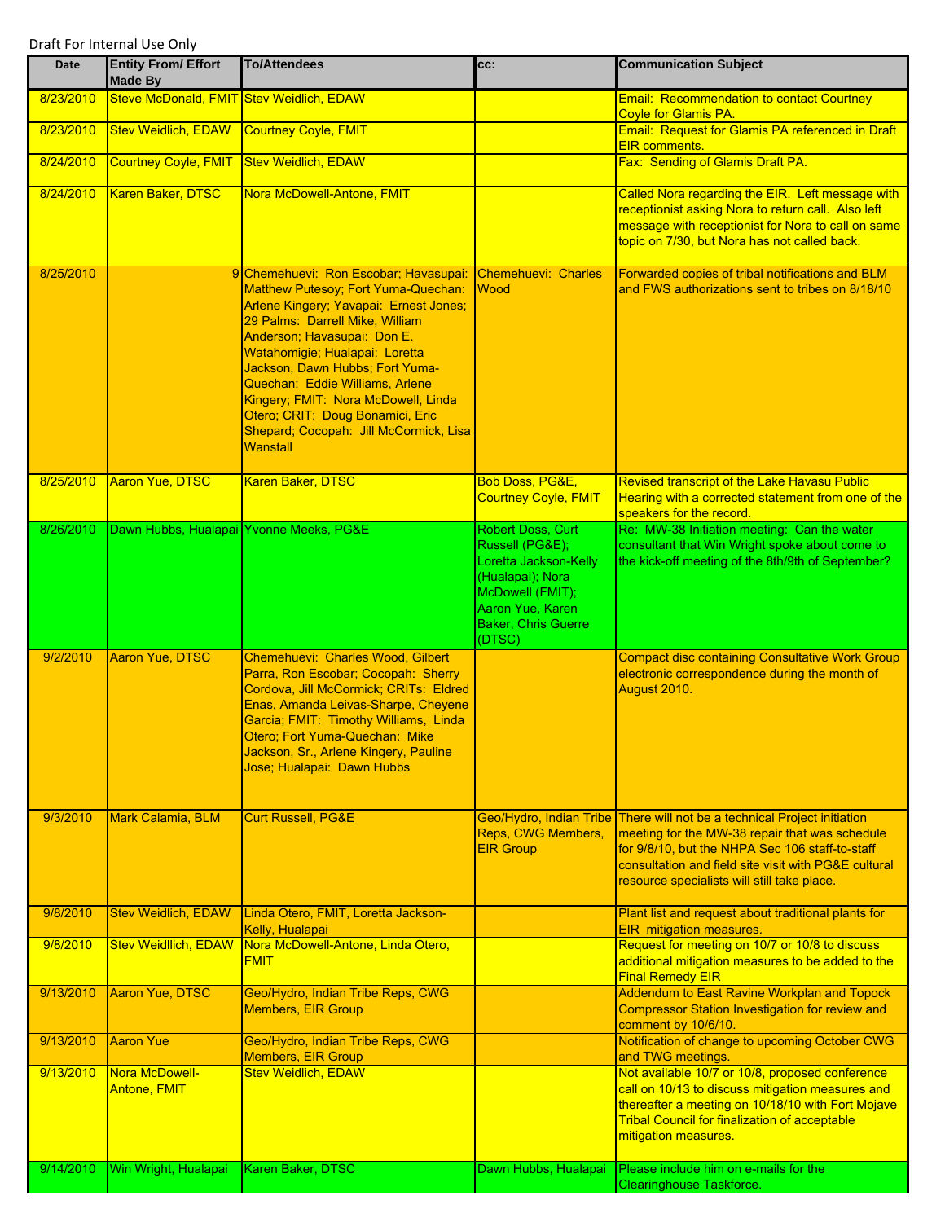Draft For Internal Use Only

| Date | Entity From/ Effort Made By | To/Attendees | cc: | Communication Subject |
|---|---|---|---|---|
| 8/23/2010 | Steve McDonald, FMIT | Stev Weidlich, EDAW | | Email: Recommendation to contact Courtney Coyle for Glamis PA. |
| 8/23/2010 | Stev Weidlich, EDAW | Courtney Coyle, FMIT | | Email: Request for Glamis PA referenced in Draft EIR comments. |
| 8/24/2010 | Courtney Coyle, FMIT | Stev Weidlich, EDAW | | Fax: Sending of Glamis Draft PA. |
| 8/24/2010 | Karen Baker, DTSC | Nora McDowell-Antone, FMIT | | Called Nora regarding the EIR. Left message with receptionist asking Nora to return call. Also left message with receptionist for Nora to call on same topic on 7/30, but Nora has not called back. |
| 8/25/2010 | 9 | Chemehuevi: Ron Escobar; Havasupai: Matthew Putesoy; Fort Yuma-Quechan: Arlene Kingery; Yavapai: Ernest Jones; 29 Palms: Darrell Mike, William Anderson; Havasupai: Don E. Watahomigie; Hualapai: Loretta Jackson, Dawn Hubbs; Fort Yuma-Quechan: Eddie Williams, Arlene Kingery; FMIT: Nora McDowell, Linda Otero; CRIT: Doug Bonamici, Eric Shepard; Cocopah: Jill McCormick, Lisa Wanstall | Chemehuevi: Charles Wood | Forwarded copies of tribal notifications and BLM and FWS authorizations sent to tribes on 8/18/10 |
| 8/25/2010 | Aaron Yue, DTSC | Karen Baker, DTSC | Bob Doss, PG&E, Courtney Coyle, FMIT | Revised transcript of the Lake Havasu Public Hearing with a corrected statement from one of the speakers for the record. |
| 8/26/2010 | Dawn Hubbs, Hualapai | Yvonne Meeks, PG&E | Robert Doss, Curt Russell (PG&E); Loretta Jackson-Kelly (Hualapai); Nora McDowell (FMIT); Aaron Yue, Karen Baker, Chris Guerre (DTSC) | Re: MW-38 Initiation meeting: Can the water consultant that Win Wright spoke about come to the kick-off meeting of the 8th/9th of September? |
| 9/2/2010 | Aaron Yue, DTSC | Chemehuevi: Charles Wood, Gilbert Parra, Ron Escobar; Cocopah: Sherry Cordova, Jill McCormick; CRITs: Eldred Enas, Amanda Leivas-Sharpe, Cheyene Garcia; FMIT: Timothy Williams, Linda Otero; Fort Yuma-Quechan: Mike Jackson, Sr., Arlene Kingery, Pauline Jose; Hualapai: Dawn Hubbs | | Compact disc containing Consultative Work Group electronic correspondence during the month of August 2010. |
| 9/3/2010 | Mark Calamia, BLM | Curt Russell, PG&E | Geo/Hydro, Indian Tribe Reps, CWG Members, EIR Group | There will not be a technical Project initiation meeting for the MW-38 repair that was schedule for 9/8/10, but the NHPA Sec 106 staff-to-staff consultation and field site visit with PG&E cultural resource specialists will still take place. |
| 9/8/2010 | Stev Weidlich, EDAW | Linda Otero, FMIT, Loretta Jackson-Kelly, Hualapai | | Plant list and request about traditional plants for EIR mitigation measures. |
| 9/8/2010 | Stev Weidllich, EDAW | Nora McDowell-Antone, Linda Otero, FMIT | | Request for meeting on 10/7 or 10/8 to discuss additional mitigation measures to be added to the Final Remedy EIR |
| 9/13/2010 | Aaron Yue, DTSC | Geo/Hydro, Indian Tribe Reps, CWG Members, EIR Group | | Addendum to East Ravine Workplan and Topock Compressor Station Investigation for review and comment by 10/6/10. |
| 9/13/2010 | Aaron Yue | Geo/Hydro, Indian Tribe Reps, CWG Members, EIR Group | | Notification of change to upcoming October CWG and TWG meetings. |
| 9/13/2010 | Nora McDowell-Antone, FMIT | Stev Weidlich, EDAW | | Not available 10/7 or 10/8, proposed conference call on 10/13 to discuss mitigation measures and thereafter a meeting on 10/18/10 with Fort Mojave Tribal Council for finalization of acceptable mitigation measures. |
| 9/14/2010 | Win Wright, Hualapai | Karen Baker, DTSC | Dawn Hubbs, Hualapai | Please include him on e-mails for the Clearinghouse Taskforce. |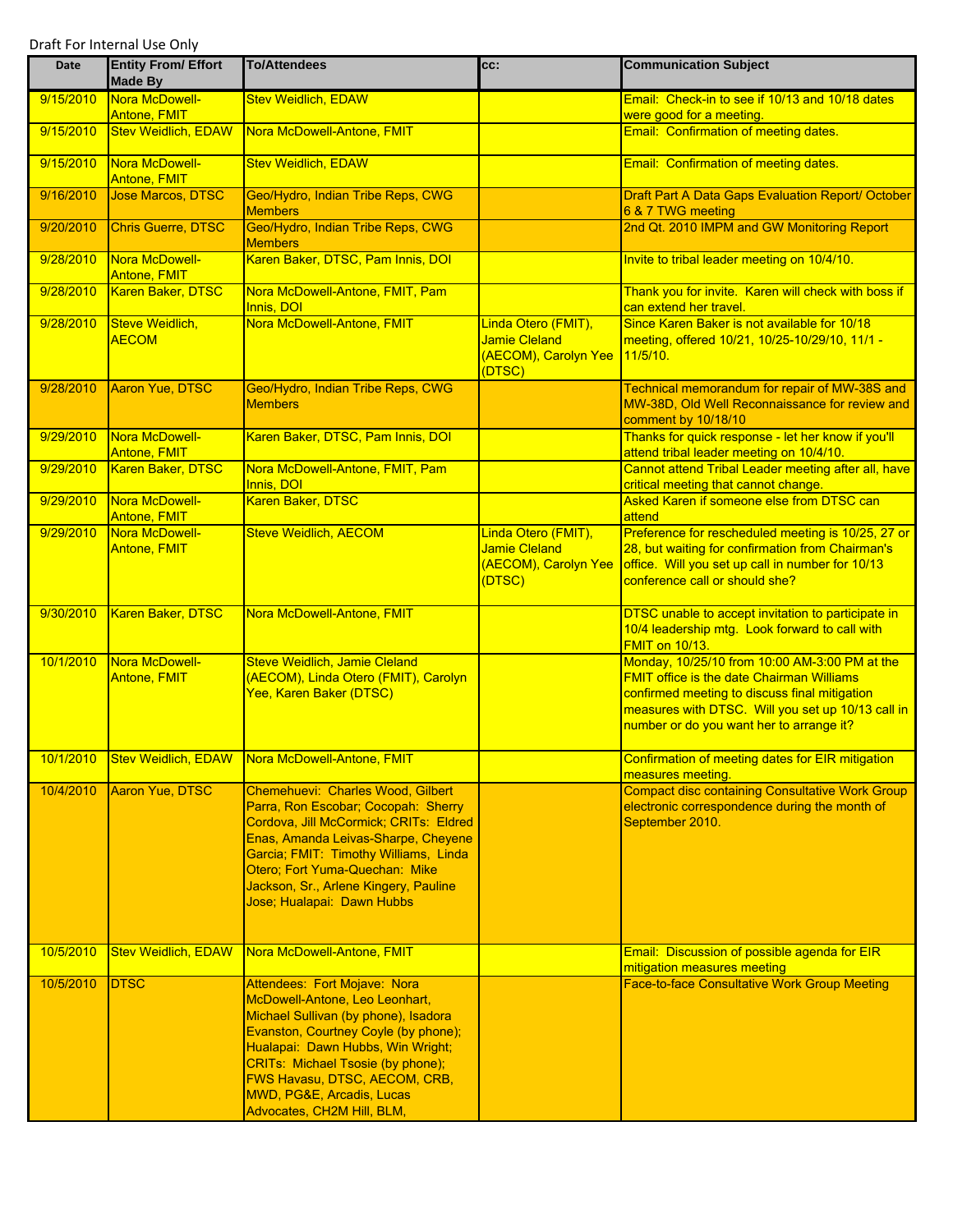Draft For Internal Use Only

| Date | Entity From/ Effort Made By | To/Attendees | cc: | Communication Subject |
|---|---|---|---|---|
| 9/15/2010 | Nora McDowell-Antone, FMIT | Stev Weidlich, EDAW | | Email: Check-in to see if 10/13 and 10/18 dates were good for a meeting. |
| 9/15/2010 | Stev Weidlich, EDAW | Nora McDowell-Antone, FMIT | | Email: Confirmation of meeting dates. |
| 9/15/2010 | Nora McDowell-Antone, FMIT | Stev Weidlich, EDAW | | Email: Confirmation of meeting dates. |
| 9/16/2010 | Jose Marcos, DTSC | Geo/Hydro, Indian Tribe Reps, CWG Members | | Draft Part A Data Gaps Evaluation Report/ October 6 & 7 TWG meeting |
| 9/20/2010 | Chris Guerre, DTSC | Geo/Hydro, Indian Tribe Reps, CWG Members | | 2nd Qt. 2010 IMPM and GW Monitoring Report |
| 9/28/2010 | Nora McDowell-Antone, FMIT | Karen Baker, DTSC, Pam Innis, DOI | | Invite to tribal leader meeting on 10/4/10. |
| 9/28/2010 | Karen Baker, DTSC | Nora McDowell-Antone, FMIT, Pam Innis, DOI | | Thank you for invite. Karen will check with boss if can extend her travel. |
| 9/28/2010 | Steve Weidlich, AECOM | Nora McDowell-Antone, FMIT | Linda Otero (FMIT), Jamie Cleland (AECOM), Carolyn Yee (DTSC) | Since Karen Baker is not available for 10/18 meeting, offered 10/21, 10/25-10/29/10, 11/1 - 11/5/10. |
| 9/28/2010 | Aaron Yue, DTSC | Geo/Hydro, Indian Tribe Reps, CWG Members | | Technical memorandum for repair of MW-38S and MW-38D, Old Well Reconnaissance for review and comment by 10/18/10 |
| 9/29/2010 | Nora McDowell-Antone, FMIT | Karen Baker, DTSC, Pam Innis, DOI | | Thanks for quick response - let her know if you'll attend tribal leader meeting on 10/4/10. |
| 9/29/2010 | Karen Baker, DTSC | Nora McDowell-Antone, FMIT, Pam Innis, DOI | | Cannot attend Tribal Leader meeting after all, have critical meeting that cannot change. |
| 9/29/2010 | Nora McDowell-Antone, FMIT | Karen Baker, DTSC | | Asked Karen if someone else from DTSC can attend |
| 9/29/2010 | Nora McDowell-Antone, FMIT | Steve Weidlich, AECOM | Linda Otero (FMIT), Jamie Cleland (AECOM), Carolyn Yee (DTSC) | Preference for rescheduled meeting is 10/25, 27 or 28, but waiting for confirmation from Chairman's office. Will you set up call in number for 10/13 conference call or should she? |
| 9/30/2010 | Karen Baker, DTSC | Nora McDowell-Antone, FMIT | | DTSC unable to accept invitation to participate in 10/4 leadership mtg. Look forward to call with FMIT on 10/13. |
| 10/1/2010 | Nora McDowell-Antone, FMIT | Steve Weidlich, Jamie Cleland (AECOM), Linda Otero (FMIT), Carolyn Yee, Karen Baker (DTSC) | | Monday, 10/25/10 from 10:00 AM-3:00 PM at the FMIT office is the date Chairman Williams confirmed meeting to discuss final mitigation measures with DTSC. Will you set up 10/13 call in number or do you want her to arrange it? |
| 10/1/2010 | Stev Weidlich, EDAW | Nora McDowell-Antone, FMIT | | Confirmation of meeting dates for EIR mitigation measures meeting. |
| 10/4/2010 | Aaron Yue, DTSC | Chemehuevi: Charles Wood, Gilbert Parra, Ron Escobar; Cocopah: Sherry Cordova, Jill McCormick; CRITs: Eldred Enas, Amanda Leivas-Sharpe, Cheyene Garcia; FMIT: Timothy Williams, Linda Otero; Fort Yuma-Quechan: Mike Jackson, Sr., Arlene Kingery, Pauline Jose; Hualapai: Dawn Hubbs | | Compact disc containing Consultative Work Group electronic correspondence during the month of September 2010. |
| 10/5/2010 | Stev Weidlich, EDAW | Nora McDowell-Antone, FMIT | | Email: Discussion of possible agenda for EIR mitigation measures meeting |
| 10/5/2010 | DTSC | Attendees: Fort Mojave: Nora McDowell-Antone, Leo Leonhart, Michael Sullivan (by phone), Isadora Evanston, Courtney Coyle (by phone); Hualapai: Dawn Hubbs, Win Wright; CRITs: Michael Tsosie (by phone); FWS Havasu, DTSC, AECOM, CRB, MWD, PG&E, Arcadis, Lucas Advocates, CH2M Hill, BLM, | | Face-to-face Consultative Work Group Meeting |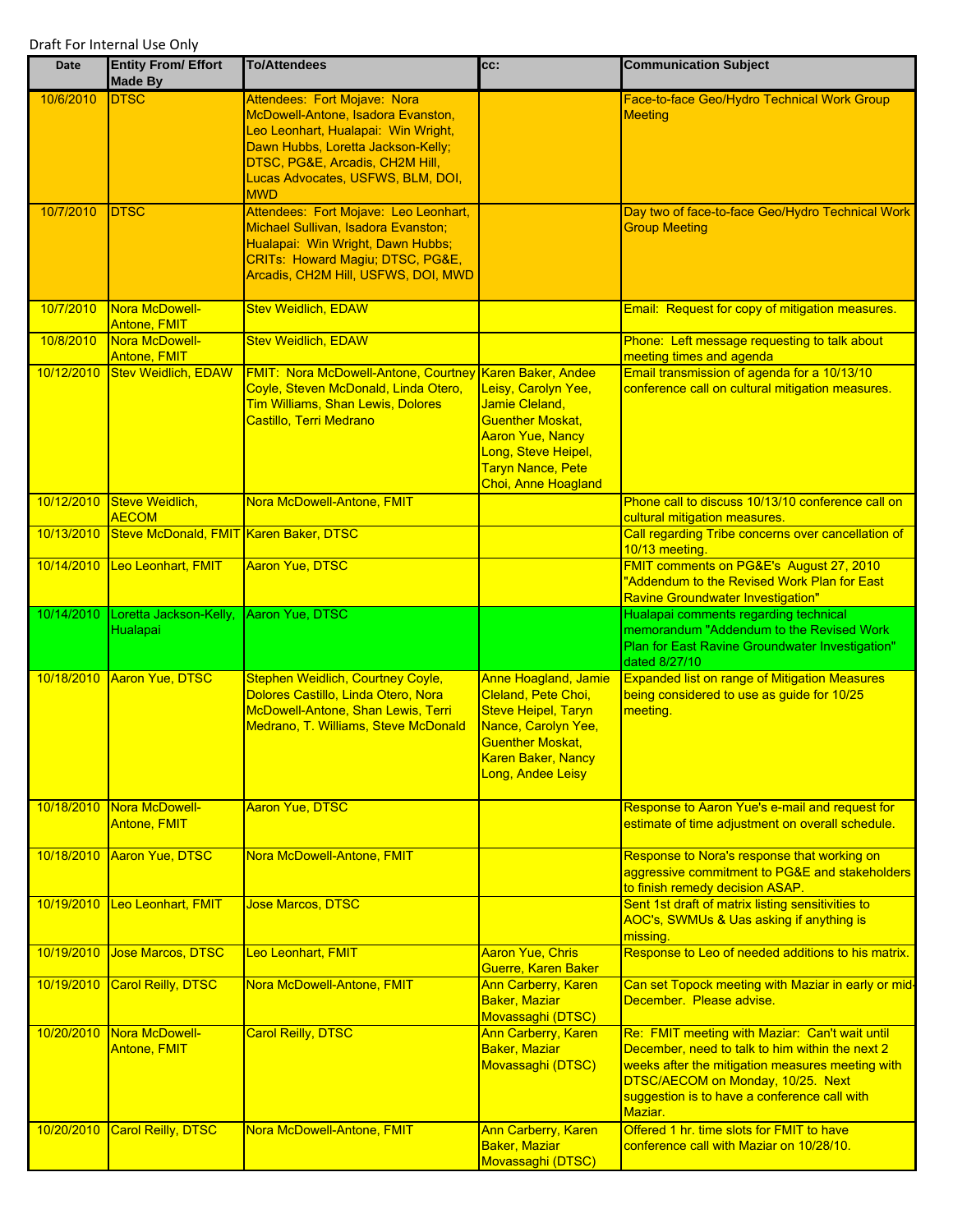Draft For Internal Use Only

| Date | Entity From/ Effort Made By | To/Attendees | cc: | Communication Subject |
|---|---|---|---|---|
| 10/6/2010 | DTSC | Attendees: Fort Mojave: Nora McDowell-Antone, Isadora Evanston, Leo Leonhart, Hualapai: Win Wright, Dawn Hubbs, Loretta Jackson-Kelly; DTSC, PG&E, Arcadis, CH2M Hill, Lucas Advocates, USFWS, BLM, DOI, MWD | | Face-to-face Geo/Hydro Technical Work Group Meeting |
| 10/7/2010 | DTSC | Attendees: Fort Mojave: Leo Leonhart, Michael Sullivan, Isadora Evanston; Hualapai: Win Wright, Dawn Hubbs; CRITs: Howard Magiu; DTSC, PG&E, Arcadis, CH2M Hill, USFWS, DOI, MWD | | Day two of face-to-face Geo/Hydro Technical Work Group Meeting |
| 10/7/2010 | Nora McDowell-Antone, FMIT | Stev Weidlich, EDAW | | Email: Request for copy of mitigation measures. |
| 10/8/2010 | Nora McDowell-Antone, FMIT | Stev Weidlich, EDAW | | Phone: Left message requesting to talk about meeting times and agenda |
| 10/12/2010 | Stev Weidlich, EDAW | FMIT: Nora McDowell-Antone, Courtney Coyle, Steven McDonald, Linda Otero, Tim Williams, Shan Lewis, Dolores Castillo, Terri Medrano | Karen Baker, Andee Leisy, Carolyn Yee, Jamie Cleland, Guenther Moskat, Aaron Yue, Nancy Long, Steve Heipel, Taryn Nance, Pete Choi, Anne Hoagland | Email transmission of agenda for a 10/13/10 conference call on cultural mitigation measures. |
| 10/12/2010 | Steve Weidlich, AECOM | Nora McDowell-Antone, FMIT | | Phone call to discuss 10/13/10 conference call on cultural mitigation measures. |
| 10/13/2010 | Steve McDonald, FMIT | Karen Baker, DTSC | | Call regarding Tribe concerns over cancellation of 10/13 meeting. |
| 10/14/2010 | Leo Leonhart, FMIT | Aaron Yue, DTSC | | FMIT comments on PG&E's August 27, 2010 "Addendum to the Revised Work Plan for East Ravine Groundwater Investigation" |
| 10/14/2010 | Loretta Jackson-Kelly, Hualapai | Aaron Yue, DTSC | | Hualapai comments regarding technical memorandum "Addendum to the Revised Work Plan for East Ravine Groundwater Investigation" dated 8/27/10 |
| 10/18/2010 | Aaron Yue, DTSC | Stephen Weidlich, Courtney Coyle, Dolores Castillo, Linda Otero, Nora McDowell-Antone, Shan Lewis, Terri Medrano, T. Williams, Steve McDonald | Anne Hoagland, Jamie Cleland, Pete Choi, Steve Heipel, Taryn Nance, Carolyn Yee, Guenther Moskat, Karen Baker, Nancy Long, Andee Leisy | Expanded list on range of Mitigation Measures being considered to use as guide for 10/25 meeting. |
| 10/18/2010 | Nora McDowell-Antone, FMIT | Aaron Yue, DTSC | | Response to Aaron Yue's e-mail and request for estimate of time adjustment on overall schedule. |
| 10/18/2010 | Aaron Yue, DTSC | Nora McDowell-Antone, FMIT | | Response to Nora's response that working on aggressive commitment to PG&E and stakeholders to finish remedy decision ASAP. |
| 10/19/2010 | Leo Leonhart, FMIT | Jose Marcos, DTSC | | Sent 1st draft of matrix listing sensitivities to AOC's, SWMUs & Uas asking if anything is missing. |
| 10/19/2010 | Jose Marcos, DTSC | Leo Leonhart, FMIT | Aaron Yue, Chris Guerre, Karen Baker | Response to Leo of needed additions to his matrix. |
| 10/19/2010 | Carol Reilly, DTSC | Nora McDowell-Antone, FMIT | Ann Carberry, Karen Baker, Maziar Movassaghi (DTSC) | Can set Topock meeting with Maziar in early or mid-December. Please advise. |
| 10/20/2010 | Nora McDowell-Antone, FMIT | Carol Reilly, DTSC | Ann Carberry, Karen Baker, Maziar Movassaghi (DTSC) | Re: FMIT meeting with Maziar: Can't wait until December, need to talk to him within the next 2 weeks after the mitigation measures meeting with DTSC/AECOM on Monday, 10/25. Next suggestion is to have a conference call with Maziar. |
| 10/20/2010 | Carol Reilly, DTSC | Nora McDowell-Antone, FMIT | Ann Carberry, Karen Baker, Maziar Movassaghi (DTSC) | Offered 1 hr. time slots for FMIT to have conference call with Maziar on 10/28/10. |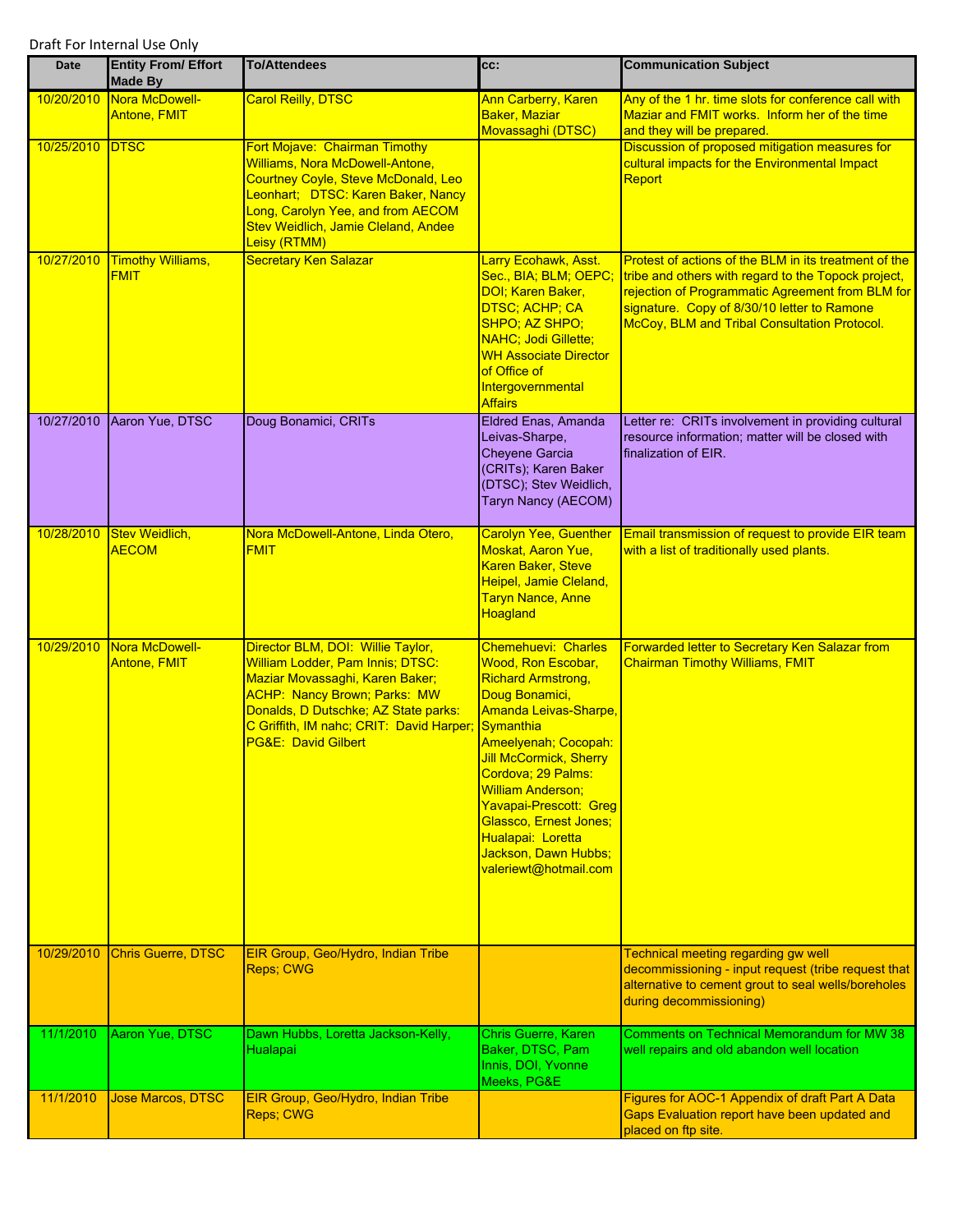Draft For Internal Use Only

| Date | Entity From/ Effort Made By | To/Attendees | cc: | Communication Subject |
|---|---|---|---|---|
| 10/20/2010 | Nora McDowell-Antone, FMIT | Carol Reilly, DTSC | Ann Carberry, Karen Baker, Maziar Movassaghi (DTSC) | Any of the 1 hr. time slots for conference call with Maziar and FMIT works. Inform her of the time and they will be prepared. |
| 10/25/2010 | DTSC | Fort Mojave: Chairman Timothy Williams, Nora McDowell-Antone, Courtney Coyle, Steve McDonald, Leo Leonhart; DTSC: Karen Baker, Nancy Long, Carolyn Yee, and from AECOM Stev Weidlich, Jamie Cleland, Andee Leisy (RTMM) | | Discussion of proposed mitigation measures for cultural impacts for the Environmental Impact Report |
| 10/27/2010 | Timothy Williams, FMIT | Secretary Ken Salazar | Larry Ecohawk, Asst. Sec., BIA; BLM; OEPC; DOI; Karen Baker, DTSC; ACHP; CA SHPO; AZ SHPO; NAHC; Jodi Gillette; WH Associate Director of Office of Intergovernmental Affairs | Protest of actions of the BLM in its treatment of the tribe and others with regard to the Topock project, rejection of Programmatic Agreement from BLM for signature. Copy of 8/30/10 letter to Ramone McCoy, BLM and Tribal Consultation Protocol. |
| 10/27/2010 | Aaron Yue, DTSC | Doug Bonamici, CRITs | Eldred Enas, Amanda Leivas-Sharpe, Cheyene Garcia (CRITs); Karen Baker (DTSC); Stev Weidlich, Taryn Nancy (AECOM) | Letter re: CRITs involvement in providing cultural resource information; matter will be closed with finalization of EIR. |
| 10/28/2010 | Stev Weidlich, AECOM | Nora McDowell-Antone, Linda Otero, FMIT | Carolyn Yee, Guenther Moskat, Aaron Yue, Karen Baker, Steve Heipel, Jamie Cleland, Taryn Nance, Anne Hoagland | Email transmission of request to provide EIR team with a list of traditionally used plants. |
| 10/29/2010 | Nora McDowell-Antone, FMIT | Director BLM, DOI: Willie Taylor, William Lodder, Pam Innis; DTSC: Maziar Movassaghi, Karen Baker; ACHP: Nancy Brown; Parks: MW Donalds, D Dutschke; AZ State parks: C Griffith, IM nahc; CRIT: David Harper; PG&E: David Gilbert | Chemehuevi: Charles Wood, Ron Escobar, Richard Armstrong, Doug Bonamici, Amanda Leivas-Sharpe, Symanthia Ameelyenah; Cocopah: Jill McCormick, Sherry Cordova; 29 Palms: William Anderson; Yavapai-Prescott: Greg Glassco, Ernest Jones; Hualapai: Loretta Jackson, Dawn Hubbs; valeriewt@hotmail.com | Forwarded letter to Secretary Ken Salazar from Chairman Timothy Williams, FMIT |
| 10/29/2010 | Chris Guerre, DTSC | EIR Group, Geo/Hydro, Indian Tribe Reps; CWG | | Technical meeting regarding gw well decommissioning - input request (tribe request that alternative to cement grout to seal wells/boreholes during decommissioning) |
| 11/1/2010 | Aaron Yue, DTSC | Dawn Hubbs, Loretta Jackson-Kelly, Hualapai | Chris Guerre, Karen Baker, DTSC, Pam Innis, DOI, Yvonne Meeks, PG&E | Comments on Technical Memorandum for MW 38 well repairs and old abandon well location |
| 11/1/2010 | Jose Marcos, DTSC | EIR Group, Geo/Hydro, Indian Tribe Reps; CWG | | Figures for AOC-1 Appendix of draft Part A Data Gaps Evaluation report have been updated and placed on ftp site. |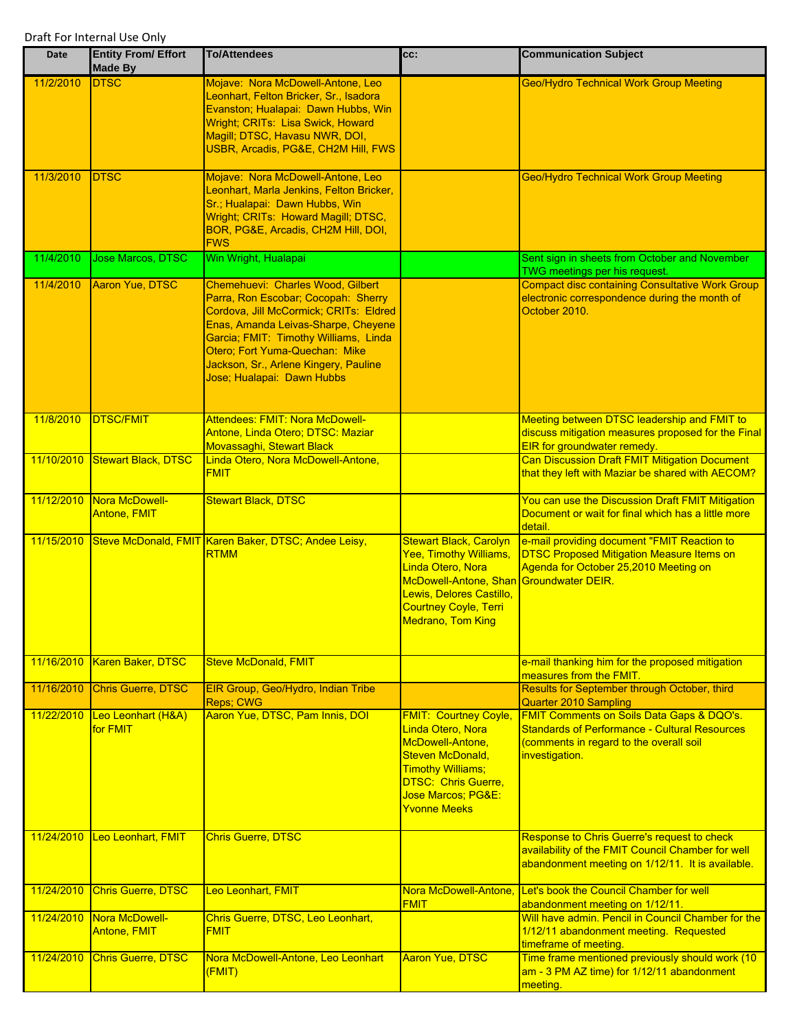Draft For Internal Use Only

| Date | Entity From/ Effort Made By | To/Attendees | cc: | Communication Subject |
|---|---|---|---|---|
| 11/2/2010 | DTSC | Mojave: Nora McDowell-Antone, Leo Leonhart, Felton Bricker, Sr., Isadora Evanston; Hualapai: Dawn Hubbs, Win Wright; CRITs: Lisa Swick, Howard Magill; DTSC, Havasu NWR, DOI, USBR, Arcadis, PG&E, CH2M Hill, FWS | | Geo/Hydro Technical Work Group Meeting |
| 11/3/2010 | DTSC | Mojave: Nora McDowell-Antone, Leo Leonhart, Marla Jenkins, Felton Bricker, Sr.; Hualapai: Dawn Hubbs, Win Wright; CRITs: Howard Magill; DTSC, BOR, PG&E, Arcadis, CH2M Hill, DOI, FWS | | Geo/Hydro Technical Work Group Meeting |
| 11/4/2010 | Jose Marcos, DTSC | Win Wright, Hualapai | | Sent sign in sheets from October and November TWG meetings per his request. |
| 11/4/2010 | Aaron Yue, DTSC | Chemehuevi: Charles Wood, Gilbert Parra, Ron Escobar; Cocopah: Sherry Cordova, Jill McCormick; CRITs: Eldred Enas, Amanda Leivas-Sharpe, Cheyene Garcia; FMIT: Timothy Williams, Linda Otero; Fort Yuma-Quechan: Mike Jackson, Sr., Arlene Kingery, Pauline Jose; Hualapai: Dawn Hubbs | | Compact disc containing Consultative Work Group electronic correspondence during the month of October 2010. |
| 11/8/2010 | DTSC/FMIT | Attendees: FMIT: Nora McDowell-Antone, Linda Otero; DTSC: Maziar Movassaghi, Stewart Black | | Meeting between DTSC leadership and FMIT to discuss mitigation measures proposed for the Final EIR for groundwater remedy. |
| 11/10/2010 | Stewart Black, DTSC | Linda Otero, Nora McDowell-Antone, FMIT | | Can Discussion Draft FMIT Mitigation Document that they left with Maziar be shared with AECOM? |
| 11/12/2010 | Nora McDowell-Antone, FMIT | Stewart Black, DTSC | | You can use the Discussion Draft FMIT Mitigation Document or wait for final which has a little more detail. |
| 11/15/2010 | Steve McDonald, FMIT | Karen Baker, DTSC; Andee Leisy, RTMM | Stewart Black, Carolyn Yee, Timothy Williams, Linda Otero, Nora McDowell-Antone, Shan Lewis, Delores Castillo, Courtney Coyle, Terri Medrano, Tom King | e-mail providing document "FMIT Reaction to DTSC Proposed Mitigation Measure Items on Agenda for October 25,2010 Meeting on Groundwater DEIR. |
| 11/16/2010 | Karen Baker, DTSC | Steve McDonald, FMIT | | e-mail thanking him for the proposed mitigation measures from the FMIT. |
| 11/16/2010 | Chris Guerre, DTSC | EIR Group, Geo/Hydro, Indian Tribe Reps; CWG | | Results for September through October, third Quarter 2010 Sampling |
| 11/22/2010 | Leo Leonhart (H&A) for FMIT | Aaron Yue, DTSC, Pam Innis, DOI | FMIT: Courtney Coyle, Linda Otero, Nora McDowell-Antone, Steven McDonald, Timothy Williams; DTSC: Chris Guerre, Jose Marcos; PG&E: Yvonne Meeks | FMIT Comments on Soils Data Gaps & DQO's. Standards of Performance - Cultural Resources (comments in regard to the overall soil investigation. |
| 11/24/2010 | Leo Leonhart, FMIT | Chris Guerre, DTSC | | Response to Chris Guerre's request to check availability of the FMIT Council Chamber for well abandonment meeting on 1/12/11. It is available. |
| 11/24/2010 | Chris Guerre, DTSC | Leo Leonhart, FMIT | Nora McDowell-Antone, FMIT | Let's book the Council Chamber for well abandonment meeting on 1/12/11. |
| 11/24/2010 | Nora McDowell-Antone, FMIT | Chris Guerre, DTSC, Leo Leonhart, FMIT | | Will have admin. Pencil in Council Chamber for the 1/12/11 abandonment meeting. Requested timeframe of meeting. |
| 11/24/2010 | Chris Guerre, DTSC | Nora McDowell-Antone, Leo Leonhart (FMIT) | Aaron Yue, DTSC | Time frame mentioned previously should work (10 am - 3 PM AZ time) for 1/12/11 abandonment meeting. |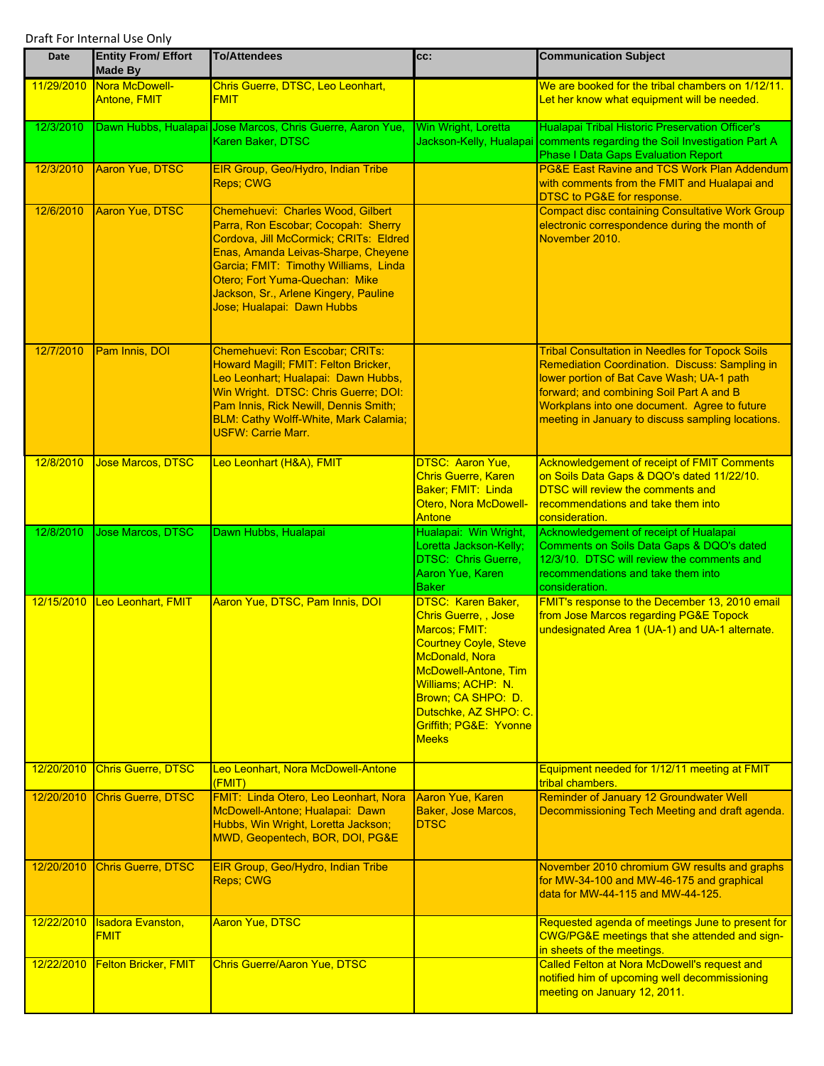Draft For Internal Use Only

| Date | Entity From/ Effort Made By | To/Attendees | cc: | Communication Subject |
|---|---|---|---|---|
| 11/29/2010 | Nora McDowell-Antone, FMIT | Chris Guerre, DTSC, Leo Leonhart, FMIT | | We are booked for the tribal chambers on 1/12/11. Let her know what equipment will be needed. |
| 12/3/2010 | Dawn Hubbs, Hualapai | Jose Marcos, Chris Guerre, Aaron Yue, Karen Baker, DTSC | Win Wright, Loretta Jackson-Kelly, Hualapai | Hualapai Tribal Historic Preservation Officer's comments regarding the Soil Investigation Part A Phase I Data Gaps Evaluation Report |
| 12/3/2010 | Aaron Yue, DTSC | EIR Group, Geo/Hydro, Indian Tribe Reps; CWG | | PG&E East Ravine and TCS Work Plan Addendum with comments from the FMIT and Hualapai and DTSC to PG&E for response. |
| 12/6/2010 | Aaron Yue, DTSC | Chemehuevi: Charles Wood, Gilbert Parra, Ron Escobar; Cocopah: Sherry Cordova, Jill McCormick; CRITs: Eldred Enas, Amanda Leivas-Sharpe, Cheyene Garcia; FMIT: Timothy Williams, Linda Otero; Fort Yuma-Quechan: Mike Jackson, Sr., Arlene Kingery, Pauline Jose; Hualapai: Dawn Hubbs | | Compact disc containing Consultative Work Group electronic correspondence during the month of November 2010. |
| 12/7/2010 | Pam Innis, DOI | Chemehuevi: Ron Escobar; CRITs: Howard Magill; FMIT: Felton Bricker, Leo Leonhart; Hualapai: Dawn Hubbs, Win Wright. DTSC: Chris Guerre; DOI: Pam Innis, Rick Newill, Dennis Smith; BLM: Cathy Wolff-White, Mark Calamia; USFW: Carrie Marr. | | Tribal Consultation in Needles for Topock Soils Remediation Coordination. Discuss: Sampling in lower portion of Bat Cave Wash; UA-1 path forward; and combining Soil Part A and B Workplans into one document. Agree to future meeting in January to discuss sampling locations. |
| 12/8/2010 | Jose Marcos, DTSC | Leo Leonhart (H&A), FMIT | DTSC: Aaron Yue, Chris Guerre, Karen Baker; FMIT: Linda Otero, Nora McDowell-Antone | Acknowledgement of receipt of FMIT Comments on Soils Data Gaps & DQO's dated 11/22/10. DTSC will review the comments and recommendations and take them into consideration. |
| 12/8/2010 | Jose Marcos, DTSC | Dawn Hubbs, Hualapai | Hualapai: Win Wright, Loretta Jackson-Kelly; DTSC: Chris Guerre, Aaron Yue, Karen Baker | Acknowledgement of receipt of Hualapai Comments on Soils Data Gaps & DQO's dated 12/3/10. DTSC will review the comments and recommendations and take them into consideration. |
| 12/15/2010 | Leo Leonhart, FMIT | Aaron Yue, DTSC, Pam Innis, DOI | DTSC: Karen Baker, Chris Guerre, , Jose Marcos; FMIT: Courtney Coyle, Steve McDonald, Nora McDowell-Antone, Tim Williams; ACHP: N. Brown; CA SHPO: D. Dutschke, AZ SHPO: C. Griffith; PG&E: Yvonne Meeks | FMIT's response to the December 13, 2010 email from Jose Marcos regarding PG&E Topock undesignated Area 1 (UA-1) and UA-1 alternate. |
| 12/20/2010 | Chris Guerre, DTSC | Leo Leonhart, Nora McDowell-Antone (FMIT) | | Equipment needed for 1/12/11 meeting at FMIT tribal chambers. |
| 12/20/2010 | Chris Guerre, DTSC | FMIT: Linda Otero, Leo Leonhart, Nora McDowell-Antone; Hualapai: Dawn Hubbs, Win Wright, Loretta Jackson; MWD, Geopentech, BOR, DOI, PG&E | Aaron Yue, Karen Baker, Jose Marcos, DTSC | Reminder of January 12 Groundwater Well Decommissioning Tech Meeting and draft agenda. |
| 12/20/2010 | Chris Guerre, DTSC | EIR Group, Geo/Hydro, Indian Tribe Reps; CWG | | November 2010 chromium GW results and graphs for MW-34-100 and MW-46-175 and graphical data for MW-44-115 and MW-44-125. |
| 12/22/2010 | Isadora Evanston, FMIT | Aaron Yue, DTSC | | Requested agenda of meetings June to present for CWG/PG&E meetings that she attended and sign-in sheets of the meetings. |
| 12/22/2010 | Felton Bricker, FMIT | Chris Guerre/Aaron Yue, DTSC | | Called Felton at Nora McDowell's request and notified him of upcoming well decommissioning meeting on January 12, 2011. |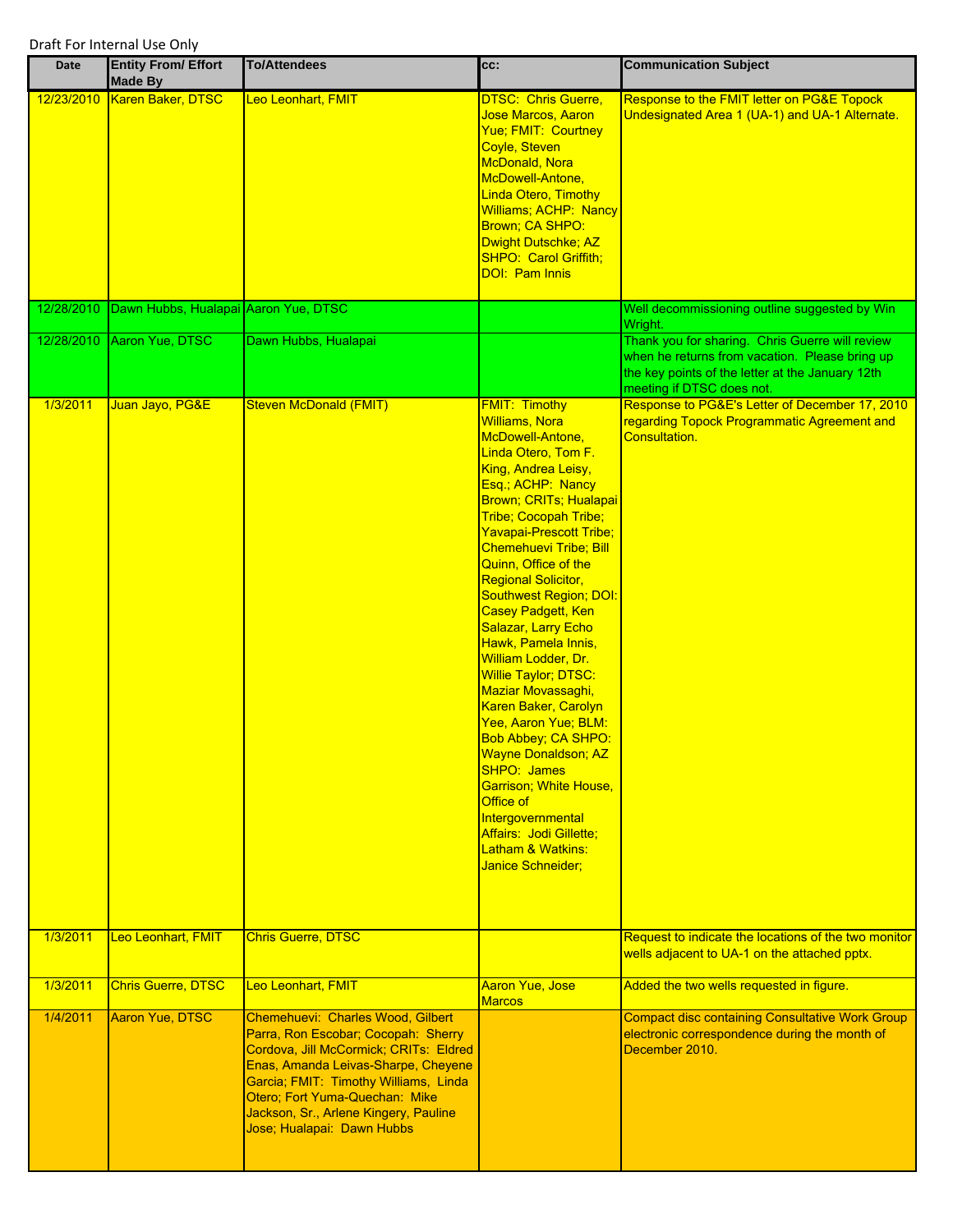Draft For Internal Use Only

| Date | Entity From/ Effort Made By | To/Attendees | cc: | Communication Subject |
|---|---|---|---|---|
| 12/23/2010 | Karen Baker, DTSC | Leo Leonhart, FMIT | DTSC: Chris Guerre, Jose Marcos, Aaron Yue; FMIT: Courtney Coyle, Steven McDonald, Nora McDowell-Antone, Linda Otero, Timothy Williams; ACHP: Nancy Brown; CA SHPO: Dwight Dutschke; AZ SHPO: Carol Griffith; DOI: Pam Innis | Response to the FMIT letter on PG&E Topock Undesignated Area 1 (UA-1) and UA-1 Alternate. |
| 12/28/2010 | Dawn Hubbs, Hualapai | Aaron Yue, DTSC | | Well decommissioning outline suggested by Win Wright. |
| 12/28/2010 | Aaron Yue, DTSC | Dawn Hubbs, Hualapai | | Thank you for sharing. Chris Guerre will review when he returns from vacation. Please bring up the key points of the letter at the January 12th meeting if DTSC does not. |
| 1/3/2011 | Juan Jayo, PG&E | Steven McDonald (FMIT) | FMIT: Timothy Williams, Nora McDowell-Antone, Linda Otero, Tom F. King, Andrea Leisy, Esq.; ACHP: Nancy Brown; CRITs; Hualapai Tribe; Cocopah Tribe; Yavapai-Prescott Tribe; Chemehuevi Tribe; Bill Quinn, Office of the Regional Solicitor, Southwest Region; DOI: Casey Padgett, Ken Salazar, Larry Echo Hawk, Pamela Innis, William Lodder, Dr. Willie Taylor; DTSC: Maziar Movassaghi, Karen Baker, Carolyn Yee, Aaron Yue; BLM: Bob Abbey; CA SHPO: Wayne Donaldson; AZ SHPO: James Garrison; White House, Office of Intergovernmental Affairs: Jodi Gillette; Latham & Watkins: Janice Schneider; | Response to PG&E's Letter of December 17, 2010 regarding Topock Programmatic Agreement and Consultation. |
| 1/3/2011 | Leo Leonhart, FMIT | Chris Guerre, DTSC | | Request to indicate the locations of the two monitor wells adjacent to UA-1 on the attached pptx. |
| 1/3/2011 | Chris Guerre, DTSC | Leo Leonhart, FMIT | Aaron Yue, Jose Marcos | Added the two wells requested in figure. |
| 1/4/2011 | Aaron Yue, DTSC | Chemehuevi: Charles Wood, Gilbert Parra, Ron Escobar; Cocopah: Sherry Cordova, Jill McCormick; CRITs: Eldred Enas, Amanda Leivas-Sharpe, Cheyene Garcia; FMIT: Timothy Williams, Linda Otero; Fort Yuma-Quechan: Mike Jackson, Sr., Arlene Kingery, Pauline Jose; Hualapai: Dawn Hubbs | | Compact disc containing Consultative Work Group electronic correspondence during the month of December 2010. |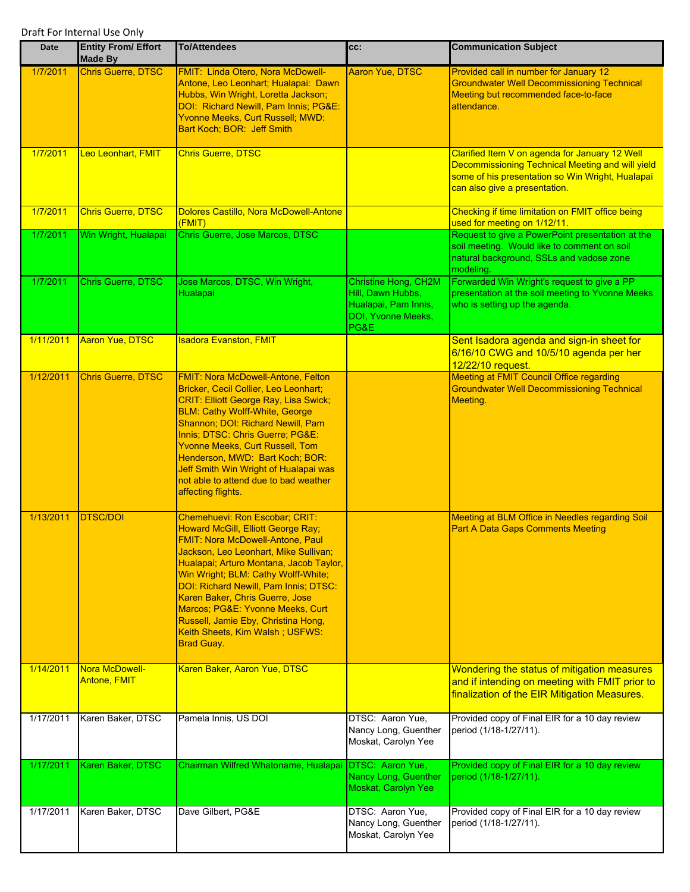Draft For Internal Use Only

| Date | Entity From/ Effort Made By | To/Attendees | cc: | Communication Subject |
|---|---|---|---|---|
| 1/7/2011 | Chris Guerre, DTSC | FMIT: Linda Otero, Nora McDowell-Antone, Leo Leonhart; Hualapai: Dawn Hubbs, Win Wright, Loretta Jackson; DOI: Richard Newill, Pam Innis; PG&E: Yvonne Meeks, Curt Russell; MWD: Bart Koch; BOR: Jeff Smith | Aaron Yue, DTSC | Provided call in number for January 12 Groundwater Well Decommissioning Technical Meeting but recommended face-to-face attendance. |
| 1/7/2011 | Leo Leonhart, FMIT | Chris Guerre, DTSC | | Clarified Item V on agenda for January 12 Well Decommissioning Technical Meeting and will yield some of his presentation so Win Wright, Hualapai can also give a presentation. |
| 1/7/2011 | Chris Guerre, DTSC | Dolores Castillo, Nora McDowell-Antone (FMIT) | | Checking if time limitation on FMIT office being used for meeting on 1/12/11. |
| 1/7/2011 | Win Wright, Hualapai | Chris Guerre, Jose Marcos, DTSC | | Request to give a PowerPoint presentation at the soil meeting. Would like to comment on soil natural background, SSLs and vadose zone modeling. |
| 1/7/2011 | Chris Guerre, DTSC | Jose Marcos, DTSC, Win Wright, Hualapai | Christine Hong, CH2M Hill, Dawn Hubbs, Hualapai, Pam Innis, DOI, Yvonne Meeks, PG&E | Forwarded Win Wright's request to give a PP presentation at the soil meeting to Yvonne Meeks who is setting up the agenda. |
| 1/11/2011 | Aaron Yue, DTSC | Isadora Evanston, FMIT | | Sent Isadora agenda and sign-in sheet for 6/16/10 CWG and 10/5/10 agenda per her 12/22/10 request. |
| 1/12/2011 | Chris Guerre, DTSC | FMIT: Nora McDowell-Antone, Felton Bricker, Cecil Collier, Leo Leonhart; CRIT: Elliott George Ray, Lisa Swick; BLM: Cathy Wolff-White, George Shannon; DOI: Richard Newill, Pam Innis; DTSC: Chris Guerre; PG&E: Yvonne Meeks, Curt Russell, Tom Henderson, MWD: Bart Koch; BOR: Jeff Smith Win Wright of Hualapai was not able to attend due to bad weather affecting flights. | | Meeting at FMIT Council Office regarding Groundwater Well Decommissioning Technical Meeting. |
| 1/13/2011 | DTSC/DOI | Chemehuevi: Ron Escobar; CRIT: Howard McGill, Elliott George Ray; FMIT: Nora McDowell-Antone, Paul Jackson, Leo Leonhart, Mike Sullivan; Hualapai; Arturo Montana, Jacob Taylor, Win Wright; BLM: Cathy Wolff-White; DOI: Richard Newill, Pam Innis; DTSC: Karen Baker, Chris Guerre, Jose Marcos; PG&E: Yvonne Meeks, Curt Russell, Jamie Eby, Christina Hong, Keith Sheets, Kim Walsh ; USFWS: Brad Guay. | | Meeting at BLM Office in Needles regarding Soil Part A Data Gaps Comments Meeting |
| 1/14/2011 | Nora McDowell-Antone, FMIT | Karen Baker, Aaron Yue, DTSC | | Wondering the status of mitigation measures and if intending on meeting with FMIT prior to finalization of the EIR Mitigation Measures. |
| 1/17/2011 | Karen Baker, DTSC | Pamela Innis, US DOI | DTSC: Aaron Yue, Nancy Long, Guenther Moskat, Carolyn Yee | Provided copy of Final EIR for a 10 day review period (1/18-1/27/11). |
| 1/17/2011 | Karen Baker, DTSC | Chairman Wilfred Whatoname, Hualapai | DTSC: Aaron Yue, Nancy Long, Guenther Moskat, Carolyn Yee | Provided copy of Final EIR for a 10 day review period (1/18-1/27/11). |
| 1/17/2011 | Karen Baker, DTSC | Dave Gilbert, PG&E | DTSC: Aaron Yue, Nancy Long, Guenther Moskat, Carolyn Yee | Provided copy of Final EIR for a 10 day review period (1/18-1/27/11). |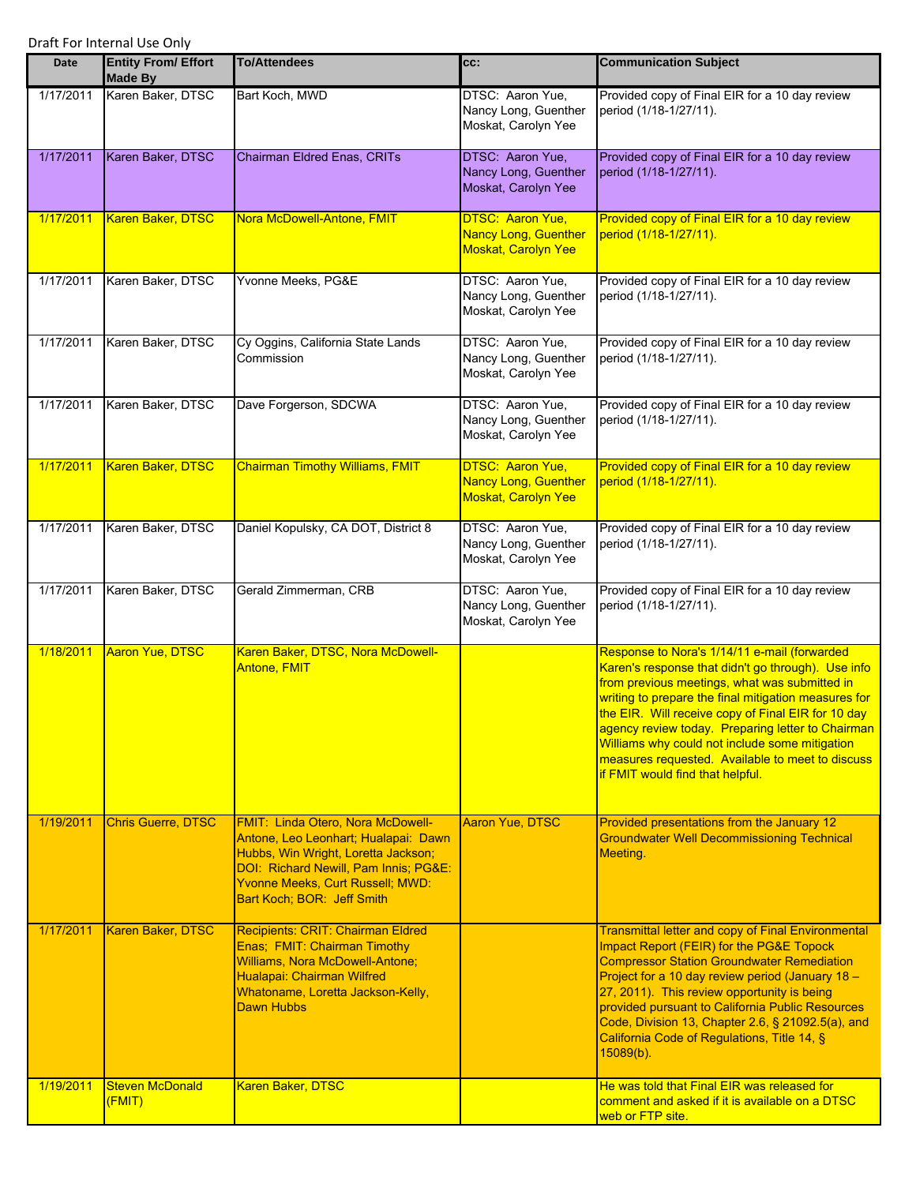Draft For Internal Use Only

| Date | Entity From/ Effort Made By | To/Attendees | cc: | Communication Subject |
|---|---|---|---|---|
| 1/17/2011 | Karen Baker, DTSC | Bart Koch, MWD | DTSC: Aaron Yue, Nancy Long, Guenther Moskat, Carolyn Yee | Provided copy of Final EIR for a 10 day review period (1/18-1/27/11). |
| 1/17/2011 | Karen Baker, DTSC | Chairman Eldred Enas, CRITs | DTSC: Aaron Yue, Nancy Long, Guenther Moskat, Carolyn Yee | Provided copy of Final EIR for a 10 day review period (1/18-1/27/11). |
| 1/17/2011 | Karen Baker, DTSC | Nora McDowell-Antone, FMIT | DTSC: Aaron Yue, Nancy Long, Guenther Moskat, Carolyn Yee | Provided copy of Final EIR for a 10 day review period (1/18-1/27/11). |
| 1/17/2011 | Karen Baker, DTSC | Yvonne Meeks, PG&E | DTSC: Aaron Yue, Nancy Long, Guenther Moskat, Carolyn Yee | Provided copy of Final EIR for a 10 day review period (1/18-1/27/11). |
| 1/17/2011 | Karen Baker, DTSC | Cy Oggins, California State Lands Commission | DTSC: Aaron Yue, Nancy Long, Guenther Moskat, Carolyn Yee | Provided copy of Final EIR for a 10 day review period (1/18-1/27/11). |
| 1/17/2011 | Karen Baker, DTSC | Dave Forgerson, SDCWA | DTSC: Aaron Yue, Nancy Long, Guenther Moskat, Carolyn Yee | Provided copy of Final EIR for a 10 day review period (1/18-1/27/11). |
| 1/17/2011 | Karen Baker, DTSC | Chairman Timothy Williams, FMIT | DTSC: Aaron Yue, Nancy Long, Guenther Moskat, Carolyn Yee | Provided copy of Final EIR for a 10 day review period (1/18-1/27/11). |
| 1/17/2011 | Karen Baker, DTSC | Daniel Kopulsky, CA DOT, District 8 | DTSC: Aaron Yue, Nancy Long, Guenther Moskat, Carolyn Yee | Provided copy of Final EIR for a 10 day review period (1/18-1/27/11). |
| 1/17/2011 | Karen Baker, DTSC | Gerald Zimmerman, CRB | DTSC: Aaron Yue, Nancy Long, Guenther Moskat, Carolyn Yee | Provided copy of Final EIR for a 10 day review period (1/18-1/27/11). |
| 1/18/2011 | Aaron Yue, DTSC | Karen Baker, DTSC, Nora McDowell-Antone, FMIT | | Response to Nora's 1/14/11 e-mail (forwarded Karen's response that didn't go through). Use info from previous meetings, what was submitted in writing to prepare the final mitigation measures for the EIR. Will receive copy of Final EIR for 10 day agency review today. Preparing letter to Chairman Williams why could not include some mitigation measures requested. Available to meet to discuss if FMIT would find that helpful. |
| 1/19/2011 | Chris Guerre, DTSC | FMIT: Linda Otero, Nora McDowell-Antone, Leo Leonhart; Hualapai: Dawn Hubbs, Win Wright, Loretta Jackson; DOI: Richard Newill, Pam Innis; PG&E: Yvonne Meeks, Curt Russell; MWD: Bart Koch; BOR: Jeff Smith | Aaron Yue, DTSC | Provided presentations from the January 12 Groundwater Well Decommissioning Technical Meeting. |
| 1/17/2011 | Karen Baker, DTSC | Recipients: CRIT: Chairman Eldred Enas; FMIT: Chairman Timothy Williams, Nora McDowell-Antone; Hualapai: Chairman Wilfred Whatoname, Loretta Jackson-Kelly, Dawn Hubbs | | Transmittal letter and copy of Final Environmental Impact Report (FEIR) for the PG&E Topock Compressor Station Groundwater Remediation Project for a 10 day review period (January 18 – 27, 2011). This review opportunity is being provided pursuant to California Public Resources Code, Division 13, Chapter 2.6, § 21092.5(a), and California Code of Regulations, Title 14, § 15089(b). |
| 1/19/2011 | Steven McDonald (FMIT) | Karen Baker, DTSC | | He was told that Final EIR was released for comment and asked if it is available on a DTSC web or FTP site. |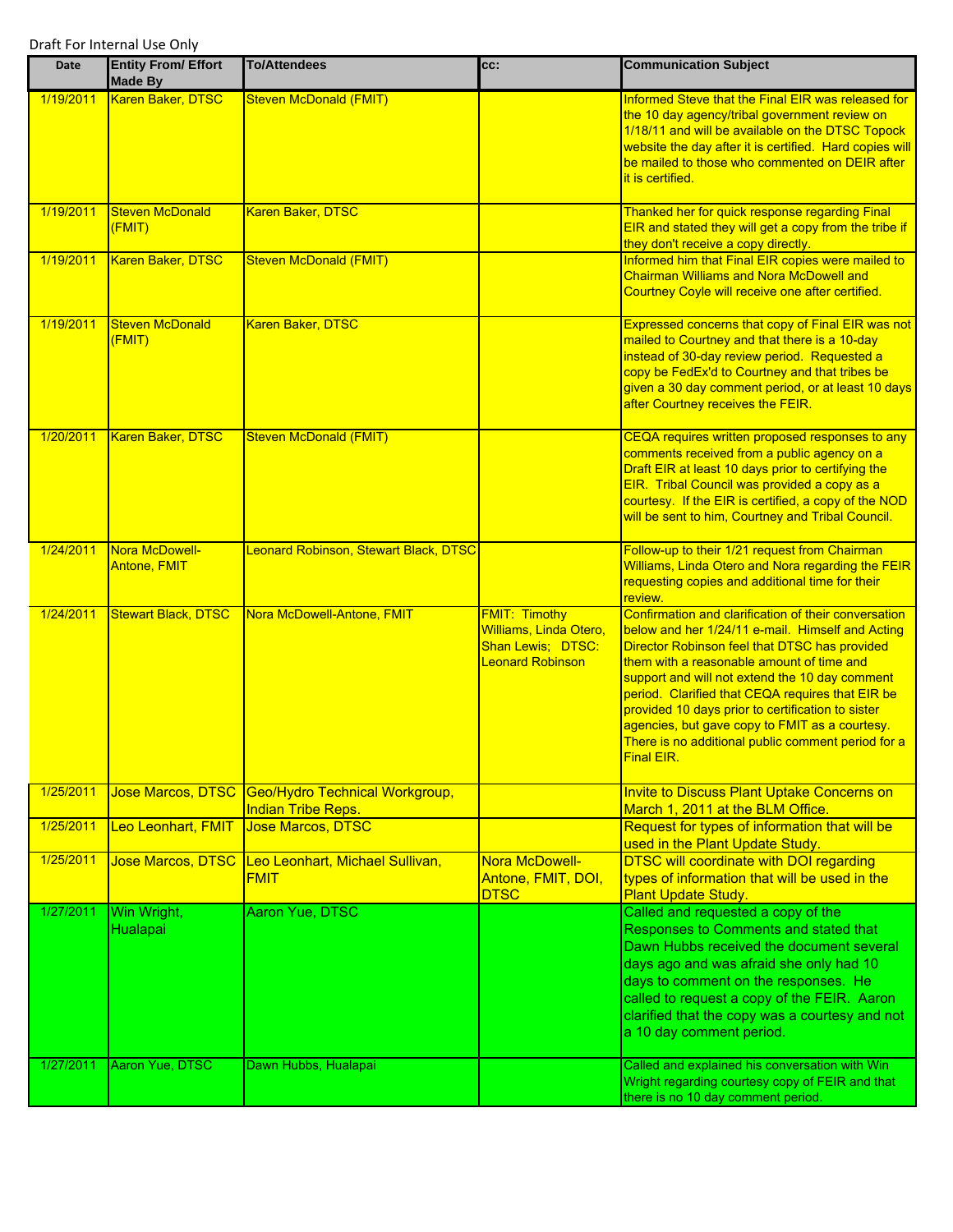Draft For Internal Use Only

| Date | Entity From/ Effort Made By | To/Attendees | cc: | Communication Subject |
|---|---|---|---|---|
| 1/19/2011 | Karen Baker, DTSC | Steven McDonald (FMIT) | | Informed Steve that the Final EIR was released for the 10 day agency/tribal government review on 1/18/11 and will be available on the DTSC Topock website the day after it is certified. Hard copies will be mailed to those who commented on DEIR after it is certified. |
| 1/19/2011 | Steven McDonald (FMIT) | Karen Baker, DTSC | | Thanked her for quick response regarding Final EIR and stated they will get a copy from the tribe if they don't receive a copy directly. |
| 1/19/2011 | Karen Baker, DTSC | Steven McDonald (FMIT) | | Informed him that Final EIR copies were mailed to Chairman Williams and Nora McDowell and Courtney Coyle will receive one after certified. |
| 1/19/2011 | Steven McDonald (FMIT) | Karen Baker, DTSC | | Expressed concerns that copy of Final EIR was not mailed to Courtney and that there is a 10-day instead of 30-day review period. Requested a copy be FedEx'd to Courtney and that tribes be given a 30 day comment period, or at least 10 days after Courtney receives the FEIR. |
| 1/20/2011 | Karen Baker, DTSC | Steven McDonald (FMIT) | | CEQA requires written proposed responses to any comments received from a public agency on a Draft EIR at least 10 days prior to certifying the EIR. Tribal Council was provided a copy as a courtesy. If the EIR is certified, a copy of the NOD will be sent to him, Courtney and Tribal Council. |
| 1/24/2011 | Nora McDowell-Antone, FMIT | Leonard Robinson, Stewart Black, DTSC | | Follow-up to their 1/21 request from Chairman Williams, Linda Otero and Nora regarding the FEIR requesting copies and additional time for their review. |
| 1/24/2011 | Stewart Black, DTSC | Nora McDowell-Antone, FMIT | FMIT: Timothy Williams, Linda Otero, Shan Lewis; DTSC: Leonard Robinson | Confirmation and clarification of their conversation below and her 1/24/11 e-mail. Himself and Acting Director Robinson feel that DTSC has provided them with a reasonable amount of time and support and will not extend the 10 day comment period. Clarified that CEQA requires that EIR be provided 10 days prior to certification to sister agencies, but gave copy to FMIT as a courtesy. There is no additional public comment period for a Final EIR. |
| 1/25/2011 | Jose Marcos, DTSC | Geo/Hydro Technical Workgroup, Indian Tribe Reps. | | Invite to Discuss Plant Uptake Concerns on March 1, 2011 at the BLM Office. |
| 1/25/2011 | Leo Leonhart, FMIT | Jose Marcos, DTSC | | Request for types of information that will be used in the Plant Update Study. |
| 1/25/2011 | Jose Marcos, DTSC | Leo Leonhart, Michael Sullivan, FMIT | Nora McDowell-Antone, FMIT, DOI, DTSC | DTSC will coordinate with DOI regarding types of information that will be used in the Plant Update Study. |
| 1/27/2011 | Win Wright, Hualapai | Aaron Yue, DTSC | | Called and requested a copy of the Responses to Comments and stated that Dawn Hubbs received the document several days ago and was afraid she only had 10 days to comment on the responses. He called to request a copy of the FEIR. Aaron clarified that the copy was a courtesy and not a 10 day comment period. |
| 1/27/2011 | Aaron Yue, DTSC | Dawn Hubbs, Hualapai | | Called and explained his conversation with Win Wright regarding courtesy copy of FEIR and that there is no 10 day comment period. |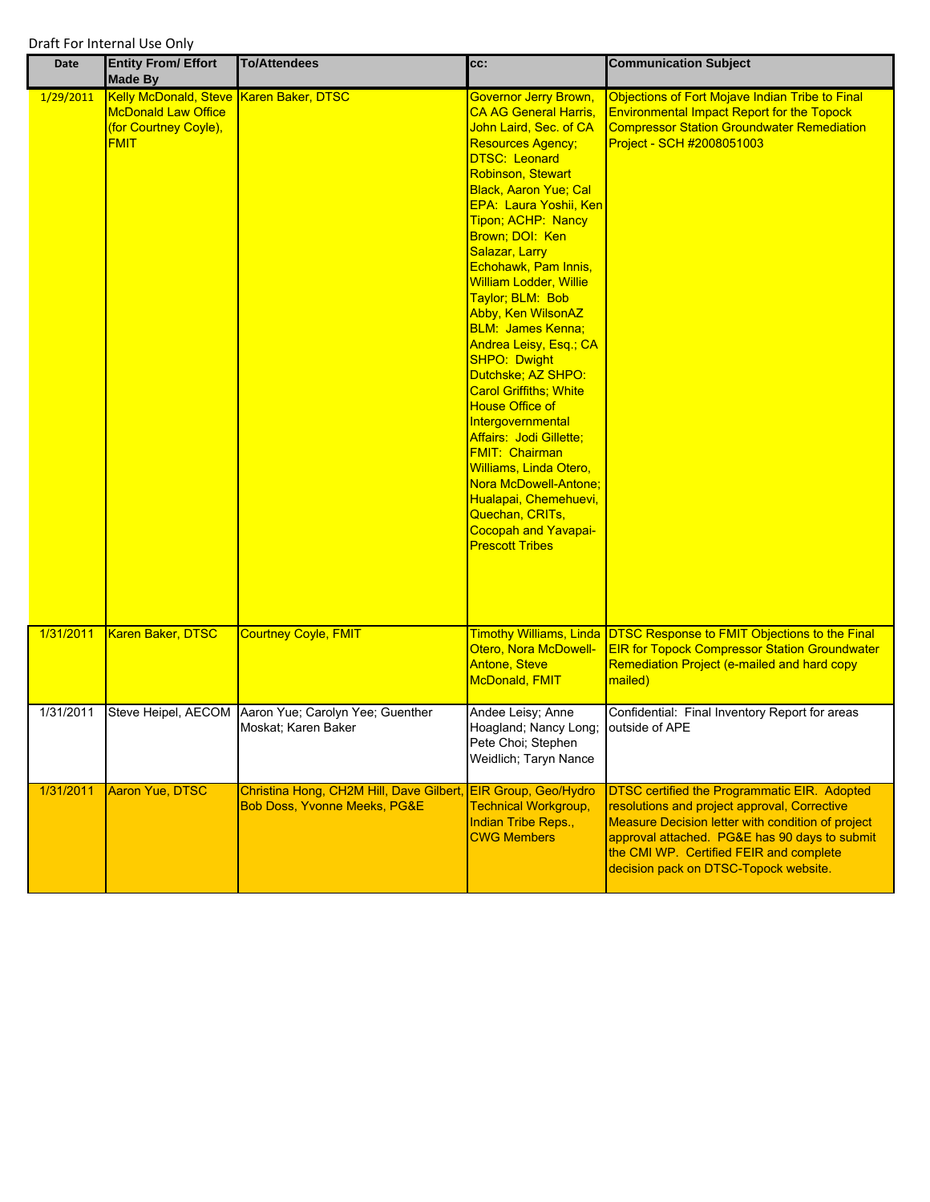Draft For Internal Use Only

| Date | Entity From/ Effort Made By | To/Attendees | cc: | Communication Subject |
|---|---|---|---|---|
| 1/29/2011 | Kelly McDonald, Steve McDonald Law Office (for Courtney Coyle), FMIT | Karen Baker, DTSC | Governor Jerry Brown, CA AG General Harris, John Laird, Sec. of CA Resources Agency; DTSC: Leonard Robinson, Stewart Black, Aaron Yue; Cal EPA: Laura Yoshii, Ken Tipon; ACHP: Nancy Brown; DOI: Ken Salazar, Larry Echohawk, Pam Innis, William Lodder, Willie Taylor; BLM: Bob Abby, Ken WilsonAZ BLM: James Kenna; Andrea Leisy, Esq.; CA SHPO: Dwight Dutchske; AZ SHPO: Carol Griffiths; White House Office of Intergovernmental Affairs: Jodi Gillette; FMIT: Chairman Williams, Linda Otero, Nora McDowell-Antone; Hualapai, Chemehuevi, Quechan, CRITs, Cocopah and Yavapai-Prescott Tribes | Objections of Fort Mojave Indian Tribe to Final Environmental Impact Report for the Topock Compressor Station Groundwater Remediation Project - SCH #2008051003 |
| 1/31/2011 | Karen Baker, DTSC | Courtney Coyle, FMIT | Timothy Williams, Linda Otero, Nora McDowell-Antone, Steve McDonald, FMIT | DTSC Response to FMIT Objections to the Final EIR for Topock Compressor Station Groundwater Remediation Project (e-mailed and hard copy mailed) |
| 1/31/2011 | Steve Heipel, AECOM | Aaron Yue; Carolyn Yee; Guenther Moskat; Karen Baker | Andee Leisy; Anne Hoagland; Nancy Long; Pete Choi; Stephen Weidlich; Taryn Nance | Confidential: Final Inventory Report for areas outside of APE |
| 1/31/2011 | Aaron Yue, DTSC | Christina Hong, CH2M Hill, Dave Gilbert, Bob Doss, Yvonne Meeks, PG&E | EIR Group, Geo/Hydro Technical Workgroup, Indian Tribe Reps., CWG Members | DTSC certified the Programmatic EIR. Adopted resolutions and project approval, Corrective Measure Decision letter with condition of project approval attached. PG&E has 90 days to submit the CMI WP. Certified FEIR and complete decision pack on DTSC-Topock website. |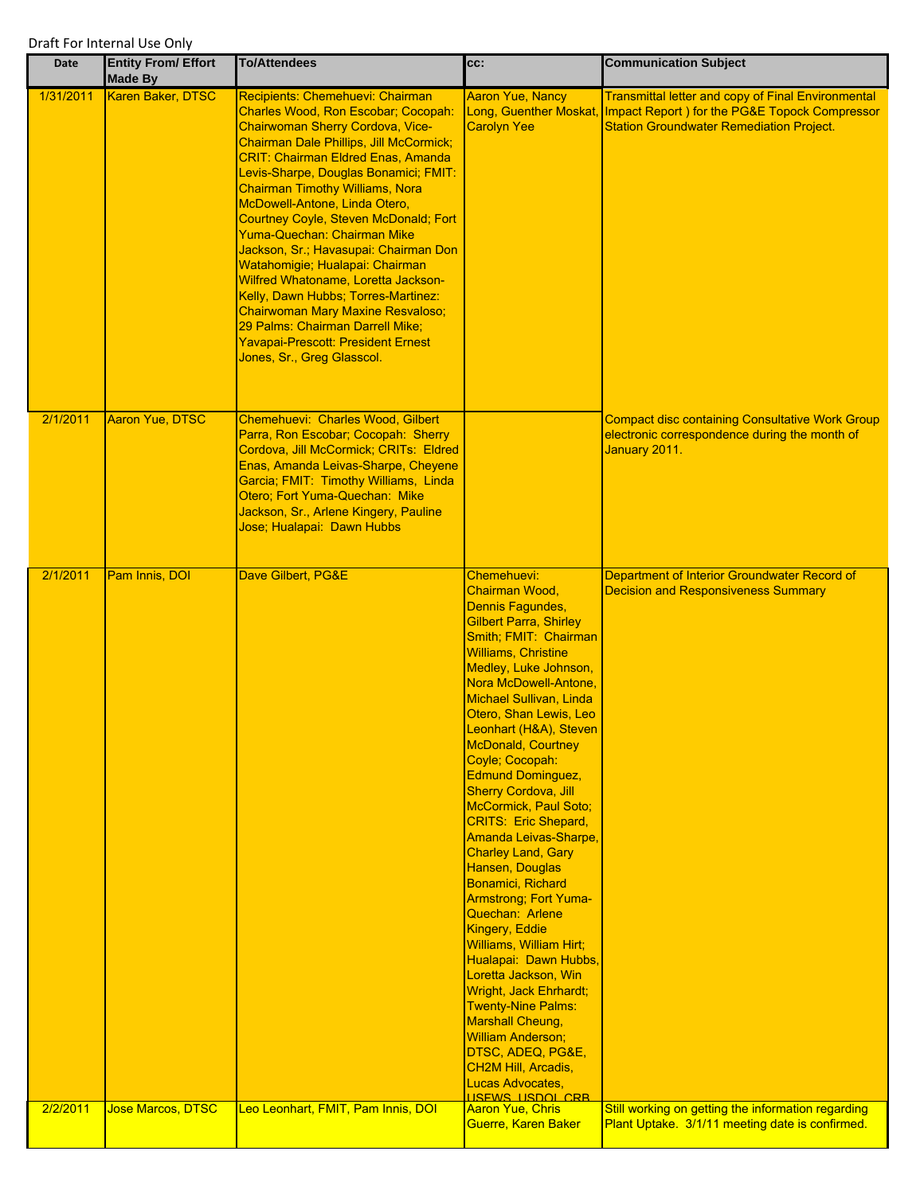Draft For Internal Use Only

| Date | Entity From/ Effort Made By | To/Attendees | cc: | Communication Subject |
|---|---|---|---|---|
| 1/31/2011 | Karen Baker, DTSC | Recipients: Chemehuevi: Chairman Charles Wood, Ron Escobar; Cocopah: Chairwoman Sherry Cordova, Vice-Chairman Dale Phillips, Jill McCormick; CRIT: Chairman Eldred Enas, Amanda Levis-Sharpe, Douglas Bonamici; FMIT: Chairman Timothy Williams, Nora McDowell-Antone, Linda Otero, Courtney Coyle, Steven McDonald; Fort Yuma-Quechan: Chairman Mike Jackson, Sr.; Havasupai: Chairman Don Watahomigie; Hualapai: Chairman Wilfred Whatoname, Loretta Jackson-Kelly, Dawn Hubbs; Torres-Martinez: Chairwoman Mary Maxine Resvaloso; 29 Palms: Chairman Darrell Mike; Yavapai-Prescott: President Ernest Jones, Sr., Greg Glasscol. | Aaron Yue, Nancy Long, Guenther Moskat, Carolyn Yee | Transmittal letter and copy of Final Environmental Impact Report ) for the PG&E Topock Compressor Station Groundwater Remediation Project. |
| 2/1/2011 | Aaron Yue, DTSC | Chemehuevi: Charles Wood, Gilbert Parra, Ron Escobar; Cocopah: Sherry Cordova, Jill McCormick; CRITs: Eldred Enas, Amanda Leivas-Sharpe, Cheyene Garcia; FMIT: Timothy Williams, Linda Otero; Fort Yuma-Quechan: Mike Jackson, Sr., Arlene Kingery, Pauline Jose; Hualapai: Dawn Hubbs | | Compact disc containing Consultative Work Group electronic correspondence during the month of January 2011. |
| 2/1/2011 | Pam Innis, DOI | Dave Gilbert, PG&E | Chemehuevi: Chairman Wood, Dennis Fagundes, Gilbert Parra, Shirley Smith; FMIT: Chairman Williams, Christine Medley, Luke Johnson, Nora McDowell-Antone, Michael Sullivan, Linda Otero, Shan Lewis, Leo Leonhart (H&A), Steven McDonald, Courtney Coyle; Cocopah: Edmund Dominguez, Sherry Cordova, Jill McCormick, Paul Soto; CRITS: Eric Shepard, Amanda Leivas-Sharpe, Charley Land, Gary Hansen, Douglas Bonamici, Richard Armstrong; Fort Yuma-Quechan: Arlene Kingery, Eddie Williams, William Hirt; Hualapai: Dawn Hubbs, Loretta Jackson, Win Wright, Jack Ehrhardt; Twenty-Nine Palms: Marshall Cheung, William Anderson; DTSC, ADEQ, PG&E, CH2M Hill, Arcadis, Lucas Advocates, USFWS, USDOI CRB | Department of Interior Groundwater Record of Decision and Responsiveness Summary |
| 2/2/2011 | Jose Marcos, DTSC | Leo Leonhart, FMIT, Pam Innis, DOI | Aaron Yue, Chris Guerre, Karen Baker | Still working on getting the information regarding Plant Uptake. 3/1/11 meeting date is confirmed. |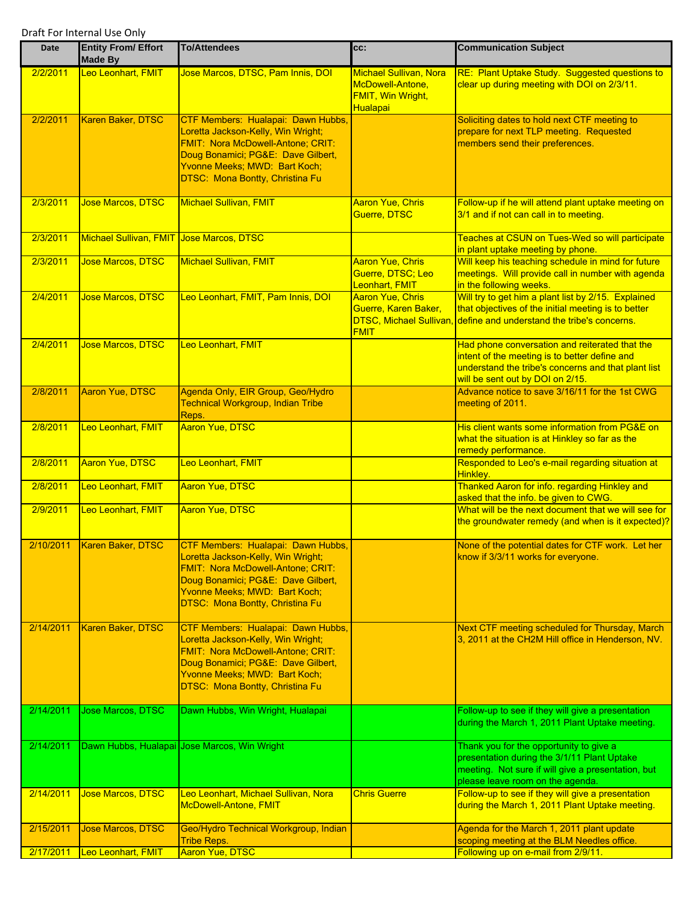Draft For Internal Use Only

| Date | Entity From/ Effort Made By | To/Attendees | cc: | Communication Subject |
|---|---|---|---|---|
| 2/2/2011 | Leo Leonhart, FMIT | Jose Marcos, DTSC, Pam Innis, DOI | Michael Sullivan, Nora McDowell-Antone, FMIT, Win Wright, Hualapai | RE: Plant Uptake Study. Suggested questions to clear up during meeting with DOI on 2/3/11. |
| 2/2/2011 | Karen Baker, DTSC | CTF Members: Hualapai: Dawn Hubbs, Loretta Jackson-Kelly, Win Wright; FMIT: Nora McDowell-Antone; CRIT: Doug Bonamici; PG&E: Dave Gilbert, Yvonne Meeks; MWD: Bart Koch; DTSC: Mona Bontty, Christina Fu | | Soliciting dates to hold next CTF meeting to prepare for next TLP meeting. Requested members send their preferences. |
| 2/3/2011 | Jose Marcos, DTSC | Michael Sullivan, FMIT | Aaron Yue, Chris Guerre, DTSC | Follow-up if he will attend plant uptake meeting on 3/1 and if not can call in to meeting. |
| 2/3/2011 | Michael Sullivan, FMIT | Jose Marcos, DTSC | | Teaches at CSUN on Tues-Wed so will participate in plant uptake meeting by phone. |
| 2/3/2011 | Jose Marcos, DTSC | Michael Sullivan, FMIT | Aaron Yue, Chris Guerre, DTSC; Leo Leonhart, FMIT | Will keep his teaching schedule in mind for future meetings. Will provide call in number with agenda in the following weeks. |
| 2/4/2011 | Jose Marcos, DTSC | Leo Leonhart, FMIT, Pam Innis, DOI | Aaron Yue, Chris Guerre, Karen Baker, DTSC, Michael Sullivan, FMIT | Will try to get him a plant list by 2/15. Explained that objectives of the initial meeting is to better define and understand the tribe's concerns. |
| 2/4/2011 | Jose Marcos, DTSC | Leo Leonhart, FMIT | | Had phone conversation and reiterated that the intent of the meeting is to better define and understand the tribe's concerns and that plant list will be sent out by DOI on 2/15. |
| 2/8/2011 | Aaron Yue, DTSC | Agenda Only, EIR Group, Geo/Hydro Technical Workgroup, Indian Tribe Reps. | | Advance notice to save 3/16/11 for the 1st CWG meeting of 2011. |
| 2/8/2011 | Leo Leonhart, FMIT | Aaron Yue, DTSC | | His client wants some information from PG&E on what the situation is at Hinkley so far as the remedy performance. |
| 2/8/2011 | Aaron Yue, DTSC | Leo Leonhart, FMIT | | Responded to Leo's e-mail regarding situation at Hinkley. |
| 2/8/2011 | Leo Leonhart, FMIT | Aaron Yue, DTSC | | Thanked Aaron for info. regarding Hinkley and asked that the info. be given to CWG. |
| 2/9/2011 | Leo Leonhart, FMIT | Aaron Yue, DTSC | | What will be the next document that we will see for the groundwater remedy (and when is it expected)? |
| 2/10/2011 | Karen Baker, DTSC | CTF Members: Hualapai: Dawn Hubbs, Loretta Jackson-Kelly, Win Wright; FMIT: Nora McDowell-Antone; CRIT: Doug Bonamici; PG&E: Dave Gilbert, Yvonne Meeks; MWD: Bart Koch; DTSC: Mona Bontty, Christina Fu | | None of the potential dates for CTF work. Let her know if 3/3/11 works for everyone. |
| 2/14/2011 | Karen Baker, DTSC | CTF Members: Hualapai: Dawn Hubbs, Loretta Jackson-Kelly, Win Wright; FMIT: Nora McDowell-Antone; CRIT: Doug Bonamici; PG&E: Dave Gilbert, Yvonne Meeks; MWD: Bart Koch; DTSC: Mona Bontty, Christina Fu | | Next CTF meeting scheduled for Thursday, March 3, 2011 at the CH2M Hill office in Henderson, NV. |
| 2/14/2011 | Jose Marcos, DTSC | Dawn Hubbs, Win Wright, Hualapai | | Follow-up to see if they will give a presentation during the March 1, 2011 Plant Uptake meeting. |
| 2/14/2011 | Dawn Hubbs, Hualapai | Jose Marcos, Win Wright | | Thank you for the opportunity to give a presentation during the 3/1/11 Plant Uptake meeting. Not sure if will give a presentation, but please leave room on the agenda. |
| 2/14/2011 | Jose Marcos, DTSC | Leo Leonhart, Michael Sullivan, Nora McDowell-Antone, FMIT | Chris Guerre | Follow-up to see if they will give a presentation during the March 1, 2011 Plant Uptake meeting. |
| 2/15/2011 | Jose Marcos, DTSC | Geo/Hydro Technical Workgroup, Indian Tribe Reps. | | Agenda for the March 1, 2011 plant update scoping meeting at the BLM Needles office. |
| 2/17/2011 | Leo Leonhart, FMIT | Aaron Yue, DTSC | | Following up on e-mail from 2/9/11. |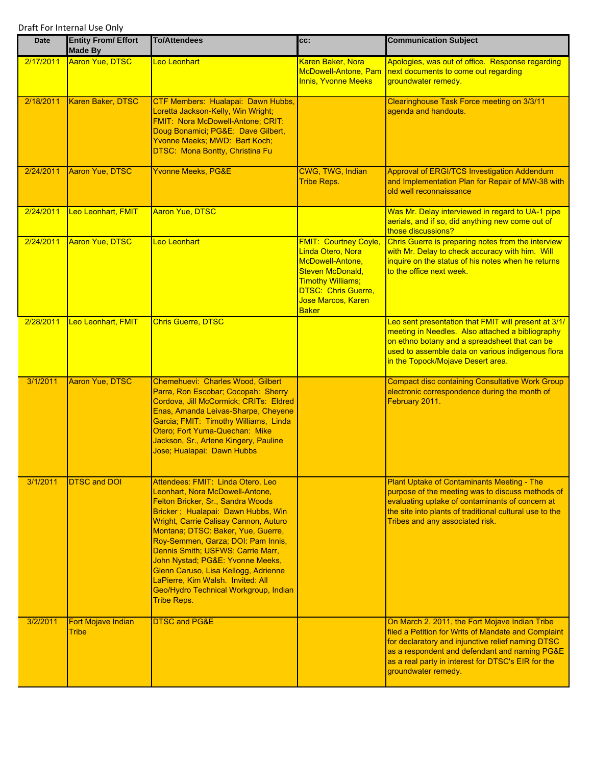Draft For Internal Use Only

| Date | Entity From/ Effort Made By | To/Attendees | cc: | Communication Subject |
|---|---|---|---|---|
| 2/17/2011 | Aaron Yue, DTSC | Leo Leonhart | Karen Baker, Nora McDowell-Antone, Pam Innis, Yvonne Meeks | Apologies, was out of office. Response regarding next documents to come out regarding groundwater remedy. |
| 2/18/2011 | Karen Baker, DTSC | CTF Members: Hualapai: Dawn Hubbs, Loretta Jackson-Kelly, Win Wright; FMIT: Nora McDowell-Antone; CRIT: Doug Bonamici; PG&E: Dave Gilbert, Yvonne Meeks; MWD: Bart Koch; DTSC: Mona Bontty, Christina Fu | | Clearinghouse Task Force meeting on 3/3/11 agenda and handouts. |
| 2/24/2011 | Aaron Yue, DTSC | Yvonne Meeks, PG&E | CWG, TWG, Indian Tribe Reps. | Approval of ERGI/TCS Investigation Addendum and Implementation Plan for Repair of MW-38 with old well reconnaissance |
| 2/24/2011 | Leo Leonhart, FMIT | Aaron Yue, DTSC | | Was Mr. Delay interviewed in regard to UA-1 pipe aerials, and if so, did anything new come out of those discussions? |
| 2/24/2011 | Aaron Yue, DTSC | Leo Leonhart | FMIT: Courtney Coyle, Linda Otero, Nora McDowell-Antone, Steven McDonald, Timothy Williams; DTSC: Chris Guerre, Jose Marcos, Karen Baker | Chris Guerre is preparing notes from the interview with Mr. Delay to check accuracy with him. Will inquire on the status of his notes when he returns to the office next week. |
| 2/28/2011 | Leo Leonhart, FMIT | Chris Guerre, DTSC | | Leo sent presentation that FMIT will present at 3/1/ meeting in Needles. Also attached a bibliography on ethno botany and a spreadsheet that can be used to assemble data on various indigenous flora in the Topock/Mojave Desert area. |
| 3/1/2011 | Aaron Yue, DTSC | Chemehuevi: Charles Wood, Gilbert Parra, Ron Escobar; Cocopah: Sherry Cordova, Jill McCormick; CRITs: Eldred Enas, Amanda Leivas-Sharpe, Cheyene Garcia; FMIT: Timothy Williams, Linda Otero; Fort Yuma-Quechan: Mike Jackson, Sr., Arlene Kingery, Pauline Jose; Hualapai: Dawn Hubbs | | Compact disc containing Consultative Work Group electronic correspondence during the month of February 2011. |
| 3/1/2011 | DTSC and DOI | Attendees: FMIT: Linda Otero, Leo Leonhart, Nora McDowell-Antone, Felton Bricker, Sr., Sandra Woods Bricker ; Hualapai: Dawn Hubbs, Win Wright, Carrie Calisay Cannon, Auturo Montana; DTSC: Baker, Yue, Guerre, Roy-Semmen, Garza; DOI: Pam Innis, Dennis Smith; USFWS: Carrie Marr, John Nystad; PG&E: Yvonne Meeks, Glenn Caruso, Lisa Kellogg, Adrienne LaPierre, Kim Walsh. Invited: All Geo/Hydro Technical Workgroup, Indian Tribe Reps. | | Plant Uptake of Contaminants Meeting - The purpose of the meeting was to discuss methods of evaluating uptake of contaminants of concern at the site into plants of traditional cultural use to the Tribes and any associated risk. |
| 3/2/2011 | Fort Mojave Indian Tribe | DTSC and PG&E | | On March 2, 2011, the Fort Mojave Indian Tribe filed a Petition for Writs of Mandate and Complaint for declaratory and injunctive relief naming DTSC as a respondent and defendant and naming PG&E as a real party in interest for DTSC's EIR for the groundwater remedy. |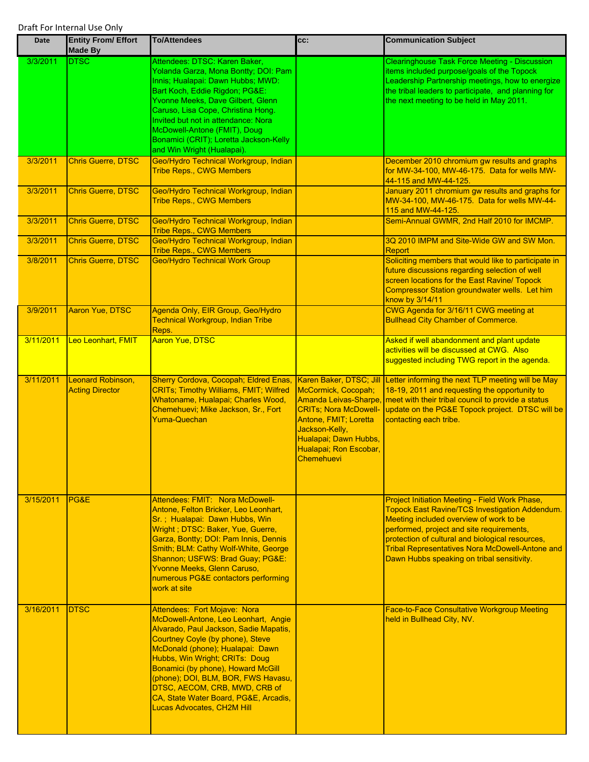Draft For Internal Use Only

| Date | Entity From/ Effort Made By | To/Attendees | cc: | Communication Subject |
|---|---|---|---|---|
| 3/3/2011 | DTSC | Attendees: DTSC: Karen Baker, Yolanda Garza, Mona Bontty; DOI: Pam Innis; Hualapai: Dawn Hubbs; MWD: Bart Koch, Eddie Rigdon; PG&E: Yvonne Meeks, Dave Gilbert, Glenn Caruso, Lisa Cope, Christina Hong. Invited but not in attendance: Nora McDowell-Antone (FMIT), Doug Bonamici (CRIT); Loretta Jackson-Kelly and Win Wright (Hualapai). | | Clearinghouse Task Force Meeting - Discussion items included purpose/goals of the Topock Leadership Partnership meetings, how to energize the tribal leaders to participate, and planning for the next meeting to be held in May 2011. |
| 3/3/2011 | Chris Guerre, DTSC | Geo/Hydro Technical Workgroup, Indian Tribe Reps., CWG Members | | December 2010 chromium gw results and graphs for MW-34-100, MW-46-175. Data for wells MW-44-115 and MW-44-125. |
| 3/3/2011 | Chris Guerre, DTSC | Geo/Hydro Technical Workgroup, Indian Tribe Reps., CWG Members | | January 2011 chromium gw results and graphs for MW-34-100, MW-46-175. Data for wells MW-44-115 and MW-44-125. |
| 3/3/2011 | Chris Guerre, DTSC | Geo/Hydro Technical Workgroup, Indian Tribe Reps., CWG Members | | Semi-Annual GWMR, 2nd Half 2010 for IMCMP. |
| 3/3/2011 | Chris Guerre, DTSC | Geo/Hydro Technical Workgroup, Indian Tribe Reps., CWG Members | | 3Q 2010 IMPM and Site-Wide GW and SW Mon. Report |
| 3/8/2011 | Chris Guerre, DTSC | Geo/Hydro Technical Work Group | | Soliciting members that would like to participate in future discussions regarding selection of well screen locations for the East Ravine/ Topock Compressor Station groundwater wells. Let him know by 3/14/11 |
| 3/9/2011 | Aaron Yue, DTSC | Agenda Only, EIR Group, Geo/Hydro Technical Workgroup, Indian Tribe Reps. | | CWG Agenda for 3/16/11 CWG meeting at Bullhead City Chamber of Commerce. |
| 3/11/2011 | Leo Leonhart, FMIT | Aaron Yue, DTSC | | Asked if well abandonment and plant update activities will be discussed at CWG. Also suggested including TWG report in the agenda. |
| 3/11/2011 | Leonard Robinson, Acting Director | Sherry Cordova, Cocopah; Eldred Enas, CRITs; Timothy Williams, FMIT; Wilfred Whatoname, Hualapai; Charles Wood, Chemehuevi; Mike Jackson, Sr., Fort Yuma-Quechan | Karen Baker, DTSC; Jill McCormick, Cocopah; Amanda Leivas-Sharpe, CRITs; Nora McDowell-Antone, FMIT; Loretta Jackson-Kelly, Hualapai; Dawn Hubbs, Hualapai; Ron Escobar, Chemehuevi | Letter informing the next TLP meeting will be May 18-19, 2011 and requesting the opportunity to meet with their tribal council to provide a status update on the PG&E Topock project. DTSC will be contacting each tribe. |
| 3/15/2011 | PG&E | Attendees: FMIT: Nora McDowell-Antone, Felton Bricker, Leo Leonhart, Sr. ; Hualapai: Dawn Hubbs, Win Wright ; DTSC: Baker, Yue, Guerre, Garza, Bontty; DOI: Pam Innis, Dennis Smith; BLM: Cathy Wolf-White, George Shannon; USFWS: Brad Guay; PG&E: Yvonne Meeks, Glenn Caruso, numerous PG&E contactors performing work at site | | Project Initiation Meeting - Field Work Phase, Topock East Ravine/TCS Investigation Addendum. Meeting included overview of work to be performed, project and site requirements, protection of cultural and biological resources, Tribal Representatives Nora McDowell-Antone and Dawn Hubbs speaking on tribal sensitivity. |
| 3/16/2011 | DTSC | Attendees: Fort Mojave: Nora McDowell-Antone, Leo Leonhart, Angie Alvarado, Paul Jackson, Sadie Mapatis, Courtney Coyle (by phone), Steve McDonald (phone); Hualapai: Dawn Hubbs, Win Wright; CRITs: Doug Bonamici (by phone), Howard McGill (phone); DOI, BLM, BOR, FWS Havasu, DTSC, AECOM, CRB, MWD, CRB of CA, State Water Board, PG&E, Arcadis, Lucas Advocates, CH2M Hill | | Face-to-Face Consultative Workgroup Meeting held in Bullhead City, NV. |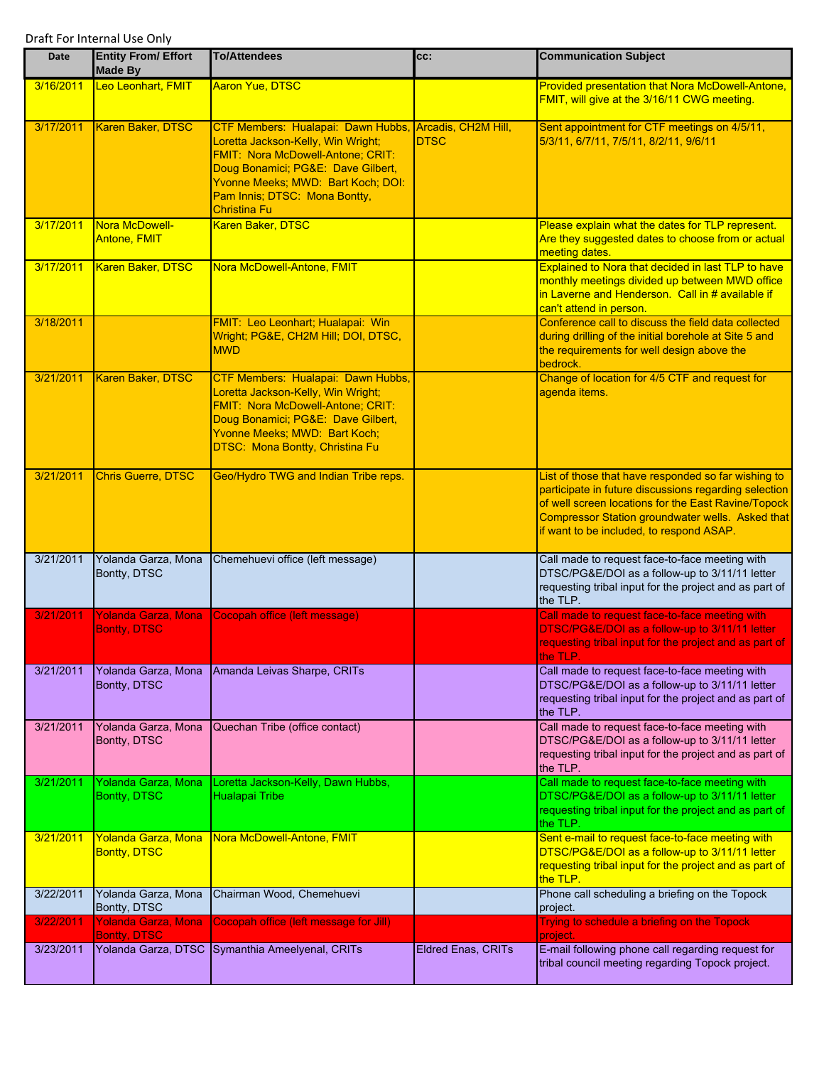Draft For Internal Use Only

| Date | Entity From/ Effort Made By | To/Attendees | cc: | Communication Subject |
|---|---|---|---|---|
| 3/16/2011 | Leo Leonhart, FMIT | Aaron Yue, DTSC | | Provided presentation that Nora McDowell-Antone, FMIT, will give at the 3/16/11 CWG meeting. |
| 3/17/2011 | Karen Baker, DTSC | CTF Members: Hualapai: Dawn Hubbs, Loretta Jackson-Kelly, Win Wright; FMIT: Nora McDowell-Antone; CRIT: Doug Bonamici; PG&E: Dave Gilbert, Yvonne Meeks; MWD: Bart Koch; DOI: Pam Innis; DTSC: Mona Bontty, Christina Fu | Arcadis, CH2M Hill, DTSC | Sent appointment for CTF meetings on 4/5/11, 5/3/11, 6/7/11, 7/5/11, 8/2/11, 9/6/11 |
| 3/17/2011 | Nora McDowell-Antone, FMIT | Karen Baker, DTSC | | Please explain what the dates for TLP represent. Are they suggested dates to choose from or actual meeting dates. |
| 3/17/2011 | Karen Baker, DTSC | Nora McDowell-Antone, FMIT | | Explained to Nora that decided in last TLP to have monthly meetings divided up between MWD office in Laverne and Henderson. Call in # available if can't attend in person. |
| 3/18/2011 | | FMIT: Leo Leonhart; Hualapai: Win Wright; PG&E, CH2M Hill; DOI, DTSC, MWD | | Conference call to discuss the field data collected during drilling of the initial borehole at Site 5 and the requirements for well design above the bedrock. |
| 3/21/2011 | Karen Baker, DTSC | CTF Members: Hualapai: Dawn Hubbs, Loretta Jackson-Kelly, Win Wright; FMIT: Nora McDowell-Antone; CRIT: Doug Bonamici; PG&E: Dave Gilbert, Yvonne Meeks; MWD: Bart Koch; DTSC: Mona Bontty, Christina Fu | | Change of location for 4/5 CTF and request for agenda items. |
| 3/21/2011 | Chris Guerre, DTSC | Geo/Hydro TWG and Indian Tribe reps. | | List of those that have responded so far wishing to participate in future discussions regarding selection of well screen locations for the East Ravine/Topock Compressor Station groundwater wells. Asked that if want to be included, to respond ASAP. |
| 3/21/2011 | Yolanda Garza, Mona Bontty, DTSC | Chemehuevi office (left message) | | Call made to request face-to-face meeting with DTSC/PG&E/DOI as a follow-up to 3/11/11 letter requesting tribal input for the project and as part of the TLP. |
| 3/21/2011 | Yolanda Garza, Mona Bontty, DTSC | Cocopah office (left message) | | Call made to request face-to-face meeting with DTSC/PG&E/DOI as a follow-up to 3/11/11 letter requesting tribal input for the project and as part of the TLP. |
| 3/21/2011 | Yolanda Garza, Mona Bontty, DTSC | Amanda Leivas Sharpe, CRITs | | Call made to request face-to-face meeting with DTSC/PG&E/DOI as a follow-up to 3/11/11 letter requesting tribal input for the project and as part of the TLP. |
| 3/21/2011 | Yolanda Garza, Mona Bontty, DTSC | Quechan Tribe (office contact) | | Call made to request face-to-face meeting with DTSC/PG&E/DOI as a follow-up to 3/11/11 letter requesting tribal input for the project and as part of the TLP. |
| 3/21/2011 | Yolanda Garza, Mona Bontty, DTSC | Loretta Jackson-Kelly, Dawn Hubbs, Hualapai Tribe | | Call made to request face-to-face meeting with DTSC/PG&E/DOI as a follow-up to 3/11/11 letter requesting tribal input for the project and as part of the TLP. |
| 3/21/2011 | Yolanda Garza, Mona Bontty, DTSC | Nora McDowell-Antone, FMIT | | Sent e-mail to request face-to-face meeting with DTSC/PG&E/DOI as a follow-up to 3/11/11 letter requesting tribal input for the project and as part of the TLP. |
| 3/22/2011 | Yolanda Garza, Mona Bontty, DTSC | Chairman Wood, Chemehuevi | | Phone call scheduling a briefing on the Topock project. |
| 3/22/2011 | Yolanda Garza, Mona Bontty, DTSC | Cocopah office (left message for Jill) | | Trying to schedule a briefing on the Topock project. |
| 3/23/2011 | Yolanda Garza, DTSC | Symanthia Ameelyenal, CRITs | Eldred Enas, CRITs | E-mail following phone call regarding request for tribal council meeting regarding Topock project. |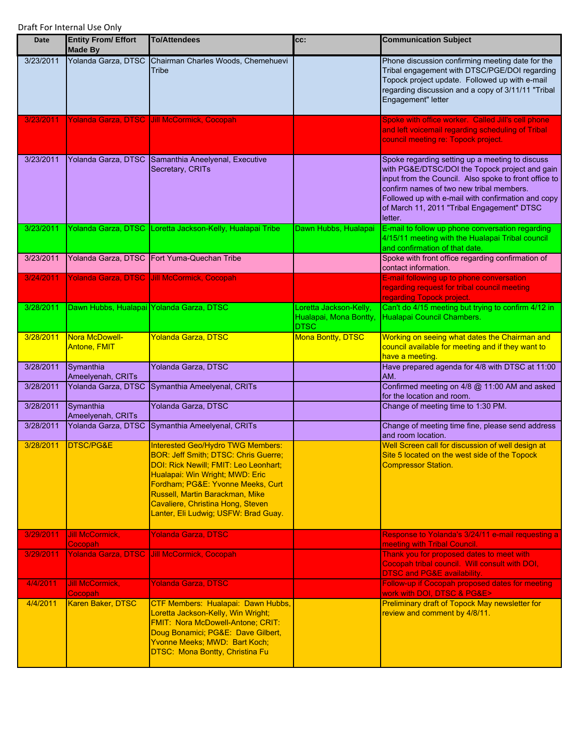Draft For Internal Use Only

| Date | Entity From/ Effort Made By | To/Attendees | cc: | Communication Subject |
|---|---|---|---|---|
| 3/23/2011 | Yolanda Garza, DTSC | Chairman Charles Woods, Chemehuevi Tribe | | Phone discussion confirming meeting date for the Tribal engagement with DTSC/PGE/DOI regarding Topock project update. Followed up with e-mail regarding discussion and a copy of 3/11/11 "Tribal Engagement" letter |
| 3/23/2011 | Yolanda Garza, DTSC | Jill McCormick, Cocopah | | Spoke with office worker. Called Jill's cell phone and left voicemail regarding scheduling of Tribal council meeting re: Topock project. |
| 3/23/2011 | Yolanda Garza, DTSC | Samanthia Aneelyenal, Executive Secretary, CRITs | | Spoke regarding setting up a meeting to discuss with PG&E/DTSC/DOI the Topock project and gain input from the Council. Also spoke to front office to confirm names of two new tribal members. Followed up with e-mail with confirmation and copy of March 11, 2011 "Tribal Engagement" DTSC letter. |
| 3/23/2011 | Yolanda Garza, DTSC | Loretta Jackson-Kelly, Hualapai Tribe | Dawn Hubbs, Hualapai | E-mail to follow up phone conversation regarding 4/15/11 meeting with the Hualapai Tribal council and confirmation of that date. |
| 3/23/2011 | Yolanda Garza, DTSC | Fort Yuma-Quechan Tribe | | Spoke with front office regarding confirmation of contact information. |
| 3/24/2011 | Yolanda Garza, DTSC | Jill McCormick, Cocopah | | E-mail following up to phone conversation regarding request for tribal council meeting regarding Topock project. |
| 3/28/2011 | Dawn Hubbs, Hualapai | Yolanda Garza, DTSC | Loretta Jackson-Kelly, Hualapai, Mona Bontty, DTSC | Can't do 4/15 meeting but trying to confirm 4/12 in Hualapai Council Chambers. |
| 3/28/2011 | Nora McDowell-Antone, FMIT | Yolanda Garza, DTSC | Mona Bontty, DTSC | Working on seeing what dates the Chairman and council available for meeting and if they want to have a meeting. |
| 3/28/2011 | Symanthia Ameelyenah, CRITs | Yolanda Garza, DTSC | | Have prepared agenda for 4/8 with DTSC at 11:00 AM. |
| 3/28/2011 | Yolanda Garza, DTSC | Symanthia Ameelyenal, CRITs | | Confirmed meeting on 4/8 @ 11:00 AM and asked for the location and room. |
| 3/28/2011 | Symanthia Ameelyenah, CRITs | Yolanda Garza, DTSC | | Change of meeting time to 1:30 PM. |
| 3/28/2011 | Yolanda Garza, DTSC | Symanthia Ameelyenal, CRITs | | Change of meeting time fine, please send address and room location. |
| 3/28/2011 | DTSC/PG&E | Interested Geo/Hydro TWG Members: BOR: Jeff Smith; DTSC: Chris Guerre; DOI: Rick Newill; FMIT: Leo Leonhart; Hualapai: Win Wright; MWD: Eric Fordham; PG&E: Yvonne Meeks, Curt Russell, Martin Barackman, Mike Cavaliere, Christina Hong, Steven Lanter, Eli Ludwig; USFW: Brad Guay. | | Well Screen call for discussion of well design at Site 5 located on the west side of the Topock Compressor Station. |
| 3/29/2011 | Jill McCormick, Cocopah | Yolanda Garza, DTSC | | Response to Yolanda's 3/24/11 e-mail requesting a meeting with Tribal Council. |
| 3/29/2011 | Yolanda Garza, DTSC | Jill McCormick, Cocopah | | Thank you for proposed dates to meet with Cocopah tribal council. Will consult with DOI, DTSC and PG&E availability. |
| 4/4/2011 | Jill McCormick, Cocopah | Yolanda Garza, DTSC | | Follow-up if Cocopah proposed dates for meeting work with DOI, DTSC & PG&E> |
| 4/4/2011 | Karen Baker, DTSC | CTF Members: Hualapai: Dawn Hubbs, Loretta Jackson-Kelly, Win Wright; FMIT: Nora McDowell-Antone; CRIT: Doug Bonamici; PG&E: Dave Gilbert, Yvonne Meeks; MWD: Bart Koch; DTSC: Mona Bontty, Christina Fu | | Preliminary draft of Topock May newsletter for review and comment by 4/8/11. |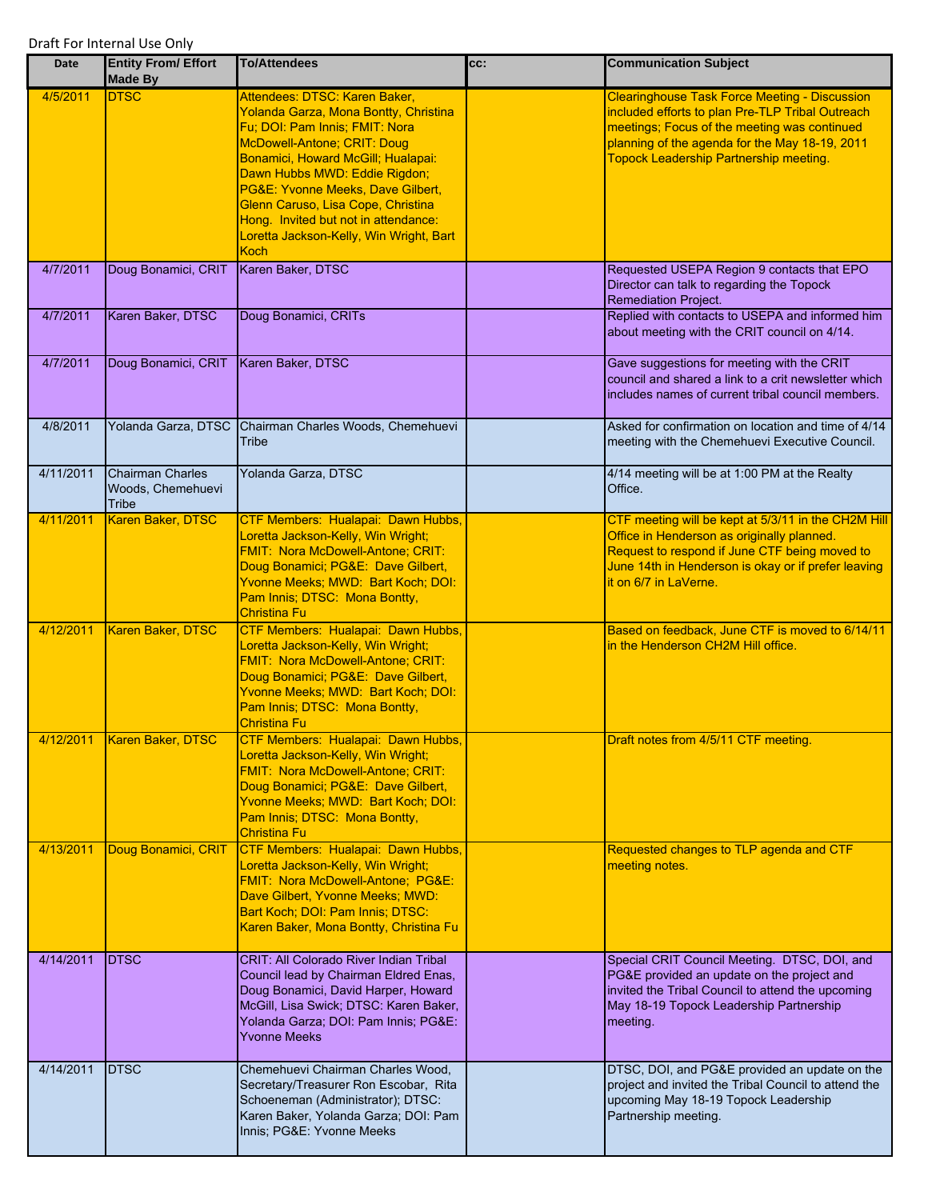Draft For Internal Use Only

| Date | Entity From/ Effort Made By | To/Attendees | cc: | Communication Subject |
|---|---|---|---|---|
| 4/5/2011 | DTSC | Attendees: DTSC: Karen Baker, Yolanda Garza, Mona Bontty, Christina Fu; DOI: Pam Innis; FMIT: Nora McDowell-Antone; CRIT: Doug Bonamici, Howard McGill; Hualapai: Dawn Hubbs MWD: Eddie Rigdon; PG&E: Yvonne Meeks, Dave Gilbert, Glenn Caruso, Lisa Cope, Christina Hong. Invited but not in attendance: Loretta Jackson-Kelly, Win Wright, Bart Koch | | Clearinghouse Task Force Meeting - Discussion included efforts to plan Pre-TLP Tribal Outreach meetings; Focus of the meeting was continued planning of the agenda for the May 18-19, 2011 Topock Leadership Partnership meeting. |
| 4/7/2011 | Doug Bonamici, CRIT | Karen Baker, DTSC | | Requested USEPA Region 9 contacts that EPO Director can talk to regarding the Topock Remediation Project. |
| 4/7/2011 | Karen Baker, DTSC | Doug Bonamici, CRITs | | Replied with contacts to USEPA and informed him about meeting with the CRIT council on 4/14. |
| 4/7/2011 | Doug Bonamici, CRIT | Karen Baker, DTSC | | Gave suggestions for meeting with the CRIT council and shared a link to a crit newsletter which includes names of current tribal council members. |
| 4/8/2011 | Yolanda Garza, DTSC | Chairman Charles Woods, Chemehuevi Tribe | | Asked for confirmation on location and time of 4/14 meeting with the Chemehuevi Executive Council. |
| 4/11/2011 | Chairman Charles Woods, Chemehuevi Tribe | Yolanda Garza, DTSC | | 4/14 meeting will be at 1:00 PM at the Realty Office. |
| 4/11/2011 | Karen Baker, DTSC | CTF Members: Hualapai: Dawn Hubbs, Loretta Jackson-Kelly, Win Wright; FMIT: Nora McDowell-Antone; CRIT: Doug Bonamici; PG&E: Dave Gilbert, Yvonne Meeks; MWD: Bart Koch; DOI: Pam Innis; DTSC: Mona Bontty, Christina Fu | | CTF meeting will be kept at 5/3/11 in the CH2M Hill Office in Henderson as originally planned. Request to respond if June CTF being moved to June 14th in Henderson is okay or if prefer leaving it on 6/7 in LaVerne. |
| 4/12/2011 | Karen Baker, DTSC | CTF Members: Hualapai: Dawn Hubbs, Loretta Jackson-Kelly, Win Wright; FMIT: Nora McDowell-Antone; CRIT: Doug Bonamici; PG&E: Dave Gilbert, Yvonne Meeks; MWD: Bart Koch; DOI: Pam Innis; DTSC: Mona Bontty, Christina Fu | | Based on feedback, June CTF is moved to 6/14/11 in the Henderson CH2M Hill office. |
| 4/12/2011 | Karen Baker, DTSC | CTF Members: Hualapai: Dawn Hubbs, Loretta Jackson-Kelly, Win Wright; FMIT: Nora McDowell-Antone; CRIT: Doug Bonamici; PG&E: Dave Gilbert, Yvonne Meeks; MWD: Bart Koch; DOI: Pam Innis; DTSC: Mona Bontty, Christina Fu | | Draft notes from 4/5/11 CTF meeting. |
| 4/13/2011 | Doug Bonamici, CRIT | CTF Members: Hualapai: Dawn Hubbs, Loretta Jackson-Kelly, Win Wright; FMIT: Nora McDowell-Antone; PG&E: Dave Gilbert, Yvonne Meeks; MWD: Bart Koch; DOI: Pam Innis; DTSC: Karen Baker, Mona Bontty, Christina Fu | | Requested changes to TLP agenda and CTF meeting notes. |
| 4/14/2011 | DTSC | CRIT: All Colorado River Indian Tribal Council lead by Chairman Eldred Enas, Doug Bonamici, David Harper, Howard McGill, Lisa Swick; DTSC: Karen Baker, Yolanda Garza; DOI: Pam Innis; PG&E: Yvonne Meeks | | Special CRIT Council Meeting. DTSC, DOI, and PG&E provided an update on the project and invited the Tribal Council to attend the upcoming May 18-19 Topock Leadership Partnership meeting. |
| 4/14/2011 | DTSC | Chemehuevi Chairman Charles Wood, Secretary/Treasurer Ron Escobar, Rita Schoeneman (Administrator); DTSC: Karen Baker, Yolanda Garza; DOI: Pam Innis; PG&E: Yvonne Meeks | | DTSC, DOI, and PG&E provided an update on the project and invited the Tribal Council to attend the upcoming May 18-19 Topock Leadership Partnership meeting. |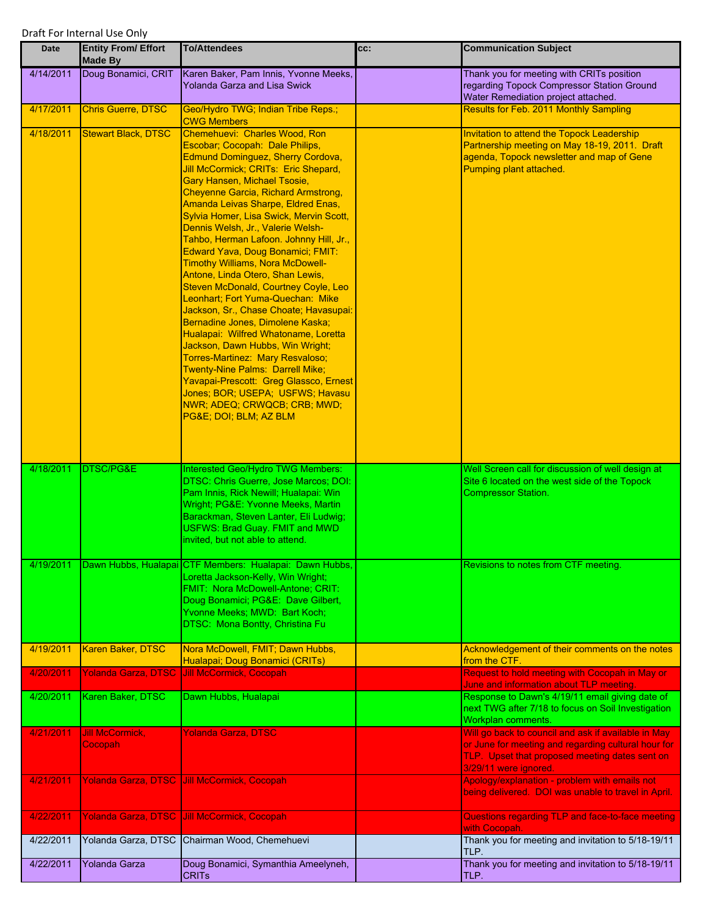Draft For Internal Use Only

| Date | Entity From/ Effort Made By | To/Attendees | cc: | Communication Subject |
|---|---|---|---|---|
| 4/14/2011 | Doug Bonamici, CRIT | Karen Baker, Pam Innis, Yvonne Meeks, Yolanda Garza and Lisa Swick | | Thank you for meeting with CRITs position regarding Topock Compressor Station Ground Water Remediation project attached. |
| 4/17/2011 | Chris Guerre, DTSC | Geo/Hydro TWG; Indian Tribe Reps.; CWG Members | | Results for Feb. 2011 Monthly Sampling |
| 4/18/2011 | Stewart Black, DTSC | Chemehuevi: Charles Wood, Ron Escobar; Cocopah: Dale Philips, Edmund Dominguez, Sherry Cordova, Jill McCormick; CRITs: Eric Shepard, Gary Hansen, Michael Tsosie, Cheyenne Garcia, Richard Armstrong, Amanda Leivas Sharpe, Eldred Enas, Sylvia Homer, Lisa Swick, Mervin Scott, Dennis Welsh, Jr., Valerie Welsh-Tahbo, Herman Lafoon. Johnny Hill, Jr., Edward Yava, Doug Bonamici; FMIT: Timothy Williams, Nora McDowell-Antone, Linda Otero, Shan Lewis, Steven McDonald, Courtney Coyle, Leo Leonhart; Fort Yuma-Quechan: Mike Jackson, Sr., Chase Choate; Havasupai: Bernadine Jones, Dimolene Kaska; Hualapai: Wilfred Whatoname, Loretta Jackson, Dawn Hubbs, Win Wright; Torres-Martinez: Mary Resvaloso; Twenty-Nine Palms: Darrell Mike; Yavapai-Prescott: Greg Glassco, Ernest Jones; BOR; USEPA; USFWS; Havasu NWR; ADEQ; CRWQCB; CRB; MWD; PG&E; DOI; BLM; AZ BLM | | Invitation to attend the Topock Leadership Partnership meeting on May 18-19, 2011. Draft agenda, Topock newsletter and map of Gene Pumping plant attached. |
| 4/18/2011 | DTSC/PG&E | Interested Geo/Hydro TWG Members: DTSC: Chris Guerre, Jose Marcos; DOI: Pam Innis, Rick Newill; Hualapai: Win Wright; PG&E: Yvonne Meeks, Martin Barackman, Steven Lanter, Eli Ludwig; USFWS: Brad Guay. FMIT and MWD invited, but not able to attend. | | Well Screen call for discussion of well design at Site 6 located on the west side of the Topock Compressor Station. |
| 4/19/2011 | Dawn Hubbs, Hualapai | CTF Members: Hualapai: Dawn Hubbs, Loretta Jackson-Kelly, Win Wright; FMIT: Nora McDowell-Antone; CRIT: Doug Bonamici; PG&E: Dave Gilbert, Yvonne Meeks; MWD: Bart Koch; DTSC: Mona Bontty, Christina Fu | | Revisions to notes from CTF meeting. |
| 4/19/2011 | Karen Baker, DTSC | Nora McDowell, FMIT; Dawn Hubbs, Hualapai; Doug Bonamici (CRITs) | | Acknowledgement of their comments on the notes from the CTF. |
| 4/20/2011 | Yolanda Garza, DTSC | Jill McCormick, Cocopah | | Request to hold meeting with Cocopah in May or June and information about TLP meeting. |
| 4/20/2011 | Karen Baker, DTSC | Dawn Hubbs, Hualapai | | Response to Dawn's 4/19/11 email giving date of next TWG after 7/18 to focus on Soil Investigation Workplan comments. |
| 4/21/2011 | Jill McCormick, Cocopah | Yolanda Garza, DTSC | | Will go back to council and ask if available in May or June for meeting and regarding cultural hour for TLP. Upset that proposed meeting dates sent on 3/29/11 were ignored. |
| 4/21/2011 | Yolanda Garza, DTSC | Jill McCormick, Cocopah | | Apology/explanation - problem with emails not being delivered. DOI was unable to travel in April. |
| 4/22/2011 | Yolanda Garza, DTSC | Jill McCormick, Cocopah | | Questions regarding TLP and face-to-face meeting with Cocopah. |
| 4/22/2011 | Yolanda Garza, DTSC | Chairman Wood, Chemehuevi | | Thank you for meeting and invitation to 5/18-19/11 TLP. |
| 4/22/2011 | Yolanda Garza | Doug Bonamici, Symanthia Ameelyneh, CRITs | | Thank you for meeting and invitation to 5/18-19/11 TLP. |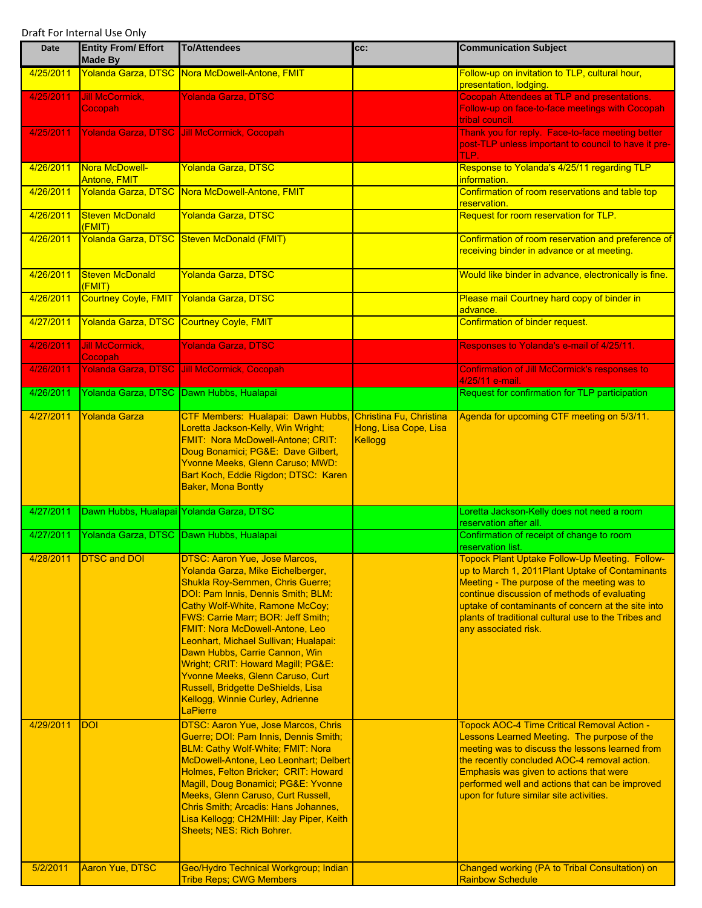Draft For Internal Use Only

| Date | Entity From/ Effort Made By | To/Attendees | cc: | Communication Subject |
|---|---|---|---|---|
| 4/25/2011 | Yolanda Garza, DTSC | Nora McDowell-Antone, FMIT | | Follow-up on invitation to TLP, cultural hour, presentation, lodging. |
| 4/25/2011 | Jill McCormick, Cocopah | Yolanda Garza, DTSC | | Cocopah Attendees at TLP and presentations. Follow-up on face-to-face meetings with Cocopah tribal council. |
| 4/25/2011 | Yolanda Garza, DTSC | Jill McCormick, Cocopah | | Thank you for reply. Face-to-face meeting better post-TLP unless important to council to have it pre-TLP. |
| 4/26/2011 | Nora McDowell-Antone, FMIT | Yolanda Garza, DTSC | | Response to Yolanda's 4/25/11 regarding TLP information. |
| 4/26/2011 | Yolanda Garza, DTSC | Nora McDowell-Antone, FMIT | | Confirmation of room reservations and table top reservation. |
| 4/26/2011 | Steven McDonald (FMIT) | Yolanda Garza, DTSC | | Request for room reservation for TLP. |
| 4/26/2011 | Yolanda Garza, DTSC | Steven McDonald (FMIT) | | Confirmation of room reservation and preference of receiving binder in advance or at meeting. |
| 4/26/2011 | Steven McDonald (FMIT) | Yolanda Garza, DTSC | | Would like binder in advance, electronically is fine. |
| 4/26/2011 | Courtney Coyle, FMIT | Yolanda Garza, DTSC | | Please mail Courtney hard copy of binder in advance. |
| 4/27/2011 | Yolanda Garza, DTSC | Courtney Coyle, FMIT | | Confirmation of binder request. |
| 4/26/2011 | Jill McCormick, Cocopah | Yolanda Garza, DTSC | | Responses to Yolanda's e-mail of 4/25/11. |
| 4/26/2011 | Yolanda Garza, DTSC | Jill McCormick, Cocopah | | Confirmation of Jill McCormick's responses to 4/25/11 e-mail. |
| 4/26/2011 | Yolanda Garza, DTSC | Dawn Hubbs, Hualapai | | Request for confirmation for TLP participation |
| 4/27/2011 | Yolanda Garza | CTF Members: Hualapai: Dawn Hubbs, Loretta Jackson-Kelly, Win Wright; FMIT: Nora McDowell-Antone; CRIT: Doug Bonamici; PG&E: Dave Gilbert, Yvonne Meeks, Glenn Caruso; MWD: Bart Koch, Eddie Rigdon; DTSC: Karen Baker, Mona Bontty | Christina Fu, Christina Hong, Lisa Cope, Lisa Kellogg | Agenda for upcoming CTF meeting on 5/3/11. |
| 4/27/2011 | Dawn Hubbs, Hualapai | Yolanda Garza, DTSC | | Loretta Jackson-Kelly does not need a room reservation after all. |
| 4/27/2011 | Yolanda Garza, DTSC | Dawn Hubbs, Hualapai | | Confirmation of receipt of change to room reservation list. |
| 4/28/2011 | DTSC and DOI | DTSC: Aaron Yue, Jose Marcos, Yolanda Garza, Mike Eichelberger, Shukla Roy-Semmen, Chris Guerre; DOI: Pam Innis, Dennis Smith; BLM: Cathy Wolf-White, Ramone McCoy; FWS: Carrie Marr; BOR: Jeff Smith; FMIT: Nora McDowell-Antone, Leo Leonhart, Michael Sullivan; Hualapai: Dawn Hubbs, Carrie Cannon, Win Wright; CRIT: Howard Magill; PG&E: Yvonne Meeks, Glenn Caruso, Curt Russell, Bridgette DeShields, Lisa Kellogg, Winnie Curley, Adrienne LaPierre | | Topock Plant Uptake Follow-Up Meeting. Follow-up to March 1, 2011Plant Uptake of Contaminants Meeting - The purpose of the meeting was to continue discussion of methods of evaluating uptake of contaminants of concern at the site into plants of traditional cultural use to the Tribes and any associated risk. |
| 4/29/2011 | DOI | DTSC: Aaron Yue, Jose Marcos, Chris Guerre; DOI: Pam Innis, Dennis Smith; BLM: Cathy Wolf-White; FMIT: Nora McDowell-Antone, Leo Leonhart; Delbert Holmes, Felton Bricker; CRIT: Howard Magill, Doug Bonamici; PG&E: Yvonne Meeks, Glenn Caruso, Curt Russell, Chris Smith; Arcadis: Hans Johannes, Lisa Kellogg; CH2MHill: Jay Piper, Keith Sheets; NES: Rich Bohrer. | | Topock AOC-4 Time Critical Removal Action - Lessons Learned Meeting. The purpose of the meeting was to discuss the lessons learned from the recently concluded AOC-4 removal action. Emphasis was given to actions that were performed well and actions that can be improved upon for future similar site activities. |
| 5/2/2011 | Aaron Yue, DTSC | Geo/Hydro Technical Workgroup; Indian Tribe Reps; CWG Members | | Changed working (PA to Tribal Consultation) on Rainbow Schedule |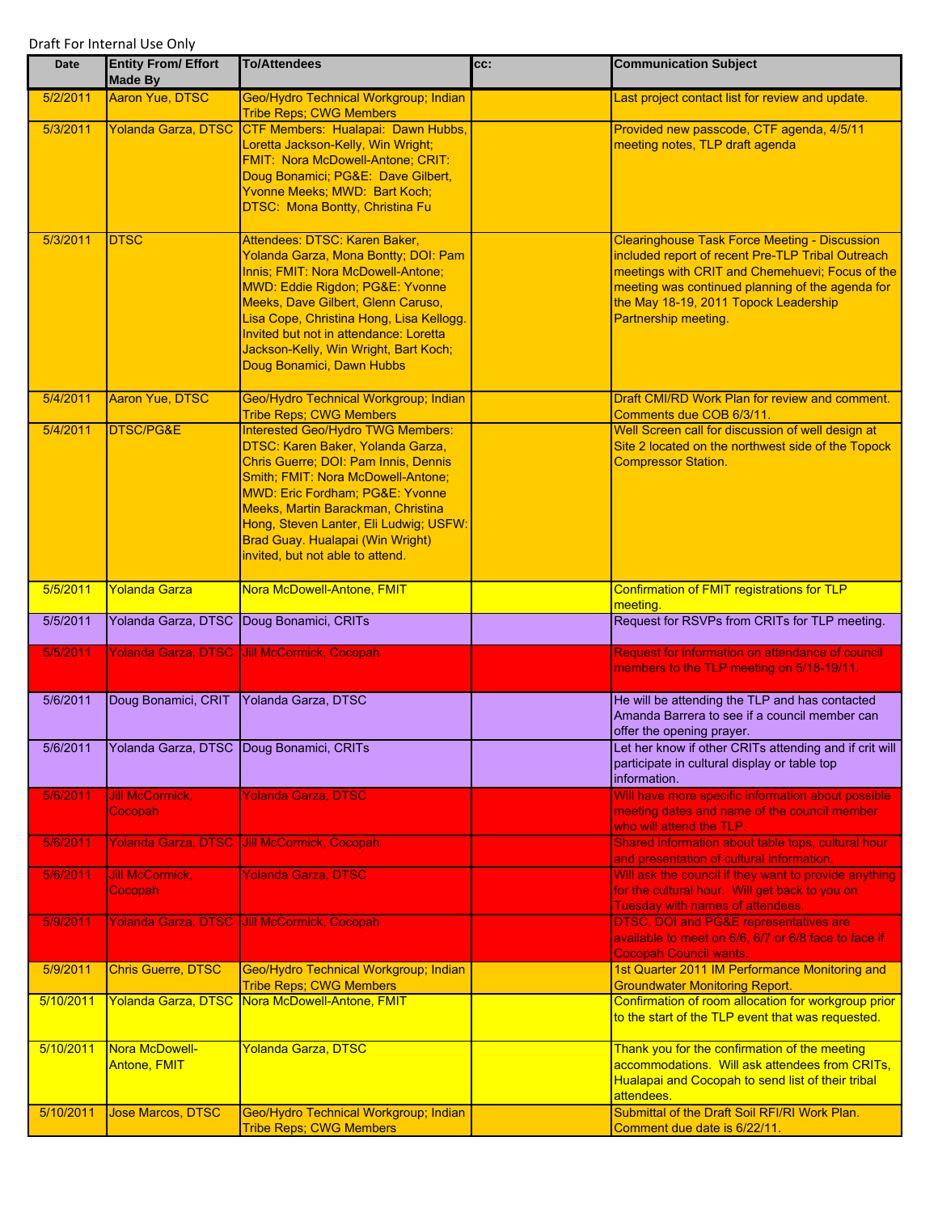Draft For Internal Use Only

| Date | Entity From/ Effort Made By | To/Attendees | cc: | Communication Subject |
|---|---|---|---|---|
| 5/2/2011 | Aaron Yue, DTSC | Geo/Hydro Technical Workgroup; Indian Tribe Reps; CWG Members | | Last project contact list for review and update. |
| 5/3/2011 | Yolanda Garza, DTSC | CTF Members: Hualapai: Dawn Hubbs, Loretta Jackson-Kelly, Win Wright; FMIT: Nora McDowell-Antone; CRIT: Doug Bonamici; PG&E: Dave Gilbert, Yvonne Meeks; MWD: Bart Koch; DTSC: Mona Bontty, Christina Fu | | Provided new passcode, CTF agenda, 4/5/11 meeting notes, TLP draft agenda |
| 5/3/2011 | DTSC | Attendees: DTSC: Karen Baker, Yolanda Garza, Mona Bontty; DOI: Pam Innis; FMIT: Nora McDowell-Antone; MWD: Eddie Rigdon; PG&E: Yvonne Meeks, Dave Gilbert, Glenn Caruso, Lisa Cope, Christina Hong, Lisa Kellogg. Invited but not in attendance: Loretta Jackson-Kelly, Win Wright, Bart Koch; Doug Bonamici, Dawn Hubbs | | Clearinghouse Task Force Meeting - Discussion included report of recent Pre-TLP Tribal Outreach meetings with CRIT and Chemehuevi; Focus of the meeting was continued planning of the agenda for the May 18-19, 2011 Topock Leadership Partnership meeting. |
| 5/4/2011 | Aaron Yue, DTSC | Geo/Hydro Technical Workgroup; Indian Tribe Reps; CWG Members | | Draft CMI/RD Work Plan for review and comment. Comments due COB 6/3/11. |
| 5/4/2011 | DTSC/PG&E | Interested Geo/Hydro TWG Members: DTSC: Karen Baker, Yolanda Garza, Chris Guerre; DOI: Pam Innis, Dennis Smith; FMIT: Nora McDowell-Antone; MWD: Eric Fordham; PG&E: Yvonne Meeks, Martin Barackman, Christina Hong, Steven Lanter, Eli Ludwig; USFW: Brad Guay. Hualapai (Win Wright) invited, but not able to attend. | | Well Screen call for discussion of well design at Site 2 located on the northwest side of the Topock Compressor Station. |
| 5/5/2011 | Yolanda Garza | Nora McDowell-Antone, FMIT | | Confirmation of FMIT registrations for TLP meeting. |
| 5/5/2011 | Yolanda Garza, DTSC | Doug Bonamici, CRITs | | Request for RSVPs from CRITs for TLP meeting. |
| 5/5/2011 | Yolanda Garza, DTSC | Jill McCormick, Cocopah | | Request for information on attendance of council members to the TLP meeting on 5/18-19/11. |
| 5/6/2011 | Doug Bonamici, CRIT | Yolanda Garza, DTSC | | He will be attending the TLP and has contacted Amanda Barrera to see if a council member can offer the opening prayer. |
| 5/6/2011 | Yolanda Garza, DTSC | Doug Bonamici, CRITs | | Let her know if other CRITs attending and if crit will participate in cultural display or table top information. |
| 5/6/2011 | Jill McCormick, Cocopah | Yolanda Garza, DTSC | | Will have more specific information about possible meeting dates and name of the council member who will attend the TLP. |
| 5/6/2011 | Yolanda Garza, DTSC | Jill McCormick, Cocopah | | Shared information about table tops, cultural hour and presentation of cultural information. |
| 5/6/2011 | Jill McCormick, Cocopah | Yolanda Garza, DTSC | | Will ask the council if they want to provide anything for the cultural hour. Will get back to you on Tuesday with names of attendees. |
| 5/9/2011 | Yolanda Garza, DTSC | Jill McCormick, Cocopah | | DTSC, DOI and PG&E representatives are available to meet on 6/6, 6/7 or 6/8 face to face if Cocopah Council wants. |
| 5/9/2011 | Chris Guerre, DTSC | Geo/Hydro Technical Workgroup; Indian Tribe Reps; CWG Members | | 1st Quarter 2011 IM Performance Monitoring and Groundwater Monitoring Report. |
| 5/10/2011 | Yolanda Garza, DTSC | Nora McDowell-Antone, FMIT | | Confirmation of room allocation for workgroup prior to the start of the TLP event that was requested. |
| 5/10/2011 | Nora McDowell-Antone, FMIT | Yolanda Garza, DTSC | | Thank you for the confirmation of the meeting accommodations. Will ask attendees from CRITs, Hualapai and Cocopah to send list of their tribal attendees. |
| 5/10/2011 | Jose Marcos, DTSC | Geo/Hydro Technical Workgroup; Indian Tribe Reps; CWG Members | | Submittal of the Draft Soil RFI/RI Work Plan. Comment due date is 6/22/11. |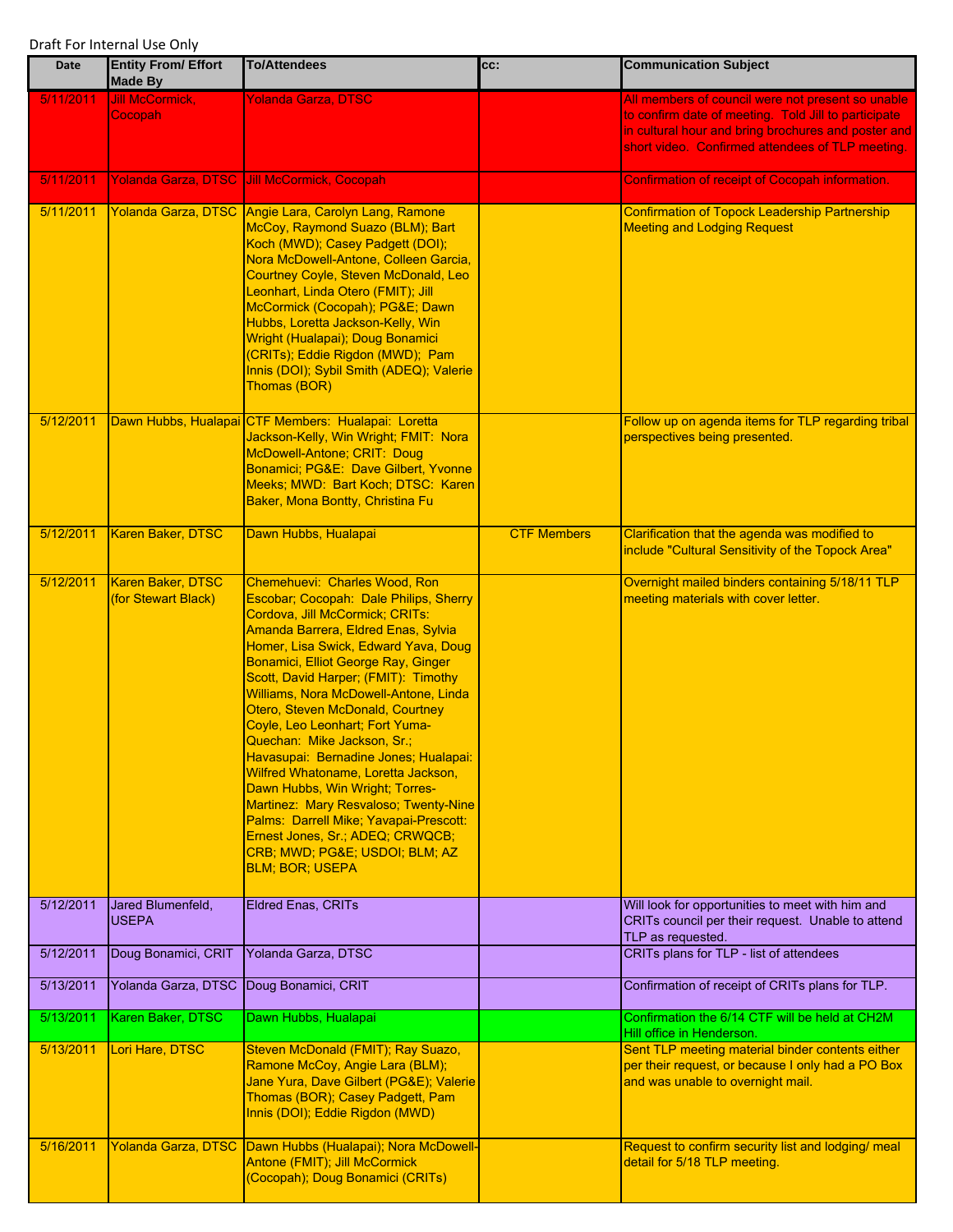Draft For Internal Use Only

| Date | Entity From/ Effort Made By | To/Attendees | cc: | Communication Subject |
|---|---|---|---|---|
| 5/11/2011 | Jill McCormick, Cocopah | Yolanda Garza, DTSC | | All members of council were not present so unable to confirm date of meeting. Told Jill to participate in cultural hour and bring brochures and poster and short video. Confirmed attendees of TLP meeting. |
| 5/11/2011 | Yolanda Garza, DTSC | Jill McCormick, Cocopah | | Confirmation of receipt of Cocopah information. |
| 5/11/2011 | Yolanda Garza, DTSC | Angie Lara, Carolyn Lang, Ramone McCoy, Raymond Suazo (BLM); Bart Koch (MWD); Casey Padgett (DOI); Nora McDowell-Antone, Colleen Garcia, Courtney Coyle, Steven McDonald, Leo Leonhart, Linda Otero (FMIT); Jill McCormick (Cocopah); PG&E; Dawn Hubbs, Loretta Jackson-Kelly, Win Wright (Hualapai); Doug Bonamici (CRITs); Eddie Rigdon (MWD); Pam Innis (DOI); Sybil Smith (ADEQ); Valerie Thomas (BOR) | | Confirmation of Topock Leadership Partnership Meeting and Lodging Request |
| 5/12/2011 | Dawn Hubbs, Hualapai | CTF Members: Hualapai: Loretta Jackson-Kelly, Win Wright; FMIT: Nora McDowell-Antone; CRIT: Doug Bonamici; PG&E: Dave Gilbert, Yvonne Meeks; MWD: Bart Koch; DTSC: Karen Baker, Mona Bontty, Christina Fu | | Follow up on agenda items for TLP regarding tribal perspectives being presented. |
| 5/12/2011 | Karen Baker, DTSC | Dawn Hubbs, Hualapai | CTF Members | Clarification that the agenda was modified to include "Cultural Sensitivity of the Topock Area" |
| 5/12/2011 | Karen Baker, DTSC (for Stewart Black) | Chemehuevi: Charles Wood, Ron Escobar; Cocopah: Dale Philips, Sherry Cordova, Jill McCormick; CRITs: Amanda Barrera, Eldred Enas, Sylvia Homer, Lisa Swick, Edward Yava, Doug Bonamici, Elliot George Ray, Ginger Scott, David Harper; (FMIT): Timothy Williams, Nora McDowell-Antone, Linda Otero, Steven McDonald, Courtney Coyle, Leo Leonhart; Fort Yuma-Quechan: Mike Jackson, Sr.; Havasupai: Bernadine Jones; Hualapai: Wilfred Whatoname, Loretta Jackson, Dawn Hubbs, Win Wright; Torres-Martinez: Mary Resvaloso; Twenty-Nine Palms: Darrell Mike; Yavapai-Prescott: Ernest Jones, Sr.; ADEQ; CRWQCB; CRB; MWD; PG&E; USDOI; BLM; AZ BLM; BOR; USEPA | | Overnight mailed binders containing 5/18/11 TLP meeting materials with cover letter. |
| 5/12/2011 | Jared Blumenfeld, USEPA | Eldred Enas, CRITs | | Will look for opportunities to meet with him and CRITs council per their request. Unable to attend TLP as requested. |
| 5/12/2011 | Doug Bonamici, CRIT | Yolanda Garza, DTSC | | CRITs plans for TLP - list of attendees |
| 5/13/2011 | Yolanda Garza, DTSC | Doug Bonamici, CRIT | | Confirmation of receipt of CRITs plans for TLP. |
| 5/13/2011 | Karen Baker, DTSC | Dawn Hubbs, Hualapai | | Confirmation the 6/14 CTF will be held at CH2M Hill office in Henderson. |
| 5/13/2011 | Lori Hare, DTSC | Steven McDonald (FMIT); Ray Suazo, Ramone McCoy, Angie Lara (BLM); Jane Yura, Dave Gilbert (PG&E); Valerie Thomas (BOR); Casey Padgett, Pam Innis (DOI); Eddie Rigdon (MWD) | | Sent TLP meeting material binder contents either per their request, or because I only had a PO Box and was unable to overnight mail. |
| 5/16/2011 | Yolanda Garza, DTSC | Dawn Hubbs (Hualapai); Nora McDowell-Antone (FMIT); Jill McCormick (Cocopah); Doug Bonamici (CRITs) | | Request to confirm security list and lodging/ meal detail for 5/18 TLP meeting. |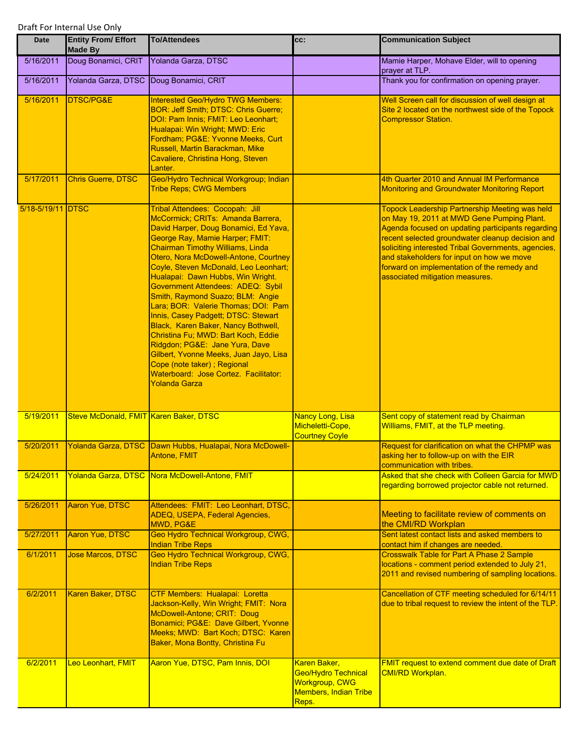Draft For Internal Use Only

| Date | Entity From/ Effort Made By | To/Attendees | cc: | Communication Subject |
|---|---|---|---|---|
| 5/16/2011 | Doug Bonamici, CRIT | Yolanda Garza, DTSC | | Mamie Harper, Mohave Elder, will to opening prayer at TLP. |
| 5/16/2011 | Yolanda Garza, DTSC | Doug Bonamici, CRIT | | Thank you for confirmation on opening prayer. |
| 5/16/2011 | DTSC/PG&E | Interested Geo/Hydro TWG Members: BOR: Jeff Smith; DTSC: Chris Guerre; DOI: Pam Innis; FMIT: Leo Leonhart; Hualapai: Win Wright; MWD: Eric Fordham; PG&E: Yvonne Meeks, Curt Russell, Martin Barackman, Mike Cavaliere, Christina Hong, Steven Lanter. | | Well Screen call for discussion of well design at Site 2 located on the northwest side of the Topock Compressor Station. |
| 5/17/2011 | Chris Guerre, DTSC | Geo/Hydro Technical Workgroup; Indian Tribe Reps; CWG Members | | 4th Quarter 2010 and Annual IM Performance Monitoring and Groundwater Monitoring Report |
| 5/18-5/19/11 | DTSC | Tribal Attendees: Cocopah: Jill McCormick; CRITs: Amanda Barrera, David Harper, Doug Bonamici, Ed Yava, George Ray, Mamie Harper; FMIT: Chairman Timothy Williams, Linda Otero, Nora McDowell-Antone, Courtney Coyle, Steven McDonald, Leo Leonhart; Hualapai: Dawn Hubbs, Win Wright. Government Attendees: ADEQ: Sybil Smith, Raymond Suazo; BLM: Angie Lara; BOR: Valerie Thomas; DOI: Pam Innis, Casey Padgett; DTSC: Stewart Black, Karen Baker, Nancy Bothwell, Christina Fu; MWD: Bart Koch, Eddie Ridgdon; PG&E: Jane Yura, Dave Gilbert, Yvonne Meeks, Juan Jayo, Lisa Cope (note taker) ; Regional Waterboard: Jose Cortez. Facilitator: Yolanda Garza | | Topock Leadership Partnership Meeting was held on May 19, 2011 at MWD Gene Pumping Plant. Agenda focused on updating participants regarding recent selected groundwater cleanup decision and soliciting interested Tribal Governments, agencies, and stakeholders for input on how we move forward on implementation of the remedy and associated mitigation measures. |
| 5/19/2011 | Steve McDonald, FMIT | Karen Baker, DTSC | Nancy Long, Lisa Micheletti-Cope, Courtney Coyle | Sent copy of statement read by Chairman Williams, FMIT, at the TLP meeting. |
| 5/20/2011 | Yolanda Garza, DTSC | Dawn Hubbs, Hualapai, Nora McDowell-Antone, FMIT | | Request for clarification on what the CHPMP was asking her to follow-up on with the EIR communication with tribes. |
| 5/24/2011 | Yolanda Garza, DTSC | Nora McDowell-Antone, FMIT | | Asked that she check with Colleen Garcia for MWD regarding borrowed projector cable not returned. |
| 5/26/2011 | Aaron Yue, DTSC | Attendees: FMIT: Leo Leonhart, DTSC, ADEQ, USEPA, Federal Agencies, MWD, PG&E | | Meeting to facilitate review of comments on the CMI/RD Workplan |
| 5/27/2011 | Aaron Yue, DTSC | Geo Hydro Technical Workgroup, CWG, Indian Tribe Reps | | Sent latest contact lists and asked members to contact him if changes are needed. |
| 6/1/2011 | Jose Marcos, DTSC | Geo Hydro Technical Workgroup, CWG, Indian Tribe Reps | | Crosswalk Table for Part A Phase 2 Sample locations - comment period extended to July 21, 2011 and revised numbering of sampling locations. |
| 6/2/2011 | Karen Baker, DTSC | CTF Members: Hualapai: Loretta Jackson-Kelly, Win Wright; FMIT: Nora McDowell-Antone; CRIT: Doug Bonamici; PG&E: Dave Gilbert, Yvonne Meeks; MWD: Bart Koch; DTSC: Karen Baker, Mona Bontty, Christina Fu | | Cancellation of CTF meeting scheduled for 6/14/11 due to tribal request to review the intent of the TLP. |
| 6/2/2011 | Leo Leonhart, FMIT | Aaron Yue, DTSC, Pam Innis, DOI | Karen Baker, Geo/Hydro Technical Workgroup, CWG Members, Indian Tribe Reps. | FMIT request to extend comment due date of Draft CMI/RD Workplan. |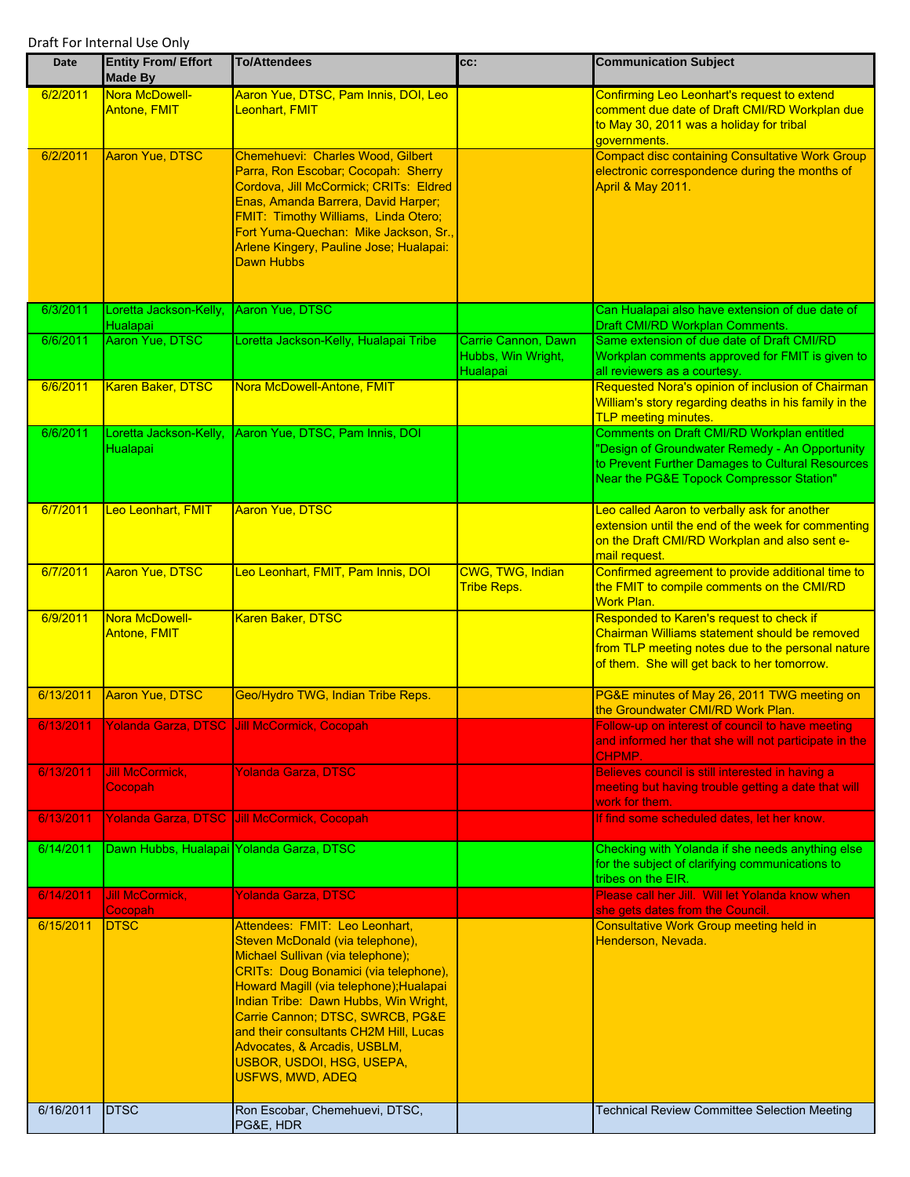Draft For Internal Use Only

| Date | Entity From/ Effort Made By | To/Attendees | cc: | Communication Subject |
|---|---|---|---|---|
| 6/2/2011 | Nora McDowell-Antone, FMIT | Aaron Yue, DTSC, Pam Innis, DOI, Leo Leonhart, FMIT | | Confirming Leo Leonhart's request to extend comment due date of Draft CMI/RD Workplan due to May 30, 2011 was a holiday for tribal governments. |
| 6/2/2011 | Aaron Yue, DTSC | Chemehuevi: Charles Wood, Gilbert Parra, Ron Escobar; Cocopah: Sherry Cordova, Jill McCormick; CRITs: Eldred Enas, Amanda Barrera, David Harper; FMIT: Timothy Williams, Linda Otero; Fort Yuma-Quechan: Mike Jackson, Sr., Arlene Kingery, Pauline Jose; Hualapai: Dawn Hubbs | | Compact disc containing Consultative Work Group electronic correspondence during the months of April & May 2011. |
| 6/3/2011 | Loretta Jackson-Kelly, Hualapai | Aaron Yue, DTSC | | Can Hualapai also have extension of due date of Draft CMI/RD Workplan Comments. |
| 6/6/2011 | Aaron Yue, DTSC | Loretta Jackson-Kelly, Hualapai Tribe | Carrie Cannon, Dawn Hubbs, Win Wright, Hualapai | Same extension of due date of Draft CMI/RD Workplan comments approved for FMIT is given to all reviewers as a courtesy. |
| 6/6/2011 | Karen Baker, DTSC | Nora McDowell-Antone, FMIT | | Requested Nora's opinion of inclusion of Chairman William's story regarding deaths in his family in the TLP meeting minutes. |
| 6/6/2011 | Loretta Jackson-Kelly, Hualapai | Aaron Yue, DTSC, Pam Innis, DOI | | Comments on Draft CMI/RD Workplan entitled "Design of Groundwater Remedy - An Opportunity to Prevent Further Damages to Cultural Resources Near the PG&E Topock Compressor Station" |
| 6/7/2011 | Leo Leonhart, FMIT | Aaron Yue, DTSC | | Leo called Aaron to verbally ask for another extension until the end of the week for commenting on the Draft CMI/RD Workplan and also sent e-mail request. |
| 6/7/2011 | Aaron Yue, DTSC | Leo Leonhart, FMIT, Pam Innis, DOI | CWG, TWG, Indian Tribe Reps. | Confirmed agreement to provide additional time to the FMIT to compile comments on the CMI/RD Work Plan. |
| 6/9/2011 | Nora McDowell-Antone, FMIT | Karen Baker, DTSC | | Responded to Karen's request to check if Chairman Williams statement should be removed from TLP meeting notes due to the personal nature of them. She will get back to her tomorrow. |
| 6/13/2011 | Aaron Yue, DTSC | Geo/Hydro TWG, Indian Tribe Reps. | | PG&E minutes of May 26, 2011 TWG meeting on the Groundwater CMI/RD Work Plan. |
| 6/13/2011 | Yolanda Garza, DTSC | Jill McCormick, Cocopah | | Follow-up on interest of council to have meeting and informed her that she will not participate in the CHPMP. |
| 6/13/2011 | Jill McCormick, Cocopah | Yolanda Garza, DTSC | | Believes council is still interested in having a meeting but having trouble getting a date that will work for them. |
| 6/13/2011 | Yolanda Garza, DTSC | Jill McCormick, Cocopah | | If find some scheduled dates, let her know. |
| 6/14/2011 | Dawn Hubbs, Hualapai | Yolanda Garza, DTSC | | Checking with Yolanda if she needs anything else for the subject of clarifying communications to tribes on the EIR. |
| 6/14/2011 | Jill McCormick, Cocopah | Yolanda Garza, DTSC | | Please call her Jill. Will let Yolanda know when she gets dates from the Council. |
| 6/15/2011 | DTSC | Attendees: FMIT: Leo Leonhart, Steven McDonald (via telephone), Michael Sullivan (via telephone); CRITs: Doug Bonamici (via telephone), Howard Magill (via telephone);Hualapai Indian Tribe: Dawn Hubbs, Win Wright, Carrie Cannon; DTSC, SWRCB, PG&E and their consultants CH2M Hill, Lucas Advocates, & Arcadis, USBLM, USBOR, USDOI, HSG, USEPA, USFWS, MWD, ADEQ | | Consultative Work Group meeting held in Henderson, Nevada. |
| 6/16/2011 | DTSC | Ron Escobar, Chemehuevi, DTSC, PG&E, HDR | | Technical Review Committee Selection Meeting |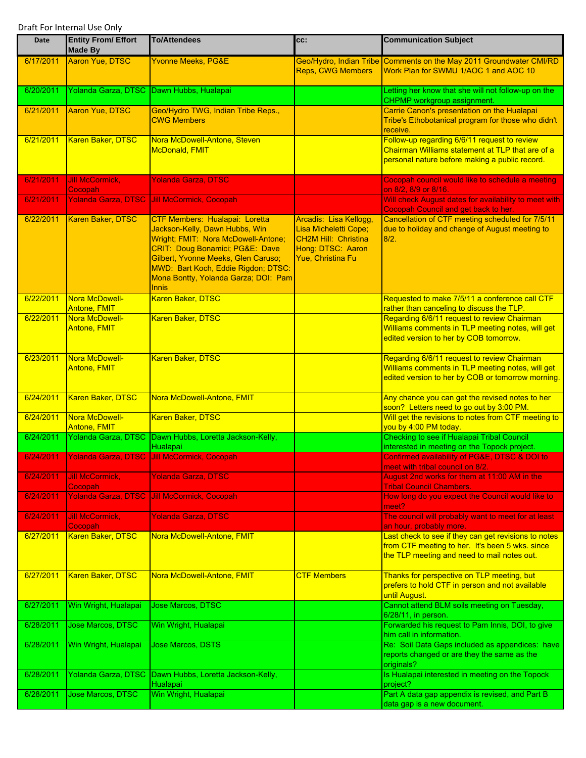Draft For Internal Use Only

| Date | Entity From/ Effort Made By | To/Attendees | cc: | Communication Subject |
|---|---|---|---|---|
| 6/17/2011 | Aaron Yue, DTSC | Yvonne Meeks, PG&E | Geo/Hydro, Indian Tribe Reps, CWG Members | Comments on the May 2011 Groundwater CMI/RD Work Plan for SWMU 1/AOC 1 and AOC 10 |
| 6/20/2011 | Yolanda Garza, DTSC | Dawn Hubbs, Hualapai | | Letting her know that she will not follow-up on the CHPMP workgroup assignment. |
| 6/21/2011 | Aaron Yue, DTSC | Geo/Hydro TWG, Indian Tribe Reps., CWG Members | | Carrie Canon's presentation on the Hualapai Tribe's Ethobotanical program for those who didn't receive. |
| 6/21/2011 | Karen Baker, DTSC | Nora McDowell-Antone, Steven McDonald, FMIT | | Follow-up regarding 6/6/11 request to review Chairman Williams statement at TLP that are of a personal nature before making a public record. |
| 6/21/2011 | Jill McCormick, Cocopah | Yolanda Garza, DTSC | | Cocopah council would like to schedule a meeting on 8/2, 8/9 or 8/16. |
| 6/21/2011 | Yolanda Garza, DTSC | Jill McCormick, Cocopah | | Will check August dates for availability to meet with Cocopah Council and get back to her. |
| 6/22/2011 | Karen Baker, DTSC | CTF Members: Hualapai: Loretta Jackson-Kelly, Dawn Hubbs, Win Wright; FMIT: Nora McDowell-Antone; CRIT: Doug Bonamici; PG&E: Dave Gilbert, Yvonne Meeks, Glen Caruso; MWD: Bart Koch, Eddie Rigdon; DTSC: Mona Bontty, Yolanda Garza; DOI: Pam Innis | Arcadis: Lisa Kellogg, Lisa Micheletti Cope; CH2M Hill: Christina Hong; DTSC: Aaron Yue, Christina Fu | Cancellation of CTF meeting scheduled for 7/5/11 due to holiday and change of August meeting to 8/2. |
| 6/22/2011 | Nora McDowell-Antone, FMIT | Karen Baker, DTSC | | Requested to make 7/5/11 a conference call CTF rather than canceling to discuss the TLP. |
| 6/22/2011 | Nora McDowell-Antone, FMIT | Karen Baker, DTSC | | Regarding 6/6/11 request to review Chairman Williams comments in TLP meeting notes, will get edited version to her by COB tomorrow. |
| 6/23/2011 | Nora McDowell-Antone, FMIT | Karen Baker, DTSC | | Regarding 6/6/11 request to review Chairman Williams comments in TLP meeting notes, will get edited version to her by COB or tomorrow morning. |
| 6/24/2011 | Karen Baker, DTSC | Nora McDowell-Antone, FMIT | | Any chance you can get the revised notes to her soon? Letters need to go out by 3:00 PM. |
| 6/24/2011 | Nora McDowell-Antone, FMIT | Karen Baker, DTSC | | Will get the revisions to notes from CTF meeting to you by 4:00 PM today. |
| 6/24/2011 | Yolanda Garza, DTSC | Dawn Hubbs, Loretta Jackson-Kelly, Hualapai | | Checking to see if Hualapai Tribal Council interested in meeting on the Topock project. |
| 6/24/2011 | Yolanda Garza, DTSC | Jill McCormick, Cocopah | | Confirmed availability of PG&E, DTSC & DOI to meet with tribal council on 8/2. |
| 6/24/2011 | Jill McCormick, Cocopah | Yolanda Garza, DTSC | | August 2nd works for them at 11:00 AM in the Tribal Council Chambers. |
| 6/24/2011 | Yolanda Garza, DTSC | Jill McCormick, Cocopah | | How long do you expect the Council would like to meet? |
| 6/24/2011 | Jill McCormick, Cocopah | Yolanda Garza, DTSC | | The council will probably want to meet for at least an hour, probably more. |
| 6/27/2011 | Karen Baker, DTSC | Nora McDowell-Antone, FMIT | | Last check to see if they can get revisions to notes from CTF meeting to her. It's been 5 wks. since the TLP meeting and need to mail notes out. |
| 6/27/2011 | Karen Baker, DTSC | Nora McDowell-Antone, FMIT | CTF Members | Thanks for perspective on TLP meeting, but prefers to hold CTF in person and not available until August. |
| 6/27/2011 | Win Wright, Hualapai | Jose Marcos, DTSC | | Cannot attend BLM soils meeting on Tuesday, 6/28/11, in person. |
| 6/28/2011 | Jose Marcos, DTSC | Win Wright, Hualapai | | Forwarded his request to Pam Innis, DOI, to give him call in information. |
| 6/28/2011 | Win Wright, Hualapai | Jose Marcos, DSTS | | Re: Soil Data Gaps included as appendices: have reports changed or are they the same as the originals? |
| 6/28/2011 | Yolanda Garza, DTSC | Dawn Hubbs, Loretta Jackson-Kelly, Hualapai | | Is Hualapai interested in meeting on the Topock project? |
| 6/28/2011 | Jose Marcos, DTSC | Win Wright, Hualapai | | Part A data gap appendix is revised, and Part B data gap is a new document. |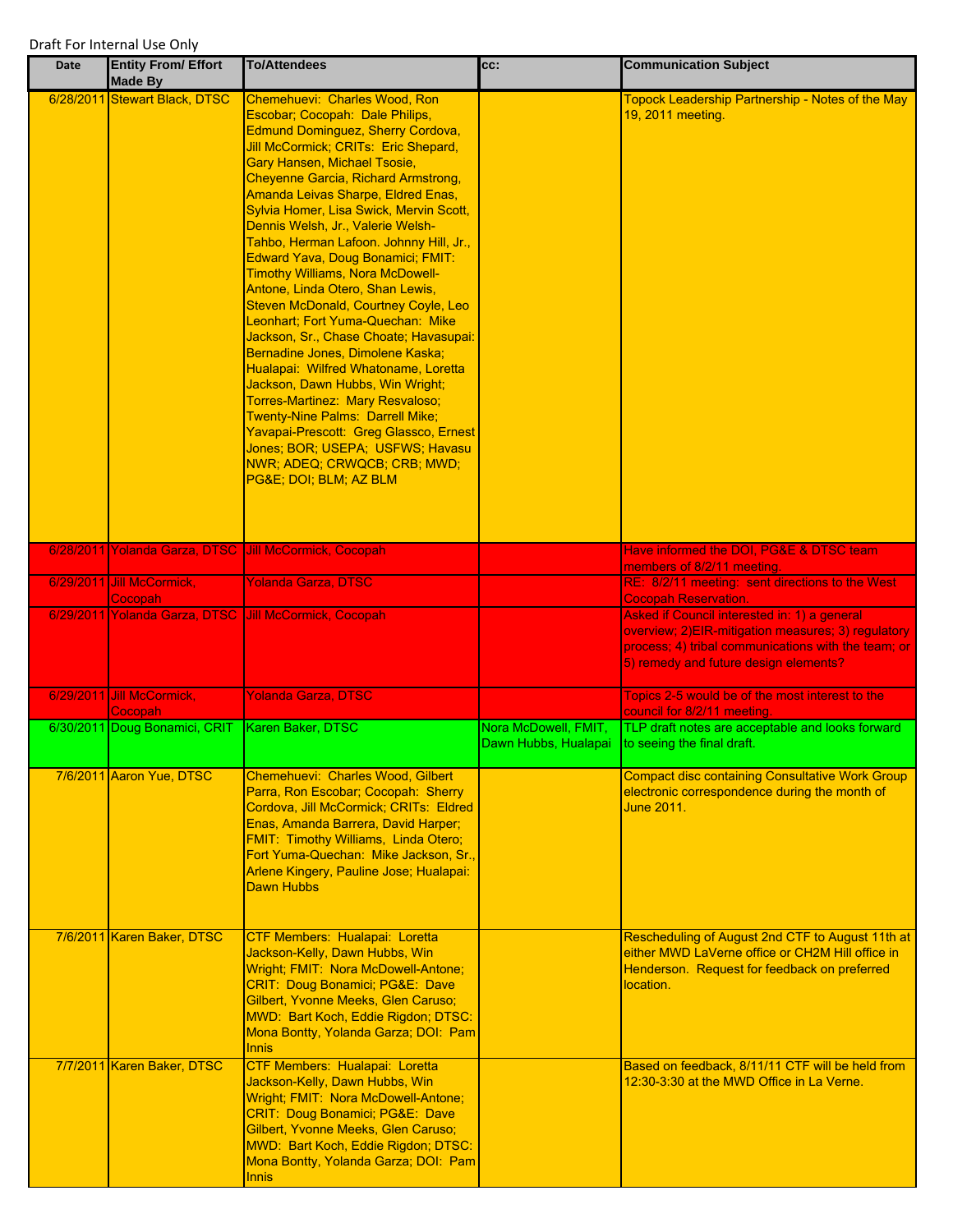Draft For Internal Use Only

| Date | Entity From/ Effort Made By | To/Attendees | cc: | Communication Subject |
|---|---|---|---|---|
| 6/28/2011 | Stewart Black, DTSC | Chemehuevi: Charles Wood, Ron Escobar; Cocopah: Dale Philips, Edmund Dominguez, Sherry Cordova, Jill McCormick; CRITs: Eric Shepard, Gary Hansen, Michael Tsosie, Cheyenne Garcia, Richard Armstrong, Amanda Leivas Sharpe, Eldred Enas, Sylvia Homer, Lisa Swick, Mervin Scott, Dennis Welsh, Jr., Valerie Welsh-Tahbo, Herman Lafoon. Johnny Hill, Jr., Edward Yava, Doug Bonamici; FMIT: Timothy Williams, Nora McDowell-Antone, Linda Otero, Shan Lewis, Steven McDonald, Courtney Coyle, Leo Leonhart; Fort Yuma-Quechan: Mike Jackson, Sr., Chase Choate; Havasupai: Bernadine Jones, Dimolene Kaska; Hualapai: Wilfred Whatoname, Loretta Jackson, Dawn Hubbs, Win Wright; Torres-Martinez: Mary Resvaloso; Twenty-Nine Palms: Darrell Mike; Yavapai-Prescott: Greg Glassco, Ernest Jones; BOR; USEPA; USFWS; Havasu NWR; ADEQ; CRWQCB; CRB; MWD; PG&E; DOI; BLM; AZ BLM | | Topock Leadership Partnership - Notes of the May 19, 2011 meeting. |
| 6/28/2011 | Yolanda Garza, DTSC | Jill McCormick, Cocopah | | Have informed the DOI, PG&E & DTSC team members of 8/2/11 meeting. |
| 6/29/2011 | Jill McCormick, Cocopah | Yolanda Garza, DTSC | | RE: 8/2/11 meeting: sent directions to the West Cocopah Reservation. |
| 6/29/2011 | Yolanda Garza, DTSC | Jill McCormick, Cocopah | | Asked if Council interested in: 1) a general overview; 2)EIR-mitigation measures; 3) regulatory process; 4) tribal communications with the team; or 5) remedy and future design elements? |
| 6/29/2011 | Jill McCormick, Cocopah | Yolanda Garza, DTSC | | Topics 2-5 would be of the most interest to the council for 8/2/11 meeting. |
| 6/30/2011 | Doug Bonamici, CRIT | Karen Baker, DTSC | Nora McDowell, FMIT, Dawn Hubbs, Hualapai | TLP draft notes are acceptable and looks forward to seeing the final draft. |
| 7/6/2011 | Aaron Yue, DTSC | Chemehuevi: Charles Wood, Gilbert Parra, Ron Escobar; Cocopah: Sherry Cordova, Jill McCormick; CRITs: Eldred Enas, Amanda Barrera, David Harper; FMIT: Timothy Williams, Linda Otero; Fort Yuma-Quechan: Mike Jackson, Sr., Arlene Kingery, Pauline Jose; Hualapai: Dawn Hubbs | | Compact disc containing Consultative Work Group electronic correspondence during the month of June 2011. |
| 7/6/2011 | Karen Baker, DTSC | CTF Members: Hualapai: Loretta Jackson-Kelly, Dawn Hubbs, Win Wright; FMIT: Nora McDowell-Antone; CRIT: Doug Bonamici; PG&E: Dave Gilbert, Yvonne Meeks, Glen Caruso; MWD: Bart Koch, Eddie Rigdon; DTSC: Mona Bontty, Yolanda Garza; DOI: Pam Innis | | Rescheduling of August 2nd CTF to August 11th at either MWD LaVerne office or CH2M Hill office in Henderson. Request for feedback on preferred location. |
| 7/7/2011 | Karen Baker, DTSC | CTF Members: Hualapai: Loretta Jackson-Kelly, Dawn Hubbs, Win Wright; FMIT: Nora McDowell-Antone; CRIT: Doug Bonamici; PG&E: Dave Gilbert, Yvonne Meeks, Glen Caruso; MWD: Bart Koch, Eddie Rigdon; DTSC: Mona Bontty, Yolanda Garza; DOI: Pam Innis | | Based on feedback, 8/11/11 CTF will be held from 12:30-3:30 at the MWD Office in La Verne. |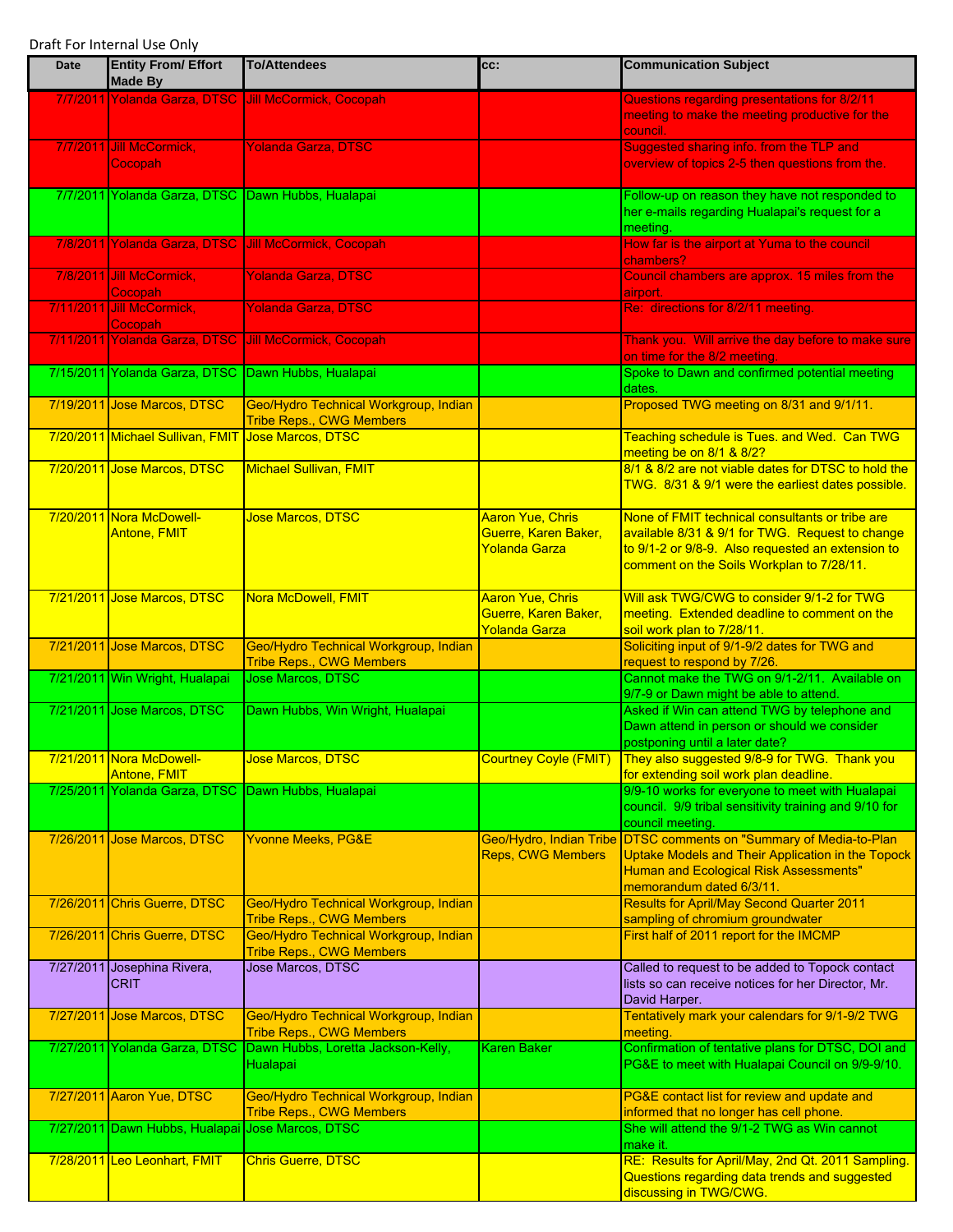Draft For Internal Use Only

| Date | Entity From/ Effort Made By | To/Attendees | cc: | Communication Subject |
|---|---|---|---|---|
| 7/7/2011 | Yolanda Garza, DTSC | Jill McCormick, Cocopah | | Questions regarding presentations for 8/2/11 meeting to make the meeting productive for the council. |
| 7/7/2011 | Jill McCormick, Cocopah | Yolanda Garza, DTSC | | Suggested sharing info. from the TLP and overview of topics 2-5 then questions from the. |
| 7/7/2011 | Yolanda Garza, DTSC | Dawn Hubbs, Hualapai | | Follow-up on reason they have not responded to her e-mails regarding Hualapai's request for a meeting. |
| 7/8/2011 | Yolanda Garza, DTSC | Jill McCormick, Cocopah | | How far is the airport at Yuma to the council chambers? |
| 7/8/2011 | Jill McCormick, Cocopah | Yolanda Garza, DTSC | | Council chambers are approx. 15 miles from the airport. |
| 7/11/2011 | Jill McCormick, Cocopah | Yolanda Garza, DTSC | | Re: directions for 8/2/11 meeting. |
| 7/11/2011 | Yolanda Garza, DTSC | Jill McCormick, Cocopah | | Thank you. Will arrive the day before to make sure on time for the 8/2 meeting. |
| 7/15/2011 | Yolanda Garza, DTSC | Dawn Hubbs, Hualapai | | Spoke to Dawn and confirmed potential meeting dates. |
| 7/19/2011 | Jose Marcos, DTSC | Geo/Hydro Technical Workgroup, Indian Tribe Reps., CWG Members | | Proposed TWG meeting on 8/31 and 9/1/11. |
| 7/20/2011 | Michael Sullivan, FMIT | Jose Marcos, DTSC | | Teaching schedule is Tues. and Wed. Can TWG meeting be on 8/1 & 8/2? |
| 7/20/2011 | Jose Marcos, DTSC | Michael Sullivan, FMIT | | 8/1 & 8/2 are not viable dates for DTSC to hold the TWG. 8/31 & 9/1 were the earliest dates possible. |
| 7/20/2011 | Nora McDowell-Antone, FMIT | Jose Marcos, DTSC | Aaron Yue, Chris Guerre, Karen Baker, Yolanda Garza | None of FMIT technical consultants or tribe are available 8/31 & 9/1 for TWG. Request to change to 9/1-2 or 9/8-9. Also requested an extension to comment on the Soils Workplan to 7/28/11. |
| 7/21/2011 | Jose Marcos, DTSC | Nora McDowell, FMIT | Aaron Yue, Chris Guerre, Karen Baker, Yolanda Garza | Will ask TWG/CWG to consider 9/1-2 for TWG meeting. Extended deadline to comment on the soil work plan to 7/28/11. |
| 7/21/2011 | Jose Marcos, DTSC | Geo/Hydro Technical Workgroup, Indian Tribe Reps., CWG Members | | Soliciting input of 9/1-9/2 dates for TWG and request to respond by 7/26. |
| 7/21/2011 | Win Wright, Hualapai | Jose Marcos, DTSC | | Cannot make the TWG on 9/1-2/11. Available on 9/7-9 or Dawn might be able to attend. |
| 7/21/2011 | Jose Marcos, DTSC | Dawn Hubbs, Win Wright, Hualapai | | Asked if Win can attend TWG by telephone and Dawn attend in person or should we consider postponing until a later date? |
| 7/21/2011 | Nora McDowell-Antone, FMIT | Jose Marcos, DTSC | Courtney Coyle (FMIT) | They also suggested 9/8-9 for TWG. Thank you for extending soil work plan deadline. |
| 7/25/2011 | Yolanda Garza, DTSC | Dawn Hubbs, Hualapai | | 9/9-10 works for everyone to meet with Hualapai council. 9/9 tribal sensitivity training and 9/10 for council meeting. |
| 7/26/2011 | Jose Marcos, DTSC | Yvonne Meeks, PG&E | Geo/Hydro, Indian Tribe Reps, CWG Members | DTSC comments on "Summary of Media-to-Plan Uptake Models and Their Application in the Topock Human and Ecological Risk Assessments" memorandum dated 6/3/11. |
| 7/26/2011 | Chris Guerre, DTSC | Geo/Hydro Technical Workgroup, Indian Tribe Reps., CWG Members | | Results for April/May Second Quarter 2011 sampling of chromium groundwater |
| 7/26/2011 | Chris Guerre, DTSC | Geo/Hydro Technical Workgroup, Indian Tribe Reps., CWG Members | | First half of 2011 report for the IMCMP |
| 7/27/2011 | Josephina Rivera, CRIT | Jose Marcos, DTSC | | Called to request to be added to Topock contact lists so can receive notices for her Director, Mr. David Harper. |
| 7/27/2011 | Jose Marcos, DTSC | Geo/Hydro Technical Workgroup, Indian Tribe Reps., CWG Members | | Tentatively mark your calendars for 9/1-9/2 TWG meeting. |
| 7/27/2011 | Yolanda Garza, DTSC | Dawn Hubbs, Loretta Jackson-Kelly, Hualapai | Karen Baker | Confirmation of tentative plans for DTSC, DOI and PG&E to meet with Hualapai Council on 9/9-9/10. |
| 7/27/2011 | Aaron Yue, DTSC | Geo/Hydro Technical Workgroup, Indian Tribe Reps., CWG Members | | PG&E contact list for review and update and informed that no longer has cell phone. |
| 7/27/2011 | Dawn Hubbs, Hualapai | Jose Marcos, DTSC | | She will attend the 9/1-2 TWG as Win cannot make it. |
| 7/28/2011 | Leo Leonhart, FMIT | Chris Guerre, DTSC | | RE: Results for April/May, 2nd Qt. 2011 Sampling. Questions regarding data trends and suggested discussing in TWG/CWG. |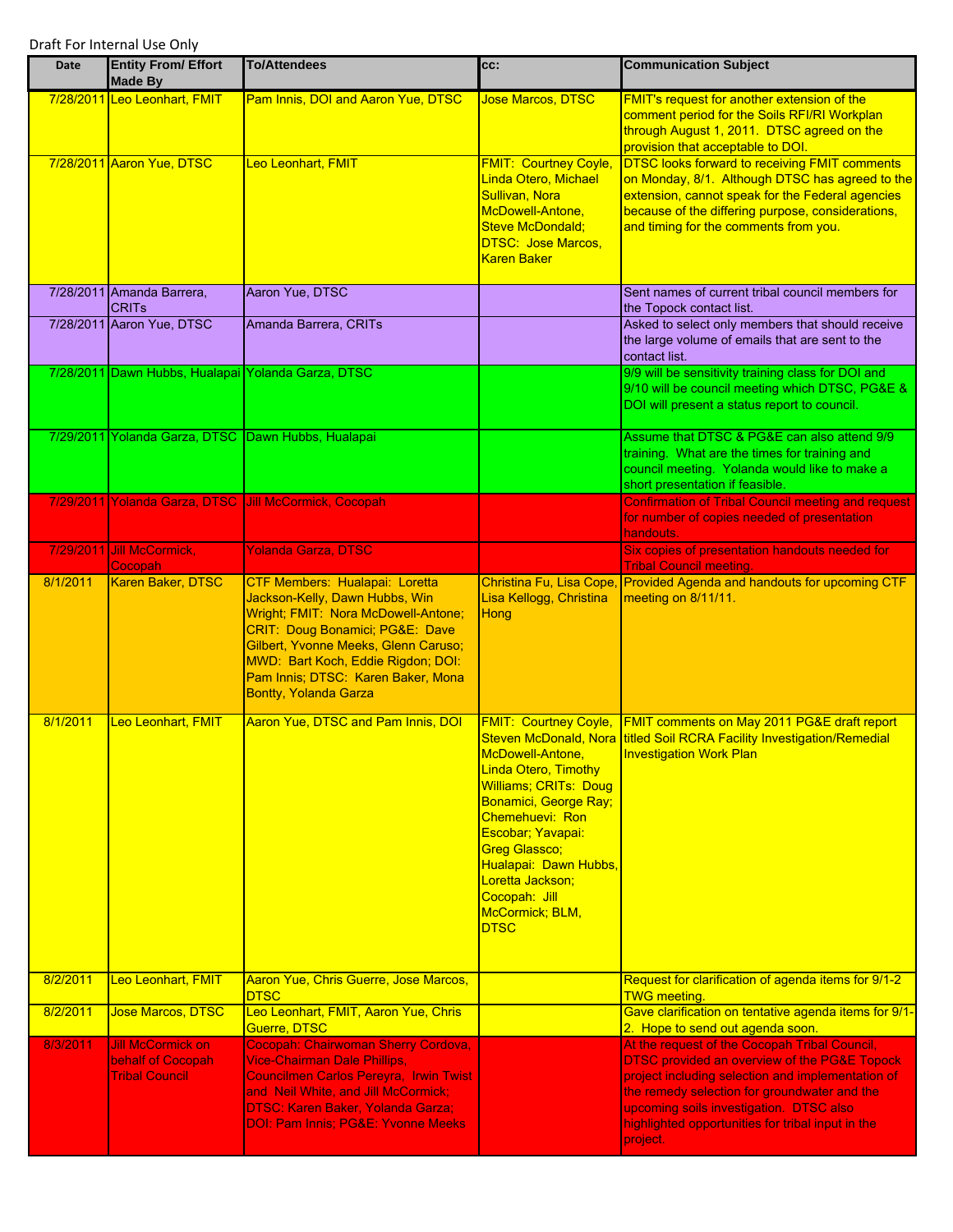Draft For Internal Use Only

| Date | Entity From/ Effort Made By | To/Attendees | cc: | Communication Subject |
|---|---|---|---|---|
| 7/28/2011 | Leo Leonhart, FMIT | Pam Innis, DOI and Aaron Yue, DTSC | Jose Marcos, DTSC | FMIT's request for another extension of the comment period for the Soils RFI/RI Workplan through August 1, 2011. DTSC agreed on the provision that acceptable to DOI. |
| 7/28/2011 | Aaron Yue, DTSC | Leo Leonhart, FMIT | FMIT: Courtney Coyle, Linda Otero, Michael Sullivan, Nora McDowell-Antone, Steve McDondald; DTSC: Jose Marcos, Karen Baker | DTSC looks forward to receiving FMIT comments on Monday, 8/1. Although DTSC has agreed to the extension, cannot speak for the Federal agencies because of the differing purpose, considerations, and timing for the comments from you. |
| 7/28/2011 | Amanda Barrera, CRITs | Aaron Yue, DTSC | | Sent names of current tribal council members for the Topock contact list. |
| 7/28/2011 | Aaron Yue, DTSC | Amanda Barrera, CRITs | | Asked to select only members that should receive the large volume of emails that are sent to the contact list. |
| 7/28/2011 | Dawn Hubbs, Hualapai | Yolanda Garza, DTSC | | 9/9 will be sensitivity training class for DOI and 9/10 will be council meeting which DTSC, PG&E & DOI will present a status report to council. |
| 7/29/2011 | Yolanda Garza, DTSC | Dawn Hubbs, Hualapai | | Assume that DTSC & PG&E can also attend 9/9 training. What are the times for training and council meeting. Yolanda would like to make a short presentation if feasible. |
| 7/29/2011 | Yolanda Garza, DTSC | Jill McCormick, Cocopah | | Confirmation of Tribal Council meeting and request for number of copies needed of presentation handouts. |
| 7/29/2011 | Jill McCormick, Cocopah | Yolanda Garza, DTSC | | Six copies of presentation handouts needed for Tribal Council meeting. |
| 8/1/2011 | Karen Baker, DTSC | CTF Members: Hualapai: Loretta Jackson-Kelly, Dawn Hubbs, Win Wright; FMIT: Nora McDowell-Antone; CRIT: Doug Bonamici; PG&E: Dave Gilbert, Yvonne Meeks, Glenn Caruso; MWD: Bart Koch, Eddie Rigdon; DOI: Pam Innis; DTSC: Karen Baker, Mona Bontty, Yolanda Garza | Christina Fu, Lisa Cope, Lisa Kellogg, Christina Hong | Provided Agenda and handouts for upcoming CTF meeting on 8/11/11. |
| 8/1/2011 | Leo Leonhart, FMIT | Aaron Yue, DTSC and Pam Innis, DOI | FMIT: Courtney Coyle, Steven McDonald, Nora McDowell-Antone, Linda Otero, Timothy Williams; CRITs: Doug Bonamici, George Ray; Chemehuevi: Ron Escobar; Yavapai: Greg Glassco; Hualapai: Dawn Hubbs, Loretta Jackson; Cocopah: Jill McCormick; BLM, DTSC | FMIT comments on May 2011 PG&E draft report titled Soil RCRA Facility Investigation/Remedial Investigation Work Plan |
| 8/2/2011 | Leo Leonhart, FMIT | Aaron Yue, Chris Guerre, Jose Marcos, DTSC | | Request for clarification of agenda items for 9/1-2 TWG meeting. |
| 8/2/2011 | Jose Marcos, DTSC | Leo Leonhart, FMIT, Aaron Yue, Chris Guerre, DTSC | | Gave clarification on tentative agenda items for 9/1-2. Hope to send out agenda soon. |
| 8/3/2011 | Jill McCormick on behalf of Cocopah Tribal Council | Cocopah: Chairwoman Sherry Cordova, Vice-Chairman Dale Phillips, Councilmen Carlos Pereyra, Irwin Twist and Neil White, and Jill McCormick; DTSC: Karen Baker, Yolanda Garza; DOI: Pam Innis; PG&E: Yvonne Meeks | | At the request of the Cocopah Tribal Council, DTSC provided an overview of the PG&E Topock project including selection and implementation of the remedy selection for groundwater and the upcoming soils investigation. DTSC also highlighted opportunities for tribal input in the project. |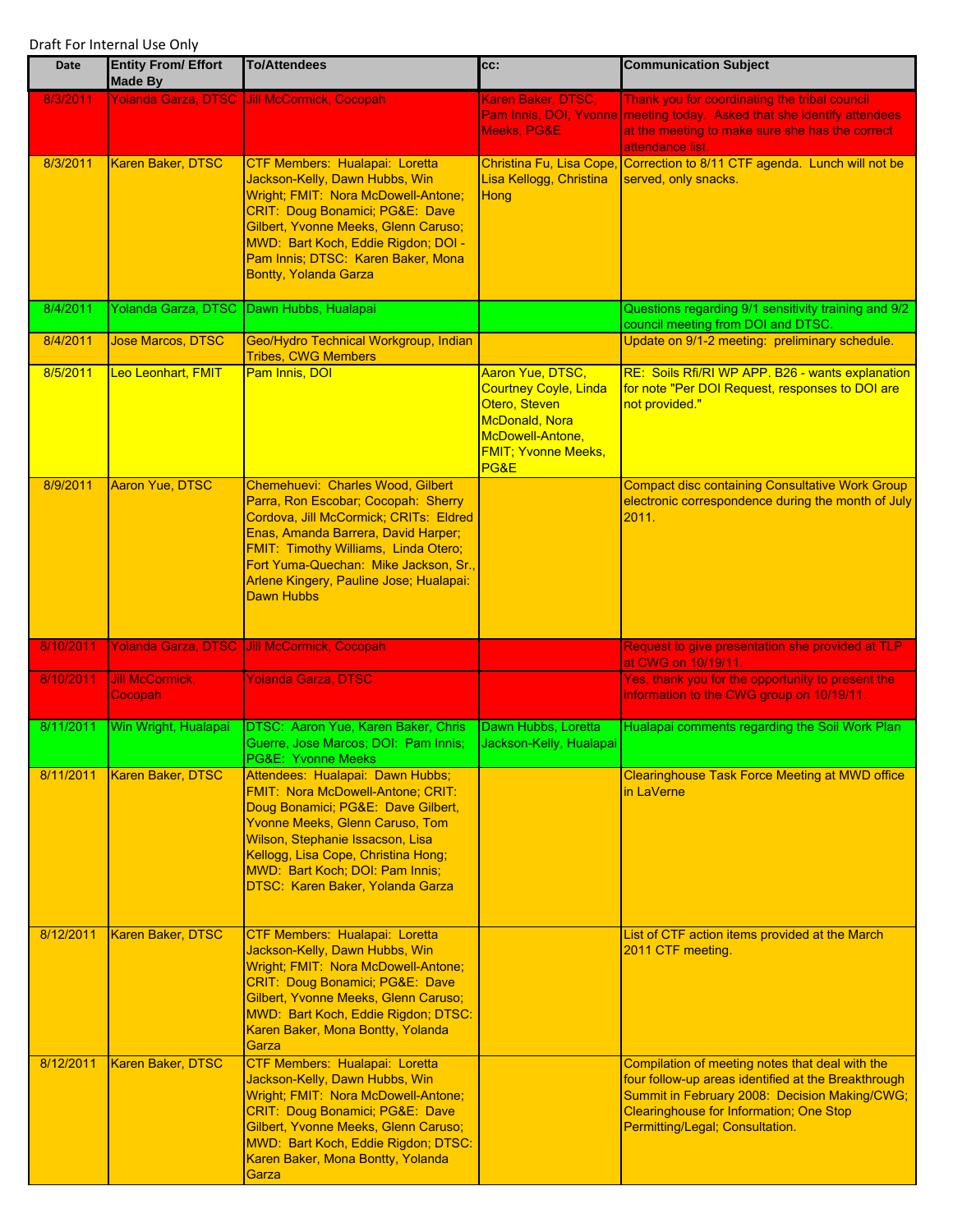Draft For Internal Use Only

| Date | Entity From/ Effort Made By | To/Attendees | cc: | Communication Subject |
|---|---|---|---|---|
| 8/3/2011 | Yolanda Garza, DTSC | Jill McCormick, Cocopah | Karen Baker, DTSC, Pam Innis, DOI, Yvonne Meeks, PG&E | Thank you for coordinating the tribal council meeting today. Asked that she identify attendees at the meeting to make sure she has the correct attendance list. |
| 8/3/2011 | Karen Baker, DTSC | CTF Members: Hualapai: Loretta Jackson-Kelly, Dawn Hubbs, Win Wright; FMIT: Nora McDowell-Antone; CRIT: Doug Bonamici; PG&E: Dave Gilbert, Yvonne Meeks, Glenn Caruso; MWD: Bart Koch, Eddie Rigdon; DOI - Pam Innis; DTSC: Karen Baker, Mona Bontty, Yolanda Garza | Christina Fu, Lisa Cope, Lisa Kellogg, Christina Hong | Correction to 8/11 CTF agenda. Lunch will not be served, only snacks. |
| 8/4/2011 | Yolanda Garza, DTSC | Dawn Hubbs, Hualapai | | Questions regarding 9/1 sensitivity training and 9/2 council meeting from DOI and DTSC. |
| 8/4/2011 | Jose Marcos, DTSC | Geo/Hydro Technical Workgroup, Indian Tribes, CWG Members | | Update on 9/1-2 meeting: preliminary schedule. |
| 8/5/2011 | Leo Leonhart, FMIT | Pam Innis, DOI | Aaron Yue, DTSC, Courtney Coyle, Linda Otero, Steven McDonald, Nora McDowell-Antone, FMIT; Yvonne Meeks, PG&E | RE: Soils Rfi/RI WP APP. B26 - wants explanation for note "Per DOI Request, responses to DOI are not provided." |
| 8/9/2011 | Aaron Yue, DTSC | Chemehuevi: Charles Wood, Gilbert Parra, Ron Escobar; Cocopah: Sherry Cordova, Jill McCormick; CRITs: Eldred Enas, Amanda Barrera, David Harper; FMIT: Timothy Williams, Linda Otero; Fort Yuma-Quechan: Mike Jackson, Sr., Arlene Kingery, Pauline Jose; Hualapai: Dawn Hubbs | | Compact disc containing Consultative Work Group electronic correspondence during the month of July 2011. |
| 8/10/2011 | Yolanda Garza, DTSC | Jill McCormick, Cocopah | | Request to give presentation she provided at TLP at CWG on 10/19/11. |
| 8/10/2011 | Jill McCormick, Cocopah | Yolanda Garza, DTSC | | Yes, thank you for the opportunity to present the information to the CWG group on 10/19/11. |
| 8/11/2011 | Win Wright, Hualapai | DTSC: Aaron Yue, Karen Baker, Chris Guerre, Jose Marcos; DOI: Pam Innis; PG&E: Yvonne Meeks | Dawn Hubbs, Loretta Jackson-Kelly, Hualapai | Hualapai comments regarding the Soil Work Plan |
| 8/11/2011 | Karen Baker, DTSC | Attendees: Hualapai: Dawn Hubbs; FMIT: Nora McDowell-Antone; CRIT: Doug Bonamici; PG&E: Dave Gilbert, Yvonne Meeks, Glenn Caruso, Tom Wilson, Stephanie Issacson, Lisa Kellogg, Lisa Cope, Christina Hong; MWD: Bart Koch; DOI: Pam Innis; DTSC: Karen Baker, Yolanda Garza | | Clearinghouse Task Force Meeting at MWD office in LaVerne |
| 8/12/2011 | Karen Baker, DTSC | CTF Members: Hualapai: Loretta Jackson-Kelly, Dawn Hubbs, Win Wright; FMIT: Nora McDowell-Antone; CRIT: Doug Bonamici; PG&E: Dave Gilbert, Yvonne Meeks, Glenn Caruso; MWD: Bart Koch, Eddie Rigdon; DTSC: Karen Baker, Mona Bontty, Yolanda Garza | | List of CTF action items provided at the March 2011 CTF meeting. |
| 8/12/2011 | Karen Baker, DTSC | CTF Members: Hualapai: Loretta Jackson-Kelly, Dawn Hubbs, Win Wright; FMIT: Nora McDowell-Antone; CRIT: Doug Bonamici; PG&E: Dave Gilbert, Yvonne Meeks, Glenn Caruso; MWD: Bart Koch, Eddie Rigdon; DTSC: Karen Baker, Mona Bontty, Yolanda Garza | | Compilation of meeting notes that deal with the four follow-up areas identified at the Breakthrough Summit in February 2008: Decision Making/CWG; Clearinghouse for Information; One Stop Permitting/Legal; Consultation. |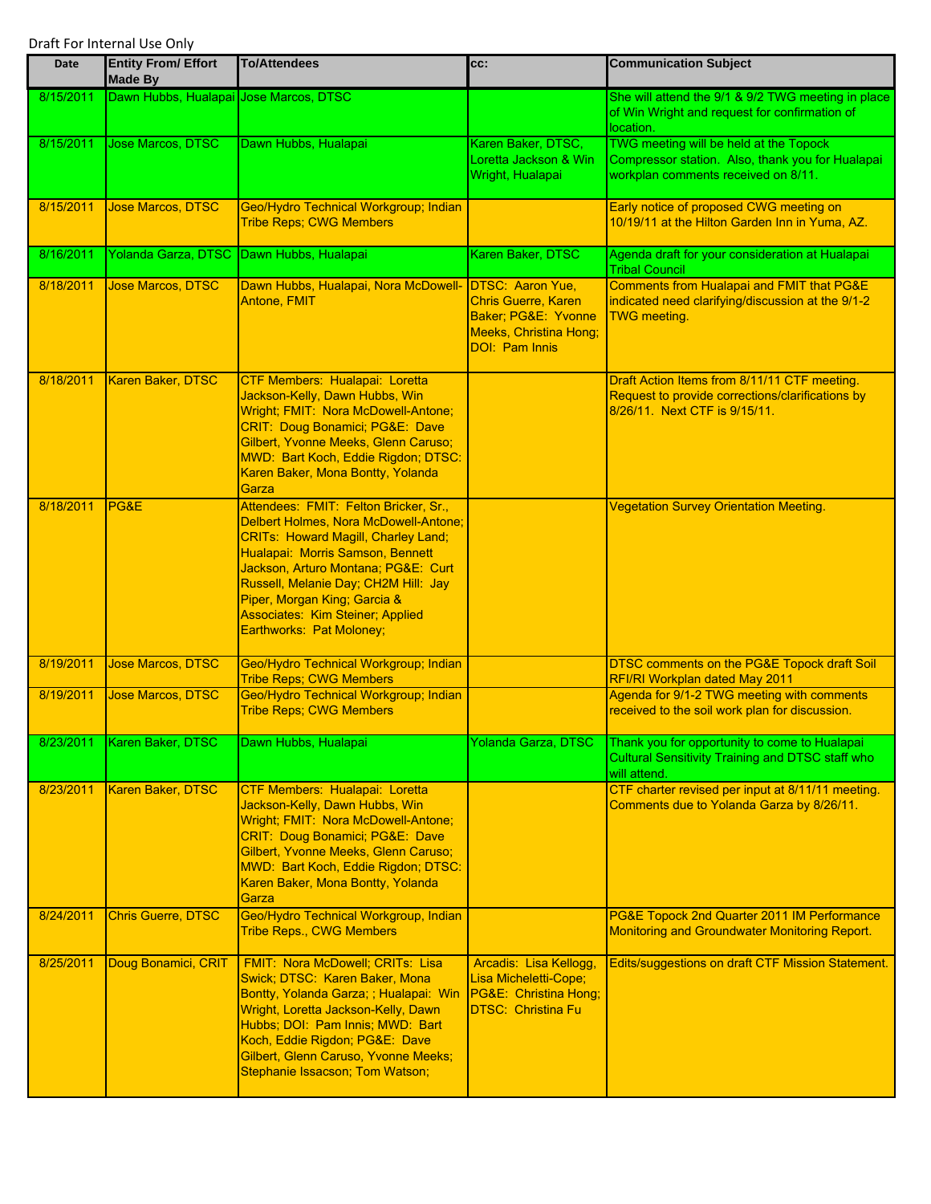Draft For Internal Use Only

| Date | Entity From/ Effort Made By | To/Attendees | cc: | Communication Subject |
|---|---|---|---|---|
| 8/15/2011 | Dawn Hubbs, Hualapai | Jose Marcos, DTSC | | She will attend the 9/1 & 9/2 TWG meeting in place of Win Wright and request for confirmation of location. |
| 8/15/2011 | Jose Marcos, DTSC | Dawn Hubbs, Hualapai | Karen Baker, DTSC, Loretta Jackson & Win Wright, Hualapai | TWG meeting will be held at the Topock Compressor station. Also, thank you for Hualapai workplan comments received on 8/11. |
| 8/15/2011 | Jose Marcos, DTSC | Geo/Hydro Technical Workgroup; Indian Tribe Reps; CWG Members | | Early notice of proposed CWG meeting on 10/19/11 at the Hilton Garden Inn in Yuma, AZ. |
| 8/16/2011 | Yolanda Garza, DTSC | Dawn Hubbs, Hualapai | Karen Baker, DTSC | Agenda draft for your consideration at Hualapai Tribal Council |
| 8/18/2011 | Jose Marcos, DTSC | Dawn Hubbs, Hualapai, Nora McDowell-Antone, FMIT | DTSC: Aaron Yue, Chris Guerre, Karen Baker; PG&E: Yvonne Meeks, Christina Hong; DOI: Pam Innis | Comments from Hualapai and FMIT that PG&E indicated need clarifying/discussion at the 9/1-2 TWG meeting. |
| 8/18/2011 | Karen Baker, DTSC | CTF Members: Hualapai: Loretta Jackson-Kelly, Dawn Hubbs, Win Wright; FMIT: Nora McDowell-Antone; CRIT: Doug Bonamici; PG&E: Dave Gilbert, Yvonne Meeks, Glenn Caruso; MWD: Bart Koch, Eddie Rigdon; DTSC: Karen Baker, Mona Bontty, Yolanda Garza | | Draft Action Items from 8/11/11 CTF meeting. Request to provide corrections/clarifications by 8/26/11. Next CTF is 9/15/11. |
| 8/18/2011 | PG&E | Attendees: FMIT: Felton Bricker, Sr., Delbert Holmes, Nora McDowell-Antone; CRITs: Howard Magill, Charley Land; Hualapai: Morris Samson, Bennett Jackson, Arturo Montana; PG&E: Curt Russell, Melanie Day; CH2M Hill: Jay Piper, Morgan King; Garcia & Associates: Kim Steiner; Applied Earthworks: Pat Moloney; | | Vegetation Survey Orientation Meeting. |
| 8/19/2011 | Jose Marcos, DTSC | Geo/Hydro Technical Workgroup; Indian Tribe Reps; CWG Members | | DTSC comments on the PG&E Topock draft Soil RFI/RI Workplan dated May 2011 |
| 8/19/2011 | Jose Marcos, DTSC | Geo/Hydro Technical Workgroup; Indian Tribe Reps; CWG Members | | Agenda for 9/1-2 TWG meeting with comments received to the soil work plan for discussion. |
| 8/23/2011 | Karen Baker, DTSC | Dawn Hubbs, Hualapai | Yolanda Garza, DTSC | Thank you for opportunity to come to Hualapai Cultural Sensitivity Training and DTSC staff who will attend. |
| 8/23/2011 | Karen Baker, DTSC | CTF Members: Hualapai: Loretta Jackson-Kelly, Dawn Hubbs, Win Wright; FMIT: Nora McDowell-Antone; CRIT: Doug Bonamici; PG&E: Dave Gilbert, Yvonne Meeks, Glenn Caruso; MWD: Bart Koch, Eddie Rigdon; DTSC: Karen Baker, Mona Bontty, Yolanda Garza | | CTF charter revised per input at 8/11/11 meeting. Comments due to Yolanda Garza by 8/26/11. |
| 8/24/2011 | Chris Guerre, DTSC | Geo/Hydro Technical Workgroup, Indian Tribe Reps., CWG Members | | PG&E Topock 2nd Quarter 2011 IM Performance Monitoring and Groundwater Monitoring Report. |
| 8/25/2011 | Doug Bonamici, CRIT | FMIT: Nora McDowell; CRITs: Lisa Swick; DTSC: Karen Baker, Mona Bontty, Yolanda Garza; ; Hualapai: Win Wright, Loretta Jackson-Kelly, Dawn Hubbs; DOI: Pam Innis; MWD: Bart Koch, Eddie Rigdon; PG&E: Dave Gilbert, Glenn Caruso, Yvonne Meeks; Stephanie Issacson; Tom Watson; | Arcadis: Lisa Kellogg, Lisa Micheletti-Cope; PG&E: Christina Hong; DTSC: Christina Fu | Edits/suggestions on draft CTF Mission Statement. |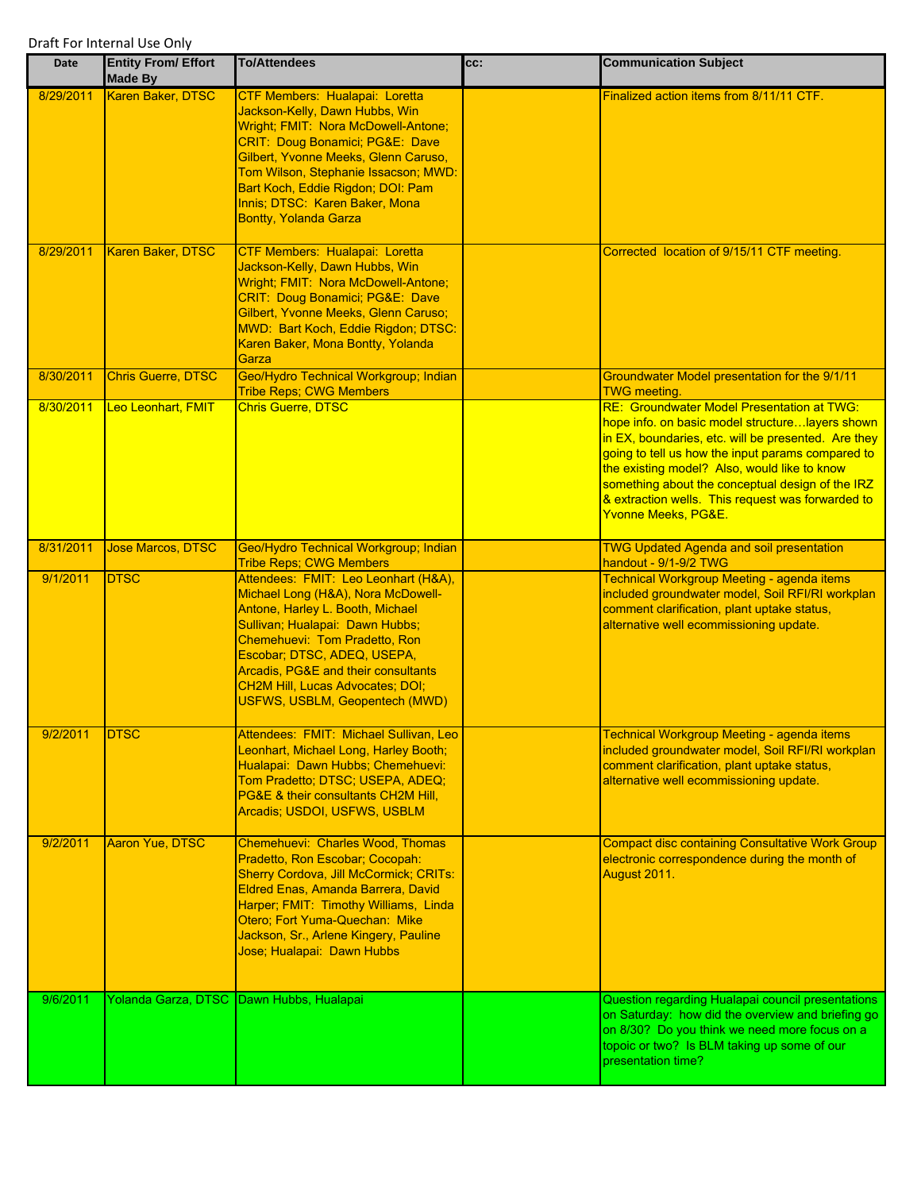Draft For Internal Use Only

| Date | Entity From/ Effort Made By | To/Attendees | cc: | Communication Subject |
|---|---|---|---|---|
| 8/29/2011 | Karen Baker, DTSC | CTF Members: Hualapai: Loretta Jackson-Kelly, Dawn Hubbs, Win Wright; FMIT: Nora McDowell-Antone; CRIT: Doug Bonamici; PG&E: Dave Gilbert, Yvonne Meeks, Glenn Caruso, Tom Wilson, Stephanie Issacson; MWD: Bart Koch, Eddie Rigdon; DOI: Pam Innis; DTSC: Karen Baker, Mona Bontty, Yolanda Garza | | Finalized action items from 8/11/11 CTF. |
| 8/29/2011 | Karen Baker, DTSC | CTF Members: Hualapai: Loretta Jackson-Kelly, Dawn Hubbs, Win Wright; FMIT: Nora McDowell-Antone; CRIT: Doug Bonamici; PG&E: Dave Gilbert, Yvonne Meeks, Glenn Caruso; MWD: Bart Koch, Eddie Rigdon; DTSC: Karen Baker, Mona Bontty, Yolanda Garza | | Corrected location of 9/15/11 CTF meeting. |
| 8/30/2011 | Chris Guerre, DTSC | Geo/Hydro Technical Workgroup; Indian Tribe Reps; CWG Members | | Groundwater Model presentation for the 9/1/11 TWG meeting. |
| 8/30/2011 | Leo Leonhart, FMIT | Chris Guerre, DTSC | | RE: Groundwater Model Presentation at TWG: hope info. on basic model structure…layers shown in EX, boundaries, etc. will be presented. Are they going to tell us how the input params compared to the existing model? Also, would like to know something about the conceptual design of the IRZ & extraction wells. This request was forwarded to Yvonne Meeks, PG&E. |
| 8/31/2011 | Jose Marcos, DTSC | Geo/Hydro Technical Workgroup; Indian Tribe Reps; CWG Members | | TWG Updated Agenda and soil presentation handout - 9/1-9/2 TWG |
| 9/1/2011 | DTSC | Attendees: FMIT: Leo Leonhart (H&A), Michael Long (H&A), Nora McDowell-Antone, Harley L. Booth, Michael Sullivan; Hualapai: Dawn Hubbs; Chemehuevi: Tom Pradetto, Ron Escobar; DTSC, ADEQ, USEPA, Arcadis, PG&E and their consultants CH2M Hill, Lucas Advocates; DOI; USFWS, USBLM, Geopentech (MWD) | | Technical Workgroup Meeting - agenda items included groundwater model, Soil RFI/RI workplan comment clarification, plant uptake status, alternative well ecommissioning update. |
| 9/2/2011 | DTSC | Attendees: FMIT: Michael Sullivan, Leo Leonhart, Michael Long, Harley Booth; Hualapai: Dawn Hubbs; Chemehuevi: Tom Pradetto; DTSC; USEPA, ADEQ; PG&E & their consultants CH2M Hill, Arcadis; USDOI, USFWS, USBLM | | Technical Workgroup Meeting - agenda items included groundwater model, Soil RFI/RI workplan comment clarification, plant uptake status, alternative well ecommissioning update. |
| 9/2/2011 | Aaron Yue, DTSC | Chemehuevi: Charles Wood, Thomas Pradetto, Ron Escobar; Cocopah: Sherry Cordova, Jill McCormick; CRITs: Eldred Enas, Amanda Barrera, David Harper; FMIT: Timothy Williams, Linda Otero; Fort Yuma-Quechan: Mike Jackson, Sr., Arlene Kingery, Pauline Jose; Hualapai: Dawn Hubbs | | Compact disc containing Consultative Work Group electronic correspondence during the month of August 2011. |
| 9/6/2011 | Yolanda Garza, DTSC | Dawn Hubbs, Hualapai | | Question regarding Hualapai council presentations on Saturday: how did the overview and briefing go on 8/30? Do you think we need more focus on a topoic or two? Is BLM taking up some of our presentation time? |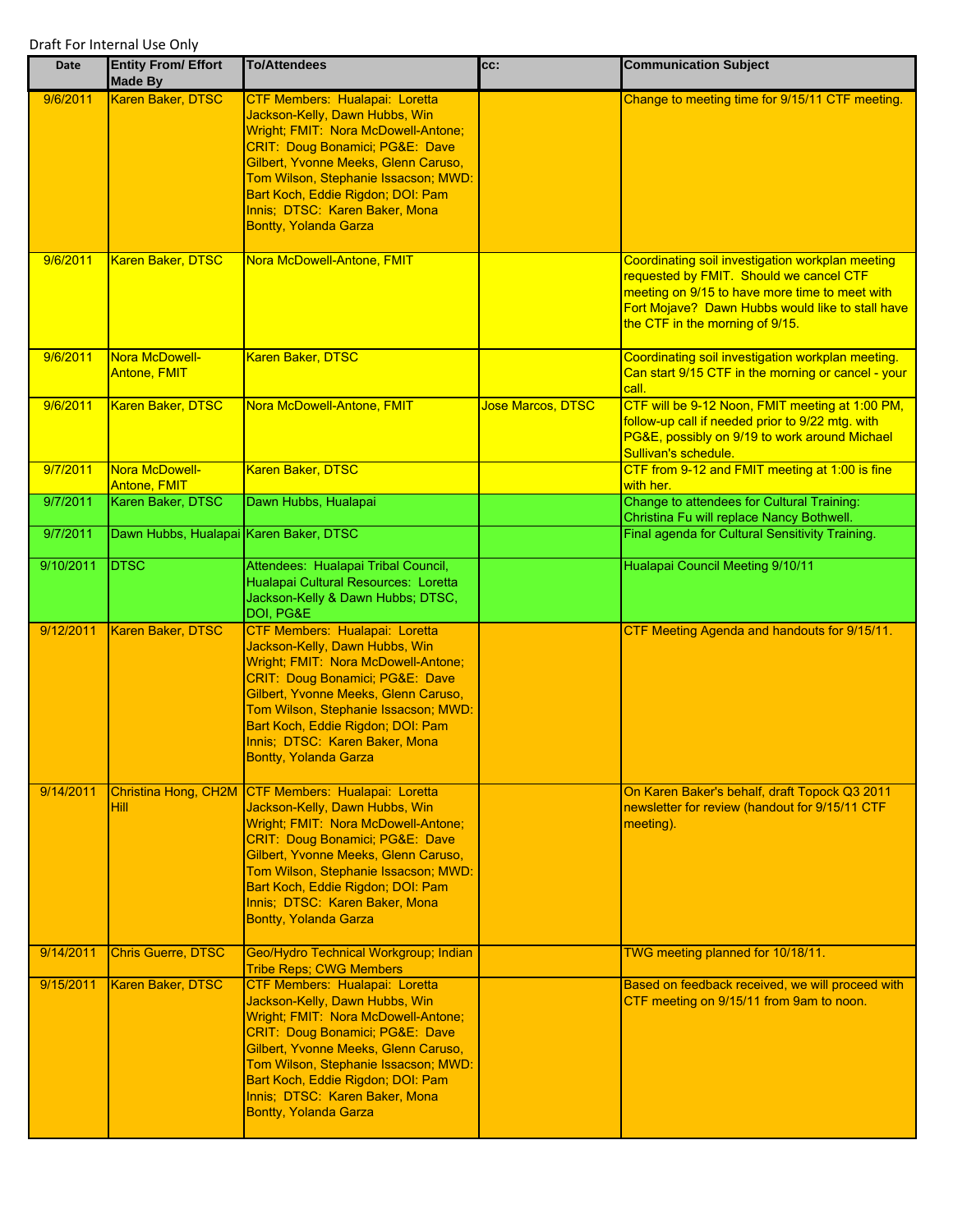Draft For Internal Use Only

| Date | Entity From/ Effort Made By | To/Attendees | cc: | Communication Subject |
|---|---|---|---|---|
| 9/6/2011 | Karen Baker, DTSC | CTF Members: Hualapai: Loretta Jackson-Kelly, Dawn Hubbs, Win Wright; FMIT: Nora McDowell-Antone; CRIT: Doug Bonamici; PG&E: Dave Gilbert, Yvonne Meeks, Glenn Caruso, Tom Wilson, Stephanie Issacson; MWD: Bart Koch, Eddie Rigdon; DOI: Pam Innis; DTSC: Karen Baker, Mona Bontty, Yolanda Garza | | Change to meeting time for 9/15/11 CTF meeting. |
| 9/6/2011 | Karen Baker, DTSC | Nora McDowell-Antone, FMIT | | Coordinating soil investigation workplan meeting requested by FMIT. Should we cancel CTF meeting on 9/15 to have more time to meet with Fort Mojave? Dawn Hubbs would like to stall have the CTF in the morning of 9/15. |
| 9/6/2011 | Nora McDowell-Antone, FMIT | Karen Baker, DTSC | | Coordinating soil investigation workplan meeting. Can start 9/15 CTF in the morning or cancel - your call. |
| 9/6/2011 | Karen Baker, DTSC | Nora McDowell-Antone, FMIT | Jose Marcos, DTSC | CTF will be 9-12 Noon, FMIT meeting at 1:00 PM, follow-up call if needed prior to 9/22 mtg. with PG&E, possibly on 9/19 to work around Michael Sullivan's schedule. |
| 9/7/2011 | Nora McDowell-Antone, FMIT | Karen Baker, DTSC | | CTF from 9-12 and FMIT meeting at 1:00 is fine with her. |
| 9/7/2011 | Karen Baker, DTSC | Dawn Hubbs, Hualapai | | Change to attendees for Cultural Training: Christina Fu will replace Nancy Bothwell. |
| 9/7/2011 | Dawn Hubbs, Hualapai | Karen Baker, DTSC | | Final agenda for Cultural Sensitivity Training. |
| 9/10/2011 | DTSC | Attendees: Hualapai Tribal Council, Hualapai Cultural Resources: Loretta Jackson-Kelly & Dawn Hubbs; DTSC, DOI, PG&E | | Hualapai Council Meeting 9/10/11 |
| 9/12/2011 | Karen Baker, DTSC | CTF Members: Hualapai: Loretta Jackson-Kelly, Dawn Hubbs, Win Wright; FMIT: Nora McDowell-Antone; CRIT: Doug Bonamici; PG&E: Dave Gilbert, Yvonne Meeks, Glenn Caruso, Tom Wilson, Stephanie Issacson; MWD: Bart Koch, Eddie Rigdon; DOI: Pam Innis; DTSC: Karen Baker, Mona Bontty, Yolanda Garza | | CTF Meeting Agenda and handouts for 9/15/11. |
| 9/14/2011 | Christina Hong, CH2M Hill | CTF Members: Hualapai: Loretta Jackson-Kelly, Dawn Hubbs, Win Wright; FMIT: Nora McDowell-Antone; CRIT: Doug Bonamici; PG&E: Dave Gilbert, Yvonne Meeks, Glenn Caruso, Tom Wilson, Stephanie Issacson; MWD: Bart Koch, Eddie Rigdon; DOI: Pam Innis; DTSC: Karen Baker, Mona Bontty, Yolanda Garza | | On Karen Baker's behalf, draft Topock Q3 2011 newsletter for review (handout for 9/15/11 CTF meeting). |
| 9/14/2011 | Chris Guerre, DTSC | Geo/Hydro Technical Workgroup; Indian Tribe Reps; CWG Members | | TWG meeting planned for 10/18/11. |
| 9/15/2011 | Karen Baker, DTSC | CTF Members: Hualapai: Loretta Jackson-Kelly, Dawn Hubbs, Win Wright; FMIT: Nora McDowell-Antone; CRIT: Doug Bonamici; PG&E: Dave Gilbert, Yvonne Meeks, Glenn Caruso, Tom Wilson, Stephanie Issacson; MWD: Bart Koch, Eddie Rigdon; DOI: Pam Innis; DTSC: Karen Baker, Mona Bontty, Yolanda Garza | | Based on feedback received, we will proceed with CTF meeting on 9/15/11 from 9am to noon. |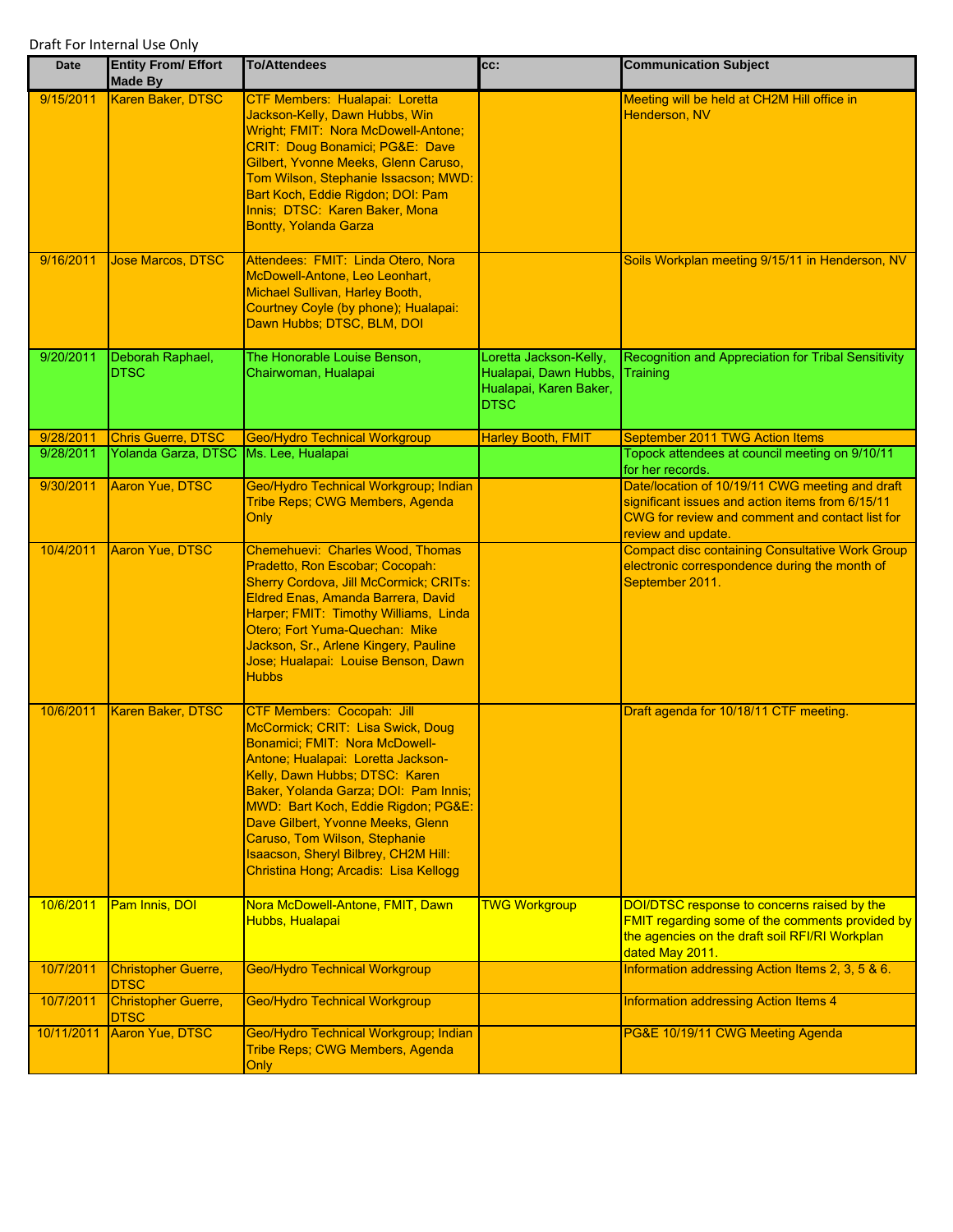Draft For Internal Use Only

| Date | Entity From/ Effort Made By | To/Attendees | cc: | Communication Subject |
|---|---|---|---|---|
| 9/15/2011 | Karen Baker, DTSC | CTF Members: Hualapai: Loretta Jackson-Kelly, Dawn Hubbs, Win Wright; FMIT: Nora McDowell-Antone; CRIT: Doug Bonamici; PG&E: Dave Gilbert, Yvonne Meeks, Glenn Caruso, Tom Wilson, Stephanie Issacson; MWD: Bart Koch, Eddie Rigdon; DOI: Pam Innis; DTSC: Karen Baker, Mona Bontty, Yolanda Garza | | Meeting will be held at CH2M Hill office in Henderson, NV |
| 9/16/2011 | Jose Marcos, DTSC | Attendees: FMIT: Linda Otero, Nora McDowell-Antone, Leo Leonhart, Michael Sullivan, Harley Booth, Courtney Coyle (by phone); Hualapai: Dawn Hubbs; DTSC, BLM, DOI | | Soils Workplan meeting 9/15/11 in Henderson, NV |
| 9/20/2011 | Deborah Raphael, DTSC | The Honorable Louise Benson, Chairwoman, Hualapai | Loretta Jackson-Kelly, Hualapai, Dawn Hubbs, Hualapai, Karen Baker, DTSC | Recognition and Appreciation for Tribal Sensitivity Training |
| 9/28/2011 | Chris Guerre, DTSC | Geo/Hydro Technical Workgroup | Harley Booth, FMIT | September 2011 TWG Action Items |
| 9/28/2011 | Yolanda Garza, DTSC | Ms. Lee, Hualapai | | Topock attendees at council meeting on 9/10/11 for her records. |
| 9/30/2011 | Aaron Yue, DTSC | Geo/Hydro Technical Workgroup; Indian Tribe Reps; CWG Members, Agenda Only | | Date/location of 10/19/11 CWG meeting and draft significant issues and action items from 6/15/11 CWG for review and comment and contact list for review and update. |
| 10/4/2011 | Aaron Yue, DTSC | Chemehuevi: Charles Wood, Thomas Pradetto, Ron Escobar; Cocopah: Sherry Cordova, Jill McCormick; CRITs: Eldred Enas, Amanda Barrera, David Harper; FMIT: Timothy Williams, Linda Otero; Fort Yuma-Quechan: Mike Jackson, Sr., Arlene Kingery, Pauline Jose; Hualapai: Louise Benson, Dawn Hubbs | | Compact disc containing Consultative Work Group electronic correspondence during the month of September 2011. |
| 10/6/2011 | Karen Baker, DTSC | CTF Members: Cocopah: Jill McCormick; CRIT: Lisa Swick, Doug Bonamici; FMIT: Nora McDowell-Antone; Hualapai: Loretta Jackson-Kelly, Dawn Hubbs; DTSC: Karen Baker, Yolanda Garza; DOI: Pam Innis; MWD: Bart Koch, Eddie Rigdon; PG&E: Dave Gilbert, Yvonne Meeks, Glenn Caruso, Tom Wilson, Stephanie Isaacson, Sheryl Bilbrey, CH2M Hill: Christina Hong; Arcadis: Lisa Kellogg | | Draft agenda for 10/18/11 CTF meeting. |
| 10/6/2011 | Pam Innis, DOI | Nora McDowell-Antone, FMIT, Dawn Hubbs, Hualapai | TWG Workgroup | DOI/DTSC response to concerns raised by the FMIT regarding some of the comments provided by the agencies on the draft soil RFI/RI Workplan dated May 2011. |
| 10/7/2011 | Christopher Guerre, DTSC | Geo/Hydro Technical Workgroup | | Information addressing Action Items 2, 3, 5 & 6. |
| 10/7/2011 | Christopher Guerre, DTSC | Geo/Hydro Technical Workgroup | | Information addressing Action Items 4 |
| 10/11/2011 | Aaron Yue, DTSC | Geo/Hydro Technical Workgroup; Indian Tribe Reps; CWG Members, Agenda Only | | PG&E 10/19/11 CWG Meeting Agenda |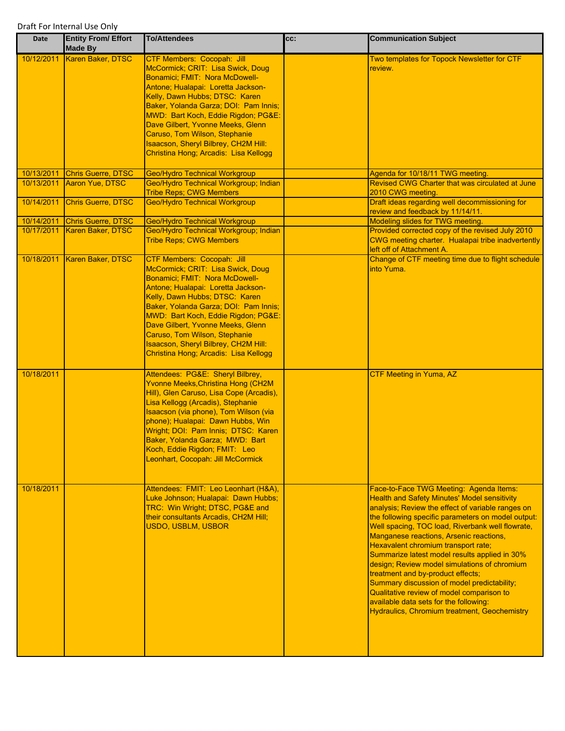Draft For Internal Use Only

| Date | Entity From/ Effort Made By | To/Attendees | cc: | Communication Subject |
|---|---|---|---|---|
| 10/12/2011 | Karen Baker, DTSC | CTF Members: Cocopah: Jill McCormick; CRIT: Lisa Swick, Doug Bonamici; FMIT: Nora McDowell-Antone; Hualapai: Loretta Jackson-Kelly, Dawn Hubbs; DTSC: Karen Baker, Yolanda Garza; DOI: Pam Innis; MWD: Bart Koch, Eddie Rigdon; PG&E: Dave Gilbert, Yvonne Meeks, Glenn Caruso, Tom Wilson, Stephanie Isaacson, Sheryl Bilbrey, CH2M Hill: Christina Hong; Arcadis: Lisa Kellogg | | Two templates for Topock Newsletter for CTF review. |
| 10/13/2011 | Chris Guerre, DTSC | Geo/Hydro Technical Workgroup | | Agenda for 10/18/11 TWG meeting. |
| 10/13/2011 | Aaron Yue, DTSC | Geo/Hydro Technical Workgroup; Indian Tribe Reps; CWG Members | | Revised CWG Charter that was circulated at June 2010 CWG meeting. |
| 10/14/2011 | Chris Guerre, DTSC | Geo/Hydro Technical Workgroup | | Draft ideas regarding well decommissioning for review and feedback by 11/14/11. |
| 10/14/2011 | Chris Guerre, DTSC | Geo/Hydro Technical Workgroup | | Modeling slides for TWG meeting. |
| 10/17/2011 | Karen Baker, DTSC | Geo/Hydro Technical Workgroup; Indian Tribe Reps; CWG Members | | Provided corrected copy of the revised July 2010 CWG meeting charter. Hualapai tribe inadvertently left off of Attachment A. |
| 10/18/2011 | Karen Baker, DTSC | CTF Members: Cocopah: Jill McCormick; CRIT: Lisa Swick, Doug Bonamici; FMIT: Nora McDowell-Antone; Hualapai: Loretta Jackson-Kelly, Dawn Hubbs; DTSC: Karen Baker, Yolanda Garza; DOI: Pam Innis; MWD: Bart Koch, Eddie Rigdon; PG&E: Dave Gilbert, Yvonne Meeks, Glenn Caruso, Tom Wilson, Stephanie Isaacson, Sheryl Bilbrey, CH2M Hill: Christina Hong; Arcadis: Lisa Kellogg | | Change of CTF meeting time due to flight schedule into Yuma. |
| 10/18/2011 | | Attendees: PG&E: Sheryl Bilbrey, Yvonne Meeks,Christina Hong (CH2M Hill), Glen Caruso, Lisa Cope (Arcadis), Lisa Kellogg (Arcadis), Stephanie Isaacson (via phone), Tom Wilson (via phone); Hualapai: Dawn Hubbs, Win Wright; DOI: Pam Innis; DTSC: Karen Baker, Yolanda Garza; MWD: Bart Koch, Eddie Rigdon; FMIT: Leo Leonhart, Cocopah: Jill McCormick | | CTF Meeting in Yuma, AZ |
| 10/18/2011 | | Attendees: FMIT: Leo Leonhart (H&A), Luke Johnson; Hualapai: Dawn Hubbs; TRC: Win Wright; DTSC, PG&E and their consultants Arcadis, CH2M Hill; USDO, USBLM, USBOR | | Face-to-Face TWG Meeting: Agenda Items: Health and Safety Minutes' Model sensitivity analysis; Review the effect of variable ranges on the following specific parameters on model output: Well spacing, TOC load, Riverbank well flowrate, Manganese reactions, Arsenic reactions, Hexavalent chromium transport rate; Summarize latest model results applied in 30% design; Review model simulations of chromium treatment and by-product effects; Summary discussion of model predictability; Qualitative review of model comparison to available data sets for the following: Hydraulics, Chromium treatment, Geochemistry |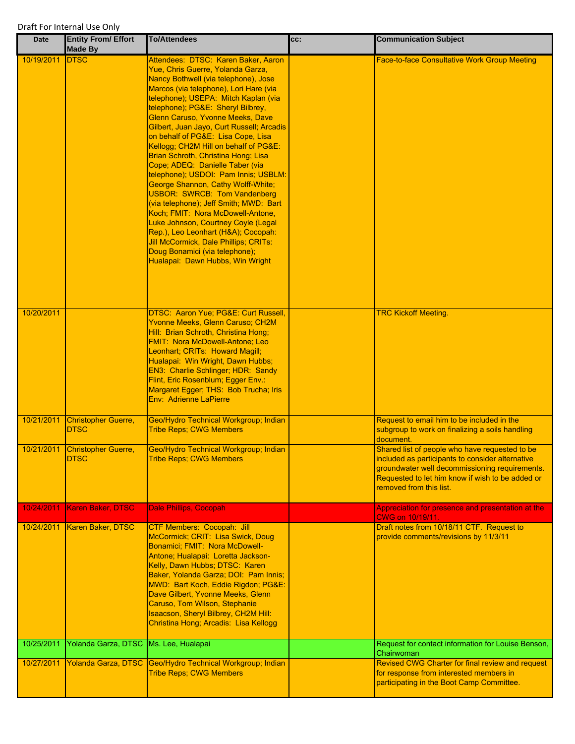Draft For Internal Use Only

| Date | Entity From/ Effort Made By | To/Attendees | cc: | Communication Subject |
|---|---|---|---|---|
| 10/19/2011 | DTSC | Attendees: DTSC: Karen Baker, Aaron Yue, Chris Guerre, Yolanda Garza, Nancy Bothwell (via telephone), Jose Marcos (via telephone), Lori Hare (via telephone); USEPA: Mitch Kaplan (via telephone); PG&E: Sheryl Bilbrey, Glenn Caruso, Yvonne Meeks, Dave Gilbert, Juan Jayo, Curt Russell; Arcadis on behalf of PG&E: Lisa Cope, Lisa Kellogg; CH2M Hill on behalf of PG&E: Brian Schroth, Christina Hong; Lisa Cope; ADEQ: Danielle Taber (via telephone); USDOI: Pam Innis; USBLM: George Shannon, Cathy Wolff-White; USBOR: SWRCB: Tom Vandenberg (via telephone); Jeff Smith; MWD: Bart Koch; FMIT: Nora McDowell-Antone, Luke Johnson, Courtney Coyle (Legal Rep.), Leo Leonhart (H&A); Cocopah: Jill McCormick, Dale Phillips; CRITs: Doug Bonamici (via telephone); Hualapai: Dawn Hubbs, Win Wright | | Face-to-face Consultative Work Group Meeting |
| 10/20/2011 | | DTSC: Aaron Yue; PG&E: Curt Russell, Yvonne Meeks, Glenn Caruso; CH2M Hill: Brian Schroth, Christina Hong; FMIT: Nora McDowell-Antone; Leo Leonhart; CRITs: Howard Magill; Hualapai: Win Wright, Dawn Hubbs; EN3: Charlie Schlinger; HDR: Sandy Flint, Eric Rosenblum; Egger Env.: Margaret Egger; THS: Bob Trucha; Iris Env: Adrienne LaPierre | | TRC Kickoff Meeting. |
| 10/21/2011 | Christopher Guerre, DTSC | Geo/Hydro Technical Workgroup; Indian Tribe Reps; CWG Members | | Request to email him to be included in the subgroup to work on finalizing a soils handling document. |
| 10/21/2011 | Christopher Guerre, DTSC | Geo/Hydro Technical Workgroup; Indian Tribe Reps; CWG Members | | Shared list of people who have requested to be included as participants to consider alternative groundwater well decommissioning requirements. Requested to let him know if wish to be added or removed from this list. |
| 10/24/2011 | Karen Baker, DTSC | Dale Phillips, Cocopah | | Appreciation for presence and presentation at the CWG on 10/19/11. |
| 10/24/2011 | Karen Baker, DTSC | CTF Members: Cocopah: Jill McCormick; CRIT: Lisa Swick, Doug Bonamici; FMIT: Nora McDowell-Antone; Hualapai: Loretta Jackson-Kelly, Dawn Hubbs; DTSC: Karen Baker, Yolanda Garza; DOI: Pam Innis; MWD: Bart Koch, Eddie Rigdon; PG&E: Dave Gilbert, Yvonne Meeks, Glenn Caruso, Tom Wilson, Stephanie Isaacson, Sheryl Bilbrey, CH2M Hill: Christina Hong; Arcadis: Lisa Kellogg | | Draft notes from 10/18/11 CTF. Request to provide comments/revisions by 11/3/11 |
| 10/25/2011 | Yolanda Garza, DTSC | Ms. Lee, Hualapai | | Request for contact information for Louise Benson, Chairwoman |
| 10/27/2011 | Yolanda Garza, DTSC | Geo/Hydro Technical Workgroup; Indian Tribe Reps; CWG Members | | Revised CWG Charter for final review and request for response from interested members in participating in the Boot Camp Committee. |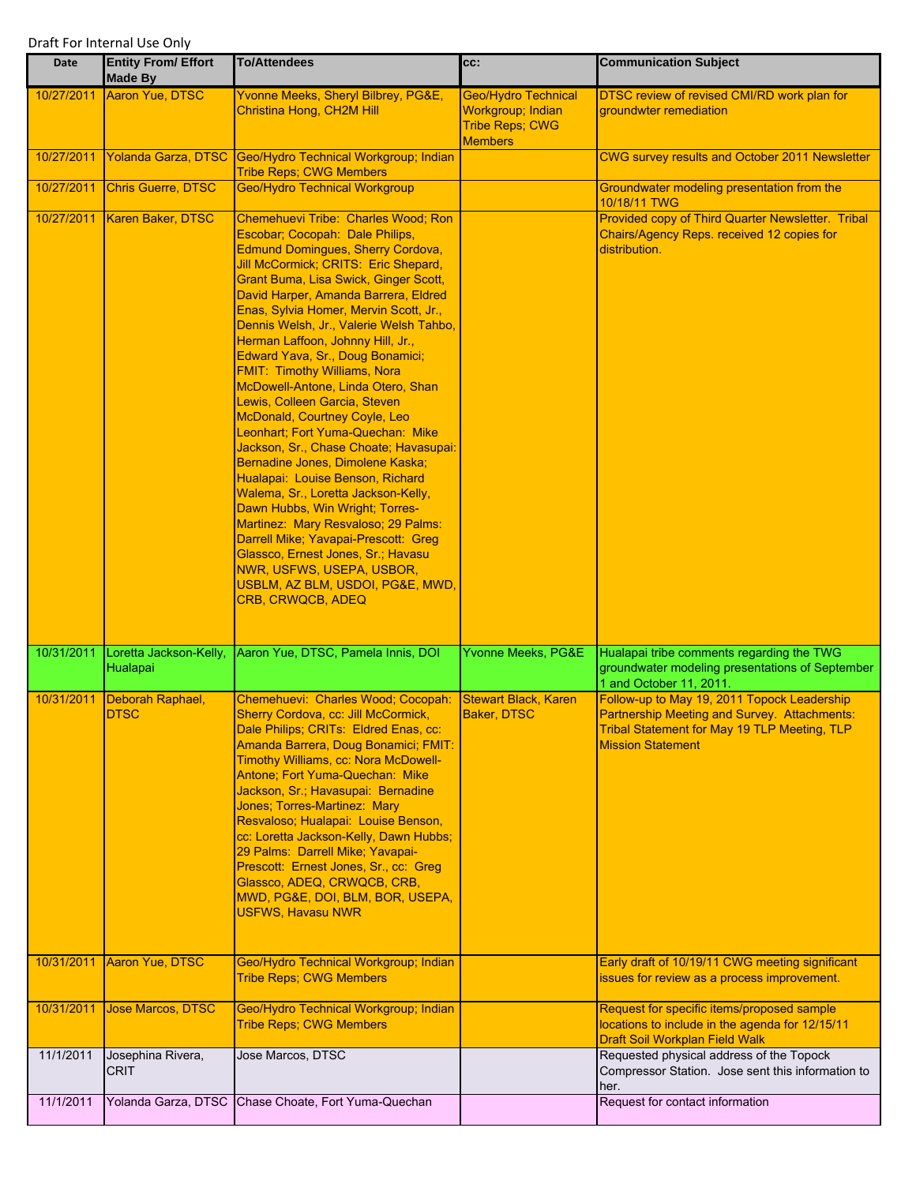Draft For Internal Use Only

| Date | Entity From/ Effort Made By | To/Attendees | cc: | Communication Subject |
|---|---|---|---|---|
| 10/27/2011 | Aaron Yue, DTSC | Yvonne Meeks, Sheryl Bilbrey, PG&E, Christina Hong, CH2M Hill | Geo/Hydro Technical Workgroup; Indian Tribe Reps; CWG Members | DTSC review of revised CMI/RD work plan for groundwter remediation |
| 10/27/2011 | Yolanda Garza, DTSC | Geo/Hydro Technical Workgroup; Indian Tribe Reps; CWG Members | | CWG survey results and October 2011 Newsletter |
| 10/27/2011 | Chris Guerre, DTSC | Geo/Hydro Technical Workgroup | | Groundwater modeling presentation from the 10/18/11 TWG |
| 10/27/2011 | Karen Baker, DTSC | Chemehuevi Tribe: Charles Wood; Ron Escobar; Cocopah: Dale Philips, Edmund Domingues, Sherry Cordova, Jill McCormick; CRITS: Eric Shepard, Grant Buma, Lisa Swick, Ginger Scott, David Harper, Amanda Barrera, Eldred Enas, Sylvia Homer, Mervin Scott, Jr., Dennis Welsh, Jr., Valerie Welsh Tahbo, Herman Laffoon, Johnny Hill, Jr., Edward Yava, Sr., Doug Bonamici; FMIT: Timothy Williams, Nora McDowell-Antone, Linda Otero, Shan Lewis, Colleen Garcia, Steven McDonald, Courtney Coyle, Leo Leonhart; Fort Yuma-Quechan: Mike Jackson, Sr., Chase Choate; Havasupai: Bernadine Jones, Dimolene Kaska; Hualapai: Louise Benson, Richard Walema, Sr., Loretta Jackson-Kelly, Dawn Hubbs, Win Wright; Torres-Martinez: Mary Resvaloso; 29 Palms: Darrell Mike; Yavapai-Prescott: Greg Glassco, Ernest Jones, Sr.; Havasu NWR, USFWS, USEPA, USBOR, USBLM, AZ BLM, USDOI, PG&E, MWD, CRB, CRWQCB, ADEQ | | Provided copy of Third Quarter Newsletter. Tribal Chairs/Agency Reps. received 12 copies for distribution. |
| 10/31/2011 | Loretta Jackson-Kelly, Hualapai | Aaron Yue, DTSC, Pamela Innis, DOI | Yvonne Meeks, PG&E | Hualapai tribe comments regarding the TWG groundwater modeling presentations of September 1 and October 11, 2011. |
| 10/31/2011 | Deborah Raphael, DTSC | Chemehuevi: Charles Wood; Cocopah: Sherry Cordova, cc: Jill McCormick, Dale Philips; CRITs: Eldred Enas, cc: Amanda Barrera, Doug Bonamici; FMIT: Timothy Williams, cc: Nora McDowell-Antone; Fort Yuma-Quechan: Mike Jackson, Sr.; Havasupai: Bernadine Jones; Torres-Martinez: Mary Resvaloso; Hualapai: Louise Benson, cc: Loretta Jackson-Kelly, Dawn Hubbs; 29 Palms: Darrell Mike; Yavapai-Prescott: Ernest Jones, Sr., cc: Greg Glassco, ADEQ, CRWQCB, CRB, MWD, PG&E, DOI, BLM, BOR, USEPA, USFWS, Havasu NWR | Stewart Black, Karen Baker, DTSC | Follow-up to May 19, 2011 Topock Leadership Partnership Meeting and Survey. Attachments: Tribal Statement for May 19 TLP Meeting, TLP Mission Statement |
| 10/31/2011 | Aaron Yue, DTSC | Geo/Hydro Technical Workgroup; Indian Tribe Reps; CWG Members | | Early draft of 10/19/11 CWG meeting significant issues for review as a process improvement. |
| 10/31/2011 | Jose Marcos, DTSC | Geo/Hydro Technical Workgroup; Indian Tribe Reps; CWG Members | | Request for specific items/proposed sample locations to include in the agenda for 12/15/11 Draft Soil Workplan Field Walk |
| 11/1/2011 | Josephina Rivera, CRIT | Jose Marcos, DTSC | | Requested physical address of the Topock Compressor Station. Jose sent this information to her. |
| 11/1/2011 | Yolanda Garza, DTSC | Chase Choate, Fort Yuma-Quechan | | Request for contact information |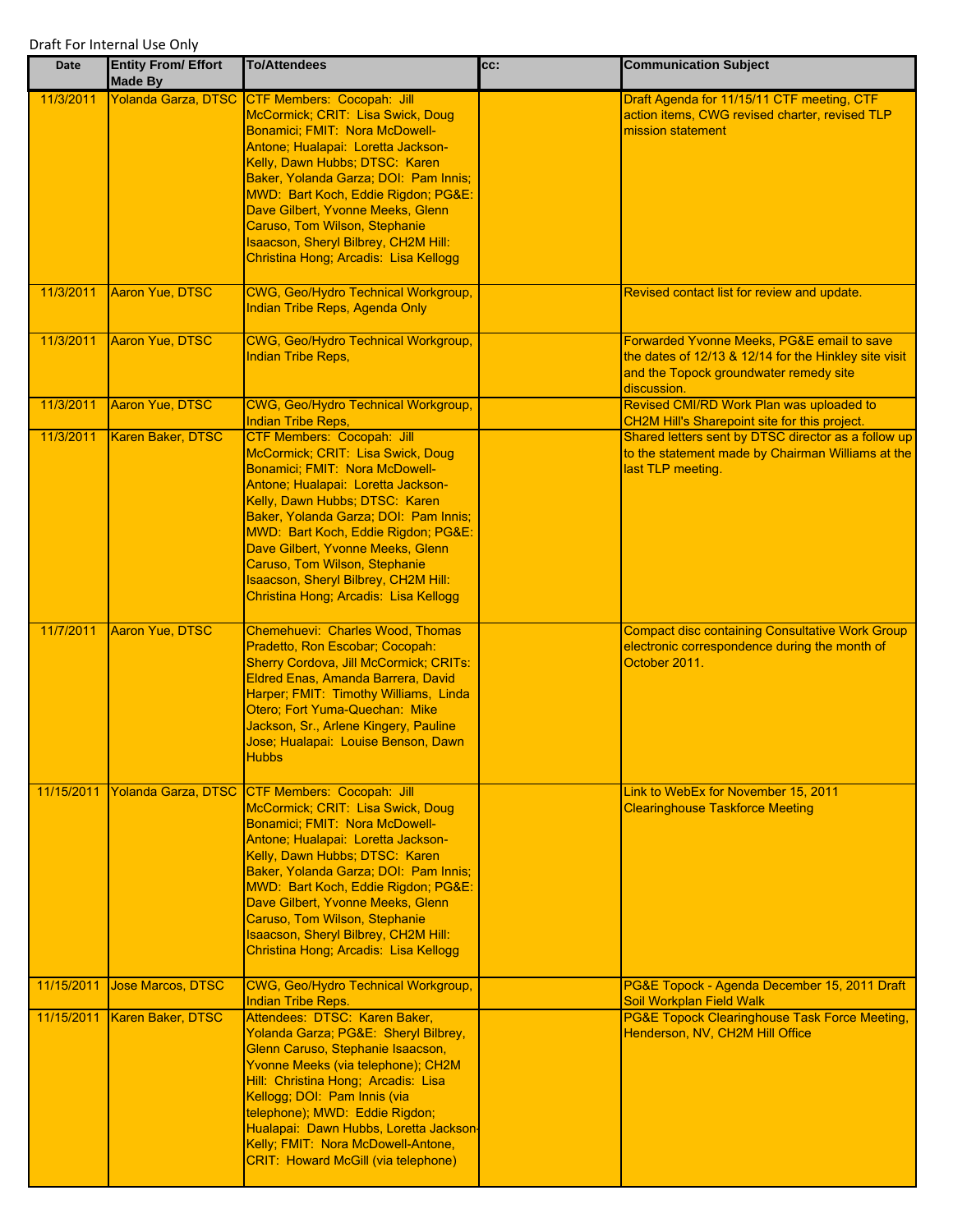Draft For Internal Use Only

| Date | Entity From/ Effort Made By | To/Attendees | cc: | Communication Subject |
|---|---|---|---|---|
| 11/3/2011 | Yolanda Garza, DTSC | CTF Members: Cocopah: Jill McCormick; CRIT: Lisa Swick, Doug Bonamici; FMIT: Nora McDowell-Antone; Hualapai: Loretta Jackson-Kelly, Dawn Hubbs; DTSC: Karen Baker, Yolanda Garza; DOI: Pam Innis; MWD: Bart Koch, Eddie Rigdon; PG&E: Dave Gilbert, Yvonne Meeks, Glenn Caruso, Tom Wilson, Stephanie Isaacson, Sheryl Bilbrey, CH2M Hill: Christina Hong; Arcadis: Lisa Kellogg | | Draft Agenda for 11/15/11 CTF meeting, CTF action items, CWG revised charter, revised TLP mission statement |
| 11/3/2011 | Aaron Yue, DTSC | CWG, Geo/Hydro Technical Workgroup, Indian Tribe Reps, Agenda Only | | Revised contact list for review and update. |
| 11/3/2011 | Aaron Yue, DTSC | CWG, Geo/Hydro Technical Workgroup, Indian Tribe Reps, | | Forwarded Yvonne Meeks, PG&E email to save the dates of 12/13 & 12/14 for the Hinkley site visit and the Topock groundwater remedy site discussion. |
| 11/3/2011 | Aaron Yue, DTSC | CWG, Geo/Hydro Technical Workgroup, Indian Tribe Reps, | | Revised CMI/RD Work Plan was uploaded to CH2M Hill's Sharepoint site for this project. |
| 11/3/2011 | Karen Baker, DTSC | CTF Members: Cocopah: Jill McCormick; CRIT: Lisa Swick, Doug Bonamici; FMIT: Nora McDowell-Antone; Hualapai: Loretta Jackson-Kelly, Dawn Hubbs; DTSC: Karen Baker, Yolanda Garza; DOI: Pam Innis; MWD: Bart Koch, Eddie Rigdon; PG&E: Dave Gilbert, Yvonne Meeks, Glenn Caruso, Tom Wilson, Stephanie Isaacson, Sheryl Bilbrey, CH2M Hill: Christina Hong; Arcadis: Lisa Kellogg | | Shared letters sent by DTSC director as a follow up to the statement made by Chairman Williams at the last TLP meeting. |
| 11/7/2011 | Aaron Yue, DTSC | Chemehuevi: Charles Wood, Thomas Pradetto, Ron Escobar; Cocopah: Sherry Cordova, Jill McCormick; CRITs: Eldred Enas, Amanda Barrera, David Harper; FMIT: Timothy Williams, Linda Otero; Fort Yuma-Quechan: Mike Jackson, Sr., Arlene Kingery, Pauline Jose; Hualapai: Louise Benson, Dawn Hubbs | | Compact disc containing Consultative Work Group electronic correspondence during the month of October 2011. |
| 11/15/2011 | Yolanda Garza, DTSC | CTF Members: Cocopah: Jill McCormick; CRIT: Lisa Swick, Doug Bonamici; FMIT: Nora McDowell-Antone; Hualapai: Loretta Jackson-Kelly, Dawn Hubbs; DTSC: Karen Baker, Yolanda Garza; DOI: Pam Innis; MWD: Bart Koch, Eddie Rigdon; PG&E: Dave Gilbert, Yvonne Meeks, Glenn Caruso, Tom Wilson, Stephanie Isaacson, Sheryl Bilbrey, CH2M Hill: Christina Hong; Arcadis: Lisa Kellogg | | Link to WebEx for November 15, 2011 Clearinghouse Taskforce Meeting |
| 11/15/2011 | Jose Marcos, DTSC | CWG, Geo/Hydro Technical Workgroup, Indian Tribe Reps. | | PG&E Topock - Agenda December 15, 2011 Draft Soil Workplan Field Walk |
| 11/15/2011 | Karen Baker, DTSC | Attendees: DTSC: Karen Baker, Yolanda Garza; PG&E: Sheryl Bilbrey, Glenn Caruso, Stephanie Isaacson, Yvonne Meeks (via telephone); CH2M Hill: Christina Hong; Arcadis: Lisa Kellogg; DOI: Pam Innis (via telephone); MWD: Eddie Rigdon; Hualapai: Dawn Hubbs, Loretta Jackson-Kelly; FMIT: Nora McDowell-Antone, CRIT: Howard McGill (via telephone) | | PG&E Topock Clearinghouse Task Force Meeting, Henderson, NV, CH2M Hill Office |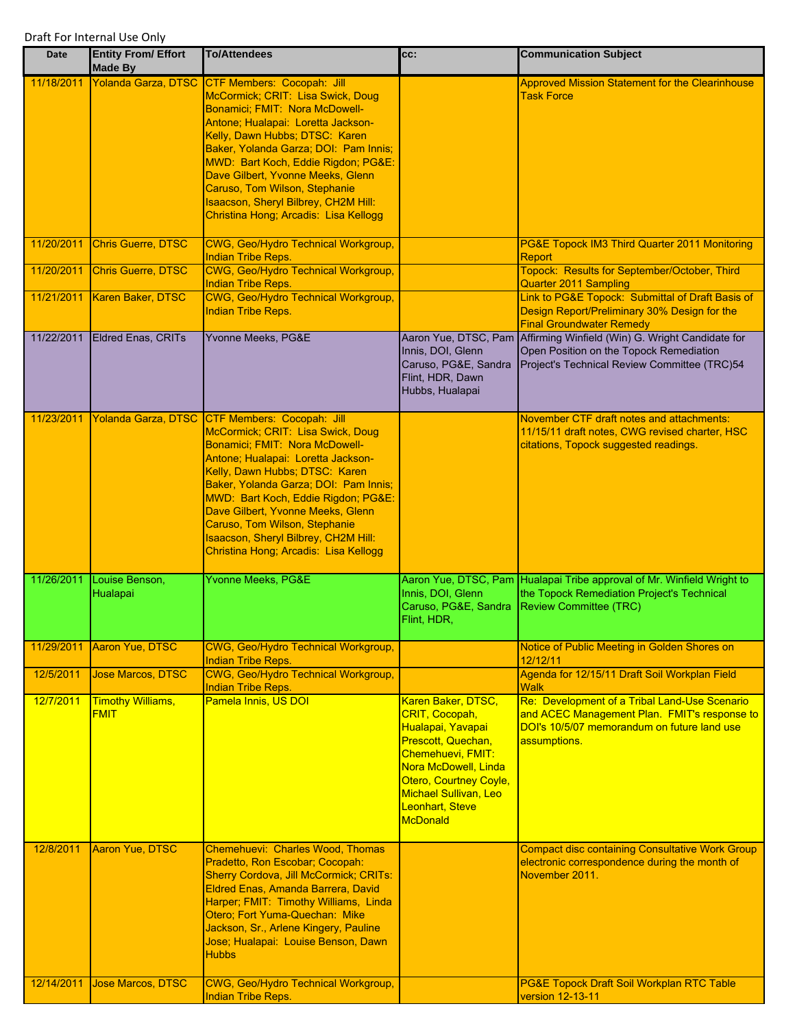Draft For Internal Use Only

| Date | Entity From/ Effort Made By | To/Attendees | cc: | Communication Subject |
|---|---|---|---|---|
| 11/18/2011 | Yolanda Garza, DTSC | CTF Members: Cocopah: Jill McCormick; CRIT: Lisa Swick, Doug Bonamici; FMIT: Nora McDowell-Antone; Hualapai: Loretta Jackson-Kelly, Dawn Hubbs; DTSC: Karen Baker, Yolanda Garza; DOI: Pam Innis; MWD: Bart Koch, Eddie Rigdon; PG&E: Dave Gilbert, Yvonne Meeks, Glenn Caruso, Tom Wilson, Stephanie Isaacson, Sheryl Bilbrey, CH2M Hill: Christina Hong; Arcadis: Lisa Kellogg | | Approved Mission Statement for the Clearinhouse Task Force |
| 11/20/2011 | Chris Guerre, DTSC | CWG, Geo/Hydro Technical Workgroup, Indian Tribe Reps. | | PG&E Topock IM3 Third Quarter 2011 Monitoring Report |
| 11/20/2011 | Chris Guerre, DTSC | CWG, Geo/Hydro Technical Workgroup, Indian Tribe Reps. | | Topock: Results for September/October, Third Quarter 2011 Sampling |
| 11/21/2011 | Karen Baker, DTSC | CWG, Geo/Hydro Technical Workgroup, Indian Tribe Reps. | | Link to PG&E Topock: Submittal of Draft Basis of Design Report/Preliminary 30% Design for the Final Groundwater Remedy |
| 11/22/2011 | Eldred Enas, CRITs | Yvonne Meeks, PG&E | Aaron Yue, DTSC, Pam Innis, DOI, Glenn Caruso, PG&E, Sandra Flint, HDR, Dawn Hubbs, Hualapai | Affirming Winfield (Win) G. Wright Candidate for Open Position on the Topock Remediation Project's Technical Review Committee (TRC)54 |
| 11/23/2011 | Yolanda Garza, DTSC | CTF Members: Cocopah: Jill McCormick; CRIT: Lisa Swick, Doug Bonamici; FMIT: Nora McDowell-Antone; Hualapai: Loretta Jackson-Kelly, Dawn Hubbs; DTSC: Karen Baker, Yolanda Garza; DOI: Pam Innis; MWD: Bart Koch, Eddie Rigdon; PG&E: Dave Gilbert, Yvonne Meeks, Glenn Caruso, Tom Wilson, Stephanie Isaacson, Sheryl Bilbrey, CH2M Hill: Christina Hong; Arcadis: Lisa Kellogg | | November CTF draft notes and attachments: 11/15/11 draft notes, CWG revised charter, HSC citations, Topock suggested readings. |
| 11/26/2011 | Louise Benson, Hualapai | Yvonne Meeks, PG&E | Aaron Yue, DTSC, Pam Innis, DOI, Glenn Caruso, PG&E, Sandra Flint, HDR, | Hualapai Tribe approval of Mr. Winfield Wright to the Topock Remediation Project's Technical Review Committee (TRC) |
| 11/29/2011 | Aaron Yue, DTSC | CWG, Geo/Hydro Technical Workgroup, Indian Tribe Reps. | | Notice of Public Meeting in Golden Shores on 12/12/11 |
| 12/5/2011 | Jose Marcos, DTSC | CWG, Geo/Hydro Technical Workgroup, Indian Tribe Reps. | | Agenda for 12/15/11 Draft Soil Workplan Field Walk |
| 12/7/2011 | Timothy Williams, FMIT | Pamela Innis, US DOI | Karen Baker, DTSC, CRIT, Cocopah, Hualapai, Yavapai Prescott, Quechan, Chemehuevi, FMIT: Nora McDowell, Linda Otero, Courtney Coyle, Michael Sullivan, Leo Leonhart, Steve McDonald | Re: Development of a Tribal Land-Use Scenario and ACEC Management Plan. FMIT's response to DOI's 10/5/07 memorandum on future land use assumptions. |
| 12/8/2011 | Aaron Yue, DTSC | Chemehuevi: Charles Wood, Thomas Pradetto, Ron Escobar; Cocopah: Sherry Cordova, Jill McCormick; CRITs: Eldred Enas, Amanda Barrera, David Harper; FMIT: Timothy Williams, Linda Otero; Fort Yuma-Quechan: Mike Jackson, Sr., Arlene Kingery, Pauline Jose; Hualapai: Louise Benson, Dawn Hubbs | | Compact disc containing Consultative Work Group electronic correspondence during the month of November 2011. |
| 12/14/2011 | Jose Marcos, DTSC | CWG, Geo/Hydro Technical Workgroup, Indian Tribe Reps. | | PG&E Topock Draft Soil Workplan RTC Table version 12-13-11 |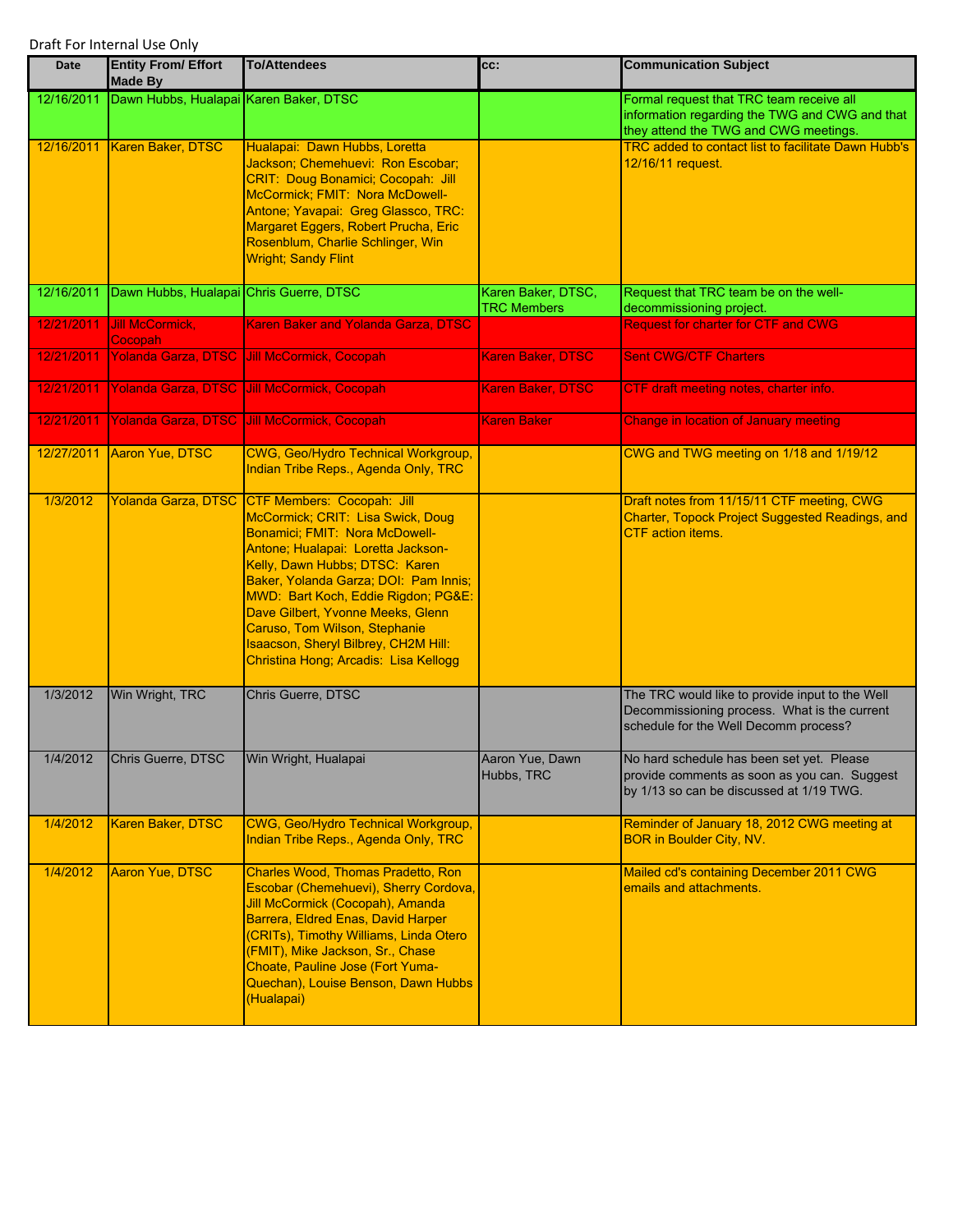Draft For Internal Use Only

| Date | Entity From/ Effort Made By | To/Attendees | cc: | Communication Subject |
|---|---|---|---|---|
| 12/16/2011 | Dawn Hubbs, Hualapai | Karen Baker, DTSC | | Formal request that TRC team receive all information regarding the TWG and CWG and that they attend the TWG and CWG meetings. |
| 12/16/2011 | Karen Baker, DTSC | Hualapai: Dawn Hubbs, Loretta Jackson; Chemehuevi: Ron Escobar; CRIT: Doug Bonamici; Cocopah: Jill McCormick; FMIT: Nora McDowell-Antone; Yavapai: Greg Glassco, TRC: Margaret Eggers, Robert Prucha, Eric Rosenblum, Charlie Schlinger, Win Wright; Sandy Flint | | TRC added to contact list to facilitate Dawn Hubb's 12/16/11 request. |
| 12/16/2011 | Dawn Hubbs, Hualapai | Chris Guerre, DTSC | Karen Baker, DTSC, TRC Members | Request that TRC team be on the well-decommissioning project. |
| 12/21/2011 | Jill McCormick, Cocopah | Karen Baker and Yolanda Garza, DTSC | | Request for charter for CTF and CWG |
| 12/21/2011 | Yolanda Garza, DTSC | Jill McCormick, Cocopah | Karen Baker, DTSC | Sent CWG/CTF Charters |
| 12/21/2011 | Yolanda Garza, DTSC | Jill McCormick, Cocopah | Karen Baker, DTSC | CTF draft meeting notes, charter info. |
| 12/21/2011 | Yolanda Garza, DTSC | Jill McCormick, Cocopah | Karen Baker | Change in location of January meeting |
| 12/27/2011 | Aaron Yue, DTSC | CWG, Geo/Hydro Technical Workgroup, Indian Tribe Reps., Agenda Only, TRC | | CWG and TWG meeting on 1/18 and 1/19/12 |
| 1/3/2012 | Yolanda Garza, DTSC | CTF Members: Cocopah: Jill McCormick; CRIT: Lisa Swick, Doug Bonamici; FMIT: Nora McDowell-Antone; Hualapai: Loretta Jackson-Kelly, Dawn Hubbs; DTSC: Karen Baker, Yolanda Garza; DOI: Pam Innis; MWD: Bart Koch, Eddie Rigdon; PG&E: Dave Gilbert, Yvonne Meeks, Glenn Caruso, Tom Wilson, Stephanie Isaacson, Sheryl Bilbrey, CH2M Hill: Christina Hong; Arcadis: Lisa Kellogg | | Draft notes from 11/15/11 CTF meeting, CWG Charter, Topock Project Suggested Readings, and CTF action items. |
| 1/3/2012 | Win Wright, TRC | Chris Guerre, DTSC | | The TRC would like to provide input to the Well Decommissioning process. What is the current schedule for the Well Decomm process? |
| 1/4/2012 | Chris Guerre, DTSC | Win Wright, Hualapai | Aaron Yue, Dawn Hubbs, TRC | No hard schedule has been set yet. Please provide comments as soon as you can. Suggest by 1/13 so can be discussed at 1/19 TWG. |
| 1/4/2012 | Karen Baker, DTSC | CWG, Geo/Hydro Technical Workgroup, Indian Tribe Reps., Agenda Only, TRC | | Reminder of January 18, 2012 CWG meeting at BOR in Boulder City, NV. |
| 1/4/2012 | Aaron Yue, DTSC | Charles Wood, Thomas Pradetto, Ron Escobar (Chemehuevi), Sherry Cordova, Jill McCormick (Cocopah), Amanda Barrera, Eldred Enas, David Harper (CRITs), Timothy Williams, Linda Otero (FMIT), Mike Jackson, Sr., Chase Choate, Pauline Jose (Fort Yuma-Quechan), Louise Benson, Dawn Hubbs (Hualapai) | | Mailed cd's containing December 2011 CWG emails and attachments. |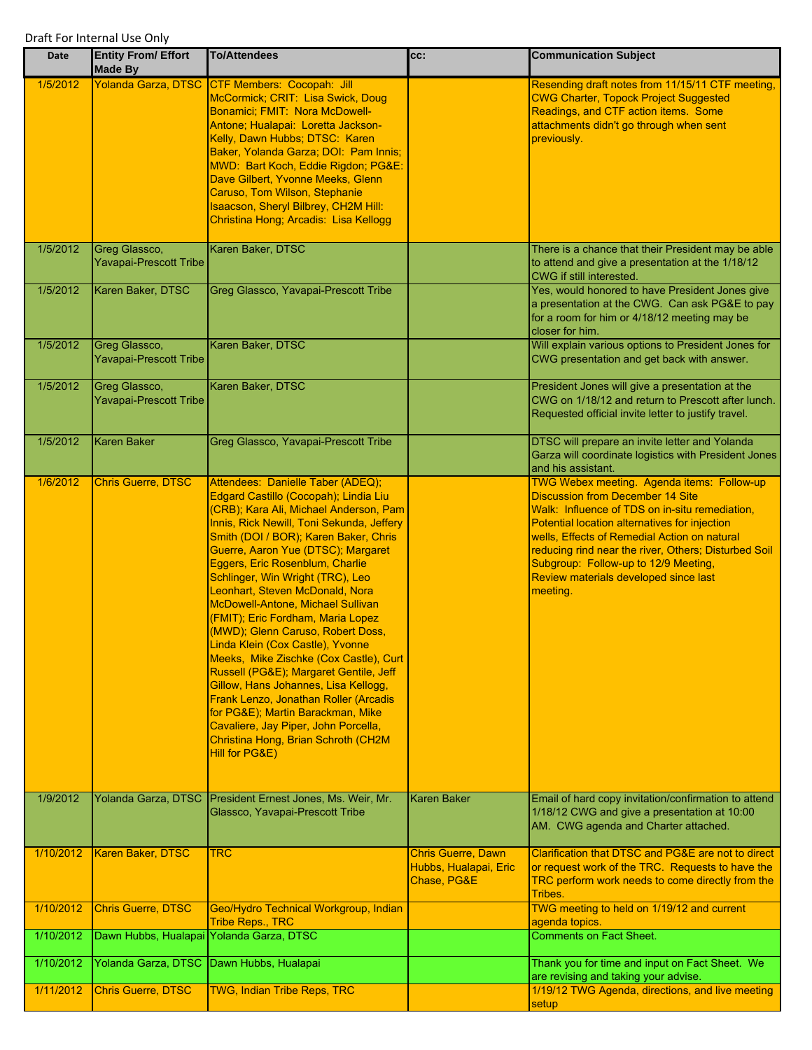Draft For Internal Use Only

| Date | Entity From/ Effort Made By | To/Attendees | cc: | Communication Subject |
|---|---|---|---|---|
| 1/5/2012 | Yolanda Garza, DTSC | CTF Members: Cocopah: Jill McCormick; CRIT: Lisa Swick, Doug Bonamici; FMIT: Nora McDowell-Antone; Hualapai: Loretta Jackson-Kelly, Dawn Hubbs; DTSC: Karen Baker, Yolanda Garza; DOI: Pam Innis; MWD: Bart Koch, Eddie Rigdon; PG&E: Dave Gilbert, Yvonne Meeks, Glenn Caruso, Tom Wilson, Stephanie Isaacson, Sheryl Bilbrey, CH2M Hill: Christina Hong; Arcadis: Lisa Kellogg | | Resending draft notes from 11/15/11 CTF meeting, CWG Charter, Topock Project Suggested Readings, and CTF action items. Some attachments didn't go through when sent previously. |
| 1/5/2012 | Greg Glassco, Yavapai-Prescott Tribe | Karen Baker, DTSC | | There is a chance that their President may be able to attend and give a presentation at the 1/18/12 CWG if still interested. |
| 1/5/2012 | Karen Baker, DTSC | Greg Glassco, Yavapai-Prescott Tribe | | Yes, would honored to have President Jones give a presentation at the CWG. Can ask PG&E to pay for a room for him or 4/18/12 meeting may be closer for him. |
| 1/5/2012 | Greg Glassco, Yavapai-Prescott Tribe | Karen Baker, DTSC | | Will explain various options to President Jones for CWG presentation and get back with answer. |
| 1/5/2012 | Greg Glassco, Yavapai-Prescott Tribe | Karen Baker, DTSC | | President Jones will give a presentation at the CWG on 1/18/12 and return to Prescott after lunch. Requested official invite letter to justify travel. |
| 1/5/2012 | Karen Baker | Greg Glassco, Yavapai-Prescott Tribe | | DTSC will prepare an invite letter and Yolanda Garza will coordinate logistics with President Jones and his assistant. |
| 1/6/2012 | Chris Guerre, DTSC | Attendees: Danielle Taber (ADEQ); Edgard Castillo (Cocopah); Lindia Liu (CRB); Kara Ali, Michael Anderson, Pam Innis, Rick Newill, Toni Sekunda, Jeffery Smith (DOI / BOR); Karen Baker, Chris Guerre, Aaron Yue (DTSC); Margaret Eggers, Eric Rosenblum, Charlie Schlinger, Win Wright (TRC), Leo Leonhart, Steven McDonald, Nora McDowell-Antone, Michael Sullivan (FMIT); Eric Fordham, Maria Lopez (MWD); Glenn Caruso, Robert Doss, Linda Klein (Cox Castle), Yvonne Meeks, Mike Zischke (Cox Castle), Curt Russell (PG&E); Margaret Gentile, Jeff Gillow, Hans Johannes, Lisa Kellogg, Frank Lenzo, Jonathan Roller (Arcadis for PG&E); Martin Barackman, Mike Cavaliere, Jay Piper, John Porcella, Christina Hong, Brian Schroth (CH2M Hill for PG&E) | | TWG Webex meeting. Agenda items: Follow-up Discussion from December 14 Site Walk: Influence of TDS on in-situ remediation, Potential location alternatives for injection wells, Effects of Remedial Action on natural reducing rind near the river, Others; Disturbed Soil Subgroup: Follow-up to 12/9 Meeting, Review materials developed since last meeting. |
| 1/9/2012 | Yolanda Garza, DTSC | President Ernest Jones, Ms. Weir, Mr. Glassco, Yavapai-Prescott Tribe | Karen Baker | Email of hard copy invitation/confirmation to attend 1/18/12 CWG and give a presentation at 10:00 AM. CWG agenda and Charter attached. |
| 1/10/2012 | Karen Baker, DTSC | TRC | Chris Guerre, Dawn Hubbs, Hualapai, Eric Chase, PG&E | Clarification that DTSC and PG&E are not to direct or request work of the TRC. Requests to have the TRC perform work needs to come directly from the Tribes. |
| 1/10/2012 | Chris Guerre, DTSC | Geo/Hydro Technical Workgroup, Indian Tribe Reps., TRC | | TWG meeting to held on 1/19/12 and current agenda topics. |
| 1/10/2012 | Dawn Hubbs, Hualapai | Yolanda Garza, DTSC | | Comments on Fact Sheet. |
| 1/10/2012 | Yolanda Garza, DTSC | Dawn Hubbs, Hualapai | | Thank you for time and input on Fact Sheet. We are revising and taking your advise. |
| 1/11/2012 | Chris Guerre, DTSC | TWG, Indian Tribe Reps, TRC | | 1/19/12 TWG Agenda, directions, and live meeting setup |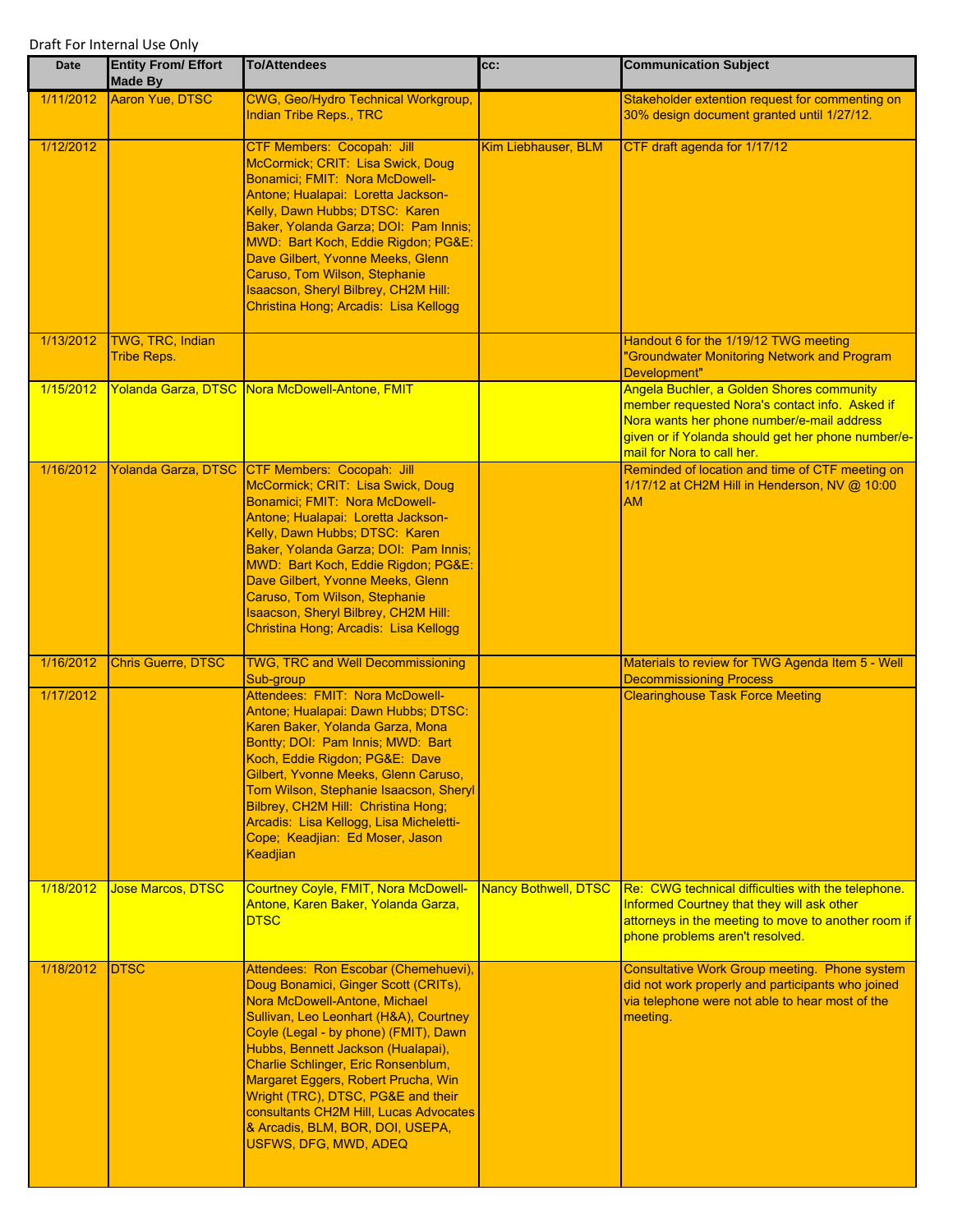Draft For Internal Use Only

| Date | Entity From/ Effort Made By | To/Attendees | cc: | Communication Subject |
|---|---|---|---|---|
| 1/11/2012 | Aaron Yue, DTSC | CWG, Geo/Hydro Technical Workgroup, Indian Tribe Reps., TRC | | Stakeholder extention request for commenting on 30% design document granted until 1/27/12. |
| 1/12/2012 | | CTF Members: Cocopah: Jill McCormick; CRIT: Lisa Swick, Doug Bonamici; FMIT: Nora McDowell-Antone; Hualapai: Loretta Jackson-Kelly, Dawn Hubbs; DTSC: Karen Baker, Yolanda Garza; DOI: Pam Innis; MWD: Bart Koch, Eddie Rigdon; PG&E: Dave Gilbert, Yvonne Meeks, Glenn Caruso, Tom Wilson, Stephanie Isaacson, Sheryl Bilbrey, CH2M Hill: Christina Hong; Arcadis: Lisa Kellogg | Kim Liebhauser, BLM | CTF draft agenda for 1/17/12 |
| 1/13/2012 | TWG, TRC, Indian Tribe Reps. | | | Handout 6 for the 1/19/12 TWG meeting "Groundwater Monitoring Network and Program Development" |
| 1/15/2012 | Yolanda Garza, DTSC | Nora McDowell-Antone, FMIT | | Angela Buchler, a Golden Shores community member requested Nora's contact info. Asked if Nora wants her phone number/e-mail address given or if Yolanda should get her phone number/e-mail for Nora to call her. |
| 1/16/2012 | Yolanda Garza, DTSC | CTF Members: Cocopah: Jill McCormick; CRIT: Lisa Swick, Doug Bonamici; FMIT: Nora McDowell-Antone; Hualapai: Loretta Jackson-Kelly, Dawn Hubbs; DTSC: Karen Baker, Yolanda Garza; DOI: Pam Innis; MWD: Bart Koch, Eddie Rigdon; PG&E: Dave Gilbert, Yvonne Meeks, Glenn Caruso, Tom Wilson, Stephanie Isaacson, Sheryl Bilbrey, CH2M Hill: Christina Hong; Arcadis: Lisa Kellogg | | Reminded of location and time of CTF meeting on 1/17/12 at CH2M Hill in Henderson, NV @ 10:00 AM |
| 1/16/2012 | Chris Guerre, DTSC | TWG, TRC and Well Decommissioning Sub-group | | Materials to review for TWG Agenda Item 5 - Well Decommissioning Process |
| 1/17/2012 | | Attendees: FMIT: Nora McDowell-Antone; Hualapai: Dawn Hubbs; DTSC: Karen Baker, Yolanda Garza, Mona Bontty; DOI: Pam Innis; MWD: Bart Koch, Eddie Rigdon; PG&E: Dave Gilbert, Yvonne Meeks, Glenn Caruso, Tom Wilson, Stephanie Isaacson, Sheryl Bilbrey, CH2M Hill: Christina Hong; Arcadis: Lisa Kellogg, Lisa Micheletti-Cope; Keadjian: Ed Moser, Jason Keadjian | | Clearinghouse Task Force Meeting |
| 1/18/2012 | Jose Marcos, DTSC | Courtney Coyle, FMIT, Nora McDowell-Antone, Karen Baker, Yolanda Garza, DTSC | Nancy Bothwell, DTSC | Re: CWG technical difficulties with the telephone. Informed Courtney that they will ask other attorneys in the meeting to move to another room if phone problems aren't resolved. |
| 1/18/2012 | DTSC | Attendees: Ron Escobar (Chemehuevi), Doug Bonamici, Ginger Scott (CRITs), Nora McDowell-Antone, Michael Sullivan, Leo Leonhart (H&A), Courtney Coyle (Legal - by phone) (FMIT), Dawn Hubbs, Bennett Jackson (Hualapai), Charlie Schlinger, Eric Ronsenblum, Margaret Eggers, Robert Prucha, Win Wright (TRC), DTSC, PG&E and their consultants CH2M Hill, Lucas Advocates & Arcadis, BLM, BOR, DOI, USEPA, USFWS, DFG, MWD, ADEQ | | Consultative Work Group meeting. Phone system did not work properly and participants who joined via telephone were not able to hear most of the meeting. |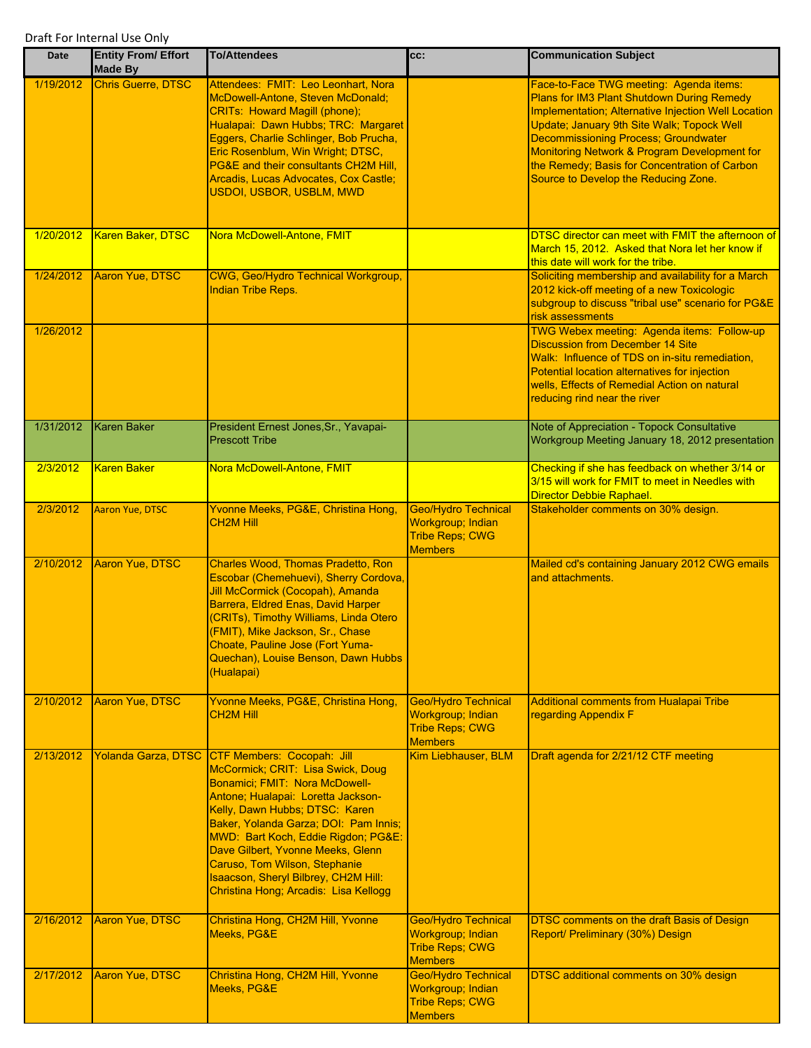Draft For Internal Use Only

| Date | Entity From/ Effort Made By | To/Attendees | cc: | Communication Subject |
|---|---|---|---|---|
| 1/19/2012 | Chris Guerre, DTSC | Attendees: FMIT: Leo Leonhart, Nora McDowell-Antone, Steven McDonald; CRITs: Howard Magill (phone); Hualapai: Dawn Hubbs; TRC: Margaret Eggers, Charlie Schlinger, Bob Prucha, Eric Rosenblum, Win Wright; DTSC, PG&E and their consultants CH2M Hill, Arcadis, Lucas Advocates, Cox Castle; USDOI, USBOR, USBLM, MWD | | Face-to-Face TWG meeting: Agenda items: Plans for IM3 Plant Shutdown During Remedy Implementation; Alternative Injection Well Location Update; January 9th Site Walk; Topock Well Decommissioning Process; Groundwater Monitoring Network & Program Development for the Remedy; Basis for Concentration of Carbon Source to Develop the Reducing Zone. |
| 1/20/2012 | Karen Baker, DTSC | Nora McDowell-Antone, FMIT | | DTSC director can meet with FMIT the afternoon of March 15, 2012. Asked that Nora let her know if this date will work for the tribe. |
| 1/24/2012 | Aaron Yue, DTSC | CWG, Geo/Hydro Technical Workgroup, Indian Tribe Reps. | | Soliciting membership and availability for a March 2012 kick-off meeting of a new Toxicologic subgroup to discuss "tribal use" scenario for PG&E risk assessments |
| 1/26/2012 | | | | TWG Webex meeting: Agenda items: Follow-up Discussion from December 14 Site Walk: Influence of TDS on in-situ remediation, Potential location alternatives for injection wells, Effects of Remedial Action on natural reducing rind near the river |
| 1/31/2012 | Karen Baker | President Ernest Jones,Sr., Yavapai-Prescott Tribe | | Note of Appreciation - Topock Consultative Workgroup Meeting January 18, 2012 presentation |
| 2/3/2012 | Karen Baker | Nora McDowell-Antone, FMIT | | Checking if she has feedback on whether 3/14 or 3/15 will work for FMIT to meet in Needles with Director Debbie Raphael. |
| 2/3/2012 | Aaron Yue, DTSC | Yvonne Meeks, PG&E, Christina Hong, CH2M Hill | Geo/Hydro Technical Workgroup; Indian Tribe Reps; CWG Members | Stakeholder comments on 30% design. |
| 2/10/2012 | Aaron Yue, DTSC | Charles Wood, Thomas Pradetto, Ron Escobar (Chemehuevi), Sherry Cordova, Jill McCormick (Cocopah), Amanda Barrera, Eldred Enas, David Harper (CRITs), Timothy Williams, Linda Otero (FMIT), Mike Jackson, Sr., Chase Choate, Pauline Jose (Fort Yuma-Quechan), Louise Benson, Dawn Hubbs (Hualapai) | | Mailed cd's containing January 2012 CWG emails and attachments. |
| 2/10/2012 | Aaron Yue, DTSC | Yvonne Meeks, PG&E, Christina Hong, CH2M Hill | Geo/Hydro Technical Workgroup; Indian Tribe Reps; CWG Members | Additional comments from Hualapai Tribe regarding Appendix F |
| 2/13/2012 | Yolanda Garza, DTSC | CTF Members: Cocopah: Jill McCormick; CRIT: Lisa Swick, Doug Bonamici; FMIT: Nora McDowell-Antone; Hualapai: Loretta Jackson-Kelly, Dawn Hubbs; DTSC: Karen Baker, Yolanda Garza; DOI: Pam Innis; MWD: Bart Koch, Eddie Rigdon; PG&E: Dave Gilbert, Yvonne Meeks, Glenn Caruso, Tom Wilson, Stephanie Isaacson, Sheryl Bilbrey, CH2M Hill: Christina Hong; Arcadis: Lisa Kellogg | Kim Liebhauser, BLM | Draft agenda for 2/21/12 CTF meeting |
| 2/16/2012 | Aaron Yue, DTSC | Christina Hong, CH2M Hill, Yvonne Meeks, PG&E | Geo/Hydro Technical Workgroup; Indian Tribe Reps; CWG Members | DTSC comments on the draft Basis of Design Report/ Preliminary (30%) Design |
| 2/17/2012 | Aaron Yue, DTSC | Christina Hong, CH2M Hill, Yvonne Meeks, PG&E | Geo/Hydro Technical Workgroup; Indian Tribe Reps; CWG Members | DTSC additional comments on 30% design |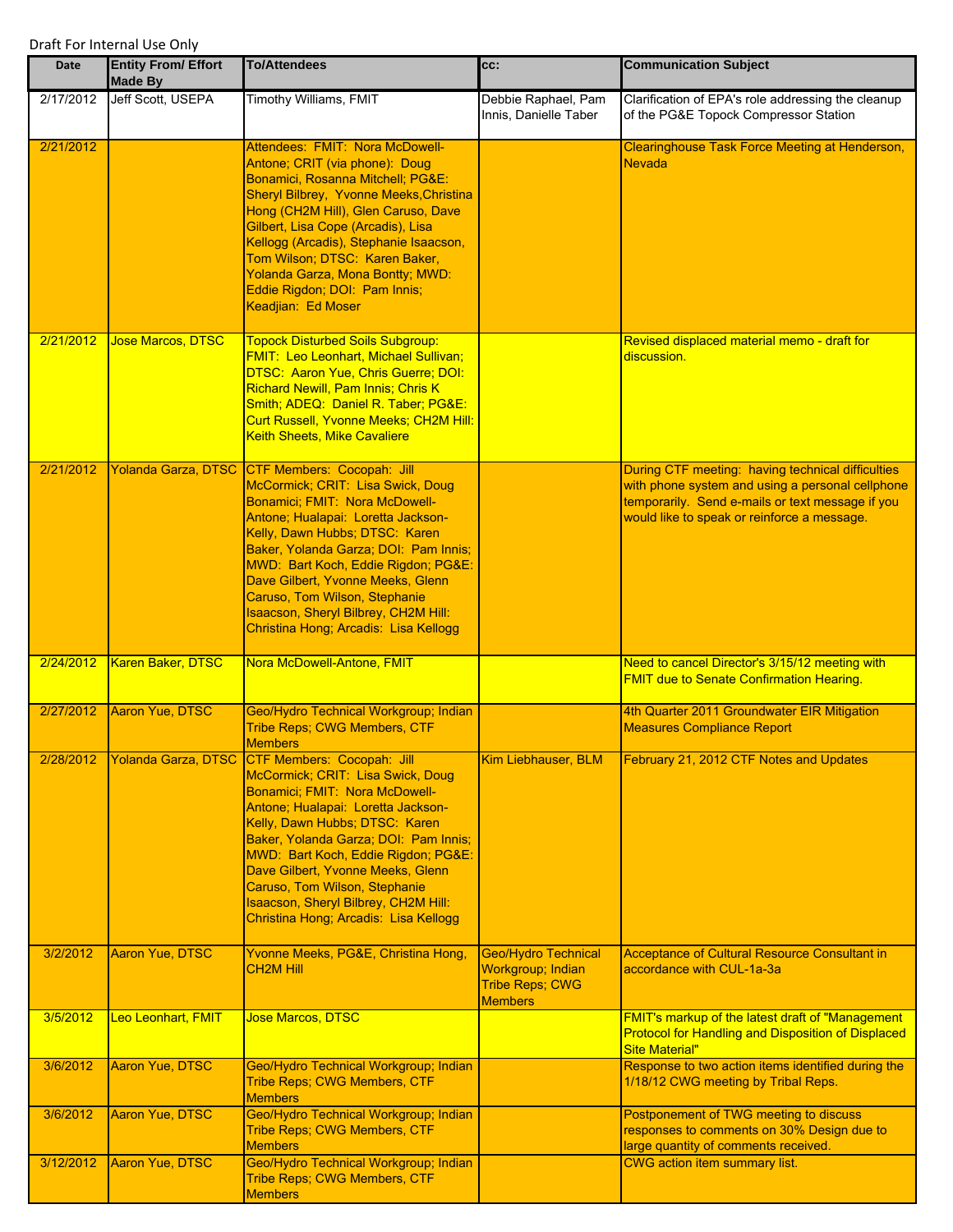Draft For Internal Use Only

| Date | Entity From/ Effort Made By | To/Attendees | cc: | Communication Subject |
|---|---|---|---|---|
| 2/17/2012 | Jeff Scott, USEPA | Timothy Williams, FMIT | Debbie Raphael, Pam Innis, Danielle Taber | Clarification of EPA's role addressing the cleanup of the PG&E Topock Compressor Station |
| 2/21/2012 | | Attendees: FMIT: Nora McDowell-Antone; CRIT (via phone): Doug Bonamici, Rosanna Mitchell; PG&E: Sheryl Bilbrey, Yvonne Meeks,Christina Hong (CH2M Hill), Glen Caruso, Dave Gilbert, Lisa Cope (Arcadis), Lisa Kellogg (Arcadis), Stephanie Isaacson, Tom Wilson; DTSC: Karen Baker, Yolanda Garza, Mona Bontty; MWD: Eddie Rigdon; DOI: Pam Innis; Keadjian: Ed Moser | | Clearinghouse Task Force Meeting at Henderson, Nevada |
| 2/21/2012 | Jose Marcos, DTSC | Topock Disturbed Soils Subgroup: FMIT: Leo Leonhart, Michael Sullivan; DTSC: Aaron Yue, Chris Guerre; DOI: Richard Newill, Pam Innis; Chris K Smith; ADEQ: Daniel R. Taber; PG&E: Curt Russell, Yvonne Meeks; CH2M Hill: Keith Sheets, Mike Cavaliere | | Revised displaced material memo - draft for discussion. |
| 2/21/2012 | Yolanda Garza, DTSC | CTF Members: Cocopah: Jill McCormick; CRIT: Lisa Swick, Doug Bonamici; FMIT: Nora McDowell-Antone; Hualapai: Loretta Jackson-Kelly, Dawn Hubbs; DTSC: Karen Baker, Yolanda Garza; DOI: Pam Innis; MWD: Bart Koch, Eddie Rigdon; PG&E: Dave Gilbert, Yvonne Meeks, Glenn Caruso, Tom Wilson, Stephanie Isaacson, Sheryl Bilbrey, CH2M Hill: Christina Hong; Arcadis: Lisa Kellogg | | During CTF meeting: having technical difficulties with phone system and using a personal cellphone temporarily. Send e-mails or text message if you would like to speak or reinforce a message. |
| 2/24/2012 | Karen Baker, DTSC | Nora McDowell-Antone, FMIT | | Need to cancel Director's 3/15/12 meeting with FMIT due to Senate Confirmation Hearing. |
| 2/27/2012 | Aaron Yue, DTSC | Geo/Hydro Technical Workgroup; Indian Tribe Reps; CWG Members, CTF Members | | 4th Quarter 2011 Groundwater EIR Mitigation Measures Compliance Report |
| 2/28/2012 | Yolanda Garza, DTSC | CTF Members: Cocopah: Jill McCormick; CRIT: Lisa Swick, Doug Bonamici; FMIT: Nora McDowell-Antone; Hualapai: Loretta Jackson-Kelly, Dawn Hubbs; DTSC: Karen Baker, Yolanda Garza; DOI: Pam Innis; MWD: Bart Koch, Eddie Rigdon; PG&E: Dave Gilbert, Yvonne Meeks, Glenn Caruso, Tom Wilson, Stephanie Isaacson, Sheryl Bilbrey, CH2M Hill: Christina Hong; Arcadis: Lisa Kellogg | Kim Liebhauser, BLM | February 21, 2012 CTF Notes and Updates |
| 3/2/2012 | Aaron Yue, DTSC | Yvonne Meeks, PG&E, Christina Hong, CH2M Hill | Geo/Hydro Technical Workgroup; Indian Tribe Reps; CWG Members | Acceptance of Cultural Resource Consultant in accordance with CUL-1a-3a |
| 3/5/2012 | Leo Leonhart, FMIT | Jose Marcos, DTSC | | FMIT's markup of the latest draft of "Management Protocol for Handling and Disposition of Displaced Site Material" |
| 3/6/2012 | Aaron Yue, DTSC | Geo/Hydro Technical Workgroup; Indian Tribe Reps; CWG Members, CTF Members | | Response to two action items identified during the 1/18/12 CWG meeting by Tribal Reps. |
| 3/6/2012 | Aaron Yue, DTSC | Geo/Hydro Technical Workgroup; Indian Tribe Reps; CWG Members, CTF Members | | Postponement of TWG meeting to discuss responses to comments on 30% Design due to large quantity of comments received. |
| 3/12/2012 | Aaron Yue, DTSC | Geo/Hydro Technical Workgroup; Indian Tribe Reps; CWG Members, CTF Members | | CWG action item summary list. |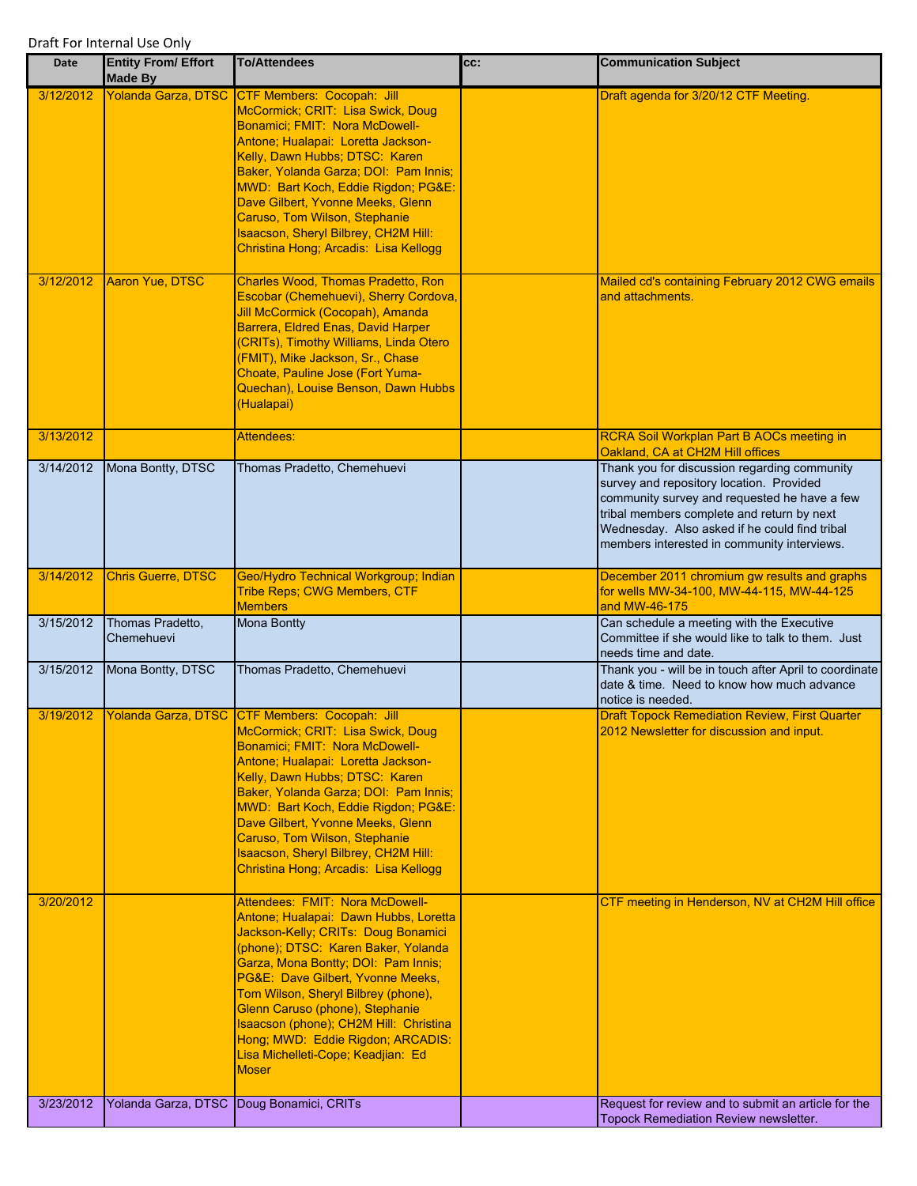Draft For Internal Use Only

| Date | Entity From/ Effort Made By | To/Attendees | cc: | Communication Subject |
|---|---|---|---|---|
| 3/12/2012 | Yolanda Garza, DTSC | CTF Members: Cocopah: Jill McCormick; CRIT: Lisa Swick, Doug Bonamici; FMIT: Nora McDowell-Antone; Hualapai: Loretta Jackson-Kelly, Dawn Hubbs; DTSC: Karen Baker, Yolanda Garza; DOI: Pam Innis; MWD: Bart Koch, Eddie Rigdon; PG&E: Dave Gilbert, Yvonne Meeks, Glenn Caruso, Tom Wilson, Stephanie Isaacson, Sheryl Bilbrey, CH2M Hill: Christina Hong; Arcadis: Lisa Kellogg | | Draft agenda for 3/20/12 CTF Meeting. |
| 3/12/2012 | Aaron Yue, DTSC | Charles Wood, Thomas Pradetto, Ron Escobar (Chemehuevi), Sherry Cordova, Jill McCormick (Cocopah), Amanda Barrera, Eldred Enas, David Harper (CRITs), Timothy Williams, Linda Otero (FMIT), Mike Jackson, Sr., Chase Choate, Pauline Jose (Fort Yuma-Quechan), Louise Benson, Dawn Hubbs (Hualapai) | | Mailed cd's containing February 2012 CWG emails and attachments. |
| 3/13/2012 | | Attendees: | | RCRA Soil Workplan Part B AOCs meeting in Oakland, CA at CH2M Hill offices |
| 3/14/2012 | Mona Bontty, DTSC | Thomas Pradetto, Chemehuevi | | Thank you for discussion regarding community survey and repository location. Provided community survey and requested he have a few tribal members complete and return by next Wednesday. Also asked if he could find tribal members interested in community interviews. |
| 3/14/2012 | Chris Guerre, DTSC | Geo/Hydro Technical Workgroup; Indian Tribe Reps; CWG Members, CTF Members | | December 2011 chromium gw results and graphs for wells MW-34-100, MW-44-115, MW-44-125 and MW-46-175 |
| 3/15/2012 | Thomas Pradetto, Chemehuevi | Mona Bontty | | Can schedule a meeting with the Executive Committee if she would like to talk to them. Just needs time and date. |
| 3/15/2012 | Mona Bontty, DTSC | Thomas Pradetto, Chemehuevi | | Thank you - will be in touch after April to coordinate date & time. Need to know how much advance notice is needed. |
| 3/19/2012 | Yolanda Garza, DTSC | CTF Members: Cocopah: Jill McCormick; CRIT: Lisa Swick, Doug Bonamici; FMIT: Nora McDowell-Antone; Hualapai: Loretta Jackson-Kelly, Dawn Hubbs; DTSC: Karen Baker, Yolanda Garza; DOI: Pam Innis; MWD: Bart Koch, Eddie Rigdon; PG&E: Dave Gilbert, Yvonne Meeks, Glenn Caruso, Tom Wilson, Stephanie Isaacson, Sheryl Bilbrey, CH2M Hill: Christina Hong; Arcadis: Lisa Kellogg | | Draft Topock Remediation Review, First Quarter 2012 Newsletter for discussion and input. |
| 3/20/2012 | | Attendees: FMIT: Nora McDowell-Antone; Hualapai: Dawn Hubbs, Loretta Jackson-Kelly; CRITs: Doug Bonamici (phone); DTSC: Karen Baker, Yolanda Garza, Mona Bontty; DOI: Pam Innis; PG&E: Dave Gilbert, Yvonne Meeks, Tom Wilson, Sheryl Bilbrey (phone), Glenn Caruso (phone), Stephanie Isaacson (phone); CH2M Hill: Christina Hong; MWD: Eddie Rigdon; ARCADIS: Lisa Michelleti-Cope; Keadjian: Ed Moser | | CTF meeting in Henderson, NV at CH2M Hill office |
| 3/23/2012 | Yolanda Garza, DTSC | Doug Bonamici, CRITs | | Request for review and to submit an article for the Topock Remediation Review newsletter. |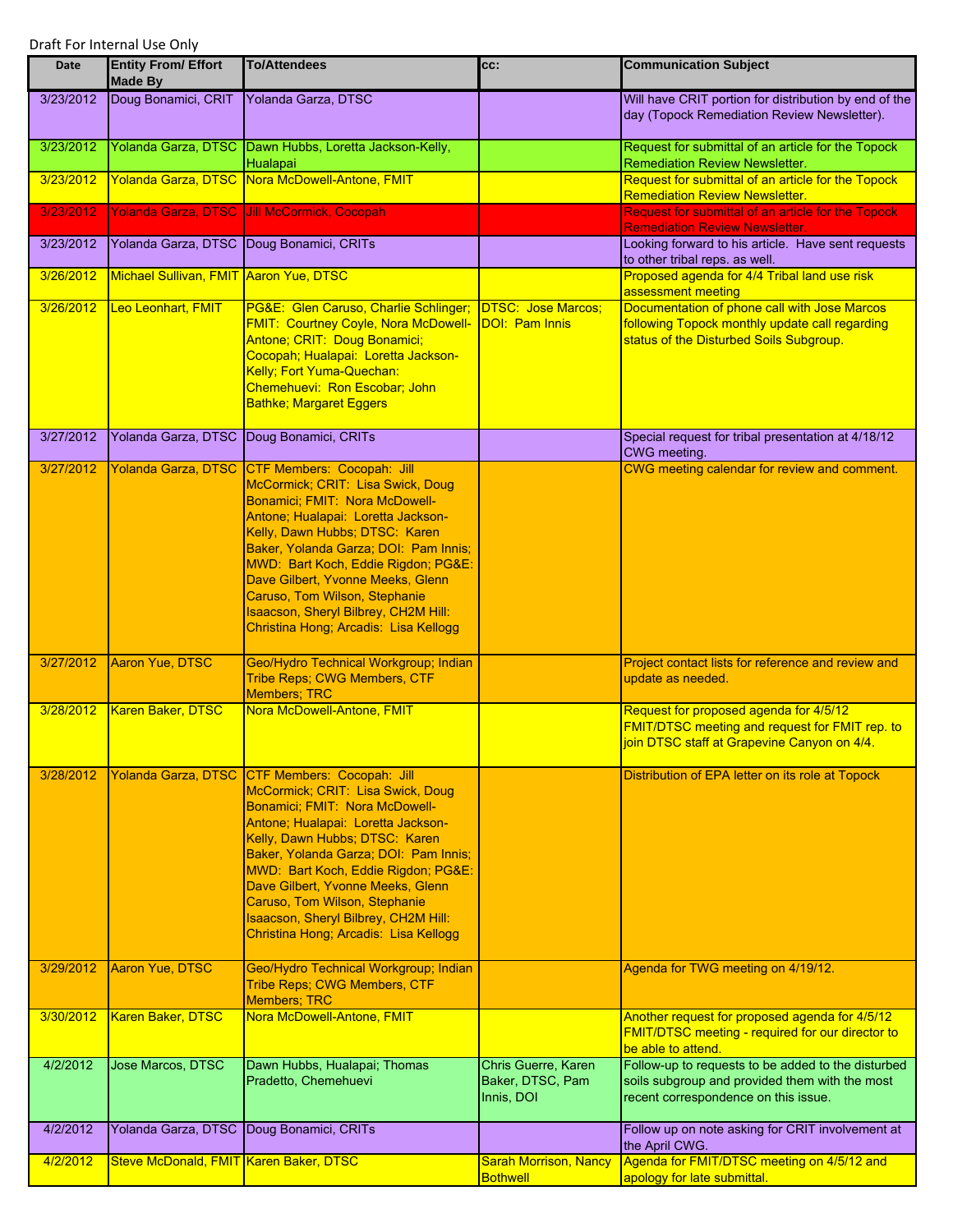Draft For Internal Use Only

| Date | Entity From/ Effort Made By | To/Attendees | cc: | Communication Subject |
|---|---|---|---|---|
| 3/23/2012 | Doug Bonamici, CRIT | Yolanda Garza, DTSC | | Will have CRIT portion for distribution by end of the day (Topock Remediation Review Newsletter). |
| 3/23/2012 | Yolanda Garza, DTSC | Dawn Hubbs, Loretta Jackson-Kelly, Hualapai | | Request for submittal of an article for the Topock Remediation Review Newsletter. |
| 3/23/2012 | Yolanda Garza, DTSC | Nora McDowell-Antone, FMIT | | Request for submittal of an article for the Topock Remediation Review Newsletter. |
| 3/23/2012 | Yolanda Garza, DTSC | Jill McCormick, Cocopah | | Request for submittal of an article for the Topock Remediation Review Newsletter. |
| 3/23/2012 | Yolanda Garza, DTSC | Doug Bonamici, CRITs | | Looking forward to his article. Have sent requests to other tribal reps. as well. |
| 3/26/2012 | Michael Sullivan, FMIT | Aaron Yue, DTSC | | Proposed agenda for 4/4 Tribal land use risk assessment meeting |
| 3/26/2012 | Leo Leonhart, FMIT | PG&E: Glen Caruso, Charlie Schlinger; FMIT: Courtney Coyle, Nora McDowell-Antone; CRIT: Doug Bonamici; Cocopah; Hualapai: Loretta Jackson-Kelly; Fort Yuma-Quechan: Chemehuevi: Ron Escobar; John Bathke; Margaret Eggers | DTSC: Jose Marcos; DOI: Pam Innis | Documentation of phone call with Jose Marcos following Topock monthly update call regarding status of the Disturbed Soils Subgroup. |
| 3/27/2012 | Yolanda Garza, DTSC | Doug Bonamici, CRITs | | Special request for tribal presentation at 4/18/12 CWG meeting. |
| 3/27/2012 | Yolanda Garza, DTSC | CTF Members: Cocopah: Jill McCormick; CRIT: Lisa Swick, Doug Bonamici; FMIT: Nora McDowell-Antone; Hualapai: Loretta Jackson-Kelly, Dawn Hubbs; DTSC: Karen Baker, Yolanda Garza; DOI: Pam Innis; MWD: Bart Koch, Eddie Rigdon; PG&E: Dave Gilbert, Yvonne Meeks, Glenn Caruso, Tom Wilson, Stephanie Isaacson, Sheryl Bilbrey, CH2M Hill: Christina Hong; Arcadis: Lisa Kellogg | | CWG meeting calendar for review and comment. |
| 3/27/2012 | Aaron Yue, DTSC | Geo/Hydro Technical Workgroup; Indian Tribe Reps; CWG Members, CTF Members; TRC | | Project contact lists for reference and review and update as needed. |
| 3/28/2012 | Karen Baker, DTSC | Nora McDowell-Antone, FMIT | | Request for proposed agenda for 4/5/12 FMIT/DTSC meeting and request for FMIT rep. to join DTSC staff at Grapevine Canyon on 4/4. |
| 3/28/2012 | Yolanda Garza, DTSC | CTF Members: Cocopah: Jill McCormick; CRIT: Lisa Swick, Doug Bonamici; FMIT: Nora McDowell-Antone; Hualapai: Loretta Jackson-Kelly, Dawn Hubbs; DTSC: Karen Baker, Yolanda Garza; DOI: Pam Innis; MWD: Bart Koch, Eddie Rigdon; PG&E: Dave Gilbert, Yvonne Meeks, Glenn Caruso, Tom Wilson, Stephanie Isaacson, Sheryl Bilbrey, CH2M Hill: Christina Hong; Arcadis: Lisa Kellogg | | Distribution of EPA letter on its role at Topock |
| 3/29/2012 | Aaron Yue, DTSC | Geo/Hydro Technical Workgroup; Indian Tribe Reps; CWG Members, CTF Members; TRC | | Agenda for TWG meeting on 4/19/12. |
| 3/30/2012 | Karen Baker, DTSC | Nora McDowell-Antone, FMIT | | Another request for proposed agenda for 4/5/12 FMIT/DTSC meeting - required for our director to be able to attend. |
| 4/2/2012 | Jose Marcos, DTSC | Dawn Hubbs, Hualapai; Thomas Pradetto, Chemehuevi | Chris Guerre, Karen Baker, DTSC, Pam Innis, DOI | Follow-up to requests to be added to the disturbed soils subgroup and provided them with the most recent correspondence on this issue. |
| 4/2/2012 | Yolanda Garza, DTSC | Doug Bonamici, CRITs | | Follow up on note asking for CRIT involvement at the April CWG. |
| 4/2/2012 | Steve McDonald, FMIT | Karen Baker, DTSC | Sarah Morrison, Nancy Bothwell | Agenda for FMIT/DTSC meeting on 4/5/12 and apology for late submittal. |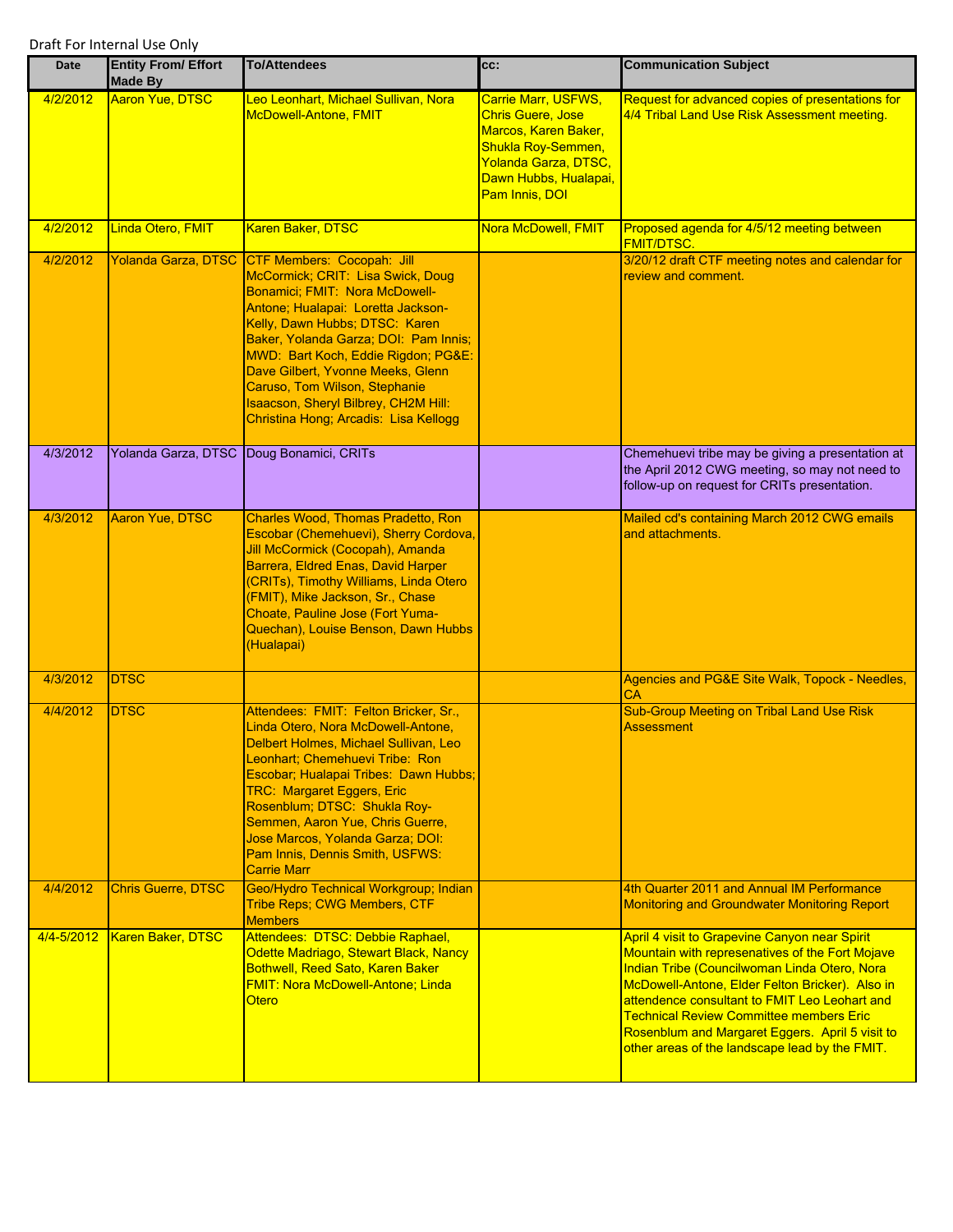Draft For Internal Use Only

| Date | Entity From/ Effort Made By | To/Attendees | cc: | Communication Subject |
|---|---|---|---|---|
| 4/2/2012 | Aaron Yue, DTSC | Leo Leonhart, Michael Sullivan, Nora McDowell-Antone, FMIT | Carrie Marr, USFWS, Chris Guere, Jose Marcos, Karen Baker, Shukla Roy-Semmen, Yolanda Garza, DTSC, Dawn Hubbs, Hualapai, Pam Innis, DOI | Request for advanced copies of presentations for 4/4 Tribal Land Use Risk Assessment meeting. |
| 4/2/2012 | Linda Otero, FMIT | Karen Baker, DTSC | Nora McDowell, FMIT | Proposed agenda for 4/5/12 meeting between FMIT/DTSC. |
| 4/2/2012 | Yolanda Garza, DTSC | CTF Members: Cocopah: Jill McCormick; CRIT: Lisa Swick, Doug Bonamici; FMIT: Nora McDowell-Antone; Hualapai: Loretta Jackson-Kelly, Dawn Hubbs; DTSC: Karen Baker, Yolanda Garza; DOI: Pam Innis; MWD: Bart Koch, Eddie Rigdon; PG&E: Dave Gilbert, Yvonne Meeks, Glenn Caruso, Tom Wilson, Stephanie Isaacson, Sheryl Bilbrey, CH2M Hill: Christina Hong; Arcadis: Lisa Kellogg | | 3/20/12 draft CTF meeting notes and calendar for review and comment. |
| 4/3/2012 | Yolanda Garza, DTSC | Doug Bonamici, CRITs | | Chemehuevi tribe may be giving a presentation at the April 2012 CWG meeting, so may not need to follow-up on request for CRITs presentation. |
| 4/3/2012 | Aaron Yue, DTSC | Charles Wood, Thomas Pradetto, Ron Escobar, Sherry Cordova, (Chemehuevi), Jill McCormick (Cocopah), Amanda Barrera, Eldred Enas, David Harper (CRITs), Timothy Williams, Linda Otero (FMIT), Mike Jackson, Sr., Chase Choate, Pauline Jose (Fort Yuma-Quechan), Louise Benson, Dawn Hubbs (Hualapai) | | Mailed cd's containing March 2012 CWG emails and attachments. |
| 4/3/2012 | DTSC | | | Agencies and PG&E Site Walk, Topock - Needles, CA |
| 4/4/2012 | DTSC | Attendees: FMIT: Felton Bricker, Sr., Linda Otero, Nora McDowell-Antone, Delbert Holmes, Michael Sullivan, Leo Leonhart; Chemehuevi Tribe: Ron Escobar; Hualapai Tribes: Dawn Hubbs; TRC: Margaret Eggers, Eric Rosenblum; DTSC: Shukla Roy-Semmen, Aaron Yue, Chris Guerre, Jose Marcos, Yolanda Garza; DOI: Pam Innis, Dennis Smith, USFWS: Carrie Marr | | Sub-Group Meeting on Tribal Land Use Risk Assessment |
| 4/4/2012 | Chris Guerre, DTSC | Geo/Hydro Technical Workgroup; Indian Tribe Reps; CWG Members, CTF Members | | 4th Quarter 2011 and Annual IM Performance Monitoring and Groundwater Monitoring Report |
| 4/4-5/2012 | Karen Baker, DTSC | Attendees: DTSC: Debbie Raphael, Odette Madriago, Stewart Black, Nancy Bothwell, Reed Sato, Karen Baker FMIT: Nora McDowell-Antone; Linda Otero | | April 4 visit to Grapevine Canyon near Spirit Mountain with represenatives of the Fort Mojave Indian Tribe (Councilwoman Linda Otero, Nora McDowell-Antone, Elder Felton Bricker). Also in attendence consultant to FMIT Leo Leohart and Technical Review Committee members Eric Rosenblum and Margaret Eggers. April 5 visit to other areas of the landscape lead by the FMIT. |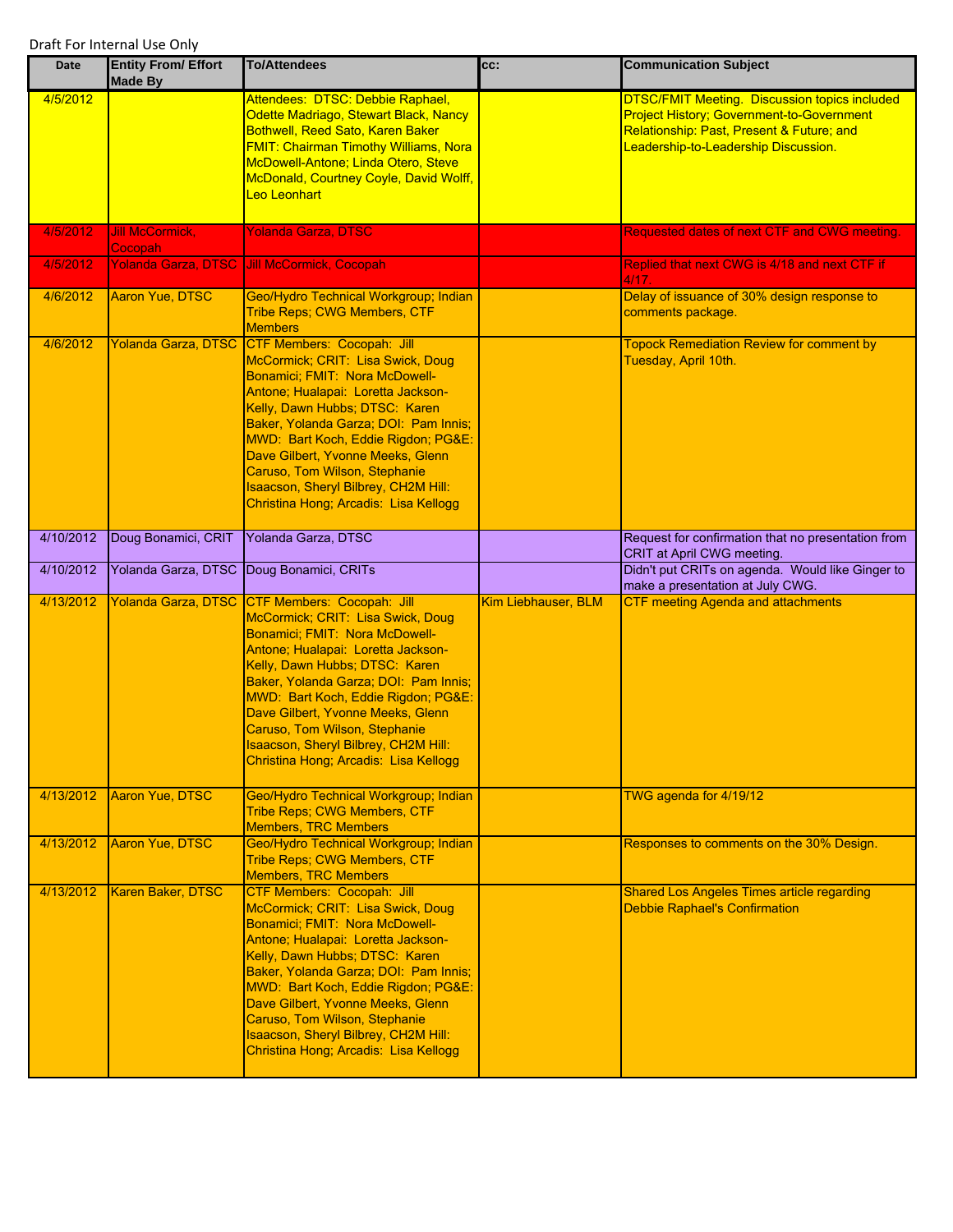Draft For Internal Use Only

| Date | Entity From/ Effort Made By | To/Attendees | cc: | Communication Subject |
|---|---|---|---|---|
| 4/5/2012 | | Attendees: DTSC: Debbie Raphael, Odette Madriago, Stewart Black, Nancy Bothwell, Reed Sato, Karen Baker FMIT: Chairman Timothy Williams, Nora McDowell-Antone; Linda Otero, Steve McDonald, Courtney Coyle, David Wolff, Leo Leonhart | | DTSC/FMIT Meeting. Discussion topics included Project History; Government-to-Government Relationship: Past, Present & Future; and Leadership-to-Leadership Discussion. |
| 4/5/2012 | Jill McCormick, Cocopah | Yolanda Garza, DTSC | | Requested dates of next CTF and CWG meeting. |
| 4/5/2012 | Yolanda Garza, DTSC | Jill McCormick, Cocopah | | Replied that next CWG is 4/18 and next CTF if 4/17. |
| 4/6/2012 | Aaron Yue, DTSC | Geo/Hydro Technical Workgroup; Indian Tribe Reps; CWG Members, CTF Members | | Delay of issuance of 30% design response to comments package. |
| 4/6/2012 | Yolanda Garza, DTSC | CTF Members: Cocopah: Jill McCormick; CRIT: Lisa Swick, Doug Bonamici; FMIT: Nora McDowell-Antone; Hualapai: Loretta Jackson-Kelly, Dawn Hubbs; DTSC: Karen Baker, Yolanda Garza; DOI: Pam Innis; MWD: Bart Koch, Eddie Rigdon; PG&E: Dave Gilbert, Yvonne Meeks, Glenn Caruso, Tom Wilson, Stephanie Isaacson, Sheryl Bilbrey, CH2M Hill: Christina Hong; Arcadis: Lisa Kellogg | | Topock Remediation Review for comment by Tuesday, April 10th. |
| 4/10/2012 | Doug Bonamici, CRIT | Yolanda Garza, DTSC | | Request for confirmation that no presentation from CRIT at April CWG meeting. |
| 4/10/2012 | Yolanda Garza, DTSC | Doug Bonamici, CRITs | | Didn't put CRITs on agenda. Would like Ginger to make a presentation at July CWG. |
| 4/13/2012 | Yolanda Garza, DTSC | CTF Members: Cocopah: Jill McCormick; CRIT: Lisa Swick, Doug Bonamici; FMIT: Nora McDowell-Antone; Hualapai: Loretta Jackson-Kelly, Dawn Hubbs; DTSC: Karen Baker, Yolanda Garza; DOI: Pam Innis; MWD: Bart Koch, Eddie Rigdon; PG&E: Dave Gilbert, Yvonne Meeks, Glenn Caruso, Tom Wilson, Stephanie Isaacson, Sheryl Bilbrey, CH2M Hill: Christina Hong; Arcadis: Lisa Kellogg | Kim Liebhauser, BLM | CTF meeting Agenda and attachments |
| 4/13/2012 | Aaron Yue, DTSC | Geo/Hydro Technical Workgroup; Indian Tribe Reps; CWG Members, CTF Members, TRC Members | | TWG agenda for 4/19/12 |
| 4/13/2012 | Aaron Yue, DTSC | Geo/Hydro Technical Workgroup; Indian Tribe Reps; CWG Members, CTF Members, TRC Members | | Responses to comments on the 30% Design. |
| 4/13/2012 | Karen Baker, DTSC | CTF Members: Cocopah: Jill McCormick; CRIT: Lisa Swick, Doug Bonamici; FMIT: Nora McDowell-Antone; Hualapai: Loretta Jackson-Kelly, Dawn Hubbs; DTSC: Karen Baker, Yolanda Garza; DOI: Pam Innis; MWD: Bart Koch, Eddie Rigdon; PG&E: Dave Gilbert, Yvonne Meeks, Glenn Caruso, Tom Wilson, Stephanie Isaacson, Sheryl Bilbrey, CH2M Hill: Christina Hong; Arcadis: Lisa Kellogg | | Shared Los Angeles Times article regarding Debbie Raphael's Confirmation |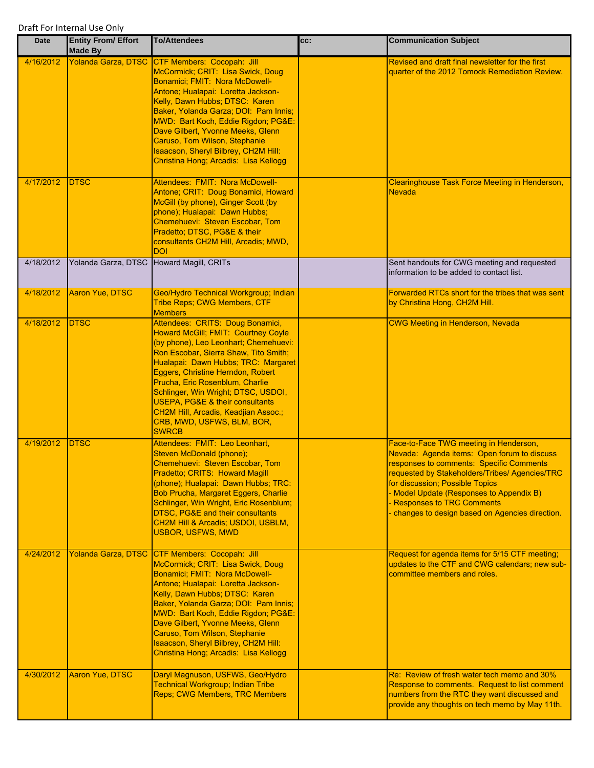Draft For Internal Use Only

| Date | Entity From/ Effort Made By | To/Attendees | cc: | Communication Subject |
|---|---|---|---|---|
| 4/16/2012 | Yolanda Garza, DTSC | CTF Members: Cocopah: Jill McCormick; CRIT: Lisa Swick, Doug Bonamici; FMIT: Nora McDowell-Antone; Hualapai: Loretta Jackson-Kelly, Dawn Hubbs; DTSC: Karen Baker, Yolanda Garza; DOI: Pam Innis; MWD: Bart Koch, Eddie Rigdon; PG&E: Dave Gilbert, Yvonne Meeks, Glenn Caruso, Tom Wilson, Stephanie Isaacson, Sheryl Bilbrey, CH2M Hill: Christina Hong; Arcadis: Lisa Kellogg | | Revised and draft final newsletter for the first quarter of the 2012 Tomock Remediation Review. |
| 4/17/2012 | DTSC | Attendees: FMIT: Nora McDowell-Antone; CRIT: Doug Bonamici, Howard McGill (by phone), Ginger Scott (by phone); Hualapai: Dawn Hubbs; Chemehuevi: Steven Escobar, Tom Pradetto; DTSC, PG&E & their consultants CH2M Hill, Arcadis; MWD, DOI | | Clearinghouse Task Force Meeting in Henderson, Nevada |
| 4/18/2012 | Yolanda Garza, DTSC | Howard Magill, CRITs | | Sent handouts for CWG meeting and requested information to be added to contact list. |
| 4/18/2012 | Aaron Yue, DTSC | Geo/Hydro Technical Workgroup; Indian Tribe Reps; CWG Members, CTF Members | | Forwarded RTCs short for the tribes that was sent by Christina Hong, CH2M Hill. |
| 4/18/2012 | DTSC | Attendees: CRITS: Doug Bonamici, Howard McGill; FMIT: Courtney Coyle (by phone), Leo Leonhart; Chemehuevi: Ron Escobar, Sierra Shaw, Tito Smith; Hualapai: Dawn Hubbs; TRC: Margaret Eggers, Christine Herndon, Robert Prucha, Eric Rosenblum, Charlie Schlinger, Win Wright; DTSC, USDOI, USEPA, PG&E & their consultants CH2M Hill, Arcadis, Keadjian Assoc.; CRB, MWD, USFWS, BLM, BOR, SWRCB | | CWG Meeting in Henderson, Nevada |
| 4/19/2012 | DTSC | Attendees: FMIT: Leo Leonhart, Steven McDonald (phone); Chemehuevi: Steven Escobar, Tom Pradetto; CRITS: Howard Magill (phone); Hualapai: Dawn Hubbs; TRC: Bob Prucha, Margaret Eggers, Charlie Schlinger, Win Wright, Eric Rosenblum; DTSC, PG&E and their consultants CH2M Hill & Arcadis; USDOI, USBLM, USBOR, USFWS, MWD | | Face-to-Face TWG meeting in Henderson, Nevada: Agenda items: Open forum to discuss responses to comments: Specific Comments requested by Stakeholders/Tribes/ Agencies/TRC for discussion; Possible Topics<br>- Model Update (Responses to Appendix B)<br>- Responses to TRC Comments<br>- changes to design based on Agencies direction. |
| 4/24/2012 | Yolanda Garza, DTSC | CTF Members: Cocopah: Jill McCormick; CRIT: Lisa Swick, Doug Bonamici; FMIT: Nora McDowell-Antone; Hualapai: Loretta Jackson-Kelly, Dawn Hubbs; DTSC: Karen Baker, Yolanda Garza; DOI: Pam Innis; MWD: Bart Koch, Eddie Rigdon; PG&E: Dave Gilbert, Yvonne Meeks, Glenn Caruso, Tom Wilson, Stephanie Isaacson, Sheryl Bilbrey, CH2M Hill: Christina Hong; Arcadis: Lisa Kellogg | | Request for agenda items for 5/15 CTF meeting; updates to the CTF and CWG calendars; new sub-committee members and roles. |
| 4/30/2012 | Aaron Yue, DTSC | Daryl Magnuson, USFWS, Geo/Hydro Technical Workgroup; Indian Tribe Reps; CWG Members, TRC Members | | Re: Review of fresh water tech memo and 30% Response to comments. Request to list comment numbers from the RTC they want discussed and provide any thoughts on tech memo by May 11th. |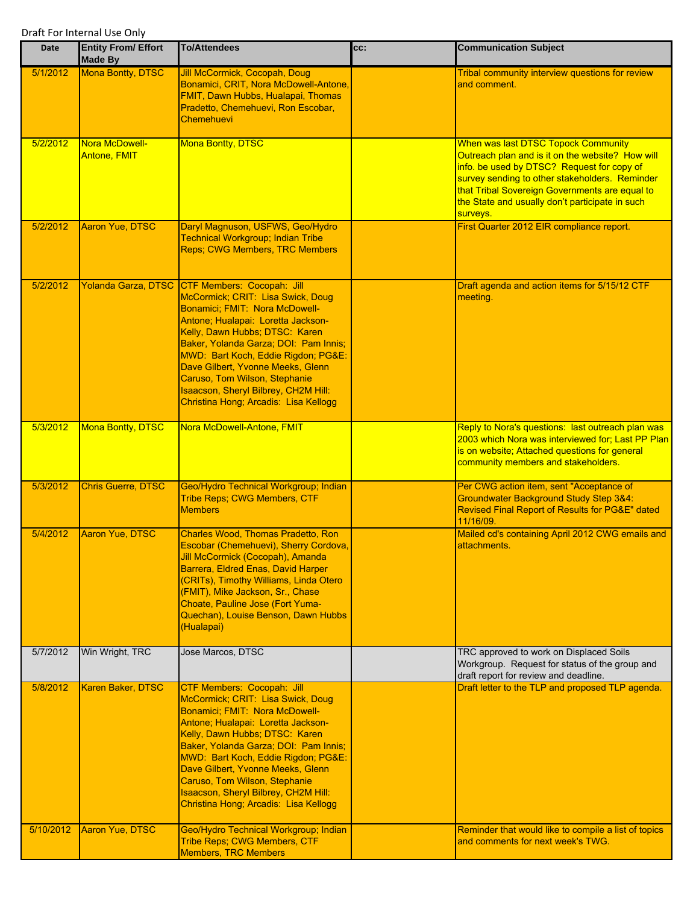Draft For Internal Use Only

| Date | Entity From/ Effort Made By | To/Attendees | cc: | Communication Subject |
|---|---|---|---|---|
| 5/1/2012 | Mona Bontty, DTSC | Jill McCormick, Cocopah, Doug Bonamici, CRIT, Nora McDowell-Antone, FMIT, Dawn Hubbs, Hualapai, Thomas Pradetto, Chemehuevi, Ron Escobar, Chemehuevi | | Tribal community interview questions for review and comment. |
| 5/2/2012 | Nora McDowell-Antone, FMIT | Mona Bontty, DTSC | | When was last DTSC Topock Community Outreach plan and is it on the website? How will info. be used by DTSC? Request for copy of survey sending to other stakeholders. Reminder that Tribal Sovereign Governments are equal to the State and usually don't participate in such surveys. |
| 5/2/2012 | Aaron Yue, DTSC | Daryl Magnuson, USFWS, Geo/Hydro Technical Workgroup; Indian Tribe Reps; CWG Members, TRC Members | | First Quarter 2012 EIR compliance report. |
| 5/2/2012 | Yolanda Garza, DTSC | CTF Members: Cocopah: Jill McCormick; CRIT: Lisa Swick, Doug Bonamici; FMIT: Nora McDowell-Antone; Hualapai: Loretta Jackson-Kelly, Dawn Hubbs; DTSC: Karen Baker, Yolanda Garza; DOI: Pam Innis; MWD: Bart Koch, Eddie Rigdon; PG&E: Dave Gilbert, Yvonne Meeks, Glenn Caruso, Tom Wilson, Stephanie Isaacson, Sheryl Bilbrey, CH2M Hill: Christina Hong; Arcadis: Lisa Kellogg | | Draft agenda and action items for 5/15/12 CTF meeting. |
| 5/3/2012 | Mona Bontty, DTSC | Nora McDowell-Antone, FMIT | | Reply to Nora's questions: last outreach plan was 2003 which Nora was interviewed for; Last PP Plan is on website; Attached questions for general community members and stakeholders. |
| 5/3/2012 | Chris Guerre, DTSC | Geo/Hydro Technical Workgroup; Indian Tribe Reps; CWG Members, CTF Members | | Per CWG action item, sent "Acceptance of Groundwater Background Study Step 3&4: Revised Final Report of Results for PG&E" dated 11/16/09. |
| 5/4/2012 | Aaron Yue, DTSC | Charles Wood, Thomas Pradetto, Ron Escobar (Chemehuevi), Sherry Cordova, Jill McCormick (Cocopah), Amanda Barrera, Eldred Enas, David Harper (CRITs), Timothy Williams, Linda Otero (FMIT), Mike Jackson, Sr., Chase Choate, Pauline Jose (Fort Yuma-Quechan), Louise Benson, Dawn Hubbs (Hualapai) | | Mailed cd's containing April 2012 CWG emails and attachments. |
| 5/7/2012 | Win Wright, TRC | Jose Marcos, DTSC | | TRC approved to work on Displaced Soils Workgroup. Request for status of the group and draft report for review and deadline. |
| 5/8/2012 | Karen Baker, DTSC | CTF Members: Cocopah: Jill McCormick; CRIT: Lisa Swick, Doug Bonamici; FMIT: Nora McDowell-Antone; Hualapai: Loretta Jackson-Kelly, Dawn Hubbs; DTSC: Karen Baker, Yolanda Garza; DOI: Pam Innis; MWD: Bart Koch, Eddie Rigdon; PG&E: Dave Gilbert, Yvonne Meeks, Glenn Caruso, Tom Wilson, Stephanie Isaacson, Sheryl Bilbrey, CH2M Hill: Christina Hong; Arcadis: Lisa Kellogg | | Draft letter to the TLP and proposed TLP agenda. |
| 5/10/2012 | Aaron Yue, DTSC | Geo/Hydro Technical Workgroup; Indian Tribe Reps; CWG Members, CTF Members, TRC Members | | Reminder that would like to compile a list of topics and comments for next week's TWG. |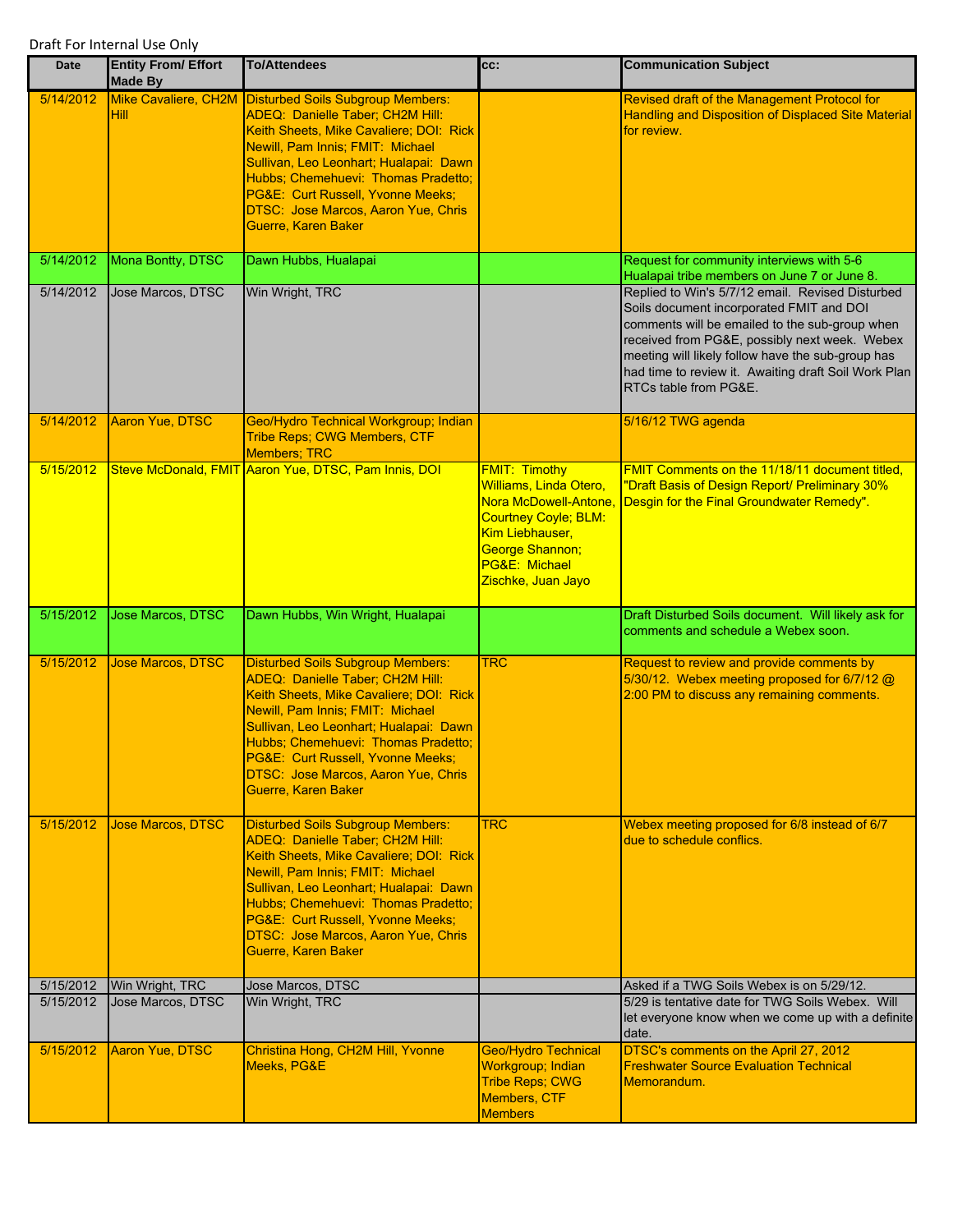Draft For Internal Use Only

| Date | Entity From/ Effort Made By | To/Attendees | cc: | Communication Subject |
|---|---|---|---|---|
| 5/14/2012 | Mike Cavaliere, CH2M Hill | Disturbed Soils Subgroup Members: ADEQ: Danielle Taber; CH2M Hill: Keith Sheets, Mike Cavaliere; DOI: Rick Newill, Pam Innis; FMIT: Michael Sullivan, Leo Leonhart; Hualapai: Dawn Hubbs; Chemehuevi: Thomas Pradetto; PG&E: Curt Russell, Yvonne Meeks; DTSC: Jose Marcos, Aaron Yue, Chris Guerre, Karen Baker | | Revised draft of the Management Protocol for Handling and Disposition of Displaced Site Material for review. |
| 5/14/2012 | Mona Bontty, DTSC | Dawn Hubbs, Hualapai | | Request for community interviews with 5-6 Hualapai tribe members on June 7 or June 8. |
| 5/14/2012 | Jose Marcos, DTSC | Win Wright, TRC | | Replied to Win's 5/7/12 email. Revised Disturbed Soils document incorporated FMIT and DOI comments will be emailed to the sub-group when received from PG&E, possibly next week. Webex meeting will likely follow have the sub-group has had time to review it. Awaiting draft Soil Work Plan RTCs table from PG&E. |
| 5/14/2012 | Aaron Yue, DTSC | Geo/Hydro Technical Workgroup; Indian Tribe Reps; CWG Members, CTF Members; TRC | | 5/16/12 TWG agenda |
| 5/15/2012 | Steve McDonald, FMIT | Aaron Yue, DTSC, Pam Innis, DOI | FMIT: Timothy Williams, Linda Otero, Nora McDowell-Antone, Courtney Coyle; BLM: Kim Liebhauser, George Shannon; PG&E: Michael Zischke, Juan Jayo | FMIT Comments on the 11/18/11 document titled, "Draft Basis of Design Report/ Preliminary 30% Desgin for the Final Groundwater Remedy". |
| 5/15/2012 | Jose Marcos, DTSC | Dawn Hubbs, Win Wright, Hualapai | | Draft Disturbed Soils document. Will likely ask for comments and schedule a Webex soon. |
| 5/15/2012 | Jose Marcos, DTSC | Disturbed Soils Subgroup Members: ADEQ: Danielle Taber; CH2M Hill: Keith Sheets, Mike Cavaliere; DOI: Rick Newill, Pam Innis; FMIT: Michael Sullivan, Leo Leonhart; Hualapai: Dawn Hubbs; Chemehuevi: Thomas Pradetto; PG&E: Curt Russell, Yvonne Meeks; DTSC: Jose Marcos, Aaron Yue, Chris Guerre, Karen Baker | TRC | Request to review and provide comments by 5/30/12. Webex meeting proposed for 6/7/12 @ 2:00 PM to discuss any remaining comments. |
| 5/15/2012 | Jose Marcos, DTSC | Disturbed Soils Subgroup Members: ADEQ: Danielle Taber; CH2M Hill: Keith Sheets, Mike Cavaliere; DOI: Rick Newill, Pam Innis; FMIT: Michael Sullivan, Leo Leonhart; Hualapai: Dawn Hubbs; Chemehuevi: Thomas Pradetto; PG&E: Curt Russell, Yvonne Meeks; DTSC: Jose Marcos, Aaron Yue, Chris Guerre, Karen Baker | TRC | Webex meeting proposed for 6/8 instead of 6/7 due to schedule conflics. |
| 5/15/2012 | Win Wright, TRC | Jose Marcos, DTSC | | Asked if a TWG Soils Webex is on 5/29/12. |
| 5/15/2012 | Jose Marcos, DTSC | Win Wright, TRC | | 5/29 is tentative date for TWG Soils Webex. Will let everyone know when we come up with a definite date. |
| 5/15/2012 | Aaron Yue, DTSC | Christina Hong, CH2M Hill, Yvonne Meeks, PG&E | Geo/Hydro Technical Workgroup; Indian Tribe Reps; CWG Members, CTF Members | DTSC's comments on the April 27, 2012 Freshwater Source Evaluation Technical Memorandum. |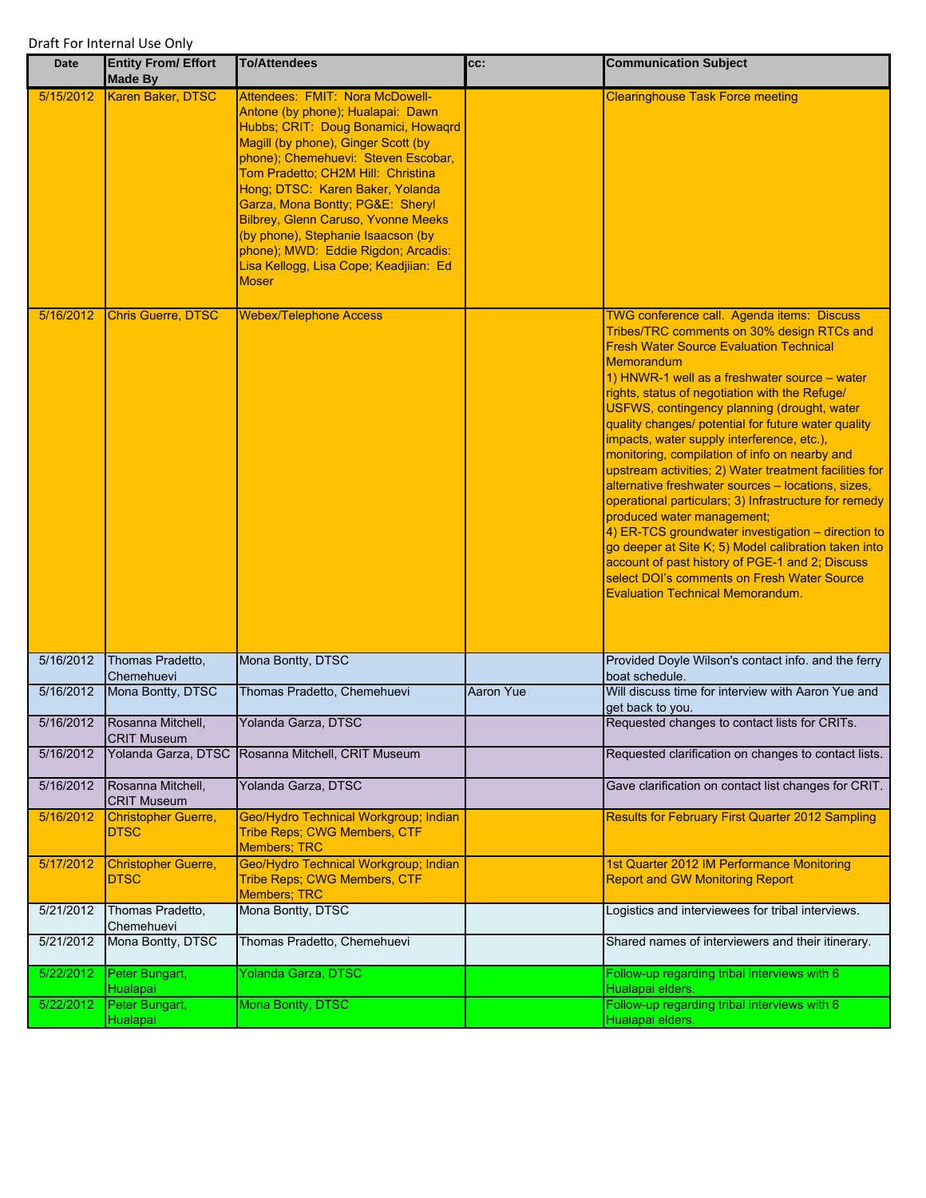Draft For Internal Use Only

| Date | Entity From/ Effort Made By | To/Attendees | cc: | Communication Subject |
|---|---|---|---|---|
| 5/15/2012 | Karen Baker, DTSC | Attendees: FMIT: Nora McDowell-Antone (by phone); Hualapai: Dawn Hubbs; CRIT: Doug Bonamici, Howaqrd Magill (by phone), Ginger Scott (by phone); Chemehuevi: Steven Escobar, Tom Pradetto; CH2M Hill: Christina Hong; DTSC: Karen Baker, Yolanda Garza, Mona Bontty; PG&E: Sheryl Bilbrey, Glenn Caruso, Yvonne Meeks (by phone), Stephanie Isaacson (by phone); MWD: Eddie Rigdon; Arcadis: Lisa Kellogg, Lisa Cope; Keadjiian: Ed Moser | | Clearinghouse Task Force meeting |
| 5/16/2012 | Chris Guerre, DTSC | Webex/Telephone Access | | TWG conference call. Agenda items: Discuss Tribes/TRC comments on 30% design RTCs and Fresh Water Source Evaluation Technical Memorandum 1) HNWR-1 well as a freshwater source – water rights, status of negotiation with the Refuge/ USFWS, contingency planning (drought, water quality changes/ potential for future water quality impacts, water supply interference, etc.), monitoring, compilation of info on nearby and upstream activities; 2) Water treatment facilities for alternative freshwater sources – locations, sizes, operational particulars; 3) Infrastructure for remedy produced water management; 4) ER-TCS groundwater investigation – direction to go deeper at Site K; 5) Model calibration taken into account of past history of PGE-1 and 2; Discuss select DOI's comments on Fresh Water Source Evaluation Technical Memorandum. |
| 5/16/2012 | Thomas Pradetto, Chemehuevi | Mona Bontty, DTSC | | Provided Doyle Wilson's contact info. and the ferry boat schedule. |
| 5/16/2012 | Mona Bontty, DTSC | Thomas Pradetto, Chemehuevi | Aaron Yue | Will discuss time for interview with Aaron Yue and get back to you. |
| 5/16/2012 | Rosanna Mitchell, CRIT Museum | Yolanda Garza, DTSC | | Requested changes to contact lists for CRITs. |
| 5/16/2012 | Yolanda Garza, DTSC | Rosanna Mitchell, CRIT Museum | | Requested clarification on changes to contact lists. |
| 5/16/2012 | Rosanna Mitchell, CRIT Museum | Yolanda Garza, DTSC | | Gave clarification on contact list changes for CRIT. |
| 5/16/2012 | Christopher Guerre, DTSC | Geo/Hydro Technical Workgroup; Indian Tribe Reps; CWG Members, CTF Members; TRC | | Results for February First Quarter 2012 Sampling |
| 5/17/2012 | Christopher Guerre, DTSC | Geo/Hydro Technical Workgroup; Indian Tribe Reps; CWG Members, CTF Members; TRC | | 1st Quarter 2012 IM Performance Monitoring Report and GW Monitoring Report |
| 5/21/2012 | Thomas Pradetto, Chemehuevi | Mona Bontty, DTSC | | Logistics and interviewees for tribal interviews. |
| 5/21/2012 | Mona Bontty, DTSC | Thomas Pradetto, Chemehuevi | | Shared names of interviewers and their itinerary. |
| 5/22/2012 | Peter Bungart, Hualapai | Yolanda Garza, DTSC | | Follow-up regarding tribal interviews with 6 Hualapai elders. |
| 5/22/2012 | Peter Bungart, Hualapai | Mona Bontty, DTSC | | Follow-up regarding tribal interviews with 6 Hualapai elders. |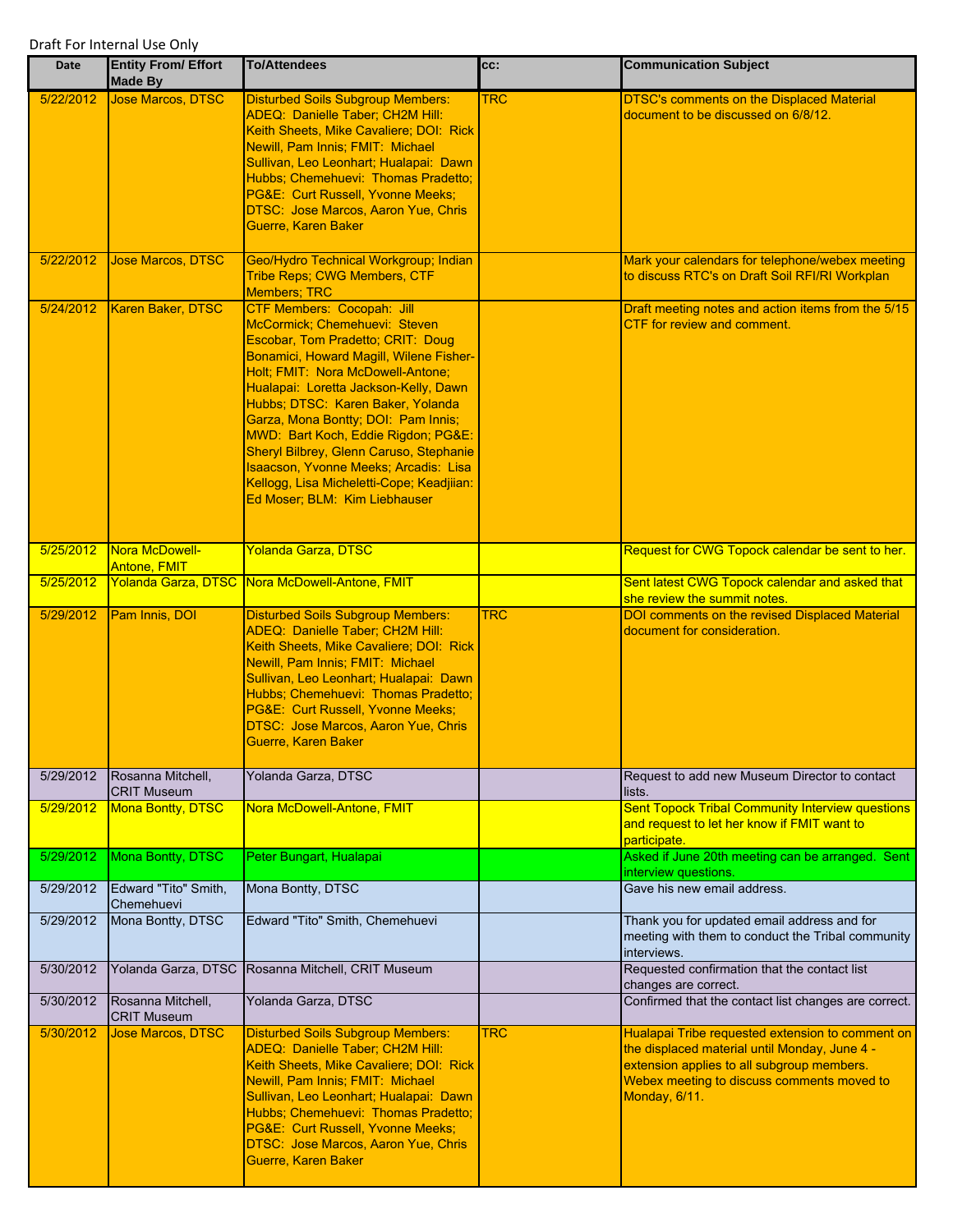Draft For Internal Use Only

| Date | Entity From/ Effort Made By | To/Attendees | cc: | Communication Subject |
|---|---|---|---|---|
| 5/22/2012 | Jose Marcos, DTSC | Disturbed Soils Subgroup Members: ADEQ: Danielle Taber; CH2M Hill: Keith Sheets, Mike Cavaliere; DOI: Rick Newill, Pam Innis; FMIT: Michael Sullivan, Leo Leonhart; Hualapai: Dawn Hubbs; Chemehuevi: Thomas Pradetto; PG&E: Curt Russell, Yvonne Meeks; DTSC: Jose Marcos, Aaron Yue, Chris Guerre, Karen Baker | TRC | DTSC's comments on the Displaced Material document to be discussed on 6/8/12. |
| 5/22/2012 | Jose Marcos, DTSC | Geo/Hydro Technical Workgroup; Indian Tribe Reps; CWG Members, CTF Members; TRC | | Mark your calendars for telephone/webex meeting to discuss RTC's on Draft Soil RFI/RI Workplan |
| 5/24/2012 | Karen Baker, DTSC | CTF Members: Cocopah: Jill McCormick; Chemehuevi: Steven Escobar, Tom Pradetto; CRIT: Doug Bonamici, Howard Magill, Wilene Fisher-Holt; FMIT: Nora McDowell-Antone; Hualapai: Loretta Jackson-Kelly, Dawn Hubbs; DTSC: Karen Baker, Yolanda Garza, Mona Bontty; DOI: Pam Innis; MWD: Bart Koch, Eddie Rigdon; PG&E: Sheryl Bilbrey, Glenn Caruso, Stephanie Isaacson, Yvonne Meeks; Arcadis: Lisa Kellogg, Lisa Micheletti-Cope; Keadjiian: Ed Moser; BLM: Kim Liebhauser | | Draft meeting notes and action items from the 5/15 CTF for review and comment. |
| 5/25/2012 | Nora McDowell-Antone, FMIT | Yolanda Garza, DTSC | | Request for CWG Topock calendar be sent to her. |
| 5/25/2012 | Yolanda Garza, DTSC | Nora McDowell-Antone, FMIT | | Sent latest CWG Topock calendar and asked that she review the summit notes. |
| 5/29/2012 | Pam Innis, DOI | Disturbed Soils Subgroup Members: ADEQ: Danielle Taber; CH2M Hill: Keith Sheets, Mike Cavaliere; DOI: Rick Newill, Pam Innis; FMIT: Michael Sullivan, Leo Leonhart; Hualapai: Dawn Hubbs; Chemehuevi: Thomas Pradetto; PG&E: Curt Russell, Yvonne Meeks; DTSC: Jose Marcos, Aaron Yue, Chris Guerre, Karen Baker | TRC | DOI comments on the revised Displaced Material document for consideration. |
| 5/29/2012 | Rosanna Mitchell, CRIT Museum | Yolanda Garza, DTSC | | Request to add new Museum Director to contact lists. |
| 5/29/2012 | Mona Bontty, DTSC | Nora McDowell-Antone, FMIT | | Sent Topock Tribal Community Interview questions and request to let her know if FMIT want to participate. |
| 5/29/2012 | Mona Bontty, DTSC | Peter Bungart, Hualapai | | Asked if June 20th meeting can be arranged. Sent interview questions. |
| 5/29/2012 | Edward "Tito" Smith, Chemehuevi | Mona Bontty, DTSC | | Gave his new email address. |
| 5/29/2012 | Mona Bontty, DTSC | Edward "Tito" Smith, Chemehuevi | | Thank you for updated email address and for meeting with them to conduct the Tribal community interviews. |
| 5/30/2012 | Yolanda Garza, DTSC | Rosanna Mitchell, CRIT Museum | | Requested confirmation that the contact list changes are correct. |
| 5/30/2012 | Rosanna Mitchell, CRIT Museum | Yolanda Garza, DTSC | | Confirmed that the contact list changes are correct. |
| 5/30/2012 | Jose Marcos, DTSC | Disturbed Soils Subgroup Members: ADEQ: Danielle Taber; CH2M Hill: Keith Sheets, Mike Cavaliere; DOI: Rick Newill, Pam Innis; FMIT: Michael Sullivan, Leo Leonhart; Hualapai: Dawn Hubbs; Chemehuevi: Thomas Pradetto; PG&E: Curt Russell, Yvonne Meeks; DTSC: Jose Marcos, Aaron Yue, Chris Guerre, Karen Baker | TRC | Hualapai Tribe requested extension to comment on the displaced material until Monday, June 4 - extension applies to all subgroup members. Webex meeting to discuss comments moved to Monday, 6/11. |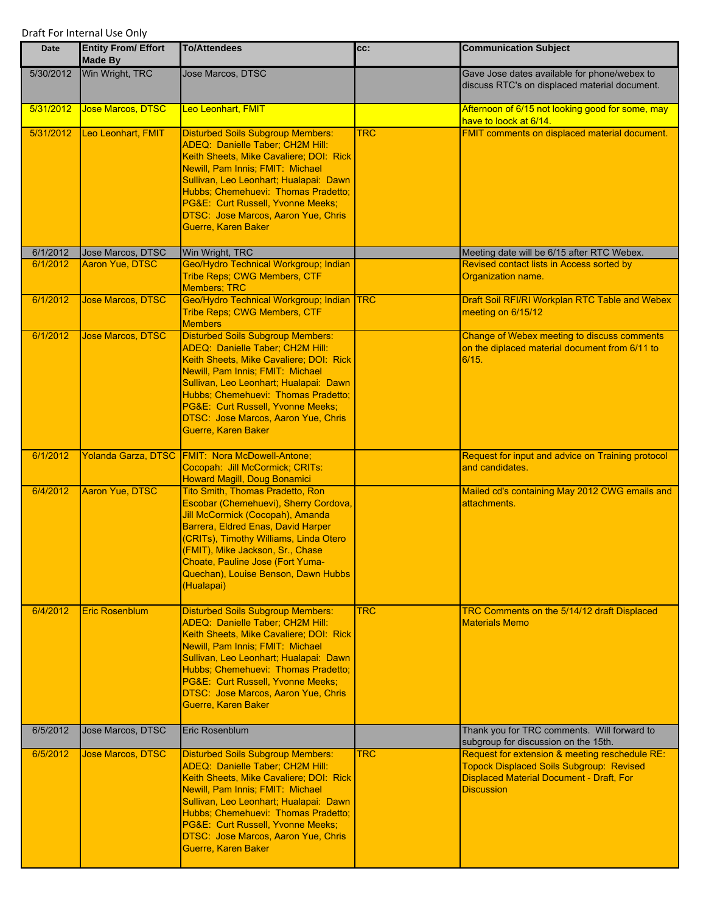Draft For Internal Use Only

| Date | Entity From/ Effort Made By | To/Attendees | cc: | Communication Subject |
|---|---|---|---|---|
| 5/30/2012 | Win Wright, TRC | Jose Marcos, DTSC | | Gave Jose dates available for phone/webex to discuss RTC's on displaced material document. |
| 5/31/2012 | Jose Marcos, DTSC | Leo Leonhart, FMIT | | Afternoon of 6/15 not looking good for some, may have to loock at 6/14. |
| 5/31/2012 | Leo Leonhart, FMIT | Disturbed Soils Subgroup Members: ADEQ: Danielle Taber; CH2M Hill: Keith Sheets, Mike Cavaliere; DOI: Rick Newill, Pam Innis; FMIT: Michael Sullivan, Leo Leonhart; Hualapai: Dawn Hubbs; Chemehuevi: Thomas Pradetto; PG&E: Curt Russell, Yvonne Meeks; DTSC: Jose Marcos, Aaron Yue, Chris Guerre, Karen Baker | TRC | FMIT comments on displaced material document. |
| 6/1/2012 | Jose Marcos, DTSC | Win Wright, TRC | | Meeting date will be 6/15 after RTC Webex. |
| 6/1/2012 | Aaron Yue, DTSC | Geo/Hydro Technical Workgroup; Indian Tribe Reps; CWG Members, CTF Members; TRC | | Revised contact lists in Access sorted by Organization name. |
| 6/1/2012 | Jose Marcos, DTSC | Geo/Hydro Technical Workgroup; Indian Tribe Reps; CWG Members, CTF Members | TRC | Draft Soil RFI/RI Workplan RTC Table and Webex meeting on 6/15/12 |
| 6/1/2012 | Jose Marcos, DTSC | Disturbed Soils Subgroup Members: ADEQ: Danielle Taber; CH2M Hill: Keith Sheets, Mike Cavaliere; DOI: Rick Newill, Pam Innis; FMIT: Michael Sullivan, Leo Leonhart; Hualapai: Dawn Hubbs; Chemehuevi: Thomas Pradetto; PG&E: Curt Russell, Yvonne Meeks; DTSC: Jose Marcos, Aaron Yue, Chris Guerre, Karen Baker | | Change of Webex meeting to discuss comments on the diplaced material document from 6/11 to 6/15. |
| 6/1/2012 | Yolanda Garza, DTSC | FMIT: Nora McDowell-Antone; Cocopah: Jill McCormick; CRITs: Howard Magill, Doug Bonamici | | Request for input and advice on Training protocol and candidates. |
| 6/4/2012 | Aaron Yue, DTSC | Tito Smith, Thomas Pradetto, Ron Escobar (Chemehuevi), Sherry Cordova, Jill McCormick (Cocopah), Amanda Barrera, Eldred Enas, David Harper (CRITs), Timothy Williams, Linda Otero (FMIT), Mike Jackson, Sr., Chase Choate, Pauline Jose (Fort Yuma-Quechan), Louise Benson, Dawn Hubbs (Hualapai) | | Mailed cd's containing May 2012 CWG emails and attachments. |
| 6/4/2012 | Eric Rosenblum | Disturbed Soils Subgroup Members: ADEQ: Danielle Taber; CH2M Hill: Keith Sheets, Mike Cavaliere; DOI: Rick Newill, Pam Innis; FMIT: Michael Sullivan, Leo Leonhart; Hualapai: Dawn Hubbs; Chemehuevi: Thomas Pradetto; PG&E: Curt Russell, Yvonne Meeks; DTSC: Jose Marcos, Aaron Yue, Chris Guerre, Karen Baker | TRC | TRC Comments on the 5/14/12 draft Displaced Materials Memo |
| 6/5/2012 | Jose Marcos, DTSC | Eric Rosenblum | | Thank you for TRC comments. Will forward to subgroup for discussion on the 15th. |
| 6/5/2012 | Jose Marcos, DTSC | Disturbed Soils Subgroup Members: ADEQ: Danielle Taber; CH2M Hill: Keith Sheets, Mike Cavaliere; DOI: Rick Newill, Pam Innis; FMIT: Michael Sullivan, Leo Leonhart; Hualapai: Dawn Hubbs; Chemehuevi: Thomas Pradetto; PG&E: Curt Russell, Yvonne Meeks; DTSC: Jose Marcos, Aaron Yue, Chris Guerre, Karen Baker | TRC | Request for extension & meeting reschedule RE: Topock Displaced Soils Subgroup: Revised Displaced Material Document - Draft, For Discussion |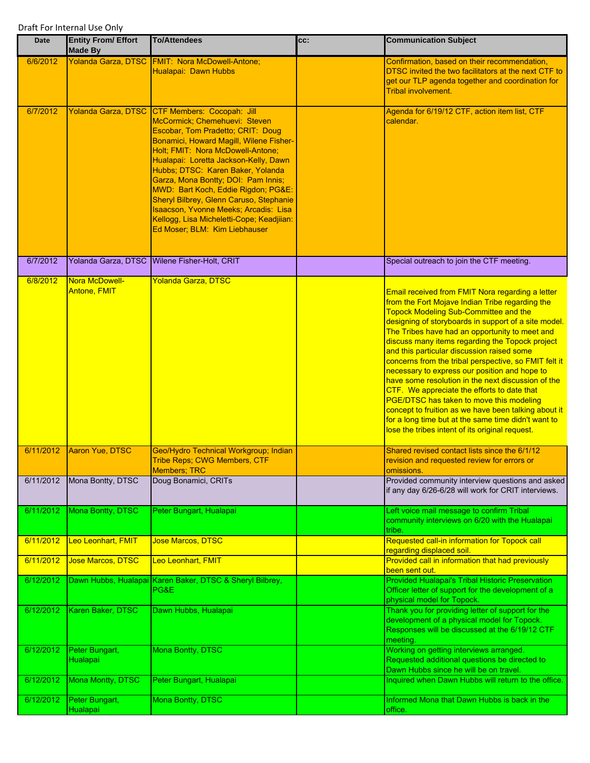Draft For Internal Use Only

| Date | Entity From/ Effort Made By | To/Attendees | cc: | Communication Subject |
|---|---|---|---|---|
| 6/6/2012 | Yolanda Garza, DTSC | FMIT: Nora McDowell-Antone; Hualapai: Dawn Hubbs | | Confirmation, based on their recommendation, DTSC invited the two facilitators at the next CTF to get our TLP agenda together and coordination for Tribal involvement. |
| 6/7/2012 | Yolanda Garza, DTSC | CTF Members: Cocopah: Jill McCormick; Chemehuevi: Steven Escobar, Tom Pradetto; CRIT: Doug Bonamici, Howard Magill, Wilene Fisher-Holt; FMIT: Nora McDowell-Antone; Hualapai: Loretta Jackson-Kelly, Dawn Hubbs; DTSC: Karen Baker, Yolanda Garza, Mona Bontty; DOI: Pam Innis; MWD: Bart Koch, Eddie Rigdon; PG&E: Sheryl Bilbrey, Glenn Caruso, Stephanie Isaacson, Yvonne Meeks; Arcadis: Lisa Kellogg, Lisa Micheletti-Cope; Keadjiian: Ed Moser; BLM: Kim Liebhauser | | Agenda for 6/19/12 CTF, action item list, CTF calendar. |
| 6/7/2012 | Yolanda Garza, DTSC | Wilene Fisher-Holt, CRIT | | Special outreach to join the CTF meeting. |
| 6/8/2012 | Nora McDowell-Antone, FMIT | Yolanda Garza, DTSC | | Email received from FMIT Nora regarding a letter from the Fort Mojave Indian Tribe regarding the Topock Modeling Sub-Committee and the designing of storyboards in support of a site model. The Tribes have had an opportunity to meet and discuss many items regarding the Topock project and this particular discussion raised some concerns from the tribal perspective, so FMIT felt it necessary to express our position and hope to have some resolution in the next discussion of the CTF. We appreciate the efforts to date that PGE/DTSC has taken to move this modeling concept to fruition as we have been talking about it for a long time but at the same time didn't want to lose the tribes intent of its original request. |
| 6/11/2012 | Aaron Yue, DTSC | Geo/Hydro Technical Workgroup; Indian Tribe Reps; CWG Members, CTF Members; TRC | | Shared revised contact lists since the 6/1/12 revision and requested review for errors or omissions. |
| 6/11/2012 | Mona Bontty, DTSC | Doug Bonamici, CRITs | | Provided community interview questions and asked if any day 6/26-6/28 will work for CRIT interviews. |
| 6/11/2012 | Mona Bontty, DTSC | Peter Bungart, Hualapai | | Left voice mail message to confirm Tribal community interviews on 6/20 with the Hualapai tribe. |
| 6/11/2012 | Leo Leonhart, FMIT | Jose Marcos, DTSC | | Requested call-in information for Topock call regarding displaced soil. |
| 6/11/2012 | Jose Marcos, DTSC | Leo Leonhart, FMIT | | Provided call in information that had previously been sent out. |
| 6/12/2012 | Dawn Hubbs, Hualapai | Karen Baker, DTSC & Sheryl Bilbrey, PG&E | | Provided Hualapai's Tribal Historic Preservation Officer letter of support for the development of a physical model for Topock. |
| 6/12/2012 | Karen Baker, DTSC | Dawn Hubbs, Hualapai | | Thank you for providing letter of support for the development of a physical model for Topock. Responses will be discussed at the 6/19/12 CTF meeting. |
| 6/12/2012 | Peter Bungart, Hualapai | Mona Bontty, DTSC | | Working on getting interviews arranged. Requested additional questions be directed to Dawn Hubbs since he will be on travel. |
| 6/12/2012 | Mona Montty, DTSC | Peter Bungart, Hualapai | | Inquired when Dawn Hubbs will return to the office. |
| 6/12/2012 | Peter Bungart, Hualapai | Mona Bontty, DTSC | | Informed Mona that Dawn Hubbs is back in the office. |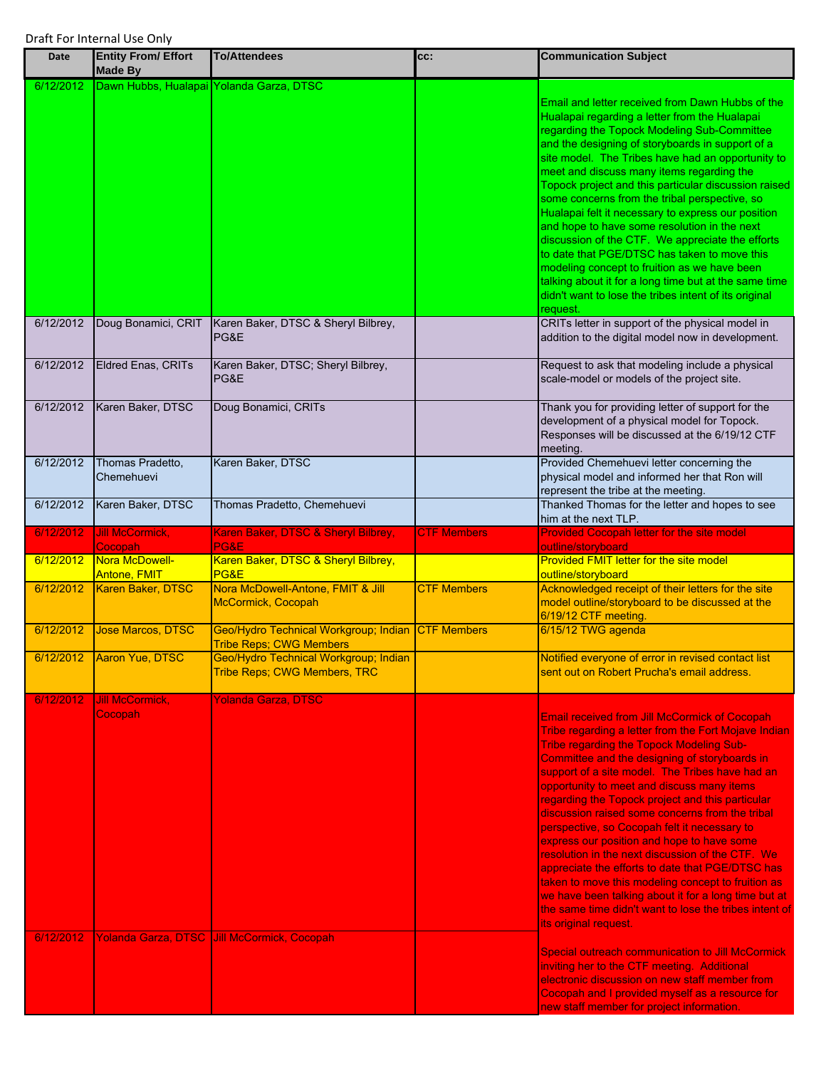Draft For Internal Use Only

| Date | Entity From/ Effort Made By | To/Attendees | cc: | Communication Subject |
|---|---|---|---|---|
| 6/12/2012 | Dawn Hubbs, Hualapai | Yolanda Garza, DTSC | | Email and letter received from Dawn Hubbs of the Hualapai regarding a letter from the Hualapai regarding the Topock Modeling Sub-Committee and the designing of storyboards in support of a site model. The Tribes have had an opportunity to meet and discuss many items regarding the Topock project and this particular discussion raised some concerns from the tribal perspective, so Hualapai felt it necessary to express our position and hope to have some resolution in the next discussion of the CTF. We appreciate the efforts to date that PGE/DTSC has taken to move this modeling concept to fruition as we have been talking about it for a long time but at the same time didn't want to lose the tribes intent of its original request. |
| 6/12/2012 | Doug Bonamici, CRIT | Karen Baker, DTSC & Sheryl Bilbrey, PG&E | | CRITs letter in support of the physical model in addition to the digital model now in development. |
| 6/12/2012 | Eldred Enas, CRITs | Karen Baker, DTSC; Sheryl Bilbrey, PG&E | | Request to ask that modeling include a physical scale-model or models of the project site. |
| 6/12/2012 | Karen Baker, DTSC | Doug Bonamici, CRITs | | Thank you for providing letter of support for the development of a physical model for Topock. Responses will be discussed at the 6/19/12 CTF meeting. |
| 6/12/2012 | Thomas Pradetto, Chemehuevi | Karen Baker, DTSC | | Provided Chemehuevi letter concerning the physical model and informed her that Ron will represent the tribe at the meeting. |
| 6/12/2012 | Karen Baker, DTSC | Thomas Pradetto, Chemehuevi | | Thanked Thomas for the letter and hopes to see him at the next TLP. |
| 6/12/2012 | Jill McCormick, Cocopah | Karen Baker, DTSC & Sheryl Bilbrey, PG&E | CTF Members | Provided Cocopah letter for the site model outline/storyboard |
| 6/12/2012 | Nora McDowell-Antone, FMIT | Karen Baker, DTSC & Sheryl Bilbrey, PG&E | | Provided FMIT letter for the site model outline/storyboard |
| 6/12/2012 | Karen Baker, DTSC | Nora McDowell-Antone, FMIT & Jill McCormick, Cocopah | CTF Members | Acknowledged receipt of their letters for the site model outline/storyboard to be discussed at the 6/19/12 CTF meeting. |
| 6/12/2012 | Jose Marcos, DTSC | Geo/Hydro Technical Workgroup; Indian Tribe Reps; CWG Members | CTF Members | 6/15/12 TWG agenda |
| 6/12/2012 | Aaron Yue, DTSC | Geo/Hydro Technical Workgroup; Indian Tribe Reps; CWG Members, TRC | | Notified everyone of error in revised contact list sent out on Robert Prucha's email address. |
| 6/12/2012 | Jill McCormick, Cocopah | Yolanda Garza, DTSC | | Email received from Jill McCormick of Cocopah Tribe regarding a letter from the Fort Mojave Indian Tribe regarding the Topock Modeling Sub-Committee and the designing of storyboards in support of a site model. The Tribes have had an opportunity to meet and discuss many items regarding the Topock project and this particular discussion raised some concerns from the tribal perspective, so Cocopah felt it necessary to express our position and hope to have some resolution in the next discussion of the CTF. We appreciate the efforts to date that PGE/DTSC has taken to move this modeling concept to fruition as we have been talking about it for a long time but at the same time didn't want to lose the tribes intent of its original request. |
| 6/12/2012 | Yolanda Garza, DTSC | Jill McCormick, Cocopah | | Special outreach communication to Jill McCormick inviting her to the CTF meeting. Additional electronic discussion on new staff member from Cocopah and I provided myself as a resource for new staff member for project information. |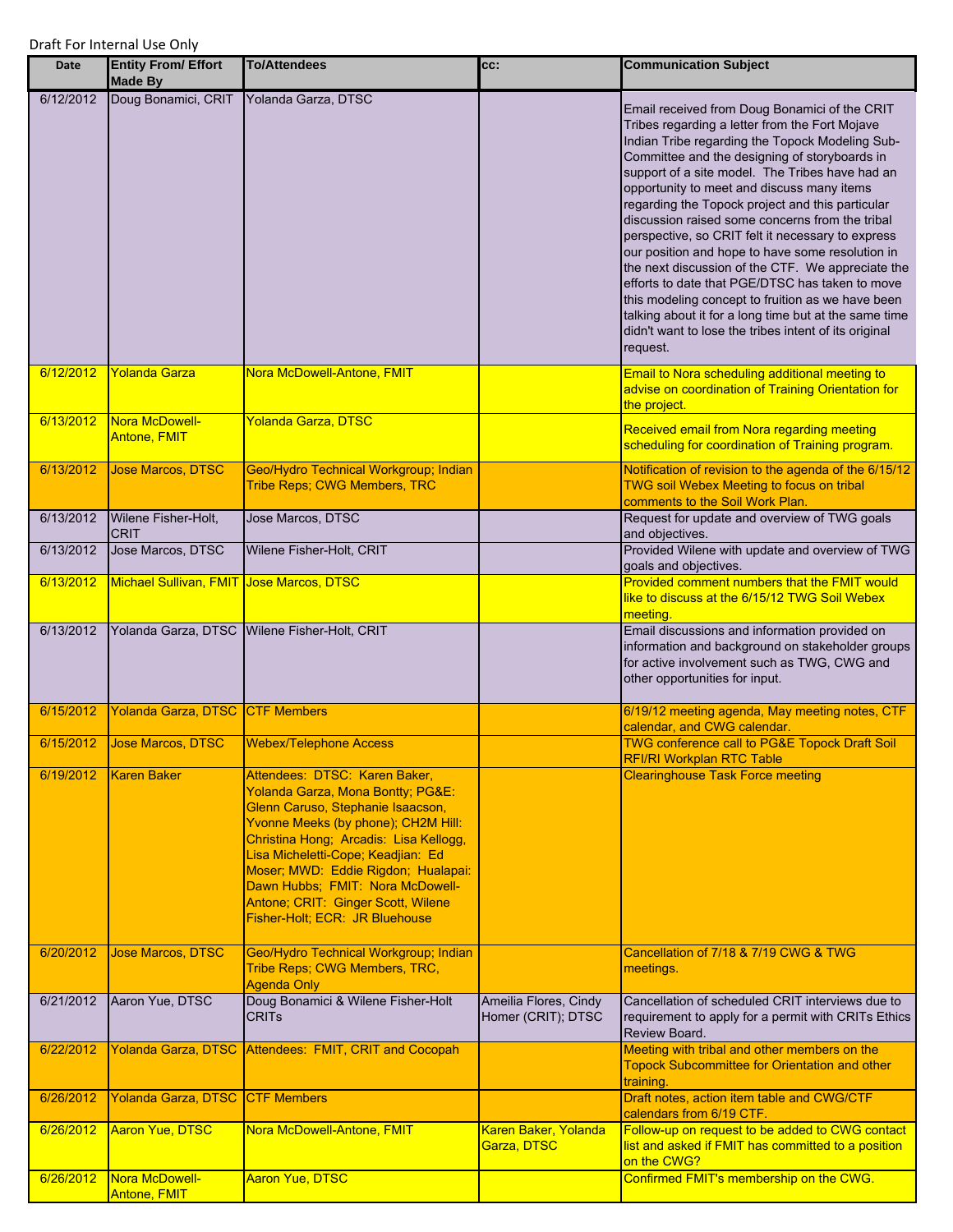Draft For Internal Use Only

| Date | Entity From/ Effort Made By | To/Attendees | cc: | Communication Subject |
|---|---|---|---|---|
| 6/12/2012 | Doug Bonamici, CRIT | Yolanda Garza, DTSC | | Email received from Doug Bonamici of the CRIT Tribes regarding a letter from the Fort Mojave Indian Tribe regarding the Topock Modeling Sub-Committee and the designing of storyboards in support of a site model. The Tribes have had an opportunity to meet and discuss many items regarding the Topock project and this particular discussion raised some concerns from the tribal perspective, so CRIT felt it necessary to express our position and hope to have some resolution in the next discussion of the CTF. We appreciate the efforts to date that PGE/DTSC has taken to move this modeling concept to fruition as we have been talking about it for a long time but at the same time didn't want to lose the tribes intent of its original request. |
| 6/12/2012 | Yolanda Garza | Nora McDowell-Antone, FMIT | | Email to Nora scheduling additional meeting to advise on coordination of Training Orientation for the project. |
| 6/13/2012 | Nora McDowell-Antone, FMIT | Yolanda Garza, DTSC | | Received email from Nora regarding meeting scheduling for coordination of Training program. |
| 6/13/2012 | Jose Marcos, DTSC | Geo/Hydro Technical Workgroup; Indian Tribe Reps; CWG Members, TRC | | Notification of revision to the agenda of the 6/15/12 TWG soil Webex Meeting to focus on tribal comments to the Soil Work Plan. |
| 6/13/2012 | Wilene Fisher-Holt, CRIT | Jose Marcos, DTSC | | Request for update and overview of TWG goals and objectives. |
| 6/13/2012 | Jose Marcos, DTSC | Wilene Fisher-Holt, CRIT | | Provided Wilene with update and overview of TWG goals and objectives. |
| 6/13/2012 | Michael Sullivan, FMIT | Jose Marcos, DTSC | | Provided comment numbers that the FMIT would like to discuss at the 6/15/12 TWG Soil Webex meeting. |
| 6/13/2012 | Yolanda Garza, DTSC | Wilene Fisher-Holt, CRIT | | Email discussions and information provided on information and background on stakeholder groups for active involvement such as TWG, CWG and other opportunities for input. |
| 6/15/2012 | Yolanda Garza, DTSC | CTF Members | | 6/19/12 meeting agenda, May meeting notes, CTF calendar, and CWG calendar. |
| 6/15/2012 | Jose Marcos, DTSC | Webex/Telephone Access | | TWG conference call to PG&E Topock Draft Soil RFI/RI Workplan RTC Table |
| 6/19/2012 | Karen Baker | Attendees: DTSC: Karen Baker, Yolanda Garza, Mona Bontty; PG&E: Glenn Caruso, Stephanie Isaacson, Yvonne Meeks (by phone); CH2M Hill: Christina Hong; Arcadis: Lisa Kellogg, Lisa Micheletti-Cope; Keadjian: Ed Moser; MWD: Eddie Rigdon; Hualapai: Dawn Hubbs; FMIT: Nora McDowell-Antone; CRIT: Ginger Scott, Wilene Fisher-Holt; ECR: JR Bluehouse | | Clearinghouse Task Force meeting |
| 6/20/2012 | Jose Marcos, DTSC | Geo/Hydro Technical Workgroup; Indian Tribe Reps; CWG Members, TRC, Agenda Only | | Cancellation of 7/18 & 7/19 CWG & TWG meetings. |
| 6/21/2012 | Aaron Yue, DTSC | Doug Bonamici & Wilene Fisher-Holt CRITs | Ameilia Flores, Cindy Homer (CRIT); DTSC | Cancellation of scheduled CRIT interviews due to requirement to apply for a permit with CRITs Ethics Review Board. |
| 6/22/2012 | Yolanda Garza, DTSC | Attendees: FMIT, CRIT and Cocopah | | Meeting with tribal and other members on the Topock Subcommittee for Orientation and other training. |
| 6/26/2012 | Yolanda Garza, DTSC | CTF Members | | Draft notes, action item table and CWG/CTF calendars from 6/19 CTF. |
| 6/26/2012 | Aaron Yue, DTSC | Nora McDowell-Antone, FMIT | Karen Baker, Yolanda Garza, DTSC | Follow-up on request to be added to CWG contact list and asked if FMIT has committed to a position on the CWG? |
| 6/26/2012 | Nora McDowell-Antone, FMIT | Aaron Yue, DTSC | | Confirmed FMIT's membership on the CWG. |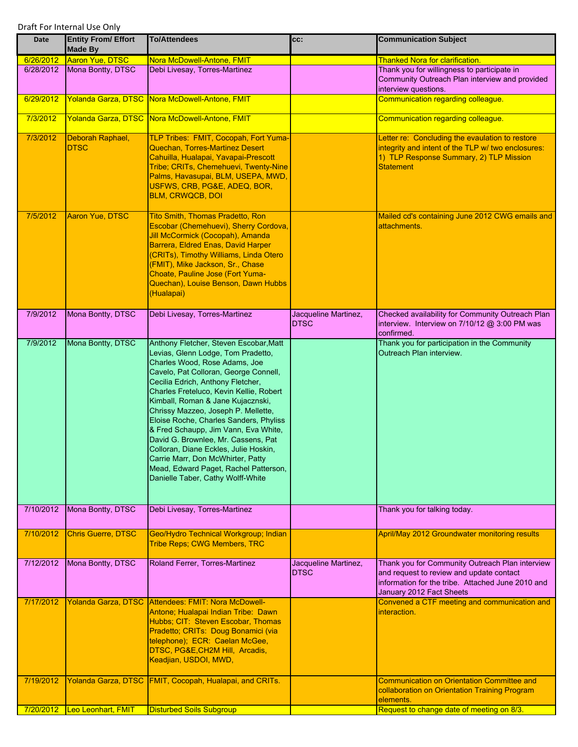Draft For Internal Use Only

| Date | Entity From/ Effort Made By | To/Attendees | cc: | Communication Subject |
|---|---|---|---|---|
| 6/26/2012 | Aaron Yue, DTSC | Nora McDowell-Antone, FMIT | | Thanked Nora for clarification. |
| 6/28/2012 | Mona Bontty, DTSC | Debi Livesay, Torres-Martinez | | Thank you for willingness to participate in Community Outreach Plan interview and provided interview questions. |
| 6/29/2012 | Yolanda Garza, DTSC | Nora McDowell-Antone, FMIT | | Communication regarding colleague. |
| 7/3/2012 | Yolanda Garza, DTSC | Nora McDowell-Antone, FMIT | | Communication regarding colleague. |
| 7/3/2012 | Deborah Raphael, DTSC | TLP Tribes: FMIT, Cocopah, Fort Yuma-Quechan, Torres-Martinez Desert Cahuilla, Hualapai, Yavapai-Prescott Tribe; CRITs, Chemehuevi, Twenty-Nine Palms, Havasupai, BLM, USEPA, MWD, USFWS, CRB, PG&E, ADEQ, BOR, BLM, CRWQCB, DOI | | Letter re: Concluding the evaulation to restore integrity and intent of the TLP w/ two enclosures: 1) TLP Response Summary, 2) TLP Mission Statement |
| 7/5/2012 | Aaron Yue, DTSC | Tito Smith, Thomas Pradetto, Ron Escobar (Chemehuevi), Sherry Cordova, Jill McCormick (Cocopah), Amanda Barrera, Eldred Enas, David Harper (CRITs), Timothy Williams, Linda Otero (FMIT), Mike Jackson, Sr., Chase Choate, Pauline Jose (Fort Yuma-Quechan), Louise Benson, Dawn Hubbs (Hualapai) | | Mailed cd's containing June 2012 CWG emails and attachments. |
| 7/9/2012 | Mona Bontty, DTSC | Debi Livesay, Torres-Martinez | Jacqueline Martinez, DTSC | Checked availability for Community Outreach Plan interview. Interview on 7/10/12 @ 3:00 PM was confirmed. |
| 7/9/2012 | Mona Bontty, DTSC | Anthony Fletcher, Steven Escobar,Matt Levias, Glenn Lodge, Tom Pradetto, Charles Wood, Rose Adams, Joe Cavelo, Pat Colloran, George Connell, Cecilia Edrich, Anthony Fletcher, Charles Freteluco, Kevin Kellie, Robert Kimball, Roman & Jane Kujacznski, Chrissy Mazzeo, Joseph P. Mellette, Eloise Roche, Charles Sanders, Phyliss & Fred Schaupp, Jim Vann, Eva White, David G. Brownlee, Mr. Cassens, Pat Colloran, Diane Eckles, Julie Hoskin, Carrie Marr, Don McWhirter, Patty Mead, Edward Paget, Rachel Patterson, Danielle Taber, Cathy Wolff-White | | Thank you for participation in the Community Outreach Plan interview. |
| 7/10/2012 | Mona Bontty, DTSC | Debi Livesay, Torres-Martinez | | Thank you for talking today. |
| 7/10/2012 | Chris Guerre, DTSC | Geo/Hydro Technical Workgroup; Indian Tribe Reps; CWG Members, TRC | | April/May 2012 Groundwater monitoring results |
| 7/12/2012 | Mona Bontty, DTSC | Roland Ferrer, Torres-Martinez | Jacqueline Martinez, DTSC | Thank you for Community Outreach Plan interview and request to review and update contact information for the tribe. Attached June 2010 and January 2012 Fact Sheets |
| 7/17/2012 | Yolanda Garza, DTSC | Attendees: FMIT: Nora McDowell-Antone; Hualapai Indian Tribe: Dawn Hubbs; CIT: Steven Escobar, Thomas Pradetto; CRITs: Doug Bonamici (via telephone); ECR: Caelan McGee, DTSC, PG&E,CH2M Hill, Arcadis, Keadjian, USDOI, MWD, | | Convened a CTF meeting and communication and interaction. |
| 7/19/2012 | Yolanda Garza, DTSC | FMIT, Cocopah, Hualapai, and CRITs. | | Communication on Orientation Committee and collaboration on Orientation Training Program elements. |
| 7/20/2012 | Leo Leonhart, FMIT | Disturbed Soils Subgroup | | Request to change date of meeting on 8/3. |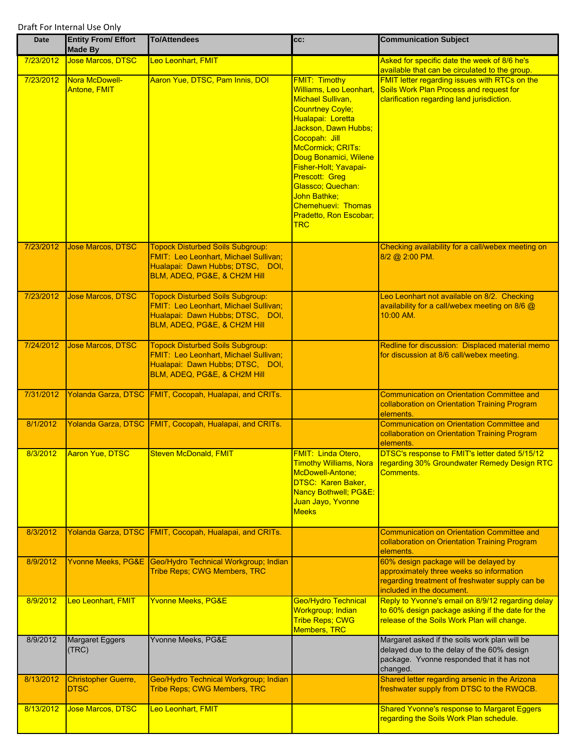Draft For Internal Use Only

| Date | Entity From/ Effort Made By | To/Attendees | cc: | Communication Subject |
|---|---|---|---|---|
| 7/23/2012 | Jose Marcos, DTSC | Leo Leonhart, FMIT | | Asked for specific date the week of 8/6 he's available that can be circulated to the group. |
| 7/23/2012 | Nora McDowell-Antone, FMIT | Aaron Yue, DTSC, Pam Innis, DOI | FMIT: Timothy Williams, Leo Leonhart, Michael Sullivan, Counrtney Coyle; Hualapai: Loretta Jackson, Dawn Hubbs; Cocopah: Jill McCormick; CRITs: Doug Bonamici, Wilene Fisher-Holt; Yavapai-Prescott: Greg Glassco; Quechan: John Bathke; Chemehuevi: Thomas Pradetto, Ron Escobar; TRC | FMIT letter regarding issues with RTCs on the Soils Work Plan Process and request for clarification regarding land jurisdiction. |
| 7/23/2012 | Jose Marcos, DTSC | Topock Disturbed Soils Subgroup: FMIT: Leo Leonhart, Michael Sullivan; Hualapai: Dawn Hubbs; DTSC, DOI, BLM, ADEQ, PG&E, & CH2M Hill | | Checking availability for a call/webex meeting on 8/2 @ 2:00 PM. |
| 7/23/2012 | Jose Marcos, DTSC | Topock Disturbed Soils Subgroup: FMIT: Leo Leonhart, Michael Sullivan; Hualapai: Dawn Hubbs; DTSC, DOI, BLM, ADEQ, PG&E, & CH2M Hill | | Leo Leonhart not available on 8/2. Checking availability for a call/webex meeting on 8/6 @ 10:00 AM. |
| 7/24/2012 | Jose Marcos, DTSC | Topock Disturbed Soils Subgroup: FMIT: Leo Leonhart, Michael Sullivan; Hualapai: Dawn Hubbs; DTSC, DOI, BLM, ADEQ, PG&E, & CH2M Hill | | Redline for discussion: Displaced material memo for discussion at 8/6 call/webex meeting. |
| 7/31/2012 | Yolanda Garza, DTSC | FMIT, Cocopah, Hualapai, and CRITs. | | Communication on Orientation Committee and collaboration on Orientation Training Program elements. |
| 8/1/2012 | Yolanda Garza, DTSC | FMIT, Cocopah, Hualapai, and CRITs. | | Communication on Orientation Committee and collaboration on Orientation Training Program elements. |
| 8/3/2012 | Aaron Yue, DTSC | Steven McDonald, FMIT | FMIT: Linda Otero, Timothy Williams, Nora McDowell-Antone; DTSC: Karen Baker, Nancy Bothwell; PG&E: Juan Jayo, Yvonne Meeks | DTSC's response to FMIT's letter dated 5/15/12 regarding 30% Groundwater Remedy Design RTC Comments. |
| 8/3/2012 | Yolanda Garza, DTSC | FMIT, Cocopah, Hualapai, and CRITs. | | Communication on Orientation Committee and collaboration on Orientation Training Program elements. |
| 8/9/2012 | Yvonne Meeks, PG&E | Geo/Hydro Technical Workgroup; Indian Tribe Reps; CWG Members, TRC | | 60% design package will be delayed by approximately three weeks so information regarding treatment of freshwater supply can be included in the document. |
| 8/9/2012 | Leo Leonhart, FMIT | Yvonne Meeks, PG&E | Geo/Hydro Technical Workgroup; Indian Tribe Reps; CWG Members, TRC | Reply to Yvonne's email on 8/9/12 regarding delay to 60% design package asking if the date for the release of the Soils Work Plan will change. |
| 8/9/2012 | Margaret Eggers (TRC) | Yvonne Meeks, PG&E | | Margaret asked if the soils work plan will be delayed due to the delay of the 60% design package. Yvonne responded that it has not changed. |
| 8/13/2012 | Christopher Guerre, DTSC | Geo/Hydro Technical Workgroup; Indian Tribe Reps; CWG Members, TRC | | Shared letter regarding arsenic in the Arizona freshwater supply from DTSC to the RWQCB. |
| 8/13/2012 | Jose Marcos, DTSC | Leo Leonhart, FMIT | | Shared Yvonne's response to Margaret Eggers regarding the Soils Work Plan schedule. |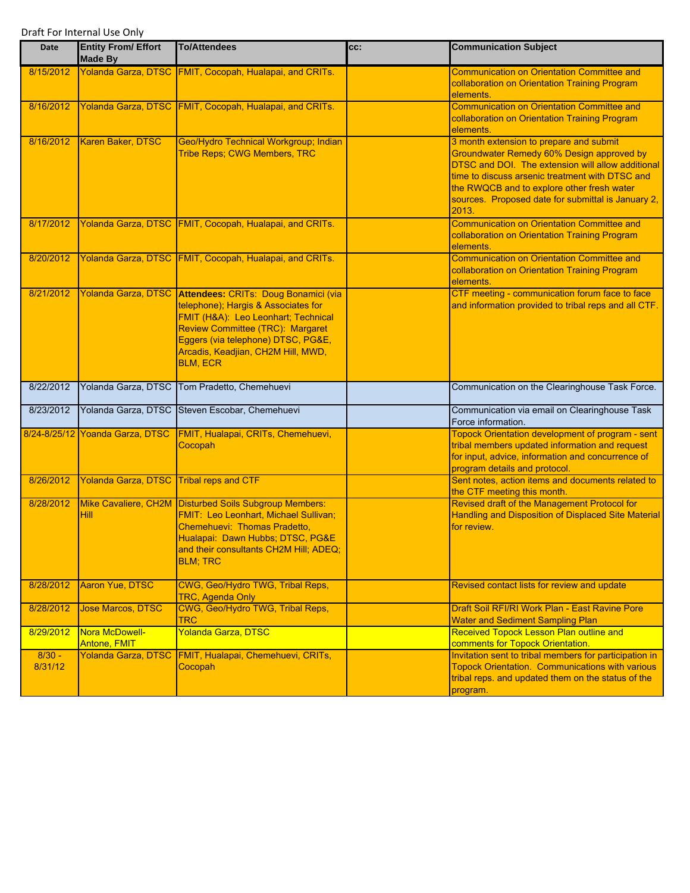Draft For Internal Use Only

| Date | Entity From/ Effort Made By | To/Attendees | cc: | Communication Subject |
|---|---|---|---|---|
| 8/15/2012 | Yolanda Garza, DTSC | FMIT, Cocopah, Hualapai, and CRITs. | | Communication on Orientation Committee and collaboration on Orientation Training Program elements. |
| 8/16/2012 | Yolanda Garza, DTSC | FMIT, Cocopah, Hualapai, and CRITs. | | Communication on Orientation Committee and collaboration on Orientation Training Program elements. |
| 8/16/2012 | Karen Baker, DTSC | Geo/Hydro Technical Workgroup; Indian Tribe Reps; CWG Members, TRC | | 3 month extension to prepare and submit Groundwater Remedy 60% Design approved by DTSC and DOI. The extension will allow additional time to discuss arsenic treatment with DTSC and the RWQCB and to explore other fresh water sources. Proposed date for submittal is January 2, 2013. |
| 8/17/2012 | Yolanda Garza, DTSC | FMIT, Cocopah, Hualapai, and CRITs. | | Communication on Orientation Committee and collaboration on Orientation Training Program elements. |
| 8/20/2012 | Yolanda Garza, DTSC | FMIT, Cocopah, Hualapai, and CRITs. | | Communication on Orientation Committee and collaboration on Orientation Training Program elements. |
| 8/21/2012 | Yolanda Garza, DTSC | **Attendees:** CRITs: Doug Bonamici (via telephone); Hargis & Associates for FMIT (H&A): Leo Leonhart; Technical Review Committee (TRC): Margaret Eggers (via telephone) DTSC, PG&E, Arcadis, Keadjian, CH2M Hill, MWD, BLM, ECR | | CTF meeting - communication forum face to face and information provided to tribal reps and all CTF. |
| 8/22/2012 | Yolanda Garza, DTSC | Tom Pradetto, Chemehuevi | | Communication on the Clearinghouse Task Force. |
| 8/23/2012 | Yolanda Garza, DTSC | Steven Escobar, Chemehuevi | | Communication via email on Clearinghouse Task Force information. |
| 8/24-8/25/12 | Yoanda Garza, DTSC | FMIT, Hualapai, CRITs, Chemehuevi, Cocopah | | Topock Orientation development of program - sent tribal members updated information and request for input, advice, information and concurrence of program details and protocol. |
| 8/26/2012 | Yolanda Garza, DTSC | Tribal reps and CTF | | Sent notes, action items and documents related to the CTF meeting this month. |
| 8/28/2012 | Mike Cavaliere, CH2M Hill | Disturbed Soils Subgroup Members: FMIT: Leo Leonhart, Michael Sullivan; Chemehuevi: Thomas Pradetto, Hualapai: Dawn Hubbs; DTSC, PG&E and their consultants CH2M Hill; ADEQ; BLM; TRC | | Revised draft of the Management Protocol for Handling and Disposition of Displaced Site Material for review. |
| 8/28/2012 | Aaron Yue, DTSC | CWG, Geo/Hydro TWG, Tribal Reps, TRC, Agenda Only | | Revised contact lists for review and update |
| 8/28/2012 | Jose Marcos, DTSC | CWG, Geo/Hydro TWG, Tribal Reps, TRC | | Draft Soil RFI/RI Work Plan - East Ravine Pore Water and Sediment Sampling Plan |
| 8/29/2012 | Nora McDowell-Antone, FMIT | Yolanda Garza, DTSC | | Received Topock Lesson Plan outline and comments for Topock Orientation. |
| 8/30 - 8/31/12 | Yolanda Garza, DTSC | FMIT, Hualapai, Chemehuevi, CRITs, Cocopah | | Invitation sent to tribal members for participation in Topock Orientation. Communications with various tribal reps. and updated them on the status of the program. |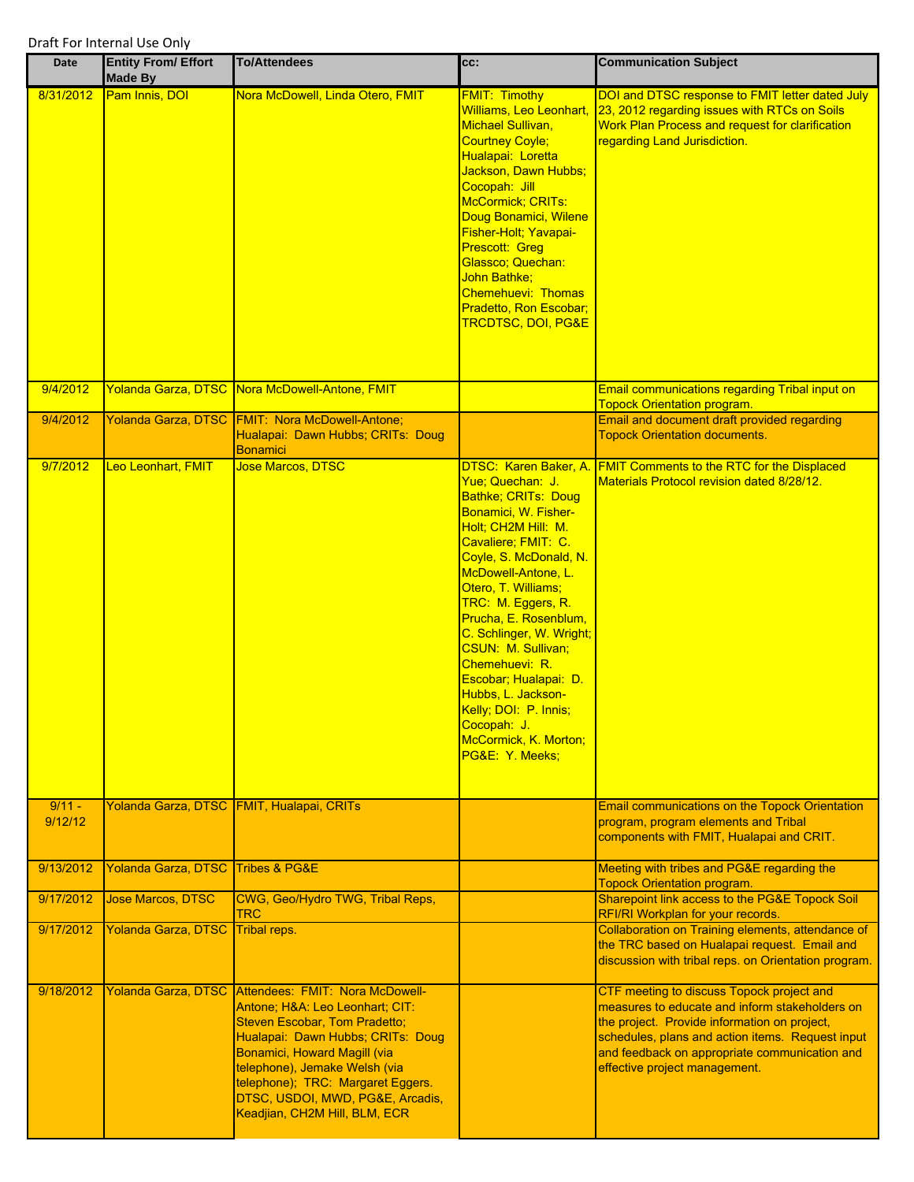Draft For Internal Use Only

| Date | Entity From/ Effort Made By | To/Attendees | cc: | Communication Subject |
|---|---|---|---|---|
| 8/31/2012 | Pam Innis, DOI | Nora McDowell, Linda Otero, FMIT | FMIT: Timothy Williams, Leo Leonhart, Michael Sullivan, Courtney Coyle; Hualapai: Loretta Jackson, Dawn Hubbs; Cocopah: Jill McCormick; CRITs: Doug Bonamici, Wilene Fisher-Holt; Yavapai-Prescott: Greg Glassco; Quechan: John Bathke; Chemehuevi: Thomas Pradetto, Ron Escobar; TRCDTSC, DOI, PG&E | DOI and DTSC response to FMIT letter dated July 23, 2012 regarding issues with RTCs on Soils Work Plan Process and request for clarification regarding Land Jurisdiction. |
| 9/4/2012 | Yolanda Garza, DTSC | Nora McDowell-Antone, FMIT | | Email communications regarding Tribal input on Topock Orientation program. |
| 9/4/2012 | Yolanda Garza, DTSC | FMIT: Nora McDowell-Antone; Hualapai: Dawn Hubbs; CRITs: Doug Bonamici | | Email and document draft provided regarding Topock Orientation documents. |
| 9/7/2012 | Leo Leonhart, FMIT | Jose Marcos, DTSC | DTSC: Karen Baker, A. Yue; Quechan: J. Bathke; CRITs: Doug Bonamici, W. Fisher-Holt; CH2M Hill: M. Cavaliere; FMIT: C. Coyle, S. McDonald, N. McDowell-Antone, L. Otero, T. Williams; TRC: M. Eggers, R. Prucha, E. Rosenblum, C. Schlinger, W. Wright; CSUN: M. Sullivan; Chemehuevi: R. Escobar; Hualapai: D. Hubbs, L. Jackson-Kelly; DOI: P. Innis; Cocopah: J. McCormick, K. Morton; PG&E: Y. Meeks; | FMIT Comments to the RTC for the Displaced Materials Protocol revision dated 8/28/12. |
| 9/11 - 9/12/12 | Yolanda Garza, DTSC | FMIT, Hualapai, CRITs | | Email communications on the Topock Orientation program, program elements and Tribal components with FMIT, Hualapai and CRIT. |
| 9/13/2012 | Yolanda Garza, DTSC | Tribes & PG&E | | Meeting with tribes and PG&E regarding the Topock Orientation program. |
| 9/17/2012 | Jose Marcos, DTSC | CWG, Geo/Hydro TWG, Tribal Reps, TRC | | Sharepoint link access to the PG&E Topock Soil RFI/RI Workplan for your records. |
| 9/17/2012 | Yolanda Garza, DTSC | Tribal reps. | | Collaboration on Training elements, attendance of the TRC based on Hualapai request. Email and discussion with tribal reps. on Orientation program. |
| 9/18/2012 | Yolanda Garza, DTSC | Attendees: FMIT: Nora McDowell-Antone; H&A: Leo Leonhart; CIT: Steven Escobar, Tom Pradetto; Hualapai: Dawn Hubbs; CRITs: Doug Bonamici, Howard Magill (via telephone), Jemake Welsh (via telephone); TRC: Margaret Eggers. DTSC, USDOI, MWD, PG&E, Arcadis, Keadjian, CH2M Hill, BLM, ECR | | CTF meeting to discuss Topock project and measures to educate and inform stakeholders on the project. Provide information on project, schedules, plans and action items. Request input and feedback on appropriate communication and effective project management. |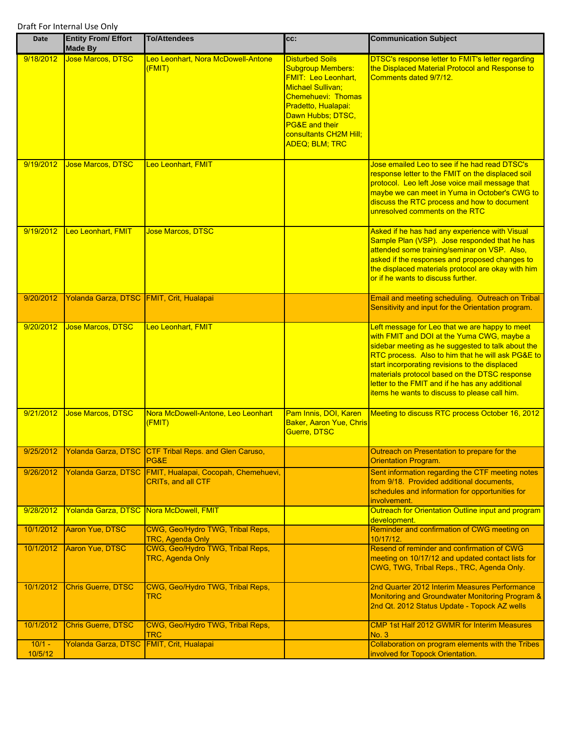Draft For Internal Use Only

| Date | Entity From/ Effort Made By | To/Attendees | cc: | Communication Subject |
|---|---|---|---|---|
| 9/18/2012 | Jose Marcos, DTSC | Leo Leonhart, Nora McDowell-Antone (FMIT) | Disturbed Soils Subgroup Members: FMIT: Leo Leonhart, Michael Sullivan; Chemehuevi: Thomas Pradetto, Hualapai: Dawn Hubbs; DTSC, PG&E and their consultants CH2M Hill; ADEQ; BLM; TRC | DTSC's response letter to FMIT's letter regarding the Displaced Material Protocol and Response to Comments dated 9/7/12. |
| 9/19/2012 | Jose Marcos, DTSC | Leo Leonhart, FMIT | | Jose emailed Leo to see if he had read DTSC's response letter to the FMIT on the displaced soil protocol. Leo left Jose voice mail message that maybe we can meet in Yuma in October's CWG to discuss the RTC process and how to document unresolved comments on the RTC |
| 9/19/2012 | Leo Leonhart, FMIT | Jose Marcos, DTSC | | Asked if he has had any experience with Visual Sample Plan (VSP). Jose responded that he has attended some training/seminar on VSP. Also, asked if the responses and proposed changes to the displaced materials protocol are okay with him or if he wants to discuss further. |
| 9/20/2012 | Yolanda Garza, DTSC | FMIT, Crit, Hualapai | | Email and meeting scheduling. Outreach on Tribal Sensitivity and input for the Orientation program. |
| 9/20/2012 | Jose Marcos, DTSC | Leo Leonhart, FMIT | | Left message for Leo that we are happy to meet with FMIT and DOI at the Yuma CWG, maybe a sidebar meeting as he suggested to talk about the RTC process. Also to him that he will ask PG&E to start incorporating revisions to the displaced materials protocol based on the DTSC response letter to the FMIT and if he has any additional items he wants to discuss to please call him. |
| 9/21/2012 | Jose Marcos, DTSC | Nora McDowell-Antone, Leo Leonhart (FMIT) | Pam Innis, DOI, Karen Baker, Aaron Yue, Chris Guerre, DTSC | Meeting to discuss RTC process October 16, 2012 |
| 9/25/2012 | Yolanda Garza, DTSC | CTF Tribal Reps. and Glen Caruso, PG&E | | Outreach on Presentation to prepare for the Orientation Program. |
| 9/26/2012 | Yolanda Garza, DTSC | FMIT, Hualapai, Cocopah, Chemehuevi, CRITs, and all CTF | | Sent information regarding the CTF meeting notes from 9/18. Provided additional documents, schedules and information for opportunities for involvement. |
| 9/28/2012 | Yolanda Garza, DTSC | Nora McDowell, FMIT | | Outreach for Orientation Outline input and program development. |
| 10/1/2012 | Aaron Yue, DTSC | CWG, Geo/Hydro TWG, Tribal Reps, TRC, Agenda Only | | Reminder and confirmation of CWG meeting on 10/17/12. |
| 10/1/2012 | Aaron Yue, DTSC | CWG, Geo/Hydro TWG, Tribal Reps, TRC, Agenda Only | | Resend of reminder and confirmation of CWG meeting on 10/17/12 and updated contact lists for CWG, TWG, Tribal Reps., TRC, Agenda Only. |
| 10/1/2012 | Chris Guerre, DTSC | CWG, Geo/Hydro TWG, Tribal Reps, TRC | | 2nd Quarter 2012 Interim Measures Performance Monitoring and Groundwater Monitoring Program & 2nd Qt. 2012 Status Update - Topock AZ wells |
| 10/1/2012 | Chris Guerre, DTSC | CWG, Geo/Hydro TWG, Tribal Reps, TRC | | CMP 1st Half 2012 GWMR for Interim Measures No. 3 |
| 10/1 - 10/5/12 | Yolanda Garza, DTSC | FMIT, Crit, Hualapai | | Collaboration on program elements with the Tribes involved for Topock Orientation. |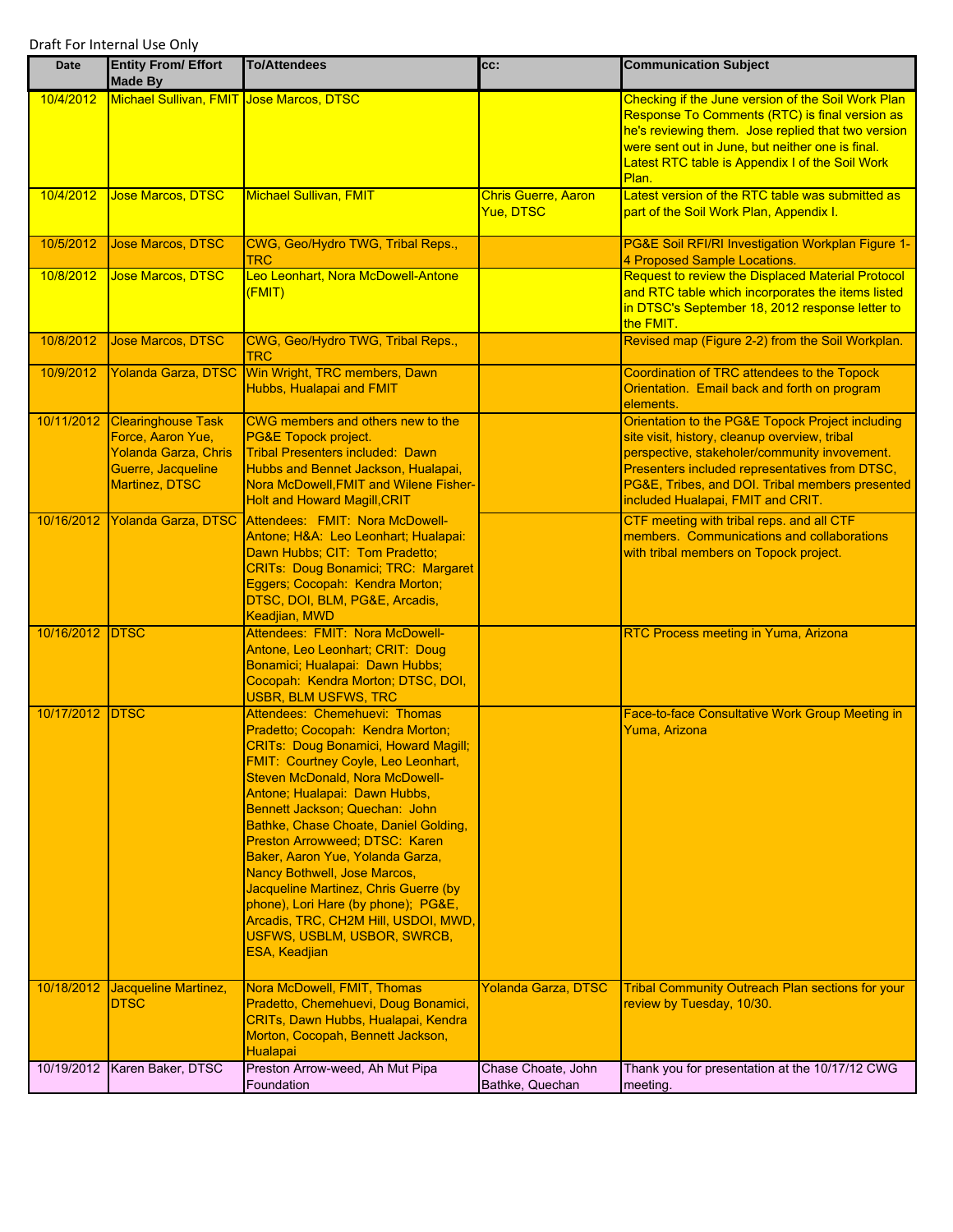Draft For Internal Use Only

| Date | Entity From/ Effort Made By | To/Attendees | cc: | Communication Subject |
|---|---|---|---|---|
| 10/4/2012 | Michael Sullivan, FMIT | Jose Marcos, DTSC | | Checking if the June version of the Soil Work Plan Response To Comments (RTC) is final version as he's reviewing them. Jose replied that two version were sent out in June, but neither one is final. Latest RTC table is Appendix I of the Soil Work Plan. |
| 10/4/2012 | Jose Marcos, DTSC | Michael Sullivan, FMIT | Chris Guerre, Aaron Yue, DTSC | Latest version of the RTC table was submitted as part of the Soil Work Plan, Appendix I. |
| 10/5/2012 | Jose Marcos, DTSC | CWG, Geo/Hydro TWG, Tribal Reps., TRC | | PG&E Soil RFI/RI Investigation Workplan Figure 1-4 Proposed Sample Locations. |
| 10/8/2012 | Jose Marcos, DTSC | Leo Leonhart, Nora McDowell-Antone (FMIT) | | Request to review the Displaced Material Protocol and RTC table which incorporates the items listed in DTSC's September 18, 2012 response letter to the FMIT. |
| 10/8/2012 | Jose Marcos, DTSC | CWG, Geo/Hydro TWG, Tribal Reps., TRC | | Revised map (Figure 2-2) from the Soil Workplan. |
| 10/9/2012 | Yolanda Garza, DTSC | Win Wright, TRC members, Dawn Hubbs, Hualapai and FMIT | | Coordination of TRC attendees to the Topock Orientation. Email back and forth on program elements. |
| 10/11/2012 | Clearinghouse Task Force, Aaron Yue, Yolanda Garza, Chris Guerre, Jacqueline Martinez, DTSC | CWG members and others new to the PG&E Topock project. Tribal Presenters included: Dawn Hubbs and Bennet Jackson, Hualapai, Nora McDowell,FMIT and Wilene Fisher-Holt and Howard Magill,CRIT | | Orientation to the PG&E Topock Project including site visit, history, cleanup overview, tribal perspective, stakeholer/community invovement. Presenters included representatives from DTSC, PG&E, Tribes, and DOI. Tribal members presented included Hualapai, FMIT and CRIT. |
| 10/16/2012 | Yolanda Garza, DTSC | Attendees: FMIT: Nora McDowell-Antone; H&A: Leo Leonhart; Hualapai: Dawn Hubbs; CIT: Tom Pradetto; CRITs: Doug Bonamici; TRC: Margaret Eggers; Cocopah: Kendra Morton; DTSC, DOI, BLM, PG&E, Arcadis, Keadjian, MWD | | CTF meeting with tribal reps. and all CTF members. Communications and collaborations with tribal members on Topock project. |
| 10/16/2012 | DTSC | Attendees: FMIT: Nora McDowell-Antone, Leo Leonhart; CRIT: Doug Bonamici; Hualapai: Dawn Hubbs; Cocopah: Kendra Morton; DTSC, DOI, USBR, BLM USFWS, TRC | | RTC Process meeting in Yuma, Arizona |
| 10/17/2012 | DTSC | Attendees: Chemehuevi: Thomas Pradetto; Cocopah: Kendra Morton; CRITs: Doug Bonamici, Howard Magill; FMIT: Courtney Coyle, Leo Leonhart, Steven McDonald, Nora McDowell-Antone; Hualapai: Dawn Hubbs, Bennett Jackson; Quechan: John Bathke, Chase Choate, Daniel Golding, Preston Arrowweed; DTSC: Karen Baker, Aaron Yue, Yolanda Garza, Nancy Bothwell, Jose Marcos, Jacqueline Martinez, Chris Guerre (by phone), Lori Hare (by phone); PG&E, Arcadis, TRC, CH2M Hill, USDOI, MWD, USFWS, USBLM, USBOR, SWRCB, ESA, Keadjian | | Face-to-face Consultative Work Group Meeting in Yuma, Arizona |
| 10/18/2012 | Jacqueline Martinez, DTSC | Nora McDowell, FMIT, Thomas Pradetto, Chemehuevi, Doug Bonamici, CRITs, Dawn Hubbs, Hualapai, Kendra Morton, Cocopah, Bennett Jackson, Hualapai | Yolanda Garza, DTSC | Tribal Community Outreach Plan sections for your review by Tuesday, 10/30. |
| 10/19/2012 | Karen Baker, DTSC | Preston Arrow-weed, Ah Mut Pipa Foundation | Chase Choate, John Bathke, Quechan | Thank you for presentation at the 10/17/12 CWG meeting. |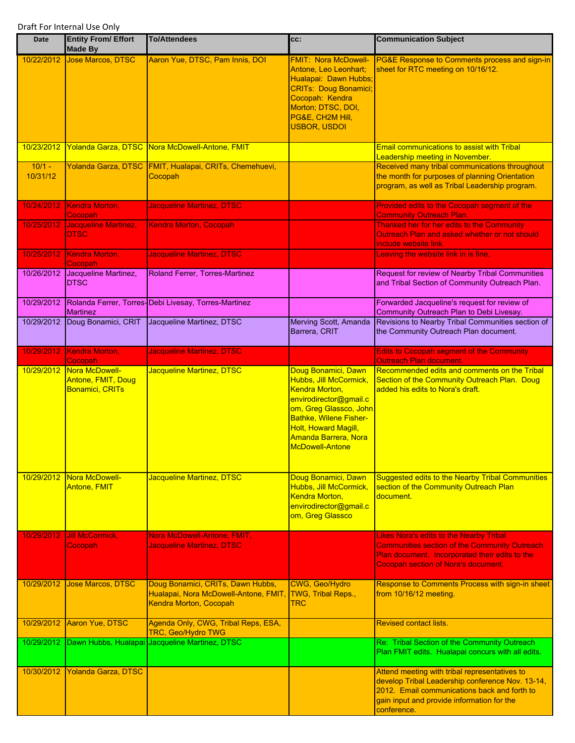Draft For Internal Use Only

| Date | Entity From/ Effort Made By | To/Attendees | cc: | Communication Subject |
| --- | --- | --- | --- | --- |
| 10/22/2012 | Jose Marcos, DTSC | Aaron Yue, DTSC, Pam Innis, DOI | FMIT: Nora McDowell-Antone, Leo Leonhart; Hualapai: Dawn Hubbs; CRITs: Doug Bonamici; Cocopah: Kendra Morton; DTSC, DOI, PG&E, CH2M Hill, USBOR, USDOI | PG&E Response to Comments process and sign-in sheet for RTC meeting on 10/16/12. |
| 10/23/2012 | Yolanda Garza, DTSC | Nora McDowell-Antone, FMIT | | Email communications to assist with Tribal Leadership meeting in November. |
| 10/1 - 10/31/12 | Yolanda Garza, DTSC | FMIT, Hualapai, CRITs, Chemehuevi, Cocopah | | Received many tribal communications throughout the month for purposes of planning Orientation program, as well as Tribal Leadership program. |
| 10/24/2012 | Kendra Morton, Cocopah | Jacqueline Martinez, DTSC | | Provided edits to the Cocopah segment of the Community Outreach Plan. |
| 10/25/2012 | Jacqueline Martinez, DTSC | Kendra Morton, Cocopah | | Thanked her for her edits to the Community Outreach Plan and asked whether or not should include website link. |
| 10/25/2012 | Kendra Morton, Cocopah | Jacqueline Martinez, DTSC | | Leaving the website link in is fine. |
| 10/26/2012 | Jacqueline Martinez, DTSC | Roland Ferrer, Torres-Martinez | | Request for review of Nearby Tribal Communities and Tribal Section of Community Outreach Plan. |
| 10/29/2012 | Rolanda Ferrer, Torres-Martinez | Debi Livesay, Torres-Martinez | | Forwarded Jacqueline's request for review of Community Outreach Plan to Debi Livesay. |
| 10/29/2012 | Doug Bonamici, CRIT | Jacqueline Martinez, DTSC | Merving Scott, Amanda Barrera, CRIT | Revisions to Nearby Tribal Communities section of the Community Outreach Plan document. |
| 10/29/2012 | Kendra Morton, Cocopah | Jacqueline Martinez, DTSC | | Edits to Cocopah segment of the Community Outreach Plan document. |
| 10/29/2012 | Nora McDowell-Antone, FMIT, Doug Bonamici, CRITs | Jacqueline Martinez, DTSC | Doug Bonamici, Dawn Hubbs, Jill McCormick, Kendra Morton, envirodirector@gmail.com, Greg Glassco, John Bathke, Wilene Fisher-Holt, Howard Magill, Amanda Barrera, Nora McDowell-Antone | Recommended edits and comments on the Tribal Section of the Community Outreach Plan. Doug added his edits to Nora's draft. |
| 10/29/2012 | Nora McDowell-Antone, FMIT | Jacqueline Martinez, DTSC | Doug Bonamici, Dawn Hubbs, Jill McCormick, Kendra Morton, envirodirector@gmail.com, Greg Glassco | Suggested edits to the Nearby Tribal Communities section of the Community Outreach Plan document. |
| 10/29/2012 | Jill McCormick, Cocopah | Nora McDowell-Antone, FMIT, Jacqueline Martinez, DTSC | | Likes Nora's edits to the Nearby Tribal Communities section of the Community Outreach Plan document. Incorporated their edits to the Cocopah section of Nora's document. |
| 10/29/2012 | Jose Marcos, DTSC | Doug Bonamici, CRITs, Dawn Hubbs, Hualapai, Nora McDowell-Antone, FMIT, Kendra Morton, Cocopah | CWG, Geo/Hydro TWG, Tribal Reps., TRC | Response to Comments Process with sign-in sheet from 10/16/12 meeting. |
| 10/29/2012 | Aaron Yue, DTSC | Agenda Only, CWG, Tribal Reps, ESA, TRC, Geo/Hydro TWG | | Revised contact lists. |
| 10/29/2012 | Dawn Hubbs, Hualapai | Jacqueline Martinez, DTSC | | Re: Tribal Section of the Community Outreach Plan FMIT edits. Hualapai concurs with all edits. |
| 10/30/2012 | Yolanda Garza, DTSC | | | Attend meeting with tribal representatives to develop Tribal Leadership conference Nov. 13-14, 2012. Email communications back and forth to gain input and provide information for the conference. |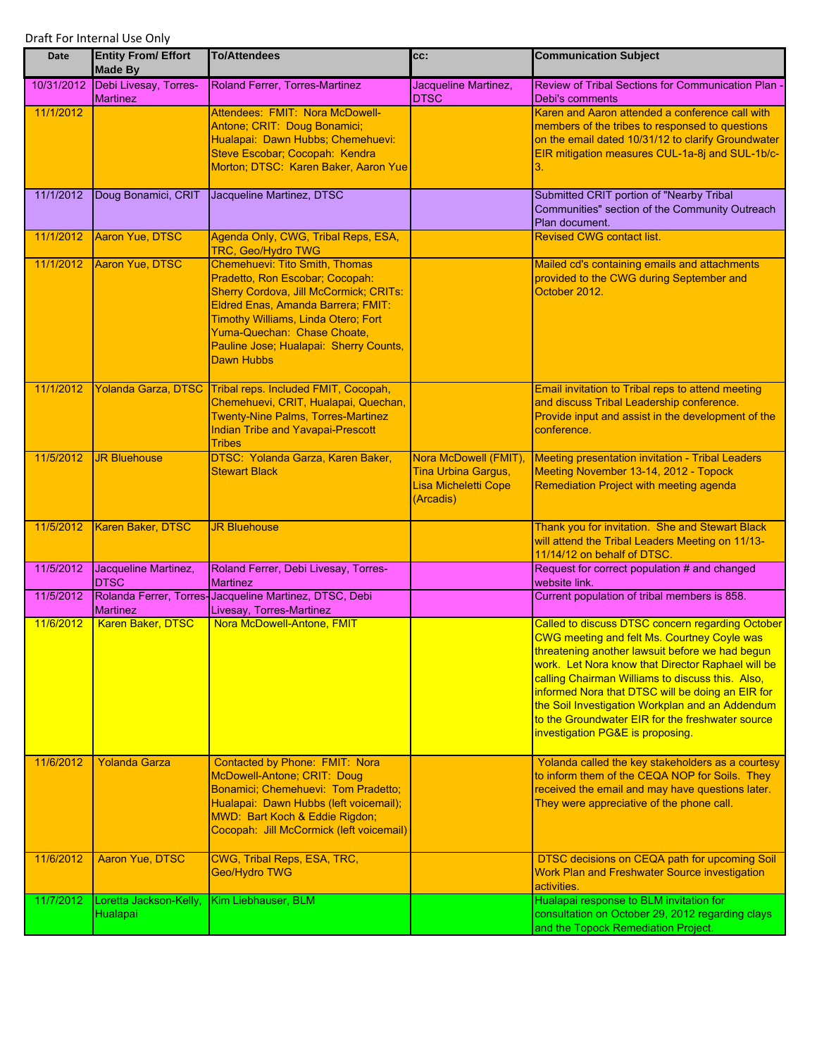Draft For Internal Use Only

| Date | Entity From/ Effort Made By | To/Attendees | cc: | Communication Subject |
|---|---|---|---|---|
| 10/31/2012 | Debi Livesay, Torres-Martinez | Roland Ferrer, Torres-Martinez | Jacqueline Martinez, DTSC | Review of Tribal Sections for Communication Plan - Debi's comments |
| 11/1/2012 | | Attendees: FMIT: Nora McDowell-Antone; CRIT: Doug Bonamici; Hualapai: Dawn Hubbs; Chemehuevi: Steve Escobar; Cocopah: Kendra Morton; DTSC: Karen Baker, Aaron Yue | | Karen and Aaron attended a conference call with members of the tribes to responsed to questions on the email dated 10/31/12 to clarify Groundwater EIR mitigation measures CUL-1a-8j and SUL-1b/c-3. |
| 11/1/2012 | Doug Bonamici, CRIT | Jacqueline Martinez, DTSC | | Submitted CRIT portion of "Nearby Tribal Communities" section of the Community Outreach Plan document. |
| 11/1/2012 | Aaron Yue, DTSC | Agenda Only, CWG, Tribal Reps, ESA, TRC, Geo/Hydro TWG | | Revised CWG contact list. |
| 11/1/2012 | Aaron Yue, DTSC | Chemehuevi: Tito Smith, Thomas Pradetto, Ron Escobar; Cocopah: Sherry Cordova, Jill McCormick; CRITs: Eldred Enas, Amanda Barrera; FMIT: Timothy Williams, Linda Otero; Fort Yuma-Quechan: Chase Choate, Pauline Jose; Hualapai: Sherry Counts, Dawn Hubbs | | Mailed cd's containing emails and attachments provided to the CWG during September and October 2012. |
| 11/1/2012 | Yolanda Garza, DTSC | Tribal reps. Included FMIT, Cocopah, Chemehuevi, CRIT, Hualapai, Quechan, Twenty-Nine Palms, Torres-Martinez Indian Tribe and Yavapai-Prescott Tribes | | Email invitation to Tribal reps to attend meeting and discuss Tribal Leadership conference. Provide input and assist in the development of the conference. |
| 11/5/2012 | JR Bluehouse | DTSC: Yolanda Garza, Karen Baker, Stewart Black | Nora McDowell (FMIT), Tina Urbina Gargus, Lisa Micheletti Cope (Arcadis) | Meeting presentation invitation - Tribal Leaders Meeting November 13-14, 2012 - Topock Remediation Project with meeting agenda |
| 11/5/2012 | Karen Baker, DTSC | JR Bluehouse | | Thank you for invitation. She and Stewart Black will attend the Tribal Leaders Meeting on 11/13-11/14/12 on behalf of DTSC. |
| 11/5/2012 | Jacqueline Martinez, DTSC | Roland Ferrer, Debi Livesay, Torres-Martinez | | Request for correct population # and changed website link. |
| 11/5/2012 | Rolanda Ferrer, Torres-Martinez | Jacqueline Martinez, DTSC, Debi Livesay, Torres-Martinez | | Current population of tribal members is 858. |
| 11/6/2012 | Karen Baker, DTSC | Nora McDowell-Antone, FMIT | | Called to discuss DTSC concern regarding October CWG meeting and felt Ms. Courtney Coyle was threatening another lawsuit before we had begun work. Let Nora know that Director Raphael will be calling Chairman Williams to discuss this. Also, informed Nora that DTSC will be doing an EIR for the Soil Investigation Workplan and an Addendum to the Groundwater EIR for the freshwater source investigation PG&E is proposing. |
| 11/6/2012 | Yolanda Garza | Contacted by Phone: FMIT: Nora McDowell-Antone; CRIT: Doug Bonamici; Chemehuevi: Tom Pradetto; Hualapai: Dawn Hubbs (left voicemail); MWD: Bart Koch & Eddie Rigdon; Cocopah: Jill McCormick (left voicemail) | | Yolanda called the key stakeholders as a courtesy to inform them of the CEQA NOP for Soils. They received the email and may have questions later. They were appreciative of the phone call. |
| 11/6/2012 | Aaron Yue, DTSC | CWG, Tribal Reps, ESA, TRC, Geo/Hydro TWG | | DTSC decisions on CEQA path for upcoming Soil Work Plan and Freshwater Source investigation activities. |
| 11/7/2012 | Loretta Jackson-Kelly, Hualapai | Kim Liebhauser, BLM | | Hualapai response to BLM invitation for consultation on October 29, 2012 regarding clays and the Topock Remediation Project. |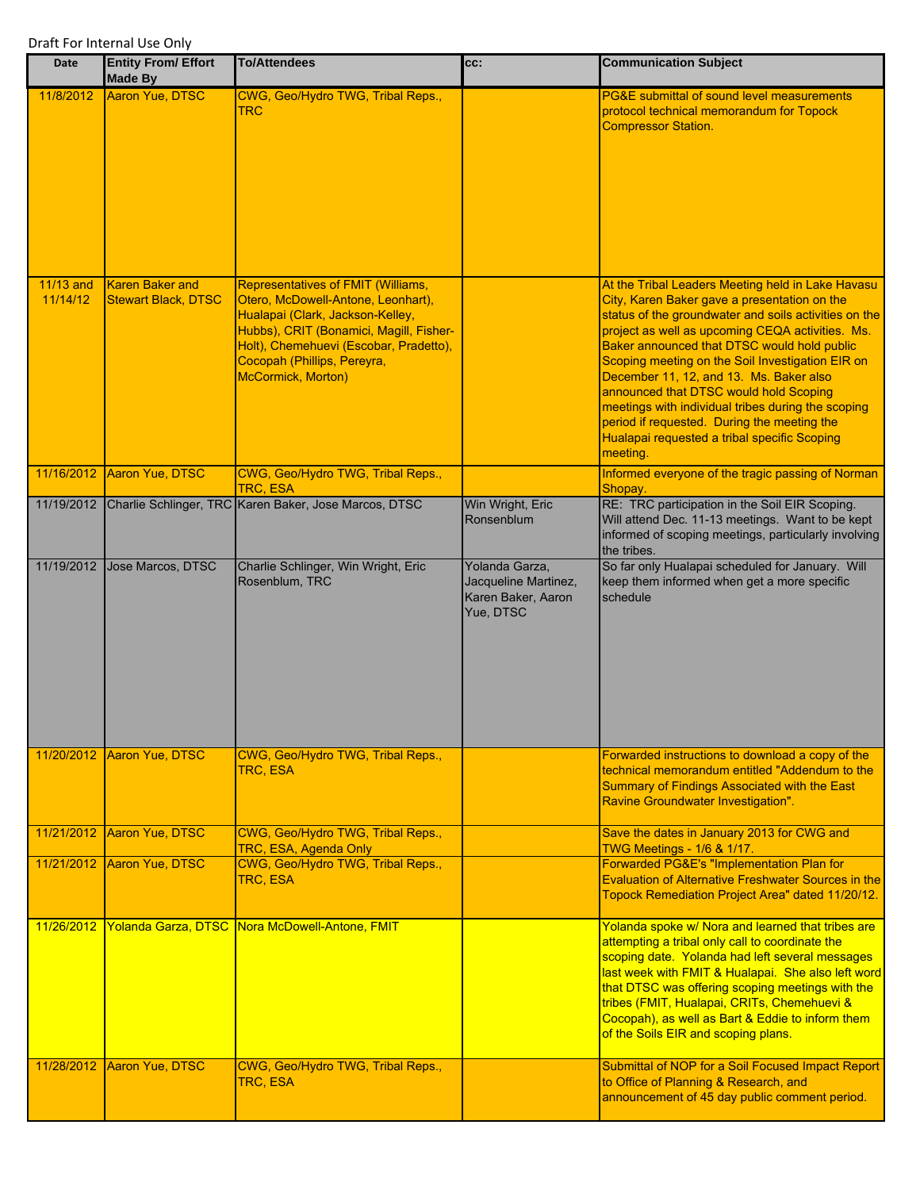Draft For Internal Use Only

| Date | Entity From/ Effort Made By | To/Attendees | cc: | Communication Subject |
|---|---|---|---|---|
| 11/8/2012 | Aaron Yue, DTSC | CWG, Geo/Hydro TWG, Tribal Reps., TRC | | PG&E submittal of sound level measurements protocol technical memorandum for Topock Compressor Station. |
| 11/13 and 11/14/12 | Karen Baker and Stewart Black, DTSC | Representatives of FMIT (Williams, Otero, McDowell-Antone, Leonhart), Hualapai (Clark, Jackson-Kelley, Hubbs), CRIT (Bonamici, Magill, Fisher-Holt), Chemehuevi (Escobar, Pradetto), Cocopah (Phillips, Pereyra, McCormick, Morton) | | At the Tribal Leaders Meeting held in Lake Havasu City, Karen Baker gave a presentation on the status of the groundwater and soils activities on the project as well as upcoming CEQA activities. Ms. Baker announced that DTSC would hold public Scoping meeting on the Soil Investigation EIR on December 11, 12, and 13. Ms. Baker also announced that DTSC would hold Scoping meetings with individual tribes during the scoping period if requested. During the meeting the Hualapai requested a tribal specific Scoping meeting. |
| 11/16/2012 | Aaron Yue, DTSC | CWG, Geo/Hydro TWG, Tribal Reps., TRC, ESA | | Informed everyone of the tragic passing of Norman Shopay. |
| 11/19/2012 | Charlie Schlinger, TRC | Karen Baker, Jose Marcos, DTSC | Win Wright, Eric Ronsenblum | RE: TRC participation in the Soil EIR Scoping. Will attend Dec. 11-13 meetings. Want to be kept informed of scoping meetings, particularly involving the tribes. |
| 11/19/2012 | Jose Marcos, DTSC | Charlie Schlinger, Win Wright, Eric Rosenblum, TRC | Yolanda Garza, Jacqueline Martinez, Karen Baker, Aaron Yue, DTSC | So far only Hualapai scheduled for January. Will keep them informed when get a more specific schedule |
| 11/20/2012 | Aaron Yue, DTSC | CWG, Geo/Hydro TWG, Tribal Reps., TRC, ESA | | Forwarded instructions to download a copy of the technical memorandum entitled "Addendum to the Summary of Findings Associated with the East Ravine Groundwater Investigation". |
| 11/21/2012 | Aaron Yue, DTSC | CWG, Geo/Hydro TWG, Tribal Reps., TRC, ESA, Agenda Only | | Save the dates in January 2013 for CWG and TWG Meetings - 1/6 & 1/17. |
| 11/21/2012 | Aaron Yue, DTSC | CWG, Geo/Hydro TWG, Tribal Reps., TRC, ESA | | Forwarded PG&E's "Implementation Plan for Evaluation of Alternative Freshwater Sources in the Topock Remediation Project Area" dated 11/20/12. |
| 11/26/2012 | Yolanda Garza, DTSC | Nora McDowell-Antone, FMIT | | Yolanda spoke w/ Nora and learned that tribes are attempting a tribal only call to coordinate the scoping date. Yolanda had left several messages last week with FMIT & Hualapai. She also left word that DTSC was offering scoping meetings with the tribes (FMIT, Hualapai, CRITs, Chemehuevi & Cocopah), as well as Bart & Eddie to inform them of the Soils EIR and scoping plans. |
| 11/28/2012 | Aaron Yue, DTSC | CWG, Geo/Hydro TWG, Tribal Reps., TRC, ESA | | Submittal of NOP for a Soil Focused Impact Report to Office of Planning & Research, and announcement of 45 day public comment period. |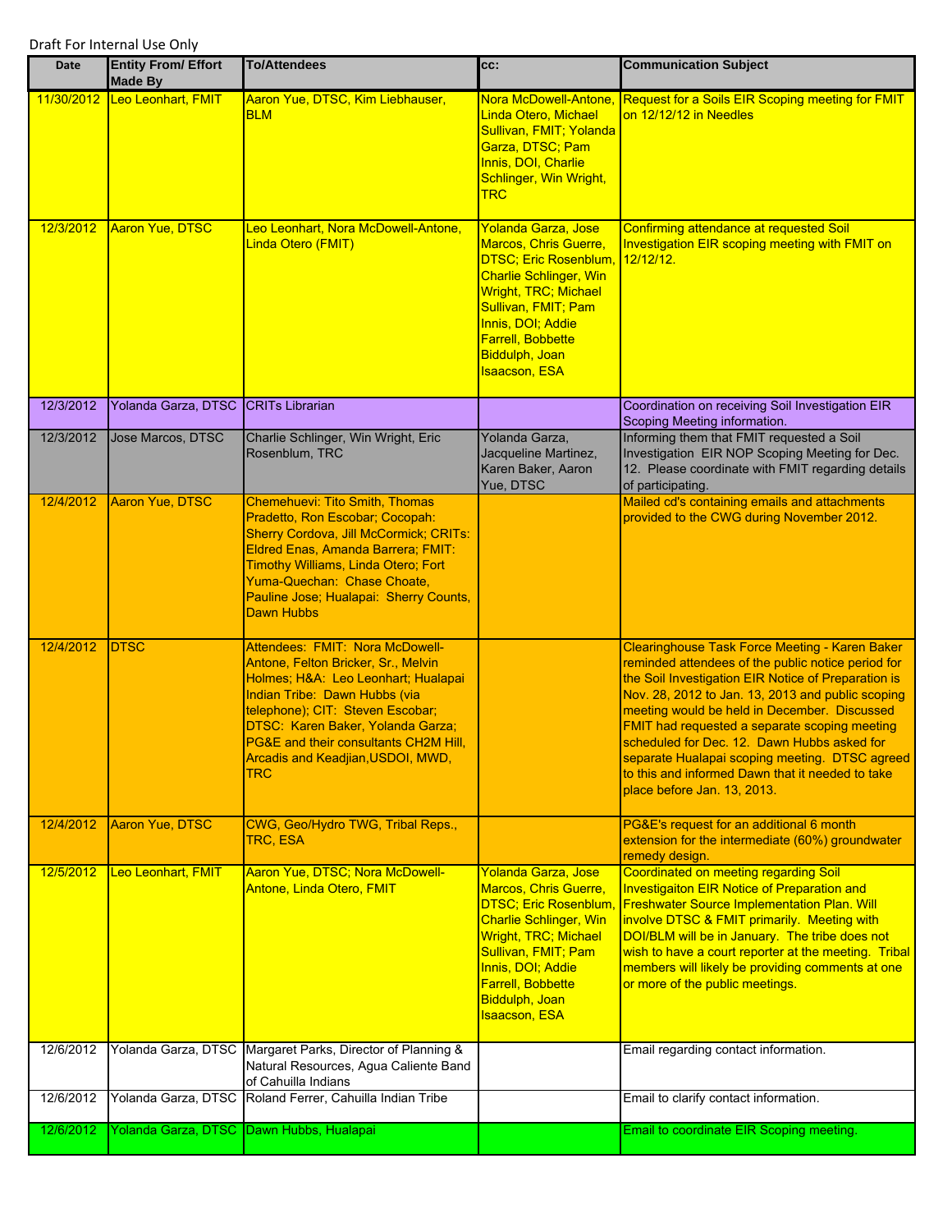Draft For Internal Use Only

| Date | Entity From/ Effort Made By | To/Attendees | cc: | Communication Subject |
|---|---|---|---|---|
| 11/30/2012 | Leo Leonhart, FMIT | Aaron Yue, DTSC, Kim Liebhauser, BLM | Nora McDowell-Antone, Linda Otero, Michael Sullivan, FMIT; Yolanda Garza, DTSC; Pam Innis, DOI, Charlie Schlinger, Win Wright, TRC | Request for a Soils EIR Scoping meeting for FMIT on 12/12/12 in Needles |
| 12/3/2012 | Aaron Yue, DTSC | Leo Leonhart, Nora McDowell-Antone, Linda Otero (FMIT) | Yolanda Garza, Jose Marcos, Chris Guerre, DTSC; Eric Rosenblum, Charlie Schlinger, Win Wright, TRC; Michael Sullivan, FMIT; Pam Innis, DOI; Addie Farrell, Bobbette Biddulph, Joan Isaacson, ESA | Confirming attendance at requested Soil Investigation EIR scoping meeting with FMIT on 12/12/12. |
| 12/3/2012 | Yolanda Garza, DTSC | CRITs Librarian | | Coordination on receiving Soil Investigation EIR Scoping Meeting information. |
| 12/3/2012 | Jose Marcos, DTSC | Charlie Schlinger, Win Wright, Eric Rosenblum, TRC | Yolanda Garza, Jacqueline Martinez, Karen Baker, Aaron Yue, DTSC | Informing them that FMIT requested a Soil Investigation EIR NOP Scoping Meeting for Dec. 12. Please coordinate with FMIT regarding details of participating. |
| 12/4/2012 | Aaron Yue, DTSC | Chemehuevi: Tito Smith, Thomas Pradetto, Ron Escobar; Cocopah: Sherry Cordova, Jill McCormick; CRITs: Eldred Enas, Amanda Barrera; FMIT: Timothy Williams, Linda Otero; Fort Yuma-Quechan: Chase Choate, Pauline Jose; Hualapai: Sherry Counts, Dawn Hubbs | | Mailed cd's containing emails and attachments provided to the CWG during November 2012. |
| 12/4/2012 | DTSC | Attendees: FMIT: Nora McDowell-Antone, Felton Bricker, Sr., Melvin Holmes; H&A: Leo Leonhart; Hualapai Indian Tribe: Dawn Hubbs (via telephone); CIT: Steven Escobar; DTSC: Karen Baker, Yolanda Garza; PG&E and their consultants CH2M Hill, Arcadis and Keadjian,USDOI, MWD, TRC | | Clearinghouse Task Force Meeting - Karen Baker reminded attendees of the public notice period for the Soil Investigation EIR Notice of Preparation is Nov. 28, 2012 to Jan. 13, 2013 and public scoping meeting would be held in December. Discussed FMIT had requested a separate scoping meeting scheduled for Dec. 12. Dawn Hubbs asked for separate Hualapai scoping meeting. DTSC agreed to this and informed Dawn that it needed to take place before Jan. 13, 2013. |
| 12/4/2012 | Aaron Yue, DTSC | CWG, Geo/Hydro TWG, Tribal Reps., TRC, ESA | | PG&E's request for an additional 6 month extension for the intermediate (60%) groundwater remedy design. |
| 12/5/2012 | Leo Leonhart, FMIT | Aaron Yue, DTSC; Nora McDowell-Antone, Linda Otero, FMIT | Yolanda Garza, Jose Marcos, Chris Guerre, DTSC; Eric Rosenblum, Charlie Schlinger, Win Wright, TRC; Michael Sullivan, FMIT; Pam Innis, DOI; Addie Farrell, Bobbette Biddulph, Joan Isaacson, ESA | Coordinated on meeting regarding Soil Investigaiton EIR Notice of Preparation and Freshwater Source Implementation Plan. Will involve DTSC & FMIT primarily. Meeting with DOI/BLM will be in January. The tribe does not wish to have a court reporter at the meeting. Tribal members will likely be providing comments at one or more of the public meetings. |
| 12/6/2012 | Yolanda Garza, DTSC | Margaret Parks, Director of Planning & Natural Resources, Agua Caliente Band of Cahuilla Indians | | Email regarding contact information. |
| 12/6/2012 | Yolanda Garza, DTSC | Roland Ferrer, Cahuilla Indian Tribe | | Email to clarify contact information. |
| 12/6/2012 | Yolanda Garza, DTSC | Dawn Hubbs, Hualapai | | Email to coordinate EIR Scoping meeting. |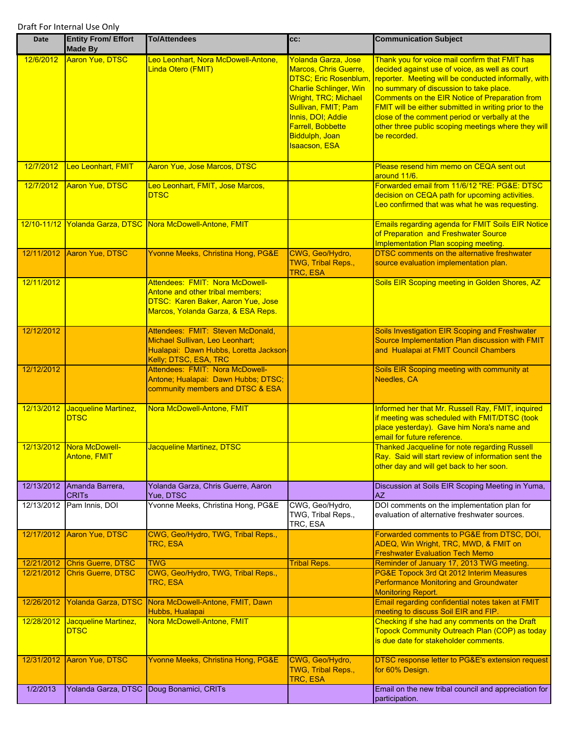Draft For Internal Use Only

| Date | Entity From/ Effort Made By | To/Attendees | cc: | Communication Subject |
|---|---|---|---|---|
| 12/6/2012 | Aaron Yue, DTSC | Leo Leonhart, Nora McDowell-Antone, Linda Otero (FMIT) | Yolanda Garza, Jose Marcos, Chris Guerre, DTSC; Eric Rosenblum, Charlie Schlinger, Win Wright, TRC; Michael Sullivan, FMIT; Pam Innis, DOI; Addie Farrell, Bobbette Biddulph, Joan Isaacson, ESA | Thank you for voice mail confirm that FMIT has decided against use of voice, as well as court reporter. Meeting will be conducted informally, with no summary of discussion to take place. Comments on the EIR Notice of Preparation from FMIT will be either submitted in writing prior to the close of the comment period or verbally at the other three public scoping meetings where they will be recorded. |
| 12/7/2012 | Leo Leonhart, FMIT | Aaron Yue, Jose Marcos, DTSC | | Please resend him memo on CEQA sent out around 11/6. |
| 12/7/2012 | Aaron Yue, DTSC | Leo Leonhart, FMIT, Jose Marcos, DTSC | | Forwarded email from 11/6/12 "RE: PG&E: DTSC decision on CEQA path for upcoming activities. Leo confirmed that was what he was requesting. |
| 12/10-11/12 | Yolanda Garza, DTSC | Nora McDowell-Antone, FMIT | | Emails regarding agenda for FMIT Soils EIR Notice of Preparation and Freshwater Source Implementation Plan scoping meeting. |
| 12/11/2012 | Aaron Yue, DTSC | Yvonne Meeks, Christina Hong, PG&E | CWG, Geo/Hydro, TWG, Tribal Reps., TRC, ESA | DTSC comments on the alternative freshwater source evaluation implementation plan. |
| 12/11/2012 | | Attendees: FMIT: Nora McDowell-Antone and other tribal members; DTSC: Karen Baker, Aaron Yue, Jose Marcos, Yolanda Garza, & ESA Reps. | | Soils EIR Scoping meeting in Golden Shores, AZ |
| 12/12/2012 | | Attendees: FMIT: Steven McDonald, Michael Sullivan, Leo Leonhart; Hualapai: Dawn Hubbs, Loretta Jackson-Kelly; DTSC, ESA, TRC | | Soils Investigation EIR Scoping and Freshwater Source Implementation Plan discussion with FMIT and Hualapai at FMIT Council Chambers |
| 12/12/2012 | | Attendees: FMIT: Nora McDowell-Antone; Hualapai: Dawn Hubbs; DTSC; community members and DTSC & ESA | | Soils EIR Scoping meeting with community at Needles, CA |
| 12/13/2012 | Jacqueline Martinez, DTSC | Nora McDowell-Antone, FMIT | | Informed her that Mr. Russell Ray, FMIT, inquired if meeting was scheduled with FMIT/DTSC (took place yesterday). Gave him Nora's name and email for future reference. |
| 12/13/2012 | Nora McDowell-Antone, FMIT | Jacqueline Martinez, DTSC | | Thanked Jacqueline for note regarding Russell Ray. Said will start review of information sent the other day and will get back to her soon. |
| 12/13/2012 | Amanda Barrera, CRITs | Yolanda Garza, Chris Guerre, Aaron Yue, DTSC | | Discussion at Soils EIR Scoping Meeting in Yuma, AZ |
| 12/13/2012 | Pam Innis, DOI | Yvonne Meeks, Christina Hong, PG&E | CWG, Geo/Hydro, TWG, Tribal Reps., TRC, ESA | DOI comments on the implementation plan for evaluation of alternative freshwater sources. |
| 12/17/2012 | Aaron Yue, DTSC | CWG, Geo/Hydro, TWG, Tribal Reps., TRC, ESA | | Forwarded comments to PG&E from DTSC, DOI, ADEQ, Win Wright, TRC, MWD, & FMIT on Freshwater Evaluation Tech Memo |
| 12/21/2012 | Chris Guerre, DTSC | TWG | Tribal Reps. | Reminder of January 17, 2013 TWG meeting. |
| 12/21/2012 | Chris Guerre, DTSC | CWG, Geo/Hydro, TWG, Tribal Reps., TRC, ESA | | PG&E Topock 3rd Qt 2012 Interim Measures Performance Monitoring and Groundwater Monitoring Report. |
| 12/26/2012 | Yolanda Garza, DTSC | Nora McDowell-Antone, FMIT, Dawn Hubbs, Hualapai | | Email regarding confidential notes taken at FMIT meeting to discuss Soil EIR and FIP. |
| 12/28/2012 | Jacqueline Martinez, DTSC | Nora McDowell-Antone, FMIT | | Checking if she had any comments on the Draft Topock Community Outreach Plan (COP) as today is due date for stakeholder comments. |
| 12/31/2012 | Aaron Yue, DTSC | Yvonne Meeks, Christina Hong, PG&E | CWG, Geo/Hydro, TWG, Tribal Reps., TRC, ESA | DTSC response letter to PG&E's extension request for 60% Design. |
| 1/2/2013 | Yolanda Garza, DTSC | Doug Bonamici, CRITs | | Email on the new tribal council and appreciation for participation. |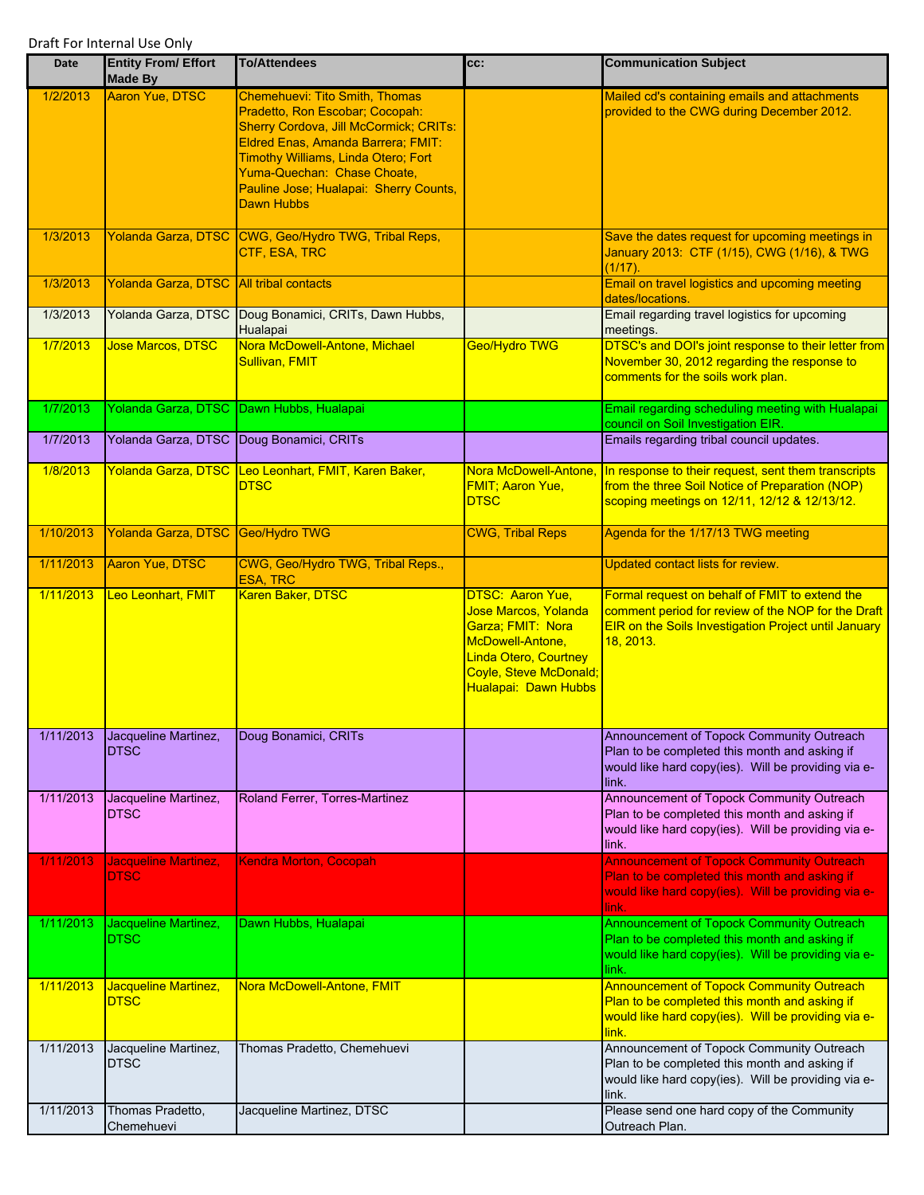Draft For Internal Use Only

| Date | Entity From/ Effort Made By | To/Attendees | cc: | Communication Subject |
|---|---|---|---|---|
| 1/2/2013 | Aaron Yue, DTSC | Chemehuevi: Tito Smith, Thomas Pradetto, Ron Escobar; Cocopah: Sherry Cordova, Jill McCormick; CRITs: Eldred Enas, Amanda Barrera; FMIT: Timothy Williams, Linda Otero; Fort Yuma-Quechan: Chase Choate, Pauline Jose; Hualapai: Sherry Counts, Dawn Hubbs | | Mailed cd's containing emails and attachments provided to the CWG during December 2012. |
| 1/3/2013 | Yolanda Garza, DTSC | CWG, Geo/Hydro TWG, Tribal Reps, CTF, ESA, TRC | | Save the dates request for upcoming meetings in January 2013: CTF (1/15), CWG (1/16), & TWG (1/17). |
| 1/3/2013 | Yolanda Garza, DTSC | All tribal contacts | | Email on travel logistics and upcoming meeting dates/locations. |
| 1/3/2013 | Yolanda Garza, DTSC | Doug Bonamici, CRITs, Dawn Hubbs, Hualapai | | Email regarding travel logistics for upcoming meetings. |
| 1/7/2013 | Jose Marcos, DTSC | Nora McDowell-Antone, Michael Sullivan, FMIT | Geo/Hydro TWG | DTSC's and DOI's joint response to their letter from November 30, 2012 regarding the response to comments for the soils work plan. |
| 1/7/2013 | Yolanda Garza, DTSC | Dawn Hubbs, Hualapai | | Email regarding scheduling meeting with Hualapai council on Soil Investigation EIR. |
| 1/7/2013 | Yolanda Garza, DTSC | Doug Bonamici, CRITs | | Emails regarding tribal council updates. |
| 1/8/2013 | Yolanda Garza, DTSC | Leo Leonhart, FMIT, Karen Baker, DTSC | Nora McDowell-Antone, FMIT; Aaron Yue, DTSC | In response to their request, sent them transcripts from the three Soil Notice of Preparation (NOP) scoping meetings on 12/11, 12/12 & 12/13/12. |
| 1/10/2013 | Yolanda Garza, DTSC | Geo/Hydro TWG | CWG, Tribal Reps | Agenda for the 1/17/13 TWG meeting |
| 1/11/2013 | Aaron Yue, DTSC | CWG, Geo/Hydro TWG, Tribal Reps., ESA, TRC | | Updated contact lists for review. |
| 1/11/2013 | Leo Leonhart, FMIT | Karen Baker, DTSC | DTSC: Aaron Yue, Jose Marcos, Yolanda Garza; FMIT: Nora McDowell-Antone, Linda Otero, Courtney Coyle, Steve McDonald; Hualapai: Dawn Hubbs | Formal request on behalf of FMIT to extend the comment period for review of the NOP for the Draft EIR on the Soils Investigation Project until January 18, 2013. |
| 1/11/2013 | Jacqueline Martinez, DTSC | Doug Bonamici, CRITs | | Announcement of Topock Community Outreach Plan to be completed this month and asking if would like hard copy(ies). Will be providing via e-link. |
| 1/11/2013 | Jacqueline Martinez, DTSC | Roland Ferrer, Torres-Martinez | | Announcement of Topock Community Outreach Plan to be completed this month and asking if would like hard copy(ies). Will be providing via e-link. |
| 1/11/2013 | Jacqueline Martinez, DTSC | Kendra Morton, Cocopah | | Announcement of Topock Community Outreach Plan to be completed this month and asking if would like hard copy(ies). Will be providing via e-link. |
| 1/11/2013 | Jacqueline Martinez, DTSC | Dawn Hubbs, Hualapai | | Announcement of Topock Community Outreach Plan to be completed this month and asking if would like hard copy(ies). Will be providing via e-link. |
| 1/11/2013 | Jacqueline Martinez, DTSC | Nora McDowell-Antone, FMIT | | Announcement of Topock Community Outreach Plan to be completed this month and asking if would like hard copy(ies). Will be providing via e-link. |
| 1/11/2013 | Jacqueline Martinez, DTSC | Thomas Pradetto, Chemehuevi | | Announcement of Topock Community Outreach Plan to be completed this month and asking if would like hard copy(ies). Will be providing via e-link. |
| 1/11/2013 | Thomas Pradetto, Chemehuevi | Jacqueline Martinez, DTSC | | Please send one hard copy of the Community Outreach Plan. |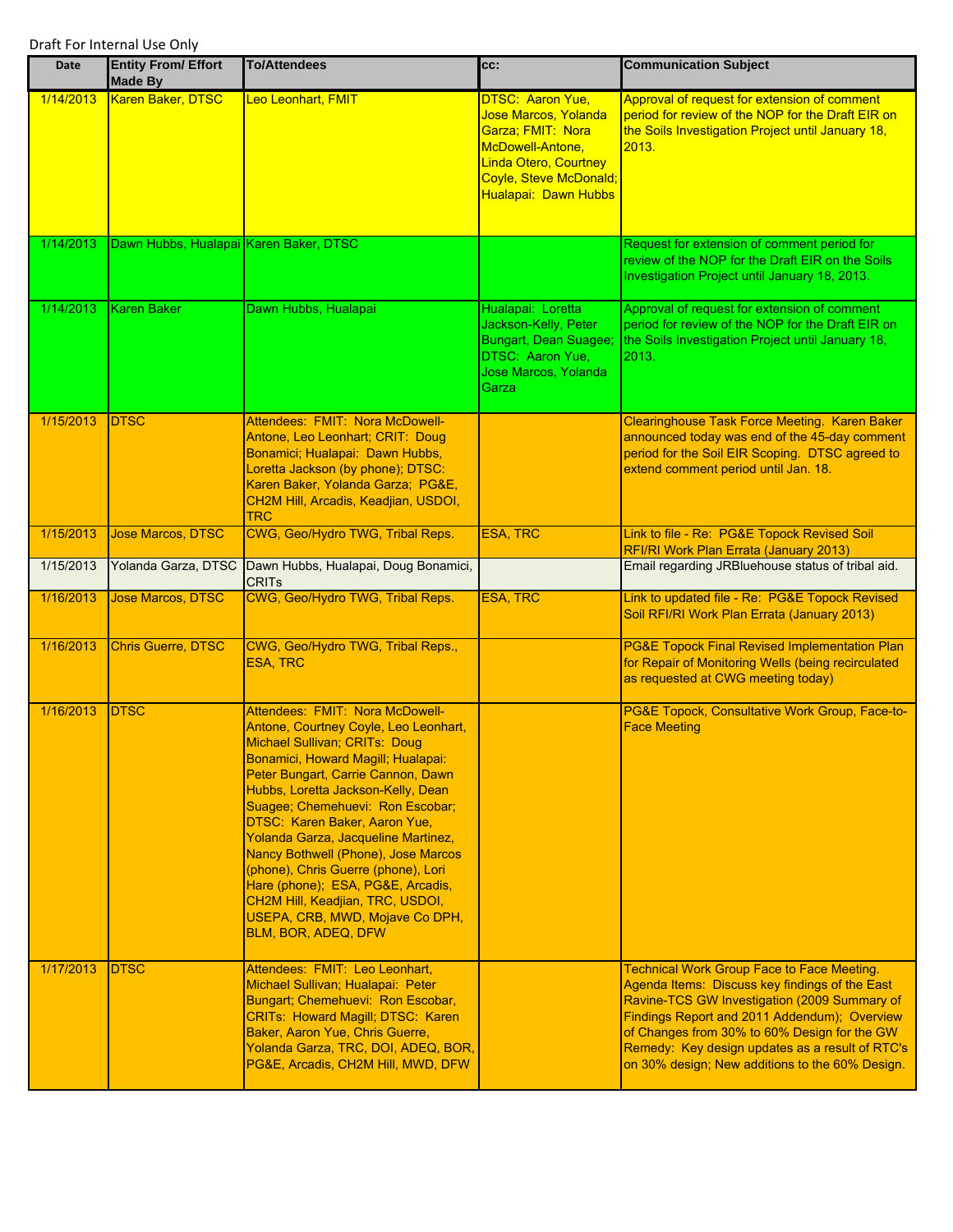Draft For Internal Use Only

| Date | Entity From/ Effort Made By | To/Attendees | cc: | Communication Subject |
|---|---|---|---|---|
| 1/14/2013 | Karen Baker, DTSC | Leo Leonhart, FMIT | DTSC: Aaron Yue, Jose Marcos, Yolanda Garza; FMIT: Nora McDowell-Antone, Linda Otero, Courtney Coyle, Steve McDonald; Hualapai: Dawn Hubbs | Approval of request for extension of comment period for review of the NOP for the Draft EIR on the Soils Investigation Project until January 18, 2013. |
| 1/14/2013 | Dawn Hubbs, Hualapai | Karen Baker, DTSC | | Request for extension of comment period for review of the NOP for the Draft EIR on the Soils Investigation Project until January 18, 2013. |
| 1/14/2013 | Karen Baker | Dawn Hubbs, Hualapai | Hualapai: Loretta Jackson-Kelly, Peter Bungart, Dean Suagee; DTSC: Aaron Yue, Jose Marcos, Yolanda Garza | Approval of request for extension of comment period for review of the NOP for the Draft EIR on the Soils Investigation Project until January 18, 2013. |
| 1/15/2013 | DTSC | Attendees: FMIT: Nora McDowell-Antone, Leo Leonhart; CRIT: Doug Bonamici; Hualapai: Dawn Hubbs, Loretta Jackson (by phone); DTSC: Karen Baker, Yolanda Garza; PG&E, CH2M Hill, Arcadis, Keadjian, USDOI, TRC | | Clearinghouse Task Force Meeting. Karen Baker announced today was end of the 45-day comment period for the Soil EIR Scoping. DTSC agreed to extend comment period until Jan. 18. |
| 1/15/2013 | Jose Marcos, DTSC | CWG, Geo/Hydro TWG, Tribal Reps. | ESA, TRC | Link to file - Re: PG&E Topock Revised Soil RFI/RI Work Plan Errata (January 2013) |
| 1/15/2013 | Yolanda Garza, DTSC | Dawn Hubbs, Hualapai, Doug Bonamici, CRITs | | Email regarding JRBluehouse status of tribal aid. |
| 1/16/2013 | Jose Marcos, DTSC | CWG, Geo/Hydro TWG, Tribal Reps. | ESA, TRC | Link to updated file - Re: PG&E Topock Revised Soil RFI/RI Work Plan Errata (January 2013) |
| 1/16/2013 | Chris Guerre, DTSC | CWG, Geo/Hydro TWG, Tribal Reps., ESA, TRC | | PG&E Topock Final Revised Implementation Plan for Repair of Monitoring Wells (being recirculated as requested at CWG meeting today) |
| 1/16/2013 | DTSC | Attendees: FMIT: Nora McDowell-Antone, Courtney Coyle, Leo Leonhart, Michael Sullivan; CRITs: Doug Bonamici, Howard Magill; Hualapai: Peter Bungart, Carrie Cannon, Dawn Hubbs, Loretta Jackson-Kelly, Dean Suagee; Chemehuevi: Ron Escobar; DTSC: Karen Baker, Aaron Yue, Yolanda Garza, Jacqueline Martinez, Nancy Bothwell (Phone), Jose Marcos (phone), Chris Guerre (phone), Lori Hare (phone); ESA, PG&E, Arcadis, CH2M Hill, Keadjian, TRC, USDOI, USEPA, CRB, MWD, Mojave Co DPH, BLM, BOR, ADEQ, DFW | | PG&E Topock, Consultative Work Group, Face-to-Face Meeting |
| 1/17/2013 | DTSC | Attendees: FMIT: Leo Leonhart, Michael Sullivan; Hualapai: Peter Bungart; Chemehuevi: Ron Escobar, CRITs: Howard Magill; DTSC: Karen Baker, Aaron Yue, Chris Guerre, Yolanda Garza, TRC, DOI, ADEQ, BOR, PG&E, Arcadis, CH2M Hill, MWD, DFW | | Technical Work Group Face to Face Meeting. Agenda Items: Discuss key findings of the East Ravine-TCS GW Investigation (2009 Summary of Findings Report and 2011 Addendum); Overview of Changes from 30% to 60% Design for the GW Remedy: Key design updates as a result of RTC's on 30% design; New additions to the 60% Design. |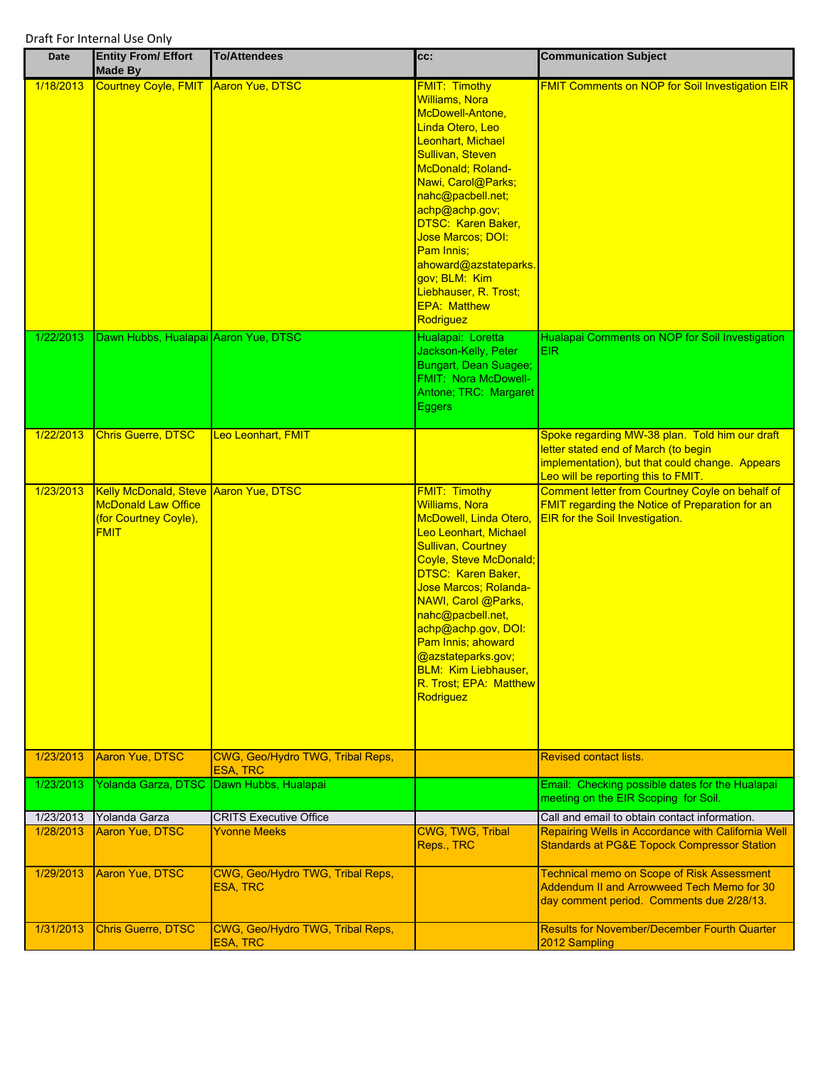Draft For Internal Use Only

| Date | Entity From/ Effort Made By | To/Attendees | cc: | Communication Subject |
|---|---|---|---|---|
| 1/18/2013 | Courtney Coyle, FMIT | Aaron Yue, DTSC | FMIT: Timothy Williams, Nora McDowell-Antone, Linda Otero, Leo Leonhart, Michael Sullivan, Steven McDonald; Roland-Nawi, Carol@Parks; nahc@pacbell.net; achp@achp.gov; DTSC: Karen Baker, Jose Marcos; DOI: Pam Innis; ahoward@azstateparks.gov; BLM: Kim Liebhauser, R. Trost; EPA: Matthew Rodriguez | FMIT Comments on NOP for Soil Investigation EIR |
| 1/22/2013 | Dawn Hubbs, Hualapai | Aaron Yue, DTSC | Hualapai: Loretta Jackson-Kelly, Peter Bungart, Dean Suagee; FMIT: Nora McDowell-Antone; TRC: Margaret Eggers | Hualapai Comments on NOP for Soil Investigation EIR |
| 1/22/2013 | Chris Guerre, DTSC | Leo Leonhart, FMIT | | Spoke regarding MW-38 plan. Told him our draft letter stated end of March (to begin implementation), but that could change. Appears Leo will be reporting this to FMIT. |
| 1/23/2013 | Kelly McDonald, Steve McDonald Law Office (for Courtney Coyle), FMIT | Aaron Yue, DTSC | FMIT: Timothy Williams, Nora McDowell, Linda Otero, Leo Leonhart, Michael Sullivan, Courtney Coyle, Steve McDonald; DTSC: Karen Baker, Jose Marcos; Rolanda-NAWI, Carol @Parks, nahc@pacbell.net, achp@achp.gov, DOI: Pam Innis; ahoward @azstateparks.gov; BLM: Kim Liebhauser, R. Trost; EPA: Matthew Rodriguez | Comment letter from Courtney Coyle on behalf of FMIT regarding the Notice of Preparation for an EIR for the Soil Investigation. |
| 1/23/2013 | Aaron Yue, DTSC | CWG, Geo/Hydro TWG, Tribal Reps, ESA, TRC | | Revised contact lists. |
| 1/23/2013 | Yolanda Garza, DTSC | Dawn Hubbs, Hualapai | | Email: Checking possible dates for the Hualapai meeting on the EIR Scoping for Soil. |
| 1/23/2013 | Yolanda Garza | CRITS Executive Office | | Call and email to obtain contact information. |
| 1/28/2013 | Aaron Yue, DTSC | Yvonne Meeks | CWG, TWG, Tribal Reps., TRC | Repairing Wells in Accordance with California Well Standards at PG&E Topock Compressor Station |
| 1/29/2013 | Aaron Yue, DTSC | CWG, Geo/Hydro TWG, Tribal Reps, ESA, TRC | | Technical memo on Scope of Risk Assessment Addendum II and Arrowweed Tech Memo for 30 day comment period. Comments due 2/28/13. |
| 1/31/2013 | Chris Guerre, DTSC | CWG, Geo/Hydro TWG, Tribal Reps, ESA, TRC | | Results for November/December Fourth Quarter 2012 Sampling |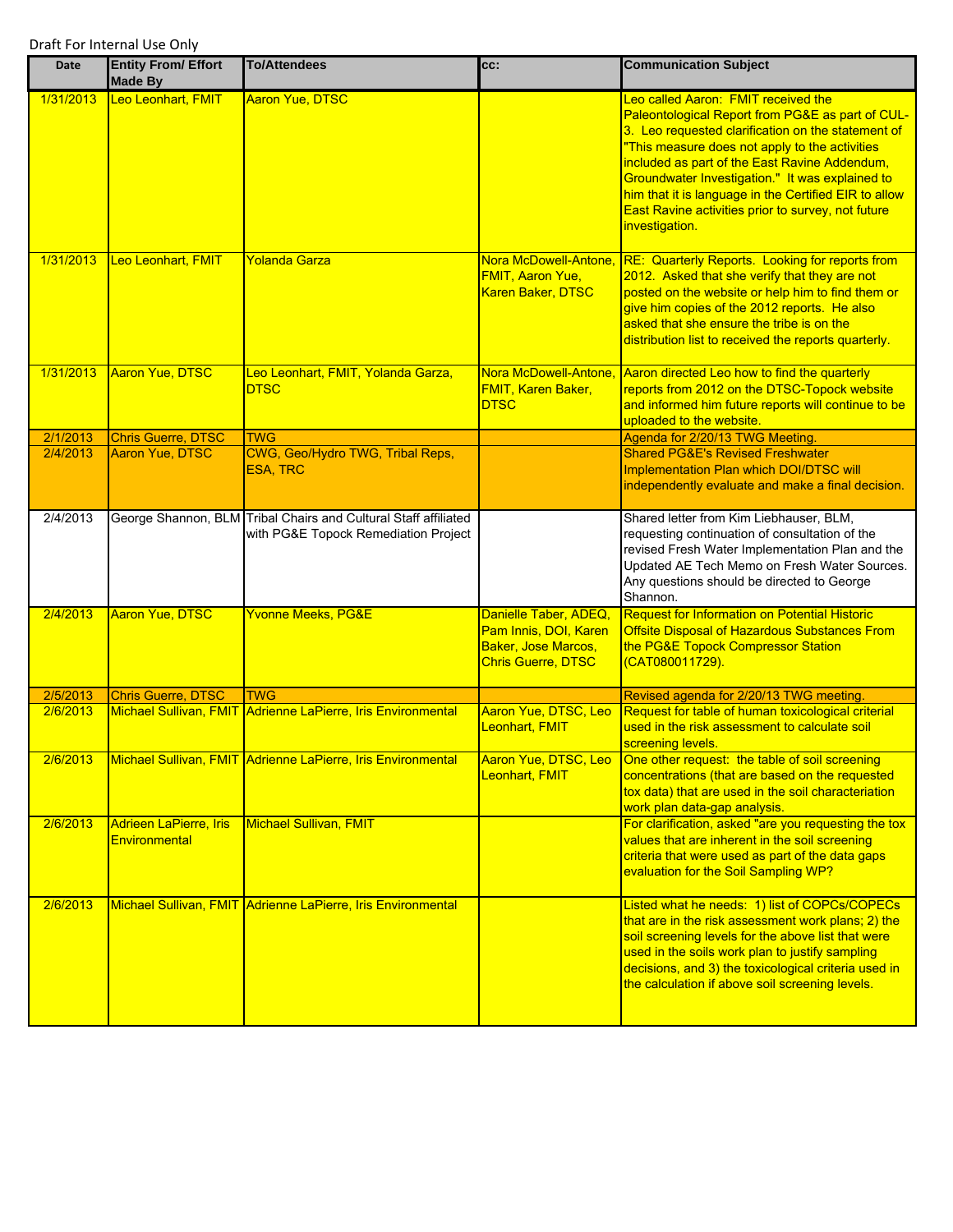Draft For Internal Use Only

| Date | Entity From/ Effort Made By | To/Attendees | cc: | Communication Subject |
|---|---|---|---|---|
| 1/31/2013 | Leo Leonhart, FMIT | Aaron Yue, DTSC | | Leo called Aaron: FMIT received the Paleontological Report from PG&E as part of CUL-3. Leo requested clarification on the statement of "This measure does not apply to the activities included as part of the East Ravine Addendum, Groundwater Investigation." It was explained to him that it is language in the Certified EIR to allow East Ravine activities prior to survey, not future investigation. |
| 1/31/2013 | Leo Leonhart, FMIT | Yolanda Garza | Nora McDowell-Antone, FMIT, Aaron Yue, Karen Baker, DTSC | RE: Quarterly Reports. Looking for reports from 2012. Asked that she verify that they are not posted on the website or help him to find them or give him copies of the 2012 reports. He also asked that she ensure the tribe is on the distribution list to received the reports quarterly. |
| 1/31/2013 | Aaron Yue, DTSC | Leo Leonhart, FMIT, Yolanda Garza, DTSC | Nora McDowell-Antone, FMIT, Karen Baker, DTSC | Aaron directed Leo how to find the quarterly reports from 2012 on the DTSC-Topock website and informed him future reports will continue to be uploaded to the website. |
| 2/1/2013 | Chris Guerre, DTSC | TWG | | Agenda for 2/20/13 TWG Meeting. |
| 2/4/2013 | Aaron Yue, DTSC | CWG, Geo/Hydro TWG, Tribal Reps, ESA, TRC | | Shared PG&E's Revised Freshwater Implementation Plan which DOI/DTSC will independently evaluate and make a final decision. |
| 2/4/2013 | George Shannon, BLM | Tribal Chairs and Cultural Staff affiliated with PG&E Topock Remediation Project | | Shared letter from Kim Liebhauser, BLM, requesting continuation of consultation of the revised Fresh Water Implementation Plan and the Updated AE Tech Memo on Fresh Water Sources. Any questions should be directed to George Shannon. |
| 2/4/2013 | Aaron Yue, DTSC | Yvonne Meeks, PG&E | Danielle Taber, ADEQ, Pam Innis, DOI, Karen Baker, Jose Marcos, Chris Guerre, DTSC | Request for Information on Potential Historic Offsite Disposal of Hazardous Substances From the PG&E Topock Compressor Station (CAT080011729). |
| 2/5/2013 | Chris Guerre, DTSC | TWG | | Revised agenda for 2/20/13 TWG meeting. |
| 2/6/2013 | Michael Sullivan, FMIT | Adrienne LaPierre, Iris Environmental | Aaron Yue, DTSC, Leo Leonhart, FMIT | Request for table of human toxicological criterial used in the risk assessment to calculate soil screening levels. |
| 2/6/2013 | Michael Sullivan, FMIT | Adrienne LaPierre, Iris Environmental | Aaron Yue, DTSC, Leo Leonhart, FMIT | One other request: the table of soil screening concentrations (that are based on the requested tox data) that are used in the soil characteriation work plan data-gap analysis. |
| 2/6/2013 | Adrieen LaPierre, Iris Environmental | Michael Sullivan, FMIT | | For clarification, asked "are you requesting the tox values that are inherent in the soil screening criteria that were used as part of the data gaps evaluation for the Soil Sampling WP? |
| 2/6/2013 | Michael Sullivan, FMIT | Adrienne LaPierre, Iris Environmental | | Listed what he needs: 1) list of COPCs/COPECs that are in the risk assessment work plans; 2) the soil screening levels for the above list that were used in the soils work plan to justify sampling decisions, and 3) the toxicological criteria used in the calculation if above soil screening levels. |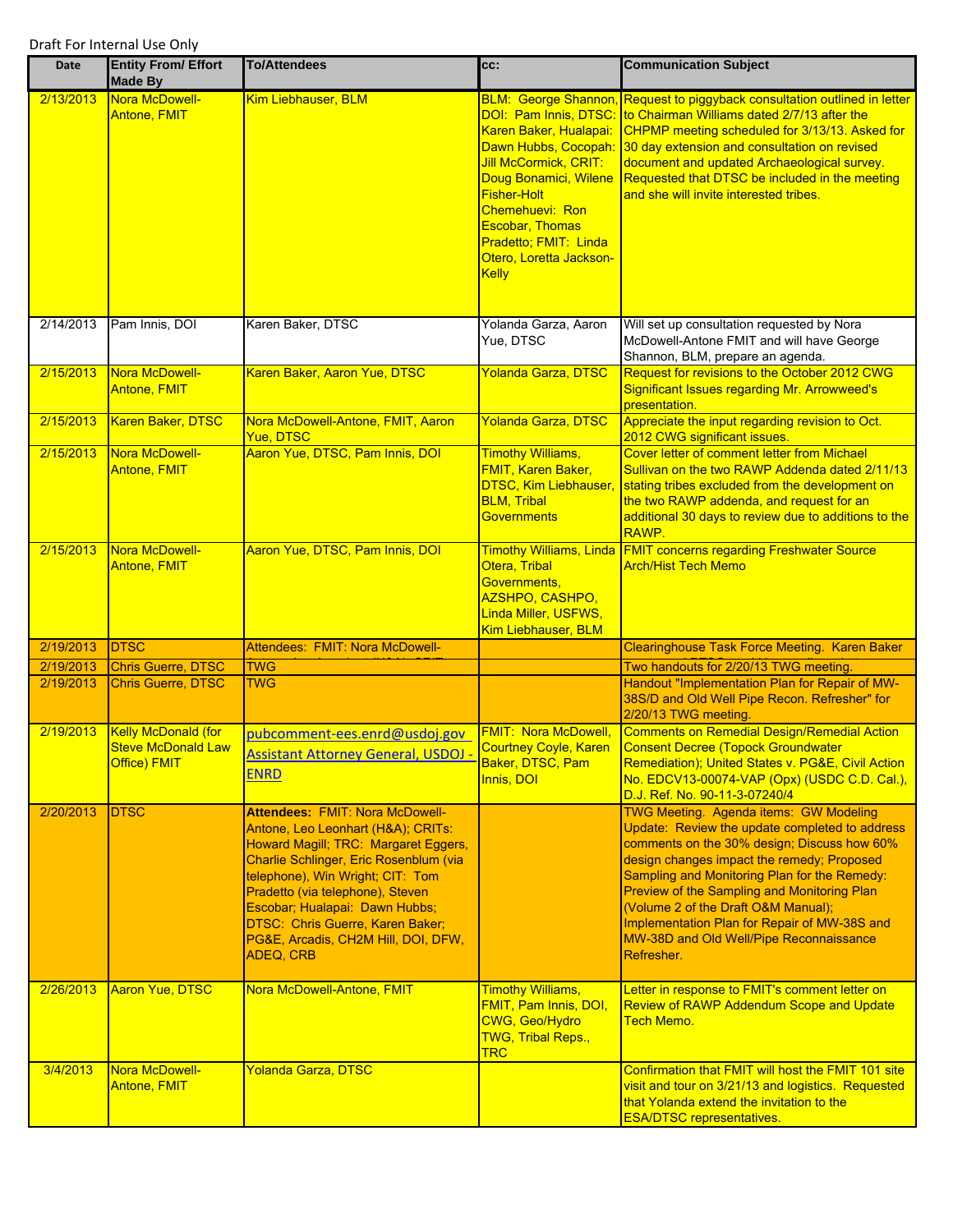Draft For Internal Use Only

| Date | Entity From/ Effort Made By | To/Attendees | cc: | Communication Subject |
|---|---|---|---|---|
| 2/13/2013 | Nora McDowell-Antone, FMIT | Kim Liebhauser, BLM | BLM: George Shannon, DOI: Pam Innis, DTSC: Karen Baker, Hualapai: Dawn Hubbs, Cocopah: Jill McCormick, CRIT: Doug Bonamici, Wilene Fisher-Holt Chemehuevi: Ron Escobar, Thomas Pradetto; FMIT: Linda Otero, Loretta Jackson-Kelly | Request to piggyback consultation outlined in letter to Chairman Williams dated 2/7/13 after the CHPMP meeting scheduled for 3/13/13. Asked for 30 day extension and consultation on revised document and updated Archaeological survey. Requested that DTSC be included in the meeting and she will invite interested tribes. |
| 2/14/2013 | Pam Innis, DOI | Karen Baker, DTSC | Yolanda Garza, Aaron Yue, DTSC | Will set up consultation requested by Nora McDowell-Antone FMIT and will have George Shannon, BLM, prepare an agenda. |
| 2/15/2013 | Nora McDowell-Antone, FMIT | Karen Baker, Aaron Yue, DTSC | Yolanda Garza, DTSC | Request for revisions to the October 2012 CWG Significant Issues regarding Mr. Arrowweed's presentation. |
| 2/15/2013 | Karen Baker, DTSC | Nora McDowell-Antone, FMIT, Aaron Yue, DTSC | Yolanda Garza, DTSC | Appreciate the input regarding revision to Oct. 2012 CWG significant issues. |
| 2/15/2013 | Nora McDowell-Antone, FMIT | Aaron Yue, DTSC, Pam Innis, DOI | Timothy Williams, FMIT, Karen Baker, DTSC, Kim Liebhauser, BLM, Tribal Governments | Cover letter of comment letter from Michael Sullivan on the two RAWP Addenda dated 2/11/13 stating tribes excluded from the development on the two RAWP addenda, and request for an additional 30 days to review due to additions to the RAWP. |
| 2/15/2013 | Nora McDowell-Antone, FMIT | Aaron Yue, DTSC, Pam Innis, DOI | Timothy Williams, Linda Otera, Tribal Governments, AZSHPO, CASHPO, Linda Miller, USFWS, Kim Liebhauser, BLM | FMIT concerns regarding Freshwater Source Arch/Hist Tech Memo |
| 2/19/2013 | DTSC | Attendees: FMIT: Nora McDowell- | | Clearinghouse Task Force Meeting. Karen Baker |
| 2/19/2013 | Chris Guerre, DTSC | TWG | | Two handouts for 2/20/13 TWG meeting. |
| 2/19/2013 | Chris Guerre, DTSC | TWG | | Handout "Implementation Plan for Repair of MW-38S/D and Old Well Pipe Recon. Refresher" for 2/20/13 TWG meeting. |
| 2/19/2013 | Kelly McDonald (for Steve McDonald Law Office) FMIT | pubcomment-ees.enrd@usdoj.gov Assistant Attorney General, USDOJ - ENRD | FMIT: Nora McDowell, Courtney Coyle, Karen Baker, DTSC, Pam Innis, DOI | Comments on Remedial Design/Remedial Action Consent Decree (Topock Groundwater Remediation); United States v. PG&E, Civil Action No. EDCV13-00074-VAP (Opx) (USDC C.D. Cal.), D.J. Ref. No. 90-11-3-07240/4 |
| 2/20/2013 | DTSC | **Attendees:** FMIT: Nora McDowell-Antone, Leo Leonhart (H&A); CRITs: Howard Magill; TRC: Margaret Eggers, Charlie Schlinger, Eric Rosenblum (via telephone), Win Wright; CIT: Tom Pradetto (via telephone), Steven Escobar; Hualapai: Dawn Hubbs; DTSC: Chris Guerre, Karen Baker; PG&E, Arcadis, CH2M Hill, DOI, DFW, ADEQ, CRB | | TWG Meeting. Agenda items: GW Modeling Update: Review the update completed to address comments on the 30% design; Discuss how 60% design changes impact the remedy; Proposed Sampling and Monitoring Plan for the Remedy: Preview of the Sampling and Monitoring Plan (Volume 2 of the Draft O&M Manual); Implementation Plan for Repair of MW-38S and MW-38D and Old Well/Pipe Reconnaissance Refresher. |
| 2/26/2013 | Aaron Yue, DTSC | Nora McDowell-Antone, FMIT | Timothy Williams, FMIT, Pam Innis, DOI, CWG, Geo/Hydro TWG, Tribal Reps., TRC | Letter in response to FMIT's comment letter on Review of RAWP Addendum Scope and Update Tech Memo. |
| 3/4/2013 | Nora McDowell-Antone, FMIT | Yolanda Garza, DTSC | | Confirmation that FMIT will host the FMIT 101 site visit and tour on 3/21/13 and logistics. Requested that Yolanda extend the invitation to the ESA/DTSC representatives. |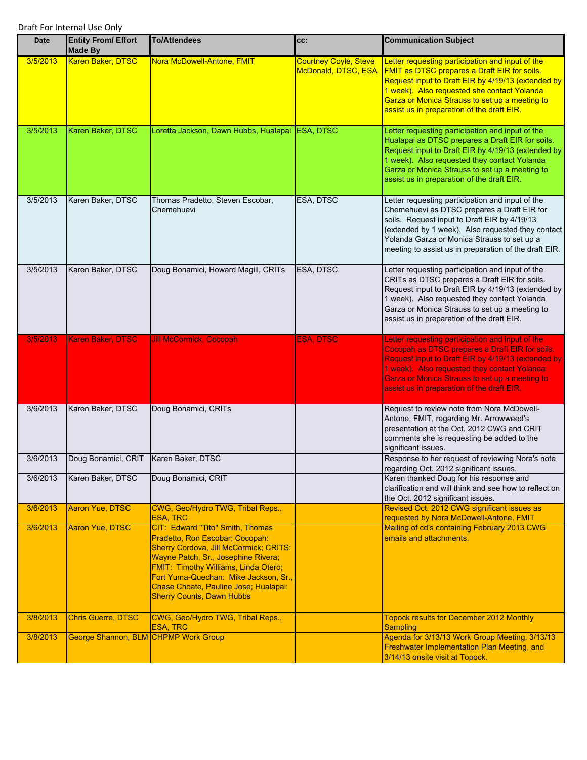Draft For Internal Use Only

| Date | Entity From/ Effort Made By | To/Attendees | cc: | Communication Subject |
|---|---|---|---|---|
| 3/5/2013 | Karen Baker, DTSC | Nora McDowell-Antone, FMIT | Courtney Coyle, Steve McDonald, DTSC, ESA | Letter requesting participation and input of the FMIT as DTSC prepares a Draft EIR for soils. Request input to Draft EIR by 4/19/13 (extended by 1 week). Also requested she contact Yolanda Garza or Monica Strauss to set up a meeting to assist us in preparation of the draft EIR. |
| 3/5/2013 | Karen Baker, DTSC | Loretta Jackson, Dawn Hubbs, Hualapai | ESA, DTSC | Letter requesting participation and input of the Hualapai as DTSC prepares a Draft EIR for soils. Request input to Draft EIR by 4/19/13 (extended by 1 week). Also requested they contact Yolanda Garza or Monica Strauss to set up a meeting to assist us in preparation of the draft EIR. |
| 3/5/2013 | Karen Baker, DTSC | Thomas Pradetto, Steven Escobar, Chemehuevi | ESA, DTSC | Letter requesting participation and input of the Chemehuevi as DTSC prepares a Draft EIR for soils. Request input to Draft EIR by 4/19/13 (extended by 1 week). Also requested they contact Yolanda Garza or Monica Strauss to set up a meeting to assist us in preparation of the draft EIR. |
| 3/5/2013 | Karen Baker, DTSC | Doug Bonamici, Howard Magill, CRITs | ESA, DTSC | Letter requesting participation and input of the CRITs as DTSC prepares a Draft EIR for soils. Request input to Draft EIR by 4/19/13 (extended by 1 week). Also requested they contact Yolanda Garza or Monica Strauss to set up a meeting to assist us in preparation of the draft EIR. |
| 3/5/2013 | Karen Baker, DTSC | Jill McCormick, Cocopah | ESA, DTSC | Letter requesting participation and input of the Cocopah as DTSC prepares a Draft EIR for soils. Request input to Draft EIR by 4/19/13 (extended by 1 week). Also requested they contact Yolanda Garza or Monica Strauss to set up a meeting to assist us in preparation of the draft EIR. |
| 3/6/2013 | Karen Baker, DTSC | Doug Bonamici, CRITs | | Request to review note from Nora McDowell-Antone, FMIT, regarding Mr. Arrowweed's presentation at the Oct. 2012 CWG and CRIT comments she is requesting be added to the significant issues. |
| 3/6/2013 | Doug Bonamici, CRIT | Karen Baker, DTSC | | Response to her request of reviewing Nora's note regarding Oct. 2012 significant issues. |
| 3/6/2013 | Karen Baker, DTSC | Doug Bonamici, CRIT | | Karen thanked Doug for his response and clarification and will think and see how to reflect on the Oct. 2012 significant issues. |
| 3/6/2013 | Aaron Yue, DTSC | CWG, Geo/Hydro TWG, Tribal Reps., ESA, TRC | | Revised Oct. 2012 CWG significant issues as requested by Nora McDowell-Antone, FMIT |
| 3/6/2013 | Aaron Yue, DTSC | CIT: Edward "Tito" Smith, Thomas Pradetto, Ron Escobar; Cocopah: Sherry Cordova, Jill McCormick; CRITS: Wayne Patch, Sr., Josephine Rivera; FMIT: Timothy Williams, Linda Otero; Fort Yuma-Quechan: Mike Jackson, Sr., Chase Choate, Pauline Jose; Hualapai: Sherry Counts, Dawn Hubbs | | Mailing of cd's containing February 2013 CWG emails and attachments. |
| 3/8/2013 | Chris Guerre, DTSC | CWG, Geo/Hydro TWG, Tribal Reps., ESA, TRC | | Topock results for December 2012 Monthly Sampling |
| 3/8/2013 | George Shannon, BLM | CHPMP Work Group | | Agenda for 3/13/13 Work Group Meeting, 3/13/13 Freshwater Implementation Plan Meeting, and 3/14/13 onsite visit at Topock. |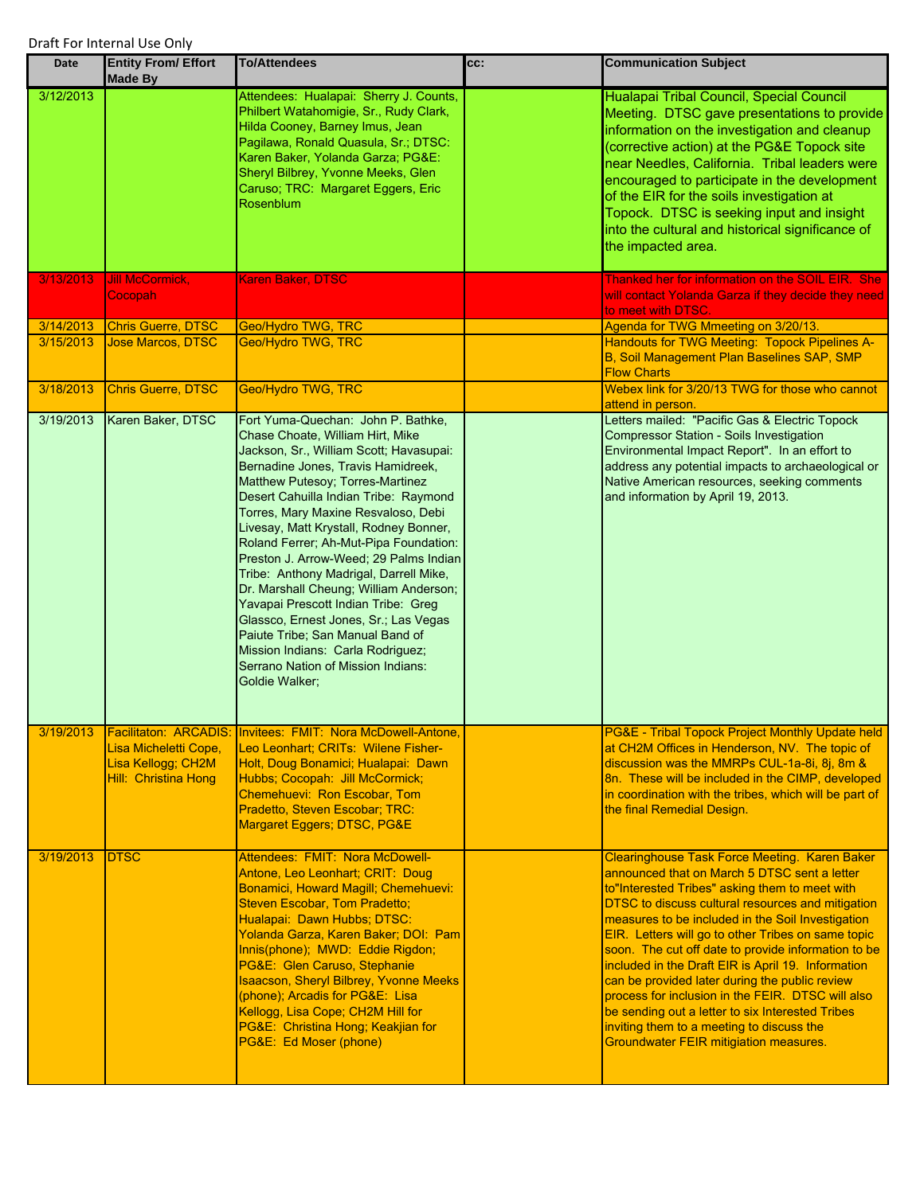Draft For Internal Use Only

| Date | Entity From/ Effort Made By | To/Attendees | cc: | Communication Subject |
|---|---|---|---|---|
| 3/12/2013 | | Attendees: Hualapai: Sherry J. Counts, Philbert Watahomigie, Sr., Rudy Clark, Hilda Cooney, Barney Imus, Jean Pagilawa, Ronald Quasula, Sr.; DTSC: Karen Baker, Yolanda Garza; PG&E: Sheryl Bilbrey, Yvonne Meeks, Glen Caruso; TRC: Margaret Eggers, Eric Rosenblum | | Hualapai Tribal Council, Special Council Meeting. DTSC gave presentations to provide information on the investigation and cleanup (corrective action) at the PG&E Topock site near Needles, California. Tribal leaders were encouraged to participate in the development of the EIR for the soils investigation at Topock. DTSC is seeking input and insight into the cultural and historical significance of the impacted area. |
| 3/13/2013 | Jill McCormick, Cocopah | Karen Baker, DTSC | | Thanked her for information on the SOIL EIR. She will contact Yolanda Garza if they decide they need to meet with DTSC. |
| 3/14/2013 | Chris Guerre, DTSC | Geo/Hydro TWG, TRC | | Agenda for TWG Mmeeting on 3/20/13. |
| 3/15/2013 | Jose Marcos, DTSC | Geo/Hydro TWG, TRC | | Handouts for TWG Meeting: Topock Pipelines A-B, Soil Management Plan Baselines SAP, SMP Flow Charts |
| 3/18/2013 | Chris Guerre, DTSC | Geo/Hydro TWG, TRC | | Webex link for 3/20/13 TWG for those who cannot attend in person. |
| 3/19/2013 | Karen Baker, DTSC | Fort Yuma-Quechan: John P. Bathke, Chase Choate, William Hirt, Mike Jackson, Sr., William Scott; Havasupai: Bernadine Jones, Travis Hamidreek, Matthew Putesoy; Torres-Martinez Desert Cahuilla Indian Tribe: Raymond Torres, Mary Maxine Resvaloso, Debi Livesay, Matt Krystall, Rodney Bonner, Roland Ferrer; Ah-Mut-Pipa Foundation: Preston J. Arrow-Weed; 29 Palms Indian Tribe: Anthony Madrigal, Darrell Mike, Dr. Marshall Cheung; William Anderson; Yavapai Prescott Indian Tribe: Greg Glassco, Ernest Jones, Sr.; Las Vegas Paiute Tribe; San Manual Band of Mission Indians: Carla Rodriguez; Serrano Nation of Mission Indians: Goldie Walker; | | Letters mailed: "Pacific Gas & Electric Topock Compressor Station - Soils Investigation Environmental Impact Report". In an effort to address any potential impacts to archaeological or Native American resources, seeking comments and information by April 19, 2013. |
| 3/19/2013 | Facilitaton: ARCADIS: Lisa Micheletti Cope, Lisa Kellogg; CH2M Hill: Christina Hong | Invitees: FMIT: Nora McDowell-Antone, Leo Leonhart; CRITs: Wilene Fisher-Holt, Doug Bonamici; Hualapai: Dawn Hubbs; Cocopah: Jill McCormick; Chemehuevi: Ron Escobar, Tom Pradetto, Steven Escobar; TRC: Margaret Eggers; DTSC, PG&E | | PG&E - Tribal Topock Project Monthly Update held at CH2M Offices in Henderson, NV. The topic of discussion was the MMRPs CUL-1a-8i, 8j, 8m & 8n. These will be included in the CIMP, developed in coordination with the tribes, which will be part of the final Remedial Design. |
| 3/19/2013 | DTSC | Attendees: FMIT: Nora McDowell-Antone, Leo Leonhart; CRIT: Doug Bonamici, Howard Magill; Chemehuevi: Steven Escobar, Tom Pradetto; Hualapai: Dawn Hubbs; DTSC: Yolanda Garza, Karen Baker; DOI: Pam Innis(phone); MWD: Eddie Rigdon; PG&E: Glen Caruso, Stephanie Isaacson, Sheryl Bilbrey, Yvonne Meeks (phone); Arcadis for PG&E: Lisa Kellogg, Lisa Cope; CH2M Hill for PG&E: Christina Hong; Keakjian for PG&E: Ed Moser (phone) | | Clearinghouse Task Force Meeting. Karen Baker announced that on March 5 DTSC sent a letter to"Interested Tribes" asking them to meet with DTSC to discuss cultural resources and mitigation measures to be included in the Soil Investigation EIR. Letters will go to other Tribes on same topic soon. The cut off date to provide information to be included in the Draft EIR is April 19. Information can be provided later during the public review process for inclusion in the FEIR. DTSC will also be sending out a letter to six Interested Tribes inviting them to a meeting to discuss the Groundwater FEIR mitigiation measures. |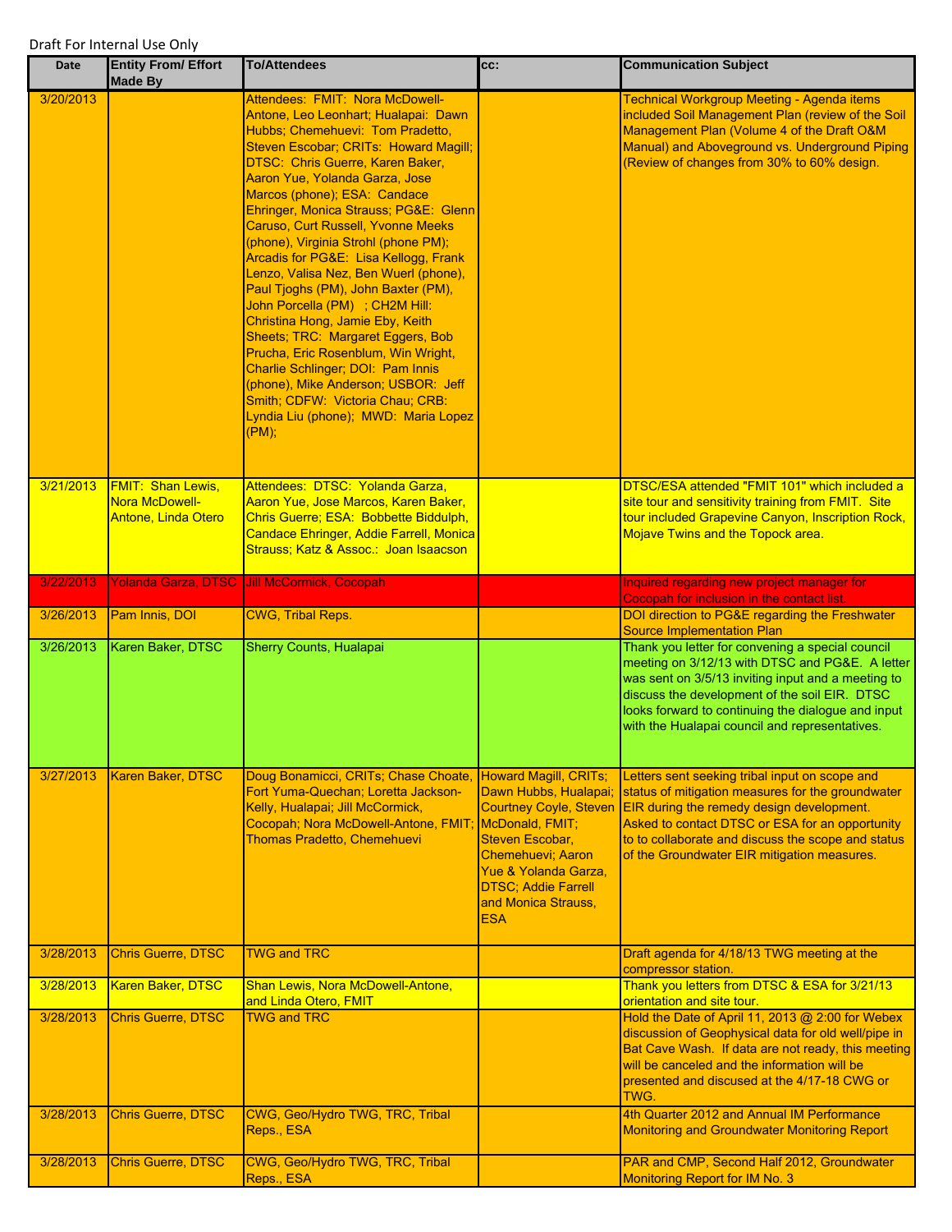Draft For Internal Use Only

| Date | Entity From/ Effort Made By | To/Attendees | cc: | Communication Subject |
|---|---|---|---|---|
| 3/20/2013 | | Attendees: FMIT: Nora McDowell-Antone, Leo Leonhart; Hualapai: Dawn Hubbs; Chemehuevi: Tom Pradetto, Steven Escobar; CRITs: Howard Magill; DTSC: Chris Guerre, Karen Baker, Aaron Yue, Yolanda Garza, Jose Marcos (phone); ESA: Candace Ehringer, Monica Strauss; PG&E: Glenn Caruso, Curt Russell, Yvonne Meeks (phone), Virginia Strohl (phone PM); Arcadis for PG&E: Lisa Kellogg, Frank Lenzo, Valisa Nez, Ben Wuerl (phone), Paul Tjoghs (PM), John Baxter (PM), John Porcella (PM) ; CH2M Hill: Christina Hong, Jamie Eby, Keith Sheets; TRC: Margaret Eggers, Bob Prucha, Eric Rosenblum, Win Wright, Charlie Schlinger; DOI: Pam Innis (phone), Mike Anderson; USBOR: Jeff Smith; CDFW: Victoria Chau; CRB: Lyndia Liu (phone); MWD: Maria Lopez (PM); | | Technical Workgroup Meeting - Agenda items included Soil Management Plan (review of the Soil Management Plan (Volume 4 of the Draft O&M Manual) and Aboveground vs. Underground Piping (Review of changes from 30% to 60% design. |
| 3/21/2013 | FMIT: Shan Lewis, Nora McDowell-Antone, Linda Otero | Attendees: DTSC: Yolanda Garza, Aaron Yue, Jose Marcos, Karen Baker, Chris Guerre; ESA: Bobbette Biddulph, Candace Ehringer, Addie Farrell, Monica Strauss; Katz & Assoc.: Joan Isaacson | | DTSC/ESA attended "FMIT 101" which included a site tour and sensitivity training from FMIT. Site tour included Grapevine Canyon, Inscription Rock, Mojave Twins and the Topock area. |
| 3/22/2013 | Yolanda Garza, DTSC | Jill McCormick, Cocopah | | Inquired regarding new project manager for Cocopah for inclusion in the contact list. |
| 3/26/2013 | Pam Innis, DOI | CWG, Tribal Reps. | | DOI direction to PG&E regarding the Freshwater Source Implementation Plan |
| 3/26/2013 | Karen Baker, DTSC | Sherry Counts, Hualapai | | Thank you letter for convening a special council meeting on 3/12/13 with DTSC and PG&E. A letter was sent on 3/5/13 inviting input and a meeting to discuss the development of the soil EIR. DTSC looks forward to continuing the dialogue and input with the Hualapai council and representatives. |
| 3/27/2013 | Karen Baker, DTSC | Doug Bonamicci, CRITs; Chase Choate, Fort Yuma-Quechan; Loretta Jackson-Kelly, Hualapai; Jill McCormick, Cocopah; Nora McDowell-Antone, FMIT; Thomas Pradetto, Chemehuevi | Howard Magill, CRITs; Dawn Hubbs, Hualapai; Courtney Coyle, Steven McDonald, FMIT; Steven Escobar, Chemehuevi; Aaron Yue & Yolanda Garza, DTSC; Addie Farrell and Monica Strauss, ESA | Letters sent seeking tribal input on scope and status of mitigation measures for the groundwater EIR during the remedy design development. Asked to contact DTSC or ESA for an opportunity to to collaborate and discuss the scope and status of the Groundwater EIR mitigation measures. |
| 3/28/2013 | Chris Guerre, DTSC | TWG and TRC | | Draft agenda for 4/18/13 TWG meeting at the compressor station. |
| 3/28/2013 | Karen Baker, DTSC | Shan Lewis, Nora McDowell-Antone, and Linda Otero, FMIT | | Thank you letters from DTSC & ESA for 3/21/13 orientation and site tour. |
| 3/28/2013 | Chris Guerre, DTSC | TWG and TRC | | Hold the Date of April 11, 2013 @ 2:00 for Webex discussion of Geophysical data for old well/pipe in Bat Cave Wash. If data are not ready, this meeting will be canceled and the information will be presented and discused at the 4/17-18 CWG or TWG. |
| 3/28/2013 | Chris Guerre, DTSC | CWG, Geo/Hydro TWG, TRC, Tribal Reps., ESA | | 4th Quarter 2012 and Annual IM Performance Monitoring and Groundwater Monitoring Report |
| 3/28/2013 | Chris Guerre, DTSC | CWG, Geo/Hydro TWG, TRC, Tribal Reps., ESA | | PAR and CMP, Second Half 2012, Groundwater Monitoring Report for IM No. 3 |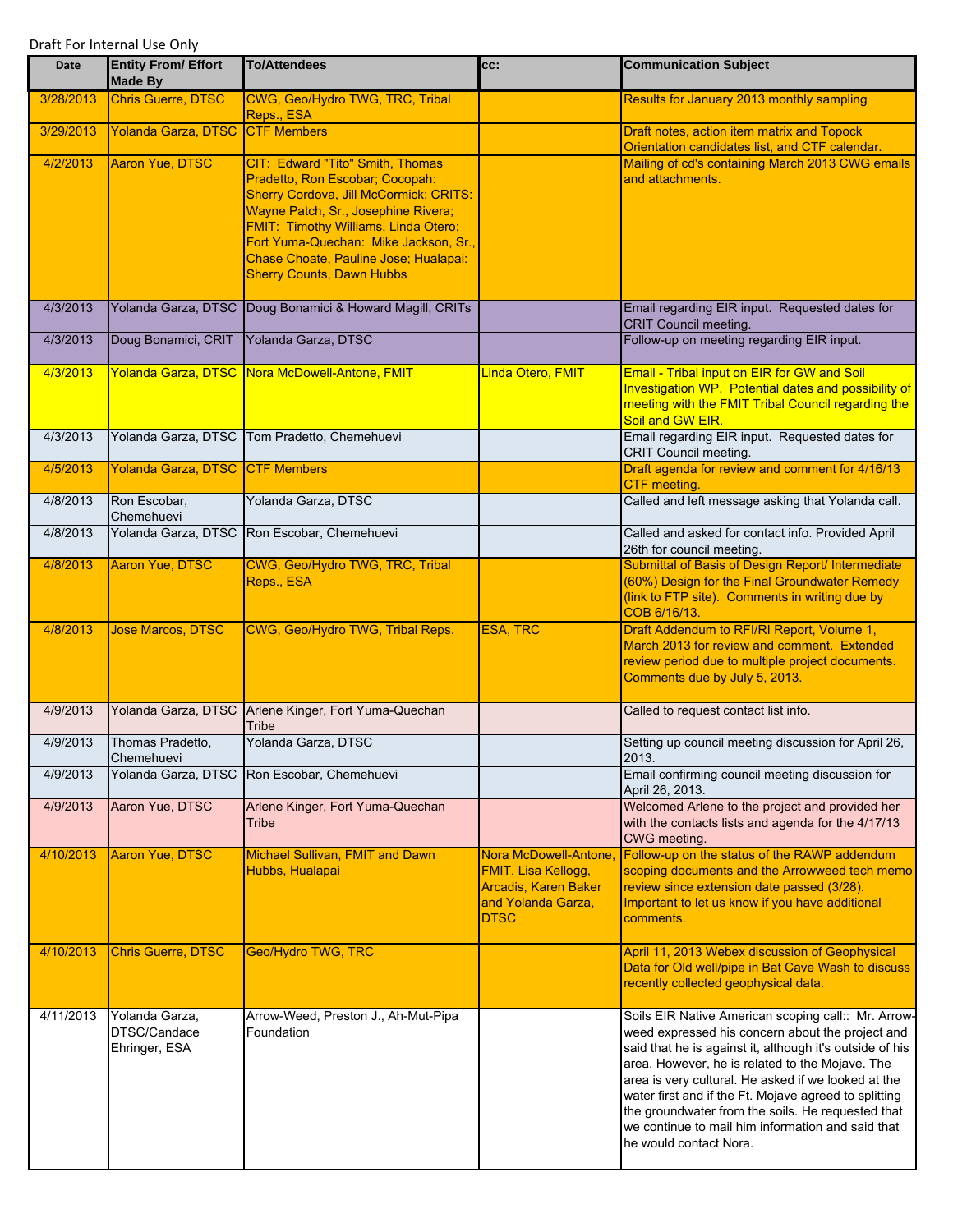Draft For Internal Use Only

| Date | Entity From/ Effort Made By | To/Attendees | cc: | Communication Subject |
|---|---|---|---|---|
| 3/28/2013 | Chris Guerre, DTSC | CWG, Geo/Hydro TWG, TRC, Tribal Reps., ESA | | Results for January 2013 monthly sampling |
| 3/29/2013 | Yolanda Garza, DTSC | CTF Members | | Draft notes, action item matrix and Topock Orientation candidates list, and CTF calendar. |
| 4/2/2013 | Aaron Yue, DTSC | CIT: Edward "Tito" Smith, Thomas Pradetto, Ron Escobar; Cocopah: Sherry Cordova, Jill McCormick; CRITS: Wayne Patch, Sr., Josephine Rivera; FMIT: Timothy Williams, Linda Otero; Fort Yuma-Quechan: Mike Jackson, Sr., Chase Choate, Pauline Jose; Hualapai: Sherry Counts, Dawn Hubbs | | Mailing of cd's containing March 2013 CWG emails and attachments. |
| 4/3/2013 | Yolanda Garza, DTSC | Doug Bonamici & Howard Magill, CRITs | | Email regarding EIR input. Requested dates for CRIT Council meeting. |
| 4/3/2013 | Doug Bonamici, CRIT | Yolanda Garza, DTSC | | Follow-up on meeting regarding EIR input. |
| 4/3/2013 | Yolanda Garza, DTSC | Nora McDowell-Antone, FMIT | Linda Otero, FMIT | Email - Tribal input on EIR for GW and Soil Investigation WP. Potential dates and possibility of meeting with the FMIT Tribal Council regarding the Soil and GW EIR. |
| 4/3/2013 | Yolanda Garza, DTSC | Tom Pradetto, Chemehuevi | | Email regarding EIR input. Requested dates for CRIT Council meeting. |
| 4/5/2013 | Yolanda Garza, DTSC | CTF Members | | Draft agenda for review and comment for 4/16/13 CTF meeting. |
| 4/8/2013 | Ron Escobar, Chemehuevi | Yolanda Garza, DTSC | | Called and left message asking that Yolanda call. |
| 4/8/2013 | Yolanda Garza, DTSC | Ron Escobar, Chemehuevi | | Called and asked for contact info. Provided April 26th for council meeting. |
| 4/8/2013 | Aaron Yue, DTSC | CWG, Geo/Hydro TWG, TRC, Tribal Reps., ESA | | Submittal of Basis of Design Report/ Intermediate (60%) Design for the Final Groundwater Remedy (link to FTP site). Comments in writing due by COB 6/16/13. |
| 4/8/2013 | Jose Marcos, DTSC | CWG, Geo/Hydro TWG, Tribal Reps. | ESA, TRC | Draft Addendum to RFI/RI Report, Volume 1, March 2013 for review and comment. Extended review period due to multiple project documents. Comments due by July 5, 2013. |
| 4/9/2013 | Yolanda Garza, DTSC | Arlene Kinger, Fort Yuma-Quechan Tribe | | Called to request contact list info. |
| 4/9/2013 | Thomas Pradetto, Chemehuevi | Yolanda Garza, DTSC | | Setting up council meeting discussion for April 26, 2013. |
| 4/9/2013 | Yolanda Garza, DTSC | Ron Escobar, Chemehuevi | | Email confirming council meeting discussion for April 26, 2013. |
| 4/9/2013 | Aaron Yue, DTSC | Arlene Kinger, Fort Yuma-Quechan Tribe | | Welcomed Arlene to the project and provided her with the contacts lists and agenda for the 4/17/13 CWG meeting. |
| 4/10/2013 | Aaron Yue, DTSC | Michael Sullivan, FMIT and Dawn Hubbs, Hualapai | Nora McDowell-Antone, FMIT, Lisa Kellogg, Arcadis, Karen Baker and Yolanda Garza, DTSC | Follow-up on the status of the RAWP addendum scoping documents and the Arrowweed tech memo review since extension date passed (3/28). Important to let us know if you have additional comments. |
| 4/10/2013 | Chris Guerre, DTSC | Geo/Hydro TWG, TRC | | April 11, 2013 Webex discussion of Geophysical Data for Old well/pipe in Bat Cave Wash to discuss recently collected geophysical data. |
| 4/11/2013 | Yolanda Garza, DTSC/Candace Ehringer, ESA | Arrow-Weed, Preston J., Ah-Mut-Pipa Foundation | | Soils EIR Native American scoping call:: Mr. Arrow-weed expressed his concern about the project and said that he is against it, although it's outside of his area. However, he is related to the Mojave. The area is very cultural. He asked if we looked at the water first and if the Ft. Mojave agreed to splitting the groundwater from the soils. He requested that we continue to mail him information and said that he would contact Nora. |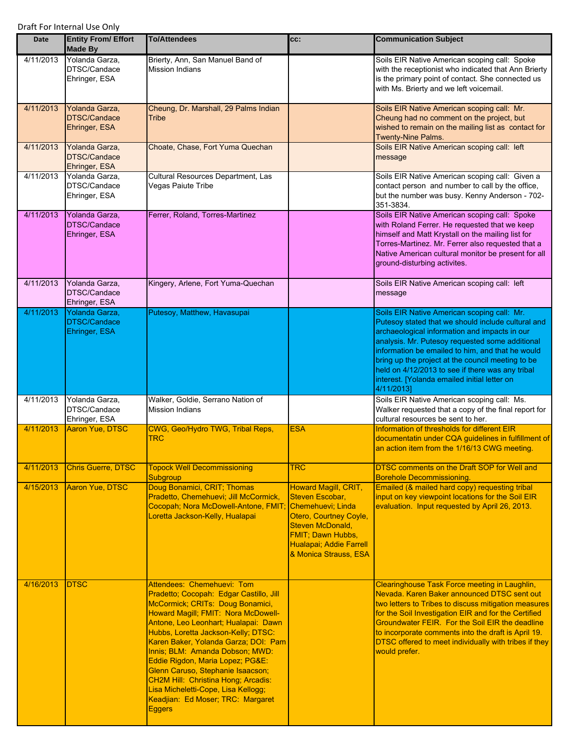Draft For Internal Use Only

| Date | Entity From/ Effort Made By | To/Attendees | cc: | Communication Subject |
|---|---|---|---|---|
| 4/11/2013 | Yolanda Garza, DTSC/Candace Ehringer, ESA | Brierty, Ann, San Manuel Band of Mission Indians | | Soils EIR Native American scoping call: Spoke with the receptionist who indicated that Ann Brierty is the primary point of contact. She connected us with Ms. Brierty and we left voicemail. |
| 4/11/2013 | Yolanda Garza, DTSC/Candace Ehringer, ESA | Cheung, Dr. Marshall, 29 Palms Indian Tribe | | Soils EIR Native American scoping call: Mr. Cheung had no comment on the project, but wished to remain on the mailing list as contact for Twenty-Nine Palms. |
| 4/11/2013 | Yolanda Garza, DTSC/Candace Ehringer, ESA | Choate, Chase, Fort Yuma Quechan | | Soils EIR Native American scoping call: left message |
| 4/11/2013 | Yolanda Garza, DTSC/Candace Ehringer, ESA | Cultural Resources Department, Las Vegas Paiute Tribe | | Soils EIR Native American scoping call: Given a contact person and number to call by the office, but the number was busy. Kenny Anderson - 702-351-3834. |
| 4/11/2013 | Yolanda Garza, DTSC/Candace Ehringer, ESA | Ferrer, Roland, Torres-Martinez | | Soils EIR Native American scoping call: Spoke with Roland Ferrer. He requested that we keep himself and Matt Krystall on the mailing list for Torres-Martinez. Mr. Ferrer also requested that a Native American cultural monitor be present for all ground-disturbing activites. |
| 4/11/2013 | Yolanda Garza, DTSC/Candace Ehringer, ESA | Kingery, Arlene, Fort Yuma-Quechan | | Soils EIR Native American scoping call: left message |
| 4/11/2013 | Yolanda Garza, DTSC/Candace Ehringer, ESA | Putesoy, Matthew, Havasupai | | Soils EIR Native American scoping call: Mr. Putesoy stated that we should include cultural and archaeological information and impacts in our analysis. Mr. Putesoy requested some additional information be emailed to him, and that he would bring up the project at the council meeting to be held on 4/12/2013 to see if there was any tribal interest. [Yolanda emailed initial letter on 4/11/2013] |
| 4/11/2013 | Yolanda Garza, DTSC/Candace Ehringer, ESA | Walker, Goldie, Serrano Nation of Mission Indians | | Soils EIR Native American scoping call: Ms. Walker requested that a copy of the final report for cultural resources be sent to her. |
| 4/11/2013 | Aaron Yue, DTSC | CWG, Geo/Hydro TWG, Tribal Reps, TRC | ESA | Information of thresholds for different EIR documentatin under CQA guidelines in fulfillment of an action item from the 1/16/13 CWG meeting. |
| 4/11/2013 | Chris Guerre, DTSC | Topock Well Decommissioning Subgroup | TRC | DTSC comments on the Draft SOP for Well and Borehole Decommissioning. |
| 4/15/2013 | Aaron Yue, DTSC | Doug Bonamici, CRIT; Thomas Pradetto, Chemehuevi; Jill McCormick, Cocopah; Nora McDowell-Antone, FMIT; Loretta Jackson-Kelly, Hualapai | Howard Magill, CRIT, Steven Escobar, Chemehuevi; Linda Otero, Courtney Coyle, Steven McDonald, FMIT; Dawn Hubbs, Hualapai; Addie Farrell & Monica Strauss, ESA | Emailed (& mailed hard copy) requesting tribal input on key viewpoint locations for the Soil EIR evaluation. Input requested by April 26, 2013. |
| 4/16/2013 | DTSC | Attendees: Chemehuevi: Tom Pradetto; Cocopah: Edgar Castillo, Jill McCormick; CRITs: Doug Bonamici, Howard Magill; FMIT: Nora McDowell-Antone, Leo Leonhart; Hualapai: Dawn Hubbs, Loretta Jackson-Kelly; DTSC: Karen Baker, Yolanda Garza; DOI: Pam Innis; BLM: Amanda Dobson; MWD: Eddie Rigdon, Maria Lopez; PG&E: Glenn Caruso, Stephanie Isaacson; CH2M Hill: Christina Hong; Arcadis: Lisa Micheletti-Cope, Lisa Kellogg; Keadjian: Ed Moser; TRC: Margaret Eggers | | Clearinghouse Task Force meeting in Laughlin, Nevada. Karen Baker announced DTSC sent out two letters to Tribes to discuss mitigation measures for the Soil Investigation EIR and for the Certified Groundwater FEIR. For the Soil EIR the deadline to incorporate comments into the draft is April 19. DTSC offered to meet individually with tribes if they would prefer. |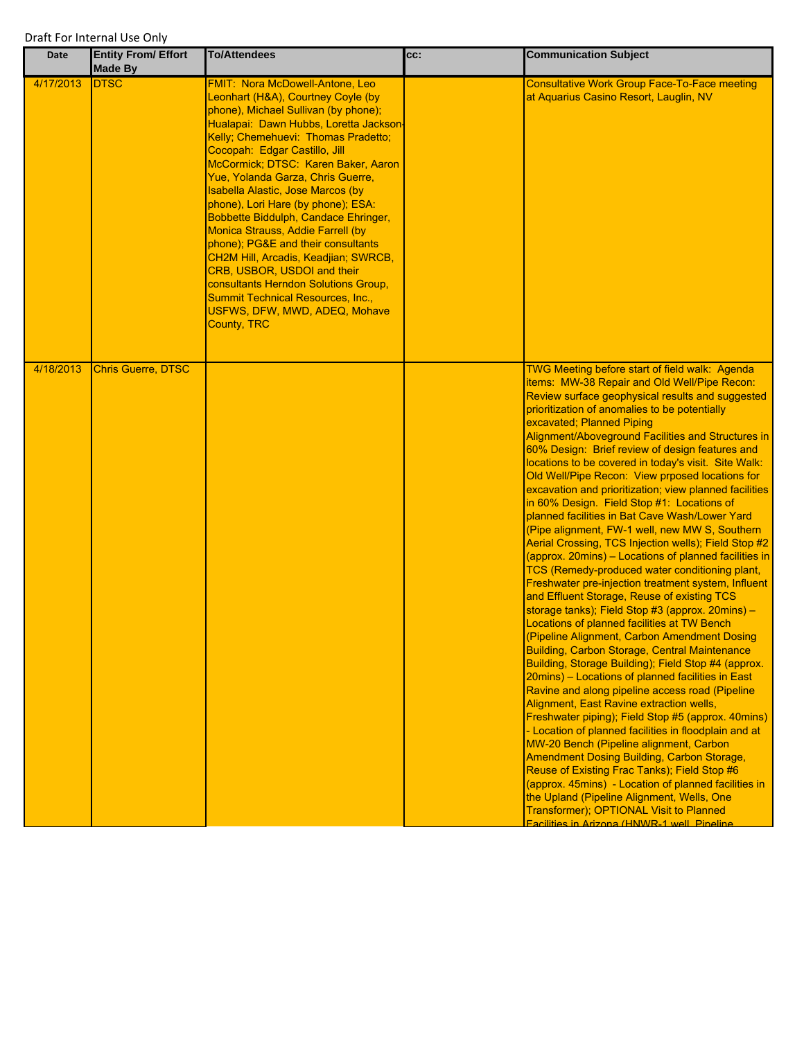Draft For Internal Use Only

| Date | Entity From/ Effort Made By | To/Attendees | cc: | Communication Subject |
|---|---|---|---|---|
| 4/17/2013 | DTSC | FMIT: Nora McDowell-Antone, Leo Leonhart (H&A), Courtney Coyle (by phone), Michael Sullivan (by phone); Hualapai: Dawn Hubbs, Loretta Jackson-Kelly; Chemehuevi: Thomas Pradetto; Cocopah: Edgar Castillo, Jill McCormick; DTSC: Karen Baker, Aaron Yue, Yolanda Garza, Chris Guerre, Isabella Alastic, Jose Marcos (by phone), Lori Hare (by phone); ESA: Bobbette Biddulph, Candace Ehringer, Monica Strauss, Addie Farrell (by phone); PG&E and their consultants CH2M Hill, Arcadis, Keadjian; SWRCB, CRB, USBOR, USDOI and their consultants Herndon Solutions Group, Summit Technical Resources, Inc., USFWS, DFW, MWD, ADEQ, Mohave County, TRC | | Consultative Work Group Face-To-Face meeting at Aquarius Casino Resort, Lauglin, NV |
| 4/18/2013 | Chris Guerre, DTSC | | | TWG Meeting before start of field walk: Agenda items: MW-38 Repair and Old Well/Pipe Recon: Review surface geophysical results and suggested prioritization of anomalies to be potentially excavated; Planned Piping Alignment/Aboveground Facilities and Structures in 60% Design: Brief review of design features and locations to be covered in today's visit. Site Walk: Old Well/Pipe Recon: View prposed locations for excavation and prioritization; view planned facilities in 60% Design. Field Stop #1: Locations of planned facilities in Bat Cave Wash/Lower Yard (Pipe alignment, FW-1 well, new MW S, Southern Aerial Crossing, TCS Injection wells); Field Stop #2 (approx. 20mins) – Locations of planned facilities in TCS (Remedy-produced water conditioning plant, Freshwater pre-injection treatment system, Influent and Effluent Storage, Reuse of existing TCS storage tanks); Field Stop #3 (approx. 20mins) – Locations of planned facilities at TW Bench (Pipeline Alignment, Carbon Amendment Dosing Building, Carbon Storage, Central Maintenance Building, Storage Building); Field Stop #4 (approx. 20mins) – Locations of planned facilities in East Ravine and along pipeline access road (Pipeline Alignment, East Ravine extraction wells, Freshwater piping); Field Stop #5 (approx. 40mins) - Location of planned facilities in floodplain and at MW-20 Bench (Pipeline alignment, Carbon Amendment Dosing Building, Carbon Storage, Reuse of Existing Frac Tanks); Field Stop #6 (approx. 45mins) - Location of planned facilities in the Upland (Pipeline Alignment, Wells, One Transformer); OPTIONAL Visit to Planned Facilities in Arizona (HNWR-1 well, Pipeline |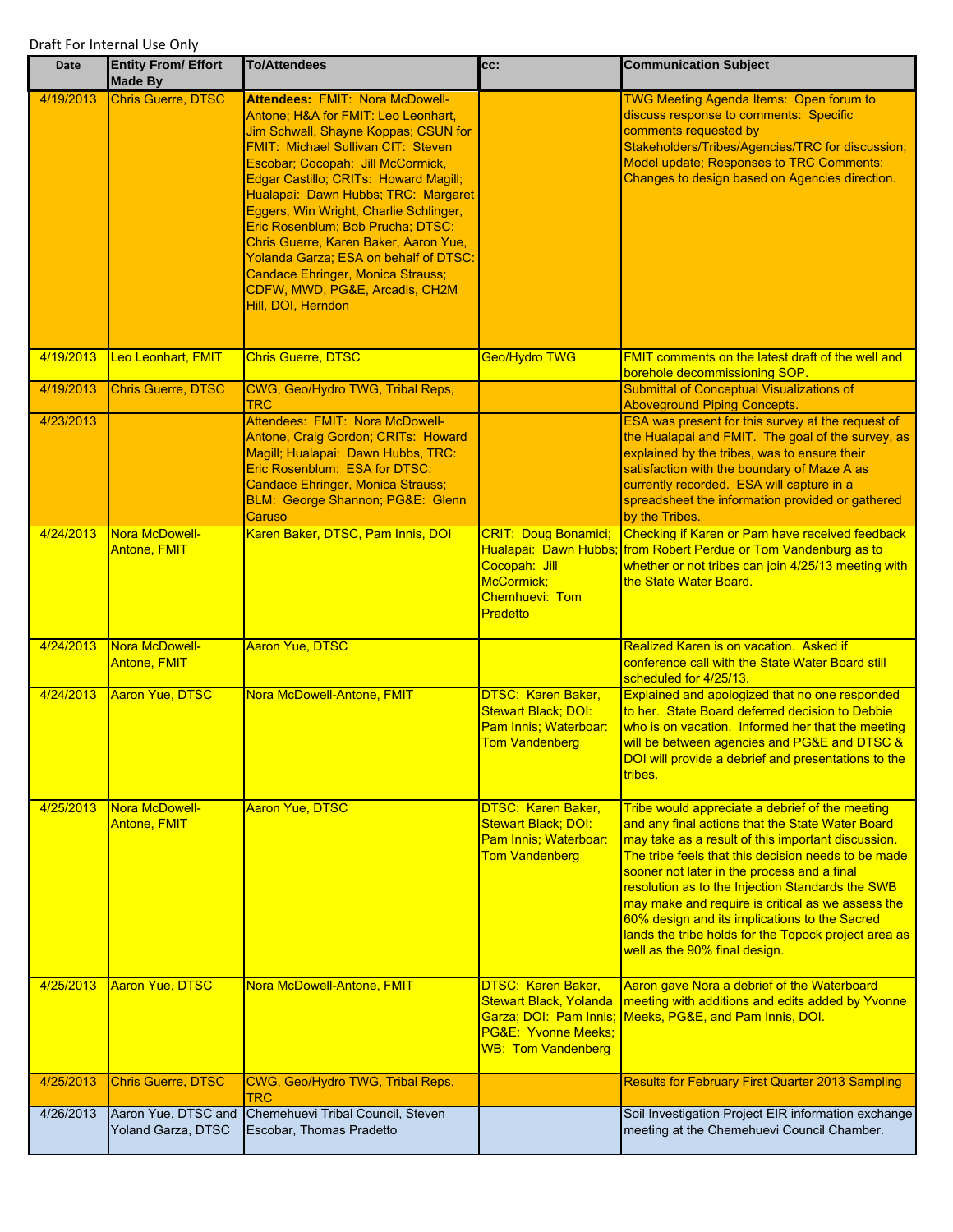Draft For Internal Use Only

| Date | Entity From/ Effort Made By | To/Attendees | cc: | Communication Subject |
|---|---|---|---|---|
| 4/19/2013 | Chris Guerre, DTSC | **Attendees:** FMIT: Nora McDowell-Antone; H&A for FMIT: Leo Leonhart, Jim Schwall, Shayne Koppas; CSUN for FMIT: Michael Sullivan CIT: Steven Escobar; Cocopah: Jill McCormick, Edgar Castillo; CRITs: Howard Magill; Hualapai: Dawn Hubbs; TRC: Margaret Eggers, Win Wright, Charlie Schlinger, Eric Rosenblum; Bob Prucha; DTSC: Chris Guerre, Karen Baker, Aaron Yue, Yolanda Garza; ESA on behalf of DTSC: Candace Ehringer, Monica Strauss; CDFW, MWD, PG&E, Arcadis, CH2M Hill, DOI, Herndon | | TWG Meeting Agenda Items: Open forum to discuss response to comments: Specific comments requested by Stakeholders/Tribes/Agencies/TRC for discussion; Model update; Responses to TRC Comments; Changes to design based on Agencies direction. |
| 4/19/2013 | Leo Leonhart, FMIT | Chris Guerre, DTSC | Geo/Hydro TWG | FMIT comments on the latest draft of the well and borehole decommissioning SOP. |
| 4/19/2013 | Chris Guerre, DTSC | CWG, Geo/Hydro TWG, Tribal Reps, TRC | | Submittal of Conceptual Visualizations of Aboveground Piping Concepts. |
| 4/23/2013 | | Attendees: FMIT: Nora McDowell-Antone, Craig Gordon; CRITs: Howard Magill; Hualapai: Dawn Hubbs, TRC: Eric Rosenblum: ESA for DTSC: Candace Ehringer, Monica Strauss; BLM: George Shannon; PG&E: Glenn Caruso | | ESA was present for this survey at the request of the Hualapai and FMIT. The goal of the survey, as explained by the tribes, was to ensure their satisfaction with the boundary of Maze A as currently recorded. ESA will capture in a spreadsheet the information provided or gathered by the Tribes. |
| 4/24/2013 | Nora McDowell-Antone, FMIT | Karen Baker, DTSC, Pam Innis, DOI | CRIT: Doug Bonamici; Hualapai: Dawn Hubbs; Cocopah: Jill McCormick; Chemhuevi: Tom Pradetto | Checking if Karen or Pam have received feedback from Robert Perdue or Tom Vandenburg as to whether or not tribes can join 4/25/13 meeting with the State Water Board. |
| 4/24/2013 | Nora McDowell-Antone, FMIT | Aaron Yue, DTSC | | Realized Karen is on vacation. Asked if conference call with the State Water Board still scheduled for 4/25/13. |
| 4/24/2013 | Aaron Yue, DTSC | Nora McDowell-Antone, FMIT | DTSC: Karen Baker, Stewart Black; DOI: Pam Innis; Waterboar: Tom Vandenberg | Explained and apologized that no one responded to her. State Board deferred decision to Debbie who is on vacation. Informed her that the meeting will be between agencies and PG&E and DTSC & DOI will provide a debrief and presentations to the tribes. |
| 4/25/2013 | Nora McDowell-Antone, FMIT | Aaron Yue, DTSC | DTSC: Karen Baker, Stewart Black; DOI: Pam Innis; Waterboar: Tom Vandenberg | Tribe would appreciate a debrief of the meeting and any final actions that the State Water Board may take as a result of this important discussion. The tribe feels that this decision needs to be made sooner not later in the process and a final resolution as to the Injection Standards the SWB may make and require is critical as we assess the 60% design and its implications to the Sacred lands the tribe holds for the Topock project area as well as the 90% final design. |
| 4/25/2013 | Aaron Yue, DTSC | Nora McDowell-Antone, FMIT | DTSC: Karen Baker, Stewart Black, Yolanda Garza; DOI: Pam Innis; PG&E: Yvonne Meeks; WB: Tom Vandenberg | Aaron gave Nora a debrief of the Waterboard meeting with additions and edits added by Yvonne Meeks, PG&E, and Pam Innis, DOI. |
| 4/25/2013 | Chris Guerre, DTSC | CWG, Geo/Hydro TWG, Tribal Reps, TRC | | Results for February First Quarter 2013 Sampling |
| 4/26/2013 | Aaron Yue, DTSC and Yoland Garza, DTSC | Chemehuevi Tribal Council, Steven Escobar, Thomas Pradetto | | Soil Investigation Project EIR information exchange meeting at the Chemehuevi Council Chamber. |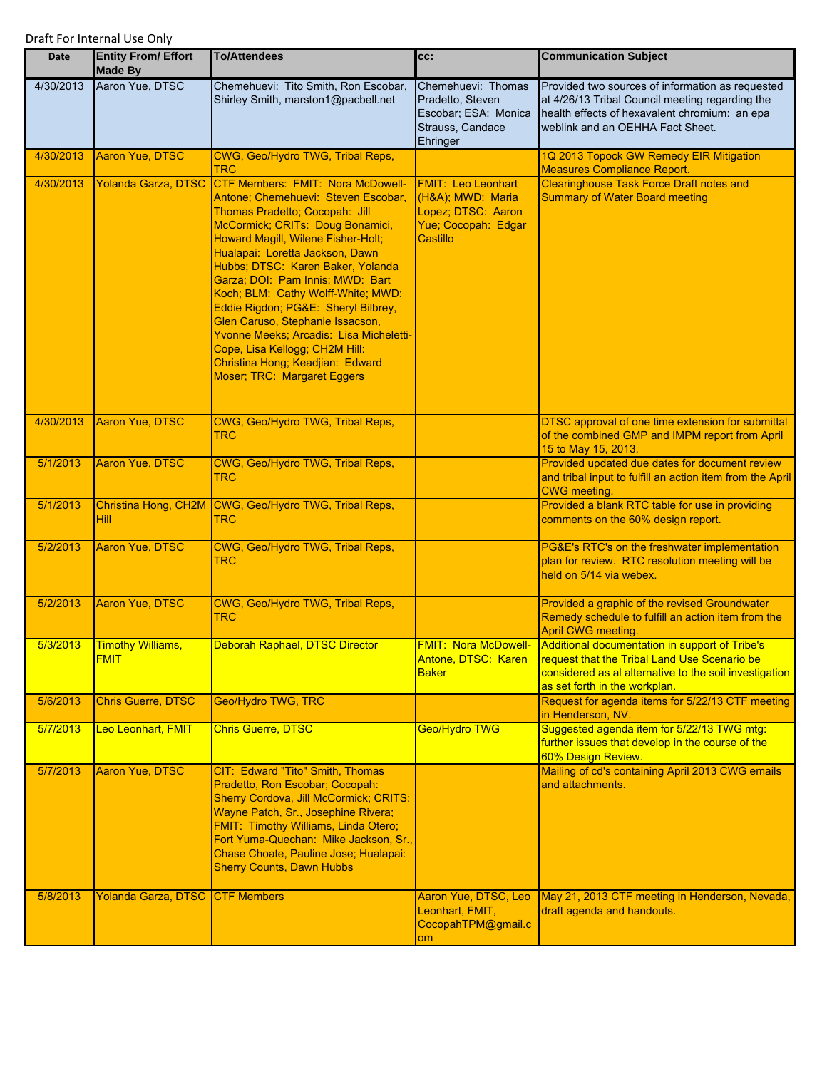Draft For Internal Use Only

| Date | Entity From/ Effort Made By | To/Attendees | cc: | Communication Subject |
|---|---|---|---|---|
| 4/30/2013 | Aaron Yue, DTSC | Chemehuevi: Tito Smith, Ron Escobar, Shirley Smith, marston1@pacbell.net | Chemehuevi: Thomas Pradetto, Steven Escobar; ESA: Monica Strauss, Candace Ehringer | Provided two sources of information as requested at 4/26/13 Tribal Council meeting regarding the health effects of hexavalent chromium: an epa weblink and an OEHHA Fact Sheet. |
| 4/30/2013 | Aaron Yue, DTSC | CWG, Geo/Hydro TWG, Tribal Reps, TRC | | 1Q 2013 Topock GW Remedy EIR Mitigation Measures Compliance Report. |
| 4/30/2013 | Yolanda Garza, DTSC | CTF Members: FMIT: Nora McDowell-Antone; Chemehuevi: Steven Escobar, Thomas Pradetto; Cocopah: Jill McCormick; CRITs: Doug Bonamici, Howard Magill, Wilene Fisher-Holt; Hualapai: Loretta Jackson, Dawn Hubbs; DTSC: Karen Baker, Yolanda Garza; DOI: Pam Innis; MWD: Bart Koch; BLM: Cathy Wolff-White; MWD: Eddie Rigdon; PG&E: Sheryl Bilbrey, Glen Caruso, Stephanie Issacson, Yvonne Meeks; Arcadis: Lisa Micheletti-Cope, Lisa Kellogg; CH2M Hill: Christina Hong; Keadjian: Edward Moser; TRC: Margaret Eggers | FMIT: Leo Leonhart (H&A); MWD: Maria Lopez; DTSC: Aaron Yue; Cocopah: Edgar Castillo | Clearinghouse Task Force Draft notes and Summary of Water Board meeting |
| 4/30/2013 | Aaron Yue, DTSC | CWG, Geo/Hydro TWG, Tribal Reps, TRC | | DTSC approval of one time extension for submittal of the combined GMP and IMPM report from April 15 to May 15, 2013. |
| 5/1/2013 | Aaron Yue, DTSC | CWG, Geo/Hydro TWG, Tribal Reps, TRC | | Provided updated due dates for document review and tribal input to fulfill an action item from the April CWG meeting. |
| 5/1/2013 | Christina Hong, CH2M Hill | CWG, Geo/Hydro TWG, Tribal Reps, TRC | | Provided a blank RTC table for use in providing comments on the 60% design report. |
| 5/2/2013 | Aaron Yue, DTSC | CWG, Geo/Hydro TWG, Tribal Reps, TRC | | PG&E's RTC's on the freshwater implementation plan for review. RTC resolution meeting will be held on 5/14 via webex. |
| 5/2/2013 | Aaron Yue, DTSC | CWG, Geo/Hydro TWG, Tribal Reps, TRC | | Provided a graphic of the revised Groundwater Remedy schedule to fulfill an action item from the April CWG meeting. |
| 5/3/2013 | Timothy Williams, FMIT | Deborah Raphael, DTSC Director | FMIT: Nora McDowell-Antone, DTSC: Karen Baker | Additional documentation in support of Tribe's request that the Tribal Land Use Scenario be considered as al alternative to the soil investigation as set forth in the workplan. |
| 5/6/2013 | Chris Guerre, DTSC | Geo/Hydro TWG, TRC | | Request for agenda items for 5/22/13 CTF meeting in Henderson, NV. |
| 5/7/2013 | Leo Leonhart, FMIT | Chris Guerre, DTSC | Geo/Hydro TWG | Suggested agenda item for 5/22/13 TWG mtg: further issues that develop in the course of the 60% Design Review. |
| 5/7/2013 | Aaron Yue, DTSC | CIT: Edward "Tito" Smith, Thomas Pradetto, Ron Escobar; Cocopah: Sherry Cordova, Jill McCormick; CRITS: Wayne Patch, Sr., Josephine Rivera; FMIT: Timothy Williams, Linda Otero; Fort Yuma-Quechan: Mike Jackson, Sr., Chase Choate, Pauline Jose; Hualapai: Sherry Counts, Dawn Hubbs | | Mailing of cd's containing April 2013 CWG emails and attachments. |
| 5/8/2013 | Yolanda Garza, DTSC | CTF Members | Aaron Yue, DTSC, Leo Leonhart, FMIT, CocopahTPM@gmail.com | May 21, 2013 CTF meeting in Henderson, Nevada, draft agenda and handouts. |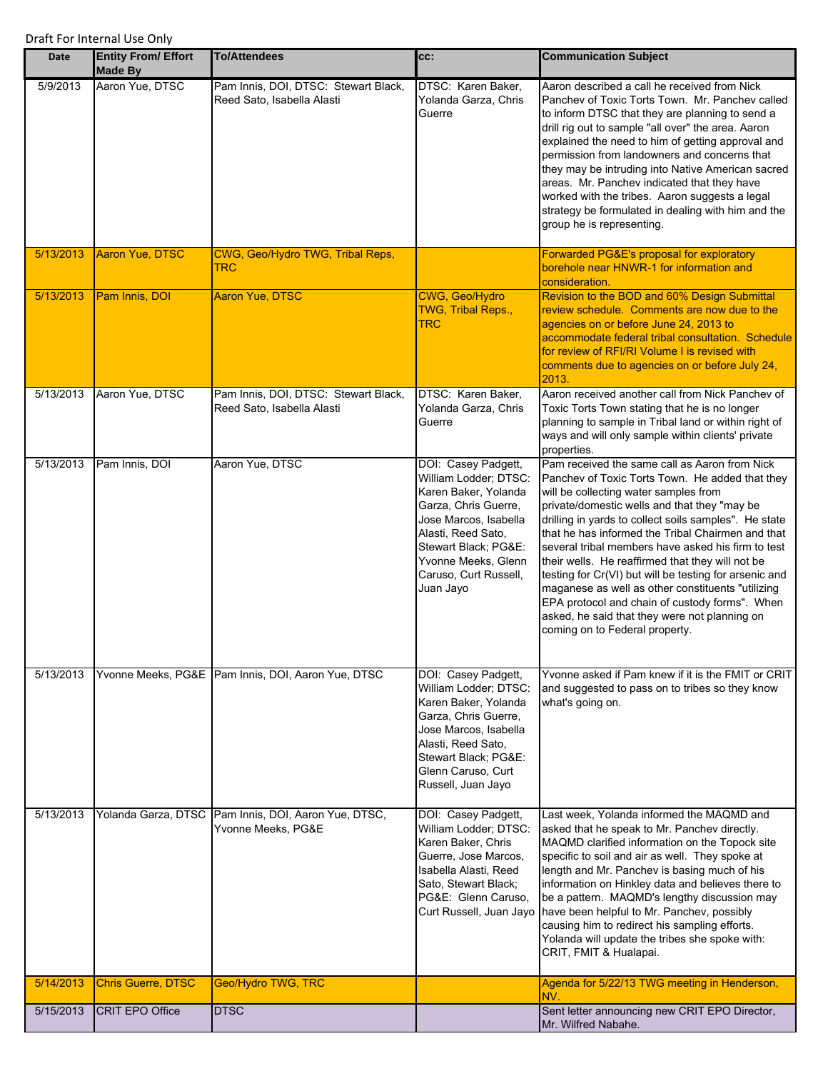Draft For Internal Use Only

| Date | Entity From/ Effort Made By | To/Attendees | cc: | Communication Subject |
|---|---|---|---|---|
| 5/9/2013 | Aaron Yue, DTSC | Pam Innis, DOI, DTSC: Stewart Black, Reed Sato, Isabella Alasti | DTSC: Karen Baker, Yolanda Garza, Chris Guerre | Aaron described a call he received from Nick Panchev of Toxic Torts Town. Mr. Panchev called to inform DTSC that they are planning to send a drill rig out to sample "all over" the area. Aaron explained the need to him of getting approval and permission from landowners and concerns that they may be intruding into Native American sacred areas. Mr. Panchev indicated that they have worked with the tribes. Aaron suggests a legal strategy be formulated in dealing with him and the group he is representing. |
| 5/13/2013 | Aaron Yue, DTSC | CWG, Geo/Hydro TWG, Tribal Reps, TRC | | Forwarded PG&E's proposal for exploratory borehole near HNWR-1 for information and consideration. |
| 5/13/2013 | Pam Innis, DOI | Aaron Yue, DTSC | CWG, Geo/Hydro TWG, Tribal Reps., TRC | Revision to the BOD and 60% Design Submittal review schedule. Comments are now due to the agencies on or before June 24, 2013 to accommodate federal tribal consultation. Schedule for review of RFI/RI Volume I is revised with comments due to agencies on or before July 24, 2013. |
| 5/13/2013 | Aaron Yue, DTSC | Pam Innis, DOI, DTSC: Stewart Black, Reed Sato, Isabella Alasti | DTSC: Karen Baker, Yolanda Garza, Chris Guerre | Aaron received another call from Nick Panchev of Toxic Torts Town stating that he is no longer planning to sample in Tribal land or within right of ways and will only sample within clients' private properties. |
| 5/13/2013 | Pam Innis, DOI | Aaron Yue, DTSC | DOI: Casey Padgett, William Lodder; DTSC: Karen Baker, Yolanda Garza, Chris Guerre, Jose Marcos, Isabella Alasti, Reed Sato, Stewart Black; PG&E: Yvonne Meeks, Glenn Caruso, Curt Russell, Juan Jayo | Pam received the same call as Aaron from Nick Panchev of Toxic Torts Town. He added that they will be collecting water samples from private/domestic wells and that they "may be drilling in yards to collect soils samples". He state that he has informed the Tribal Chairmen and that several tribal members have asked his firm to test their wells. He reaffirmed that they will not be testing for Cr(VI) but will be testing for arsenic and maganese as well as other constituents "utilizing EPA protocol and chain of custody forms". When asked, he said that they were not planning on coming on to Federal property. |
| 5/13/2013 | Yvonne Meeks, PG&E | Pam Innis, DOI, Aaron Yue, DTSC | DOI: Casey Padgett, William Lodder; DTSC: Karen Baker, Yolanda Garza, Chris Guerre, Jose Marcos, Isabella Alasti, Reed Sato, Stewart Black; PG&E: Glenn Caruso, Curt Russell, Juan Jayo | Yvonne asked if Pam knew if it is the FMIT or CRIT and suggested to pass on to tribes so they know what's going on. |
| 5/13/2013 | Yolanda Garza, DTSC | Pam Innis, DOI, Aaron Yue, DTSC, Yvonne Meeks, PG&E | DOI: Casey Padgett, William Lodder; DTSC: Karen Baker, Chris Guerre, Jose Marcos, Isabella Alasti, Reed Sato, Stewart Black; PG&E: Glenn Caruso, Curt Russell, Juan Jayo | Last week, Yolanda informed the MAQMD and asked that he speak to Mr. Panchev directly. MAQMD clarified information on the Topock site specific to soil and air as well. They spoke at length and Mr. Panchev is basing much of his information on Hinkley data and believes there to be a pattern. MAQMD's lengthy discussion may have been helpful to Mr. Panchev, possibly causing him to redirect his sampling efforts. Yolanda will update the tribes she spoke with: CRIT, FMIT & Hualapai. |
| 5/14/2013 | Chris Guerre, DTSC | Geo/Hydro TWG, TRC | | Agenda for 5/22/13 TWG meeting in Henderson, NV. |
| 5/15/2013 | CRIT EPO Office | DTSC | | Sent letter announcing new CRIT EPO Director, Mr. Wilfred Nabahe. |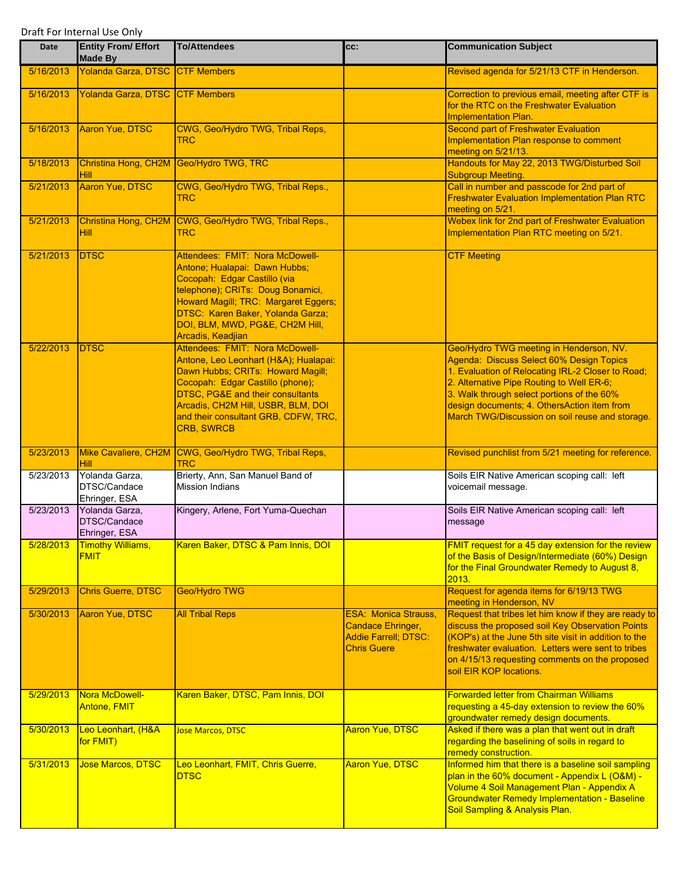Draft For Internal Use Only

| Date | Entity From/ Effort Made By | To/Attendees | cc: | Communication Subject |
|---|---|---|---|---|
| 5/16/2013 | Yolanda Garza, DTSC | CTF Members | | Revised agenda for 5/21/13 CTF in Henderson. |
| 5/16/2013 | Yolanda Garza, DTSC | CTF Members | | Correction to previous email, meeting after CTF is for the RTC on the Freshwater Evaluation Implementation Plan. |
| 5/16/2013 | Aaron Yue, DTSC | CWG, Geo/Hydro TWG, Tribal Reps, TRC | | Second part of Freshwater Evaluation Implementation Plan response to comment meeting on 5/21/13. |
| 5/18/2013 | Christina Hong, CH2M Hill | Geo/Hydro TWG, TRC | | Handouts for May 22, 2013 TWG/Disturbed Soil Subgroup Meeting. |
| 5/21/2013 | Aaron Yue, DTSC | CWG, Geo/Hydro TWG, Tribal Reps., TRC | | Call in number and passcode for 2nd part of Freshwater Evaluation Implementation Plan RTC meeting on 5/21. |
| 5/21/2013 | Christina Hong, CH2M Hill | CWG, Geo/Hydro TWG, Tribal Reps., TRC | | Webex link for 2nd part of Freshwater Evaluation Implementation Plan RTC meeting on 5/21. |
| 5/21/2013 | DTSC | Attendees: FMIT: Nora McDowell-Antone; Hualapai: Dawn Hubbs; Cocopah: Edgar Castillo (via telephone); CRITs: Doug Bonamici, Howard Magill; TRC: Margaret Eggers; DTSC: Karen Baker, Yolanda Garza; DOI, BLM, MWD, PG&E, CH2M Hill, Arcadis, Keadjian | | CTF Meeting |
| 5/22/2013 | DTSC | Attendees: FMIT: Nora McDowell-Antone, Leo Leonhart (H&A); Hualapai: Dawn Hubbs; CRITs: Howard Magill; Cocopah: Edgar Castillo (phone); DTSC, PG&E and their consultants Arcadis, CH2M Hill, USBR, BLM, DOI and their consultant GRB, CDFW, TRC, CRB, SWRCB | | Geo/Hydro TWG meeting in Henderson, NV. Agenda: Discuss Select 60% Design Topics 1. Evaluation of Relocating IRL-2 Closer to Road; 2. Alternative Pipe Routing to Well ER-6; 3. Walk through select portions of the 60% design documents; 4. OthersAction item from March TWG/Discussion on soil reuse and storage. |
| 5/23/2013 | Mike Cavaliere, CH2M Hill | CWG, Geo/Hydro TWG, Tribal Reps, TRC | | Revised punchlist from 5/21 meeting for reference. |
| 5/23/2013 | Yolanda Garza, DTSC/Candace Ehringer, ESA | Brierty, Ann, San Manuel Band of Mission Indians | | Soils EIR Native American scoping call: left voicemail message. |
| 5/23/2013 | Yolanda Garza, DTSC/Candace Ehringer, ESA | Kingery, Arlene, Fort Yuma-Quechan | | Soils EIR Native American scoping call: left message |
| 5/28/2013 | Timothy Williams, FMIT | Karen Baker, DTSC & Pam Innis, DOI | | FMIT request for a 45 day extension for the review of the Basis of Design/Intermediate (60%) Design for the Final Groundwater Remedy to August 8, 2013. |
| 5/29/2013 | Chris Guerre, DTSC | Geo/Hydro TWG | | Request for agenda items for 6/19/13 TWG meeting in Henderson, NV |
| 5/30/2013 | Aaron Yue, DTSC | All Tribal Reps | ESA: Monica Strauss, Candace Ehringer, Addie Farrell; DTSC: Chris Guere | Request that tribes let him know if they are ready to discuss the proposed soil Key Observation Points (KOP's) at the June 5th site visit in addition to the freshwater evaluation. Letters were sent to tribes on 4/15/13 requesting comments on the proposed soil EIR KOP locations. |
| 5/29/2013 | Nora McDowell-Antone, FMIT | Karen Baker, DTSC, Pam Innis, DOI | | Forwarded letter from Chairman Williams requesting a 45-day extension to review the 60% groundwater remedy design documents. |
| 5/30/2013 | Leo Leonhart, (H&A for FMIT) | Jose Marcos, DTSC | Aaron Yue, DTSC | Asked if there was a plan that went out in draft regarding the baselining of soils in regard to remedy construction. |
| 5/31/2013 | Jose Marcos, DTSC | Leo Leonhart, FMIT, Chris Guerre, DTSC | Aaron Yue, DTSC | Informed him that there is a baseline soil sampling plan in the 60% document - Appendix L (O&M) - Volume 4 Soil Management Plan - Appendix A Groundwater Remedy Implementation - Baseline Soil Sampling & Analysis Plan. |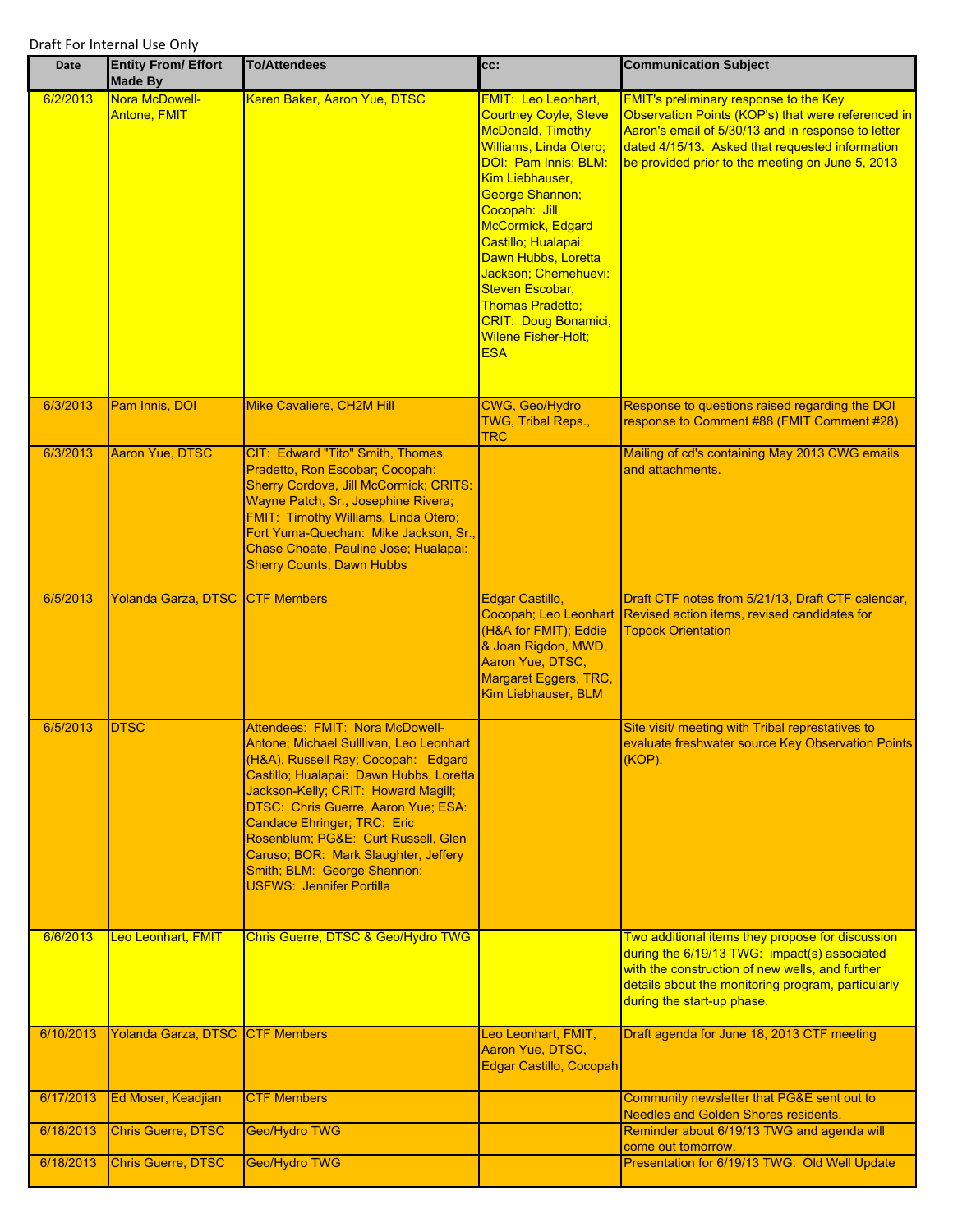Draft For Internal Use Only

| Date | Entity From/ Effort Made By | To/Attendees | cc: | Communication Subject |
|---|---|---|---|---|
| 6/2/2013 | Nora McDowell-Antone, FMIT | Karen Baker, Aaron Yue, DTSC | FMIT: Leo Leonhart, Courtney Coyle, Steve McDonald, Timothy Williams, Linda Otero; DOI: Pam Innis; BLM: Kim Liebhauser, George Shannon; Cocopah: Jill McCormick, Edgard Castillo; Hualapai: Dawn Hubbs, Loretta Jackson; Chemehuevi: Steven Escobar, Thomas Pradetto; CRIT: Doug Bonamici, Wilene Fisher-Holt; ESA | FMIT's preliminary response to the Key Observation Points (KOP's) that were referenced in Aaron's email of 5/30/13 and in response to letter dated 4/15/13. Asked that requested information be provided prior to the meeting on June 5, 2013 |
| 6/3/2013 | Pam Innis, DOI | Mike Cavaliere, CH2M Hill | CWG, Geo/Hydro TWG, Tribal Reps., TRC | Response to questions raised regarding the DOI response to Comment #88 (FMIT Comment #28) |
| 6/3/2013 | Aaron Yue, DTSC | CIT: Edward "Tito" Smith, Thomas Pradetto, Ron Escobar; Cocopah: Sherry Cordova, Jill McCormick; CRITS: Wayne Patch, Sr., Josephine Rivera; FMIT: Timothy Williams, Linda Otero; Fort Yuma-Quechan: Mike Jackson, Sr., Chase Choate, Pauline Jose; Hualapai: Sherry Counts, Dawn Hubbs | | Mailing of cd's containing May 2013 CWG emails and attachments. |
| 6/5/2013 | Yolanda Garza, DTSC | CTF Members | Edgar Castillo, Cocopah; Leo Leonhart (H&A for FMIT); Eddie & Joan Rigdon, MWD, Aaron Yue, DTSC, Margaret Eggers, TRC, Kim Liebhauser, BLM | Draft CTF notes from 5/21/13, Draft CTF calendar, Revised action items, revised candidates for Topock Orientation |
| 6/5/2013 | DTSC | Attendees: FMIT: Nora McDowell-Antone; Michael Sulllivan, Leo Leonhart (H&A), Russell Ray; Cocopah: Edgard Castillo; Hualapai: Dawn Hubbs, Loretta Jackson-Kelly; CRIT: Howard Magill; DTSC: Chris Guerre, Aaron Yue; ESA: Candace Ehringer; TRC: Eric Rosenblum; PG&E: Curt Russell, Glen Caruso; BOR: Mark Slaughter, Jeffery Smith; BLM: George Shannon; USFWS: Jennifer Portilla | | Site visit/ meeting with Tribal represtatives to evaluate freshwater source Key Observation Points (KOP). |
| 6/6/2013 | Leo Leonhart, FMIT | Chris Guerre, DTSC & Geo/Hydro TWG | | Two additional items they propose for discussion during the 6/19/13 TWG: impact(s) associated with the construction of new wells, and further details about the monitoring program, particularly during the start-up phase. |
| 6/10/2013 | Yolanda Garza, DTSC | CTF Members | Leo Leonhart, FMIT, Aaron Yue, DTSC, Edgar Castillo, Cocopah | Draft agenda for June 18, 2013 CTF meeting |
| 6/17/2013 | Ed Moser, Keadjian | CTF Members | | Community newsletter that PG&E sent out to Needles and Golden Shores residents. |
| 6/18/2013 | Chris Guerre, DTSC | Geo/Hydro TWG | | Reminder about 6/19/13 TWG and agenda will come out tomorrow. |
| 6/18/2013 | Chris Guerre, DTSC | Geo/Hydro TWG | | Presentation for 6/19/13 TWG: Old Well Update |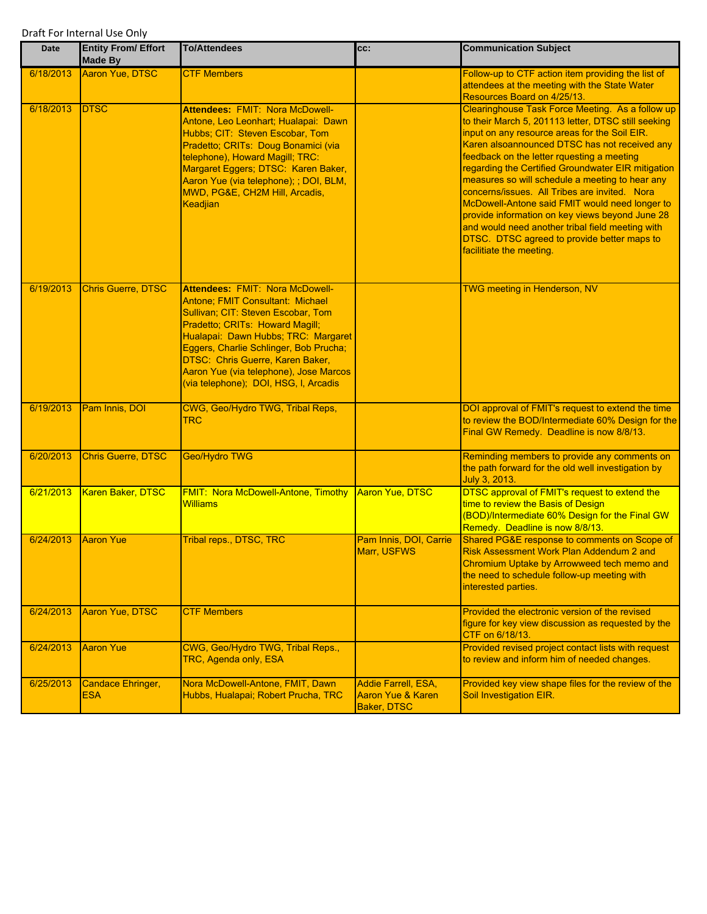Draft For Internal Use Only

| Date | Entity From/ Effort Made By | To/Attendees | cc: | Communication Subject |
|---|---|---|---|---|
| 6/18/2013 | Aaron Yue, DTSC | CTF Members | | Follow-up to CTF action item providing the list of attendees at the meeting with the State Water Resources Board on 4/25/13. |
| 6/18/2013 | DTSC | **Attendees:** FMIT: Nora McDowell-Antone, Leo Leonhart; Hualapai: Dawn Hubbs; CIT: Steven Escobar, Tom Pradetto; CRITs: Doug Bonamici (via telephone), Howard Magill; TRC: Margaret Eggers; DTSC: Karen Baker, Aaron Yue (via telephone); ; DOI, BLM, MWD, PG&E, CH2M Hill, Arcadis, Keadjian | | Clearinghouse Task Force Meeting. As a follow up to their March 5, 201113 letter, DTSC still seeking input on any resource areas for the Soil EIR. Karen alsoannounced DTSC has not received any feedback on the letter rquesting a meeting regarding the Certified Groundwater EIR mitigation measures so will schedule a meeting to hear any concerns/issues. All Tribes are invited. Nora McDowell-Antone said FMIT would need longer to provide information on key views beyond June 28 and would need another tribal field meeting with DTSC. DTSC agreed to provide better maps to facilitiate the meeting. |
| 6/19/2013 | Chris Guerre, DTSC | **Attendees:** FMIT: Nora McDowell-Antone; FMIT Consultant: Michael Sullivan; CIT: Steven Escobar, Tom Pradetto; CRITs: Howard Magill; Hualapai: Dawn Hubbs; TRC: Margaret Eggers, Charlie Schlinger, Bob Prucha; DTSC: Chris Guerre, Karen Baker, Aaron Yue (via telephone), Jose Marcos (via telephone); DOI, HSG, I, Arcadis | | TWG meeting in Henderson, NV |
| 6/19/2013 | Pam Innis, DOI | CWG, Geo/Hydro TWG, Tribal Reps, TRC | | DOI approval of FMIT's request to extend the time to review the BOD/Intermediate 60% Design for the Final GW Remedy. Deadline is now 8/8/13. |
| 6/20/2013 | Chris Guerre, DTSC | Geo/Hydro TWG | | Reminding members to provide any comments on the path forward for the old well investigation by July 3, 2013. |
| 6/21/2013 | Karen Baker, DTSC | FMIT: Nora McDowell-Antone, Timothy Williams | Aaron Yue, DTSC | DTSC approval of FMIT's request to extend the time to review the Basis of Design (BOD)/Intermediate 60% Design for the Final GW Remedy. Deadline is now 8/8/13. |
| 6/24/2013 | Aaron Yue | Tribal reps., DTSC, TRC | Pam Innis, DOI, Carrie Marr, USFWS | Shared PG&E response to comments on Scope of Risk Assessment Work Plan Addendum 2 and Chromium Uptake by Arrowweed tech memo and the need to schedule follow-up meeting with interested parties. |
| 6/24/2013 | Aaron Yue, DTSC | CTF Members | | Provided the electronic version of the revised figure for key view discussion as requested by the CTF on 6/18/13. |
| 6/24/2013 | Aaron Yue | CWG, Geo/Hydro TWG, Tribal Reps., TRC, Agenda only, ESA | | Provided revised project contact lists with request to review and inform him of needed changes. |
| 6/25/2013 | Candace Ehringer, ESA | Nora McDowell-Antone, FMIT, Dawn Hubbs, Hualapai; Robert Prucha, TRC | Addie Farrell, ESA, Aaron Yue & Karen Baker, DTSC | Provided key view shape files for the review of the Soil Investigation EIR. |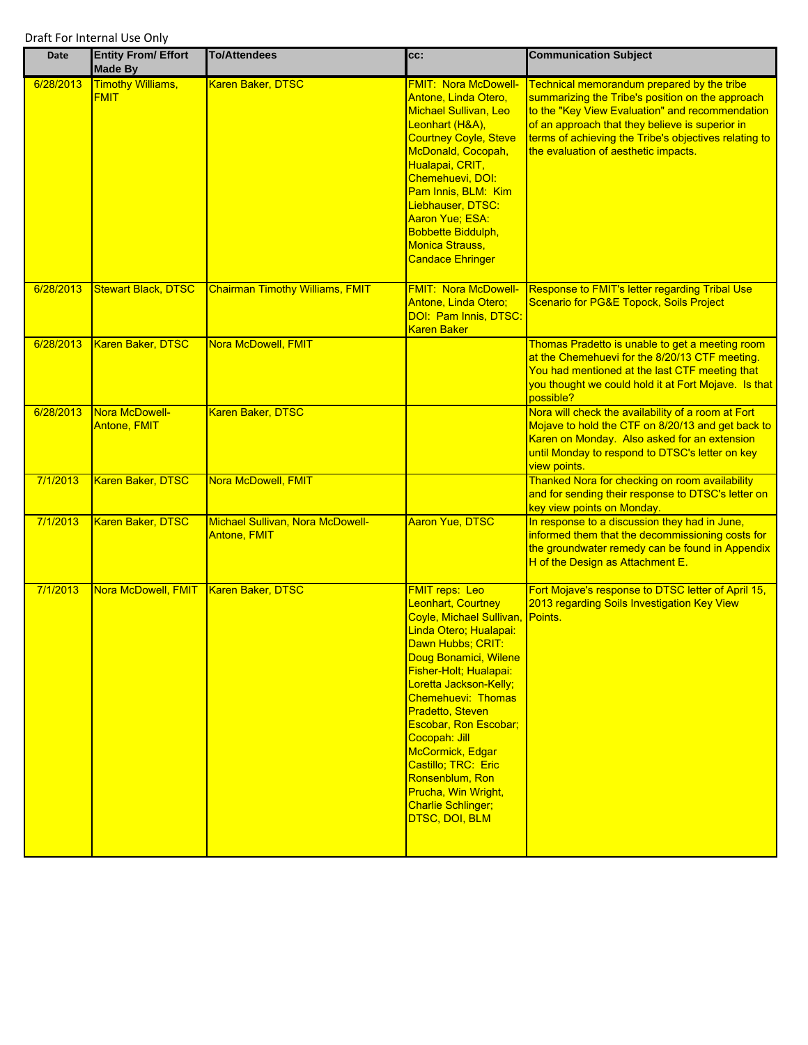Draft For Internal Use Only

| Date | Entity From/ Effort Made By | To/Attendees | cc: | Communication Subject |
|---|---|---|---|---|
| 6/28/2013 | Timothy Williams, FMIT | Karen Baker, DTSC | FMIT: Nora McDowell-Antone, Linda Otero, Michael Sullivan, Leo Leonhart (H&A), Courtney Coyle, Steve McDonald, Cocopah, Hualapai, CRIT, Chemehuevi, DOI: Pam Innis, BLM: Kim Liebhauser, DTSC: Aaron Yue; ESA: Bobbette Biddulph, Monica Strauss, Candace Ehringer | Technical memorandum prepared by the tribe summarizing the Tribe's position on the approach to the "Key View Evaluation" and recommendation of an approach that they believe is superior in terms of achieving the Tribe's objectives relating to the evaluation of aesthetic impacts. |
| 6/28/2013 | Stewart Black, DTSC | Chairman Timothy Williams, FMIT | FMIT: Nora McDowell-Antone, Linda Otero; DOI: Pam Innis, DTSC: Karen Baker | Response to FMIT's letter regarding Tribal Use Scenario for PG&E Topock, Soils Project |
| 6/28/2013 | Karen Baker, DTSC | Nora McDowell, FMIT | | Thomas Pradetto is unable to get a meeting room at the Chemehuevi for the 8/20/13 CTF meeting. You had mentioned at the last CTF meeting that you thought we could hold it at Fort Mojave. Is that possible? |
| 6/28/2013 | Nora McDowell-Antone, FMIT | Karen Baker, DTSC | | Nora will check the availability of a room at Fort Mojave to hold the CTF on 8/20/13 and get back to Karen on Monday. Also asked for an extension until Monday to respond to DTSC's letter on key view points. |
| 7/1/2013 | Karen Baker, DTSC | Nora McDowell, FMIT | | Thanked Nora for checking on room availability and for sending their response to DTSC's letter on key view points on Monday. |
| 7/1/2013 | Karen Baker, DTSC | Michael Sullivan, Nora McDowell-Antone, FMIT | Aaron Yue, DTSC | In response to a discussion they had in June, informed them that the decommissioning costs for the groundwater remedy can be found in Appendix H of the Design as Attachment E. |
| 7/1/2013 | Nora McDowell, FMIT | Karen Baker, DTSC | FMIT reps: Leo Leonhart, Courtney Coyle, Michael Sullivan, Linda Otero; Hualapai: Dawn Hubbs; CRIT: Doug Bonamici, Wilene Fisher-Holt; Hualapai: Loretta Jackson-Kelly; Chemehuevi: Thomas Pradetto, Steven Escobar, Ron Escobar; Cocopah: Jill McCormick, Edgar Castillo; TRC: Eric Ronsenblum, Ron Prucha, Win Wright, Charlie Schlinger; DTSC, DOI, BLM | Fort Mojave's response to DTSC letter of April 15, 2013 regarding Soils Investigation Key View Points. |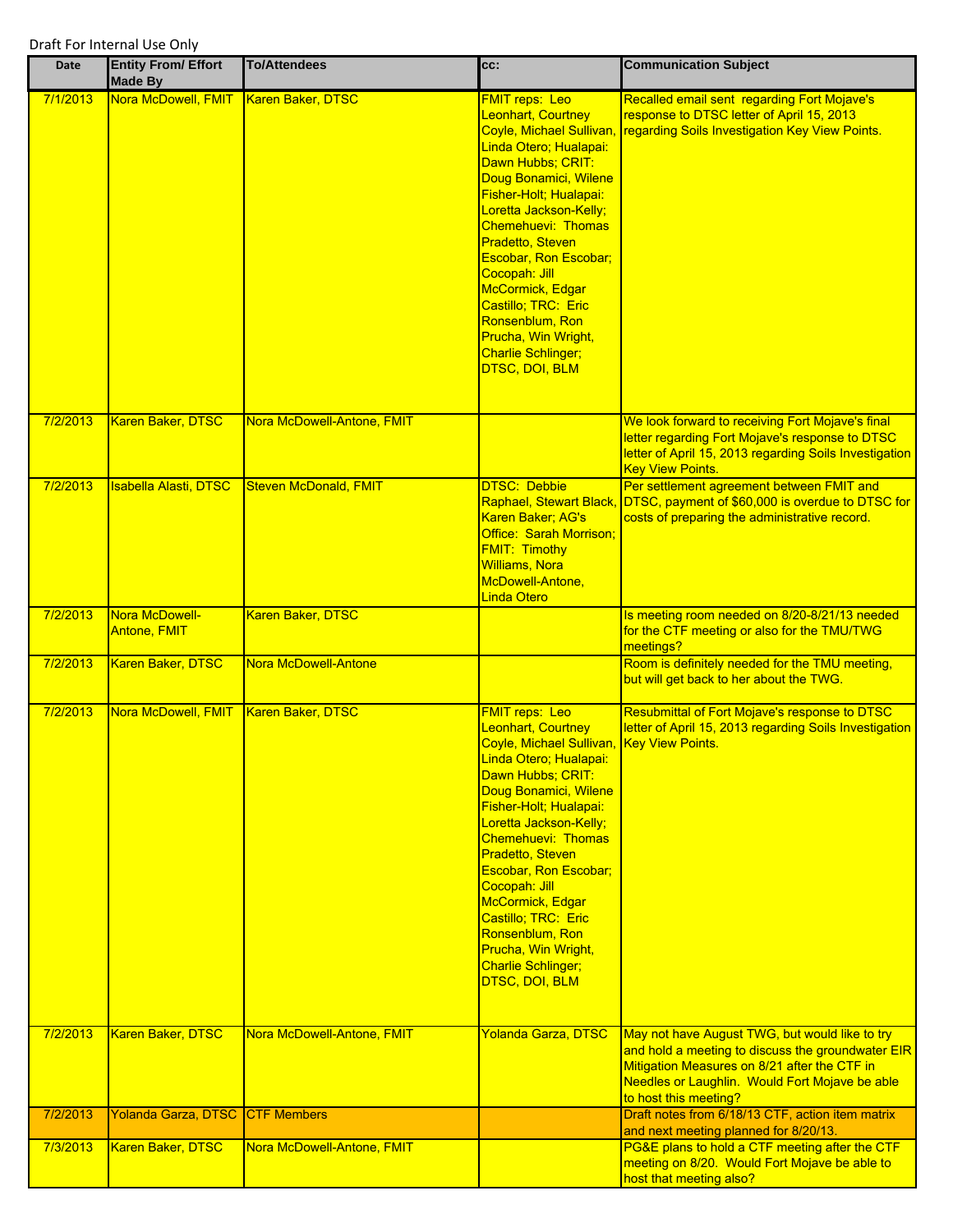Draft For Internal Use Only

| Date | Entity From/ Effort Made By | To/Attendees | cc: | Communication Subject |
|---|---|---|---|---|
| 7/1/2013 | Nora McDowell, FMIT | Karen Baker, DTSC | FMIT reps: Leo Leonhart, Courtney Coyle, Michael Sullivan, Linda Otero; Hualapai: Dawn Hubbs; CRIT: Doug Bonamici, Wilene Fisher-Holt; Hualapai: Loretta Jackson-Kelly; Chemehuevi: Thomas Pradetto, Steven Escobar, Ron Escobar; Cocopah: Jill McCormick, Edgar Castillo; TRC: Eric Ronsenblum, Ron Prucha, Win Wright, Charlie Schlinger; DTSC, DOI, BLM | Recalled email sent regarding Fort Mojave's response to DTSC letter of April 15, 2013 regarding Soils Investigation Key View Points. |
| 7/2/2013 | Karen Baker, DTSC | Nora McDowell-Antone, FMIT | | We look forward to receiving Fort Mojave's final letter regarding Fort Mojave's response to DTSC letter of April 15, 2013 regarding Soils Investigation Key View Points. |
| 7/2/2013 | Isabella Alasti, DTSC | Steven McDonald, FMIT | DTSC: Debbie Raphael, Stewart Black, Karen Baker; AG's Office: Sarah Morrison; FMIT: Timothy Williams, Nora McDowell-Antone, Linda Otero | Per settlement agreement between FMIT and DTSC, payment of $60,000 is overdue to DTSC for costs of preparing the administrative record. |
| 7/2/2013 | Nora McDowell-Antone, FMIT | Karen Baker, DTSC | | Is meeting room needed on 8/20-8/21/13 needed for the CTF meeting or also for the TMU/TWG meetings? |
| 7/2/2013 | Karen Baker, DTSC | Nora McDowell-Antone | | Room is definitely needed for the TMU meeting, but will get back to her about the TWG. |
| 7/2/2013 | Nora McDowell, FMIT | Karen Baker, DTSC | FMIT reps: Leo Leonhart, Courtney Coyle, Michael Sullivan, Linda Otero; Hualapai: Dawn Hubbs; CRIT: Doug Bonamici, Wilene Fisher-Holt; Hualapai: Loretta Jackson-Kelly; Chemehuevi: Thomas Pradetto, Steven Escobar, Ron Escobar; Cocopah: Jill McCormick, Edgar Castillo; TRC: Eric Ronsenblum, Ron Prucha, Win Wright, Charlie Schlinger; DTSC, DOI, BLM | Resubmittal of Fort Mojave's response to DTSC letter of April 15, 2013 regarding Soils Investigation Key View Points. |
| 7/2/2013 | Karen Baker, DTSC | Nora McDowell-Antone, FMIT | Yolanda Garza, DTSC | May not have August TWG, but would like to try and hold a meeting to discuss the groundwater EIR Mitigation Measures on 8/21 after the CTF in Needles or Laughlin. Would Fort Mojave be able to host this meeting? |
| 7/2/2013 | Yolanda Garza, DTSC | CTF Members | | Draft notes from 6/18/13 CTF, action item matrix and next meeting planned for 8/20/13. |
| 7/3/2013 | Karen Baker, DTSC | Nora McDowell-Antone, FMIT | | PG&E plans to hold a CTF meeting after the CTF meeting on 8/20. Would Fort Mojave be able to host that meeting also? |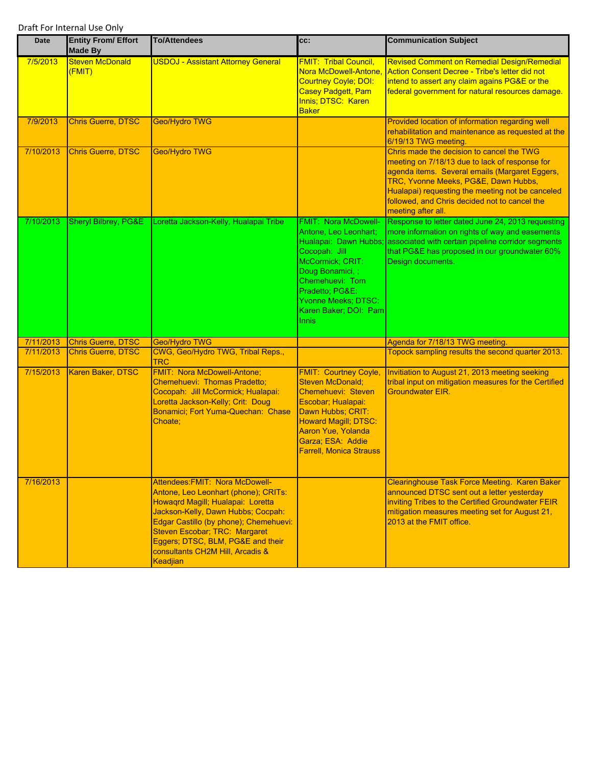Draft For Internal Use Only

| Date | Entity From/ Effort Made By | To/Attendees | cc: | Communication Subject |
|---|---|---|---|---|
| 7/5/2013 | Steven McDonald (FMIT) | USDOJ - Assistant Attorney General | FMIT: Tribal Council, Nora McDowell-Antone, Courtney Coyle; DOI: Casey Padgett, Pam Innis; DTSC: Karen Baker | Revised Comment on Remedial Design/Remedial Action Consent Decree - Tribe's letter did not intend to assert any claim agains PG&E or the federal government for natural resources damage. |
| 7/9/2013 | Chris Guerre, DTSC | Geo/Hydro TWG | | Provided location of information regarding well rehabilitation and maintenance as requested at the 6/19/13 TWG meeting. |
| 7/10/2013 | Chris Guerre, DTSC | Geo/Hydro TWG | | Chris made the decision to cancel the TWG meeting on 7/18/13 due to lack of response for agenda items. Several emails (Margaret Eggers, TRC, Yvonne Meeks, PG&E, Dawn Hubbs, Hualapai) requesting the meeting not be canceled followed, and Chris decided not to cancel the meeting after all. |
| 7/10/2013 | Sheryl Bilbrey, PG&E | Loretta Jackson-Kelly, Hualapai Tribe | FMIT: Nora McDowell-Antone, Leo Leonhart; Hualapai: Dawn Hubbs; Cocopah: Jill McCormick; CRIT: Doug Bonamici, ; Chemehuevi: Tom Pradetto; PG&E: Yvonne Meeks; DTSC: Karen Baker; DOI: Pam Innis | Response to letter dated June 24, 2013 requesting more information on rights of way and easements associated with certain pipeline corridor segments that PG&E has proposed in our groundwater 60% Design documents. |
| 7/11/2013 | Chris Guerre, DTSC | Geo/Hydro TWG | | Agenda for 7/18/13 TWG meeting. |
| 7/11/2013 | Chris Guerre, DTSC | CWG, Geo/Hydro TWG, Tribal Reps., TRC | | Topock sampling results the second quarter 2013. |
| 7/15/2013 | Karen Baker, DTSC | FMIT: Nora McDowell-Antone; Chemehuevi: Thomas Pradetto; Cocopah: Jill McCormick; Hualapai: Loretta Jackson-Kelly; Crit: Doug Bonamici; Fort Yuma-Quechan: Chase Choate; | FMIT: Courtney Coyle, Steven McDonald; Chemehuevi: Steven Escobar; Hualapai: Dawn Hubbs; CRIT: Howard Magill; DTSC: Aaron Yue, Yolanda Garza; ESA: Addie Farrell, Monica Strauss | Invitiation to August 21, 2013 meeting seeking tribal input on mitigation measures for the Certified Groundwater EIR. |
| 7/16/2013 | | Attendees:FMIT: Nora McDowell-Antone, Leo Leonhart (phone); CRITs: Howaqrd Magill; Hualapai: Loretta Jackson-Kelly, Dawn Hubbs; Cocpah: Edgar Castillo (by phone); Chemehuevi: Steven Escobar; TRC: Margaret Eggers; DTSC, BLM, PG&E and their consultants CH2M Hill, Arcadis & Keadjian | | Clearinghouse Task Force Meeting. Karen Baker announced DTSC sent out a letter yesterday inviting Tribes to the Certified Groundwater FEIR mitigation measures meeting set for August 21, 2013 at the FMIT office. |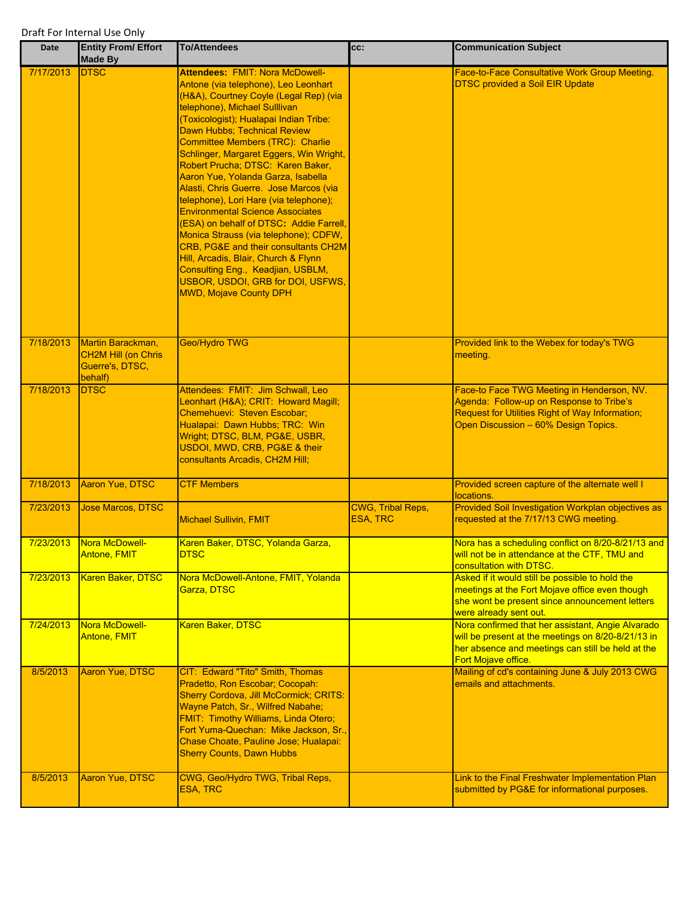Draft For Internal Use Only

| Date | Entity From/ Effort Made By | To/Attendees | cc: | Communication Subject |
|---|---|---|---|---|
| 7/17/2013 | DTSC | **Attendees:** FMIT: Nora McDowell-Antone (via telephone), Leo Leonhart (H&A), Courtney Coyle (Legal Rep) (via telephone), Michael Sulllivan (Toxicologist); Hualapai Indian Tribe: Dawn Hubbs; Technical Review Committee Members (TRC): Charlie Schlinger, Margaret Eggers, Win Wright, Robert Prucha; DTSC: Karen Baker, Aaron Yue, Yolanda Garza, Isabella Alasti, Chris Guerre. Jose Marcos (via telephone), Lori Hare (via telephone); Environmental Science Associates (ESA) on behalf of DTSC**:** Addie Farrell, Monica Strauss (via telephone); CDFW, CRB, PG&E and their consultants CH2M Hill, Arcadis, Blair, Church & Flynn Consulting Eng., Keadjian, USBLM, USBOR, USDOI, GRB for DOI, USFWS, MWD, Mojave County DPH | | Face-to-Face Consultative Work Group Meeting. DTSC provided a Soil EIR Update |
| 7/18/2013 | Martin Barackman, CH2M Hill (on Chris Guerre's, DTSC, behalf) | Geo/Hydro TWG | | Provided link to the Webex for today's TWG meeting. |
| 7/18/2013 | DTSC | Attendees: FMIT: Jim Schwall, Leo Leonhart (H&A); CRIT: Howard Magill; Chemehuevi: Steven Escobar; Hualapai: Dawn Hubbs; TRC: Win Wright; DTSC, BLM, PG&E, USBR, USDOI, MWD, CRB, PG&E & their consultants Arcadis, CH2M Hill; | | Face-to Face TWG Meeting in Henderson, NV. Agenda: Follow-up on Response to Tribe's Request for Utilities Right of Way Information; Open Discussion – 60% Design Topics. |
| 7/18/2013 | Aaron Yue, DTSC | CTF Members | | Provided screen capture of the alternate well I locations. |
| 7/23/2013 | Jose Marcos, DTSC | Michael Sullivin, FMIT | CWG, Tribal Reps, ESA, TRC | Provided Soil Investigation Workplan objectives as requested at the 7/17/13 CWG meeting. |
| 7/23/2013 | Nora McDowell-Antone, FMIT | Karen Baker, DTSC, Yolanda Garza, DTSC | | Nora has a scheduling conflict on 8/20-8/21/13 and will not be in attendance at the CTF, TMU and consultation with DTSC. |
| 7/23/2013 | Karen Baker, DTSC | Nora McDowell-Antone, FMIT, Yolanda Garza, DTSC | | Asked if it would still be possible to hold the meetings at the Fort Mojave office even though she wont be present since announcement letters were already sent out. |
| 7/24/2013 | Nora McDowell-Antone, FMIT | Karen Baker, DTSC | | Nora confirmed that her assistant, Angie Alvarado will be present at the meetings on 8/20-8/21/13 in her absence and meetings can still be held at the Fort Mojave office. |
| 8/5/2013 | Aaron Yue, DTSC | CIT: Edward "Tito" Smith, Thomas Pradetto, Ron Escobar; Cocopah: Sherry Cordova, Jill McCormick; CRITS: Wayne Patch, Sr., Wilfred Nabahe; FMIT: Timothy Williams, Linda Otero; Fort Yuma-Quechan: Mike Jackson, Sr., Chase Choate, Pauline Jose; Hualapai: Sherry Counts, Dawn Hubbs | | Mailing of cd's containing June & July 2013 CWG emails and attachments. |
| 8/5/2013 | Aaron Yue, DTSC | CWG, Geo/Hydro TWG, Tribal Reps, ESA, TRC | | Link to the Final Freshwater Implementation Plan submitted by PG&E for informational purposes. |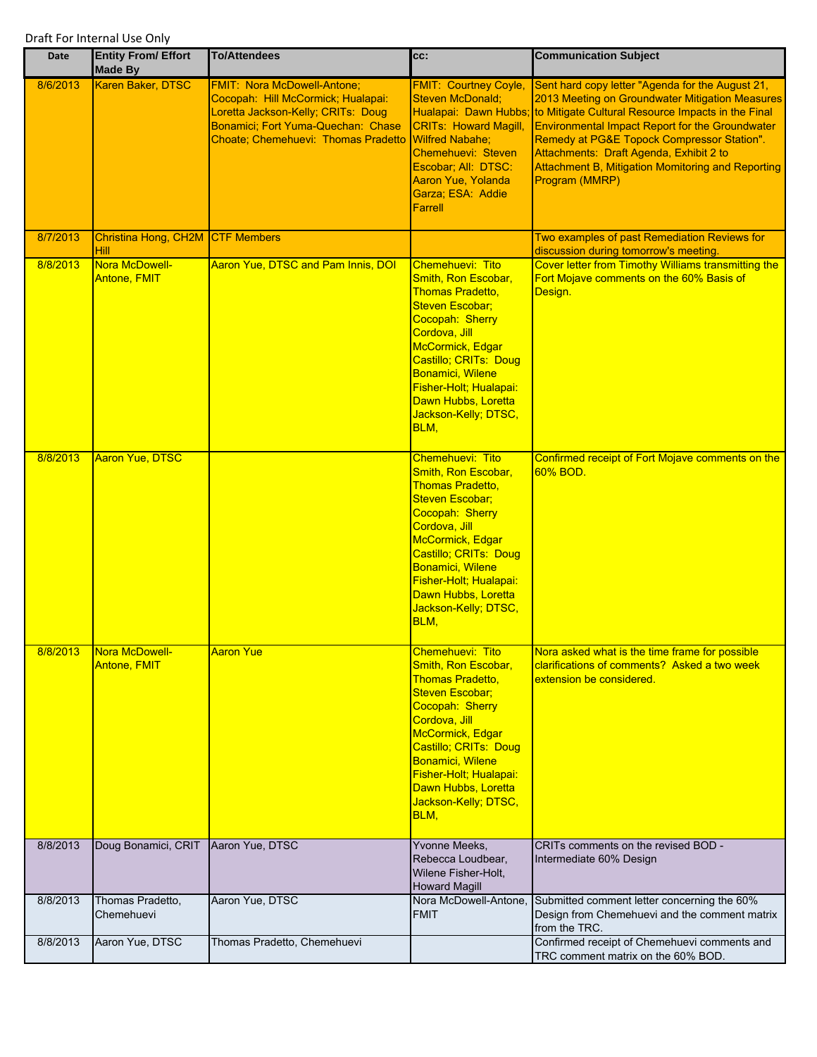Draft For Internal Use Only

| Date | Entity From/ Effort Made By | To/Attendees | cc: | Communication Subject |
|---|---|---|---|---|
| 8/6/2013 | Karen Baker, DTSC | FMIT: Nora McDowell-Antone; Cocopah: Hill McCormick; Hualapai: Loretta Jackson-Kelly; CRITs: Doug Bonamici; Fort Yuma-Quechan: Chase Choate; Chemehuevi: Thomas Pradetto | FMIT: Courtney Coyle, Steven McDonald; Hualapai: Dawn Hubbs; CRITs: Howard Magill, Wilfred Nabahe; Chemehuevi: Steven Escobar; All: DTSC: Aaron Yue, Yolanda Garza; ESA: Addie Farrell | Sent hard copy letter "Agenda for the August 21, 2013 Meeting on Groundwater Mitigation Measures to Mitigate Cultural Resource Impacts in the Final Environmental Impact Report for the Groundwater Remedy at PG&E Topock Compressor Station". Attachments: Draft Agenda, Exhibit 2 to Attachment B, Mitigation Momitoring and Reporting Program (MMRP) |
| 8/7/2013 | Christina Hong, CH2M Hill | CTF Members | | Two examples of past Remediation Reviews for discussion during tomorrow's meeting. |
| 8/8/2013 | Nora McDowell-Antone, FMIT | Aaron Yue, DTSC and Pam Innis, DOI | Chemehuevi: Tito Smith, Ron Escobar, Thomas Pradetto, Steven Escobar; Cocopah: Sherry Cordova, Jill McCormick, Edgar Castillo; CRITs: Doug Bonamici, Wilene Fisher-Holt; Hualapai: Dawn Hubbs, Loretta Jackson-Kelly; DTSC, BLM, | Cover letter from Timothy Williams transmitting the Fort Mojave comments on the 60% Basis of Design. |
| 8/8/2013 | Aaron Yue, DTSC | | Chemehuevi: Tito Smith, Ron Escobar, Thomas Pradetto, Steven Escobar; Cocopah: Sherry Cordova, Jill McCormick, Edgar Castillo; CRITs: Doug Bonamici, Wilene Fisher-Holt; Hualapai: Dawn Hubbs, Loretta Jackson-Kelly; DTSC, BLM, | Confirmed receipt of Fort Mojave comments on the 60% BOD. |
| 8/8/2013 | Nora McDowell-Antone, FMIT | Aaron Yue | Chemehuevi: Tito Smith, Ron Escobar, Thomas Pradetto, Steven Escobar; Cocopah: Sherry Cordova, Jill McCormick, Edgar Castillo; CRITs: Doug Bonamici, Wilene Fisher-Holt; Hualapai: Dawn Hubbs, Loretta Jackson-Kelly; DTSC, BLM, | Nora asked what is the time frame for possible clarifications of comments? Asked a two week extension be considered. |
| 8/8/2013 | Doug Bonamici, CRIT | Aaron Yue, DTSC | Yvonne Meeks, Rebecca Loudbear, Wilene Fisher-Holt, Howard Magill | CRITs comments on the revised BOD - Intermediate 60% Design |
| 8/8/2013 | Thomas Pradetto, Chemehuevi | Aaron Yue, DTSC | Nora McDowell-Antone, FMIT | Submitted comment letter concerning the 60% Design from Chemehuevi and the comment matrix from the TRC. |
| 8/8/2013 | Aaron Yue, DTSC | Thomas Pradetto, Chemehuevi | | Confirmed receipt of Chemehuevi comments and TRC comment matrix on the 60% BOD. |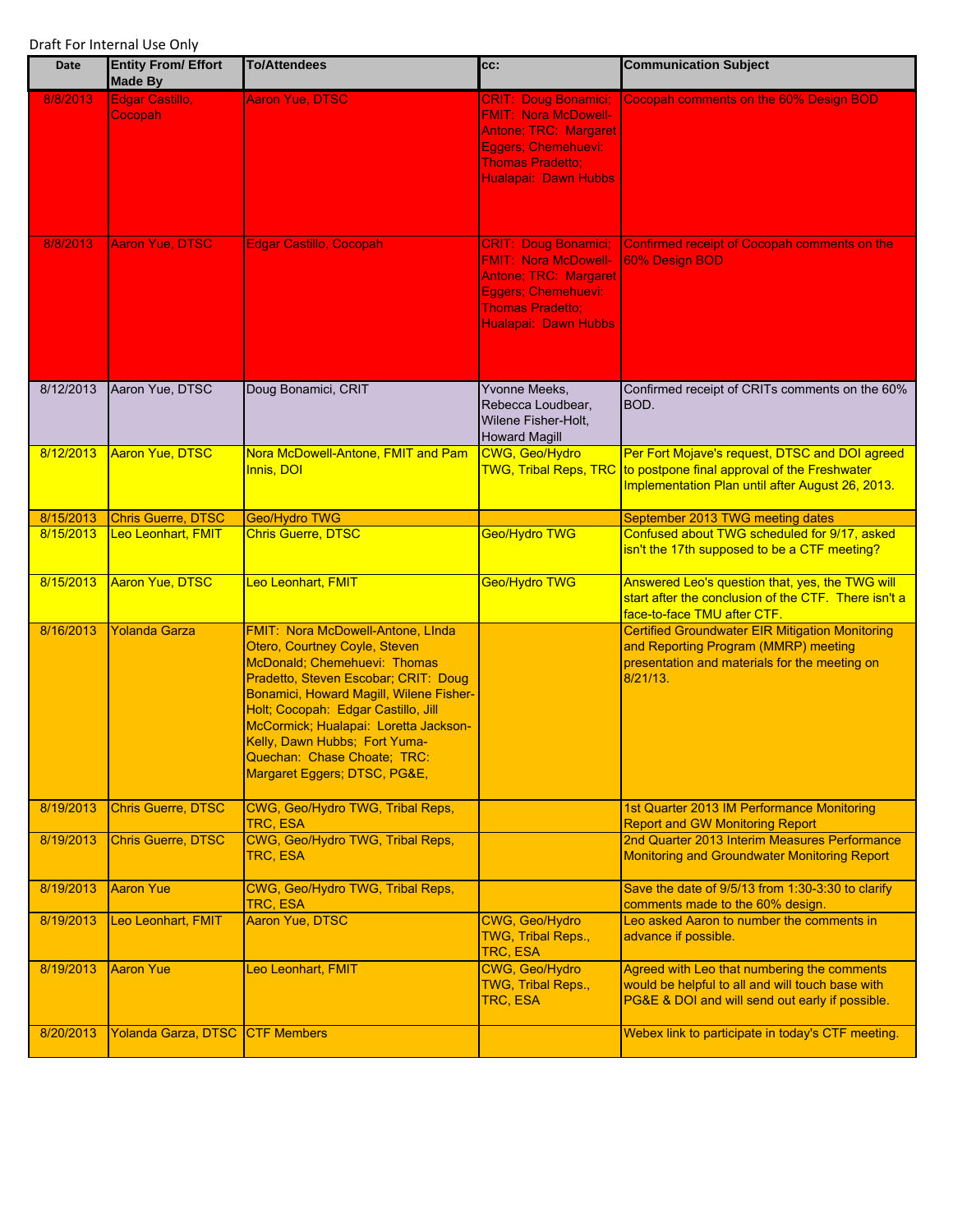Draft For Internal Use Only

| Date | Entity From/ Effort Made By | To/Attendees | cc: | Communication Subject |
|---|---|---|---|---|
| 8/8/2013 | Edgar Castillo, Cocopah | Aaron Yue, DTSC | CRIT: Doug Bonamici; FMIT: Nora McDowell-Antone; TRC: Margaret Eggers; Chemehuevi: Thomas Pradetto; Hualapai: Dawn Hubbs | Cocopah comments on the 60% Design BOD |
| 8/8/2013 | Aaron Yue, DTSC | Edgar Castillo, Cocopah | CRIT: Doug Bonamici; FMIT: Nora McDowell-Antone; TRC: Margaret Eggers; Chemehuevi: Thomas Pradetto; Hualapai: Dawn Hubbs | Confirmed receipt of Cocopah comments on the 60% Design BOD |
| 8/12/2013 | Aaron Yue, DTSC | Doug Bonamici, CRIT | Yvonne Meeks, Rebecca Loudbear, Wilene Fisher-Holt, Howard Magill | Confirmed receipt of CRITs comments on the 60% BOD. |
| 8/12/2013 | Aaron Yue, DTSC | Nora McDowell-Antone, FMIT and Pam Innis, DOI | CWG, Geo/Hydro TWG, Tribal Reps, TRC | Per Fort Mojave's request, DTSC and DOI agreed to postpone final approval of the Freshwater Implementation Plan until after August 26, 2013. |
| 8/15/2013 | Chris Guerre, DTSC | Geo/Hydro TWG | | September 2013 TWG meeting dates |
| 8/15/2013 | Leo Leonhart, FMIT | Chris Guerre, DTSC | Geo/Hydro TWG | Confused about TWG scheduled for 9/17, asked isn't the 17th supposed to be a CTF meeting? |
| 8/15/2013 | Aaron Yue, DTSC | Leo Leonhart, FMIT | Geo/Hydro TWG | Answered Leo's question that, yes, the TWG will start after the conclusion of the CTF. There isn't a face-to-face TMU after CTF. |
| 8/16/2013 | Yolanda Garza | FMIT: Nora McDowell-Antone, LInda Otero, Courtney Coyle, Steven McDonald; Chemehuevi: Thomas Pradetto, Steven Escobar; CRIT: Doug Bonamici, Howard Magill, Wilene Fisher-Holt; Cocopah: Edgar Castillo, Jill McCormick; Hualapai: Loretta Jackson-Kelly, Dawn Hubbs; Fort Yuma-Quechan: Chase Choate; TRC: Margaret Eggers; DTSC, PG&E, | | Certified Groundwater EIR Mitigation Monitoring and Reporting Program (MMRP) meeting presentation and materials for the meeting on 8/21/13. |
| 8/19/2013 | Chris Guerre, DTSC | CWG, Geo/Hydro TWG, Tribal Reps, TRC, ESA | | 1st Quarter 2013 IM Performance Monitoring Report and GW Monitoring Report |
| 8/19/2013 | Chris Guerre, DTSC | CWG, Geo/Hydro TWG, Tribal Reps, TRC, ESA | | 2nd Quarter 2013 Interim Measures Performance Monitoring and Groundwater Monitoring Report |
| 8/19/2013 | Aaron Yue | CWG, Geo/Hydro TWG, Tribal Reps, TRC, ESA | | Save the date of 9/5/13 from 1:30-3:30 to clarify comments made to the 60% design. |
| 8/19/2013 | Leo Leonhart, FMIT | Aaron Yue, DTSC | CWG, Geo/Hydro TWG, Tribal Reps., TRC, ESA | Leo asked Aaron to number the comments in advance if possible. |
| 8/19/2013 | Aaron Yue | Leo Leonhart, FMIT | CWG, Geo/Hydro TWG, Tribal Reps., TRC, ESA | Agreed with Leo that numbering the comments would be helpful to all and will touch base with PG&E & DOI and will send out early if possible. |
| 8/20/2013 | Yolanda Garza, DTSC | CTF Members | | Webex link to participate in today's CTF meeting. |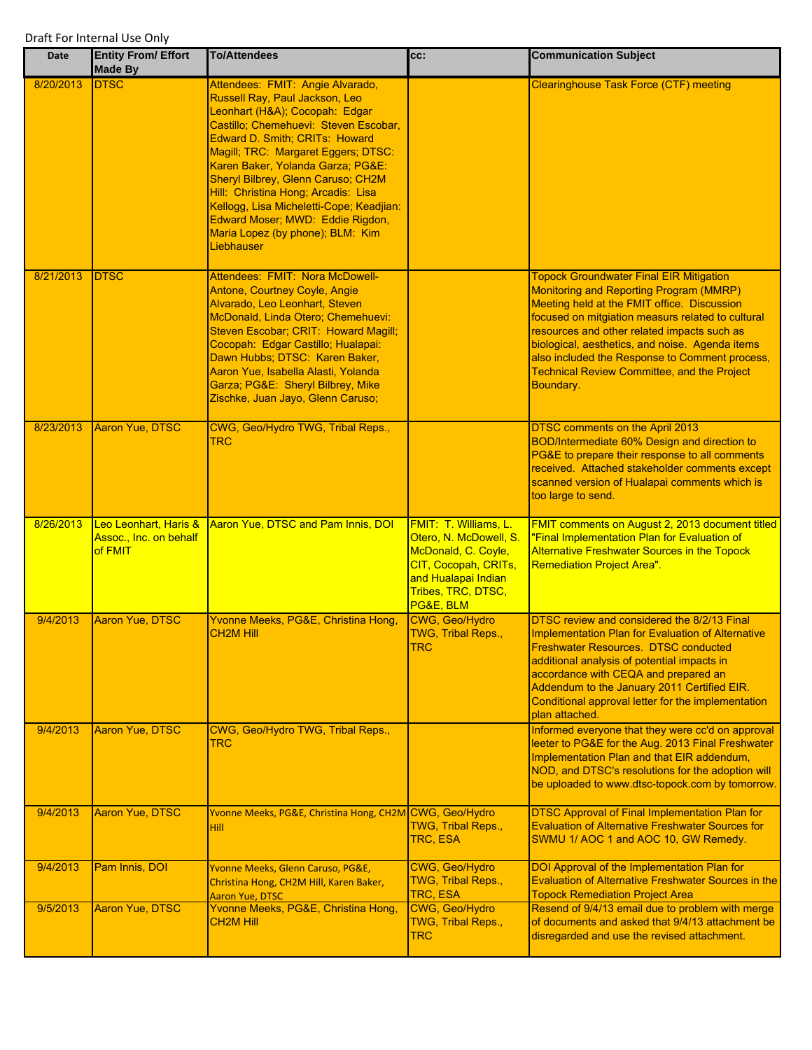Draft For Internal Use Only

| Date | Entity From/ Effort Made By | To/Attendees | cc: | Communication Subject |
|---|---|---|---|---|
| 8/20/2013 | DTSC | Attendees: FMIT: Angie Alvarado, Russell Ray, Paul Jackson, Leo Leonhart (H&A); Cocopah: Edgar Castillo; Chemehuevi: Steven Escobar, Edward D. Smith; CRITs: Howard Magill; TRC: Margaret Eggers; DTSC: Karen Baker, Yolanda Garza; PG&E: Sheryl Bilbrey, Glenn Caruso; CH2M Hill: Christina Hong; Arcadis: Lisa Kellogg, Lisa Micheletti-Cope; Keadjian: Edward Moser; MWD: Eddie Rigdon, Maria Lopez (by phone); BLM: Kim Liebhauser | | Clearinghouse Task Force (CTF) meeting |
| 8/21/2013 | DTSC | Attendees: FMIT: Nora McDowell-Antone, Courtney Coyle, Angie Alvarado, Leo Leonhart, Steven McDonald, Linda Otero; Chemehuevi: Steven Escobar; CRIT: Howard Magill; Cocopah: Edgar Castillo; Hualapai: Dawn Hubbs; DTSC: Karen Baker, Aaron Yue, Isabella Alasti, Yolanda Garza; PG&E: Sheryl Bilbrey, Mike Zischke, Juan Jayo, Glenn Caruso; | | Topock Groundwater Final EIR Mitigation Monitoring and Reporting Program (MMRP) Meeting held at the FMIT office. Discussion focused on mitgiation measurs related to cultural resources and other related impacts such as biological, aesthetics, and noise. Agenda items also included the Response to Comment process, Technical Review Committee, and the Project Boundary. |
| 8/23/2013 | Aaron Yue, DTSC | CWG, Geo/Hydro TWG, Tribal Reps., TRC | | DTSC comments on the April 2013 BOD/Intermediate 60% Design and direction to PG&E to prepare their response to all comments received. Attached stakeholder comments except scanned version of Hualapai comments which is too large to send. |
| 8/26/2013 | Leo Leonhart, Haris & Assoc., Inc. on behalf of FMIT | Aaron Yue, DTSC and Pam Innis, DOI | FMIT: T. Williams, L. Otero, N. McDowell, S. McDonald, C. Coyle, CIT, Cocopah, CRITs, and Hualapai Indian Tribes, TRC, DTSC, PG&E, BLM | FMIT comments on August 2, 2013 document titled "Final Implementation Plan for Evaluation of Alternative Freshwater Sources in the Topock Remediation Project Area". |
| 9/4/2013 | Aaron Yue, DTSC | Yvonne Meeks, PG&E, Christina Hong, CH2M Hill | CWG, Geo/Hydro TWG, Tribal Reps., TRC | DTSC review and considered the 8/2/13 Final Implementation Plan for Evaluation of Alternative Freshwater Resources. DTSC conducted additional analysis of potential impacts in accordance with CEQA and prepared an Addendum to the January 2011 Certified EIR. Conditional approval letter for the implementation plan attached. |
| 9/4/2013 | Aaron Yue, DTSC | CWG, Geo/Hydro TWG, Tribal Reps., TRC | | Informed everyone that they were cc'd on approval leeter to PG&E for the Aug. 2013 Final Freshwater Implementation Plan and that EIR addendum, NOD, and DTSC's resolutions for the adoption will be uploaded to www.dtsc-topock.com by tomorrow. |
| 9/4/2013 | Aaron Yue, DTSC | Yvonne Meeks, PG&E, Christina Hong, CH2M Hill | CWG, Geo/Hydro TWG, Tribal Reps., TRC, ESA | DTSC Approval of Final Implementation Plan for Evaluation of Alternative Freshwater Sources for SWMU 1/ AOC 1 and AOC 10, GW Remedy. |
| 9/4/2013 | Pam Innis, DOI | Yvonne Meeks, Glenn Caruso, PG&E, Christina Hong, CH2M Hill, Karen Baker, Aaron Yue, DTSC | CWG, Geo/Hydro TWG, Tribal Reps., TRC, ESA | DOI Approval of the Implementation Plan for Evaluation of Alternative Freshwater Sources in the Topock Remediation Project Area |
| 9/5/2013 | Aaron Yue, DTSC | Yvonne Meeks, PG&E, Christina Hong, CH2M Hill | CWG, Geo/Hydro TWG, Tribal Reps., TRC | Resend of 9/4/13 email due to problem with merge of documents and asked that 9/4/13 attachment be disregarded and use the revised attachment. |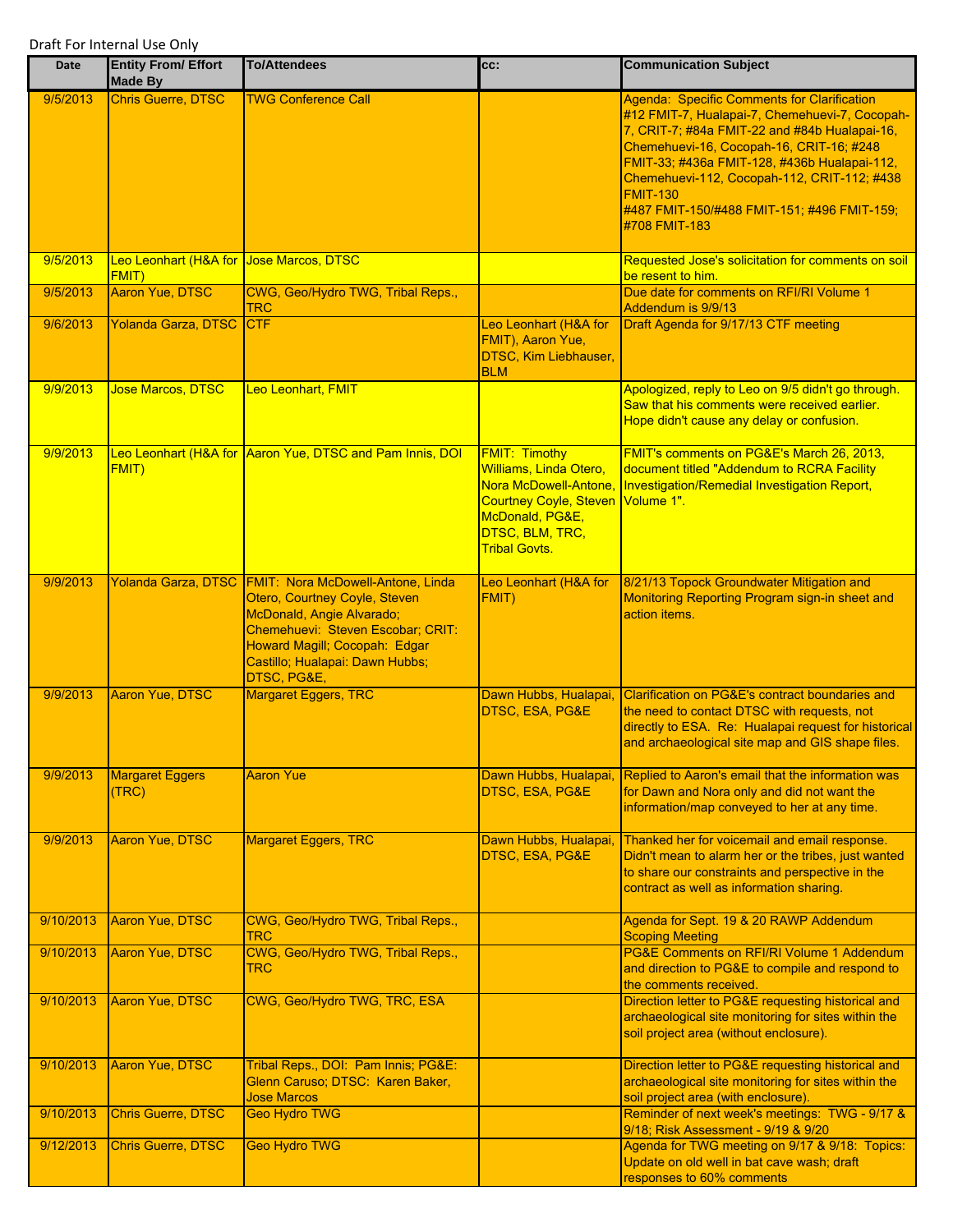Draft For Internal Use Only

| Date | Entity From/ Effort Made By | To/Attendees | cc: | Communication Subject |
|---|---|---|---|---|
| 9/5/2013 | Chris Guerre, DTSC | TWG Conference Call | | Agenda: Specific Comments for Clarification #12 FMIT-7, Hualapai-7, Chemehuevi-7, Cocopah-7, CRIT-7; #84a FMIT-22 and #84b Hualapai-16, Chemehuevi-16, Cocopah-16, CRIT-16; #248 FMIT-33; #436a FMIT-128, #436b Hualapai-112, Chemehuevi-112, Cocopah-112, CRIT-112; #438 FMIT-130 #487 FMIT-150/#488 FMIT-151; #496 FMIT-159; #708 FMIT-183 |
| 9/5/2013 | Leo Leonhart (H&A for FMIT) | Jose Marcos, DTSC | | Requested Jose's solicitation for comments on soil be resent to him. |
| 9/5/2013 | Aaron Yue, DTSC | CWG, Geo/Hydro TWG, Tribal Reps., TRC | | Due date for comments on RFI/RI Volume 1 Addendum is 9/9/13 |
| 9/6/2013 | Yolanda Garza, DTSC | CTF | Leo Leonhart (H&A for FMIT), Aaron Yue, DTSC, Kim Liebhauser, BLM | Draft Agenda for 9/17/13 CTF meeting |
| 9/9/2013 | Jose Marcos, DTSC | Leo Leonhart, FMIT | | Apologized, reply to Leo on 9/5 didn't go through. Saw that his comments were received earlier. Hope didn't cause any delay or confusion. |
| 9/9/2013 | Leo Leonhart (H&A for FMIT) | Aaron Yue, DTSC and Pam Innis, DOI | FMIT: Timothy Williams, Linda Otero, Nora McDowell-Antone, Courtney Coyle, Steven McDonald, PG&E, DTSC, BLM, TRC, Tribal Govts. | FMIT's comments on PG&E's March 26, 2013, document titled "Addendum to RCRA Facility Investigation/Remedial Investigation Report, Volume 1". |
| 9/9/2013 | Yolanda Garza, DTSC | FMIT: Nora McDowell-Antone, Linda Otero, Courtney Coyle, Steven McDonald, Angie Alvarado; Chemehuevi: Steven Escobar; CRIT: Howard Magill; Cocopah: Edgar Castillo; Hualapai: Dawn Hubbs; DTSC, PG&E, | Leo Leonhart (H&A for FMIT) | 8/21/13 Topock Groundwater Mitigation and Monitoring Reporting Program sign-in sheet and action items. |
| 9/9/2013 | Aaron Yue, DTSC | Margaret Eggers, TRC | Dawn Hubbs, Hualapai, DTSC, ESA, PG&E | Clarification on PG&E's contract boundaries and the need to contact DTSC with requests, not directly to ESA. Re: Hualapai request for historical and archaeological site map and GIS shape files. |
| 9/9/2013 | Margaret Eggers (TRC) | Aaron Yue | Dawn Hubbs, Hualapai, DTSC, ESA, PG&E | Replied to Aaron's email that the information was for Dawn and Nora only and did not want the information/map conveyed to her at any time. |
| 9/9/2013 | Aaron Yue, DTSC | Margaret Eggers, TRC | Dawn Hubbs, Hualapai, DTSC, ESA, PG&E | Thanked her for voicemail and email response. Didn't mean to alarm her or the tribes, just wanted to share our constraints and perspective in the contract as well as information sharing. |
| 9/10/2013 | Aaron Yue, DTSC | CWG, Geo/Hydro TWG, Tribal Reps., TRC | | Agenda for Sept. 19 & 20 RAWP Addendum Scoping Meeting |
| 9/10/2013 | Aaron Yue, DTSC | CWG, Geo/Hydro TWG, Tribal Reps., TRC | | PG&E Comments on RFI/RI Volume 1 Addendum and direction to PG&E to compile and respond to the comments received. |
| 9/10/2013 | Aaron Yue, DTSC | CWG, Geo/Hydro TWG, TRC, ESA | | Direction letter to PG&E requesting historical and archaeological site monitoring for sites within the soil project area (without enclosure). |
| 9/10/2013 | Aaron Yue, DTSC | Tribal Reps., DOI: Pam Innis; PG&E: Glenn Caruso; DTSC: Karen Baker, Jose Marcos | | Direction letter to PG&E requesting historical and archaeological site monitoring for sites within the soil project area (with enclosure). |
| 9/10/2013 | Chris Guerre, DTSC | Geo Hydro TWG | | Reminder of next week's meetings: TWG - 9/17 & 9/18; Risk Assessment - 9/19 & 9/20 |
| 9/12/2013 | Chris Guerre, DTSC | Geo Hydro TWG | | Agenda for TWG meeting on 9/17 & 9/18: Topics: Update on old well in bat cave wash; draft responses to 60% comments |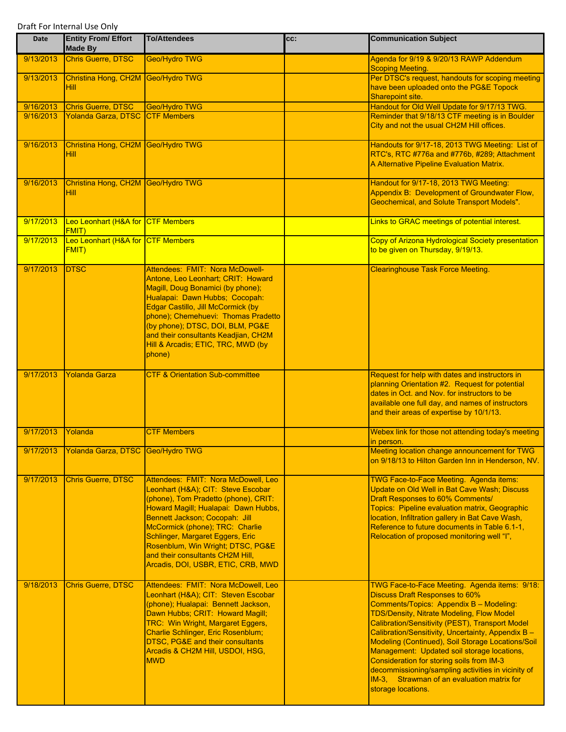Draft For Internal Use Only

| Date | Entity From/ Effort Made By | To/Attendees | cc: | Communication Subject |
|---|---|---|---|---|
| 9/13/2013 | Chris Guerre, DTSC | Geo/Hydro TWG | | Agenda for 9/19 & 9/20/13 RAWP Addendum Scoping Meeting. |
| 9/13/2013 | Christina Hong, CH2M Hill | Geo/Hydro TWG | | Per DTSC's request, handouts for scoping meeting have been uploaded onto the PG&E Topock Sharepoint site. |
| 9/16/2013 | Chris Guerre, DTSC | Geo/Hydro TWG | | Handout for Old Well Update for 9/17/13 TWG. |
| 9/16/2013 | Yolanda Garza, DTSC | CTF Members | | Reminder that 9/18/13 CTF meeting is in Boulder City and not the usual CH2M Hill offices. |
| 9/16/2013 | Christina Hong, CH2M Hill | Geo/Hydro TWG | | Handouts for 9/17-18, 2013 TWG Meeting: List of RTC's, RTC #776a and #776b, #289; Attachment A Alternative Pipeline Evaluation Matrix. |
| 9/16/2013 | Christina Hong, CH2M Hill | Geo/Hydro TWG | | Handout for 9/17-18, 2013 TWG Meeting: Appendix B: Development of Groundwater Flow, Geochemical, and Solute Transport Models". |
| 9/17/2013 | Leo Leonhart (H&A for FMIT) | CTF Members | | Links to GRAC meetings of potential interest. |
| 9/17/2013 | Leo Leonhart (H&A for FMIT) | CTF Members | | Copy of Arizona Hydrological Society presentation to be given on Thursday, 9/19/13. |
| 9/17/2013 | DTSC | Attendees: FMIT: Nora McDowell-Antone, Leo Leonhart; CRIT: Howard Magill, Doug Bonamici (by phone); Hualapai: Dawn Hubbs; Cocopah: Edgar Castillo, Jill McCormick (by phone); Chemehuevi: Thomas Pradetto (by phone); DTSC, DOI, BLM, PG&E and their consultants Keadjian, CH2M Hill & Arcadis; ETIC, TRC, MWD (by phone) | | Clearinghouse Task Force Meeting. |
| 9/17/2013 | Yolanda Garza | CTF & Orientation Sub-committee | | Request for help with dates and instructors in planning Orientation #2. Request for potential dates in Oct. and Nov. for instructors to be available one full day, and names of instructors and their areas of expertise by 10/1/13. |
| 9/17/2013 | Yolanda | CTF Members | | Webex link for those not attending today's meeting in person. |
| 9/17/2013 | Yolanda Garza, DTSC | Geo/Hydro TWG | | Meeting location change announcement for TWG on 9/18/13 to Hilton Garden Inn in Henderson, NV. |
| 9/17/2013 | Chris Guerre, DTSC | Attendees: FMIT: Nora McDowell, Leo Leonhart (H&A); CIT: Steve Escobar (phone), Tom Pradetto (phone), CRIT: Howard Magill; Hualapai: Dawn Hubbs, Bennett Jackson; Cocopah: Jill McCormick (phone); TRC: Charlie Schlinger, Margaret Eggers, Eric Rosenblum, Win Wright; DTSC, PG&E and their consultants CH2M Hill, Arcadis, DOI, USBR, ETIC, CRB, MWD | | TWG Face-to-Face Meeting. Agenda items: Update on Old Well in Bat Cave Wash; Discuss Draft Responses to 60% Comments/ Topics: Pipeline evaluation matrix, Geographic location, Infiltration gallery in Bat Cave Wash, Reference to future documents in Table 6.1-1, Relocation of proposed monitoring well "I", |
| 9/18/2013 | Chris Guerre, DTSC | Attendees: FMIT: Nora McDowell, Leo Leonhart (H&A); CIT: Steven Escobar (phone); Hualapai: Bennett Jackson, Dawn Hubbs; CRIT: Howard Magill; TRC: Win Wright, Margaret Eggers, Charlie Schlinger, Eric Rosenblum; DTSC, PG&E and their consultants Arcadis & CH2M Hill, USDOI, HSG, MWD | | TWG Face-to-Face Meeting. Agenda items: 9/18: Discuss Draft Responses to 60% Comments/Topics: Appendix B – Modeling: TDS/Density, Nitrate Modeling, Flow Model Calibration/Sensitivity (PEST), Transport Model Calibration/Sensitivity, Uncertainty, Appendix B – Modeling (Continued), Soil Storage Locations/Soil Management: Updated soil storage locations, Consideration for storing soils from IM-3 decommissioning/sampling activities in vicinity of IM-3, Strawman of an evaluation matrix for storage locations. |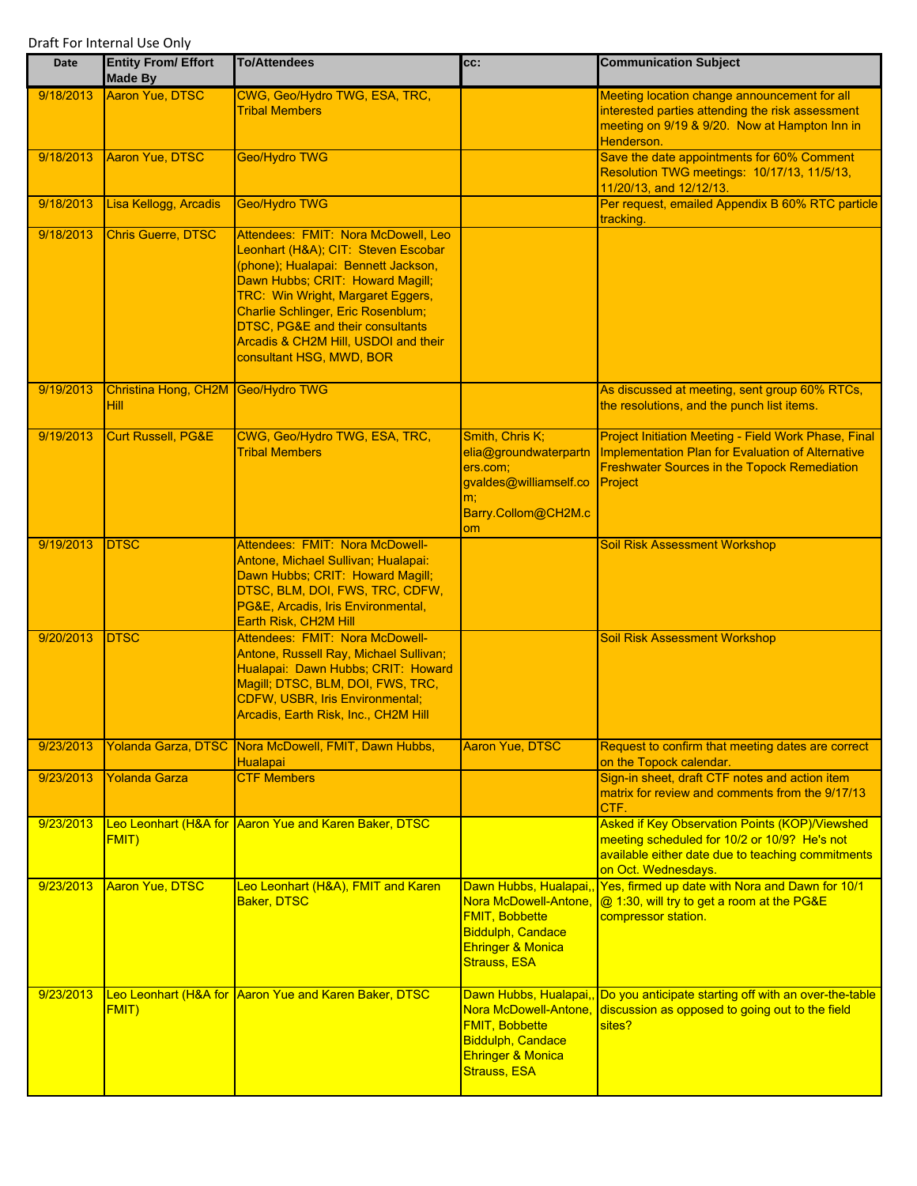Draft For Internal Use Only

| Date | Entity From/ Effort Made By | To/Attendees | cc: | Communication Subject |
|---|---|---|---|---|
| 9/18/2013 | Aaron Yue, DTSC | CWG, Geo/Hydro TWG, ESA, TRC, Tribal Members | | Meeting location change announcement for all interested parties attending the risk assessment meeting on 9/19 & 9/20. Now at Hampton Inn in Henderson. |
| 9/18/2013 | Aaron Yue, DTSC | Geo/Hydro TWG | | Save the date appointments for 60% Comment Resolution TWG meetings: 10/17/13, 11/5/13, 11/20/13, and 12/12/13. |
| 9/18/2013 | Lisa Kellogg, Arcadis | Geo/Hydro TWG | | Per request, emailed Appendix B 60% RTC particle tracking. |
| 9/18/2013 | Chris Guerre, DTSC | Attendees: FMIT: Nora McDowell, Leo Leonhart (H&A); CIT: Steven Escobar (phone); Hualapai: Bennett Jackson, Dawn Hubbs; CRIT: Howard Magill; TRC: Win Wright, Margaret Eggers, Charlie Schlinger, Eric Rosenblum; DTSC, PG&E and their consultants Arcadis & CH2M Hill, USDOI and their consultant HSG, MWD, BOR | | |
| 9/19/2013 | Christina Hong, CH2M Hill | Geo/Hydro TWG | | As discussed at meeting, sent group 60% RTCs, the resolutions, and the punch list items. |
| 9/19/2013 | Curt Russell, PG&E | CWG, Geo/Hydro TWG, ESA, TRC, Tribal Members | Smith, Chris K; elia@groundwaterpartners.com; gvaldes@williamself.com; Barry.Collom@CH2M.com | Project Initiation Meeting - Field Work Phase, Final Implementation Plan for Evaluation of Alternative Freshwater Sources in the Topock Remediation Project |
| 9/19/2013 | DTSC | Attendees: FMIT: Nora McDowell-Antone, Michael Sullivan; Hualapai: Dawn Hubbs; CRIT: Howard Magill; DTSC, BLM, DOI, FWS, TRC, CDFW, PG&E, Arcadis, Iris Environmental, Earth Risk, CH2M Hill | | Soil Risk Assessment Workshop |
| 9/20/2013 | DTSC | Attendees: FMIT: Nora McDowell-Antone, Russell Ray, Michael Sullivan; Hualapai: Dawn Hubbs; CRIT: Howard Magill; DTSC, BLM, DOI, FWS, TRC, CDFW, USBR, Iris Environmental; Arcadis, Earth Risk, Inc., CH2M Hill | | Soil Risk Assessment Workshop |
| 9/23/2013 | Yolanda Garza, DTSC | Nora McDowell, FMIT, Dawn Hubbs, Hualapai | Aaron Yue, DTSC | Request to confirm that meeting dates are correct on the Topock calendar. |
| 9/23/2013 | Yolanda Garza | CTF Members | | Sign-in sheet, draft CTF notes and action item matrix for review and comments from the 9/17/13 CTF. |
| 9/23/2013 | Leo Leonhart (H&A for FMIT) | Aaron Yue and Karen Baker, DTSC | | Asked if Key Observation Points (KOP)/Viewshed meeting scheduled for 10/2 or 10/9? He's not available either date due to teaching commitments on Oct. Wednesdays. |
| 9/23/2013 | Aaron Yue, DTSC | Leo Leonhart (H&A), FMIT and Karen Baker, DTSC | Dawn Hubbs, Hualapai,, Nora McDowell-Antone, FMIT, Bobbette Biddulph, Candace Ehringer & Monica Strauss, ESA | Yes, firmed up date with Nora and Dawn for 10/1 @ 1:30, will try to get a room at the PG&E compressor station. |
| 9/23/2013 | Leo Leonhart (H&A for FMIT) | Aaron Yue and Karen Baker, DTSC | Dawn Hubbs, Hualapai,, Nora McDowell-Antone, FMIT, Bobbette Biddulph, Candace Ehringer & Monica Strauss, ESA | Do you anticipate starting off with an over-the-table discussion as opposed to going out to the field sites? |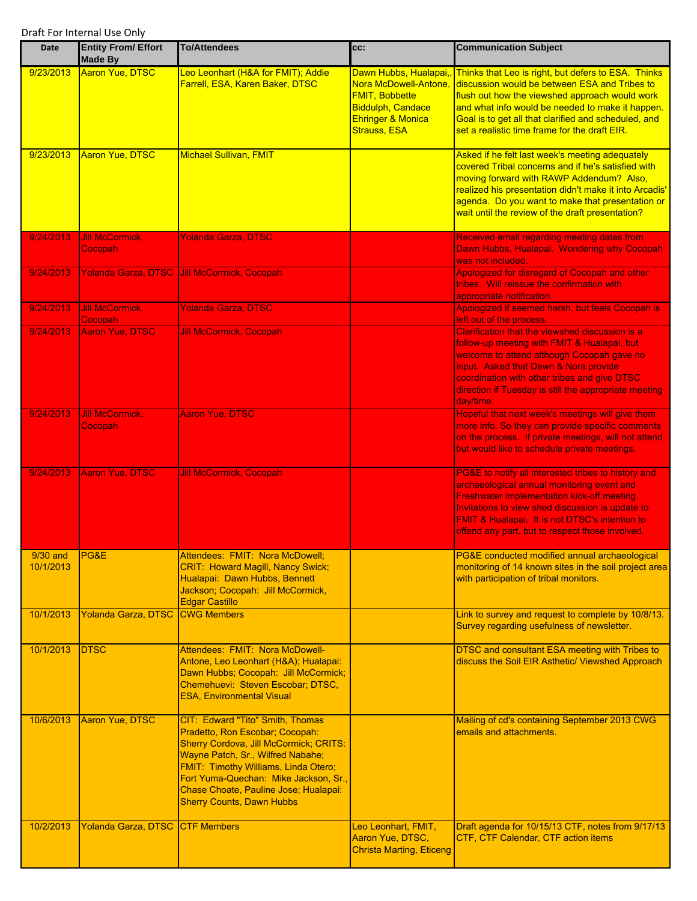Draft For Internal Use Only

| Date | Entity From/ Effort Made By | To/Attendees | cc: | Communication Subject |
|---|---|---|---|---|
| 9/23/2013 | Aaron Yue, DTSC | Leo Leonhart (H&A for FMIT); Addie Farrell, ESA, Karen Baker, DTSC | Dawn Hubbs, Hualapai,, Nora McDowell-Antone, FMIT, Bobbette Biddulph, Candace Ehringer & Monica Strauss, ESA | Thinks that Leo is right, but defers to ESA. Thinks discussion would be between ESA and Tribes to flush out how the viewshed approach would work and what info would be needed to make it happen. Goal is to get all that clarified and scheduled, and set a realistic time frame for the draft EIR. |
| 9/23/2013 | Aaron Yue, DTSC | Michael Sullivan, FMIT | | Asked if he felt last week's meeting adequately covered Tribal concerns and if he's satisfied with moving forward with RAWP Addendum? Also, realized his presentation didn't make it into Arcadis' agenda. Do you want to make that presentation or wait until the review of the draft presentation? |
| 9/24/2013 | Jill McCormick, Cocopah | Yolanda Garza, DTSC | | Received email regarding meeting dates from Dawn Hubbs, Hualapai. Wondering why Cocopah was not included. |
| 9/24/2013 | Yolanda Garza, DTSC | Jill McCormick, Cocopah | | Apologized for disregard of Cocopah and other tribes. Will reissue the confirmation with appropriate notification. |
| 9/24/2013 | Jill McCormick, Cocopah | Yolanda Garza, DTSC | | Apologized if seemed harsh, but feels Cocopah is left out of the process. |
| 9/24/2013 | Aaron Yue, DTSC | Jill McCormick, Cocopah | | Clarification that the viewshed discussion is a follow-up meeting with FMIT & Hualapai, but welcome to attend although Cocopah gave no input. Asked that Dawn & Nora provide coordination with other tribes and give DTSC direction if Tuesday is still the appropriate meeting day/time. |
| 9/24/2013 | Jill McCormick, Cocopah | Aaron Yue, DTSC | | Hopeful that next week's meetings will give them more info. So they can provide specific comments on the process. If private meetings, will not attend but would like to schedule private meetings. |
| 9/24/2013 | Aaron Yue, DTSC | Jill McCormick, Cocopah | | PG&E to notify all interested tribes to history and archaeological annual monitoring event and Freshwater implementation kick-off meeting. Invitations to view shed discussion is update to FMIT & Hualapai. It is not DTSC's intention to offend any part, but to respect those involved. |
| 9/30 and 10/1/2013 | PG&E | Attendees: FMIT: Nora McDowell; CRIT: Howard Magill, Nancy Swick; Hualapai: Dawn Hubbs, Bennett Jackson; Cocopah: Jill McCormick, Edgar Castillo | | PG&E conducted modified annual archaeological monitoring of 14 known sites in the soil project area with participation of tribal monitors. |
| 10/1/2013 | Yolanda Garza, DTSC | CWG Members | | Link to survey and request to complete by 10/8/13. Survey regarding usefulness of newsletter. |
| 10/1/2013 | DTSC | Attendees: FMIT: Nora McDowell-Antone, Leo Leonhart (H&A); Hualapai: Dawn Hubbs; Cocopah: Jill McCormick; Chemehuevi: Steven Escobar; DTSC, ESA, Environmental Visual | | DTSC and consultant ESA meeting with Tribes to discuss the Soil EIR Asthetic/ Viewshed Approach |
| 10/6/2013 | Aaron Yue, DTSC | CIT: Edward "Tito" Smith, Thomas Pradetto, Ron Escobar; Cocopah: Sherry Cordova, Jill McCormick; CRITS: Wayne Patch, Sr., Wilfred Nabahe; FMIT: Timothy Williams, Linda Otero; Fort Yuma-Quechan: Mike Jackson, Sr., Chase Choate, Pauline Jose; Hualapai: Sherry Counts, Dawn Hubbs | | Mailing of cd's containing September 2013 CWG emails and attachments. |
| 10/2/2013 | Yolanda Garza, DTSC | CTF Members | Leo Leonhart, FMIT, Aaron Yue, DTSC, Christa Marting, Eticeng | Draft agenda for 10/15/13 CTF, notes from 9/17/13 CTF, CTF Calendar, CTF action items |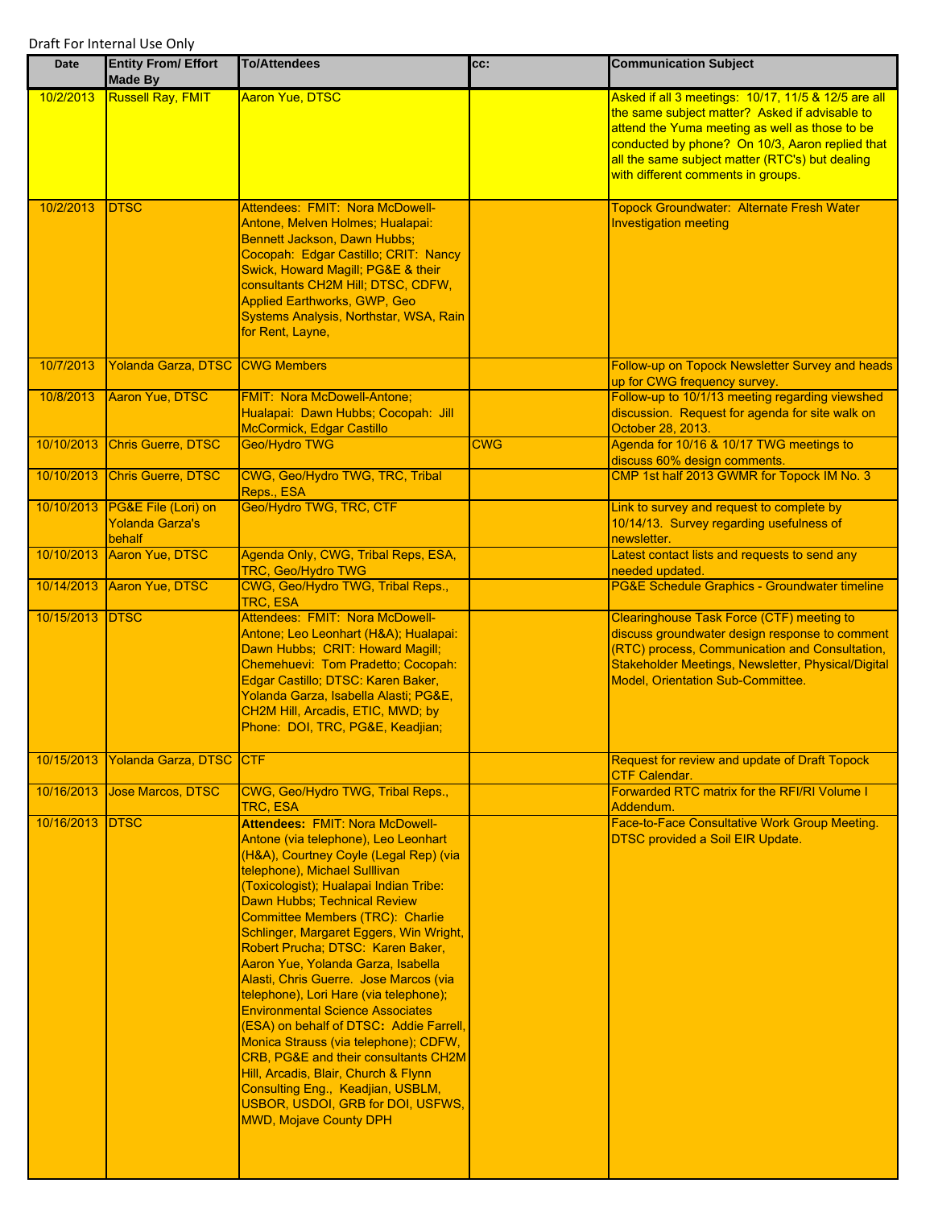Draft For Internal Use Only

| Date | Entity From/ Effort Made By | To/Attendees | cc: | Communication Subject |
|---|---|---|---|---|
| 10/2/2013 | Russell Ray, FMIT | Aaron Yue, DTSC | | Asked if all 3 meetings: 10/17, 11/5 & 12/5 are all the same subject matter? Asked if advisable to attend the Yuma meeting as well as those to be conducted by phone? On 10/3, Aaron replied that all the same subject matter (RTC's) but dealing with different comments in groups. |
| 10/2/2013 | DTSC | Attendees: FMIT: Nora McDowell-Antone, Melven Holmes; Hualapai: Bennett Jackson, Dawn Hubbs; Cocopah: Edgar Castillo; CRIT: Nancy Swick, Howard Magill; PG&E & their consultants CH2M Hill; DTSC, CDFW, Applied Earthworks, GWP, Geo Systems Analysis, Northstar, WSA, Rain for Rent, Layne, | | Topock Groundwater: Alternate Fresh Water Investigation meeting |
| 10/7/2013 | Yolanda Garza, DTSC | CWG Members | | Follow-up on Topock Newsletter Survey and heads up for CWG frequency survey. |
| 10/8/2013 | Aaron Yue, DTSC | FMIT: Nora McDowell-Antone; Hualapai: Dawn Hubbs; Cocopah: Jill McCormick, Edgar Castillo | | Follow-up to 10/1/13 meeting regarding viewshed discussion. Request for agenda for site walk on October 28, 2013. |
| 10/10/2013 | Chris Guerre, DTSC | Geo/Hydro TWG | CWG | Agenda for 10/16 & 10/17 TWG meetings to discuss 60% design comments. |
| 10/10/2013 | Chris Guerre, DTSC | CWG, Geo/Hydro TWG, TRC, Tribal Reps., ESA | | CMP 1st half 2013 GWMR for Topock IM No. 3 |
| 10/10/2013 | PG&E File (Lori) on Yolanda Garza's behalf | Geo/Hydro TWG, TRC, CTF | | Link to survey and request to complete by 10/14/13. Survey regarding usefulness of newsletter. |
| 10/10/2013 | Aaron Yue, DTSC | Agenda Only, CWG, Tribal Reps, ESA, TRC, Geo/Hydro TWG | | Latest contact lists and requests to send any needed updated. |
| 10/14/2013 | Aaron Yue, DTSC | CWG, Geo/Hydro TWG, Tribal Reps., TRC, ESA | | PG&E Schedule Graphics - Groundwater timeline |
| 10/15/2013 | DTSC | Attendees: FMIT: Nora McDowell-Antone; Leo Leonhart (H&A); Hualapai: Dawn Hubbs; CRIT: Howard Magill; Chemehuevi: Tom Pradetto; Cocopah: Edgar Castillo; DTSC: Karen Baker, Yolanda Garza, Isabella Alasti; PG&E, CH2M Hill, Arcadis, ETIC, MWD; by Phone: DOI, TRC, PG&E, Keadjian; | | Clearinghouse Task Force (CTF) meeting to discuss groundwater design response to comment (RTC) process, Communication and Consultation, Stakeholder Meetings, Newsletter, Physical/Digital Model, Orientation Sub-Committee. |
| 10/15/2013 | Yolanda Garza, DTSC | CTF | | Request for review and update of Draft Topock CTF Calendar. |
| 10/16/2013 | Jose Marcos, DTSC | CWG, Geo/Hydro TWG, Tribal Reps., TRC, ESA | | Forwarded RTC matrix for the RFI/RI Volume I Addendum. |
| 10/16/2013 | DTSC | **Attendees:** FMIT: Nora McDowell-Antone (via telephone), Leo Leonhart (H&A), Courtney Coyle (Legal Rep) (via telephone), Michael Sulllivan (Toxicologist); Hualapai Indian Tribe: Dawn Hubbs; Technical Review Committee Members (TRC): Charlie Schlinger, Margaret Eggers, Win Wright, Robert Prucha; DTSC: Karen Baker, Aaron Yue, Yolanda Garza, Isabella Alasti, Chris Guerre. Jose Marcos (via telephone), Lori Hare (via telephone); Environmental Science Associates (ESA) on behalf of DTSC**:** Addie Farrell, Monica Strauss (via telephone); CDFW, CRB, PG&E and their consultants CH2M Hill, Arcadis, Blair, Church & Flynn Consulting Eng., Keadjian, USBLM, USBOR, USDOI, GRB for DOI, USFWS, MWD, Mojave County DPH | | Face-to-Face Consultative Work Group Meeting. DTSC provided a Soil EIR Update. |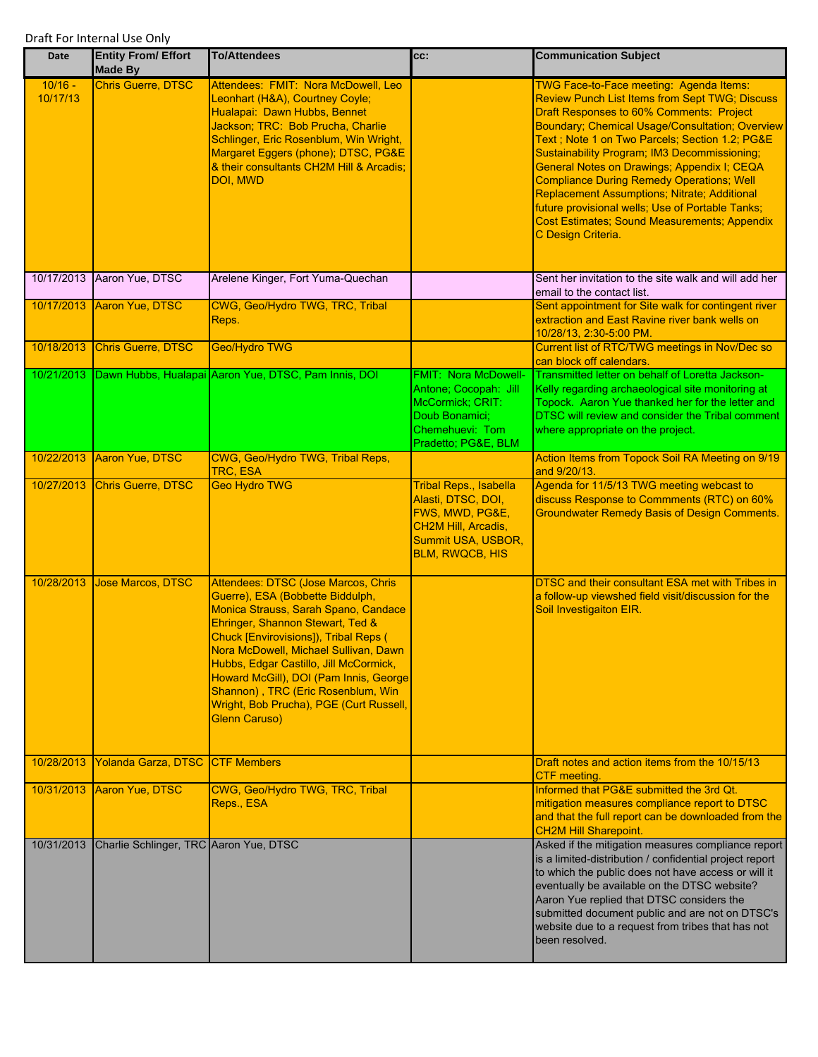Draft For Internal Use Only

| Date | Entity From/ Effort Made By | To/Attendees | cc: | Communication Subject |
|---|---|---|---|---|
| 10/16 - 10/17/13 | Chris Guerre, DTSC | Attendees: FMIT: Nora McDowell, Leo Leonhart (H&A), Courtney Coyle; Hualapai: Dawn Hubbs, Bennet Jackson; TRC: Bob Prucha, Charlie Schlinger, Eric Rosenblum, Win Wright, Margaret Eggers (phone); DTSC, PG&E & their consultants CH2M Hill & Arcadis; DOI, MWD | | TWG Face-to-Face meeting: Agenda Items: Review Punch List Items from Sept TWG; Discuss Draft Responses to 60% Comments: Project Boundary; Chemical Usage/Consultation; Overview Text ; Note 1 on Two Parcels; Section 1.2; PG&E Sustainability Program; IM3 Decommissioning; General Notes on Drawings; Appendix I; CEQA Compliance During Remedy Operations; Well Replacement Assumptions; Nitrate; Additional future provisional wells; Use of Portable Tanks; Cost Estimates; Sound Measurements; Appendix C Design Criteria. |
| 10/17/2013 | Aaron Yue, DTSC | Arelene Kinger, Fort Yuma-Quechan | | Sent her invitation to the site walk and will add her email to the contact list. |
| 10/17/2013 | Aaron Yue, DTSC | CWG, Geo/Hydro TWG, TRC, Tribal Reps. | | Sent appointment for Site walk for contingent river extraction and East Ravine river bank wells on 10/28/13, 2:30-5:00 PM. |
| 10/18/2013 | Chris Guerre, DTSC | Geo/Hydro TWG | | Current list of RTC/TWG meetings in Nov/Dec so can block off calendars. |
| 10/21/2013 | Dawn Hubbs, Hualapai | Aaron Yue, DTSC, Pam Innis, DOI | FMIT: Nora McDowell-Antone; Cocopah: Jill McCormick; CRIT: Doub Bonamici; Chemehuevi: Tom Pradetto; PG&E, BLM | Transmitted letter on behalf of Loretta Jackson-Kelly regarding archaeological site monitoring at Topock. Aaron Yue thanked her for the letter and DTSC will review and consider the Tribal comment where appropriate on the project. |
| 10/22/2013 | Aaron Yue, DTSC | CWG, Geo/Hydro TWG, Tribal Reps, TRC, ESA | | Action Items from Topock Soil RA Meeting on 9/19 and 9/20/13. |
| 10/27/2013 | Chris Guerre, DTSC | Geo Hydro TWG | Tribal Reps., Isabella Alasti, DTSC, DOI, FWS, MWD, PG&E, CH2M Hill, Arcadis, Summit USA, USBOR, BLM, RWQCB, HIS | Agenda for 11/5/13 TWG meeting webcast to discuss Response to Commments (RTC) on 60% Groundwater Remedy Basis of Design Comments. |
| 10/28/2013 | Jose Marcos, DTSC | Attendees: DTSC (Jose Marcos, Chris Guerre), ESA (Bobbette Biddulph, Monica Strauss, Sarah Spano, Candace Ehringer, Shannon Stewart, Ted & Chuck [Envirovisions]), Tribal Reps ( Nora McDowell, Michael Sullivan, Dawn Hubbs, Edgar Castillo, Jill McCormick, Howard McGill), DOI (Pam Innis, George Shannon) , TRC (Eric Rosenblum, Win Wright, Bob Prucha), PGE (Curt Russell, Glenn Caruso) | | DTSC and their consultant ESA met with Tribes in a follow-up viewshed field visit/discussion for the Soil Investigaiton EIR. |
| 10/28/2013 | Yolanda Garza, DTSC | CTF Members | | Draft notes and action items from the 10/15/13 CTF meeting. |
| 10/31/2013 | Aaron Yue, DTSC | CWG, Geo/Hydro TWG, TRC, Tribal Reps., ESA | | Informed that PG&E submitted the 3rd Qt. mitigation measures compliance report to DTSC and that the full report can be downloaded from the CH2M Hill Sharepoint. |
| 10/31/2013 | Charlie Schlinger, TRC | Aaron Yue, DTSC | | Asked if the mitigation measures compliance report is a limited-distribution / confidential project report to which the public does not have access or will it eventually be available on the DTSC website? Aaron Yue replied that DTSC considers the submitted document public and are not on DTSC's website due to a request from tribes that has not been resolved. |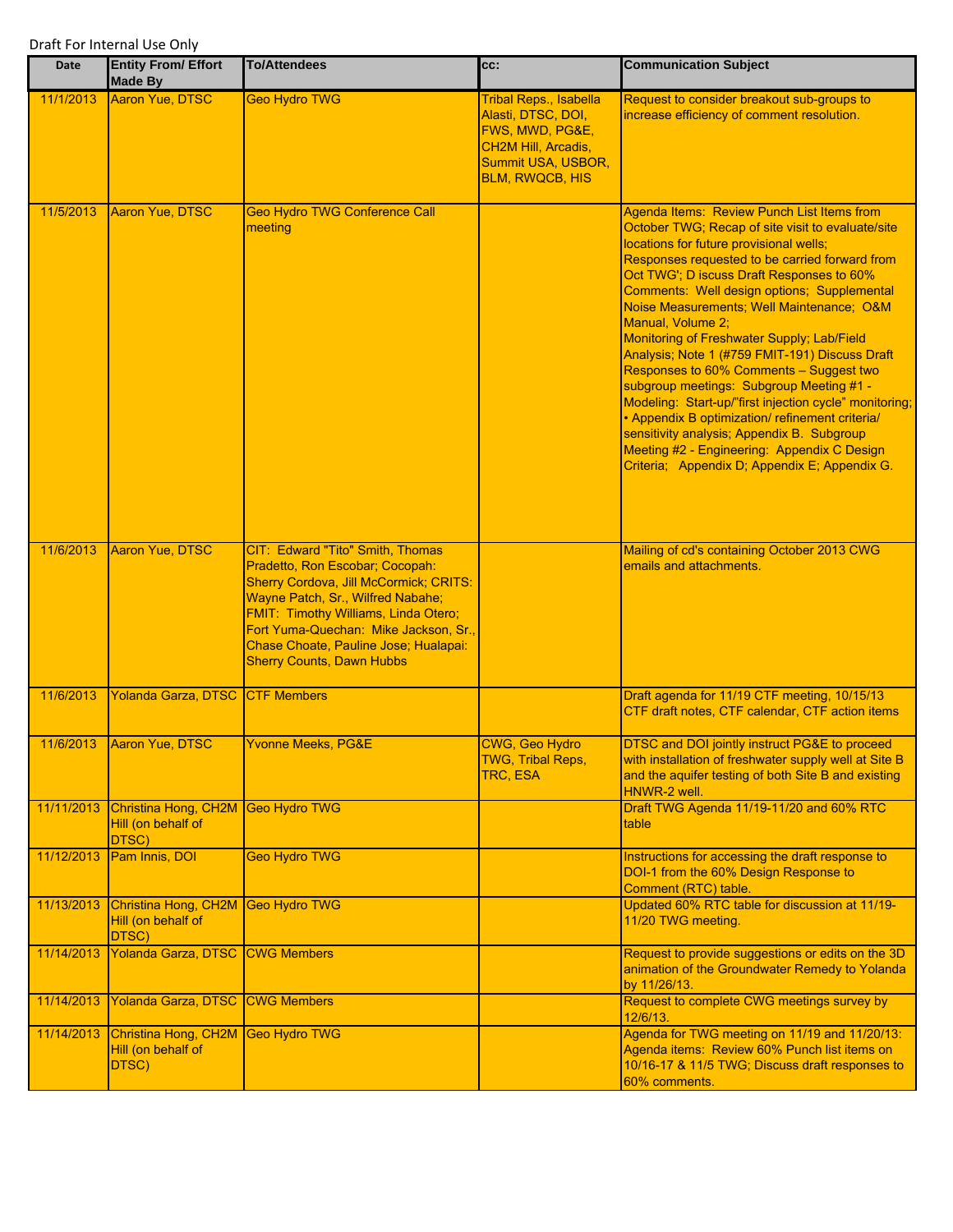Draft For Internal Use Only

| Date | Entity From/ Effort Made By | To/Attendees | cc: | Communication Subject |
|---|---|---|---|---|
| 11/1/2013 | Aaron Yue, DTSC | Geo Hydro TWG | Tribal Reps., Isabella Alasti, DTSC, DOI, FWS, MWD, PG&E, CH2M Hill, Arcadis, Summit USA, USBOR, BLM, RWQCB, HIS | Request to consider breakout sub-groups to increase efficiency of comment resolution. |
| 11/5/2013 | Aaron Yue, DTSC | Geo Hydro TWG Conference Call meeting | | Agenda Items: Review Punch List Items from October TWG; Recap of site visit to evaluate/site locations for future provisional wells; Responses requested to be carried forward from Oct TWG'; D iscuss Draft Responses to 60% Comments: Well design options; Supplemental Noise Measurements; Well Maintenance; O&M Manual, Volume 2; Monitoring of Freshwater Supply; Lab/Field Analysis; Note 1 (#759 FMIT-191) Discuss Draft Responses to 60% Comments – Suggest two subgroup meetings: Subgroup Meeting #1 - Modeling: Start-up/"first injection cycle" monitoring; • Appendix B optimization/ refinement criteria/ sensitivity analysis; Appendix B. Subgroup Meeting #2 - Engineering: Appendix C Design Criteria; Appendix D; Appendix E; Appendix G. |
| 11/6/2013 | Aaron Yue, DTSC | CIT: Edward "Tito" Smith, Thomas Pradetto, Ron Escobar; Cocopah: Sherry Cordova, Jill McCormick; CRITS: Wayne Patch, Sr., Wilfred Nabahe; FMIT: Timothy Williams, Linda Otero; Fort Yuma-Quechan: Mike Jackson, Sr., Chase Choate, Pauline Jose; Hualapai: Sherry Counts, Dawn Hubbs | | Mailing of cd's containing October 2013 CWG emails and attachments. |
| 11/6/2013 | Yolanda Garza, DTSC | CTF Members | | Draft agenda for 11/19 CTF meeting, 10/15/13 CTF draft notes, CTF calendar, CTF action items |
| 11/6/2013 | Aaron Yue, DTSC | Yvonne Meeks, PG&E | CWG, Geo Hydro TWG, Tribal Reps, TRC, ESA | DTSC and DOI jointly instruct PG&E to proceed with installation of freshwater supply well at Site B and the aquifer testing of both Site B and existing HNWR-2 well. |
| 11/11/2013 | Christina Hong, CH2M Hill (on behalf of DTSC) | Geo Hydro TWG | | Draft TWG Agenda 11/19-11/20 and 60% RTC table |
| 11/12/2013 | Pam Innis, DOI | Geo Hydro TWG | | Instructions for accessing the draft response to DOI-1 from the 60% Design Response to Comment (RTC) table. |
| 11/13/2013 | Christina Hong, CH2M Hill (on behalf of DTSC) | Geo Hydro TWG | | Updated 60% RTC table for discussion at 11/19-11/20 TWG meeting. |
| 11/14/2013 | Yolanda Garza, DTSC | CWG Members | | Request to provide suggestions or edits on the 3D animation of the Groundwater Remedy to Yolanda by 11/26/13. |
| 11/14/2013 | Yolanda Garza, DTSC | CWG Members | | Request to complete CWG meetings survey by 12/6/13. |
| 11/14/2013 | Christina Hong, CH2M Hill (on behalf of DTSC) | Geo Hydro TWG | | Agenda for TWG meeting on 11/19 and 11/20/13: Agenda items: Review 60% Punch list items on 10/16-17 & 11/5 TWG; Discuss draft responses to 60% comments. |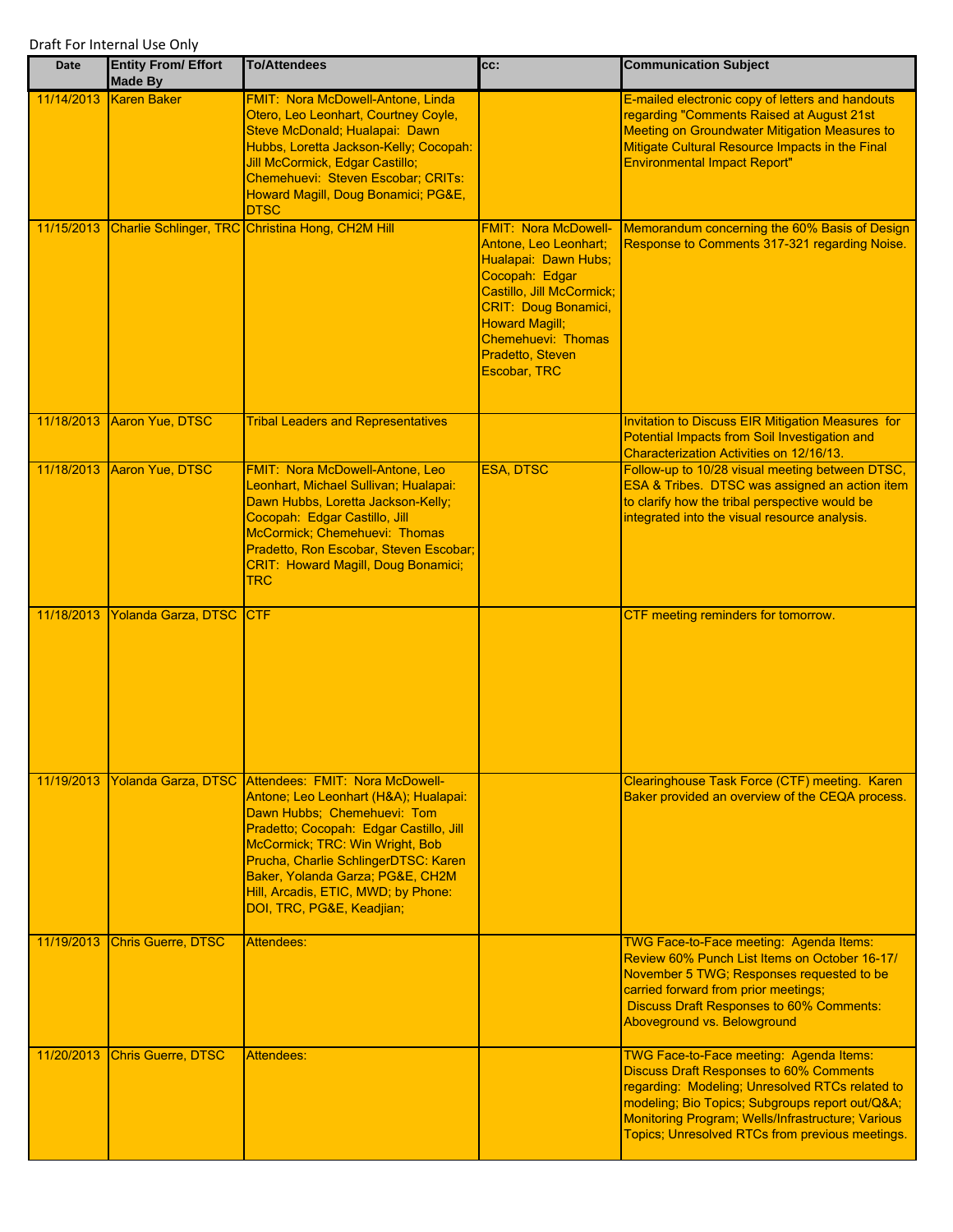Draft For Internal Use Only

| Date | Entity From/ Effort Made By | To/Attendees | cc: | Communication Subject |
|---|---|---|---|---|
| 11/14/2013 | Karen Baker | FMIT: Nora McDowell-Antone, Linda Otero, Leo Leonhart, Courtney Coyle, Steve McDonald; Hualapai: Dawn Hubbs, Loretta Jackson-Kelly; Cocopah: Jill McCormick, Edgar Castillo; Chemehuevi: Steven Escobar; CRITs: Howard Magill, Doug Bonamici; PG&E, DTSC | | E-mailed electronic copy of letters and handouts regarding "Comments Raised at August 21st Meeting on Groundwater Mitigation Measures to Mitigate Cultural Resource Impacts in the Final Environmental Impact Report" |
| 11/15/2013 | Charlie Schlinger, TRC | Christina Hong, CH2M Hill | FMIT: Nora McDowell-Antone, Leo Leonhart; Hualapai: Dawn Hubs; Cocopah: Edgar Castillo, Jill McCormick; CRIT: Doug Bonamici, Howard Magill; Chemehuevi: Thomas Pradetto, Steven Escobar, TRC | Memorandum concerning the 60% Basis of Design Response to Comments 317-321 regarding Noise. |
| 11/18/2013 | Aaron Yue, DTSC | Tribal Leaders and Representatives | | Invitation to Discuss EIR Mitigation Measures for Potential Impacts from Soil Investigation and Characterization Activities on 12/16/13. |
| 11/18/2013 | Aaron Yue, DTSC | FMIT: Nora McDowell-Antone, Leo Leonhart, Michael Sullivan; Hualapai: Dawn Hubbs, Loretta Jackson-Kelly; Cocopah: Edgar Castillo, Jill McCormick; Chemehuevi: Thomas Pradetto, Ron Escobar, Steven Escobar; CRIT: Howard Magill, Doug Bonamici; TRC | ESA, DTSC | Follow-up to 10/28 visual meeting between DTSC, ESA & Tribes. DTSC was assigned an action item to clarify how the tribal perspective would be integrated into the visual resource analysis. |
| 11/18/2013 | Yolanda Garza, DTSC | CTF | | CTF meeting reminders for tomorrow. |
| 11/19/2013 | Yolanda Garza, DTSC | Attendees: FMIT: Nora McDowell-Antone; Leo Leonhart (H&A); Hualapai: Dawn Hubbs; Chemehuevi: Tom Pradetto; Cocopah: Edgar Castillo, Jill McCormick; TRC: Win Wright, Bob Prucha, Charlie SchlingerDTSC: Karen Baker, Yolanda Garza; PG&E, CH2M Hill, Arcadis, ETIC, MWD; by Phone: DOI, TRC, PG&E, Keadjian; | | Clearinghouse Task Force (CTF) meeting. Karen Baker provided an overview of the CEQA process. |
| 11/19/2013 | Chris Guerre, DTSC | Attendees: | | TWG Face-to-Face meeting: Agenda Items: Review 60% Punch List Items on October 16-17/ November 5 TWG; Responses requested to be carried forward from prior meetings; Discuss Draft Responses to 60% Comments: Aboveground vs. Belowground |
| 11/20/2013 | Chris Guerre, DTSC | Attendees: | | TWG Face-to-Face meeting: Agenda Items: Discuss Draft Responses to 60% Comments regarding: Modeling; Unresolved RTCs related to modeling; Bio Topics; Subgroups report out/Q&A; Monitoring Program; Wells/Infrastructure; Various Topics; Unresolved RTCs from previous meetings. |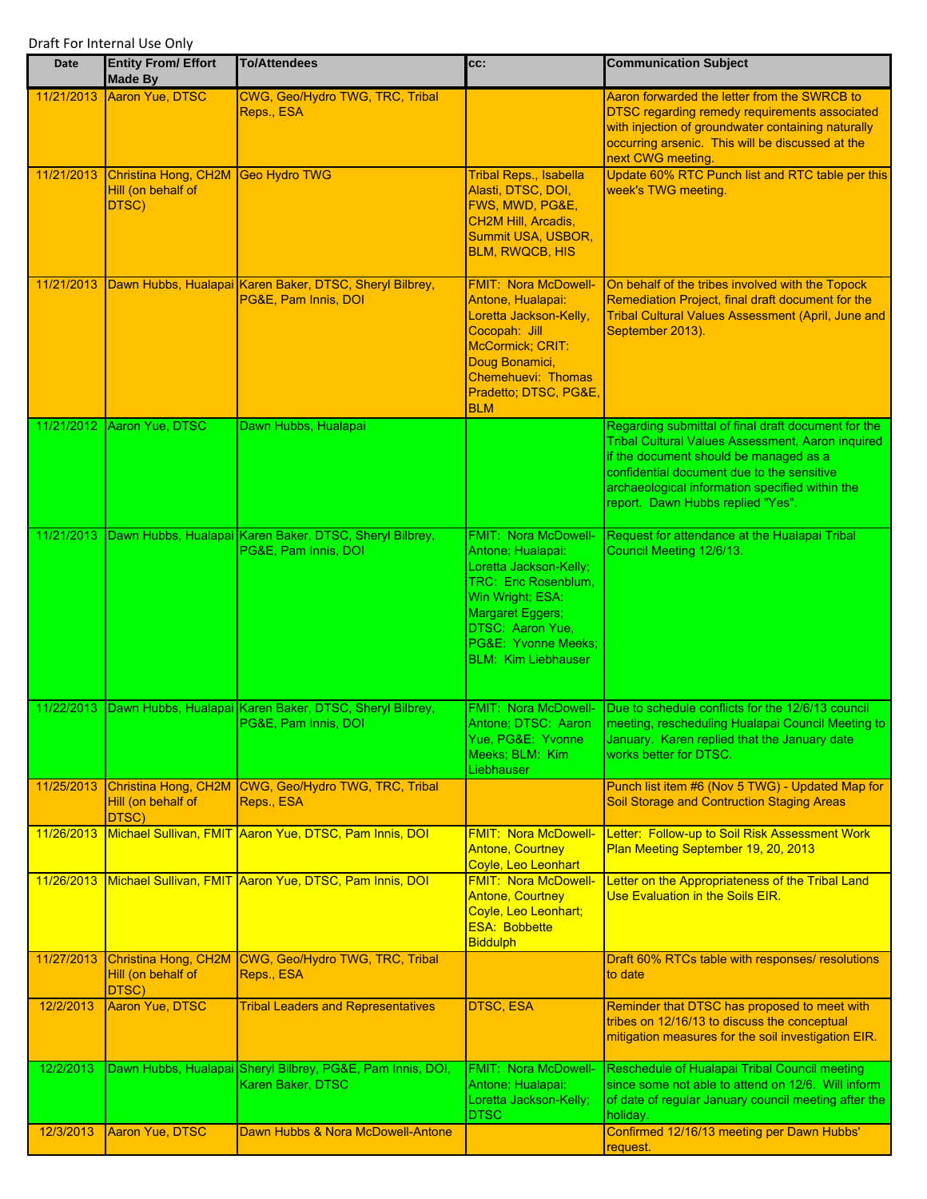Draft For Internal Use Only

| Date | Entity From/ Effort Made By | To/Attendees | cc: | Communication Subject |
|---|---|---|---|---|
| 11/21/2013 | Aaron Yue, DTSC | CWG, Geo/Hydro TWG, TRC, Tribal Reps., ESA | | Aaron forwarded the letter from the SWRCB to DTSC regarding remedy requirements associated with injection of groundwater containing naturally occurring arsenic. This will be discussed at the next CWG meeting. |
| 11/21/2013 | Christina Hong, CH2M Hill (on behalf of DTSC) | Geo Hydro TWG | Tribal Reps., Isabella Alasti, DTSC, DOI, FWS, MWD, PG&E, CH2M Hill, Arcadis, Summit USA, USBOR, BLM, RWQCB, HIS | Update 60% RTC Punch list and RTC table per this week's TWG meeting. |
| 11/21/2013 | Dawn Hubbs, Hualapai | Karen Baker, DTSC, Sheryl Bilbrey, PG&E, Pam Innis, DOI | FMIT: Nora McDowell-Antone, Hualapai: Loretta Jackson-Kelly, Cocopah: Jill McCormick; CRIT: Doug Bonamici, Chemehuevi: Thomas Pradetto; DTSC, PG&E, BLM | On behalf of the tribes involved with the Topock Remediation Project, final draft document for the Tribal Cultural Values Assessment (April, June and September 2013). |
| 11/21/2012 | Aaron Yue, DTSC | Dawn Hubbs, Hualapai | | Regarding submittal of final draft document for the Tribal Cultural Values Assessment, Aaron inquired if the document should be managed as a confidential document due to the sensitive archaeological information specified within the report. Dawn Hubbs replied "Yes". |
| 11/21/2013 | Dawn Hubbs, Hualapai | Karen Baker, DTSC, Sheryl Bilbrey, PG&E, Pam Innis, DOI | FMIT: Nora McDowell-Antone; Hualapai: Loretta Jackson-Kelly; TRC: Eric Rosenblum, Win Wright; ESA: Margaret Eggers; DTSC: Aaron Yue, PG&E: Yvonne Meeks; BLM: Kim Liebhauser | Request for attendance at the Hualapai Tribal Council Meeting 12/6/13. |
| 11/22/2013 | Dawn Hubbs, Hualapai | Karen Baker, DTSC, Sheryl Bilbrey, PG&E, Pam Innis, DOI | FMIT: Nora McDowell-Antone; DTSC: Aaron Yue, PG&E: Yvonne Meeks; BLM: Kim Liebhauser | Due to schedule conflicts for the 12/6/13 council meeting, rescheduling Hualapai Council Meeting to January. Karen replied that the January date works better for DTSC. |
| 11/25/2013 | Christina Hong, CH2M Hill (on behalf of DTSC) | CWG, Geo/Hydro TWG, TRC, Tribal Reps., ESA | | Punch list item #6 (Nov 5 TWG) - Updated Map for Soil Storage and Contruction Staging Areas |
| 11/26/2013 | Michael Sullivan, FMIT | Aaron Yue, DTSC, Pam Innis, DOI | FMIT: Nora McDowell-Antone, Courtney Coyle, Leo Leonhart | Letter: Follow-up to Soil Risk Assessment Work Plan Meeting September 19, 20, 2013 |
| 11/26/2013 | Michael Sullivan, FMIT | Aaron Yue, DTSC, Pam Innis, DOI | FMIT: Nora McDowell-Antone, Courtney Coyle, Leo Leonhart; ESA: Bobbette Biddulph | Letter on the Appropriateness of the Tribal Land Use Evaluation in the Soils EIR. |
| 11/27/2013 | Christina Hong, CH2M Hill (on behalf of DTSC) | CWG, Geo/Hydro TWG, TRC, Tribal Reps., ESA | | Draft 60% RTCs table with responses/ resolutions to date |
| 12/2/2013 | Aaron Yue, DTSC | Tribal Leaders and Representatives | DTSC, ESA | Reminder that DTSC has proposed to meet with tribes on 12/16/13 to discuss the conceptual mitigation measures for the soil investigation EIR. |
| 12/2/2013 | Dawn Hubbs, Hualapai | Sheryl Bilbrey, PG&E, Pam Innis, DOI, Karen Baker, DTSC | FMIT: Nora McDowell-Antone; Hualapai: Loretta Jackson-Kelly; DTSC | Reschedule of Hualapai Tribal Council meeting since some not able to attend on 12/6. Will inform of date of regular January council meeting after the holiday. |
| 12/3/2013 | Aaron Yue, DTSC | Dawn Hubbs & Nora McDowell-Antone | | Confirmed 12/16/13 meeting per Dawn Hubbs' request. |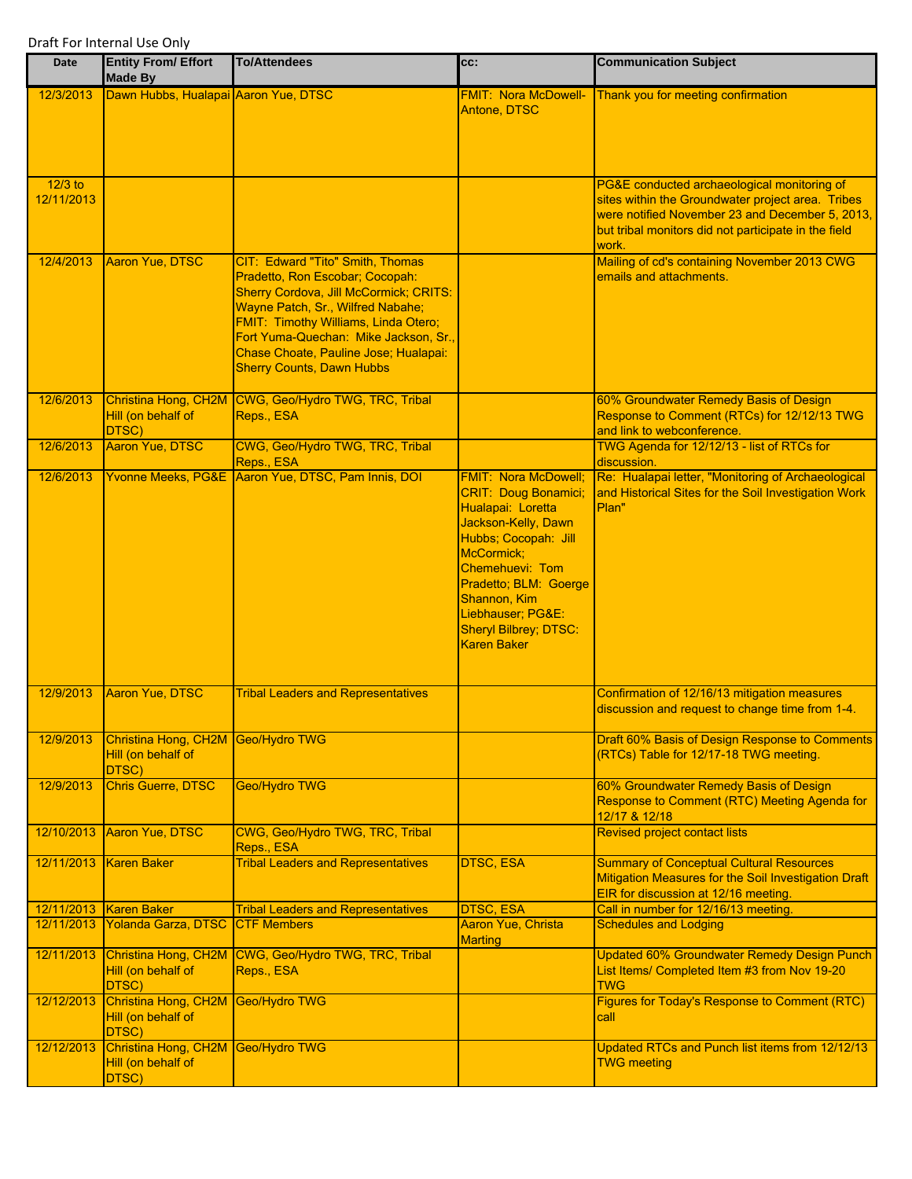Draft For Internal Use Only

| Date | Entity From/ Effort Made By | To/Attendees | cc: | Communication Subject |
|---|---|---|---|---|
| 12/3/2013 | Dawn Hubbs, Hualapai | Aaron Yue, DTSC | FMIT: Nora McDowell-Antone, DTSC | Thank you for meeting confirmation |
| 12/3 to 12/11/2013 | | | | PG&E conducted archaeological monitoring of sites within the Groundwater project area. Tribes were notified November 23 and December 5, 2013, but tribal monitors did not participate in the field work. |
| 12/4/2013 | Aaron Yue, DTSC | CIT: Edward "Tito" Smith, Thomas Pradetto, Ron Escobar; Cocopah: Sherry Cordova, Jill McCormick; CRITS: Wayne Patch, Sr., Wilfred Nabahe; FMIT: Timothy Williams, Linda Otero; Fort Yuma-Quechan: Mike Jackson, Sr., Chase Choate, Pauline Jose; Hualapai: Sherry Counts, Dawn Hubbs | | Mailing of cd's containing November 2013 CWG emails and attachments. |
| 12/6/2013 | Christina Hong, CH2M Hill (on behalf of DTSC) | CWG, Geo/Hydro TWG, TRC, Tribal Reps., ESA | | 60% Groundwater Remedy Basis of Design Response to Comment (RTCs) for 12/12/13 TWG and link to webconference. |
| 12/6/2013 | Aaron Yue, DTSC | CWG, Geo/Hydro TWG, TRC, Tribal Reps., ESA | | TWG Agenda for 12/12/13 - list of RTCs for discussion. |
| 12/6/2013 | Yvonne Meeks, PG&E | Aaron Yue, DTSC, Pam Innis, DOI | FMIT: Nora McDowell; CRIT: Doug Bonamici; Hualapai: Loretta Jackson-Kelly, Dawn Hubbs; Cocopah: Jill McCormick; Chemehuevi: Tom Pradetto; BLM: Goerge Shannon, Kim Liebhauser; PG&E: Sheryl Bilbrey; DTSC: Karen Baker | Re: Hualapai letter, "Monitoring of Archaeological and Historical Sites for the Soil Investigation Work Plan" |
| 12/9/2013 | Aaron Yue, DTSC | Tribal Leaders and Representatives | | Confirmation of 12/16/13 mitigation measures discussion and request to change time from 1-4. |
| 12/9/2013 | Christina Hong, CH2M Hill (on behalf of DTSC) | Geo/Hydro TWG | | Draft 60% Basis of Design Response to Comments (RTCs) Table for 12/17-18 TWG meeting. |
| 12/9/2013 | Chris Guerre, DTSC | Geo/Hydro TWG | | 60% Groundwater Remedy Basis of Design Response to Comment (RTC) Meeting Agenda for 12/17 & 12/18 |
| 12/10/2013 | Aaron Yue, DTSC | CWG, Geo/Hydro TWG, TRC, Tribal Reps., ESA | | Revised project contact lists |
| 12/11/2013 | Karen Baker | Tribal Leaders and Representatives | DTSC, ESA | Summary of Conceptual Cultural Resources Mitigation Measures for the Soil Investigation Draft EIR for discussion at 12/16 meeting. |
| 12/11/2013 | Karen Baker | Tribal Leaders and Representatives | DTSC, ESA | Call in number for 12/16/13 meeting. |
| 12/11/2013 | Yolanda Garza, DTSC | CTF Members | Aaron Yue, Christa Marting | Schedules and Lodging |
| 12/11/2013 | Christina Hong, CH2M Hill (on behalf of DTSC) | CWG, Geo/Hydro TWG, TRC, Tribal Reps., ESA | | Updated 60% Groundwater Remedy Design Punch List Items/ Completed Item #3 from Nov 19-20 TWG |
| 12/12/2013 | Christina Hong, CH2M Hill (on behalf of DTSC) | Geo/Hydro TWG | | Figures for Today's Response to Comment (RTC) call |
| 12/12/2013 | Christina Hong, CH2M Hill (on behalf of DTSC) | Geo/Hydro TWG | | Updated RTCs and Punch list items from 12/12/13 TWG meeting |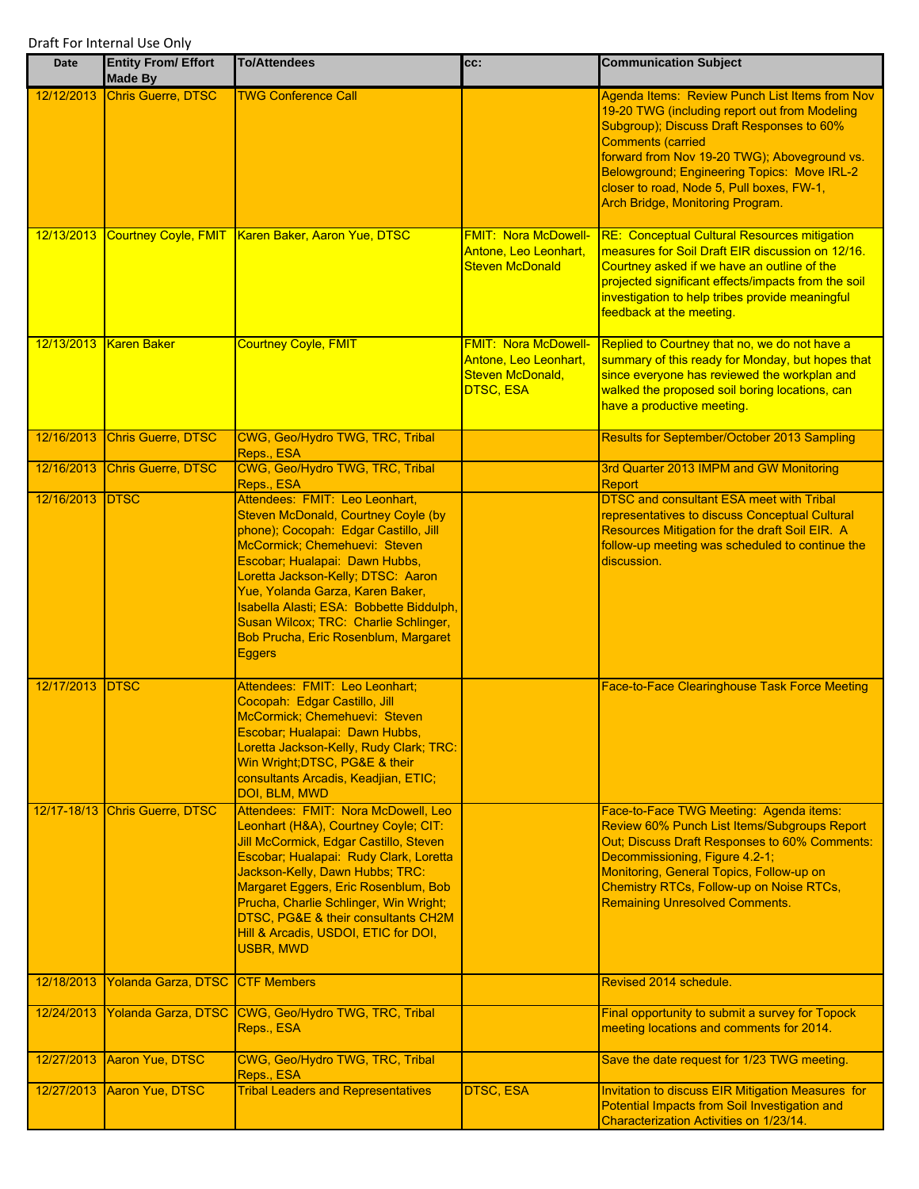Draft For Internal Use Only

| Date | Entity From/ Effort Made By | To/Attendees | cc: | Communication Subject |
|---|---|---|---|---|
| 12/12/2013 | Chris Guerre, DTSC | TWG Conference Call | | Agenda Items: Review Punch List Items from Nov 19-20 TWG (including report out from Modeling Subgroup); Discuss Draft Responses to 60% Comments (carried forward from Nov 19-20 TWG); Aboveground vs. Belowground; Engineering Topics: Move IRL-2 closer to road, Node 5, Pull boxes, FW-1, Arch Bridge, Monitoring Program. |
| 12/13/2013 | Courtney Coyle, FMIT | Karen Baker, Aaron Yue, DTSC | FMIT: Nora McDowell-Antone, Leo Leonhart, Steven McDonald | RE: Conceptual Cultural Resources mitigation measures for Soil Draft EIR discussion on 12/16. Courtney asked if we have an outline of the projected significant effects/impacts from the soil investigation to help tribes provide meaningful feedback at the meeting. |
| 12/13/2013 | Karen Baker | Courtney Coyle, FMIT | FMIT: Nora McDowell-Antone, Leo Leonhart, Steven McDonald, DTSC, ESA | Replied to Courtney that no, we do not have a summary of this ready for Monday, but hopes that since everyone has reviewed the workplan and walked the proposed soil boring locations, can have a productive meeting. |
| 12/16/2013 | Chris Guerre, DTSC | CWG, Geo/Hydro TWG, TRC, Tribal Reps., ESA | | Results for September/October 2013 Sampling |
| 12/16/2013 | Chris Guerre, DTSC | CWG, Geo/Hydro TWG, TRC, Tribal Reps., ESA | | 3rd Quarter 2013 IMPM and GW Monitoring Report |
| 12/16/2013 | DTSC | Attendees: FMIT: Leo Leonhart, Steven McDonald, Courtney Coyle (by phone); Cocopah: Edgar Castillo, Jill McCormick; Chemehuevi: Steven Escobar; Hualapai: Dawn Hubbs, Loretta Jackson-Kelly; DTSC: Aaron Yue, Yolanda Garza, Karen Baker, Isabella Alasti; ESA: Bobbette Biddulph, Susan Wilcox; TRC: Charlie Schlinger, Bob Prucha, Eric Rosenblum, Margaret Eggers | | DTSC and consultant ESA meet with Tribal representatives to discuss Conceptual Cultural Resources Mitigation for the draft Soil EIR. A follow-up meeting was scheduled to continue the discussion. |
| 12/17/2013 | DTSC | Attendees: FMIT: Leo Leonhart; Cocopah: Edgar Castillo, Jill McCormick; Chemehuevi: Steven Escobar; Hualapai: Dawn Hubbs, Loretta Jackson-Kelly, Rudy Clark; TRC: Win Wright;DTSC, PG&E & their consultants Arcadis, Keadjian, ETIC; DOI, BLM, MWD | | Face-to-Face Clearinghouse Task Force Meeting |
| 12/17-18/13 | Chris Guerre, DTSC | Attendees: FMIT: Nora McDowell, Leo Leonhart (H&A), Courtney Coyle; CIT: Jill McCormick, Edgar Castillo, Steven Escobar; Hualapai: Rudy Clark, Loretta Jackson-Kelly, Dawn Hubbs; TRC: Margaret Eggers, Eric Rosenblum, Bob Prucha, Charlie Schlinger, Win Wright; DTSC, PG&E & their consultants CH2M Hill & Arcadis, USDOI, ETIC for DOI, USBR, MWD | | Face-to-Face TWG Meeting: Agenda items: Review 60% Punch List Items/Subgroups Report Out; Discuss Draft Responses to 60% Comments: Decommissioning, Figure 4.2-1; Monitoring, General Topics, Follow-up on Chemistry RTCs, Follow-up on Noise RTCs, Remaining Unresolved Comments. |
| 12/18/2013 | Yolanda Garza, DTSC | CTF Members | | Revised 2014 schedule. |
| 12/24/2013 | Yolanda Garza, DTSC | CWG, Geo/Hydro TWG, TRC, Tribal Reps., ESA | | Final opportunity to submit a survey for Topock meeting locations and comments for 2014. |
| 12/27/2013 | Aaron Yue, DTSC | CWG, Geo/Hydro TWG, TRC, Tribal Reps., ESA | | Save the date request for 1/23 TWG meeting. |
| 12/27/2013 | Aaron Yue, DTSC | Tribal Leaders and Representatives | DTSC, ESA | Invitation to discuss EIR Mitigation Measures for Potential Impacts from Soil Investigation and Characterization Activities on 1/23/14. |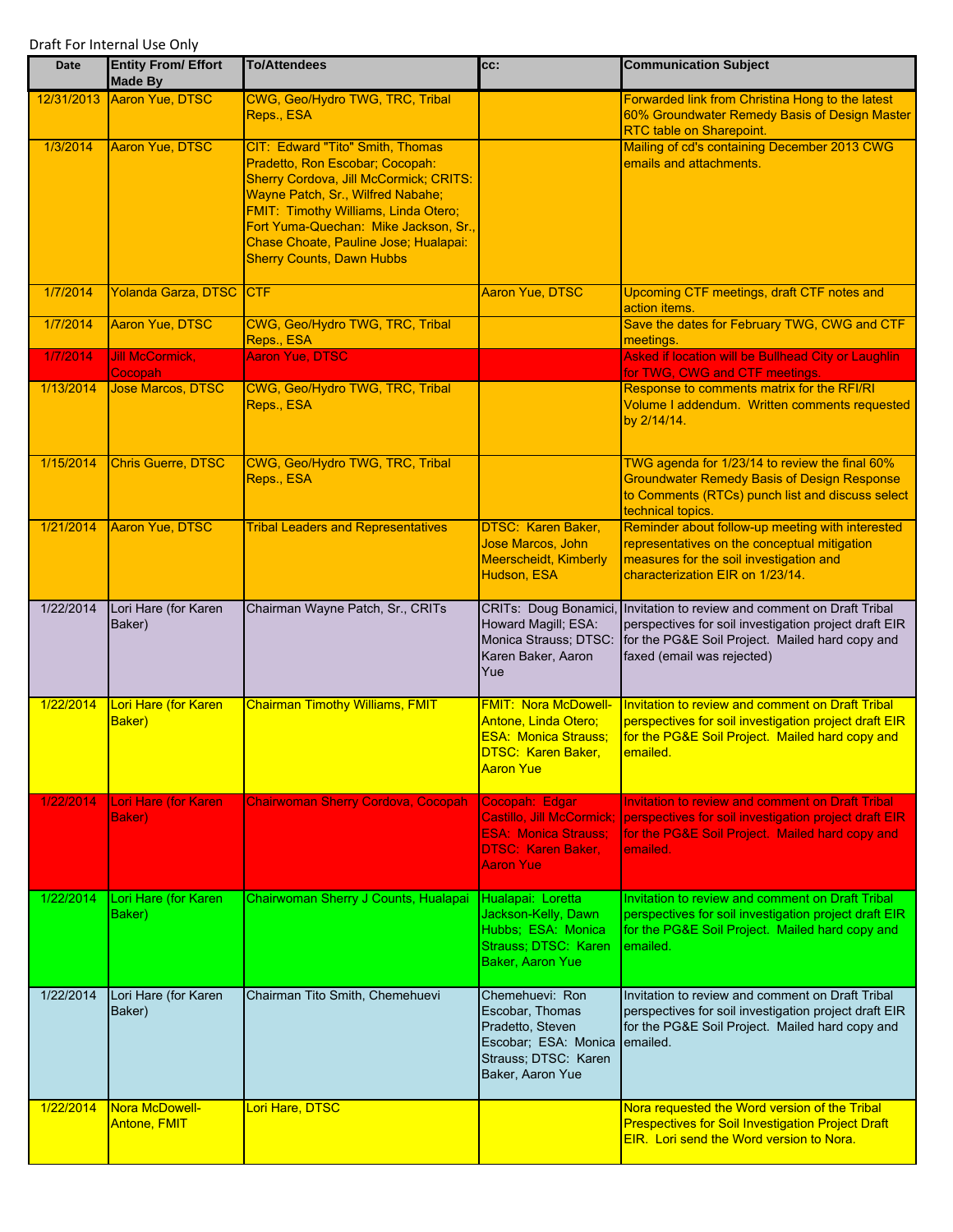Draft For Internal Use Only

| Date | Entity From/ Effort Made By | To/Attendees | cc: | Communication Subject |
|---|---|---|---|---|
| 12/31/2013 | Aaron Yue, DTSC | CWG, Geo/Hydro TWG, TRC, Tribal Reps., ESA | | Forwarded link from Christina Hong to the latest 60% Groundwater Remedy Basis of Design Master RTC table on Sharepoint. |
| 1/3/2014 | Aaron Yue, DTSC | CIT: Edward "Tito" Smith, Thomas Pradetto, Ron Escobar; Cocopah: Sherry Cordova, Jill McCormick; CRITS: Wayne Patch, Sr., Wilfred Nabahe; FMIT: Timothy Williams, Linda Otero; Fort Yuma-Quechan: Mike Jackson, Sr., Chase Choate, Pauline Jose; Hualapai: Sherry Counts, Dawn Hubbs | | Mailing of cd's containing December 2013 CWG emails and attachments. |
| 1/7/2014 | Yolanda Garza, DTSC | CTF | Aaron Yue, DTSC | Upcoming CTF meetings, draft CTF notes and action items. |
| 1/7/2014 | Aaron Yue, DTSC | CWG, Geo/Hydro TWG, TRC, Tribal Reps., ESA | | Save the dates for February TWG, CWG and CTF meetings. |
| 1/7/2014 | Jill McCormick, Cocopah | Aaron Yue, DTSC | | Asked if location will be Bullhead City or Laughlin for TWG, CWG and CTF meetings. |
| 1/13/2014 | Jose Marcos, DTSC | CWG, Geo/Hydro TWG, TRC, Tribal Reps., ESA | | Response to comments matrix for the RFI/RI Volume I addendum. Written comments requested by 2/14/14. |
| 1/15/2014 | Chris Guerre, DTSC | CWG, Geo/Hydro TWG, TRC, Tribal Reps., ESA | | TWG agenda for 1/23/14 to review the final 60% Groundwater Remedy Basis of Design Response to Comments (RTCs) punch list and discuss select technical topics. |
| 1/21/2014 | Aaron Yue, DTSC | Tribal Leaders and Representatives | DTSC: Karen Baker, Jose Marcos, John Meerscheidt, Kimberly Hudson, ESA | Reminder about follow-up meeting with interested representatives on the conceptual mitigation measures for the soil investigation and characterization EIR on 1/23/14. |
| 1/22/2014 | Lori Hare (for Karen Baker) | Chairman Wayne Patch, Sr., CRITs | CRITs: Doug Bonamici, Howard Magill; ESA: Monica Strauss; DTSC: Karen Baker, Aaron Yue | Invitation to review and comment on Draft Tribal perspectives for soil investigation project draft EIR for the PG&E Soil Project. Mailed hard copy and faxed (email was rejected) |
| 1/22/2014 | Lori Hare (for Karen Baker) | Chairman Timothy Williams, FMIT | FMIT: Nora McDowell-Antone, Linda Otero; ESA: Monica Strauss; DTSC: Karen Baker, Aaron Yue | Invitation to review and comment on Draft Tribal perspectives for soil investigation project draft EIR for the PG&E Soil Project. Mailed hard copy and emailed. |
| 1/22/2014 | Lori Hare (for Karen Baker) | Chairwoman Sherry Cordova, Cocopah | Cocopah: Edgar Castillo, Jill McCormick; ESA: Monica Strauss; DTSC: Karen Baker, Aaron Yue | Invitation to review and comment on Draft Tribal perspectives for soil investigation project draft EIR for the PG&E Soil Project. Mailed hard copy and emailed. |
| 1/22/2014 | Lori Hare (for Karen Baker) | Chairwoman Sherry J Counts, Hualapai | Hualapai: Loretta Jackson-Kelly, Dawn Hubbs; ESA: Monica Strauss; DTSC: Karen Baker, Aaron Yue | Invitation to review and comment on Draft Tribal perspectives for soil investigation project draft EIR for the PG&E Soil Project. Mailed hard copy and emailed. |
| 1/22/2014 | Lori Hare (for Karen Baker) | Chairman Tito Smith, Chemehuevi | Chemehuevi: Ron Escobar, Thomas Pradetto, Steven Escobar; ESA: Monica Strauss; DTSC: Karen Baker, Aaron Yue | Invitation to review and comment on Draft Tribal perspectives for soil investigation project draft EIR for the PG&E Soil Project. Mailed hard copy and emailed. |
| 1/22/2014 | Nora McDowell-Antone, FMIT | Lori Hare, DTSC | | Nora requested the Word version of the Tribal Prespectives for Soil Investigation Project Draft EIR. Lori send the Word version to Nora. |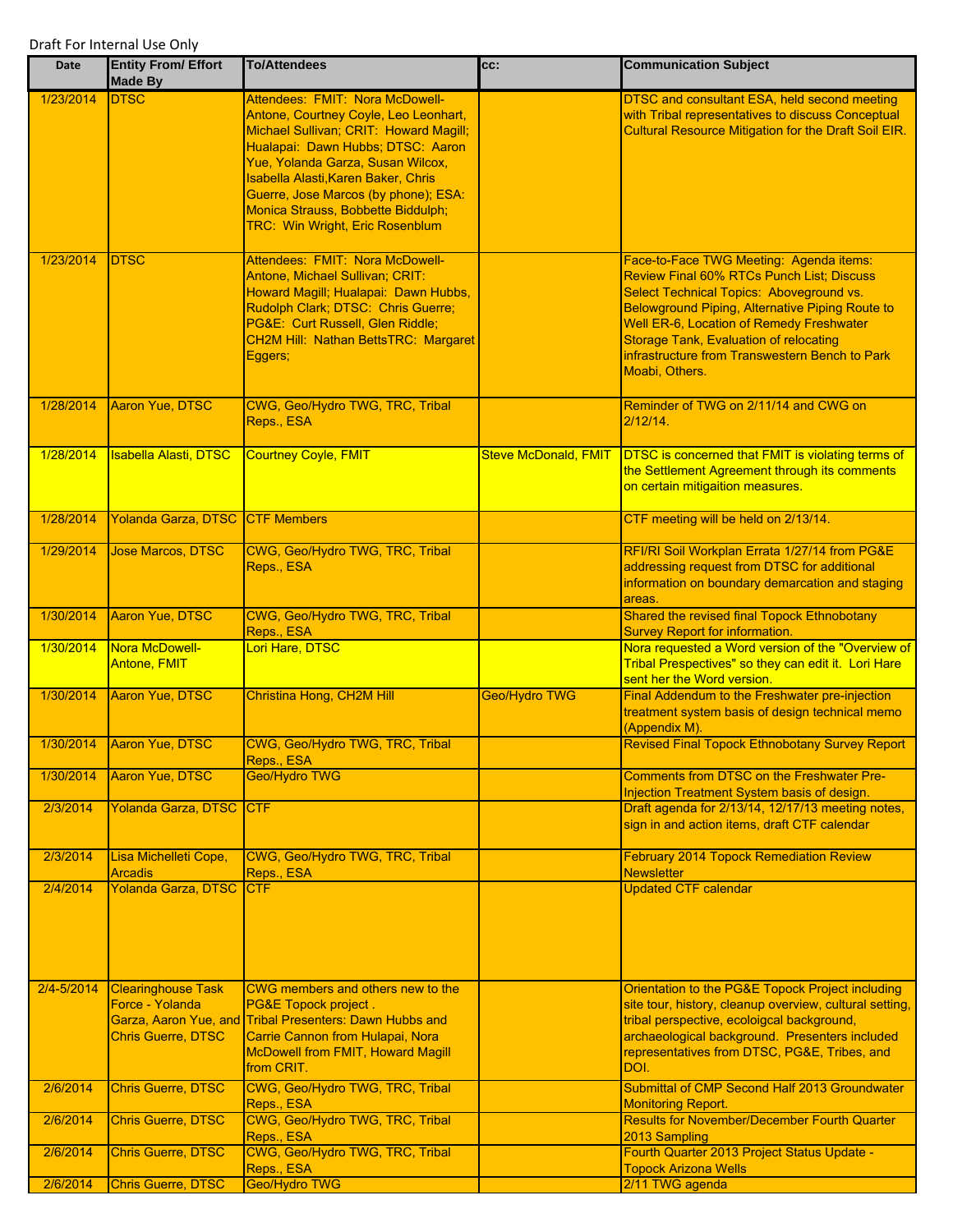Draft For Internal Use Only

| Date | Entity From/ Effort Made By | To/Attendees | cc: | Communication Subject |
|---|---|---|---|---|
| 1/23/2014 | DTSC | Attendees: FMIT: Nora McDowell-Antone, Courtney Coyle, Leo Leonhart, Michael Sullivan; CRIT: Howard Magill; Hualapai: Dawn Hubbs; DTSC: Aaron Yue, Yolanda Garza, Susan Wilcox, Isabella Alasti,Karen Baker, Chris Guerre, Jose Marcos (by phone); ESA: Monica Strauss, Bobbette Biddulph; TRC: Win Wright, Eric Rosenblum | | DTSC and consultant ESA, held second meeting with Tribal representatives to discuss Conceptual Cultural Resource Mitigation for the Draft Soil EIR. |
| 1/23/2014 | DTSC | Attendees: FMIT: Nora McDowell-Antone, Michael Sullivan; CRIT: Howard Magill; Hualapai: Dawn Hubbs, Rudolph Clark; DTSC: Chris Guerre; PG&E: Curt Russell, Glen Riddle; CH2M Hill: Nathan BettsTRC: Margaret Eggers; | | Face-to-Face TWG Meeting: Agenda items: Review Final 60% RTCs Punch List; Discuss Select Technical Topics: Aboveground vs. Belowground Piping, Alternative Piping Route to Well ER-6, Location of Remedy Freshwater Storage Tank, Evaluation of relocating infrastructure from Transwestern Bench to Park Moabi, Others. |
| 1/28/2014 | Aaron Yue, DTSC | CWG, Geo/Hydro TWG, TRC, Tribal Reps., ESA | | Reminder of TWG on 2/11/14 and CWG on 2/12/14. |
| 1/28/2014 | Isabella Alasti, DTSC | Courtney Coyle, FMIT | Steve McDonald, FMIT | DTSC is concerned that FMIT is violating terms of the Settlement Agreement through its comments on certain mitigaition measures. |
| 1/28/2014 | Yolanda Garza, DTSC | CTF Members | | CTF meeting will be held on 2/13/14. |
| 1/29/2014 | Jose Marcos, DTSC | CWG, Geo/Hydro TWG, TRC, Tribal Reps., ESA | | RFI/RI Soil Workplan Errata 1/27/14 from PG&E addressing request from DTSC for additional information on boundary demarcation and staging areas. |
| 1/30/2014 | Aaron Yue, DTSC | CWG, Geo/Hydro TWG, TRC, Tribal Reps., ESA | | Shared the revised final Topock Ethnobotany Survey Report for information. |
| 1/30/2014 | Nora McDowell-Antone, FMIT | Lori Hare, DTSC | | Nora requested a Word version of the "Overview of Tribal Prespectives" so they can edit it. Lori Hare sent her the Word version. |
| 1/30/2014 | Aaron Yue, DTSC | Christina Hong, CH2M Hill | Geo/Hydro TWG | Final Addendum to the Freshwater pre-injection treatment system basis of design technical memo (Appendix M). |
| 1/30/2014 | Aaron Yue, DTSC | CWG, Geo/Hydro TWG, TRC, Tribal Reps., ESA | | Revised Final Topock Ethnobotany Survey Report |
| 1/30/2014 | Aaron Yue, DTSC | Geo/Hydro TWG | | Comments from DTSC on the Freshwater Pre-Injection Treatment System basis of design. |
| 2/3/2014 | Yolanda Garza, DTSC | CTF | | Draft agenda for 2/13/14, 12/17/13 meeting notes, sign in and action items, draft CTF calendar |
| 2/3/2014 | Lisa Michelleti Cope, Arcadis | CWG, Geo/Hydro TWG, TRC, Tribal Reps., ESA | | February 2014 Topock Remediation Review Newsletter |
| 2/4/2014 | Yolanda Garza, DTSC | CTF | | Updated CTF calendar |
| 2/4-5/2014 | Clearinghouse Task Force - Yolanda Garza, Aaron Yue, and Chris Guerre, DTSC | CWG members and others new to the PG&E Topock project . Tribal Presenters: Dawn Hubbs and Carrie Cannon from Hulapai, Nora McDowell from FMIT, Howard Magill from CRIT. | | Orientation to the PG&E Topock Project including site tour, history, cleanup overview, cultural setting, tribal perspective, ecoloigcal background, archaeological background. Presenters included representatives from DTSC, PG&E, Tribes, and DOI. |
| 2/6/2014 | Chris Guerre, DTSC | CWG, Geo/Hydro TWG, TRC, Tribal Reps., ESA | | Submittal of CMP Second Half 2013 Groundwater Monitoring Report. |
| 2/6/2014 | Chris Guerre, DTSC | CWG, Geo/Hydro TWG, TRC, Tribal Reps., ESA | | Results for November/December Fourth Quarter 2013 Sampling |
| 2/6/2014 | Chris Guerre, DTSC | CWG, Geo/Hydro TWG, TRC, Tribal Reps., ESA | | Fourth Quarter 2013 Project Status Update - Topock Arizona Wells |
| 2/6/2014 | Chris Guerre, DTSC | Geo/Hydro TWG | | 2/11 TWG agenda |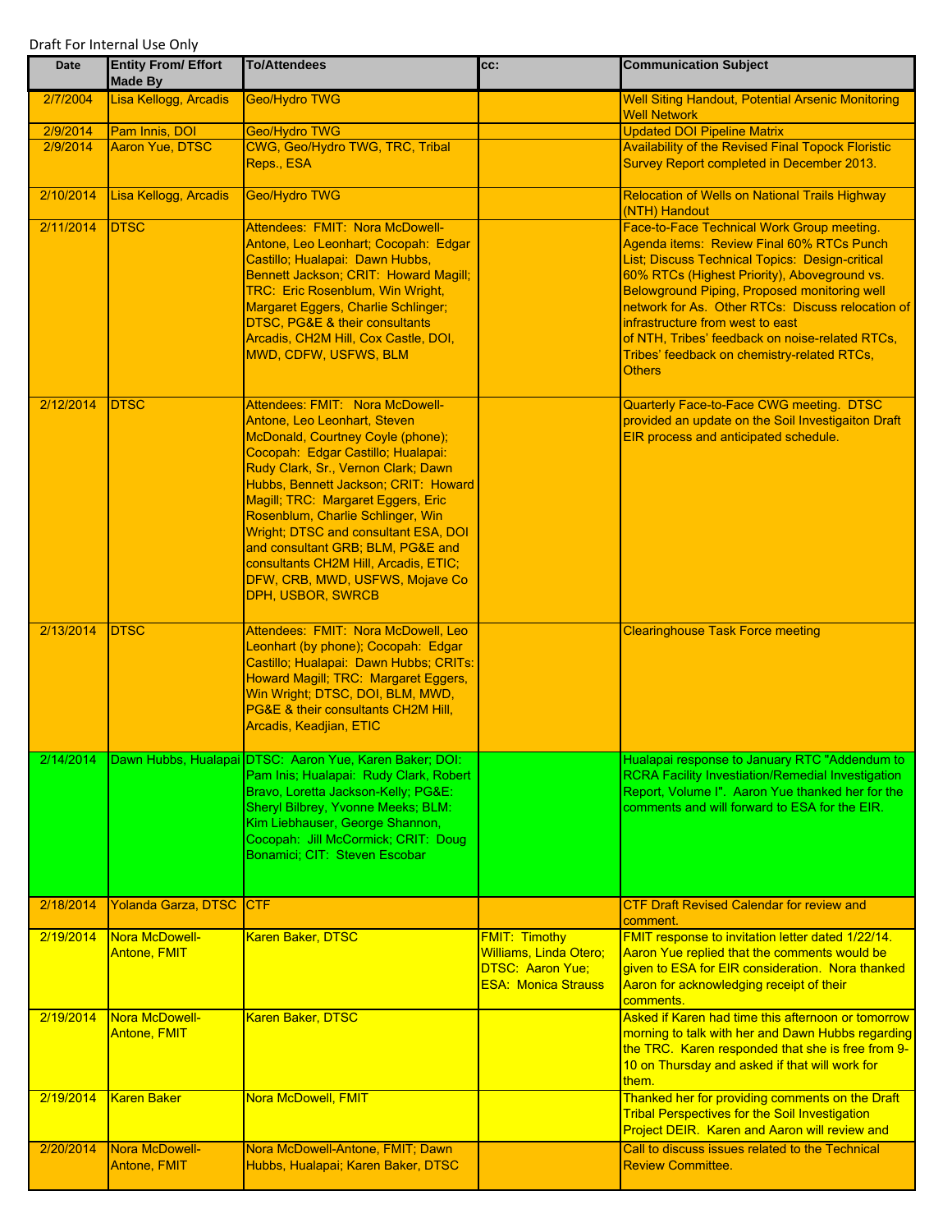Draft For Internal Use Only

| Date | Entity From/ Effort Made By | To/Attendees | cc: | Communication Subject |
|---|---|---|---|---|
| 2/7/2004 | Lisa Kellogg, Arcadis | Geo/Hydro TWG | | Well Siting Handout, Potential Arsenic Monitoring Well Network |
| 2/9/2014 | Pam Innis, DOI | Geo/Hydro TWG | | Updated DOI Pipeline Matrix |
| 2/9/2014 | Aaron Yue, DTSC | CWG, Geo/Hydro TWG, TRC, Tribal Reps., ESA | | Availability of the Revised Final Topock Floristic Survey Report completed in December 2013. |
| 2/10/2014 | Lisa Kellogg, Arcadis | Geo/Hydro TWG | | Relocation of Wells on National Trails Highway (NTH) Handout |
| 2/11/2014 | DTSC | Attendees: FMIT: Nora McDowell-Antone, Leo Leonhart; Cocopah: Edgar Castillo; Hualapai: Dawn Hubbs, Bennett Jackson; CRIT: Howard Magill; TRC: Eric Rosenblum, Win Wright, Margaret Eggers, Charlie Schlinger; DTSC, PG&E & their consultants Arcadis, CH2M Hill, Cox Castle, DOI, MWD, CDFW, USFWS, BLM | | Face-to-Face Technical Work Group meeting. Agenda items: Review Final 60% RTCs Punch List; Discuss Technical Topics: Design-critical 60% RTCs (Highest Priority), Aboveground vs. Belowground Piping, Proposed monitoring well network for As. Other RTCs: Discuss relocation of infrastructure from west to east of NTH, Tribes' feedback on noise-related RTCs, Tribes' feedback on chemistry-related RTCs, Others |
| 2/12/2014 | DTSC | Attendees: FMIT: Nora McDowell-Antone, Leo Leonhart, Steven McDonald, Courtney Coyle (phone); Cocopah: Edgar Castillo; Hualapai: Rudy Clark, Sr., Vernon Clark; Dawn Hubbs, Bennett Jackson; CRIT: Howard Magill; TRC: Margaret Eggers, Eric Rosenblum, Charlie Schlinger, Win Wright; DTSC and consultant ESA, DOI and consultant GRB; BLM, PG&E and consultants CH2M Hill, Arcadis, ETIC; DFW, CRB, MWD, USFWS, Mojave Co DPH, USBOR, SWRCB | | Quarterly Face-to-Face CWG meeting. DTSC provided an update on the Soil Investigaiton Draft EIR process and anticipated schedule. |
| 2/13/2014 | DTSC | Attendees: FMIT: Nora McDowell, Leo Leonhart (by phone); Cocopah: Edgar Castillo; Hualapai: Dawn Hubbs; CRITs: Howard Magill; TRC: Margaret Eggers, Win Wright; DTSC, DOI, BLM, MWD, PG&E & their consultants CH2M Hill, Arcadis, Keadjian, ETIC | | Clearinghouse Task Force meeting |
| 2/14/2014 | Dawn Hubbs, Hualapai | DTSC: Aaron Yue, Karen Baker; DOI: Pam Inis; Hualapai: Rudy Clark, Robert Bravo, Loretta Jackson-Kelly; PG&E: Sheryl Bilbrey, Yvonne Meeks; BLM: Kim Liebhauser, George Shannon, Cocopah: Jill McCormick; CRIT: Doug Bonamici; CIT: Steven Escobar | | Hualapai response to January RTC "Addendum to RCRA Facility Investiation/Remedial Investigation Report, Volume I". Aaron Yue thanked her for the comments and will forward to ESA for the EIR. |
| 2/18/2014 | Yolanda Garza, DTSC | CTF | | CTF Draft Revised Calendar for review and comment. |
| 2/19/2014 | Nora McDowell-Antone, FMIT | Karen Baker, DTSC | FMIT: Timothy Williams, Linda Otero; DTSC: Aaron Yue; ESA: Monica Strauss | FMIT response to invitation letter dated 1/22/14. Aaron Yue replied that the comments would be given to ESA for EIR consideration. Nora thanked Aaron for acknowledging receipt of their comments. |
| 2/19/2014 | Nora McDowell-Antone, FMIT | Karen Baker, DTSC | | Asked if Karen had time this afternoon or tomorrow morning to talk with her and Dawn Hubbs regarding the TRC. Karen responded that she is free from 9-10 on Thursday and asked if that will work for them. |
| 2/19/2014 | Karen Baker | Nora McDowell, FMIT | | Thanked her for providing comments on the Draft Tribal Perspectives for the Soil Investigation Project DEIR. Karen and Aaron will review and |
| 2/20/2014 | Nora McDowell-Antone, FMIT | Nora McDowell-Antone, FMIT; Dawn Hubbs, Hualapai; Karen Baker, DTSC | | Call to discuss issues related to the Technical Review Committee. |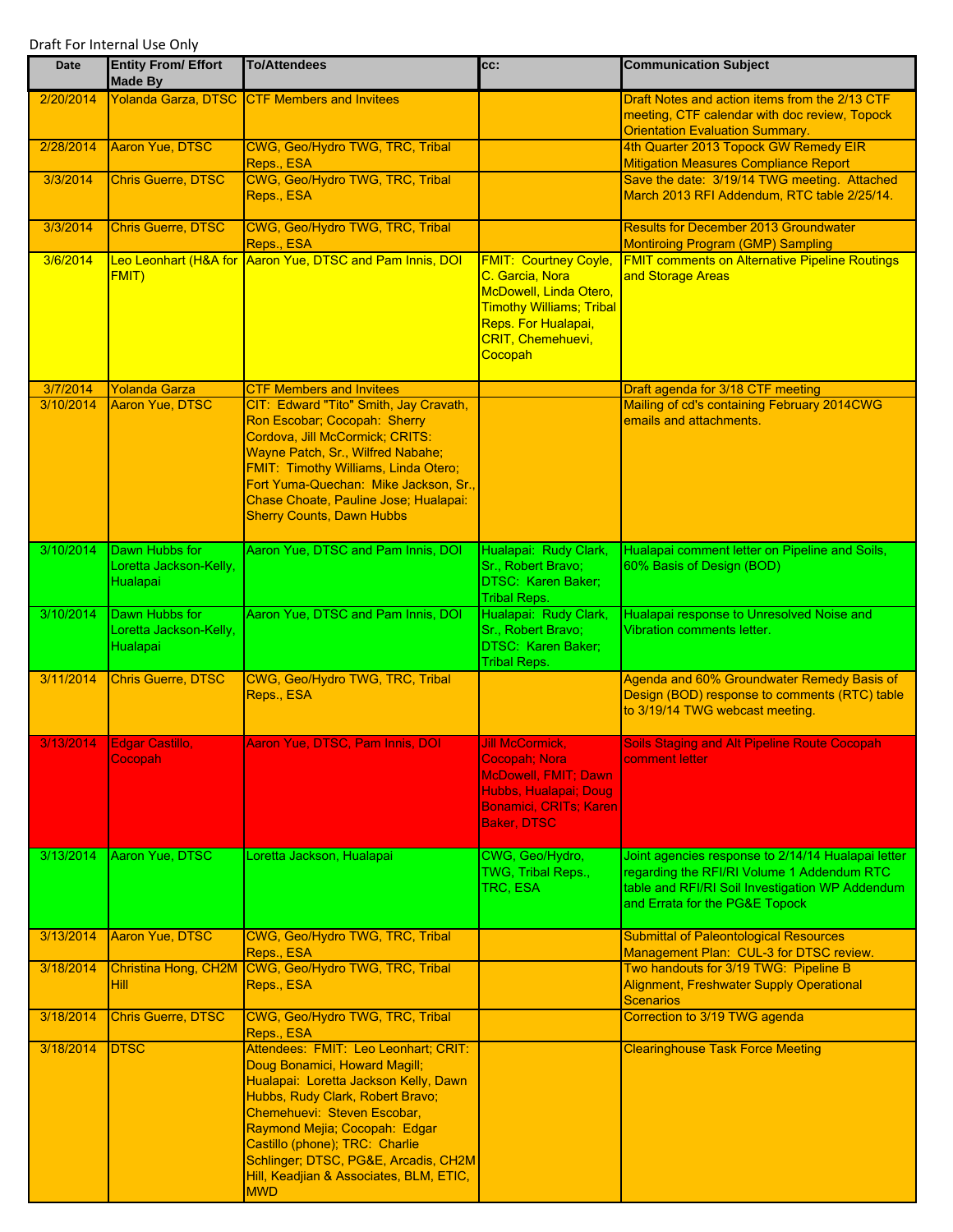Draft For Internal Use Only

| Date | Entity From/ Effort Made By | To/Attendees | cc: | Communication Subject |
|---|---|---|---|---|
| 2/20/2014 | Yolanda Garza, DTSC | CTF Members and Invitees | | Draft Notes and action items from the 2/13 CTF meeting, CTF calendar with doc review, Topock Orientation Evaluation Summary. |
| 2/28/2014 | Aaron Yue, DTSC | CWG, Geo/Hydro TWG, TRC, Tribal Reps., ESA | | 4th Quarter 2013 Topock GW Remedy EIR Mitigation Measures Compliance Report |
| 3/3/2014 | Chris Guerre, DTSC | CWG, Geo/Hydro TWG, TRC, Tribal Reps., ESA | | Save the date: 3/19/14 TWG meeting. Attached March 2013 RFI Addendum, RTC table 2/25/14. |
| 3/3/2014 | Chris Guerre, DTSC | CWG, Geo/Hydro TWG, TRC, Tribal Reps., ESA | | Results for December 2013 Groundwater Montiroing Program (GMP) Sampling |
| 3/6/2014 | Leo Leonhart (H&A for FMIT) | Aaron Yue, DTSC and Pam Innis, DOI | FMIT: Courtney Coyle, C. Garcia, Nora McDowell, Linda Otero, Timothy Williams; Tribal Reps. For Hualapai, CRIT, Chemehuevi, Cocopah | FMIT comments on Alternative Pipeline Routings and Storage Areas |
| 3/7/2014 | Yolanda Garza | CTF Members and Invitees | | Draft agenda for 3/18 CTF meeting |
| 3/10/2014 | Aaron Yue, DTSC | CIT: Edward "Tito" Smith, Jay Cravath, Ron Escobar; Cocopah: Sherry Cordova, Jill McCormick; CRITS: Wayne Patch, Sr., Wilfred Nabahe; FMIT: Timothy Williams, Linda Otero; Fort Yuma-Quechan: Mike Jackson, Sr., Chase Choate, Pauline Jose; Hualapai: Sherry Counts, Dawn Hubbs | | Mailing of cd's containing February 2014CWG emails and attachments. |
| 3/10/2014 | Dawn Hubbs for Loretta Jackson-Kelly, Hualapai | Aaron Yue, DTSC and Pam Innis, DOI | Hualapai: Rudy Clark, Sr., Robert Bravo; DTSC: Karen Baker; Tribal Reps. | Hualapai comment letter on Pipeline and Soils, 60% Basis of Design (BOD) |
| 3/10/2014 | Dawn Hubbs for Loretta Jackson-Kelly, Hualapai | Aaron Yue, DTSC and Pam Innis, DOI | Hualapai: Rudy Clark, Sr., Robert Bravo; DTSC: Karen Baker; Tribal Reps. | Hualapai response to Unresolved Noise and Vibration comments letter. |
| 3/11/2014 | Chris Guerre, DTSC | CWG, Geo/Hydro TWG, TRC, Tribal Reps., ESA | | Agenda and 60% Groundwater Remedy Basis of Design (BOD) response to comments (RTC) table to 3/19/14 TWG webcast meeting. |
| 3/13/2014 | Edgar Castillo, Cocopah | Aaron Yue, DTSC, Pam Innis, DOI | Jill McCormick, Cocopah; Nora McDowell, FMIT; Dawn Hubbs, Hualapai; Doug Bonamici, CRITs; Karen Baker, DTSC | Soils Staging and Alt Pipeline Route Cocopah comment letter |
| 3/13/2014 | Aaron Yue, DTSC | Loretta Jackson, Hualapai | CWG, Geo/Hydro, TWG, Tribal Reps., TRC, ESA | Joint agencies response to 2/14/14 Hualapai letter regarding the RFI/RI Volume 1 Addendum RTC table and RFI/RI Soil Investigation WP Addendum and Errata for the PG&E Topock |
| 3/13/2014 | Aaron Yue, DTSC | CWG, Geo/Hydro TWG, TRC, Tribal Reps., ESA | | Submittal of Paleontological Resources Management Plan: CUL-3 for DTSC review. |
| 3/18/2014 | Christina Hong, CH2M Hill | CWG, Geo/Hydro TWG, TRC, Tribal Reps., ESA | | Two handouts for 3/19 TWG: Pipeline B Alignment, Freshwater Supply Operational Scenarios |
| 3/18/2014 | Chris Guerre, DTSC | CWG, Geo/Hydro TWG, TRC, Tribal Reps., ESA | | Correction to 3/19 TWG agenda |
| 3/18/2014 | DTSC | Attendees: FMIT: Leo Leonhart; CRIT: Doug Bonamici, Howard Magill; Hualapai: Loretta Jackson Kelly, Dawn Hubbs, Rudy Clark, Robert Bravo; Chemehuevi: Steven Escobar, Raymond Mejia; Cocopah: Edgar Castillo (phone); TRC: Charlie Schlinger; DTSC, PG&E, Arcadis, CH2M Hill, Keadjian & Associates, BLM, ETIC, MWD | | Clearinghouse Task Force Meeting |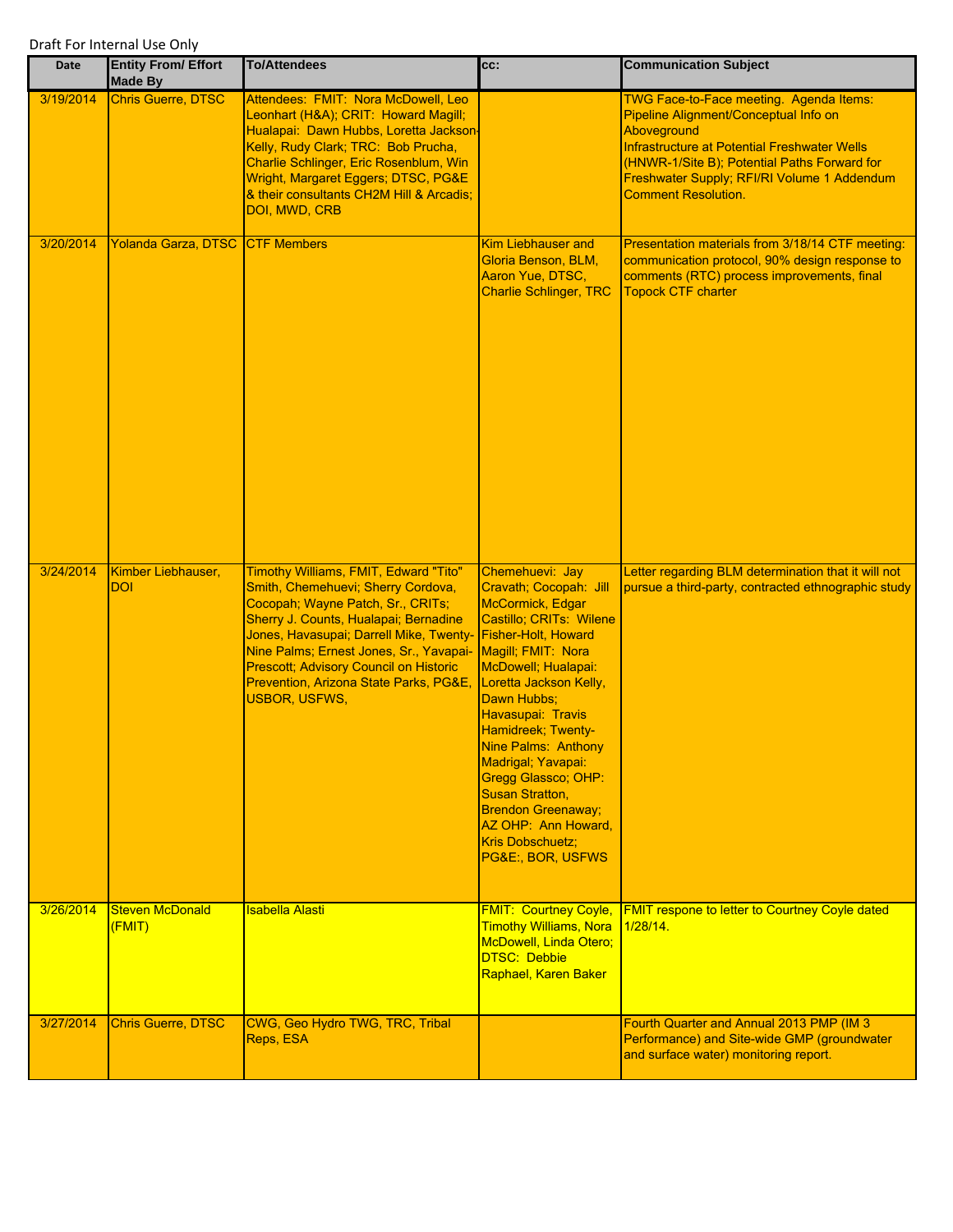Draft For Internal Use Only

| Date | Entity From/ Effort Made By | To/Attendees | cc: | Communication Subject |
|---|---|---|---|---|
| 3/19/2014 | Chris Guerre, DTSC | Attendees: FMIT: Nora McDowell, Leo Leonhart (H&A); CRIT: Howard Magill; Hualapai: Dawn Hubbs, Loretta Jackson-Kelly, Rudy Clark; TRC: Bob Prucha, Charlie Schlinger, Eric Rosenblum, Win Wright, Margaret Eggers; DTSC, PG&E & their consultants CH2M Hill & Arcadis; DOI, MWD, CRB | | TWG Face-to-Face meeting. Agenda Items: Pipeline Alignment/Conceptual Info on Aboveground Infrastructure at Potential Freshwater Wells (HNWR-1/Site B); Potential Paths Forward for Freshwater Supply; RFI/RI Volume 1 Addendum Comment Resolution. |
| 3/20/2014 | Yolanda Garza, DTSC | CTF Members | Kim Liebhauser and Gloria Benson, BLM, Aaron Yue, DTSC, Charlie Schlinger, TRC | Presentation materials from 3/18/14 CTF meeting: communication protocol, 90% design response to comments (RTC) process improvements, final Topock CTF charter |
| 3/24/2014 | Kimber Liebhauser, DOI | Timothy Williams, FMIT, Edward "Tito" Smith, Chemehuevi; Sherry Cordova, Cocopah; Wayne Patch, Sr., CRITs; Sherry J. Counts, Hualapai; Bernadine Jones, Havasupai; Darrell Mike, Twenty-Nine Palms; Ernest Jones, Sr., Yavapai-Prescott; Advisory Council on Historic Prevention, Arizona State Parks, PG&E, USBOR, USFWS, | Chemehuevi: Jay Cravath; Cocopah: Jill McCormick, Edgar Castillo; CRITs: Wilene Fisher-Holt, Howard Magill; FMIT: Nora McDowell; Hualapai: Loretta Jackson Kelly, Dawn Hubbs; Havasupai: Travis Hamidreek; Twenty-Nine Palms: Anthony Madrigal; Yavapai: Gregg Glassco; OHP: Susan Stratton, Brendon Greenaway; AZ OHP: Ann Howard, Kris Dobschuetz; PG&E:, BOR, USFWS | Letter regarding BLM determination that it will not pursue a third-party, contracted ethnographic study |
| 3/26/2014 | Steven McDonald (FMIT) | Isabella Alasti | FMIT: Courtney Coyle, Timothy Williams, Nora McDowell, Linda Otero; DTSC: Debbie Raphael, Karen Baker | FMIT respone to letter to Courtney Coyle dated 1/28/14. |
| 3/27/2014 | Chris Guerre, DTSC | CWG, Geo Hydro TWG, TRC, Tribal Reps, ESA | | Fourth Quarter and Annual 2013 PMP (IM 3 Performance) and Site-wide GMP (groundwater and surface water) monitoring report. |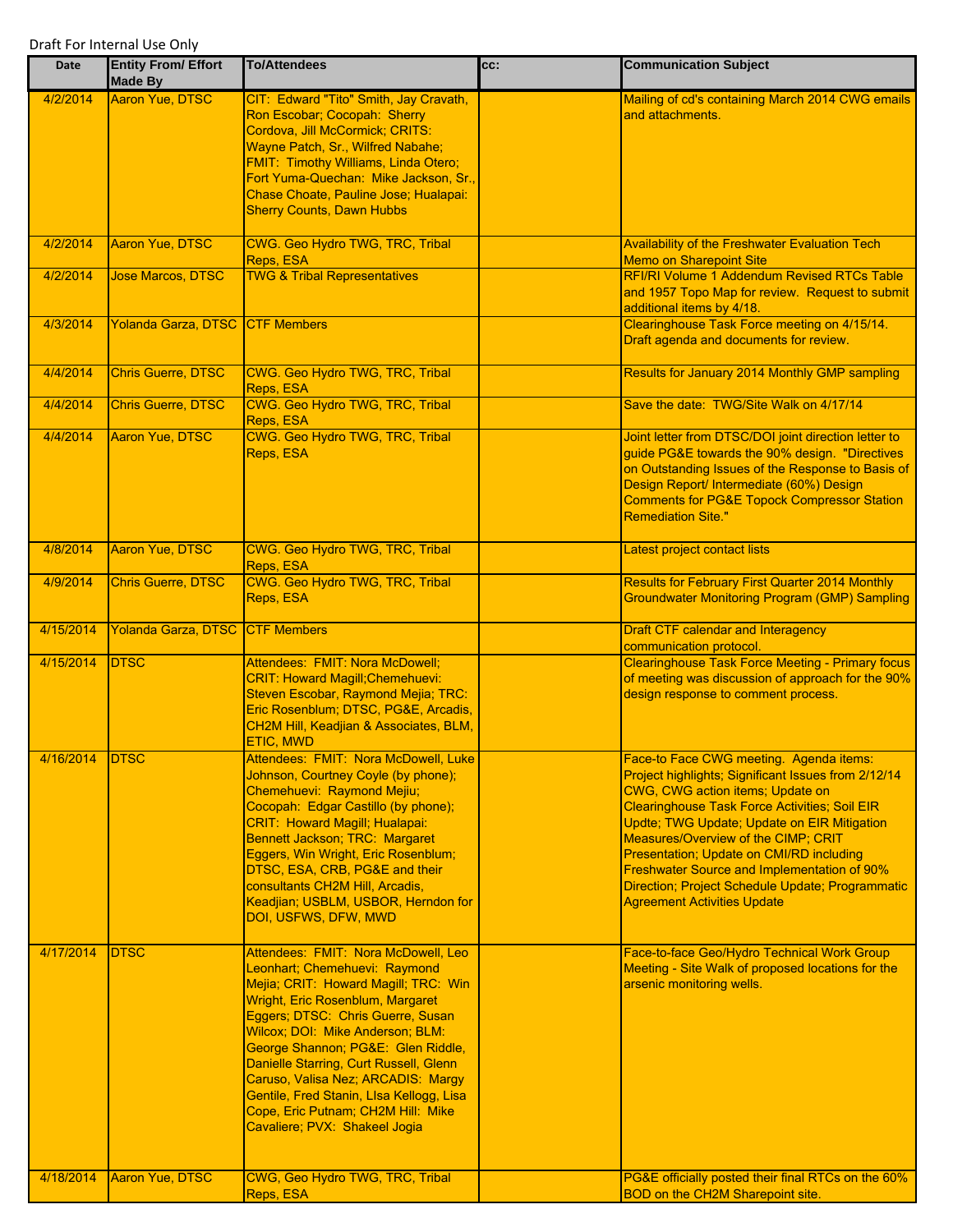Draft For Internal Use Only

| Date | Entity From/ Effort Made By | To/Attendees | cc: | Communication Subject |
|---|---|---|---|---|
| 4/2/2014 | Aaron Yue, DTSC | CIT: Edward "Tito" Smith, Jay Cravath, Ron Escobar; Cocopah: Sherry Cordova, Jill McCormick; CRITS: Wayne Patch, Sr., Wilfred Nabahe; FMIT: Timothy Williams, Linda Otero; Fort Yuma-Quechan: Mike Jackson, Sr., Chase Choate, Pauline Jose; Hualapai: Sherry Counts, Dawn Hubbs | | Mailing of cd's containing March 2014 CWG emails and attachments. |
| 4/2/2014 | Aaron Yue, DTSC | CWG. Geo Hydro TWG, TRC, Tribal Reps, ESA | | Availability of the Freshwater Evaluation Tech Memo on Sharepoint Site |
| 4/2/2014 | Jose Marcos, DTSC | TWG & Tribal Representatives | | RFI/RI Volume 1 Addendum Revised RTCs Table and 1957 Topo Map for review. Request to submit additional items by 4/18. |
| 4/3/2014 | Yolanda Garza, DTSC | CTF Members | | Clearinghouse Task Force meeting on 4/15/14. Draft agenda and documents for review. |
| 4/4/2014 | Chris Guerre, DTSC | CWG. Geo Hydro TWG, TRC, Tribal Reps, ESA | | Results for January 2014 Monthly GMP sampling |
| 4/4/2014 | Chris Guerre, DTSC | CWG. Geo Hydro TWG, TRC, Tribal Reps, ESA | | Save the date: TWG/Site Walk on 4/17/14 |
| 4/4/2014 | Aaron Yue, DTSC | CWG. Geo Hydro TWG, TRC, Tribal Reps, ESA | | Joint letter from DTSC/DOI joint direction letter to guide PG&E towards the 90% design. "Directives on Outstanding Issues of the Response to Basis of Design Report/ Intermediate (60%) Design Comments for PG&E Topock Compressor Station Remediation Site." |
| 4/8/2014 | Aaron Yue, DTSC | CWG. Geo Hydro TWG, TRC, Tribal Reps, ESA | | Latest project contact lists |
| 4/9/2014 | Chris Guerre, DTSC | CWG. Geo Hydro TWG, TRC, Tribal Reps, ESA | | Results for February First Quarter 2014 Monthly Groundwater Monitoring Program (GMP) Sampling |
| 4/15/2014 | Yolanda Garza, DTSC | CTF Members | | Draft CTF calendar and Interagency communication protocol. |
| 4/15/2014 | DTSC | Attendees: FMIT: Nora McDowell; CRIT: Howard Magill;Chemehuevi: Steven Escobar, Raymond Mejia; TRC: Eric Rosenblum; DTSC, PG&E, Arcadis, CH2M Hill, Keadjian & Associates, BLM, ETIC, MWD | | Clearinghouse Task Force Meeting - Primary focus of meeting was discussion of approach for the 90% design response to comment process. |
| 4/16/2014 | DTSC | Attendees: FMIT: Nora McDowell, Luke Johnson, Courtney Coyle (by phone); Chemehuevi: Raymond Mejiu; Cocopah: Edgar Castillo (by phone); CRIT: Howard Magill; Hualapai: Bennett Jackson; TRC: Margaret Eggers, Win Wright, Eric Rosenblum; DTSC, ESA, CRB, PG&E and their consultants CH2M Hill, Arcadis, Keadjian; USBLM, USBOR, Herndon for DOI, USFWS, DFW, MWD | | Face-to Face CWG meeting. Agenda items: Project highlights; Significant Issues from 2/12/14 CWG, CWG action items; Update on Clearinghouse Task Force Activities; Soil EIR Updte; TWG Update; Update on EIR Mitigation Measures/Overview of the CIMP; CRIT Presentation; Update on CMI/RD including Freshwater Source and Implementation of 90% Direction; Project Schedule Update; Programmatic Agreement Activities Update |
| 4/17/2014 | DTSC | Attendees: FMIT: Nora McDowell, Leo Leonhart; Chemehuevi: Raymond Mejia; CRIT: Howard Magill; TRC: Win Wright, Eric Rosenblum, Margaret Eggers; DTSC: Chris Guerre, Susan Wilcox; DOI: Mike Anderson; BLM: George Shannon; PG&E: Glen Riddle, Danielle Starring, Curt Russell, Glenn Caruso, Valisa Nez; ARCADIS: Margy Gentile, Fred Stanin, LIsa Kellogg, Lisa Cope, Eric Putnam; CH2M Hill: Mike Cavaliere; PVX: Shakeel Jogia | | Face-to-face Geo/Hydro Technical Work Group Meeting - Site Walk of proposed locations for the arsenic monitoring wells. |
| 4/18/2014 | Aaron Yue, DTSC | CWG, Geo Hydro TWG, TRC, Tribal Reps, ESA | | PG&E officially posted their final RTCs on the 60% BOD on the CH2M Sharepoint site. |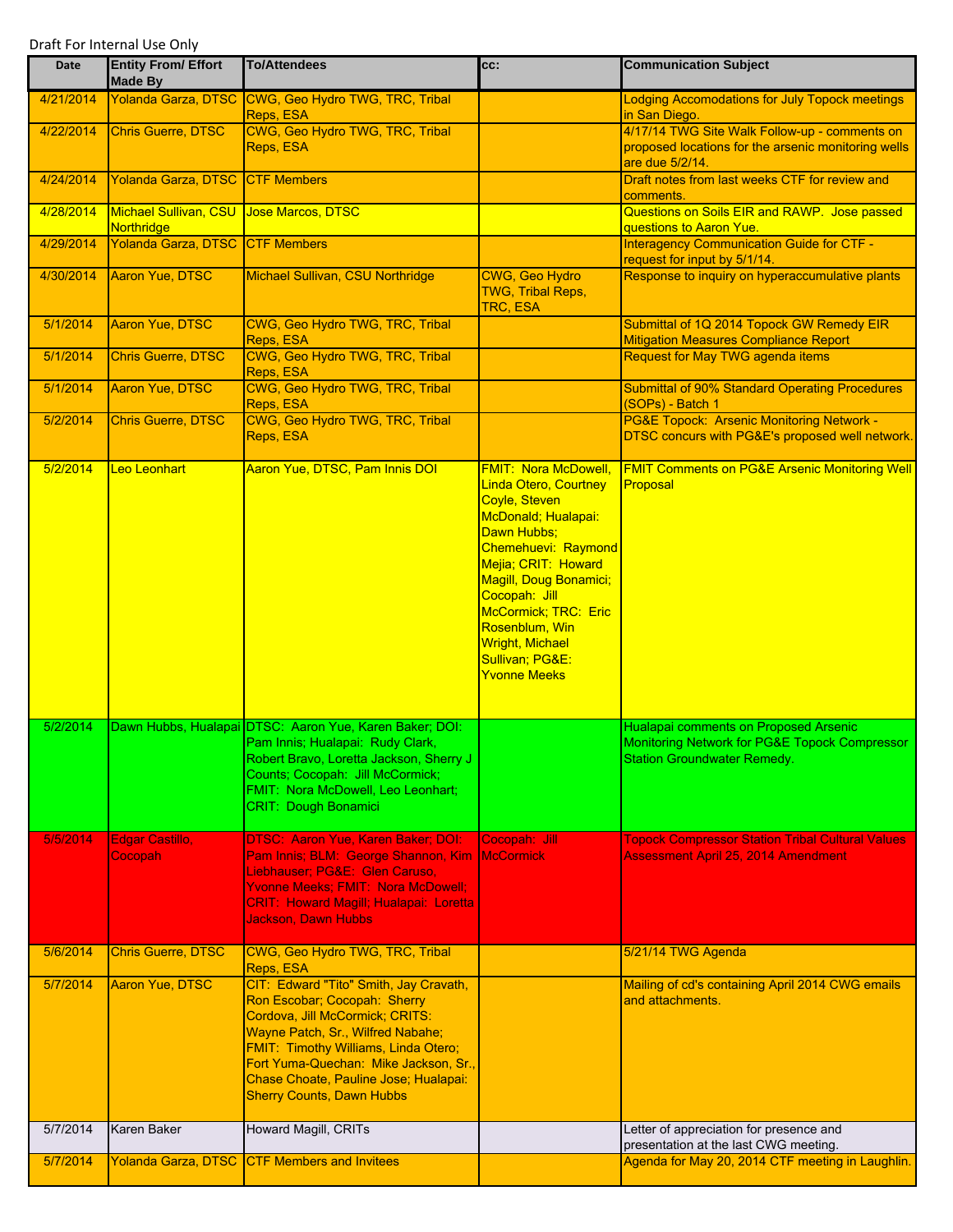Draft For Internal Use Only

| Date | Entity From/ Effort Made By | To/Attendees | cc: | Communication Subject |
|---|---|---|---|---|
| 4/21/2014 | Yolanda Garza, DTSC | CWG, Geo Hydro TWG, TRC, Tribal Reps, ESA | | Lodging Accomodations for July Topock meetings in San Diego. |
| 4/22/2014 | Chris Guerre, DTSC | CWG, Geo Hydro TWG, TRC, Tribal Reps, ESA | | 4/17/14 TWG Site Walk Follow-up - comments on proposed locations for the arsenic monitoring wells are due 5/2/14. |
| 4/24/2014 | Yolanda Garza, DTSC | CTF Members | | Draft notes from last weeks CTF for review and comments. |
| 4/28/2014 | Michael Sullivan, CSU Northridge | Jose Marcos, DTSC | | Questions on Soils EIR and RAWP. Jose passed questions to Aaron Yue. |
| 4/29/2014 | Yolanda Garza, DTSC | CTF Members | | Interagency Communication Guide for CTF - request for input by 5/1/14. |
| 4/30/2014 | Aaron Yue, DTSC | Michael Sullivan, CSU Northridge | CWG, Geo Hydro TWG, Tribal Reps, TRC, ESA | Response to inquiry on hyperaccumulative plants |
| 5/1/2014 | Aaron Yue, DTSC | CWG, Geo Hydro TWG, TRC, Tribal Reps, ESA | | Submittal of 1Q 2014 Topock GW Remedy EIR Mitigation Measures Compliance Report |
| 5/1/2014 | Chris Guerre, DTSC | CWG, Geo Hydro TWG, TRC, Tribal Reps, ESA | | Request for May TWG agenda items |
| 5/1/2014 | Aaron Yue, DTSC | CWG, Geo Hydro TWG, TRC, Tribal Reps, ESA | | Submittal of 90% Standard Operating Procedures (SOPs) - Batch 1 |
| 5/2/2014 | Chris Guerre, DTSC | CWG, Geo Hydro TWG, TRC, Tribal Reps, ESA | | PG&E Topock: Arsenic Monitoring Network - DTSC concurs with PG&E's proposed well network. |
| 5/2/2014 | Leo Leonhart | Aaron Yue, DTSC, Pam Innis DOI | FMIT: Nora McDowell, Linda Otero, Courtney Coyle, Steven McDonald; Hualapai: Dawn Hubbs; Chemehuevi: Raymond Mejia; CRIT: Howard Magill, Doug Bonamici; Cocopah: Jill McCormick; TRC: Eric Rosenblum, Win Wright, Michael Sullivan; PG&E: Yvonne Meeks | FMIT Comments on PG&E Arsenic Monitoring Well Proposal |
| 5/2/2014 | Dawn Hubbs, Hualapai | DTSC: Aaron Yue, Karen Baker; DOI: Pam Innis; Hualapai: Rudy Clark, Robert Bravo, Loretta Jackson, Sherry J Counts; Cocopah: Jill McCormick; FMIT: Nora McDowell, Leo Leonhart; CRIT: Dough Bonamici | | Hualapai comments on Proposed Arsenic Monitoring Network for PG&E Topock Compressor Station Groundwater Remedy. |
| 5/5/2014 | Edgar Castillo, Cocopah | DTSC: Aaron Yue, Karen Baker; DOI: Pam Innis; BLM: George Shannon, Kim Liebhauser; PG&E: Glen Caruso, Yvonne Meeks; FMIT: Nora McDowell; CRIT: Howard Magill; Hualapai: Loretta Jackson, Dawn Hubbs | Cocopah: Jill McCormick | Topock Compressor Station Tribal Cultural Values Assessment April 25, 2014 Amendment |
| 5/6/2014 | Chris Guerre, DTSC | CWG, Geo Hydro TWG, TRC, Tribal Reps, ESA | | 5/21/14 TWG Agenda |
| 5/7/2014 | Aaron Yue, DTSC | CIT: Edward "Tito" Smith, Jay Cravath, Ron Escobar; Cocopah: Sherry Cordova, Jill McCormick; CRITS: Wayne Patch, Sr., Wilfred Nabahe; FMIT: Timothy Williams, Linda Otero; Fort Yuma-Quechan: Mike Jackson, Sr., Chase Choate, Pauline Jose; Hualapai: Sherry Counts, Dawn Hubbs | | Mailing of cd's containing April 2014 CWG emails and attachments. |
| 5/7/2014 | Karen Baker | Howard Magill, CRITs | | Letter of appreciation for presence and presentation at the last CWG meeting. |
| 5/7/2014 | Yolanda Garza, DTSC | CTF Members and Invitees | | Agenda for May 20, 2014 CTF meeting in Laughlin. |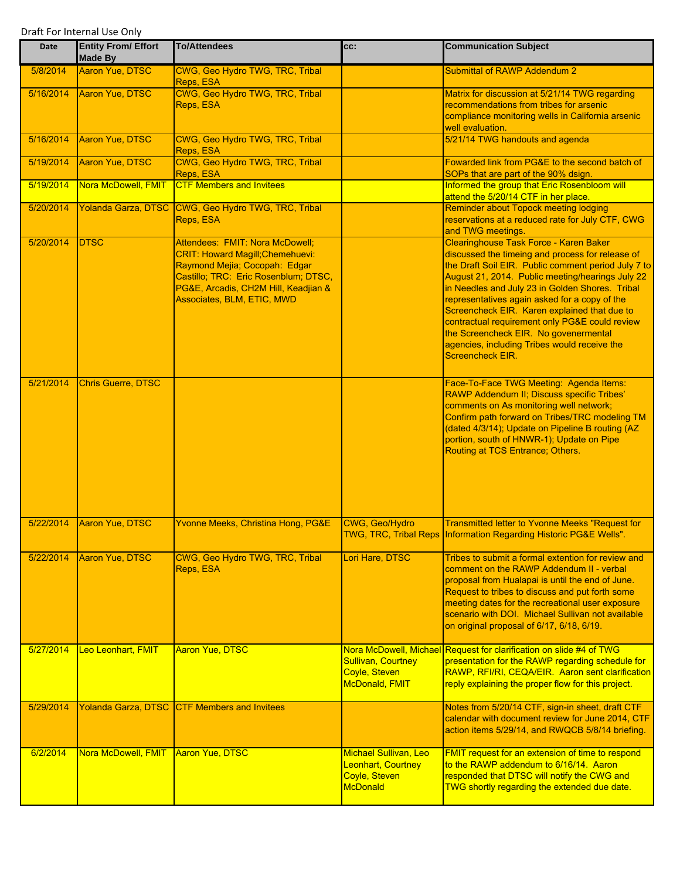Draft For Internal Use Only

| Date | Entity From/ Effort Made By | To/Attendees | cc: | Communication Subject |
|---|---|---|---|---|
| 5/8/2014 | Aaron Yue, DTSC | CWG, Geo Hydro TWG, TRC, Tribal Reps, ESA | | Submittal of RAWP Addendum 2 |
| 5/16/2014 | Aaron Yue, DTSC | CWG, Geo Hydro TWG, TRC, Tribal Reps, ESA | | Matrix for discussion at 5/21/14 TWG regarding recommendations from tribes for arsenic compliance monitoring wells in California arsenic well evaluation. |
| 5/16/2014 | Aaron Yue, DTSC | CWG, Geo Hydro TWG, TRC, Tribal Reps, ESA | | 5/21/14 TWG handouts and agenda |
| 5/19/2014 | Aaron Yue, DTSC | CWG, Geo Hydro TWG, TRC, Tribal Reps, ESA | | Fowarded link from PG&E to the second batch of SOPs that are part of the 90% dsign. |
| 5/19/2014 | Nora McDowell, FMIT | CTF Members and Invitees | | Informed the group that Eric Rosenbloom will attend the 5/20/14 CTF in her place. |
| 5/20/2014 | Yolanda Garza, DTSC | CWG, Geo Hydro TWG, TRC, Tribal Reps, ESA | | Reminder about Topock meeting lodging reservations at a reduced rate for July CTF, CWG and TWG meetings. |
| 5/20/2014 | DTSC | Attendees: FMIT: Nora McDowell; CRIT: Howard Magill;Chemehuevi: Raymond Mejia; Cocopah: Edgar Castillo; TRC: Eric Rosenblum; DTSC, PG&E, Arcadis, CH2M Hill, Keadjian & Associates, BLM, ETIC, MWD | | Clearinghouse Task Force - Karen Baker discussed the timeing and process for release of the Draft Soil EIR. Public comment period July 7 to August 21, 2014. Public meeting/hearings July 22 in Needles and July 23 in Golden Shores. Tribal representatives again asked for a copy of the Screencheck EIR. Karen explained that due to contractual requirement only PG&E could review the Screencheck EIR. No govenermental agencies, including Tribes would receive the Screencheck EIR. |
| 5/21/2014 | Chris Guerre, DTSC | | | Face-To-Face TWG Meeting: Agenda Items: RAWP Addendum II; Discuss specific Tribes' comments on As monitoring well network; Confirm path forward on Tribes/TRC modeling TM (dated 4/3/14); Update on Pipeline B routing (AZ portion, south of HNWR-1); Update on Pipe Routing at TCS Entrance; Others. |
| 5/22/2014 | Aaron Yue, DTSC | Yvonne Meeks, Christina Hong, PG&E | CWG, Geo/Hydro TWG, TRC, Tribal Reps | Transmitted letter to Yvonne Meeks "Request for Information Regarding Historic PG&E Wells". |
| 5/22/2014 | Aaron Yue, DTSC | CWG, Geo Hydro TWG, TRC, Tribal Reps, ESA | Lori Hare, DTSC | Tribes to submit a formal extention for review and comment on the RAWP Addendum II - verbal proposal from Hualapai is until the end of June. Request to tribes to discuss and put forth some meeting dates for the recreational user exposure scenario with DOI. Michael Sullivan not available on original proposal of 6/17, 6/18, 6/19. |
| 5/27/2014 | Leo Leonhart, FMIT | Aaron Yue, DTSC | Nora McDowell, Michael Sullivan, Courtney Coyle, Steven McDonald, FMIT | Request for clarification on slide #4 of TWG presentation for the RAWP regarding schedule for RAWP, RFI/RI, CEQA/EIR. Aaron sent clarification reply explaining the proper flow for this project. |
| 5/29/2014 | Yolanda Garza, DTSC | CTF Members and Invitees | | Notes from 5/20/14 CTF, sign-in sheet, draft CTF calendar with document review for June 2014, CTF action items 5/29/14, and RWQCB 5/8/14 briefing. |
| 6/2/2014 | Nora McDowell, FMIT | Aaron Yue, DTSC | Michael Sullivan, Leo Leonhart, Courtney Coyle, Steven McDonald | FMIT request for an extension of time to respond to the RAWP addendum to 6/16/14. Aaron responded that DTSC will notify the CWG and TWG shortly regarding the extended due date. |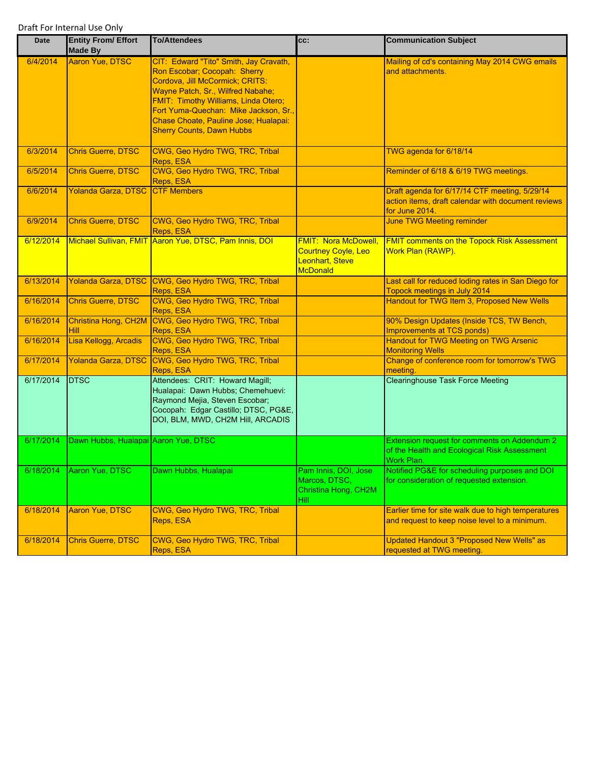Draft For Internal Use Only

| Date | Entity From/ Effort Made By | To/Attendees | cc: | Communication Subject |
|---|---|---|---|---|
| 6/4/2014 | Aaron Yue, DTSC | CIT: Edward "Tito" Smith, Jay Cravath, Ron Escobar; Cocopah: Sherry Cordova, Jill McCormick; CRITS: Wayne Patch, Sr., Wilfred Nabahe; FMIT: Timothy Williams, Linda Otero; Fort Yuma-Quechan: Mike Jackson, Sr., Chase Choate, Pauline Jose; Hualapai: Sherry Counts, Dawn Hubbs | | Mailing of cd's containing May 2014 CWG emails and attachments. |
| 6/3/2014 | Chris Guerre, DTSC | CWG, Geo Hydro TWG, TRC, Tribal Reps, ESA | | TWG agenda for 6/18/14 |
| 6/5/2014 | Chris Guerre, DTSC | CWG, Geo Hydro TWG, TRC, Tribal Reps, ESA | | Reminder of 6/18 & 6/19 TWG meetings. |
| 6/6/2014 | Yolanda Garza, DTSC | CTF Members | | Draft agenda for 6/17/14 CTF meeting, 5/29/14 action items, draft calendar with document reviews for June 2014. |
| 6/9/2014 | Chris Guerre, DTSC | CWG, Geo Hydro TWG, TRC, Tribal Reps, ESA | | June TWG Meeting reminder |
| 6/12/2014 | Michael Sullivan, FMIT | Aaron Yue, DTSC, Pam Innis, DOI | FMIT: Nora McDowell, Courtney Coyle, Leo Leonhart, Steve McDonald | FMIT comments on the Topock Risk Assessment Work Plan (RAWP). |
| 6/13/2014 | Yolanda Garza, DTSC | CWG, Geo Hydro TWG, TRC, Tribal Reps, ESA | | Last call for reduced loding rates in San Diego for Topock meetings in July 2014 |
| 6/16/2014 | Chris Guerre, DTSC | CWG, Geo Hydro TWG, TRC, Tribal Reps, ESA | | Handout for TWG Item 3, Proposed New Wells |
| 6/16/2014 | Christina Hong, CH2M Hill | CWG, Geo Hydro TWG, TRC, Tribal Reps, ESA | | 90% Design Updates (Inside TCS, TW Bench, Improvements at TCS ponds) |
| 6/16/2014 | Lisa Kellogg, Arcadis | CWG, Geo Hydro TWG, TRC, Tribal Reps, ESA | | Handout for TWG Meeting on TWG Arsenic Monitoring Wells |
| 6/17/2014 | Yolanda Garza, DTSC | CWG, Geo Hydro TWG, TRC, Tribal Reps, ESA | | Change of conference room for tomorrow's TWG meeting. |
| 6/17/2014 | DTSC | Attendees: CRIT: Howard Magill; Hualapai: Dawn Hubbs; Chemehuevi: Raymond Mejia, Steven Escobar; Cocopah: Edgar Castillo; DTSC, PG&E, DOI, BLM, MWD, CH2M Hill, ARCADIS | | Clearinghouse Task Force Meeting |
| 6/17/2014 | Dawn Hubbs, Hualapai | Aaron Yue, DTSC | | Extension request for comments on Addendum 2 of the Health and Ecological Risk Assessment Work Plan. |
| 6/18/2014 | Aaron Yue, DTSC | Dawn Hubbs, Hualapai | Pam Innis, DOI, Jose Marcos, DTSC, Christina Hong, CH2M Hill | Notified PG&E for scheduling purposes and DOI for consideration of requested extension. |
| 6/18/2014 | Aaron Yue, DTSC | CWG, Geo Hydro TWG, TRC, Tribal Reps, ESA | | Earlier time for site walk due to high temperatures and request to keep noise level to a minimum. |
| 6/18/2014 | Chris Guerre, DTSC | CWG, Geo Hydro TWG, TRC, Tribal Reps, ESA | | Updated Handout 3 "Proposed New Wells" as requested at TWG meeting. |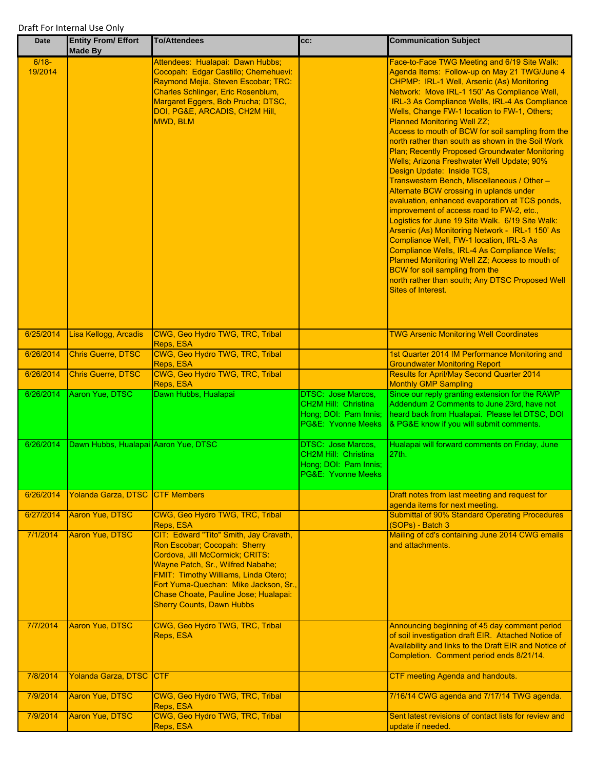Draft For Internal Use Only

| Date | Entity From/ Effort Made By | To/Attendees | cc: | Communication Subject |
|---|---|---|---|---|
| 6/18-19/2014 | | Attendees: Hualapai: Dawn Hubbs; Cocopah: Edgar Castillo; Chemehuevi: Raymond Mejia, Steven Escobar; TRC: Charles Schlinger, Eric Rosenblum, Margaret Eggers, Bob Prucha; DTSC, DOI, PG&E, ARCADIS, CH2M Hill, MWD, BLM | | Face-to-Face TWG Meeting and 6/19 Site Walk: Agenda Items: Follow-up on May 21 TWG/June 4 CHPMP: IRL-1 Well, Arsenic (As) Monitoring Network: Move IRL-1 150' As Compliance Well, IRL-3 As Compliance Wells, IRL-4 As Compliance Wells, Change FW-1 location to FW-1, Others; Planned Monitoring Well ZZ; Access to mouth of BCW for soil sampling from the north rather than south as shown in the Soil Work Plan; Recently Proposed Groundwater Monitoring Wells; Arizona Freshwater Well Update; 90% Design Update: Inside TCS, Transwestern Bench, Miscellaneous / Other – Alternate BCW crossing in uplands under evaluation, enhanced evaporation at TCS ponds, improvement of access road to FW-2, etc., Logistics for June 19 Site Walk. 6/19 Site Walk: Arsenic (As) Monitoring Network - IRL-1 150' As Compliance Well, FW-1 location, IRL-3 As Compliance Wells, IRL-4 As Compliance Wells; Planned Monitoring Well ZZ; Access to mouth of BCW for soil sampling from the north rather than south; Any DTSC Proposed Well Sites of Interest. |
| 6/25/2014 | Lisa Kellogg, Arcadis | CWG, Geo Hydro TWG, TRC, Tribal Reps, ESA | | TWG Arsenic Monitoring Well Coordinates |
| 6/26/2014 | Chris Guerre, DTSC | CWG, Geo Hydro TWG, TRC, Tribal Reps, ESA | | 1st Quarter 2014 IM Performance Monitoring and Groundwater Monitoring Report |
| 6/26/2014 | Chris Guerre, DTSC | CWG, Geo Hydro TWG, TRC, Tribal Reps, ESA | | Results for April/May Second Quarter 2014 Monthly GMP Sampling |
| 6/26/2014 | Aaron Yue, DTSC | Dawn Hubbs, Hualapai | DTSC: Jose Marcos, CH2M Hill: Christina Hong; DOI: Pam Innis; PG&E: Yvonne Meeks | Since our reply granting extension for the RAWP Addendum 2 Comments to June 23rd, have not heard back from Hualapai. Please let DTSC, DOI & PG&E know if you will submit comments. |
| 6/26/2014 | Dawn Hubbs, Hualapai | Aaron Yue, DTSC | DTSC: Jose Marcos, CH2M Hill: Christina Hong; DOI: Pam Innis; PG&E: Yvonne Meeks | Hualapai will forward comments on Friday, June 27th. |
| 6/26/2014 | Yolanda Garza, DTSC | CTF Members | | Draft notes from last meeting and request for agenda items for next meeting. |
| 6/27/2014 | Aaron Yue, DTSC | CWG, Geo Hydro TWG, TRC, Tribal Reps, ESA | | Submittal of 90% Standard Operating Procedures (SOPs) - Batch 3 |
| 7/1/2014 | Aaron Yue, DTSC | CIT: Edward "Tito" Smith, Jay Cravath, Ron Escobar; Cocopah: Sherry Cordova, Jill McCormick; CRITS: Wayne Patch, Sr., Wilfred Nabahe; FMIT: Timothy Williams, Linda Otero; Fort Yuma-Quechan: Mike Jackson, Sr., Chase Choate, Pauline Jose; Hualapai: Sherry Counts, Dawn Hubbs | | Mailing of cd's containing June 2014 CWG emails and attachments. |
| 7/7/2014 | Aaron Yue, DTSC | CWG, Geo Hydro TWG, TRC, Tribal Reps, ESA | | Announcing beginning of 45 day comment period of soil investigation draft EIR. Attached Notice of Availability and links to the Draft EIR and Notice of Completion. Comment period ends 8/21/14. |
| 7/8/2014 | Yolanda Garza, DTSC | CTF | | CTF meeting Agenda and handouts. |
| 7/9/2014 | Aaron Yue, DTSC | CWG, Geo Hydro TWG, TRC, Tribal Reps, ESA | | 7/16/14 CWG agenda and 7/17/14 TWG agenda. |
| 7/9/2014 | Aaron Yue, DTSC | CWG, Geo Hydro TWG, TRC, Tribal Reps, ESA | | Sent latest revisions of contact lists for review and update if needed. |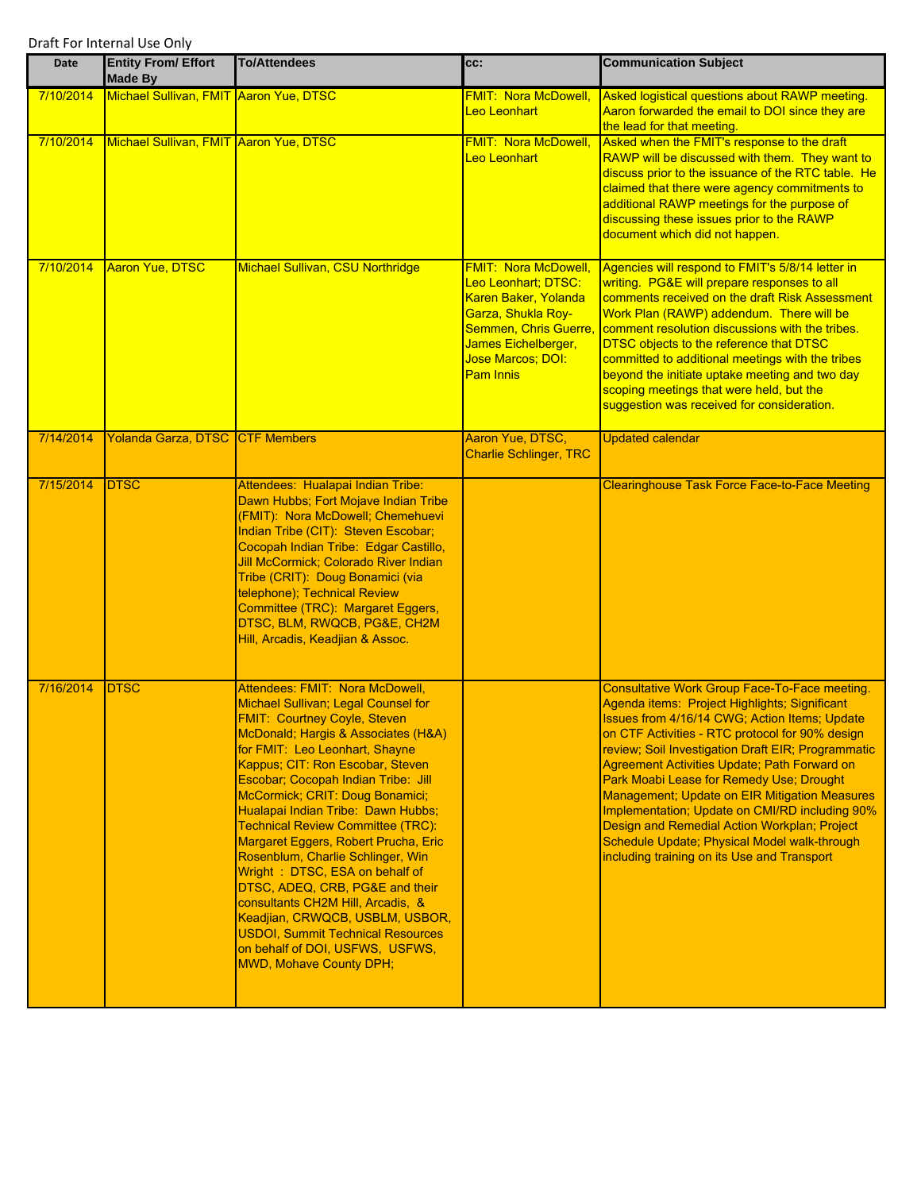Draft For Internal Use Only

| Date | Entity From/ Effort Made By | To/Attendees | cc: | Communication Subject |
|---|---|---|---|---|
| 7/10/2014 | Michael Sullivan, FMIT | Aaron Yue, DTSC | FMIT: Nora McDowell, Leo Leonhart | Asked logistical questions about RAWP meeting. Aaron forwarded the email to DOI since they are the lead for that meeting. |
| 7/10/2014 | Michael Sullivan, FMIT | Aaron Yue, DTSC | FMIT: Nora McDowell, Leo Leonhart | Asked when the FMIT's response to the draft RAWP will be discussed with them. They want to discuss prior to the issuance of the RTC table. He claimed that there were agency commitments to additional RAWP meetings for the purpose of discussing these issues prior to the RAWP document which did not happen. |
| 7/10/2014 | Aaron Yue, DTSC | Michael Sullivan, CSU Northridge | FMIT: Nora McDowell, Leo Leonhart; DTSC: Karen Baker, Yolanda Garza, Shukla Roy-Semmen, Chris Guerre, James Eichelberger, Jose Marcos; DOI: Pam Innis | Agencies will respond to FMIT's 5/8/14 letter in writing. PG&E will prepare responses to all comments received on the draft Risk Assessment Work Plan (RAWP) addendum. There will be comment resolution discussions with the tribes. DTSC objects to the reference that DTSC committed to additional meetings with the tribes beyond the initiate uptake meeting and two day scoping meetings that were held, but the suggestion was received for consideration. |
| 7/14/2014 | Yolanda Garza, DTSC | CTF Members | Aaron Yue, DTSC, Charlie Schlinger, TRC | Updated calendar |
| 7/15/2014 | DTSC | Attendees: Hualapai Indian Tribe: Dawn Hubbs; Fort Mojave Indian Tribe (FMIT): Nora McDowell; Chemehuevi Indian Tribe (CIT): Steven Escobar; Cocopah Indian Tribe: Edgar Castillo, Jill McCormick; Colorado River Indian Tribe (CRIT): Doug Bonamici (via telephone); Technical Review Committee (TRC): Margaret Eggers, DTSC, BLM, RWQCB, PG&E, CH2M Hill, Arcadis, Keadjian & Assoc. | | Clearinghouse Task Force Face-to-Face Meeting |
| 7/16/2014 | DTSC | Attendees: FMIT: Nora McDowell, Michael Sullivan; Legal Counsel for FMIT: Courtney Coyle, Steven McDonald; Hargis & Associates (H&A) for FMIT: Leo Leonhart, Shayne Kappus; CIT: Ron Escobar, Steven Escobar; Cocopah Indian Tribe: Jill McCormick; CRIT: Doug Bonamici; Hualapai Indian Tribe: Dawn Hubbs; Technical Review Committee (TRC): Margaret Eggers, Robert Prucha, Eric Rosenblum, Charlie Schlinger, Win Wright : DTSC, ESA on behalf of DTSC, ADEQ, CRB, PG&E and their consultants CH2M Hill, Arcadis, & Keadjian, CRWQCB, USBLM, USBOR, USDOI, Summit Technical Resources on behalf of DOI, USFWS, USFWS, MWD, Mohave County DPH; | | Consultative Work Group Face-To-Face meeting. Agenda items: Project Highlights; Significant Issues from 4/16/14 CWG; Action Items; Update on CTF Activities - RTC protocol for 90% design review; Soil Investigation Draft EIR; Programmatic Agreement Activities Update; Path Forward on Park Moabi Lease for Remedy Use; Drought Management; Update on EIR Mitigation Measures Implementation; Update on CMI/RD including 90% Design and Remedial Action Workplan; Project Schedule Update; Physical Model walk-through including training on its Use and Transport |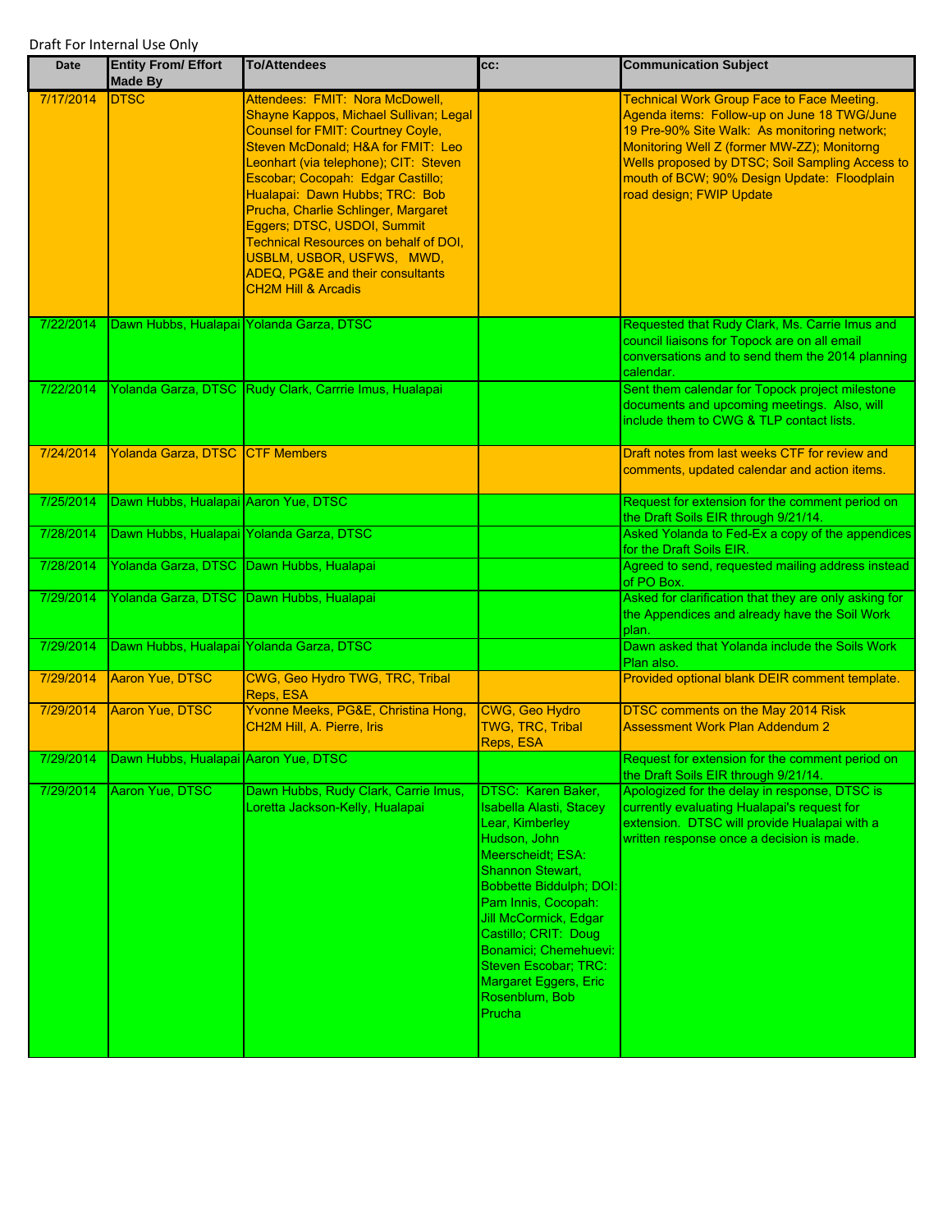Draft For Internal Use Only

| Date | Entity From/ Effort Made By | To/Attendees | cc: | Communication Subject |
|---|---|---|---|---|
| 7/17/2014 | DTSC | Attendees: FMIT: Nora McDowell, Shayne Kappos, Michael Sullivan; Legal Counsel for FMIT: Courtney Coyle, Steven McDonald; H&A for FMIT: Leo Leonhart (via telephone); CIT: Steven Escobar; Cocopah: Edgar Castillo; Hualapai: Dawn Hubbs; TRC: Bob Prucha, Charlie Schlinger, Margaret Eggers; DTSC, USDOI, Summit Technical Resources on behalf of DOI, USBLM, USBOR, USFWS, MWD, ADEQ, PG&E and their consultants CH2M Hill & Arcadis | | Technical Work Group Face to Face Meeting. Agenda items: Follow-up on June 18 TWG/June 19 Pre-90% Site Walk: As monitoring network; Monitoring Well Z (former MW-ZZ); Monitorng Wells proposed by DTSC; Soil Sampling Access to mouth of BCW; 90% Design Update: Floodplain road design; FWIP Update |
| 7/22/2014 | Dawn Hubbs, Hualapai | Yolanda Garza, DTSC | | Requested that Rudy Clark, Ms. Carrie Imus and council liaisons for Topock are on all email conversations and to send them the 2014 planning calendar. |
| 7/22/2014 | Yolanda Garza, DTSC | Rudy Clark, Carrrie Imus, Hualapai | | Sent them calendar for Topock project milestone documents and upcoming meetings. Also, will include them to CWG & TLP contact lists. |
| 7/24/2014 | Yolanda Garza, DTSC | CTF Members | | Draft notes from last weeks CTF for review and comments, updated calendar and action items. |
| 7/25/2014 | Dawn Hubbs, Hualapai | Aaron Yue, DTSC | | Request for extension for the comment period on the Draft Soils EIR through 9/21/14. |
| 7/28/2014 | Dawn Hubbs, Hualapai | Yolanda Garza, DTSC | | Asked Yolanda to Fed-Ex a copy of the appendices for the Draft Soils EIR. |
| 7/28/2014 | Yolanda Garza, DTSC | Dawn Hubbs, Hualapai | | Agreed to send, requested mailing address instead of PO Box. |
| 7/29/2014 | Yolanda Garza, DTSC | Dawn Hubbs, Hualapai | | Asked for clarification that they are only asking for the Appendices and already have the Soil Work plan. |
| 7/29/2014 | Dawn Hubbs, Hualapai | Yolanda Garza, DTSC | | Dawn asked that Yolanda include the Soils Work Plan also. |
| 7/29/2014 | Aaron Yue, DTSC | CWG, Geo Hydro TWG, TRC, Tribal Reps, ESA | | Provided optional blank DEIR comment template. |
| 7/29/2014 | Aaron Yue, DTSC | Yvonne Meeks, PG&E, Christina Hong, CH2M Hill, A. Pierre, Iris | CWG, Geo Hydro TWG, TRC, Tribal Reps, ESA | DTSC comments on the May 2014 Risk Assessment Work Plan Addendum 2 |
| 7/29/2014 | Dawn Hubbs, Hualapai | Aaron Yue, DTSC | | Request for extension for the comment period on the Draft Soils EIR through 9/21/14. |
| 7/29/2014 | Aaron Yue, DTSC | Dawn Hubbs, Rudy Clark, Carrie Imus, Loretta Jackson-Kelly, Hualapai | DTSC: Karen Baker, Isabella Alasti, Stacey Lear, Kimberley Hudson, John Meerscheidt; ESA: Shannon Stewart, Bobbette Biddulph; DOI: Pam Innis, Cocopah: Jill McCormick, Edgar Castillo; CRIT: Doug Bonamici; Chemehuevi: Steven Escobar; TRC: Margaret Eggers, Eric Rosenblum, Bob Prucha | Apologized for the delay in response, DTSC is currently evaluating Hualapai's request for extension. DTSC will provide Hualapai with a written response once a decision is made. |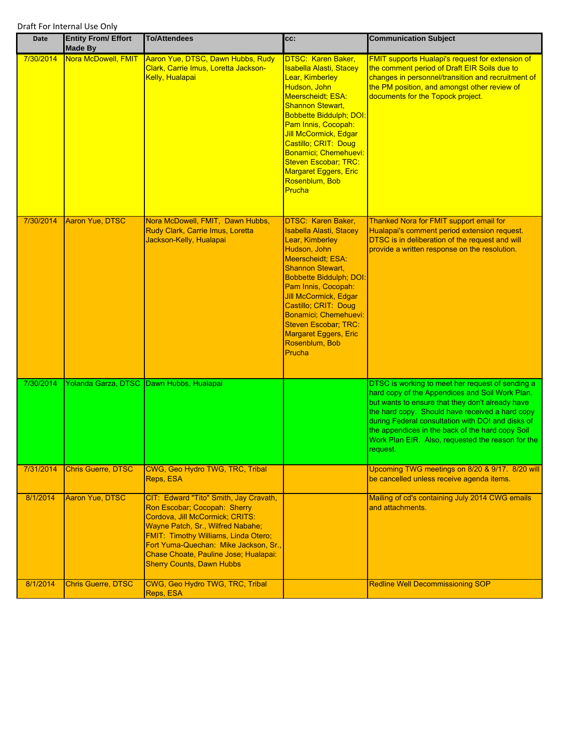Draft For Internal Use Only

| Date | Entity From/ Effort Made By | To/Attendees | cc: | Communication Subject |
|---|---|---|---|---|
| 7/30/2014 | Nora McDowell, FMIT | Aaron Yue, DTSC, Dawn Hubbs, Rudy Clark, Carrie Imus, Loretta Jackson-Kelly, Hualapai | DTSC: Karen Baker, Isabella Alasti, Stacey Lear, Kimberley Hudson, John Meerscheidt; ESA: Shannon Stewart, Bobbette Biddulph; DOI: Pam Innis, Cocopah: Jill McCormick, Edgar Castillo; CRIT: Doug Bonamici; Chemehuevi: Steven Escobar; TRC: Margaret Eggers, Eric Rosenblum, Bob Prucha | FMIT supports Hualapi's request for extension of the comment period of Draft EIR Soils due to changes in personnel/transition and recruitment of the PM position, and amongst other review of documents for the Topock project. |
| 7/30/2014 | Aaron Yue, DTSC | Nora McDowell, FMIT, Dawn Hubbs, Rudy Clark, Carrie Imus, Loretta Jackson-Kelly, Hualapai | DTSC: Karen Baker, Isabella Alasti, Stacey Lear, Kimberley Hudson, John Meerscheidt; ESA: Shannon Stewart, Bobbette Biddulph; DOI: Pam Innis, Cocopah: Jill McCormick, Edgar Castillo; CRIT: Doug Bonamici; Chemehuevi: Steven Escobar; TRC: Margaret Eggers, Eric Rosenblum, Bob Prucha | Thanked Nora for FMIT support email for Hualapai's comment period extension request. DTSC is in deliberation of the request and will provide a written response on the resolution. |
| 7/30/2014 | Yolanda Garza, DTSC | Dawn Hubbs, Hualapai | | DTSC is working to meet her request of sending a hard copy of the Appendices and Soil Work Plan, but wants to ensure that they don't already have the hard copy. Should have received a hard copy during Federal consultation with DOI and disks of the appendices in the back of the hard copy Soil Work Plan EIR. Also, requested the reason for the request. |
| 7/31/2014 | Chris Guerre, DTSC | CWG, Geo Hydro TWG, TRC, Tribal Reps, ESA | | Upcoming TWG meetings on 8/20 & 9/17. 8/20 will be cancelled unless receive agenda items. |
| 8/1/2014 | Aaron Yue, DTSC | CIT: Edward "Tito" Smith, Jay Cravath, Ron Escobar; Cocopah: Sherry Cordova, Jill McCormick; CRITS: Wayne Patch, Sr., Wilfred Nabahe; FMIT: Timothy Williams, Linda Otero; Fort Yuma-Quechan: Mike Jackson, Sr., Chase Choate, Pauline Jose; Hualapai: Sherry Counts, Dawn Hubbs | | Mailing of cd's containing July 2014 CWG emails and attachments. |
| 8/1/2014 | Chris Guerre, DTSC | CWG, Geo Hydro TWG, TRC, Tribal Reps, ESA | | Redline Well Decommissioning SOP |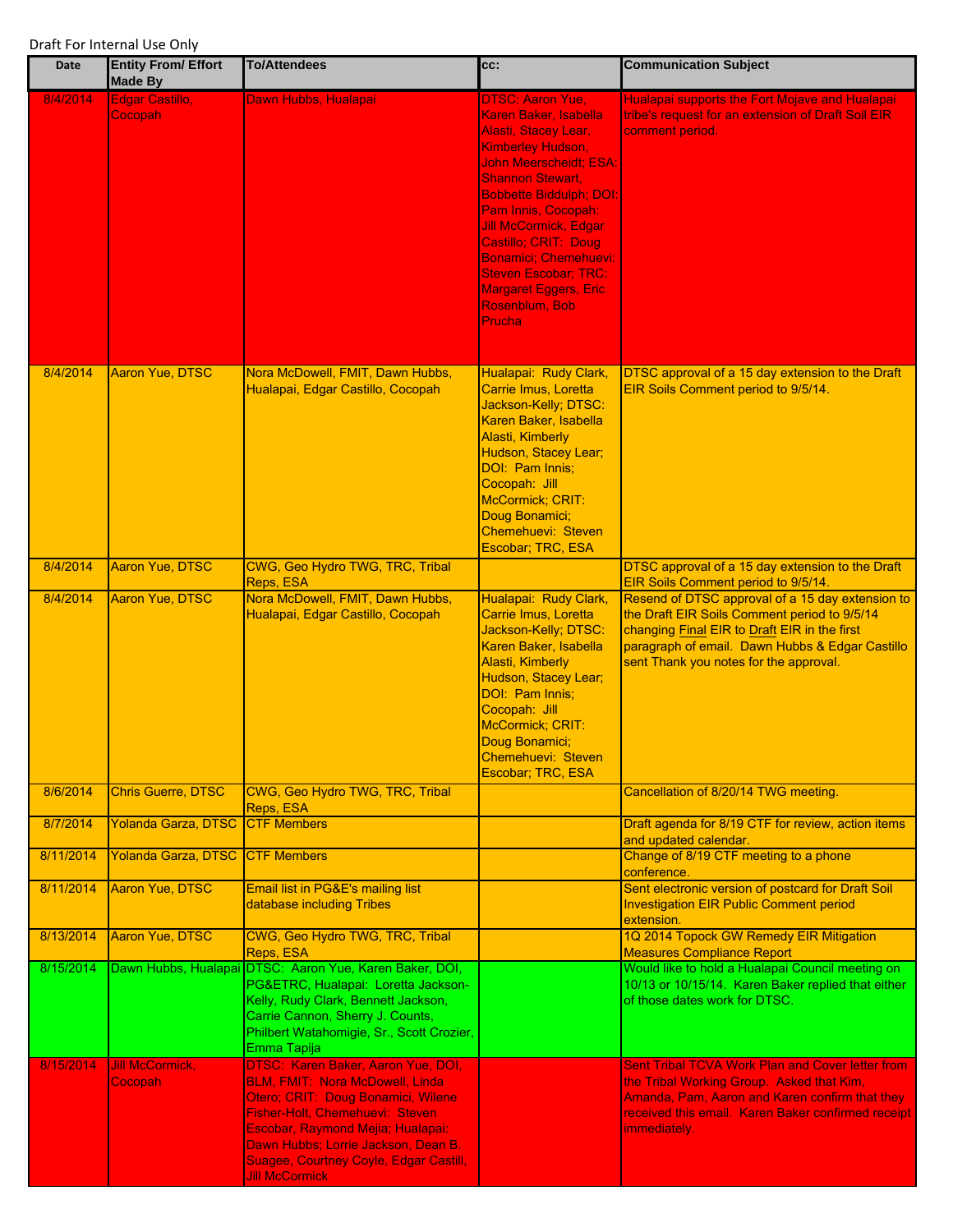Draft For Internal Use Only

| Date | Entity From/ Effort Made By | To/Attendees | cc: | Communication Subject |
|---|---|---|---|---|
| 8/4/2014 | Edgar Castillo, Cocopah | Dawn Hubbs, Hualapai | DTSC: Aaron Yue, Karen Baker, Isabella Alasti, Stacey Lear, Kimberley Hudson, John Meerscheidt; ESA: Shannon Stewart, Bobbette Biddulph; DOI: Pam Innis, Cocopah: Jill McCormick, Edgar Castillo; CRIT: Doug Bonamici; Chemehuevi: Steven Escobar; TRC: Margaret Eggers, Eric Rosenblum, Bob Prucha | Hualapai supports the Fort Mojave and Hualapai tribe's request for an extension of Draft Soil EIR comment period. |
| 8/4/2014 | Aaron Yue, DTSC | Nora McDowell, FMIT, Dawn Hubbs, Hualapai, Edgar Castillo, Cocopah | Hualapai: Rudy Clark, Carrie Imus, Loretta Jackson-Kelly; DTSC: Karen Baker, Isabella Alasti, Kimberly Hudson, Stacey Lear; DOI: Pam Innis; Cocopah: Jill McCormick; CRIT: Doug Bonamici; Chemehuevi: Steven Escobar; TRC, ESA | DTSC approval of a 15 day extension to the Draft EIR Soils Comment period to 9/5/14. |
| 8/4/2014 | Aaron Yue, DTSC | CWG, Geo Hydro TWG, TRC, Tribal Reps, ESA | | DTSC approval of a 15 day extension to the Draft EIR Soils Comment period to 9/5/14. |
| 8/4/2014 | Aaron Yue, DTSC | Nora McDowell, FMIT, Dawn Hubbs, Hualapai, Edgar Castillo, Cocopah | Hualapai: Rudy Clark, Carrie Imus, Loretta Jackson-Kelly; DTSC: Karen Baker, Isabella Alasti, Kimberly Hudson, Stacey Lear; DOI: Pam Innis; Cocopah: Jill McCormick; CRIT: Doug Bonamici; Chemehuevi: Steven Escobar; TRC, ESA | Resend of DTSC approval of a 15 day extension to the Draft EIR Soils Comment period to 9/5/14 changing Final EIR to Draft EIR in the first paragraph of email. Dawn Hubbs & Edgar Castillo sent Thank you notes for the approval. |
| 8/6/2014 | Chris Guerre, DTSC | CWG, Geo Hydro TWG, TRC, Tribal Reps, ESA | | Cancellation of 8/20/14 TWG meeting. |
| 8/7/2014 | Yolanda Garza, DTSC | CTF Members | | Draft agenda for 8/19 CTF for review, action items and updated calendar. |
| 8/11/2014 | Yolanda Garza, DTSC | CTF Members | | Change of 8/19 CTF meeting to a phone conference. |
| 8/11/2014 | Aaron Yue, DTSC | Email list in PG&E's mailing list database including Tribes | | Sent electronic version of postcard for Draft Soil Investigation EIR Public Comment period extension. |
| 8/13/2014 | Aaron Yue, DTSC | CWG, Geo Hydro TWG, TRC, Tribal Reps, ESA | | 1Q 2014 Topock GW Remedy EIR Mitigation Measures Compliance Report |
| 8/15/2014 | Dawn Hubbs, Hualapai | DTSC: Aaron Yue, Karen Baker, DOI, PG&ETRC, Hualapai: Loretta Jackson-Kelly, Rudy Clark, Bennett Jackson, Carrie Cannon, Sherry J. Counts, Philbert Watahomigie, Sr., Scott Crozier, Emma Tapija | | Would like to hold a Hualapai Council meeting on 10/13 or 10/15/14. Karen Baker replied that either of those dates work for DTSC. |
| 8/15/2014 | Jill McCormick, Cocopah | DTSC: Karen Baker, Aaron Yue, DOI, BLM, FMIT: Nora McDowell, Linda Otero; CRIT: Doug Bonamici, Wilene Fisher-Holt, Chemehuevi: Steven Escobar, Raymond Mejia; Hualapai: Dawn Hubbs; Lorrie Jackson, Dean B. Suagee, Courtney Coyle, Edgar Castill, Jill McCormick | | Sent Tribal TCVA Work Plan and Cover letter from the Tribal Working Group. Asked that Kim, Amanda, Pam, Aaron and Karen confirm that they received this email. Karen Baker confirmed receipt immediately. |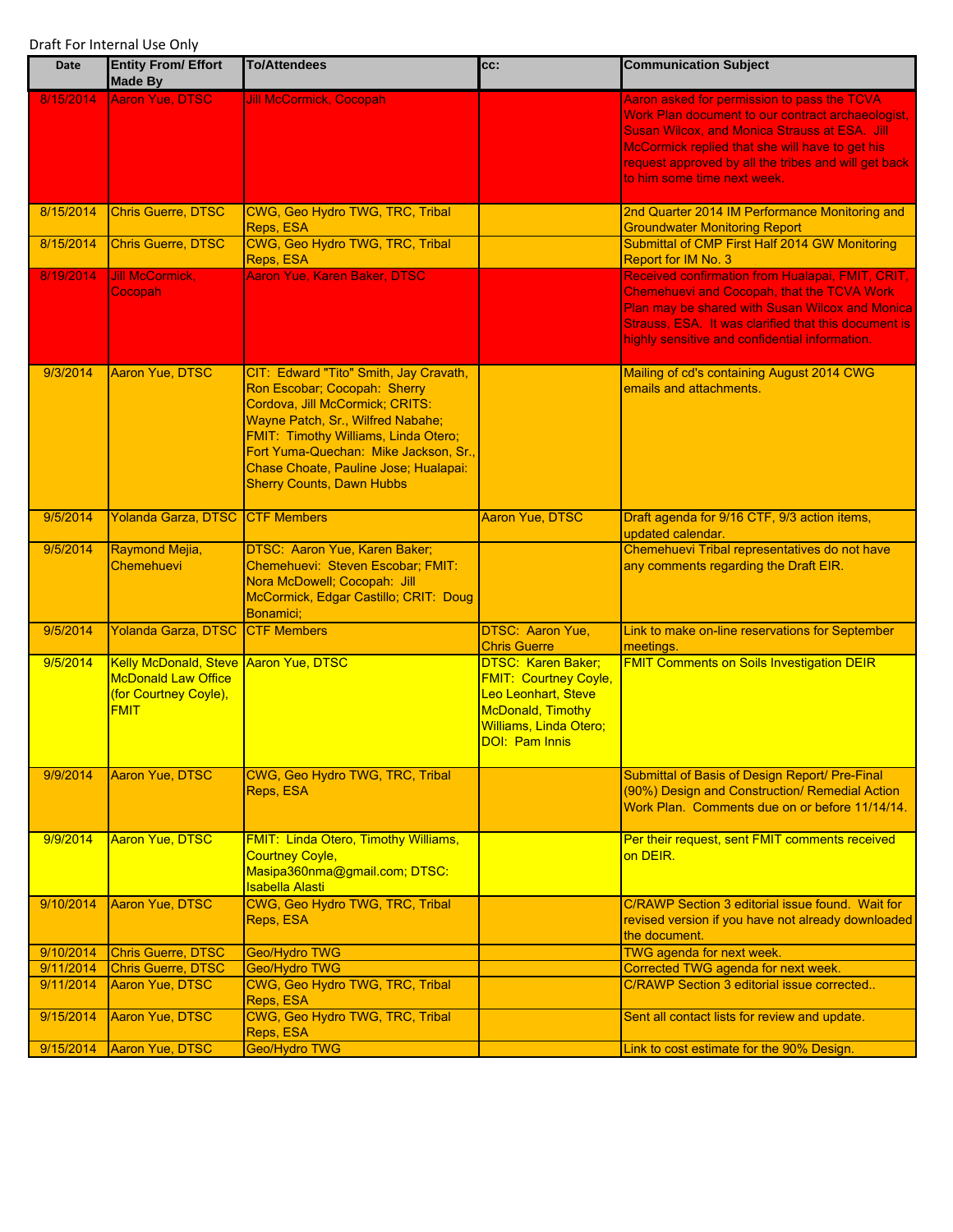Draft For Internal Use Only

| Date | Entity From/ Effort Made By | To/Attendees | cc: | Communication Subject |
|---|---|---|---|---|
| 8/15/2014 | Aaron Yue, DTSC | Jill McCormick, Cocopah | | Aaron asked for permission to pass the TCVA Work Plan document to our contract archaeologist, Susan Wilcox, and Monica Strauss at ESA. Jill McCormick replied that she will have to get his request approved by all the tribes and will get back to him some time next week. |
| 8/15/2014 | Chris Guerre, DTSC | CWG, Geo Hydro TWG, TRC, Tribal Reps, ESA | | 2nd Quarter 2014 IM Performance Monitoring and Groundwater Monitoring Report |
| 8/15/2014 | Chris Guerre, DTSC | CWG, Geo Hydro TWG, TRC, Tribal Reps, ESA | | Submittal of CMP First Half 2014 GW Monitoring Report for IM No. 3 |
| 8/19/2014 | Jill McCormick, Cocopah | Aaron Yue, Karen Baker, DTSC | | Received confirmation from Hualapai, FMIT, CRIT, Chemehuevi and Cocopah, that the TCVA Work Plan may be shared with Susan Wilcox and Monica Strauss, ESA. It was clarified that this document is highly sensitive and confidential information. |
| 9/3/2014 | Aaron Yue, DTSC | CIT: Edward "Tito" Smith, Jay Cravath, Ron Escobar; Cocopah: Sherry Cordova, Jill McCormick; CRITS: Wayne Patch, Sr., Wilfred Nabahe; FMIT: Timothy Williams, Linda Otero; Fort Yuma-Quechan: Mike Jackson, Sr., Chase Choate, Pauline Jose; Hualapai: Sherry Counts, Dawn Hubbs | | Mailing of cd's containing August 2014 CWG emails and attachments. |
| 9/5/2014 | Yolanda Garza, DTSC | CTF Members | Aaron Yue, DTSC | Draft agenda for 9/16 CTF, 9/3 action items, updated calendar. |
| 9/5/2014 | Raymond Mejia, Chemehuevi | DTSC: Aaron Yue, Karen Baker; Chemehuevi: Steven Escobar; FMIT: Nora McDowell; Cocopah: Jill McCormick, Edgar Castillo; CRIT: Doug Bonamici; | | Chemehuevi Tribal representatives do not have any comments regarding the Draft EIR. |
| 9/5/2014 | Yolanda Garza, DTSC | CTF Members | DTSC: Aaron Yue, Chris Guerre | Link to make on-line reservations for September meetings. |
| 9/5/2014 | Kelly McDonald, Steve McDonald Law Office (for Courtney Coyle), FMIT | Aaron Yue, DTSC | DTSC: Karen Baker; FMIT: Courtney Coyle, Leo Leonhart, Steve McDonald, Timothy Williams, Linda Otero; DOI: Pam Innis | FMIT Comments on Soils Investigation DEIR |
| 9/9/2014 | Aaron Yue, DTSC | CWG, Geo Hydro TWG, TRC, Tribal Reps, ESA | | Submittal of Basis of Design Report/ Pre-Final (90%) Design and Construction/ Remedial Action Work Plan. Comments due on or before 11/14/14. |
| 9/9/2014 | Aaron Yue, DTSC | FMIT: Linda Otero, Timothy Williams, Courtney Coyle, Masipa360nma@gmail.com; DTSC: Isabella Alasti | | Per their request, sent FMIT comments received on DEIR. |
| 9/10/2014 | Aaron Yue, DTSC | CWG, Geo Hydro TWG, TRC, Tribal Reps, ESA | | C/RAWP Section 3 editorial issue found. Wait for revised version if you have not already downloaded the document. |
| 9/10/2014 | Chris Guerre, DTSC | Geo/Hydro TWG | | TWG agenda for next week. |
| 9/11/2014 | Chris Guerre, DTSC | Geo/Hydro TWG | | Corrected TWG agenda for next week. |
| 9/11/2014 | Aaron Yue, DTSC | CWG, Geo Hydro TWG, TRC, Tribal Reps, ESA | | C/RAWP Section 3 editorial issue corrected.. |
| 9/15/2014 | Aaron Yue, DTSC | CWG, Geo Hydro TWG, TRC, Tribal Reps, ESA | | Sent all contact lists for review and update. |
| 9/15/2014 | Aaron Yue, DTSC | Geo/Hydro TWG | | Link to cost estimate for the 90% Design. |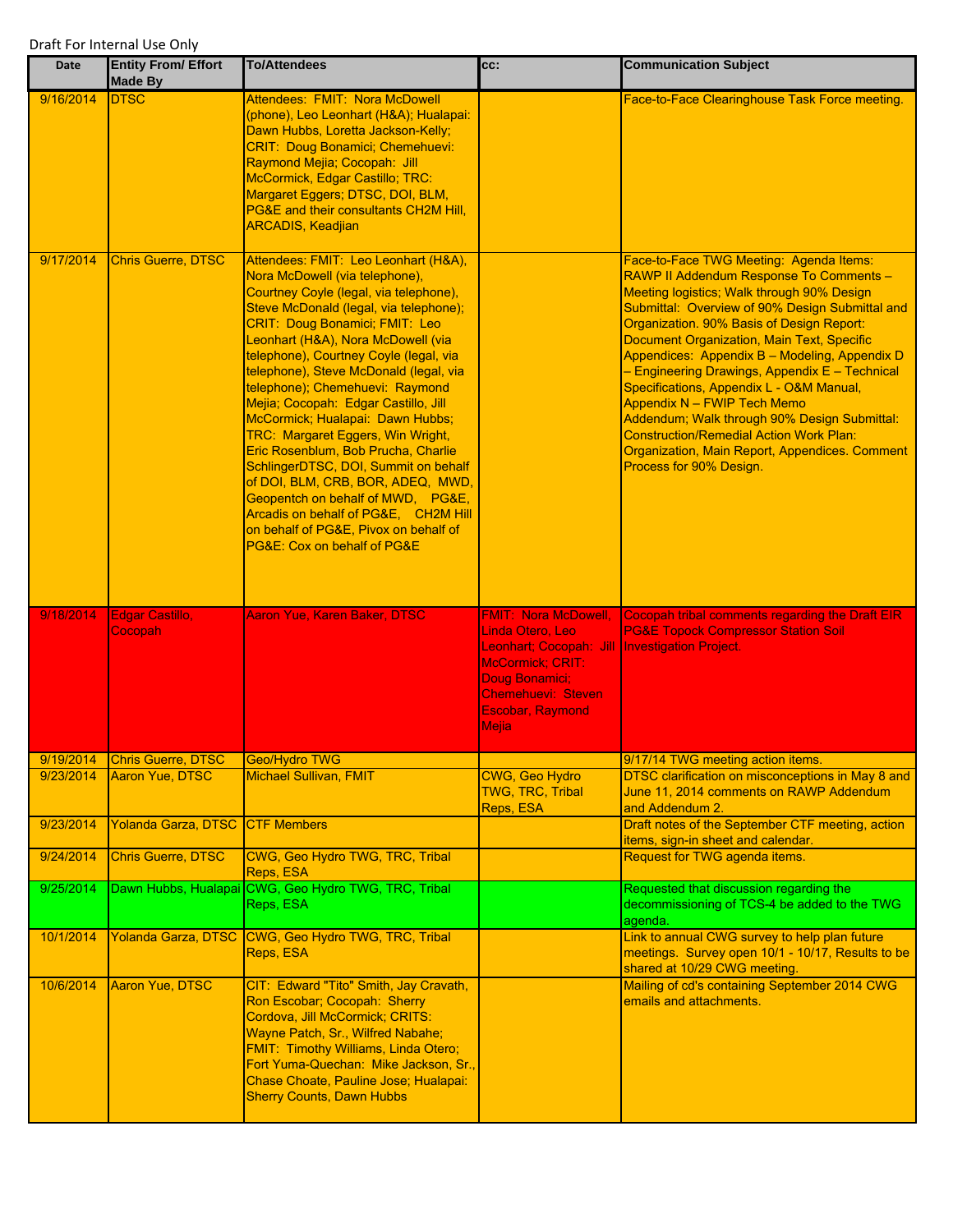Draft For Internal Use Only

| Date | Entity From/ Effort Made By | To/Attendees | cc: | Communication Subject |
|---|---|---|---|---|
| 9/16/2014 | DTSC | Attendees: FMIT: Nora McDowell (phone), Leo Leonhart (H&A); Hualapai: Dawn Hubbs, Loretta Jackson-Kelly; CRIT: Doug Bonamici; Chemehuevi: Raymond Mejia; Cocopah: Jill McCormick, Edgar Castillo; TRC: Margaret Eggers; DTSC, DOI, BLM, PG&E and their consultants CH2M Hill, ARCADIS, Keadjian | | Face-to-Face Clearinghouse Task Force meeting. |
| 9/17/2014 | Chris Guerre, DTSC | Attendees: FMIT: Leo Leonhart (H&A), Nora McDowell (via telephone), Courtney Coyle (legal, via telephone), Steve McDonald (legal, via telephone); CRIT: Doug Bonamici; FMIT: Leo Leonhart (H&A), Nora McDowell (via telephone), Courtney Coyle (legal, via telephone), Steve McDonald (legal, via telephone); Chemehuevi: Raymond Mejia; Cocopah: Edgar Castillo, Jill McCormick; Hualapai: Dawn Hubbs; TRC: Margaret Eggers, Win Wright, Eric Rosenblum, Bob Prucha, Charlie SchlingerDTSC, DOI, Summit on behalf of DOI, BLM, CRB, BOR, ADEQ, MWD, Geopentch on behalf of MWD, PG&E, Arcadis on behalf of PG&E, CH2M Hill on behalf of PG&E, Pivox on behalf of PG&E: Cox on behalf of PG&E | | Face-to-Face TWG Meeting: Agenda Items: RAWP II Addendum Response To Comments – Meeting logistics; Walk through 90% Design Submittal: Overview of 90% Design Submittal and Organization. 90% Basis of Design Report: Document Organization, Main Text, Specific Appendices: Appendix B – Modeling, Appendix D – Engineering Drawings, Appendix E – Technical Specifications, Appendix L - O&M Manual, Appendix N – FWIP Tech Memo Addendum; Walk through 90% Design Submittal: Construction/Remedial Action Work Plan: Organization, Main Report, Appendices. Comment Process for 90% Design. |
| 9/18/2014 | Edgar Castillo, Cocopah | Aaron Yue, Karen Baker, DTSC | FMIT: Nora McDowell, Linda Otero, Leo Leonhart; Cocopah: Jill McCormick; CRIT: Doug Bonamici; Chemehuevi: Steven Escobar, Raymond Mejia | Cocopah tribal comments regarding the Draft EIR PG&E Topock Compressor Station Soil Investigation Project. |
| 9/19/2014 | Chris Guerre, DTSC | Geo/Hydro TWG | | 9/17/14 TWG meeting action items. |
| 9/23/2014 | Aaron Yue, DTSC | Michael Sullivan, FMIT | CWG, Geo Hydro TWG, TRC, Tribal Reps, ESA | DTSC clarification on misconceptions in May 8 and June 11, 2014 comments on RAWP Addendum and Addendum 2. |
| 9/23/2014 | Yolanda Garza, DTSC | CTF Members | | Draft notes of the September CTF meeting, action items, sign-in sheet and calendar. |
| 9/24/2014 | Chris Guerre, DTSC | CWG, Geo Hydro TWG, TRC, Tribal Reps, ESA | | Request for TWG agenda items. |
| 9/25/2014 | Dawn Hubbs, Hualapai | CWG, Geo Hydro TWG, TRC, Tribal Reps, ESA | | Requested that discussion regarding the decommissioning of TCS-4 be added to the TWG agenda. |
| 10/1/2014 | Yolanda Garza, DTSC | CWG, Geo Hydro TWG, TRC, Tribal Reps, ESA | | Link to annual CWG survey to help plan future meetings. Survey open 10/1 - 10/17, Results to be shared at 10/29 CWG meeting. |
| 10/6/2014 | Aaron Yue, DTSC | CIT: Edward "Tito" Smith, Jay Cravath, Ron Escobar; Cocopah: Sherry Cordova, Jill McCormick; CRITS: Wayne Patch, Sr., Wilfred Nabahe; FMIT: Timothy Williams, Linda Otero; Fort Yuma-Quechan: Mike Jackson, Sr., Chase Choate, Pauline Jose; Hualapai: Sherry Counts, Dawn Hubbs | | Mailing of cd's containing September 2014 CWG emails and attachments. |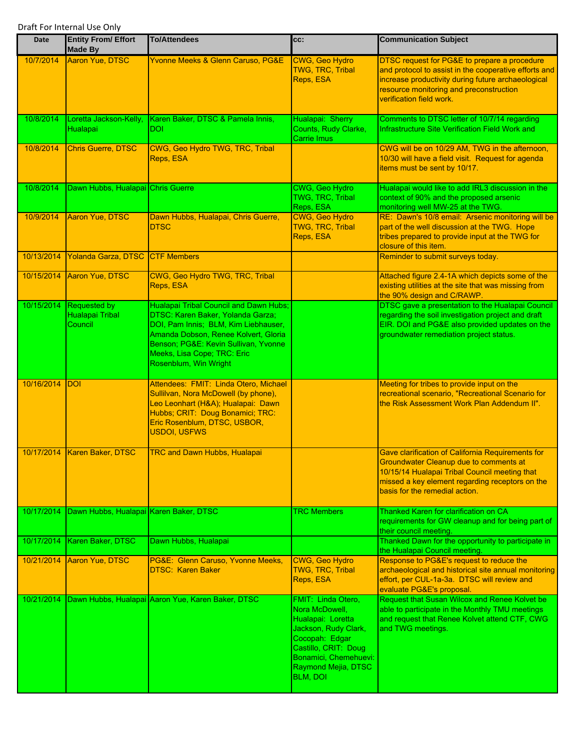Draft For Internal Use Only

| Date | Entity From/ Effort Made By | To/Attendees | cc: | Communication Subject |
|---|---|---|---|---|
| 10/7/2014 | Aaron Yue, DTSC | Yvonne Meeks & Glenn Caruso, PG&E | CWG, Geo Hydro TWG, TRC, Tribal Reps, ESA | DTSC request for PG&E to prepare a procedure and protocol to assist in the cooperative efforts and increase productivity during future archaeological resource monitoring and preconstruction verification field work. |
| 10/8/2014 | Loretta Jackson-Kelly, Hualapai | Karen Baker, DTSC & Pamela Innis, DOI | Hualapai: Sherry Counts, Rudy Clarke, Carrie Imus | Comments to DTSC letter of 10/7/14 regarding Infrastructure Site Verification Field Work and |
| 10/8/2014 | Chris Guerre, DTSC | CWG, Geo Hydro TWG, TRC, Tribal Reps, ESA | | CWG will be on 10/29 AM, TWG in the afternoon, 10/30 will have a field visit. Request for agenda items must be sent by 10/17. |
| 10/8/2014 | Dawn Hubbs, Hualapai | Chris Guerre | CWG, Geo Hydro TWG, TRC, Tribal Reps, ESA | Hualapai would like to add IRL3 discussion in the context of 90% and the proposed arsenic monitoring well MW-25 at the TWG. |
| 10/9/2014 | Aaron Yue, DTSC | Dawn Hubbs, Hualapai, Chris Guerre, DTSC | CWG, Geo Hydro TWG, TRC, Tribal Reps, ESA | RE: Dawn's 10/8 email: Arsenic monitoring will be part of the well discussion at the TWG. Hope tribes prepared to provide input at the TWG for closure of this item. |
| 10/13/2014 | Yolanda Garza, DTSC | CTF Members | | Reminder to submit surveys today. |
| 10/15/2014 | Aaron Yue, DTSC | CWG, Geo Hydro TWG, TRC, Tribal Reps, ESA | | Attached figure 2.4-1A which depicts some of the existing utilities at the site that was missing from the 90% design and C/RAWP. |
| 10/15/2014 | Requested by Hualapai Tribal Council | Hualapai Tribal Council and Dawn Hubs; DTSC: Karen Baker, Yolanda Garza; DOI, Pam Innis; BLM, Kim Liebhauser, Amanda Dobson, Renee Kolvert, Gloria Benson; PG&E: Kevin Sullivan, Yvonne Meeks, Lisa Cope; TRC: Eric Rosenblum, Win Wright | | DTSC gave a presentation to the Hualapai Council regarding the soil investigation project and draft EIR. DOI and PG&E also provided updates on the groundwater remediation project status. |
| 10/16/2014 | DOI | Attendees: FMIT: Linda Otero, Michael Sulllivan, Nora McDowell (by phone), Leo Leonhart (H&A); Hualapai: Dawn Hubbs; CRIT: Doug Bonamici; TRC: Eric Rosenblum, DTSC, USBOR, USDOI, USFWS | | Meeting for tribes to provide input on the recreational scenario, "Recreational Scenario for the Risk Assessment Work Plan Addendum II". |
| 10/17/2014 | Karen Baker, DTSC | TRC and Dawn Hubbs, Hualapai | | Gave clarification of California Requirements for Groundwater Cleanup due to comments at 10/15/14 Hualapai Tribal Council meeting that missed a key element regarding receptors on the basis for the remedial action. |
| 10/17/2014 | Dawn Hubbs, Hualapai | Karen Baker, DTSC | TRC Members | Thanked Karen for clarification on CA requirements for GW cleanup and for being part of their council meeting. |
| 10/17/2014 | Karen Baker, DTSC | Dawn Hubbs, Hualapai | | Thanked Dawn for the opportunity to participate in the Hualapai Council meeting. |
| 10/21/2014 | Aaron Yue, DTSC | PG&E: Glenn Caruso, Yvonne Meeks, DTSC: Karen Baker | CWG, Geo Hydro TWG, TRC, Tribal Reps, ESA | Response to PG&E's request to reduce the archaeological and historical site annual monitoring effort, per CUL-1a-3a. DTSC will review and evaluate PG&E's proposal. |
| 10/21/2014 | Dawn Hubbs, Hualapai | Aaron Yue, Karen Baker, DTSC | FMIT: Linda Otero, Nora McDowell, Hualapai: Loretta Jackson, Rudy Clark, Cocopah: Edgar Castillo, CRIT: Doug Bonamici, Chemehuevi: Raymond Mejia, DTSC BLM, DOI | Request that Susan Wilcox and Renee Kolvet be able to participate in the Monthly TMU meetings and request that Renee Kolvet attend CTF, CWG and TWG meetings. |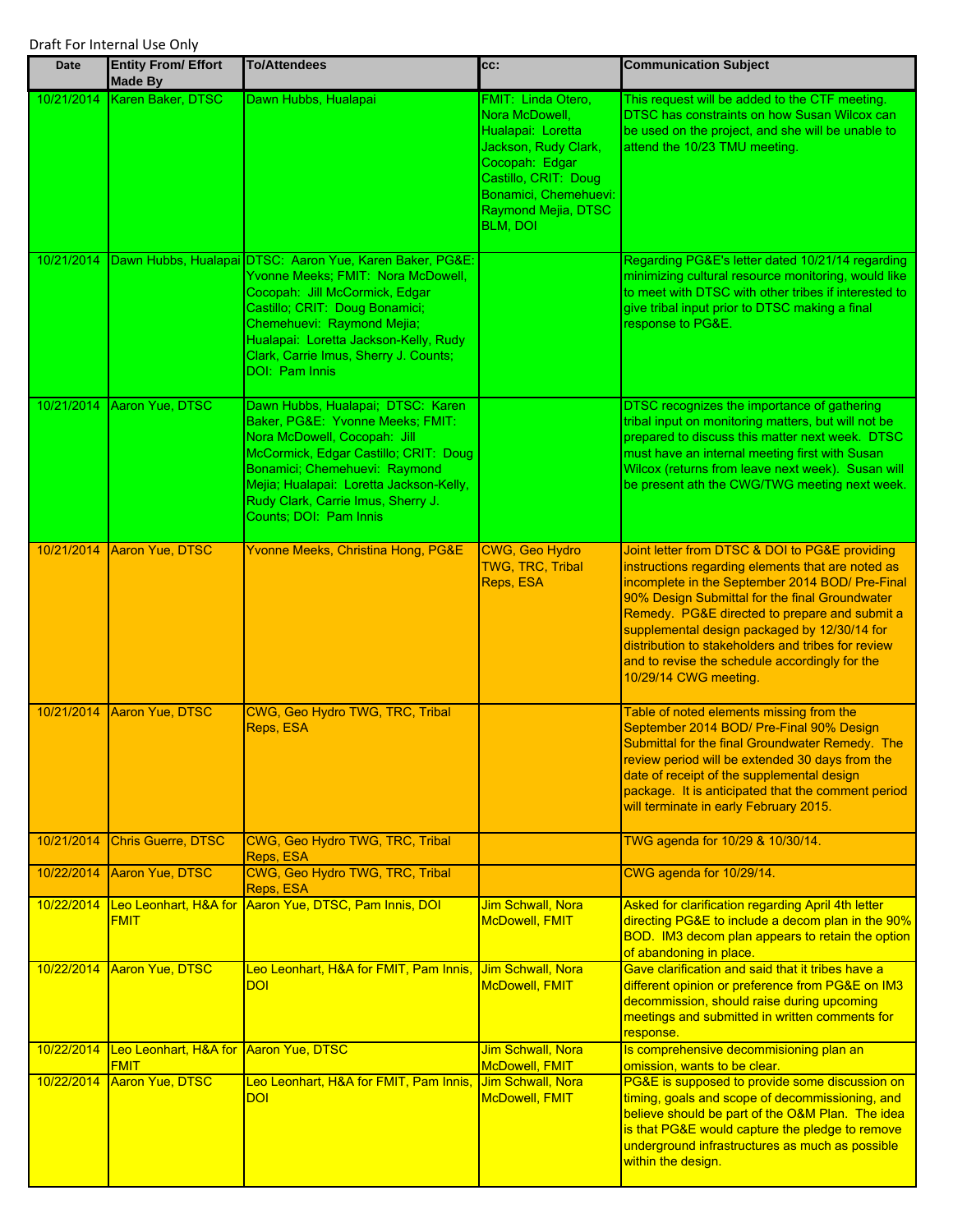Draft For Internal Use Only

| Date | Entity From/ Effort Made By | To/Attendees | cc: | Communication Subject |
|---|---|---|---|---|
| 10/21/2014 | Karen Baker, DTSC | Dawn Hubbs, Hualapai | FMIT: Linda Otero, Nora McDowell, Hualapai: Loretta Jackson, Rudy Clark, Cocopah: Edgar Castillo, CRIT: Doug Bonamici, Chemehuevi: Raymond Mejia, DTSC BLM, DOI | This request will be added to the CTF meeting. DTSC has constraints on how Susan Wilcox can be used on the project, and she will be unable to attend the 10/23 TMU meeting. |
| 10/21/2014 | Dawn Hubbs, Hualapai | DTSC: Aaron Yue, Karen Baker, PG&E: Yvonne Meeks; FMIT: Nora McDowell, Cocopah: Jill McCormick, Edgar Castillo; CRIT: Doug Bonamici; Chemehuevi: Raymond Mejia; Hualapai: Loretta Jackson-Kelly, Rudy Clark, Carrie Imus, Sherry J. Counts; DOI: Pam Innis | | Regarding PG&E's letter dated 10/21/14 regarding minimizing cultural resource monitoring, would like to meet with DTSC with other tribes if interested to give tribal input prior to DTSC making a final response to PG&E. |
| 10/21/2014 | Aaron Yue, DTSC | Dawn Hubbs, Hualapai; DTSC: Karen Baker, PG&E: Yvonne Meeks; FMIT: Nora McDowell, Cocopah: Jill McCormick, Edgar Castillo; CRIT: Doug Bonamici; Chemehuevi: Raymond Mejia; Hualapai: Loretta Jackson-Kelly, Rudy Clark, Carrie Imus, Sherry J. Counts; DOI: Pam Innis | | DTSC recognizes the importance of gathering tribal input on monitoring matters, but will not be prepared to discuss this matter next week. DTSC must have an internal meeting first with Susan Wilcox (returns from leave next week). Susan will be present ath the CWG/TWG meeting next week. |
| 10/21/2014 | Aaron Yue, DTSC | Yvonne Meeks, Christina Hong, PG&E | CWG, Geo Hydro TWG, TRC, Tribal Reps, ESA | Joint letter from DTSC & DOI to PG&E providing instructions regarding elements that are noted as incomplete in the September 2014 BOD/ Pre-Final 90% Design Submittal for the final Groundwater Remedy. PG&E directed to prepare and submit a supplemental design packaged by 12/30/14 for distribution to stakeholders and tribes for review and to revise the schedule accordingly for the 10/29/14 CWG meeting. |
| 10/21/2014 | Aaron Yue, DTSC | CWG, Geo Hydro TWG, TRC, Tribal Reps, ESA | | Table of noted elements missing from the September 2014 BOD/ Pre-Final 90% Design Submittal for the final Groundwater Remedy. The review period will be extended 30 days from the date of receipt of the supplemental design package. It is anticipated that the comment period will terminate in early February 2015. |
| 10/21/2014 | Chris Guerre, DTSC | CWG, Geo Hydro TWG, TRC, Tribal Reps, ESA | | TWG agenda for 10/29 & 10/30/14. |
| 10/22/2014 | Aaron Yue, DTSC | CWG, Geo Hydro TWG, TRC, Tribal Reps, ESA | | CWG agenda for 10/29/14. |
| 10/22/2014 | Leo Leonhart, H&A for FMIT | Aaron Yue, DTSC, Pam Innis, DOI | Jim Schwall, Nora McDowell, FMIT | Asked for clarification regarding April 4th letter directing PG&E to include a decom plan in the 90% BOD. IM3 decom plan appears to retain the option of abandoning in place. |
| 10/22/2014 | Aaron Yue, DTSC | Leo Leonhart, H&A for FMIT, Pam Innis, DOI | Jim Schwall, Nora McDowell, FMIT | Gave clarification and said that it tribes have a different opinion or preference from PG&E on IM3 decommission, should raise during upcoming meetings and submitted in written comments for response. |
| 10/22/2014 | Leo Leonhart, H&A for FMIT | Aaron Yue, DTSC | Jim Schwall, Nora McDowell, FMIT | Is comprehensive decommissioning plan an omission, wants to be clear. |
| 10/22/2014 | Aaron Yue, DTSC | Leo Leonhart, H&A for FMIT, Pam Innis, DOI | Jim Schwall, Nora McDowell, FMIT | PG&E is supposed to provide some discussion on timing, goals and scope of decommissioning, and believe should be part of the O&M Plan. The idea is that PG&E would capture the pledge to remove underground infrastructures as much as possible within the design. |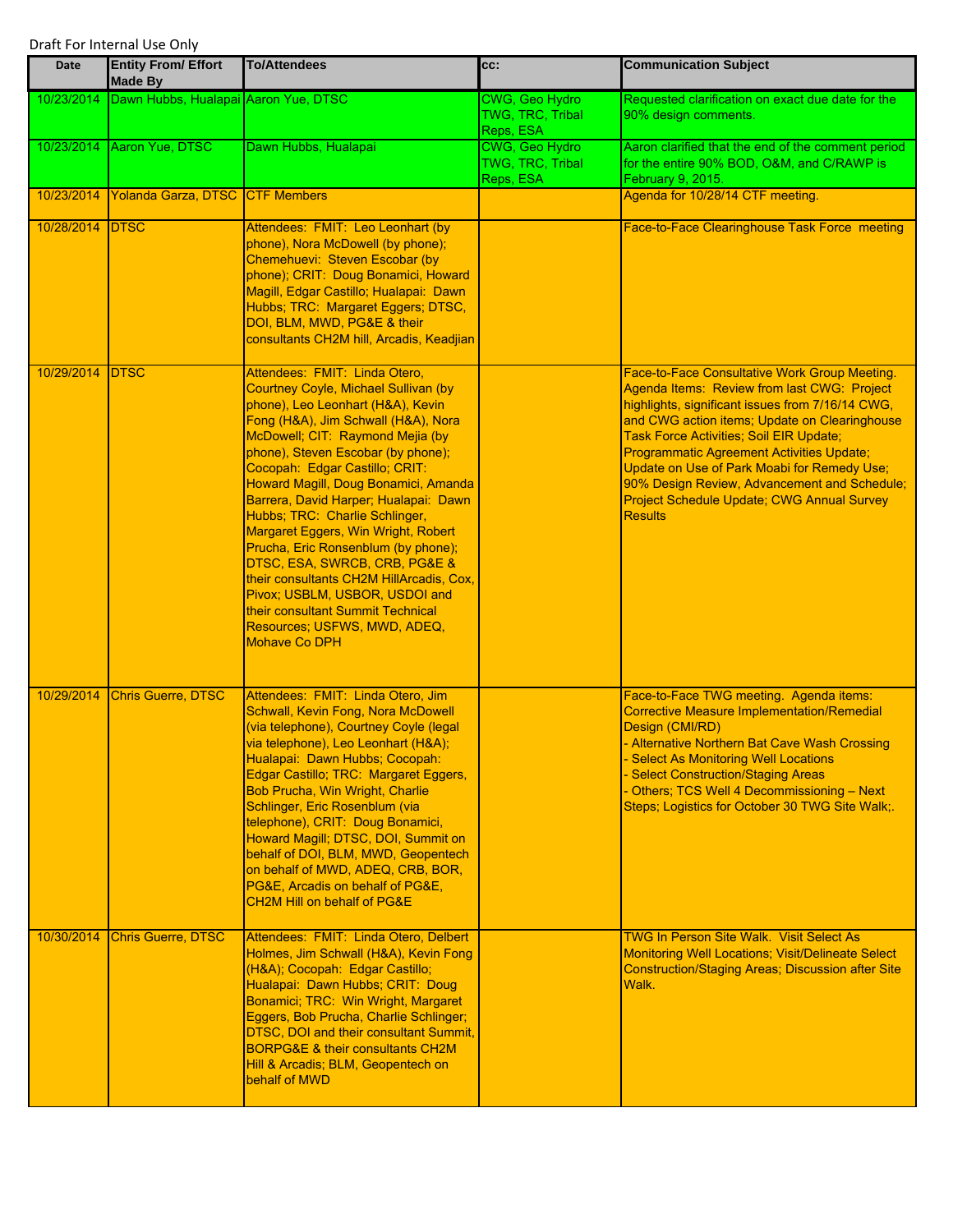Draft For Internal Use Only

| Date | Entity From/ Effort Made By | To/Attendees | cc: | Communication Subject |
|---|---|---|---|---|
| 10/23/2014 | Dawn Hubbs, Hualapai | Aaron Yue, DTSC | CWG, Geo Hydro TWG, TRC, Tribal Reps, ESA | Requested clarification on exact due date for the 90% design comments. |
| 10/23/2014 | Aaron Yue, DTSC | Dawn Hubbs, Hualapai | CWG, Geo Hydro TWG, TRC, Tribal Reps, ESA | Aaron clarified that the end of the comment period for the entire 90% BOD, O&M, and C/RAWP is February 9, 2015. |
| 10/23/2014 | Yolanda Garza, DTSC | CTF Members | | Agenda for 10/28/14 CTF meeting. |
| 10/28/2014 | DTSC | Attendees: FMIT: Leo Leonhart (by phone), Nora McDowell (by phone); Chemehuevi: Steven Escobar (by phone); CRIT: Doug Bonamici, Howard Magill, Edgar Castillo; Hualapai: Dawn Hubbs; TRC: Margaret Eggers; DTSC, DOI, BLM, MWD, PG&E & their consultants CH2M hill, Arcadis, Keadjian | | Face-to-Face Clearinghouse Task Force meeting |
| 10/29/2014 | DTSC | Attendees: FMIT: Linda Otero, Courtney Coyle, Michael Sullivan (by phone), Leo Leonhart (H&A), Kevin Fong (H&A), Jim Schwall (H&A), Nora McDowell; CIT: Raymond Mejia (by phone), Steven Escobar (by phone); Cocopah: Edgar Castillo; CRIT: Howard Magill, Doug Bonamici, Amanda Barrera, David Harper; Hualapai: Dawn Hubbs; TRC: Charlie Schlinger, Margaret Eggers, Win Wright, Robert Prucha, Eric Ronsenblum (by phone); DTSC, ESA, SWRCB, CRB, PG&E & their consultants CH2M HillArcadis, Cox, Pivox; USBLM, USBOR, USDOI and their consultant Summit Technical Resources; USFWS, MWD, ADEQ, Mohave Co DPH | | Face-to-Face Consultative Work Group Meeting. Agenda Items: Review from last CWG: Project highlights, significant issues from 7/16/14 CWG, and CWG action items; Update on Clearinghouse Task Force Activities; Soil EIR Update; Programmatic Agreement Activities Update; Update on Use of Park Moabi for Remedy Use; 90% Design Review, Advancement and Schedule; Project Schedule Update; CWG Annual Survey Results |
| 10/29/2014 | Chris Guerre, DTSC | Attendees: FMIT: Linda Otero, Jim Schwall, Kevin Fong, Nora McDowell (via telephone), Courtney Coyle (legal via telephone), Leo Leonhart (H&A); Hualapai: Dawn Hubbs; Cocopah: Edgar Castillo; TRC: Margaret Eggers, Bob Prucha, Win Wright, Charlie Schlinger, Eric Rosenblum (via telephone), CRIT: Doug Bonamici, Howard Magill; DTSC, DOI, Summit on behalf of DOI, BLM, MWD, Geopentech on behalf of MWD, ADEQ, CRB, BOR, PG&E, Arcadis on behalf of PG&E, CH2M Hill on behalf of PG&E | | Face-to-Face TWG meeting. Agenda items: Corrective Measure Implementation/Remedial Design (CMI/RD)<br>- Alternative Northern Bat Cave Wash Crossing<br>- Select As Monitoring Well Locations<br>- Select Construction/Staging Areas<br>- Others; TCS Well 4 Decommissioning – Next Steps; Logistics for October 30 TWG Site Walk;. |
| 10/30/2014 | Chris Guerre, DTSC | Attendees: FMIT: Linda Otero, Delbert Holmes, Jim Schwall (H&A), Kevin Fong (H&A); Cocopah: Edgar Castillo; Hualapai: Dawn Hubbs; CRIT: Doug Bonamici; TRC: Win Wright, Margaret Eggers, Bob Prucha, Charlie Schlinger; DTSC, DOI and their consultant Summit, BORPG&E & their consultants CH2M Hill & Arcadis; BLM, Geopentech on behalf of MWD | | TWG In Person Site Walk. Visit Select As Monitoring Well Locations; Visit/Delineate Select Construction/Staging Areas; Discussion after Site Walk. |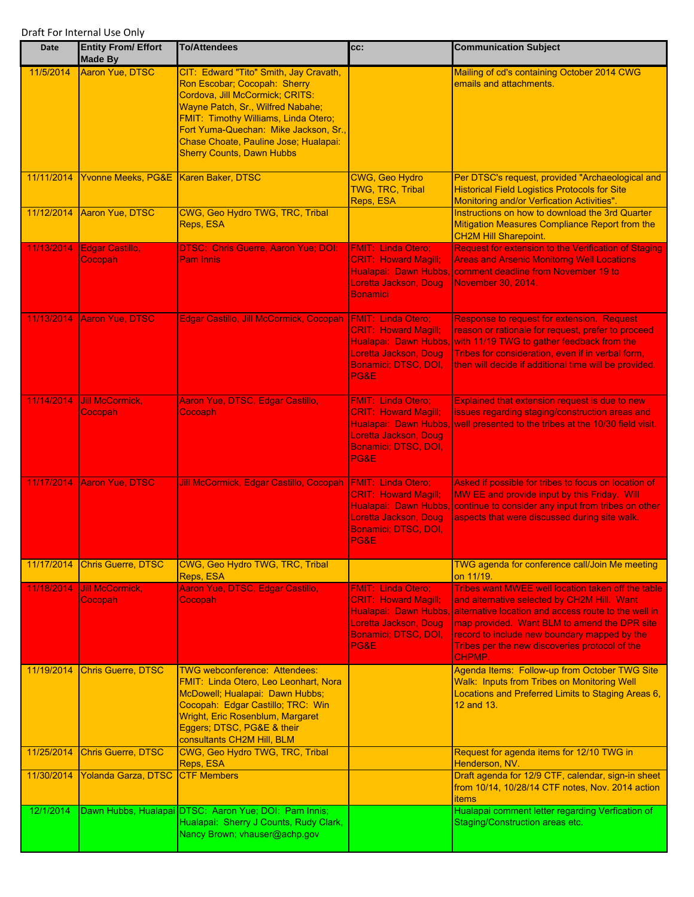Draft For Internal Use Only

| Date | Entity From/ Effort Made By | To/Attendees | cc: | Communication Subject |
|---|---|---|---|---|
| 11/5/2014 | Aaron Yue, DTSC | CIT: Edward "Tito" Smith, Jay Cravath, Ron Escobar; Cocopah: Sherry Cordova, Jill McCormick; CRITS: Wayne Patch, Sr., Wilfred Nabahe; FMIT: Timothy Williams, Linda Otero; Fort Yuma-Quechan: Mike Jackson, Sr., Chase Choate, Pauline Jose; Hualapai: Sherry Counts, Dawn Hubbs | | Mailing of cd's containing October 2014 CWG emails and attachments. |
| 11/11/2014 | Yvonne Meeks, PG&E | Karen Baker, DTSC | CWG, Geo Hydro TWG, TRC, Tribal Reps, ESA | Per DTSC's request, provided "Archaeological and Historical Field Logistics Protocols for Site Monitoring and/or Verfication Activities". |
| 11/12/2014 | Aaron Yue, DTSC | CWG, Geo Hydro TWG, TRC, Tribal Reps, ESA | | Instructions on how to download the 3rd Quarter Mitigation Measures Compliance Report from the CH2M Hill Sharepoint. |
| 11/13/2014 | Edgar Castillo, Cocopah | DTSC: Chris Guerre, Aaron Yue; DOI: Pam Innis | FMIT: Linda Otero; CRIT: Howard Magill; Hualapai: Dawn Hubbs, Loretta Jackson, Doug Bonamici | Request for extension to the Verification of Staging Areas and Arsenic Monitorng Well Locations comment deadline from November 19 to November 30, 2014. |
| 11/13/2014 | Aaron Yue, DTSC | Edgar Castillo, Jill McCormick, Cocopah | FMIT: Linda Otero; CRIT: Howard Magill; Hualapai: Dawn Hubbs, Loretta Jackson, Doug Bonamici; DTSC, DOI, PG&E | Response to request for extension. Request reason or rationale for request, prefer to proceed with 11/19 TWG to gather feedback from the Tribes for consideration, even if in verbal form, then will decide if additional time will be provided. |
| 11/14/2014 | Jill McCormick, Cocopah | Aaron Yue, DTSC, Edgar Castillo, Cocoaph | FMIT: Linda Otero; CRIT: Howard Magill; Hualapai: Dawn Hubbs, Loretta Jackson, Doug Bonamici; DTSC, DOI, PG&E | Explained that extension request is due to new issues regarding staging/construction areas and well presented to the tribes at the 10/30 field visit. |
| 11/17/2014 | Aaron Yue, DTSC | Jill McCormick, Edgar Castillo, Cocopah | FMIT: Linda Otero; CRIT: Howard Magill; Hualapai: Dawn Hubbs, Loretta Jackson, Doug Bonamici; DTSC, DOI, PG&E | Asked if possible for tribes to focus on location of MW EE and provide input by this Friday. Will continue to consider any input from tribes on other aspects that were discussed during site walk. |
| 11/17/2014 | Chris Guerre, DTSC | CWG, Geo Hydro TWG, TRC, Tribal Reps, ESA | | TWG agenda for conference call/Join Me meeting on 11/19. |
| 11/18/2014 | Jill McCormick, Cocopah | Aaron Yue, DTSC, Edgar Castillo, Cocopah | FMIT: Linda Otero; CRIT: Howard Magill; Hualapai: Dawn Hubbs, Loretta Jackson, Doug Bonamici; DTSC, DOI, PG&E | Tribes want MWEE well location taken off the table and alternative selected by CH2M Hill. Want alternative location and access route to the well in map provided. Want BLM to amend the DPR site record to include new boundary mapped by the Tribes per the new discoveries protocol of the CHPMP. |
| 11/19/2014 | Chris Guerre, DTSC | TWG webconference: Attendees: FMIT: Linda Otero, Leo Leonhart, Nora McDowell; Hualapai: Dawn Hubbs; Cocopah: Edgar Castillo; TRC: Win Wright, Eric Rosenblum, Margaret Eggers; DTSC, PG&E & their consultants CH2M Hill, BLM | | Agenda Items: Follow-up from October TWG Site Walk: Inputs from Tribes on Monitoring Well Locations and Preferred Limits to Staging Areas 6, 12 and 13. |
| 11/25/2014 | Chris Guerre, DTSC | CWG, Geo Hydro TWG, TRC, Tribal Reps, ESA | | Request for agenda items for 12/10 TWG in Henderson, NV. |
| 11/30/2014 | Yolanda Garza, DTSC | CTF Members | | Draft agenda for 12/9 CTF, calendar, sign-in sheet from 10/14, 10/28/14 CTF notes, Nov. 2014 action items |
| 12/1/2014 | Dawn Hubbs, Hualapai | DTSC: Aaron Yue; DOI: Pam Innis; Hualapai: Sherry J Counts, Rudy Clark, Nancy Brown; vhauser@achp.gov | | Hualapai comment letter regarding Verfication of Staging/Construction areas etc. |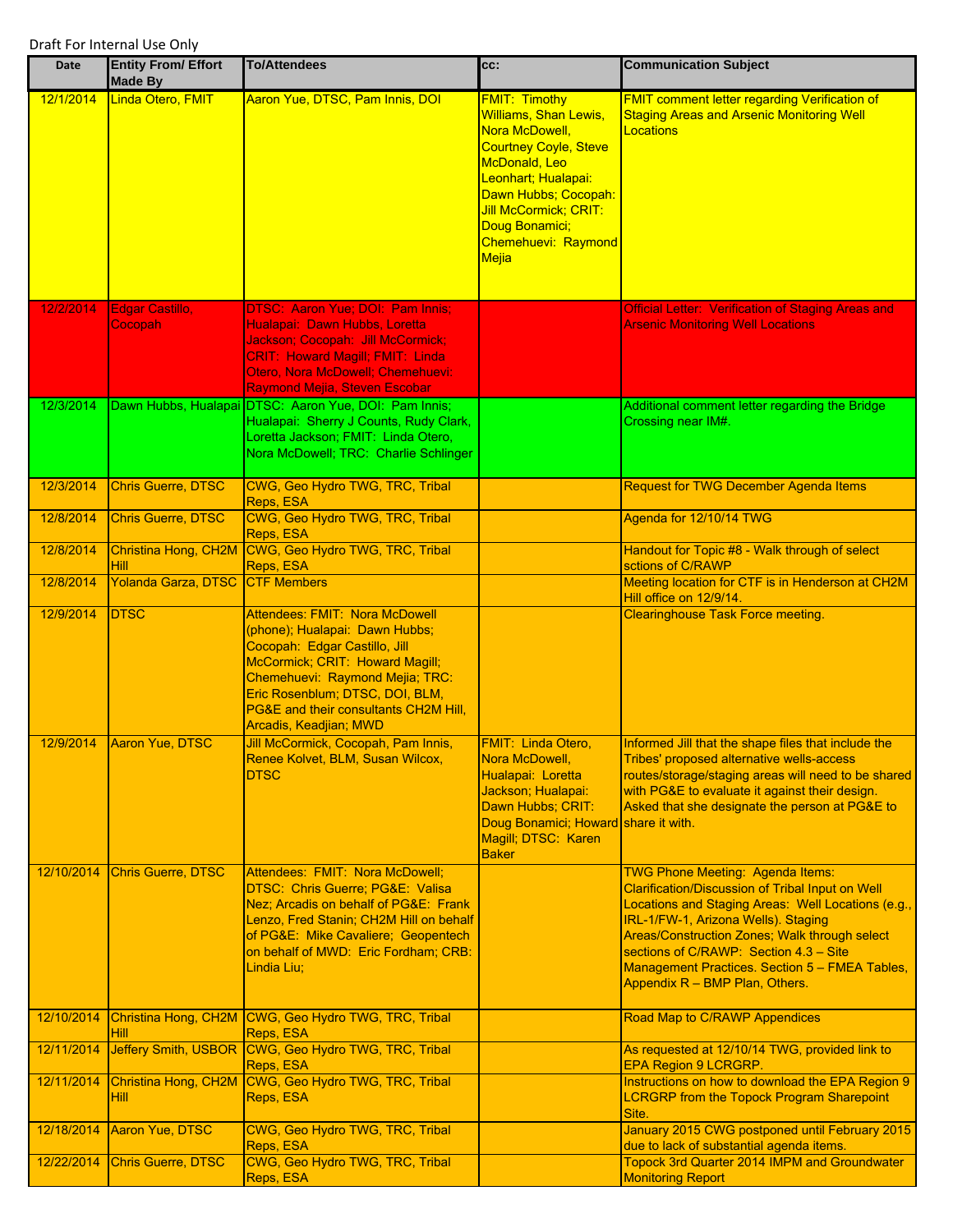Draft For Internal Use Only

| Date | Entity From/ Effort Made By | To/Attendees | cc: | Communication Subject |
|---|---|---|---|---|
| 12/1/2014 | Linda Otero, FMIT | Aaron Yue, DTSC, Pam Innis, DOI | FMIT: Timothy Williams, Shan Lewis, Nora McDowell, Courtney Coyle, Steve McDonald, Leo Leonhart; Hualapai: Dawn Hubbs; Cocopah: Jill McCormick; CRIT: Doug Bonamici; Chemehuevi: Raymond Mejia | FMIT comment letter regarding Verification of Staging Areas and Arsenic Monitoring Well Locations |
| 12/2/2014 | Edgar Castillo, Cocopah | DTSC: Aaron Yue; DOI: Pam Innis; Hualapai: Dawn Hubbs, Loretta Jackson; Cocopah: Jill McCormick; CRIT: Howard Magill; FMIT: Linda Otero, Nora McDowell; Chemehuevi: Raymond Mejia, Steven Escobar | | Official Letter: Verification of Staging Areas and Arsenic Monitoring Well Locations |
| 12/3/2014 | Dawn Hubbs, Hualapai | DTSC: Aaron Yue, DOI: Pam Innis; Hualapai: Sherry J Counts, Rudy Clark, Loretta Jackson; FMIT: Linda Otero, Nora McDowell; TRC: Charlie Schlinger | | Additional comment letter regarding the Bridge Crossing near IM#. |
| 12/3/2014 | Chris Guerre, DTSC | CWG, Geo Hydro TWG, TRC, Tribal Reps, ESA | | Request for TWG December Agenda Items |
| 12/8/2014 | Chris Guerre, DTSC | CWG, Geo Hydro TWG, TRC, Tribal Reps, ESA | | Agenda for 12/10/14 TWG |
| 12/8/2014 | Christina Hong, CH2M Hill | CWG, Geo Hydro TWG, TRC, Tribal Reps, ESA | | Handout for Topic #8 - Walk through of select sctions of C/RAWP |
| 12/8/2014 | Yolanda Garza, DTSC | CTF Members | | Meeting location for CTF is in Henderson at CH2M Hill office on 12/9/14. |
| 12/9/2014 | DTSC | Attendees: FMIT: Nora McDowell (phone); Hualapai: Dawn Hubbs; Cocopah: Edgar Castillo, Jill McCormick; CRIT: Howard Magill; Chemehuevi: Raymond Mejia; TRC: Eric Rosenblum; DTSC, DOI, BLM, PG&E and their consultants CH2M Hill, Arcadis, Keadjian; MWD | | Clearinghouse Task Force meeting. |
| 12/9/2014 | Aaron Yue, DTSC | Jill McCormick, Cocopah, Pam Innis, Renee Kolvet, BLM, Susan Wilcox, DTSC | FMIT: Linda Otero, Nora McDowell, Hualapai: Loretta Jackson; Hualapai: Dawn Hubbs; CRIT: Doug Bonamici; Howard Magill; DTSC: Karen Baker | Informed Jill that the shape files that include the Tribes' proposed alternative wells-access routes/storage/staging areas will need to be shared with PG&E to evaluate it against their design. Asked that she designate the person at PG&E to share it with. |
| 12/10/2014 | Chris Guerre, DTSC | Attendees: FMIT: Nora McDowell; DTSC: Chris Guerre; PG&E: Valisa Nez; Arcadis on behalf of PG&E: Frank Lenzo, Fred Stanin; CH2M Hill on behalf of PG&E: Mike Cavaliere; Geopentech on behalf of MWD: Eric Fordham; CRB: Lindia Liu; | | TWG Phone Meeting: Agenda Items: Clarification/Discussion of Tribal Input on Well Locations and Staging Areas: Well Locations (e.g., IRL-1/FW-1, Arizona Wells). Staging Areas/Construction Zones; Walk through select sections of C/RAWP: Section 4.3 – Site Management Practices. Section 5 – FMEA Tables, Appendix R – BMP Plan, Others. |
| 12/10/2014 | Christina Hong, CH2M Hill | CWG, Geo Hydro TWG, TRC, Tribal Reps, ESA | | Road Map to C/RAWP Appendices |
| 12/11/2014 | Jeffery Smith, USBOR | CWG, Geo Hydro TWG, TRC, Tribal Reps, ESA | | As requested at 12/10/14 TWG, provided link to EPA Region 9 LCRGRP. |
| 12/11/2014 | Christina Hong, CH2M Hill | CWG, Geo Hydro TWG, TRC, Tribal Reps, ESA | | Instructions on how to download the EPA Region 9 LCRGRP from the Topock Program Sharepoint Site. |
| 12/18/2014 | Aaron Yue, DTSC | CWG, Geo Hydro TWG, TRC, Tribal Reps, ESA | | January 2015 CWG postponed until February 2015 due to lack of substantial agenda items. |
| 12/22/2014 | Chris Guerre, DTSC | CWG, Geo Hydro TWG, TRC, Tribal Reps, ESA | | Topock 3rd Quarter 2014 IMPM and Groundwater Monitoring Report |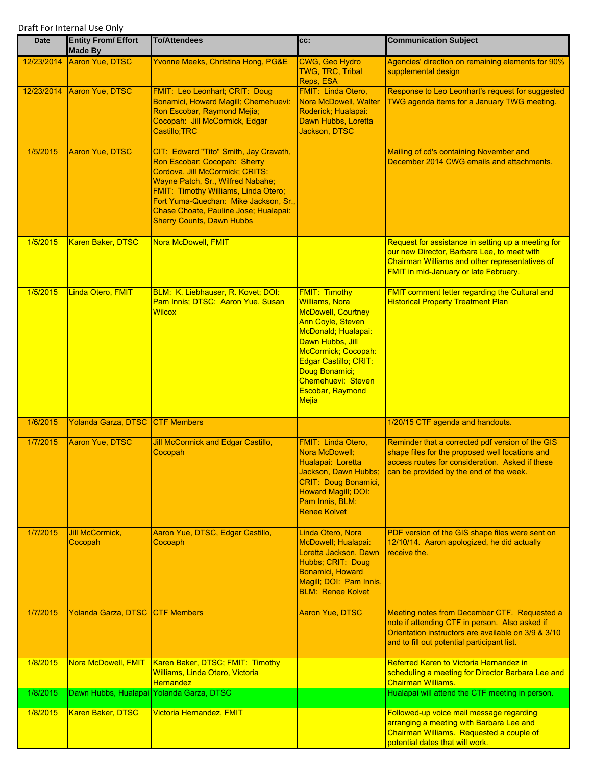Draft For Internal Use Only

| Date | Entity From/ Effort Made By | To/Attendees | cc: | Communication Subject |
|---|---|---|---|---|
| 12/23/2014 | Aaron Yue, DTSC | Yvonne Meeks, Christina Hong, PG&E | CWG, Geo Hydro TWG, TRC, Tribal Reps, ESA | Agencies' direction on remaining elements for 90% supplemental design |
| 12/23/2014 | Aaron Yue, DTSC | FMIT: Leo Leonhart; CRIT: Doug Bonamici, Howard Magill; Chemehuevi: Ron Escobar, Raymond Mejia; Cocopah: Jill McCormick, Edgar Castillo;TRC | FMIT: Linda Otero, Nora McDowell, Walter Roderick; Hualapai: Dawn Hubbs, Loretta Jackson, DTSC | Response to Leo Leonhart's request for suggested TWG agenda items for a January TWG meeting. |
| 1/5/2015 | Aaron Yue, DTSC | CIT: Edward "Tito" Smith, Jay Cravath, Ron Escobar; Cocopah: Sherry Cordova, Jill McCormick; CRITS: Wayne Patch, Sr., Wilfred Nabahe; FMIT: Timothy Williams, Linda Otero; Fort Yuma-Quechan: Mike Jackson, Sr., Chase Choate, Pauline Jose; Hualapai: Sherry Counts, Dawn Hubbs | | Mailing of cd's containing November and December 2014 CWG emails and attachments. |
| 1/5/2015 | Karen Baker, DTSC | Nora McDowell, FMIT | | Request for assistance in setting up a meeting for our new Director, Barbara Lee, to meet with Chairman Williams and other representatives of FMIT in mid-January or late February. |
| 1/5/2015 | Linda Otero, FMIT | BLM: K. Liebhauser, R. Kovet; DOI: Pam Innis; DTSC: Aaron Yue, Susan Wilcox | FMIT: Timothy Williams, Nora McDowell, Courtney Ann Coyle, Steven McDonald; Hualapai: Dawn Hubbs, Jill McCormick; Cocopah: Edgar Castillo; CRIT: Doug Bonamici; Chemehuevi: Steven Escobar, Raymond Mejia | FMIT comment letter regarding the Cultural and Historical Property Treatment Plan |
| 1/6/2015 | Yolanda Garza, DTSC | CTF Members | | 1/20/15 CTF agenda and handouts. |
| 1/7/2015 | Aaron Yue, DTSC | Jill McCormick and Edgar Castillo, Cocopah | FMIT: Linda Otero, Nora McDowell; Hualapai: Loretta Jackson, Dawn Hubbs; CRIT: Doug Bonamici, Howard Magill; DOI: Pam Innis, BLM: Renee Kolvet | Reminder that a corrected pdf version of the GIS shape files for the proposed well locations and access routes for consideration. Asked if these can be provided by the end of the week. |
| 1/7/2015 | Jill McCormick, Cocopah | Aaron Yue, DTSC, Edgar Castillo, Cocoaph | Linda Otero, Nora McDowell; Hualapai: Loretta Jackson, Dawn Hubbs; CRIT: Doug Bonamici, Howard Magill; DOI: Pam Innis, BLM: Renee Kolvet | PDF version of the GIS shape files were sent on 12/10/14. Aaron apologized, he did actually receive the. |
| 1/7/2015 | Yolanda Garza, DTSC | CTF Members | Aaron Yue, DTSC | Meeting notes from December CTF. Requested a note if attending CTF in person. Also asked if Orientation instructors are available on 3/9 & 3/10 and to fill out potential participant list. |
| 1/8/2015 | Nora McDowell, FMIT | Karen Baker, DTSC; FMIT: Timothy Williams, Linda Otero, Victoria Hernandez | | Referred Karen to Victoria Hernandez in scheduling a meeting for Director Barbara Lee and Chairman Williams. |
| 1/8/2015 | Dawn Hubbs, Hualapai | Yolanda Garza, DTSC | | Hualapai will attend the CTF meeting in person. |
| 1/8/2015 | Karen Baker, DTSC | Victoria Hernandez, FMIT | | Followed-up voice mail message regarding arranging a meeting with Barbara Lee and Chairman Williams. Requested a couple of potential dates that will work. |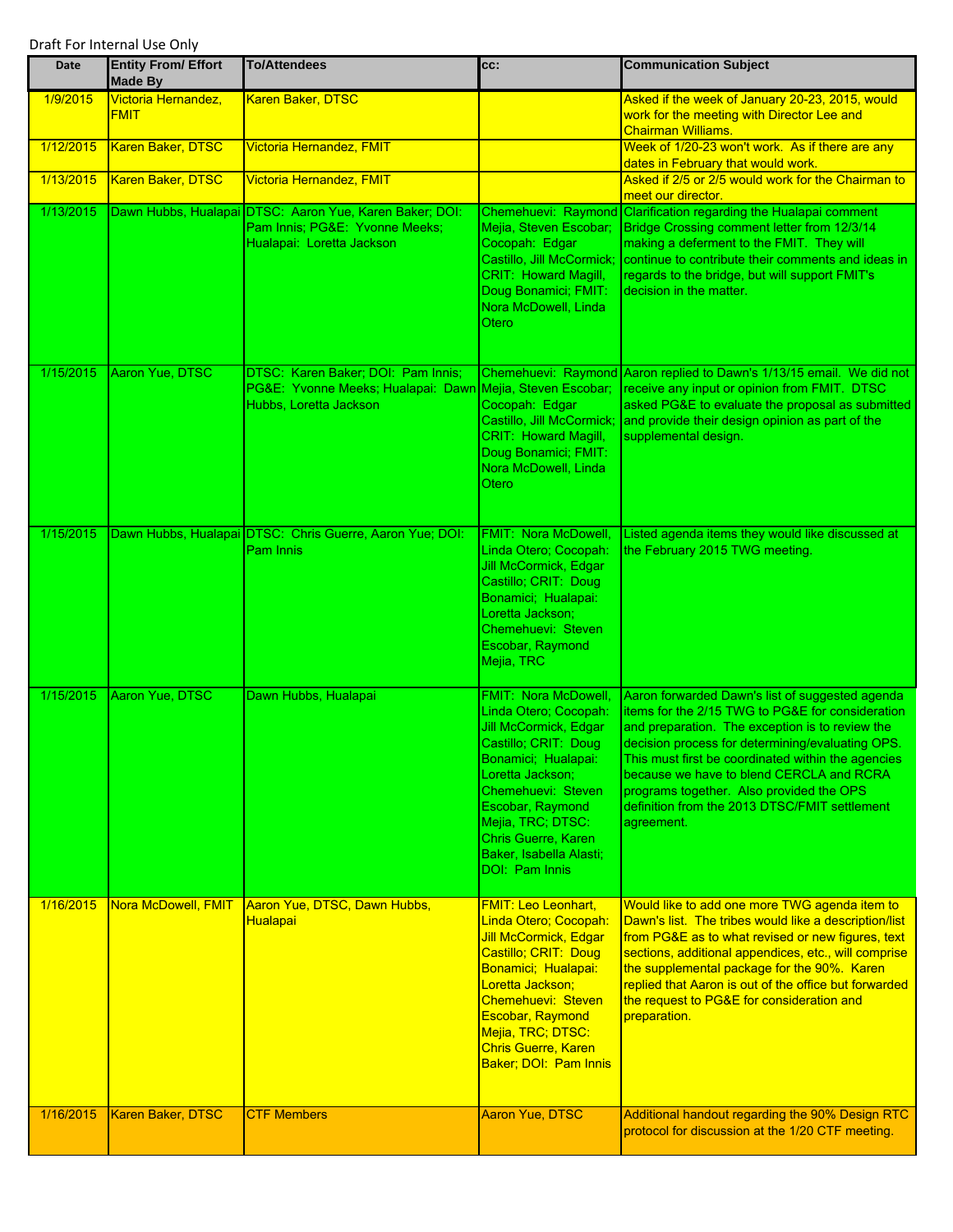Draft For Internal Use Only

| Date | Entity From/ Effort Made By | To/Attendees | cc: | Communication Subject |
|---|---|---|---|---|
| 1/9/2015 | Victoria Hernandez, FMIT | Karen Baker, DTSC | | Asked if the week of January 20-23, 2015, would work for the meeting with Director Lee and Chairman Williams. |
| 1/12/2015 | Karen Baker, DTSC | Victoria Hernandez, FMIT | | Week of 1/20-23 won't work. As if there are any dates in February that would work. |
| 1/13/2015 | Karen Baker, DTSC | Victoria Hernandez, FMIT | | Asked if 2/5 or 2/5 would work for the Chairman to meet our director. |
| 1/13/2015 | Dawn Hubbs, Hualapai | DTSC: Aaron Yue, Karen Baker; DOI: Pam Innis; PG&E: Yvonne Meeks; Hualapai: Loretta Jackson | Chemehuevi: Raymond Mejia, Steven Escobar; Cocopah: Edgar Castillo, Jill McCormick; CRIT: Howard Magill, Doug Bonamici; FMIT: Nora McDowell, Linda Otero | Clarification regarding the Hualapai comment Bridge Crossing comment letter from 12/3/14 making a deferment to the FMIT. They will continue to contribute their comments and ideas in regards to the bridge, but will support FMIT's decision in the matter. |
| 1/15/2015 | Aaron Yue, DTSC | DTSC: Karen Baker; DOI: Pam Innis; PG&E: Yvonne Meeks; Hualapai: Dawn Hubbs, Loretta Jackson | Chemehuevi: Raymond Mejia, Steven Escobar; Cocopah: Edgar Castillo, Jill McCormick; CRIT: Howard Magill, Doug Bonamici; FMIT: Nora McDowell, Linda Otero | Aaron replied to Dawn's 1/13/15 email. We did not receive any input or opinion from FMIT. DTSC asked PG&E to evaluate the proposal as submitted and provide their design opinion as part of the supplemental design. |
| 1/15/2015 | Dawn Hubbs, Hualapai | DTSC: Chris Guerre, Aaron Yue; DOI: Pam Innis | FMIT: Nora McDowell, Linda Otero; Cocopah: Jill McCormick, Edgar Castillo; CRIT: Doug Bonamici; Hualapai: Loretta Jackson; Chemehuevi: Steven Escobar, Raymond Mejia, TRC | Listed agenda items they would like discussed at the February 2015 TWG meeting. |
| 1/15/2015 | Aaron Yue, DTSC | Dawn Hubbs, Hualapai | FMIT: Nora McDowell, Linda Otero; Cocopah: Jill McCormick, Edgar Castillo; CRIT: Doug Bonamici; Hualapai: Loretta Jackson; Chemehuevi: Steven Escobar, Raymond Mejia, TRC; DTSC: Chris Guerre, Karen Baker, Isabella Alasti; DOI: Pam Innis | Aaron forwarded Dawn's list of suggested agenda items for the 2/15 TWG to PG&E for consideration and preparation. The exception is to review the decision process for determining/evaluating OPS. This must first be coordinated within the agencies because we have to blend CERCLA and RCRA programs together. Also provided the OPS definition from the 2013 DTSC/FMIT settlement agreement. |
| 1/16/2015 | Nora McDowell, FMIT | Aaron Yue, DTSC, Dawn Hubbs, Hualapai | FMIT: Leo Leonhart, Linda Otero; Cocopah: Jill McCormick, Edgar Castillo; CRIT: Doug Bonamici; Hualapai: Loretta Jackson; Chemehuevi: Steven Escobar, Raymond Mejia, TRC; DTSC: Chris Guerre, Karen Baker; DOI: Pam Innis | Would like to add one more TWG agenda item to Dawn's list. The tribes would like a description/list from PG&E as to what revised or new figures, text sections, additional appendices, etc., will comprise the supplemental package for the 90%. Karen replied that Aaron is out of the office but forwarded the request to PG&E for consideration and preparation. |
| 1/16/2015 | Karen Baker, DTSC | CTF Members | Aaron Yue, DTSC | Additional handout regarding the 90% Design RTC protocol for discussion at the 1/20 CTF meeting. |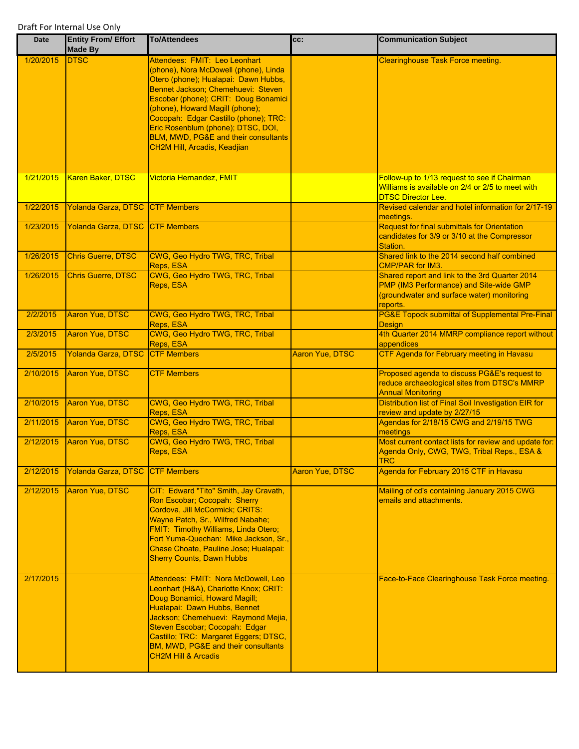Draft For Internal Use Only

| Date | Entity From/ Effort Made By | To/Attendees | cc: | Communication Subject |
|---|---|---|---|---|
| 1/20/2015 | DTSC | Attendees: FMIT: Leo Leonhart (phone), Nora McDowell (phone), Linda Otero (phone); Hualapai: Dawn Hubbs, Bennet Jackson; Chemehuevi: Steven Escobar (phone); CRIT: Doug Bonamici (phone), Howard Magill (phone); Cocopah: Edgar Castillo (phone); TRC: Eric Rosenblum (phone); DTSC, DOI, BLM, MWD, PG&E and their consultants CH2M Hill, Arcadis, Keadjian | | Clearinghouse Task Force meeting. |
| 1/21/2015 | Karen Baker, DTSC | Victoria Hernandez, FMIT | | Follow-up to 1/13 request to see if Chairman Williams is available on 2/4 or 2/5 to meet with DTSC Director Lee. |
| 1/22/2015 | Yolanda Garza, DTSC | CTF Members | | Revised calendar and hotel information for 2/17-19 meetings. |
| 1/23/2015 | Yolanda Garza, DTSC | CTF Members | | Request for final submittals for Orientation candidates for 3/9 or 3/10 at the Compressor Station. |
| 1/26/2015 | Chris Guerre, DTSC | CWG, Geo Hydro TWG, TRC, Tribal Reps, ESA | | Shared link to the 2014 second half combined CMP/PAR for IM3. |
| 1/26/2015 | Chris Guerre, DTSC | CWG, Geo Hydro TWG, TRC, Tribal Reps, ESA | | Shared report and link to the 3rd Quarter 2014 PMP (IM3 Performance) and Site-wide GMP (groundwater and surface water) monitoring reports. |
| 2/2/2015 | Aaron Yue, DTSC | CWG, Geo Hydro TWG, TRC, Tribal Reps, ESA | | PG&E Topock submittal of Supplemental Pre-Final Design |
| 2/3/2015 | Aaron Yue, DTSC | CWG, Geo Hydro TWG, TRC, Tribal Reps, ESA | | 4th Quarter 2014 MMRP compliance report without appendices |
| 2/5/2015 | Yolanda Garza, DTSC | CTF Members | Aaron Yue, DTSC | CTF Agenda for February meeting in Havasu |
| 2/10/2015 | Aaron Yue, DTSC | CTF Members | | Proposed agenda to discuss PG&E's request to reduce archaeological sites from DTSC's MMRP Annual Monitoring |
| 2/10/2015 | Aaron Yue, DTSC | CWG, Geo Hydro TWG, TRC, Tribal Reps, ESA | | Distribution list of Final Soil Investigation EIR for review and update by 2/27/15 |
| 2/11/2015 | Aaron Yue, DTSC | CWG, Geo Hydro TWG, TRC, Tribal Reps, ESA | | Agendas for 2/18/15 CWG and 2/19/15 TWG meetings |
| 2/12/2015 | Aaron Yue, DTSC | CWG, Geo Hydro TWG, TRC, Tribal Reps, ESA | | Most current contact lists for review and update for: Agenda Only, CWG, TWG, Tribal Reps., ESA & TRC |
| 2/12/2015 | Yolanda Garza, DTSC | CTF Members | Aaron Yue, DTSC | Agenda for February 2015 CTF in Havasu |
| 2/12/2015 | Aaron Yue, DTSC | CIT: Edward "Tito" Smith, Jay Cravath, Ron Escobar; Cocopah: Sherry Cordova, Jill McCormick; CRITS: Wayne Patch, Sr., Wilfred Nabahe; FMIT: Timothy Williams, Linda Otero; Fort Yuma-Quechan: Mike Jackson, Sr., Chase Choate, Pauline Jose; Hualapai: Sherry Counts, Dawn Hubbs | | Mailing of cd's containing January 2015 CWG emails and attachments. |
| 2/17/2015 | | Attendees: FMIT: Nora McDowell, Leo Leonhart (H&A), Charlotte Knox; CRIT: Doug Bonamici, Howard Magill; Hualapai: Dawn Hubbs, Bennet Jackson; Chemehuevi: Raymond Mejia, Steven Escobar; Cocopah: Edgar Castillo; TRC: Margaret Eggers; DTSC, BM, MWD, PG&E and their consultants CH2M Hill & Arcadis | | Face-to-Face Clearinghouse Task Force meeting. |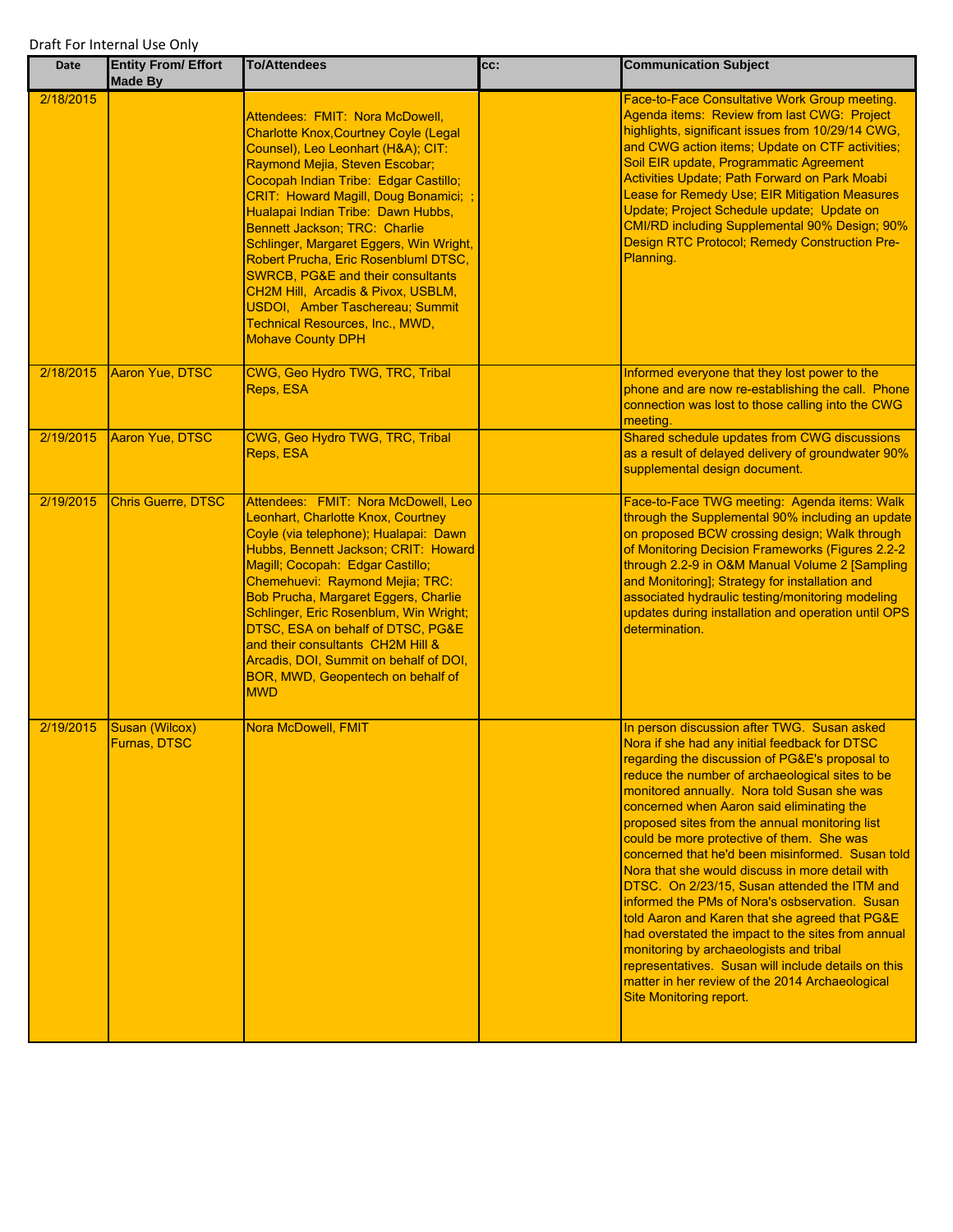Draft For Internal Use Only

| Date | Entity From/ Effort Made By | To/Attendees | cc: | Communication Subject |
|---|---|---|---|---|
| 2/18/2015 | | Attendees: FMIT: Nora McDowell, Charlotte Knox,Courtney Coyle (Legal Counsel), Leo Leonhart (H&A); CIT: Raymond Mejia, Steven Escobar; Cocopah Indian Tribe: Edgar Castillo; CRIT: Howard Magill, Doug Bonamici; ; Hualapai Indian Tribe: Dawn Hubbs, Bennett Jackson; TRC: Charlie Schlinger, Margaret Eggers, Win Wright, Robert Prucha, Eric Rosenbluml DTSC, SWRCB, PG&E and their consultants CH2M Hill, Arcadis & Pivox, USBLM, USDOI, Amber Taschereau; Summit Technical Resources, Inc., MWD, Mohave County DPH | | Face-to-Face Consultative Work Group meeting. Agenda items: Review from last CWG: Project highlights, significant issues from 10/29/14 CWG, and CWG action items; Update on CTF activities; Soil EIR update, Programmatic Agreement Activities Update; Path Forward on Park Moabi Lease for Remedy Use; EIR Mitigation Measures Update; Project Schedule update; Update on CMI/RD including Supplemental 90% Design; 90% Design RTC Protocol; Remedy Construction Pre-Planning. |
| 2/18/2015 | Aaron Yue, DTSC | CWG, Geo Hydro TWG, TRC, Tribal Reps, ESA | | Informed everyone that they lost power to the phone and are now re-establishing the call. Phone connection was lost to those calling into the CWG meeting. |
| 2/19/2015 | Aaron Yue, DTSC | CWG, Geo Hydro TWG, TRC, Tribal Reps, ESA | | Shared schedule updates from CWG discussions as a result of delayed delivery of groundwater 90% supplemental design document. |
| 2/19/2015 | Chris Guerre, DTSC | Attendees: FMIT: Nora McDowell, Leo Leonhart, Charlotte Knox, Courtney Coyle (via telephone); Hualapai: Dawn Hubbs, Bennett Jackson; CRIT: Howard Magill; Cocopah: Edgar Castillo; Chemehuevi: Raymond Mejia; TRC: Bob Prucha, Margaret Eggers, Charlie Schlinger, Eric Rosenblum, Win Wright; DTSC, ESA on behalf of DTSC, PG&E and their consultants CH2M Hill & Arcadis, DOI, Summit on behalf of DOI, BOR, MWD, Geopentech on behalf of MWD | | Face-to-Face TWG meeting: Agenda items: Walk through the Supplemental 90% including an update on proposed BCW crossing design; Walk through of Monitoring Decision Frameworks (Figures 2.2-2 through 2.2-9 in O&M Manual Volume 2 [Sampling and Monitoring]; Strategy for installation and associated hydraulic testing/monitoring modeling updates during installation and operation until OPS determination. |
| 2/19/2015 | Susan (Wilcox) Furnas, DTSC | Nora McDowell, FMIT | | In person discussion after TWG. Susan asked Nora if she had any initial feedback for DTSC regarding the discussion of PG&E's proposal to reduce the number of archaeological sites to be monitored annually. Nora told Susan she was concerned when Aaron said eliminating the proposed sites from the annual monitoring list could be more protective of them. She was concerned that he'd been misinformed. Susan told Nora that she would discuss in more detail with DTSC. On 2/23/15, Susan attended the ITM and informed the PMs of Nora's osbservation. Susan told Aaron and Karen that she agreed that PG&E had overstated the impact to the sites from annual monitoring by archaeologists and tribal representatives. Susan will include details on this matter in her review of the 2014 Archaeological Site Monitoring report. |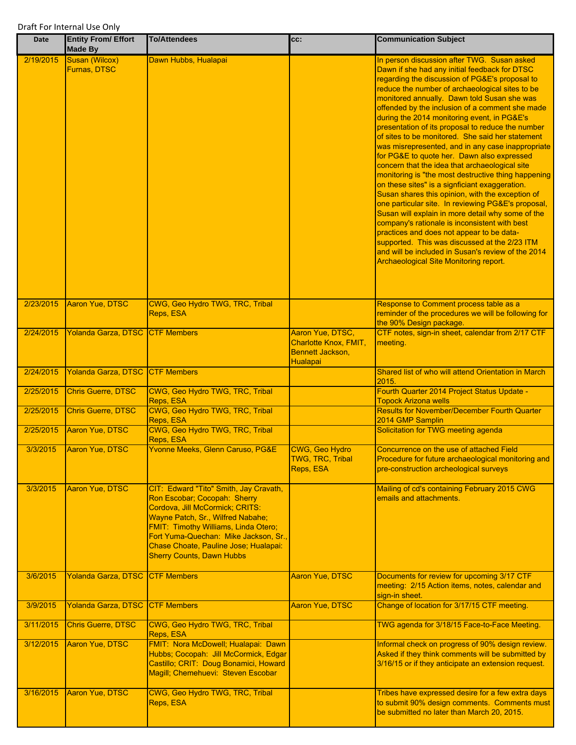Draft For Internal Use Only

| Date | Entity From/ Effort Made By | To/Attendees | cc: | Communication Subject |
|---|---|---|---|---|
| 2/19/2015 | Susan (Wilcox) Furnas, DTSC | Dawn Hubbs, Hualapai | | In person discussion after TWG. Susan asked Dawn if she had any initial feedback for DTSC regarding the discussion of PG&E's proposal to reduce the number of archaeological sites to be monitored annually. Dawn told Susan she was offended by the inclusion of a comment she made during the 2014 monitoring event, in PG&E's presentation of its proposal to reduce the number of sites to be monitored. She said her statement was misrepresented, and in any case inappropriate for PG&E to quote her. Dawn also expressed concern that the idea that archaeological site monitoring is "the most destructive thing happening on these sites" is a signficiant exaggeration. Susan shares this opinion, with the exception of one particular site. In reviewing PG&E's proposal, Susan will explain in more detail why some of the company's rationale is inconsistent with best practices and does not appear to be data-supported. This was discussed at the 2/23 ITM and will be included in Susan's review of the 2014 Archaeological Site Monitoring report. |
| 2/23/2015 | Aaron Yue, DTSC | CWG, Geo Hydro TWG, TRC, Tribal Reps, ESA | | Response to Comment process table as a reminder of the procedures we will be following for the 90% Design package. |
| 2/24/2015 | Yolanda Garza, DTSC | CTF Members | Aaron Yue, DTSC, Charlotte Knox, FMIT, Bennett Jackson, Hualapai | CTF notes, sign-in sheet, calendar from 2/17 CTF meeting. |
| 2/24/2015 | Yolanda Garza, DTSC | CTF Members | | Shared list of who will attend Orientation in March 2015. |
| 2/25/2015 | Chris Guerre, DTSC | CWG, Geo Hydro TWG, TRC, Tribal Reps, ESA | | Fourth Quarter 2014 Project Status Update - Topock Arizona wells |
| 2/25/2015 | Chris Guerre, DTSC | CWG, Geo Hydro TWG, TRC, Tribal Reps, ESA | | Results for November/December Fourth Quarter 2014 GMP Samplin |
| 2/25/2015 | Aaron Yue, DTSC | CWG, Geo Hydro TWG, TRC, Tribal Reps, ESA | | Solicitation for TWG meeting agenda |
| 3/3/2015 | Aaron Yue, DTSC | Yvonne Meeks, Glenn Caruso, PG&E | CWG, Geo Hydro TWG, TRC, Tribal Reps, ESA | Concurrence on the use of attached Field Procedure for future archaeological monitoring and pre-construction archeological surveys |
| 3/3/2015 | Aaron Yue, DTSC | CIT: Edward "Tito" Smith, Jay Cravath, Ron Escobar; Cocopah: Sherry Cordova, Jill McCormick; CRITS: Wayne Patch, Sr., Wilfred Nabahe; FMIT: Timothy Williams, Linda Otero; Fort Yuma-Quechan: Mike Jackson, Sr., Chase Choate, Pauline Jose; Hualapai: Sherry Counts, Dawn Hubbs | | Mailing of cd's containing February 2015 CWG emails and attachments. |
| 3/6/2015 | Yolanda Garza, DTSC | CTF Members | Aaron Yue, DTSC | Documents for review for upcoming 3/17 CTF meeting: 2/15 Action items, notes, calendar and sign-in sheet. |
| 3/9/2015 | Yolanda Garza, DTSC | CTF Members | Aaron Yue, DTSC | Change of location for 3/17/15 CTF meeting. |
| 3/11/2015 | Chris Guerre, DTSC | CWG, Geo Hydro TWG, TRC, Tribal Reps, ESA | | TWG agenda for 3/18/15 Face-to-Face Meeting. |
| 3/12/2015 | Aaron Yue, DTSC | FMIT: Nora McDowell; Hualapai: Dawn Hubbs; Cocopah: Jill McCormick, Edgar Castillo; CRIT: Doug Bonamici, Howard Magill; Chemehuevi: Steven Escobar | | Informal check on progress of 90% design review. Asked if they think comments will be submitted by 3/16/15 or if they anticipate an extension request. |
| 3/16/2015 | Aaron Yue, DTSC | CWG, Geo Hydro TWG, TRC, Tribal Reps, ESA | | Tribes have expressed desire for a few extra days to submit 90% design comments. Comments must be submitted no later than March 20, 2015. |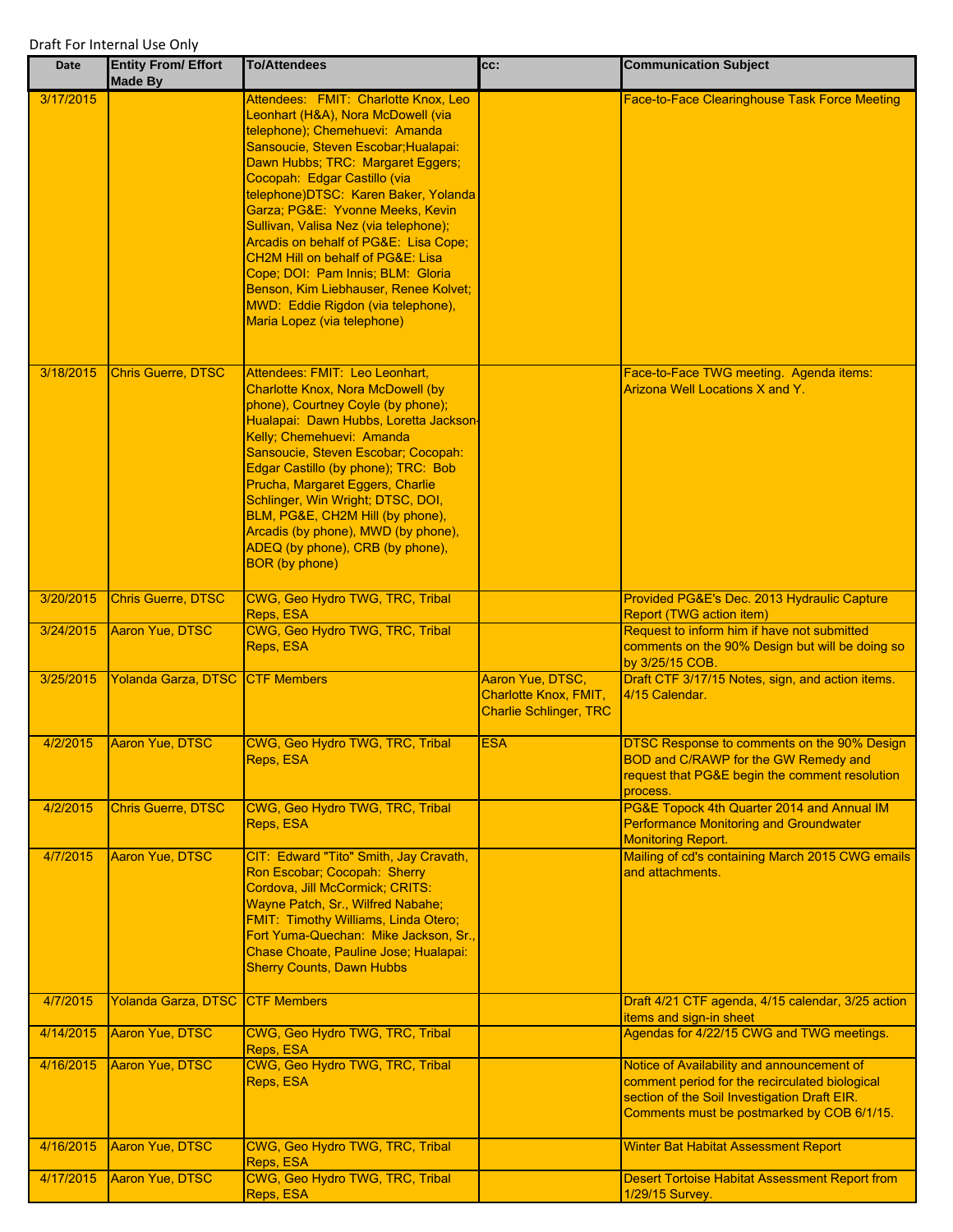Draft For Internal Use Only

| Date | Entity From/ Effort Made By | To/Attendees | cc: | Communication Subject |
|---|---|---|---|---|
| 3/17/2015 | | Attendees: FMIT: Charlotte Knox, Leo Leonhart (H&A), Nora McDowell (via telephone); Chemehuevi: Amanda Sansoucie, Steven Escobar;Hualapai: Dawn Hubbs; TRC: Margaret Eggers; Cocopah: Edgar Castillo (via telephone)DTSC: Karen Baker, Yolanda Garza; PG&E: Yvonne Meeks, Kevin Sullivan, Valisa Nez (via telephone); Arcadis on behalf of PG&E: Lisa Cope; CH2M Hill on behalf of PG&E: Lisa Cope; DOI: Pam Innis; BLM: Gloria Benson, Kim Liebhauser, Renee Kolvet; MWD: Eddie Rigdon (via telephone), Maria Lopez (via telephone) | | Face-to-Face Clearinghouse Task Force Meeting |
| 3/18/2015 | Chris Guerre, DTSC | Attendees: FMIT: Leo Leonhart, Charlotte Knox, Nora McDowell (by phone), Courtney Coyle (by phone); Hualapai: Dawn Hubbs, Loretta Jackson-Kelly; Chemehuevi: Amanda Sansoucie, Steven Escobar; Cocopah: Edgar Castillo (by phone); TRC: Bob Prucha, Margaret Eggers, Charlie Schlinger, Win Wright; DTSC, DOI, BLM, PG&E, CH2M Hill (by phone), Arcadis (by phone), MWD (by phone), ADEQ (by phone), CRB (by phone), BOR (by phone) | | Face-to-Face TWG meeting. Agenda items: Arizona Well Locations X and Y. |
| 3/20/2015 | Chris Guerre, DTSC | CWG, Geo Hydro TWG, TRC, Tribal Reps, ESA | | Provided PG&E's Dec. 2013 Hydraulic Capture Report (TWG action item) |
| 3/24/2015 | Aaron Yue, DTSC | CWG, Geo Hydro TWG, TRC, Tribal Reps, ESA | | Request to inform him if have not submitted comments on the 90% Design but will be doing so by 3/25/15 COB. |
| 3/25/2015 | Yolanda Garza, DTSC | CTF Members | Aaron Yue, DTSC, Charlotte Knox, FMIT, Charlie Schlinger, TRC | Draft CTF 3/17/15 Notes, sign, and action items. 4/15 Calendar. |
| 4/2/2015 | Aaron Yue, DTSC | CWG, Geo Hydro TWG, TRC, Tribal Reps, ESA | ESA | DTSC Response to comments on the 90% Design BOD and C/RAWP for the GW Remedy and request that PG&E begin the comment resolution process. |
| 4/2/2015 | Chris Guerre, DTSC | CWG, Geo Hydro TWG, TRC, Tribal Reps, ESA | | PG&E Topock 4th Quarter 2014 and Annual IM Performance Monitoring and Groundwater Monitoring Report. |
| 4/7/2015 | Aaron Yue, DTSC | CIT: Edward "Tito" Smith, Jay Cravath, Ron Escobar; Cocopah: Sherry Cordova, Jill McCormick; CRITS: Wayne Patch, Sr., Wilfred Nabahe; FMIT: Timothy Williams, Linda Otero; Fort Yuma-Quechan: Mike Jackson, Sr., Chase Choate, Pauline Jose; Hualapai: Sherry Counts, Dawn Hubbs | | Mailing of cd's containing March 2015 CWG emails and attachments. |
| 4/7/2015 | Yolanda Garza, DTSC | CTF Members | | Draft 4/21 CTF agenda, 4/15 calendar, 3/25 action items and sign-in sheet |
| 4/14/2015 | Aaron Yue, DTSC | CWG, Geo Hydro TWG, TRC, Tribal Reps, ESA | | Agendas for 4/22/15 CWG and TWG meetings. |
| 4/16/2015 | Aaron Yue, DTSC | CWG, Geo Hydro TWG, TRC, Tribal Reps, ESA | | Notice of Availability and announcement of comment period for the recirculated biological section of the Soil Investigation Draft EIR. Comments must be postmarked by COB 6/1/15. |
| 4/16/2015 | Aaron Yue, DTSC | CWG, Geo Hydro TWG, TRC, Tribal Reps, ESA | | Winter Bat Habitat Assessment Report |
| 4/17/2015 | Aaron Yue, DTSC | CWG, Geo Hydro TWG, TRC, Tribal Reps, ESA | | Desert Tortoise Habitat Assessment Report from 1/29/15 Survey. |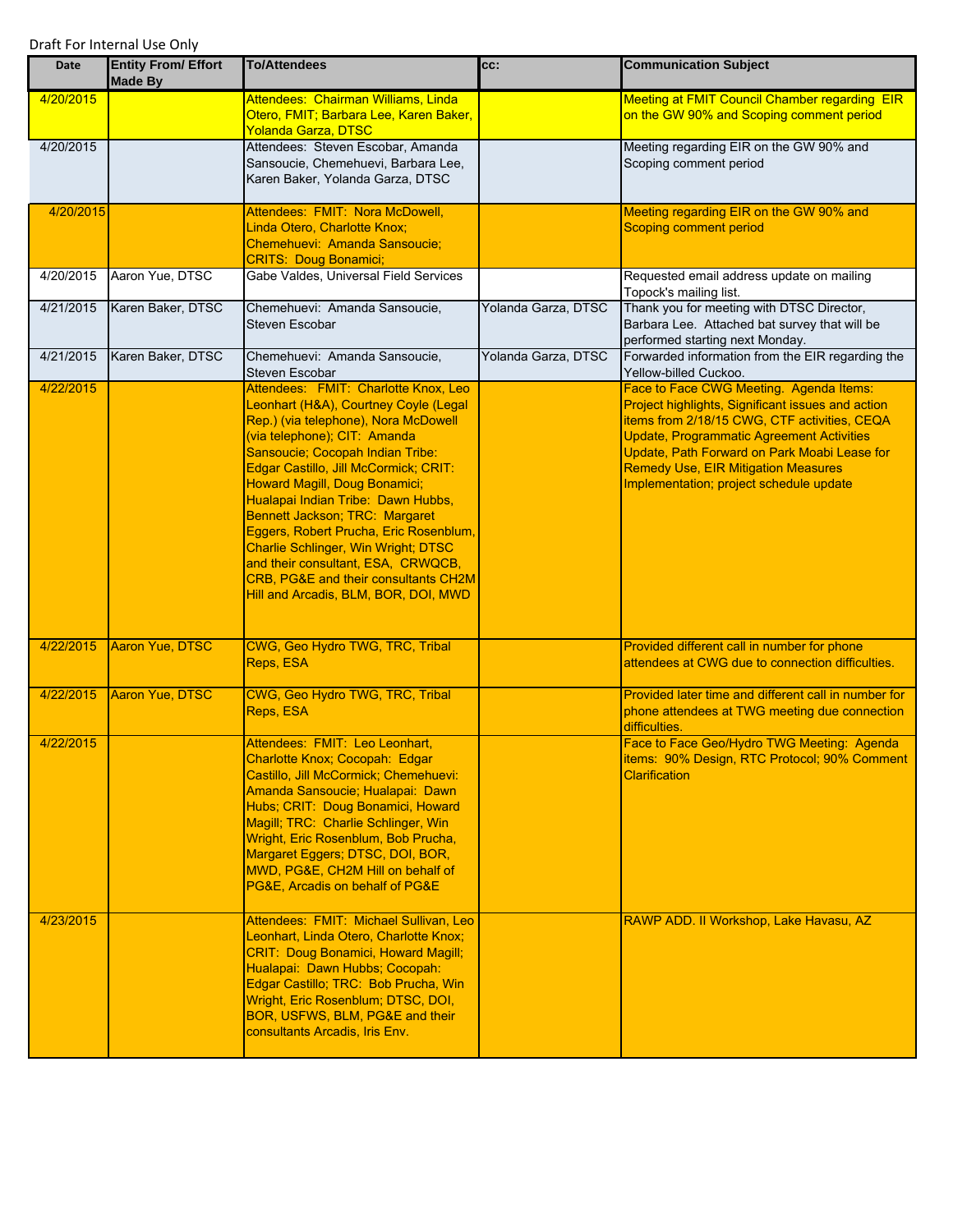Draft For Internal Use Only

| Date | Entity From/ Effort Made By | To/Attendees | cc: | Communication Subject |
|---|---|---|---|---|
| 4/20/2015 | | Attendees: Chairman Williams, Linda Otero, FMIT; Barbara Lee, Karen Baker, Yolanda Garza, DTSC | | Meeting at FMIT Council Chamber regarding EIR on the GW 90% and Scoping comment period |
| 4/20/2015 | | Attendees: Steven Escobar, Amanda Sansoucie, Chemehuevi, Barbara Lee, Karen Baker, Yolanda Garza, DTSC | | Meeting regarding EIR on the GW 90% and Scoping comment period |
| 4/20/2015 | | Attendees: FMIT: Nora McDowell, Linda Otero, Charlotte Knox; Chemehuevi: Amanda Sansoucie; CRITS: Doug Bonamici; | | Meeting regarding EIR on the GW 90% and Scoping comment period |
| 4/20/2015 | Aaron Yue, DTSC | Gabe Valdes, Universal Field Services | | Requested email address update on mailing Topock's mailing list. |
| 4/21/2015 | Karen Baker, DTSC | Chemehuevi: Amanda Sansoucie, Steven Escobar | Yolanda Garza, DTSC | Thank you for meeting with DTSC Director, Barbara Lee. Attached bat survey that will be performed starting next Monday. |
| 4/21/2015 | Karen Baker, DTSC | Chemehuevi: Amanda Sansoucie, Steven Escobar | Yolanda Garza, DTSC | Forwarded information from the EIR regarding the Yellow-billed Cuckoo. |
| 4/22/2015 | | Attendees: FMIT: Charlotte Knox, Leo Leonhart (H&A), Courtney Coyle (Legal Rep.) (via telephone), Nora McDowell (via telephone); CIT: Amanda Sansoucie; Cocopah Indian Tribe: Edgar Castillo, Jill McCormick; CRIT: Howard Magill, Doug Bonamici; Hualapai Indian Tribe: Dawn Hubbs, Bennett Jackson; TRC: Margaret Eggers, Robert Prucha, Eric Rosenblum, Charlie Schlinger, Win Wright; DTSC and their consultant, ESA, CRWQCB, CRB, PG&E and their consultants CH2M Hill and Arcadis, BLM, BOR, DOI, MWD | | Face to Face CWG Meeting. Agenda Items: Project highlights, Significant issues and action items from 2/18/15 CWG, CTF activities, CEQA Update, Programmatic Agreement Activities Update, Path Forward on Park Moabi Lease for Remedy Use, EIR Mitigation Measures Implementation; project schedule update |
| 4/22/2015 | Aaron Yue, DTSC | CWG, Geo Hydro TWG, TRC, Tribal Reps, ESA | | Provided different call in number for phone attendees at CWG due to connection difficulties. |
| 4/22/2015 | Aaron Yue, DTSC | CWG, Geo Hydro TWG, TRC, Tribal Reps, ESA | | Provided later time and different call in number for phone attendees at TWG meeting due connection difficulties. |
| 4/22/2015 | | Attendees: FMIT: Leo Leonhart, Charlotte Knox; Cocopah: Edgar Castillo, Jill McCormick; Chemehuevi: Amanda Sansoucie; Hualapai: Dawn Hubs; CRIT: Doug Bonamici, Howard Magill; TRC: Charlie Schlinger, Win Wright, Eric Rosenblum, Bob Prucha, Margaret Eggers; DTSC, DOI, BOR, MWD, PG&E, CH2M Hill on behalf of PG&E, Arcadis on behalf of PG&E | | Face to Face Geo/Hydro TWG Meeting: Agenda items: 90% Design, RTC Protocol; 90% Comment Clarification |
| 4/23/2015 | | Attendees: FMIT: Michael Sullivan, Leo Leonhart, Linda Otero, Charlotte Knox; CRIT: Doug Bonamici, Howard Magill; Hualapai: Dawn Hubbs; Cocopah: Edgar Castillo; TRC: Bob Prucha, Win Wright, Eric Rosenblum; DTSC, DOI, BOR, USFWS, BLM, PG&E and their consultants Arcadis, Iris Env. | | RAWP ADD. II Workshop, Lake Havasu, AZ |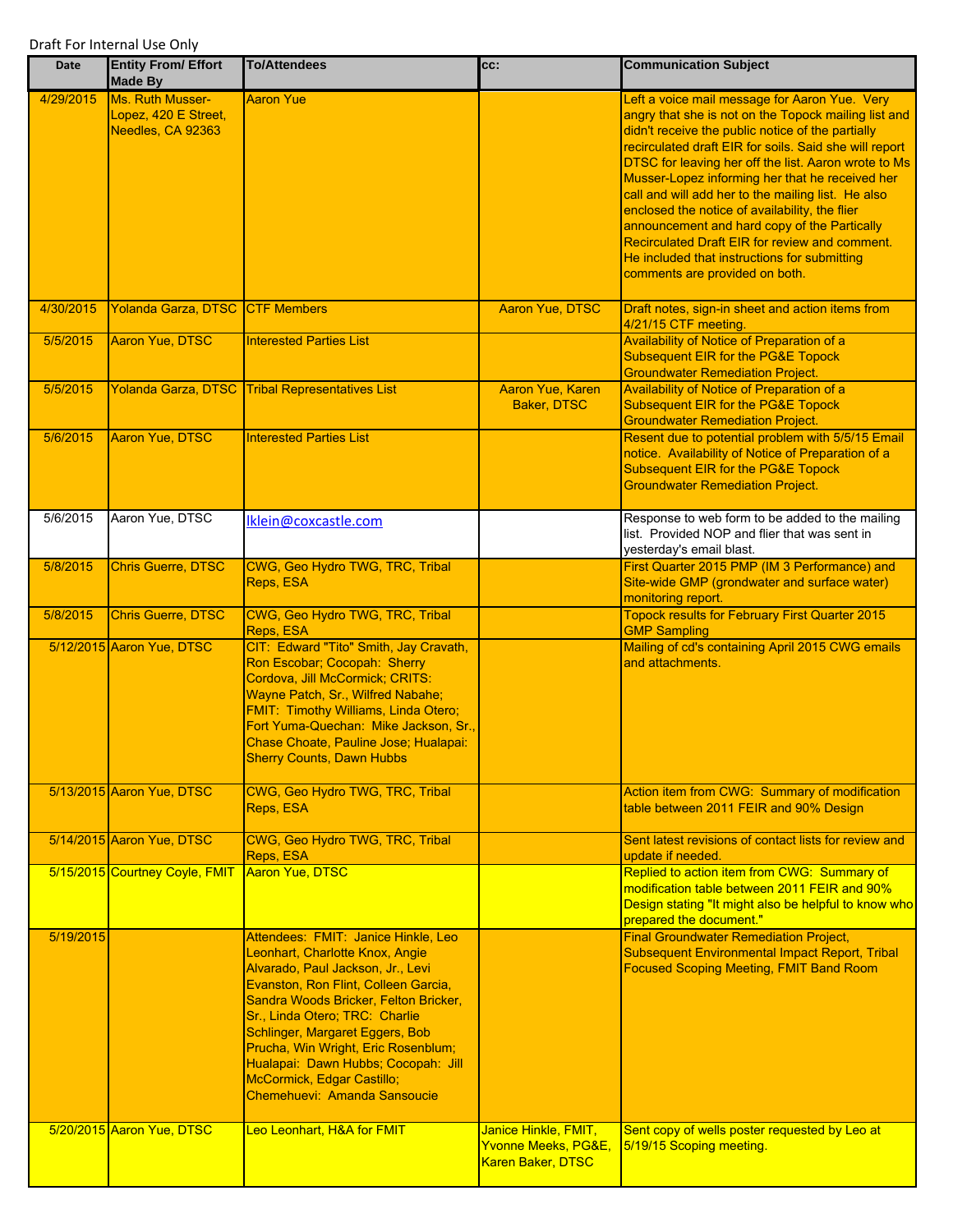Draft For Internal Use Only

| Date | Entity From/ Effort Made By | To/Attendees | cc: | Communication Subject |
|---|---|---|---|---|
| 4/29/2015 | Ms. Ruth Musser-Lopez, 420 E Street, Needles, CA 92363 | Aaron Yue | | Left a voice mail message for Aaron Yue. Very angry that she is not on the Topock mailing list and didn't receive the public notice of the partially recirculated draft EIR for soils. Said she will report DTSC for leaving her off the list. Aaron wrote to Ms Musser-Lopez informing her that he received her call and will add her to the mailing list. He also enclosed the notice of availability, the flier announcement and hard copy of the Partically Recirculated Draft EIR for review and comment. He included that instructions for submitting comments are provided on both. |
| 4/30/2015 | Yolanda Garza, DTSC | CTF Members | Aaron Yue, DTSC | Draft notes, sign-in sheet and action items from 4/21/15 CTF meeting. |
| 5/5/2015 | Aaron Yue, DTSC | Interested Parties List | | Availability of Notice of Preparation of a Subsequent EIR for the PG&E Topock Groundwater Remediation Project. |
| 5/5/2015 | Yolanda Garza, DTSC | Tribal Representatives List | Aaron Yue, Karen Baker, DTSC | Availability of Notice of Preparation of a Subsequent EIR for the PG&E Topock Groundwater Remediation Project. |
| 5/6/2015 | Aaron Yue, DTSC | Interested Parties List | | Resent due to potential problem with 5/5/15 Email notice. Availability of Notice of Preparation of a Subsequent EIR for the PG&E Topock Groundwater Remediation Project. |
| 5/6/2015 | Aaron Yue, DTSC | lklein@coxcastle.com | | Response to web form to be added to the mailing list. Provided NOP and flier that was sent in yesterday's email blast. |
| 5/8/2015 | Chris Guerre, DTSC | CWG, Geo Hydro TWG, TRC, Tribal Reps, ESA | | First Quarter 2015 PMP (IM 3 Performance) and Site-wide GMP (grondwater and surface water) monitoring report. |
| 5/8/2015 | Chris Guerre, DTSC | CWG, Geo Hydro TWG, TRC, Tribal Reps, ESA | | Topock results for February First Quarter 2015 GMP Sampling |
| 5/12/2015 | Aaron Yue, DTSC | CIT: Edward "Tito" Smith, Jay Cravath, Ron Escobar; Cocopah: Sherry Cordova, Jill McCormick; CRITS: Wayne Patch, Sr., Wilfred Nabahe; FMIT: Timothy Williams, Linda Otero; Fort Yuma-Quechan: Mike Jackson, Sr., Chase Choate, Pauline Jose; Hualapai: Sherry Counts, Dawn Hubbs | | Mailing of cd's containing April 2015 CWG emails and attachments. |
| 5/13/2015 | Aaron Yue, DTSC | CWG, Geo Hydro TWG, TRC, Tribal Reps, ESA | | Action item from CWG: Summary of modification table between 2011 FEIR and 90% Design |
| 5/14/2015 | Aaron Yue, DTSC | CWG, Geo Hydro TWG, TRC, Tribal Reps, ESA | | Sent latest revisions of contact lists for review and update if needed. |
| 5/15/2015 | Courtney Coyle, FMIT | Aaron Yue, DTSC | | Replied to action item from CWG: Summary of modification table between 2011 FEIR and 90% Design stating "It might also be helpful to know who prepared the document." |
| 5/19/2015 | | Attendees: FMIT: Janice Hinkle, Leo Leonhart, Charlotte Knox, Angie Alvarado, Paul Jackson, Jr., Levi Evanston, Ron Flint, Colleen Garcia, Sandra Woods Bricker, Felton Bricker, Sr., Linda Otero; TRC: Charlie Schlinger, Margaret Eggers, Bob Prucha, Win Wright, Eric Rosenblum; Hualapai: Dawn Hubbs; Cocopah: Jill McCormick, Edgar Castillo; Chemehuevi: Amanda Sansoucie | | Final Groundwater Remediation Project, Subsequent Environmental Impact Report, Tribal Focused Scoping Meeting, FMIT Band Room |
| 5/20/2015 | Aaron Yue, DTSC | Leo Leonhart, H&A for FMIT | Janice Hinkle, FMIT, Yvonne Meeks, PG&E, Karen Baker, DTSC | Sent copy of wells poster requested by Leo at 5/19/15 Scoping meeting. |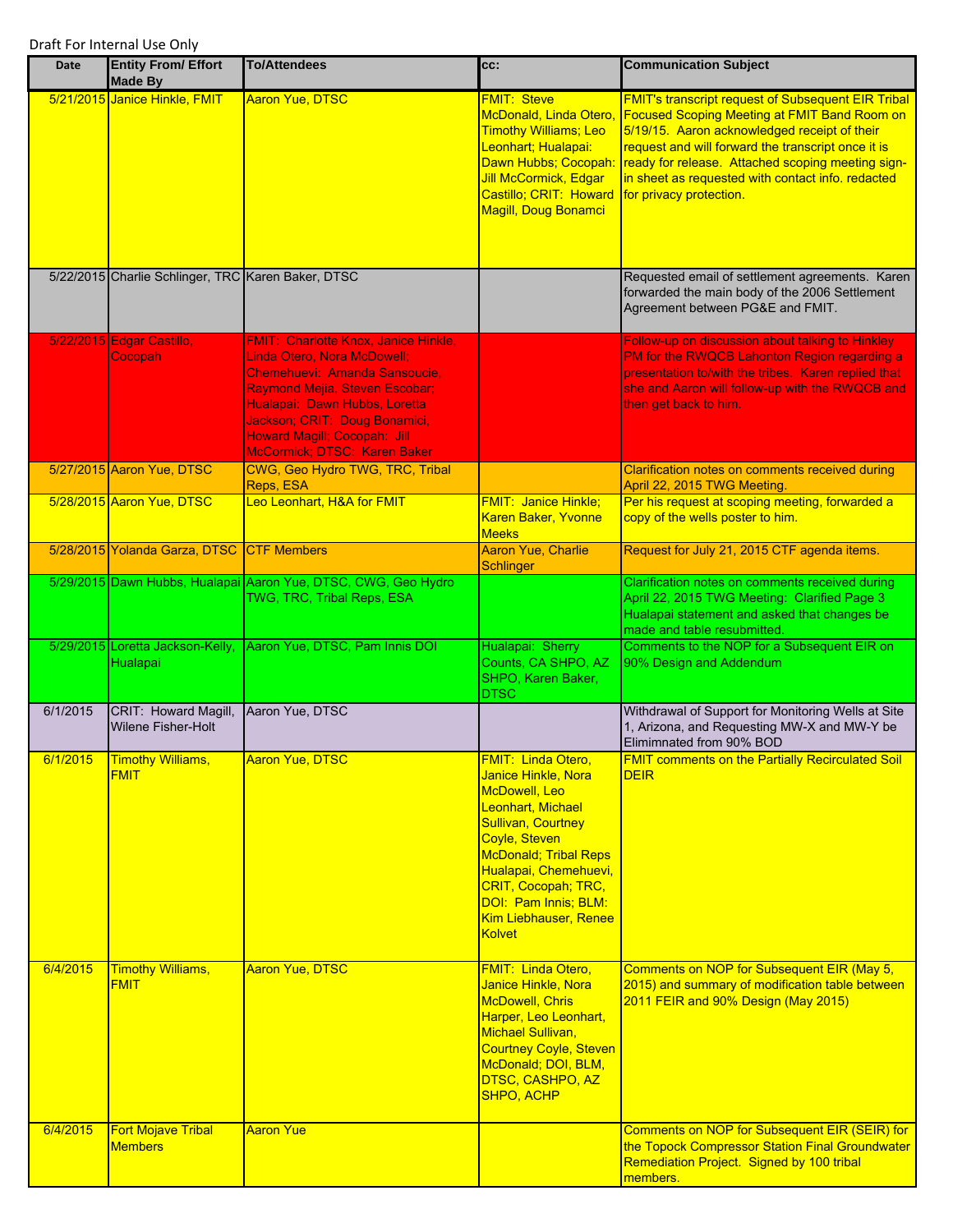Draft For Internal Use Only

| Date | Entity From/ Effort Made By | To/Attendees | cc: | Communication Subject |
|---|---|---|---|---|
| 5/21/2015 | Janice Hinkle, FMIT | Aaron Yue, DTSC | FMIT: Steve McDonald, Linda Otero, Timothy Williams; Leo Leonhart; Hualapai: Dawn Hubbs; Cocopah: Jill McCormick, Edgar Castillo; CRIT: Howard Magill, Doug Bonamci | FMIT's transcript request of Subsequent EIR Tribal Focused Scoping Meeting at FMIT Band Room on 5/19/15. Aaron acknowledged receipt of their request and will forward the transcript once it is ready for release. Attached scoping meeting sign-in sheet as requested with contact info. redacted for privacy protection. |
| 5/22/2015 | Charlie Schlinger, TRC | Karen Baker, DTSC | | Requested email of settlement agreements. Karen forwarded the main body of the 2006 Settlement Agreement between PG&E and FMIT. |
| 5/22/2015 | Edgar Castillo, Cocopah | FMIT: Charlotte Knox, Janice Hinkle, Linda Otero, Nora McDowell; Chemehuevi: Amanda Sansoucie, Raymond Mejia, Steven Escobar; Hualapai: Dawn Hubbs, Loretta Jackson; CRIT: Doug Bonamici, Howard Magill; Cocopah: Jill McCormick; DTSC: Karen Baker | | Follow-up on discussion about talking to Hinkley PM for the RWQCB Lahonton Region regarding a presentation to/with the tribes. Karen replied that she and Aaron will follow-up with the RWQCB and then get back to him. |
| 5/27/2015 | Aaron Yue, DTSC | CWG, Geo Hydro TWG, TRC, Tribal Reps, ESA | | Clarification notes on comments received during April 22, 2015 TWG Meeting. |
| 5/28/2015 | Aaron Yue, DTSC | Leo Leonhart, H&A for FMIT | FMIT: Janice Hinkle; Karen Baker, Yvonne Meeks | Per his request at scoping meeting, forwarded a copy of the wells poster to him. |
| 5/28/2015 | Yolanda Garza, DTSC | CTF Members | Aaron Yue, Charlie Schlinger | Request for July 21, 2015 CTF agenda items. |
| 5/29/2015 | Dawn Hubbs, Hualapai | Aaron Yue, DTSC, CWG, Geo Hydro TWG, TRC, Tribal Reps, ESA | | Clarification notes on comments received during April 22, 2015 TWG Meeting: Clarified Page 3 Hualapai statement and asked that changes be made and table resubmitted. |
| 5/29/2015 | Loretta Jackson-Kelly, Hualapai | Aaron Yue, DTSC, Pam Innis DOI | Hualapai: Sherry Counts, CA SHPO, AZ SHPO, Karen Baker, DTSC | Comments to the NOP for a Subsequent EIR on 90% Design and Addendum |
| 6/1/2015 | CRIT: Howard Magill, Wilene Fisher-Holt | Aaron Yue, DTSC | | Withdrawal of Support for Monitoring Wells at Site 1, Arizona, and Requesting MW-X and MW-Y be Elimimnated from 90% BOD |
| 6/1/2015 | Timothy Williams, FMIT | Aaron Yue, DTSC | FMIT: Linda Otero, Janice Hinkle, Nora McDowell, Leo Leonhart, Michael Sullivan, Courtney Coyle, Steven McDonald; Tribal Reps Hualapai, Chemehuevi, CRIT, Cocopah; TRC, DOI: Pam Innis; BLM: Kim Liebhauser, Renee Kolvet | FMIT comments on the Partially Recirculated Soil DEIR |
| 6/4/2015 | Timothy Williams, FMIT | Aaron Yue, DTSC | FMIT: Linda Otero, Janice Hinkle, Nora McDowell, Chris Harper, Leo Leonhart, Michael Sullivan, Courtney Coyle, Steven McDonald; DOI, BLM, DTSC, CASHPO, AZ SHPO, ACHP | Comments on NOP for Subsequent EIR (May 5, 2015) and summary of modification table between 2011 FEIR and 90% Design (May 2015) |
| 6/4/2015 | Fort Mojave Tribal Members | Aaron Yue | | Comments on NOP for Subsequent EIR (SEIR) for the Topock Compressor Station Final Groundwater Remediation Project. Signed by 100 tribal members. |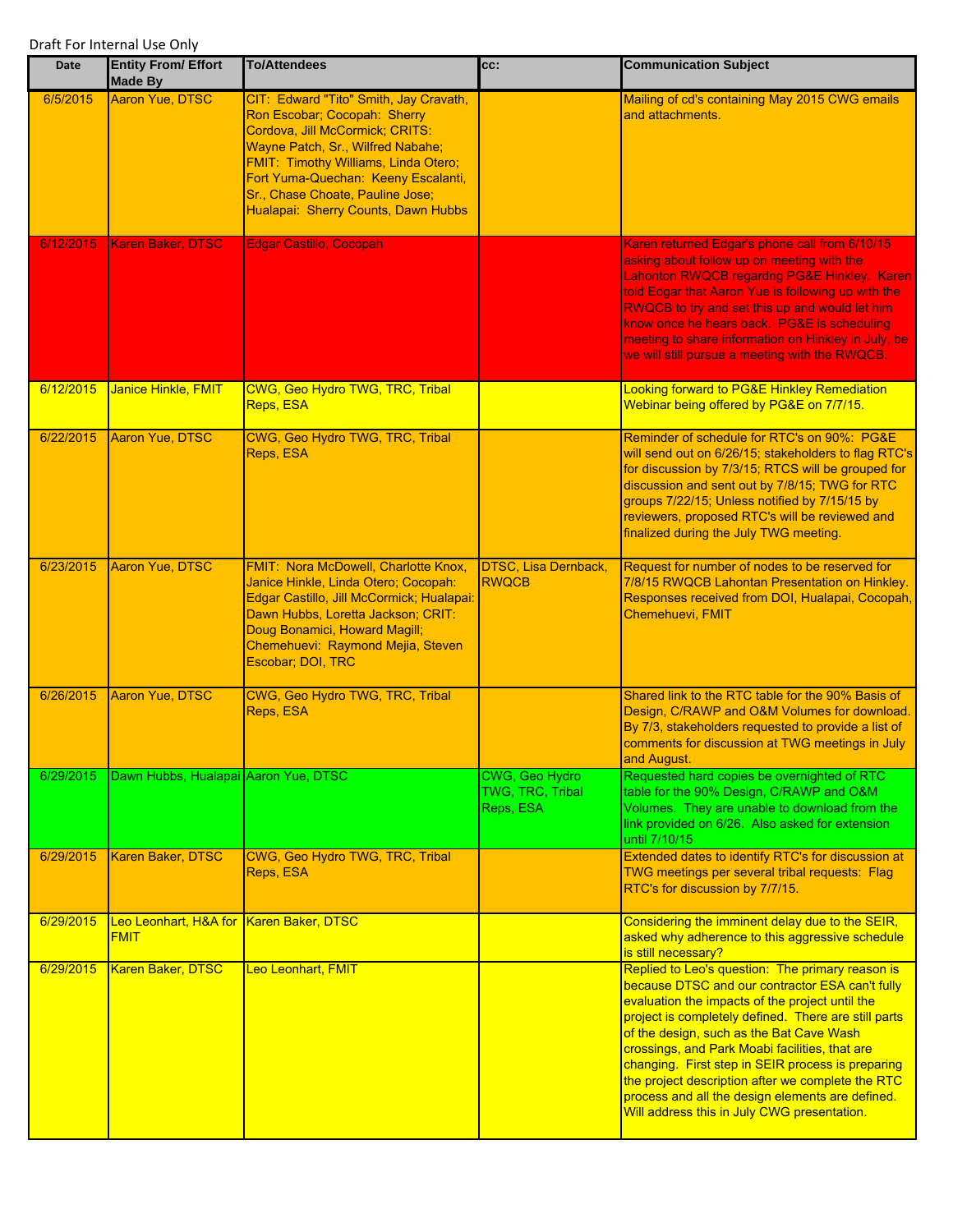Draft For Internal Use Only

| Date | Entity From/ Effort Made By | To/Attendees | cc: | Communication Subject |
|---|---|---|---|---|
| 6/5/2015 | Aaron Yue, DTSC | CIT: Edward "Tito" Smith, Jay Cravath, Ron Escobar; Cocopah: Sherry Cordova, Jill McCormick; CRITS: Wayne Patch, Sr., Wilfred Nabahe; FMIT: Timothy Williams, Linda Otero; Fort Yuma-Quechan: Keeny Escalanti, Sr., Chase Choate, Pauline Jose; Hualapai: Sherry Counts, Dawn Hubbs | | Mailing of cd's containing May 2015 CWG emails and attachments. |
| 6/12/2015 | Karen Baker, DTSC | Edgar Castillo, Cocopah | | Karen returned Edgar's phone call from 6/10/15 asking about follow up on meeting with the Lahonton RWQCB regardng PG&E Hinkley. Karen told Edgar that Aaron Yue is following up with the RWQCB to try and set this up and would let him know once he hears back. PG&E is scheduling meeting to share information on Hinkley in July, be we will still pursue a meeting with the RWQCB. |
| 6/12/2015 | Janice Hinkle, FMIT | CWG, Geo Hydro TWG, TRC, Tribal Reps, ESA | | Looking forward to PG&E Hinkley Remediation Webinar being offered by PG&E on 7/7/15. |
| 6/22/2015 | Aaron Yue, DTSC | CWG, Geo Hydro TWG, TRC, Tribal Reps, ESA | | Reminder of schedule for RTC's on 90%: PG&E will send out on 6/26/15; stakeholders to flag RTC's for discussion by 7/3/15; RTCS will be grouped for discussion and sent out by 7/8/15; TWG for RTC groups 7/22/15; Unless notified by 7/15/15 by reviewers, proposed RTC's will be reviewed and finalized during the July TWG meeting. |
| 6/23/2015 | Aaron Yue, DTSC | FMIT: Nora McDowell, Charlotte Knox, Janice Hinkle, Linda Otero; Cocopah: Edgar Castillo, Jill McCormick; Hualapai: Dawn Hubbs, Loretta Jackson; CRIT: Doug Bonamici, Howard Magill; Chemehuevi: Raymond Mejia, Steven Escobar; DOI, TRC | DTSC, Lisa Dernback, RWQCB | Request for number of nodes to be reserved for 7/8/15 RWQCB Lahontan Presentation on Hinkley. Responses received from DOI, Hualapai, Cocopah, Chemehuevi, FMIT |
| 6/26/2015 | Aaron Yue, DTSC | CWG, Geo Hydro TWG, TRC, Tribal Reps, ESA | | Shared link to the RTC table for the 90% Basis of Design, C/RAWP and O&M Volumes for download. By 7/3, stakeholders requested to provide a list of comments for discussion at TWG meetings in July and August. |
| 6/29/2015 | Dawn Hubbs, Hualapai | Aaron Yue, DTSC | CWG, Geo Hydro TWG, TRC, Tribal Reps, ESA | Requested hard copies be overnighted of RTC table for the 90% Design, C/RAWP and O&M Volumes. They are unable to download from the link provided on 6/26. Also asked for extension until 7/10/15 |
| 6/29/2015 | Karen Baker, DTSC | CWG, Geo Hydro TWG, TRC, Tribal Reps, ESA | | Extended dates to identify RTC's for discussion at TWG meetings per several tribal requests: Flag RTC's for discussion by 7/7/15. |
| 6/29/2015 | Leo Leonhart, H&A for FMIT | Karen Baker, DTSC | | Considering the imminent delay due to the SEIR, asked why adherence to this aggressive schedule is still necessary? |
| 6/29/2015 | Karen Baker, DTSC | Leo Leonhart, FMIT | | Replied to Leo's question: The primary reason is because DTSC and our contractor ESA can't fully evaluation the impacts of the project until the project is completely defined. There are still parts of the design, such as the Bat Cave Wash crossings, and Park Moabi facilities, that are changing. First step in SEIR process is preparing the project description after we complete the RTC process and all the design elements are defined. Will address this in July CWG presentation. |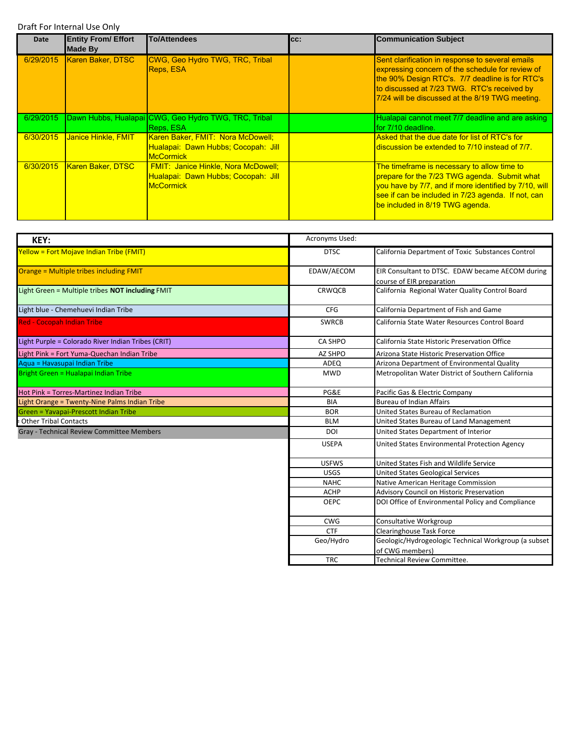Draft For Internal Use Only

| Date | Entity From/ Effort Made By | To/Attendees | cc: | Communication Subject |
|---|---|---|---|---|
| 6/29/2015 | Karen Baker, DTSC | CWG, Geo Hydro TWG, TRC, Tribal Reps, ESA | | Sent clarification in response to several emails expressing concern of the schedule for review of the 90% Design RTC's. 7/7 deadline is for RTC's to discussed at 7/23 TWG. RTC's received by 7/24 will be discussed at the 8/19 TWG meeting. |
| 6/29/2015 | Dawn Hubbs, Hualapai | CWG, Geo Hydro TWG, TRC, Tribal Reps, ESA | | Hualapai cannot meet 7/7 deadline and are asking for 7/10 deadline. |
| 6/30/2015 | Janice Hinkle, FMIT | Karen Baker, FMIT: Nora McDowell; Hualapai: Dawn Hubbs; Cocopah: Jill McCormick | | Asked that the due date for list of RTC's for discussion be extended to 7/10 instead of 7/7. |
| 6/30/2015 | Karen Baker, DTSC | FMIT: Janice Hinkle, Nora McDowell; Hualapai: Dawn Hubbs; Cocopah: Jill McCormick | | The timeframe is necessary to allow time to prepare for the 7/23 TWG agenda. Submit what you have by 7/7, and if more identified by 7/10, will see if can be included in 7/23 agenda. If not, can be included in 8/19 TWG agenda. |

| KEY: |
|---|
| Yellow = Fort Mojave Indian Tribe (FMIT) |
| Orange = Multiple tribes including FMIT |
| Light Green = Multiple tribes **NOT including** FMIT |
| Light blue - Chemehuevi Indian Tribe |
| Red - Cocopah Indian Tribe |
| Light Purple = Colorado River Indian Tribes (CRIT) |
| Light Pink = Fort Yuma-Quechan Indian Tribe |
| Aqua = Havasupai Indian Tribe |
| Bright Green = Hualapai Indian Tribe |
| Hot Pink = Torres-Martinez Indian Tribe |
| Light Orange = Twenty-Nine Palms Indian Tribe |
| Green = Yavapai-Prescott Indian Tribe |
| = Other Tribal Contacts |
| Gray - Technical Review Committee Members |

| Acronyms Used: | |
|---|---|
| DTSC | California Department of Toxic Substances Control |
| EDAW/AECOM | EIR Consultant to DTSC. EDAW became AECOM during course of EIR preparation |
| CRWQCB | California Regional Water Quality Control Board |
| CFG | California Department of Fish and Game |
| SWRCB | California State Water Resources Control Board |
| CA SHPO | California State Historic Preservation Office |
| AZ SHPO | Arizona State Historic Preservation Office |
| ADEQ | Arizona Department of Environmental Quality |
| MWD | Metropolitan Water District of Southern California |
| PG&E | Pacific Gas & Electric Company |
| BIA | Bureau of Indian Affairs |
| BOR | United States Bureau of Reclamation |
| BLM | United States Bureau of Land Management |
| DOI | United States Department of Interior |
| USEPA | United States Environmental Protection Agency |
| USFWS | United States Fish and Wildlife Service |
| USGS | United States Geological Services |
| NAHC | Native American Heritage Commission |
| ACHP | Advisory Council on Historic Preservation |
| OEPC | DOI Office of Environmental Policy and Compliance |
| CWG | Consultative Workgroup |
| CTF | Clearinghouse Task Force |
| Geo/Hydro | Geologic/Hydrogeologic Technical Workgroup (a subset of CWG members) |
| TRC | Technical Review Committee. |